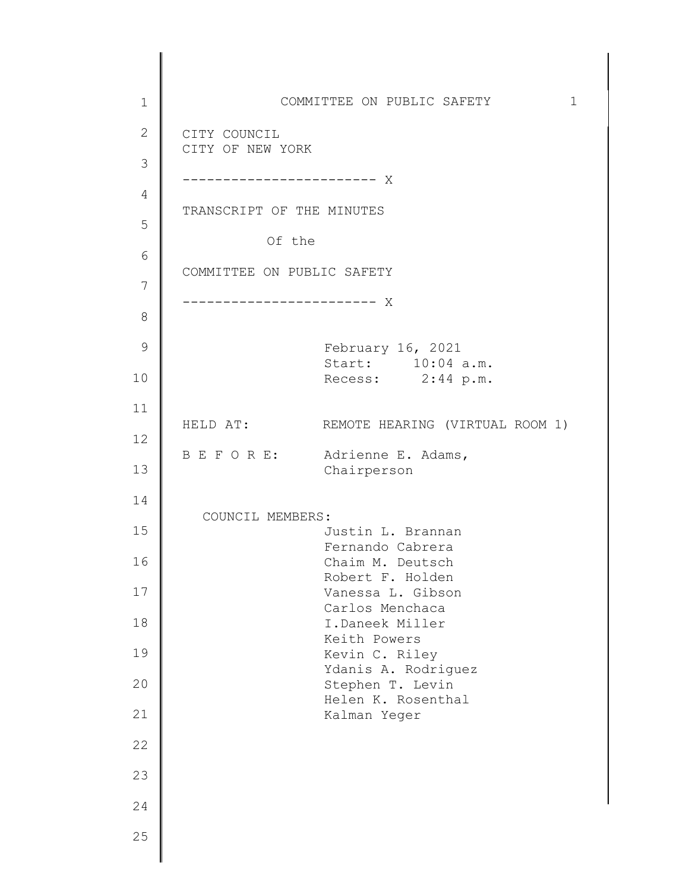CITY COUNCIL
CITY OF NEW YORK

------------------------ X

TRANSCRIPT OF THE MINUTES

Of the

COMMITTEE ON PUBLIC SAFETY

------------------------ X

February 16, 2021
Start: 10:04 a.m.
Recess: 2:44 p.m.

HELD AT: REMOTE HEARING (VIRTUAL ROOM 1)

B E F O R E: Adrienne E. Adams,
Chairperson

COUNCIL MEMBERS:
Justin L. Brannan
Fernando Cabrera
Chaim M. Deutsch
Robert F. Holden
Vanessa L. Gibson
Carlos Menchaca
I.Daneek Miller
Keith Powers
Kevin C. Riley
Ydanis A. Rodriguez
Stephen T. Levin
Helen K. Rosenthal
Kalman Yeger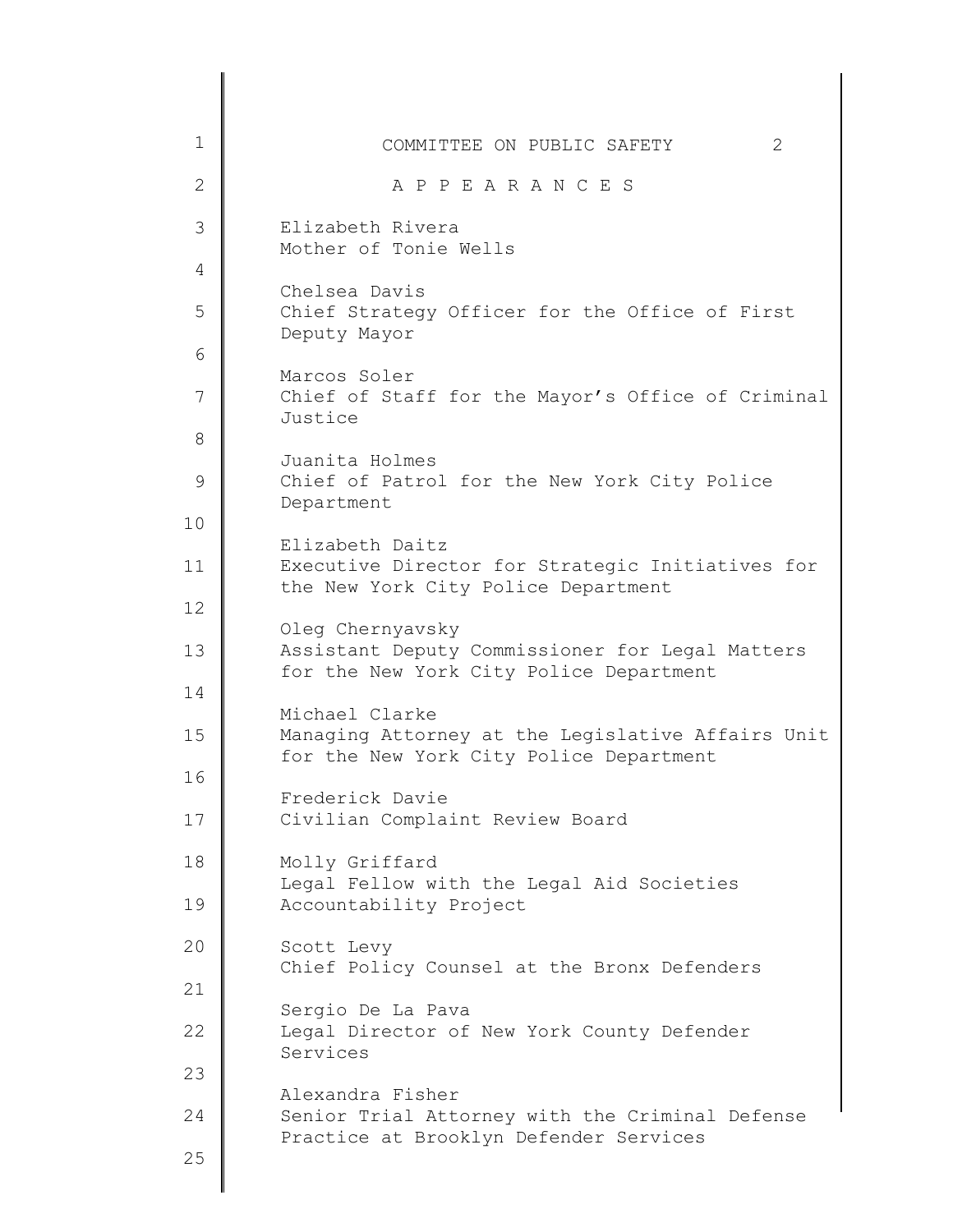## A P P E A R A N C E S

Elizabeth Rivera
Mother of Tonie Wells

Chelsea Davis
Chief Strategy Officer for the Office of First Deputy Mayor

Marcos Soler
Chief of Staff for the Mayor's Office of Criminal Justice

Juanita Holmes
Chief of Patrol for the New York City Police Department

Elizabeth Daitz
Executive Director for Strategic Initiatives for the New York City Police Department

Oleg Chernyavsky
Assistant Deputy Commissioner for Legal Matters for the New York City Police Department

Michael Clarke
Managing Attorney at the Legislative Affairs Unit for the New York City Police Department

Frederick Davie
Civilian Complaint Review Board

Molly Griffard
Legal Fellow with the Legal Aid Societies Accountability Project

Scott Levy
Chief Policy Counsel at the Bronx Defenders

Sergio De La Pava
Legal Director of New York County Defender Services

Alexandra Fisher
Senior Trial Attorney with the Criminal Defense Practice at Brooklyn Defender Services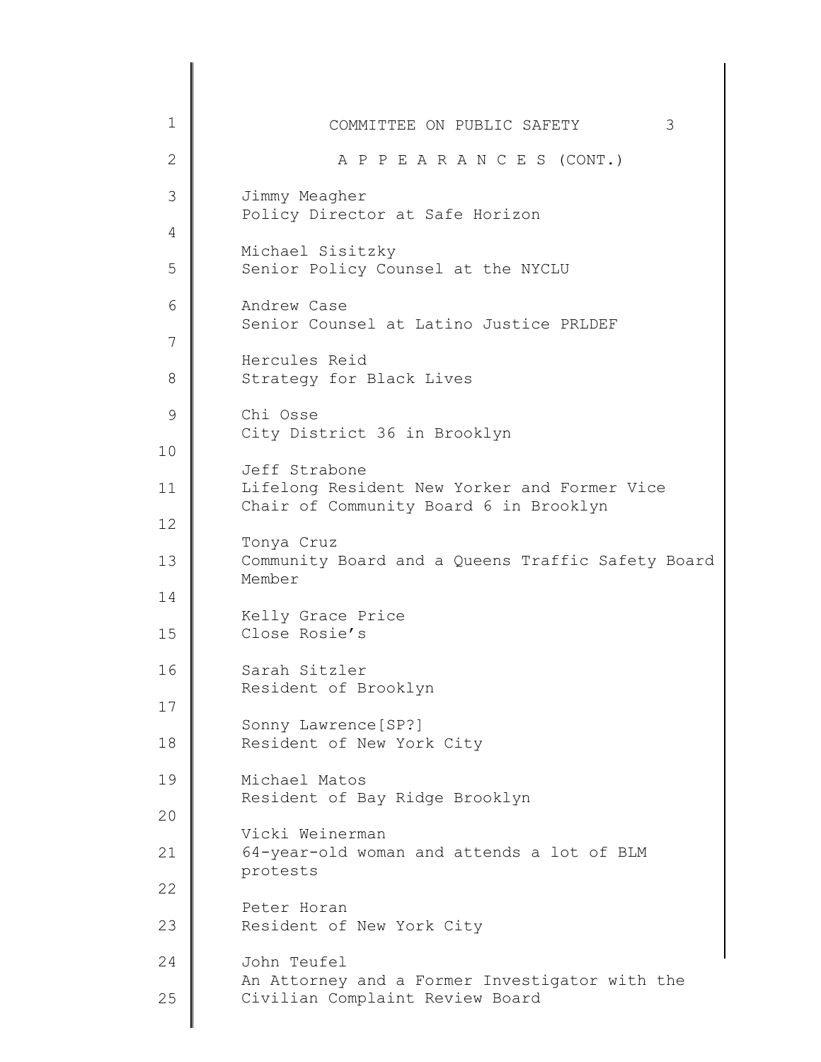## A P P E A R A N C E S (CONT.)

Jimmy Meagher
Policy Director at Safe Horizon

Michael Sisitzky
Senior Policy Counsel at the NYCLU

Andrew Case
Senior Counsel at Latino Justice PRLDEF

Hercules Reid
Strategy for Black Lives

Chi Osse
City District 36 in Brooklyn

Jeff Strabone
Lifelong Resident New Yorker and Former Vice Chair of Community Board 6 in Brooklyn

Tonya Cruz
Community Board and a Queens Traffic Safety Board Member

Kelly Grace Price
Close Rosie's

Sarah Sitzler
Resident of Brooklyn

Sonny Lawrence[SP?]
Resident of New York City

Michael Matos
Resident of Bay Ridge Brooklyn

Vicki Weinerman
64-year-old woman and attends a lot of BLM protests

Peter Horan
Resident of New York City

John Teufel
An Attorney and a Former Investigator with the Civilian Complaint Review Board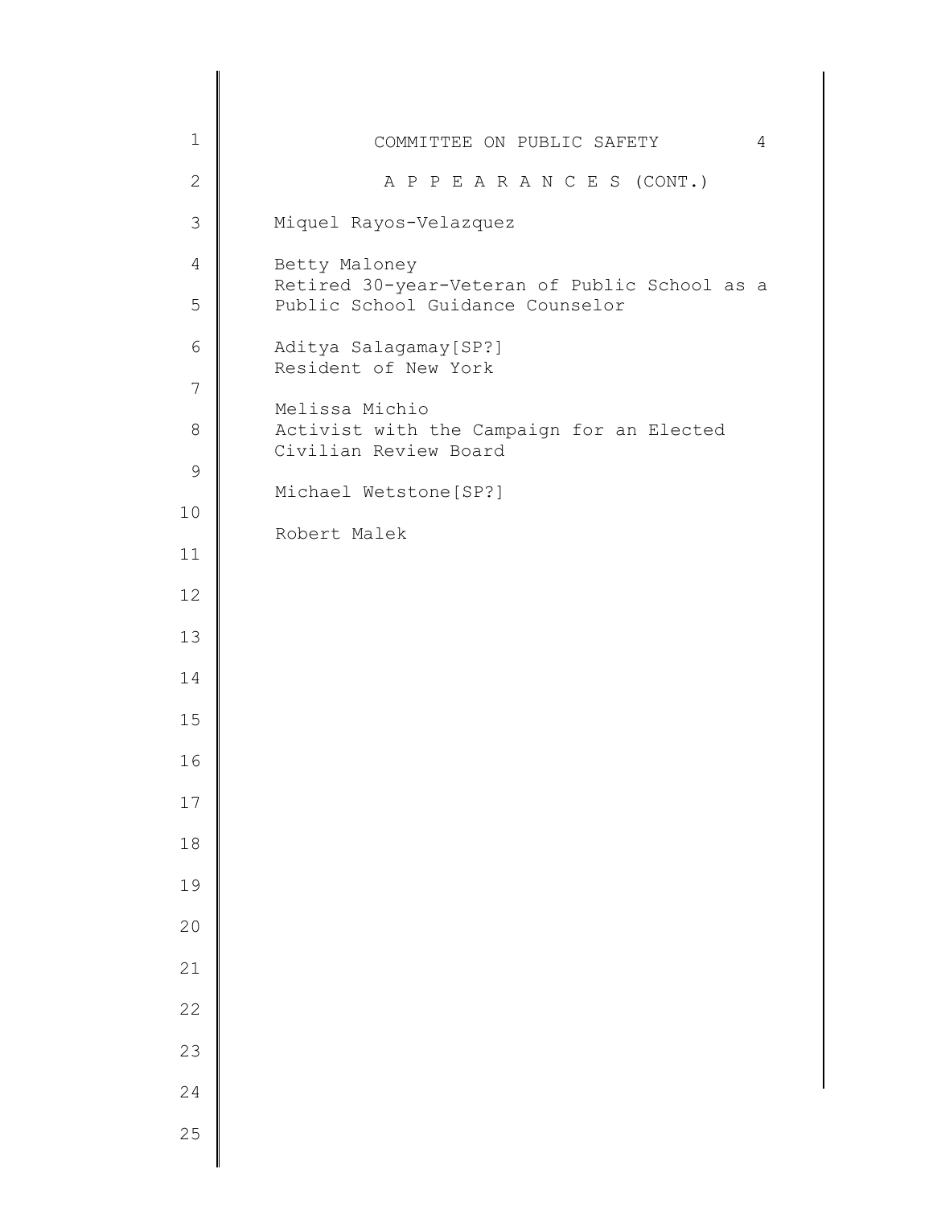## A P P E A R A N C E S (CONT.)

Miquel Rayos-Velazquez

Betty Maloney
Retired 30-year-Veteran of Public School as a Public School Guidance Counselor

Aditya Salagamay[SP?]
Resident of New York

Melissa Michio
Activist with the Campaign for an Elected Civilian Review Board

Michael Wetstone[SP?]

Robert Malek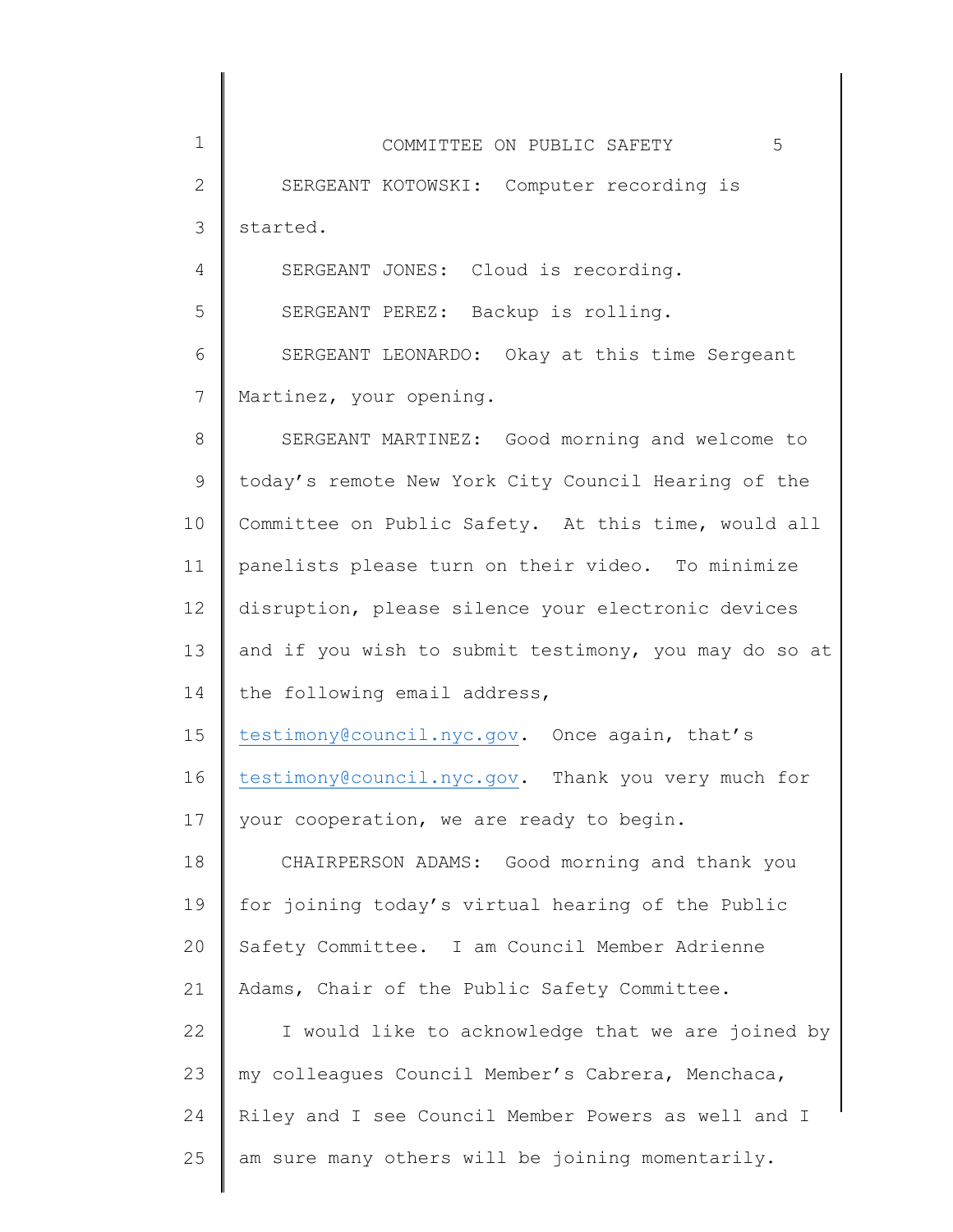SERGEANT KOTOWSKI: Computer recording is started.

SERGEANT JONES: Cloud is recording.

SERGEANT PEREZ: Backup is rolling.

SERGEANT LEONARDO: Okay at this time Sergeant Martinez, your opening.

SERGEANT MARTINEZ: Good morning and welcome to today's remote New York City Council Hearing of the Committee on Public Safety. At this time, would all panelists please turn on their video. To minimize disruption, please silence your electronic devices and if you wish to submit testimony, you may do so at the following email address, testimony@council.nyc.gov. Once again, that's testimony@council.nyc.gov. Thank you very much for your cooperation, we are ready to begin.

CHAIRPERSON ADAMS: Good morning and thank you for joining today's virtual hearing of the Public Safety Committee. I am Council Member Adrienne Adams, Chair of the Public Safety Committee.

I would like to acknowledge that we are joined by my colleagues Council Member's Cabrera, Menchaca, Riley and I see Council Member Powers as well and I am sure many others will be joining momentarily.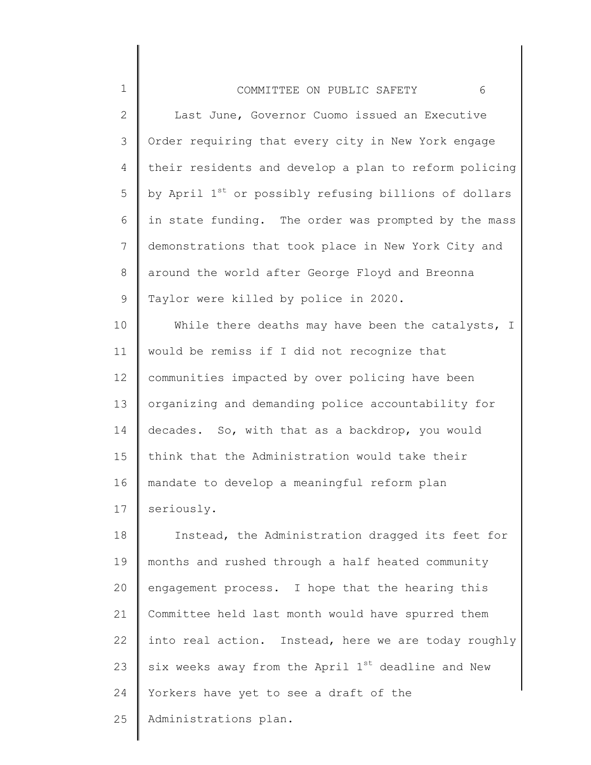Last June, Governor Cuomo issued an Executive Order requiring that every city in New York engage their residents and develop a plan to reform policing by April 1st or possibly refusing billions of dollars in state funding. The order was prompted by the mass demonstrations that took place in New York City and around the world after George Floyd and Breonna Taylor were killed by police in 2020.

While there deaths may have been the catalysts, I would be remiss if I did not recognize that communities impacted by over policing have been organizing and demanding police accountability for decades. So, with that as a backdrop, you would think that the Administration would take their mandate to develop a meaningful reform plan seriously.

Instead, the Administration dragged its feet for months and rushed through a half heated community engagement process. I hope that the hearing this Committee held last month would have spurred them into real action. Instead, here we are today roughly six weeks away from the April 1st deadline and New Yorkers have yet to see a draft of the Administrations plan.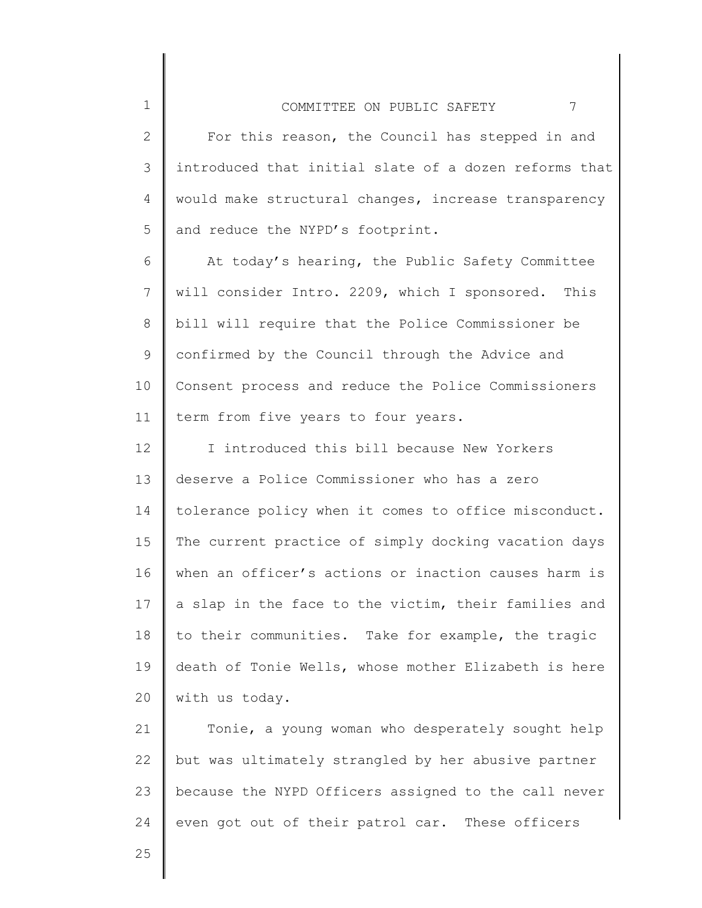For this reason, the Council has stepped in and introduced that initial slate of a dozen reforms that would make structural changes, increase transparency and reduce the NYPD's footprint.

At today's hearing, the Public Safety Committee will consider Intro. 2209, which I sponsored. This bill will require that the Police Commissioner be confirmed by the Council through the Advice and Consent process and reduce the Police Commissioners term from five years to four years.

I introduced this bill because New Yorkers deserve a Police Commissioner who has a zero tolerance policy when it comes to office misconduct. The current practice of simply docking vacation days when an officer's actions or inaction causes harm is a slap in the face to the victim, their families and to their communities. Take for example, the tragic death of Tonie Wells, whose mother Elizabeth is here with us today.

Tonie, a young woman who desperately sought help but was ultimately strangled by her abusive partner because the NYPD Officers assigned to the call never even got out of their patrol car. These officers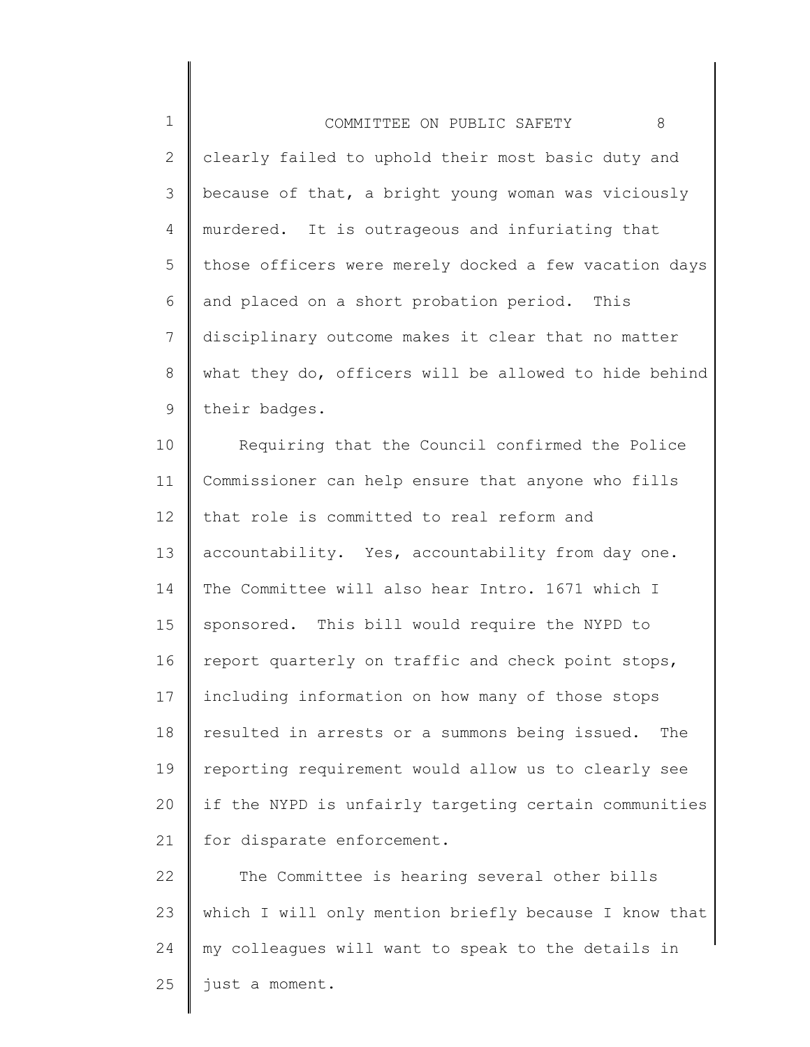clearly failed to uphold their most basic duty and because of that, a bright young woman was viciously murdered. It is outrageous and infuriating that those officers were merely docked a few vacation days and placed on a short probation period. This disciplinary outcome makes it clear that no matter what they do, officers will be allowed to hide behind their badges.

Requiring that the Council confirmed the Police Commissioner can help ensure that anyone who fills that role is committed to real reform and accountability. Yes, accountability from day one. The Committee will also hear Intro. 1671 which I sponsored. This bill would require the NYPD to report quarterly on traffic and check point stops, including information on how many of those stops resulted in arrests or a summons being issued. The reporting requirement would allow us to clearly see if the NYPD is unfairly targeting certain communities for disparate enforcement.

The Committee is hearing several other bills which I will only mention briefly because I know that my colleagues will want to speak to the details in just a moment.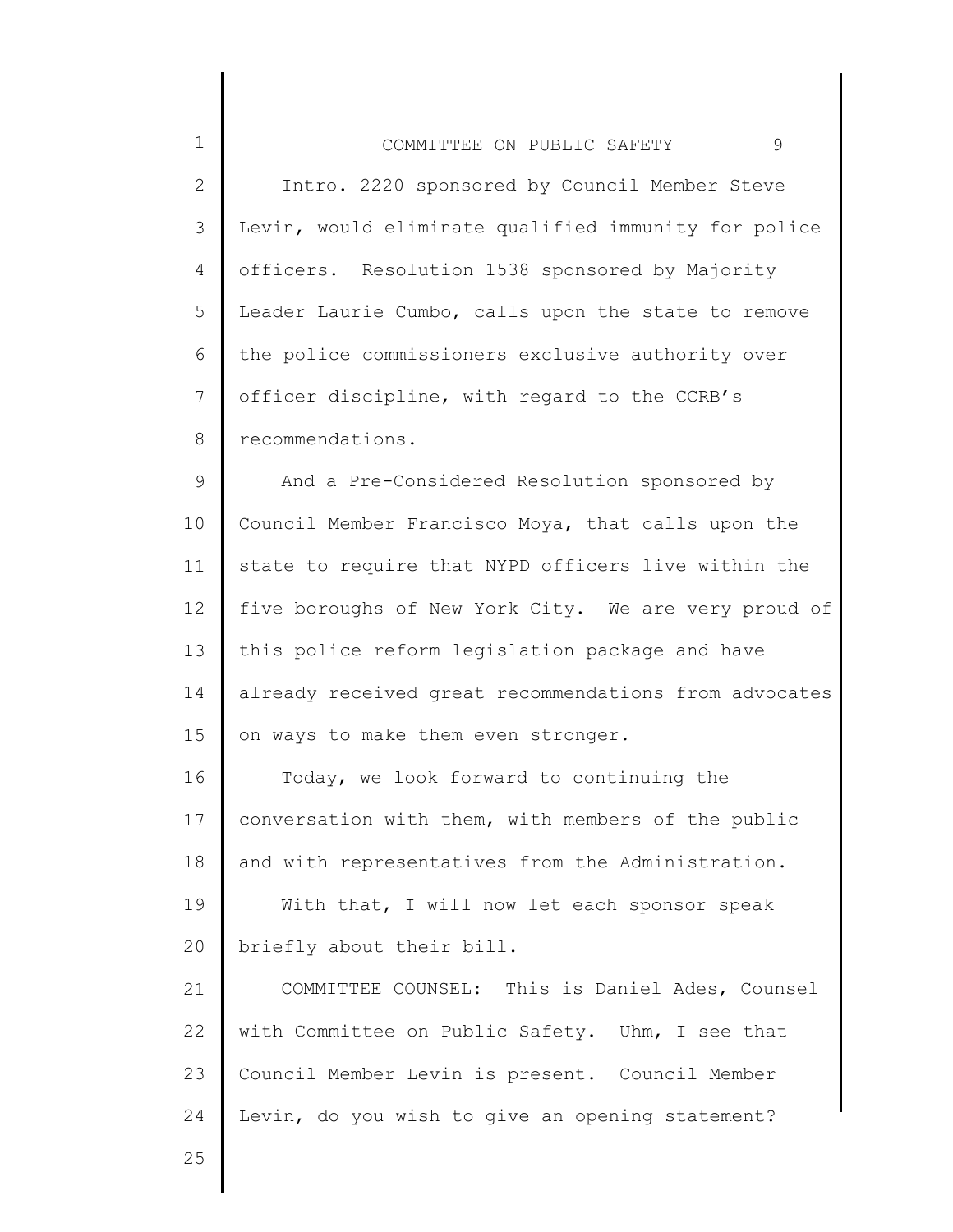Intro. 2220 sponsored by Council Member Steve Levin, would eliminate qualified immunity for police officers. Resolution 1538 sponsored by Majority Leader Laurie Cumbo, calls upon the state to remove the police commissioners exclusive authority over officer discipline, with regard to the CCRB's recommendations.

And a Pre-Considered Resolution sponsored by Council Member Francisco Moya, that calls upon the state to require that NYPD officers live within the five boroughs of New York City. We are very proud of this police reform legislation package and have already received great recommendations from advocates on ways to make them even stronger.

Today, we look forward to continuing the conversation with them, with members of the public and with representatives from the Administration.

With that, I will now let each sponsor speak briefly about their bill.

COMMITTEE COUNSEL: This is Daniel Ades, Counsel with Committee on Public Safety. Uhm, I see that Council Member Levin is present. Council Member Levin, do you wish to give an opening statement?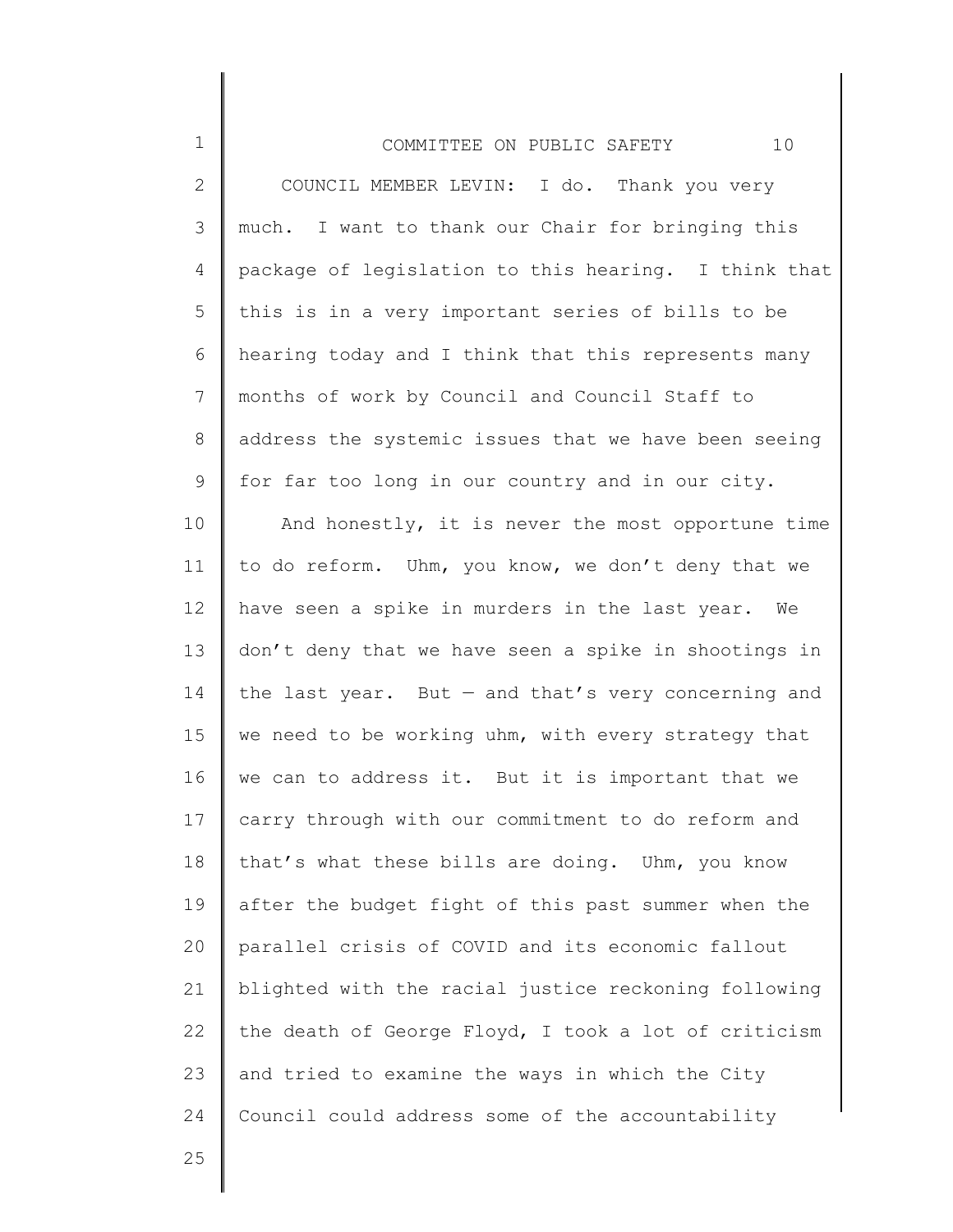COUNCIL MEMBER LEVIN: I do. Thank you very much. I want to thank our Chair for bringing this package of legislation to this hearing. I think that this is in a very important series of bills to be hearing today and I think that this represents many months of work by Council and Council Staff to address the systemic issues that we have been seeing for far too long in our country and in our city.

And honestly, it is never the most opportune time to do reform. Uhm, you know, we don't deny that we have seen a spike in murders in the last year. We don't deny that we have seen a spike in shootings in the last year. But — and that's very concerning and we need to be working uhm, with every strategy that we can to address it. But it is important that we carry through with our commitment to do reform and that's what these bills are doing. Uhm, you know after the budget fight of this past summer when the parallel crisis of COVID and its economic fallout blighted with the racial justice reckoning following the death of George Floyd, I took a lot of criticism and tried to examine the ways in which the City Council could address some of the accountability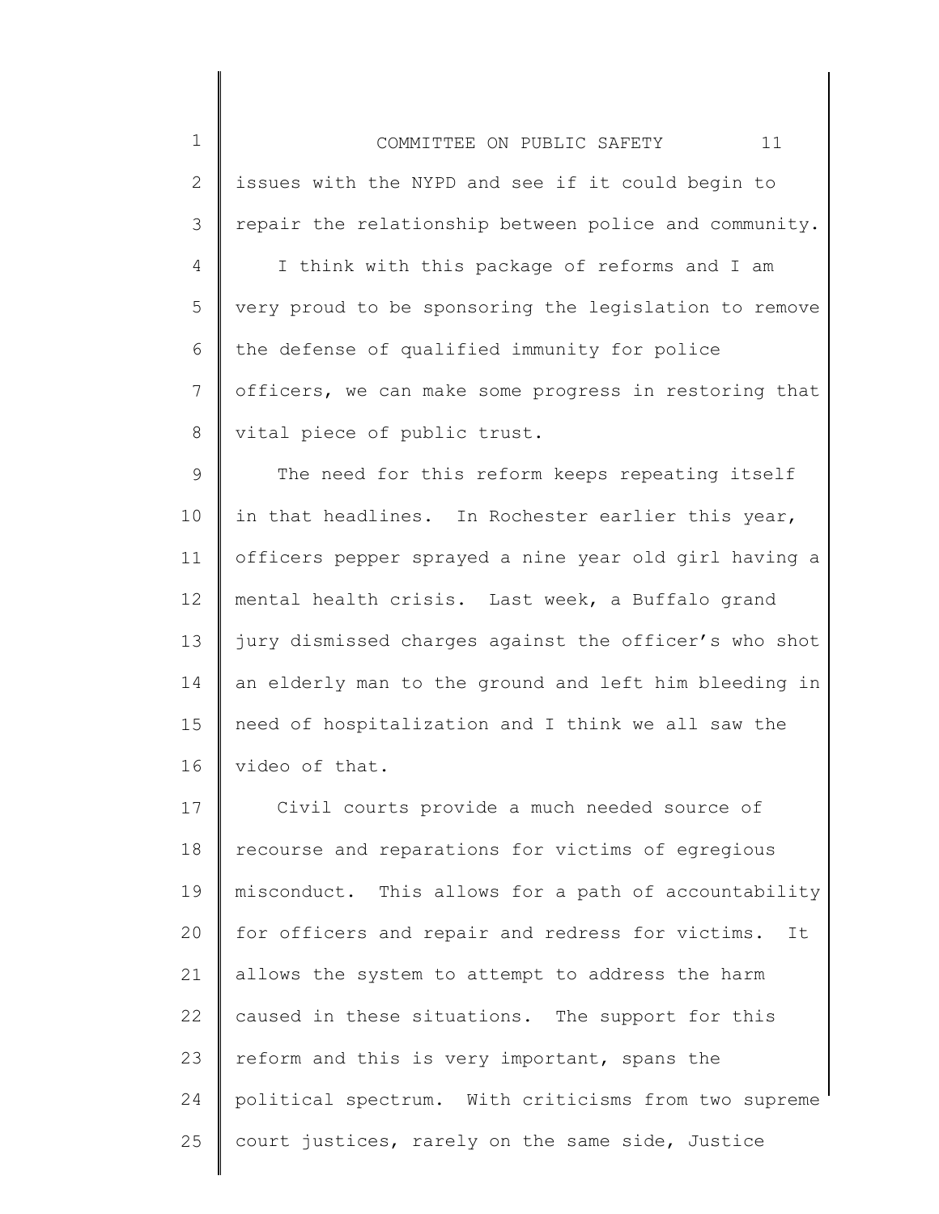issues with the NYPD and see if it could begin to repair the relationship between police and community.

I think with this package of reforms and I am very proud to be sponsoring the legislation to remove the defense of qualified immunity for police officers, we can make some progress in restoring that vital piece of public trust.

The need for this reform keeps repeating itself in that headlines. In Rochester earlier this year, officers pepper sprayed a nine year old girl having a mental health crisis. Last week, a Buffalo grand jury dismissed charges against the officer's who shot an elderly man to the ground and left him bleeding in need of hospitalization and I think we all saw the video of that.

Civil courts provide a much needed source of recourse and reparations for victims of egregious misconduct. This allows for a path of accountability for officers and repair and redress for victims. It allows the system to attempt to address the harm caused in these situations. The support for this reform and this is very important, spans the political spectrum. With criticisms from two supreme court justices, rarely on the same side, Justice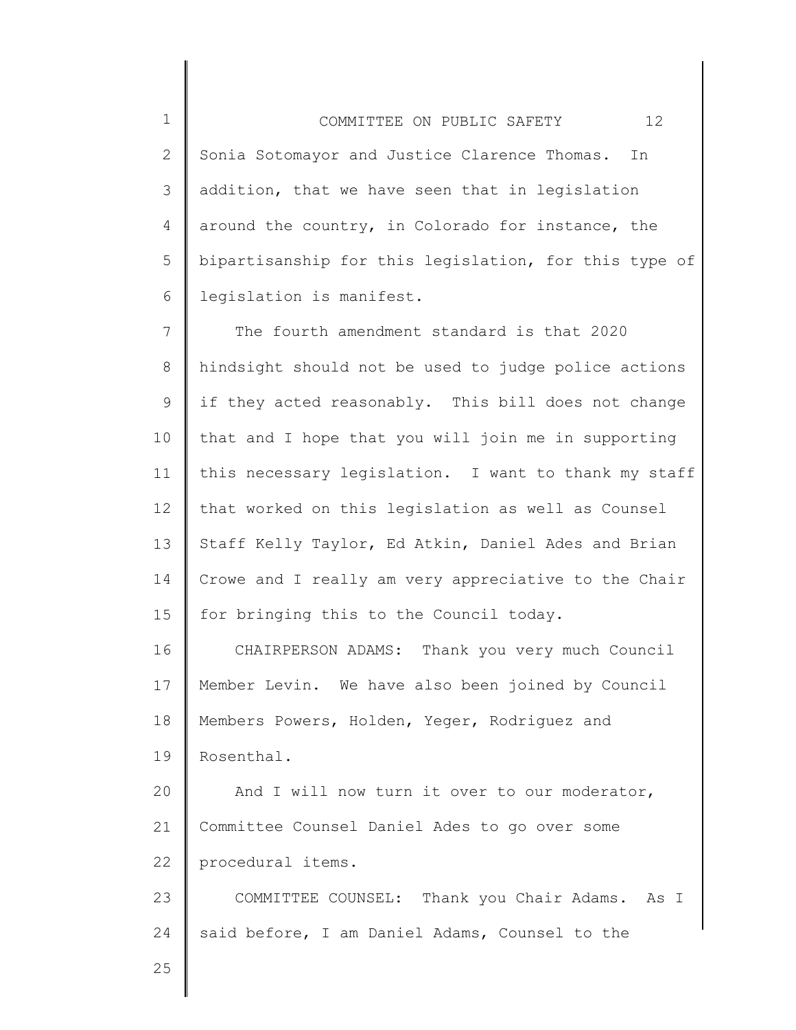Sonia Sotomayor and Justice Clarence Thomas. In addition, that we have seen that in legislation around the country, in Colorado for instance, the bipartisanship for this legislation, for this type of legislation is manifest.

The fourth amendment standard is that 2020 hindsight should not be used to judge police actions if they acted reasonably. This bill does not change that and I hope that you will join me in supporting this necessary legislation. I want to thank my staff that worked on this legislation as well as Counsel Staff Kelly Taylor, Ed Atkin, Daniel Ades and Brian Crowe and I really am very appreciative to the Chair for bringing this to the Council today.

CHAIRPERSON ADAMS: Thank you very much Council Member Levin. We have also been joined by Council Members Powers, Holden, Yeger, Rodriguez and Rosenthal.

And I will now turn it over to our moderator, Committee Counsel Daniel Ades to go over some procedural items.

COMMITTEE COUNSEL: Thank you Chair Adams. As I said before, I am Daniel Adams, Counsel to the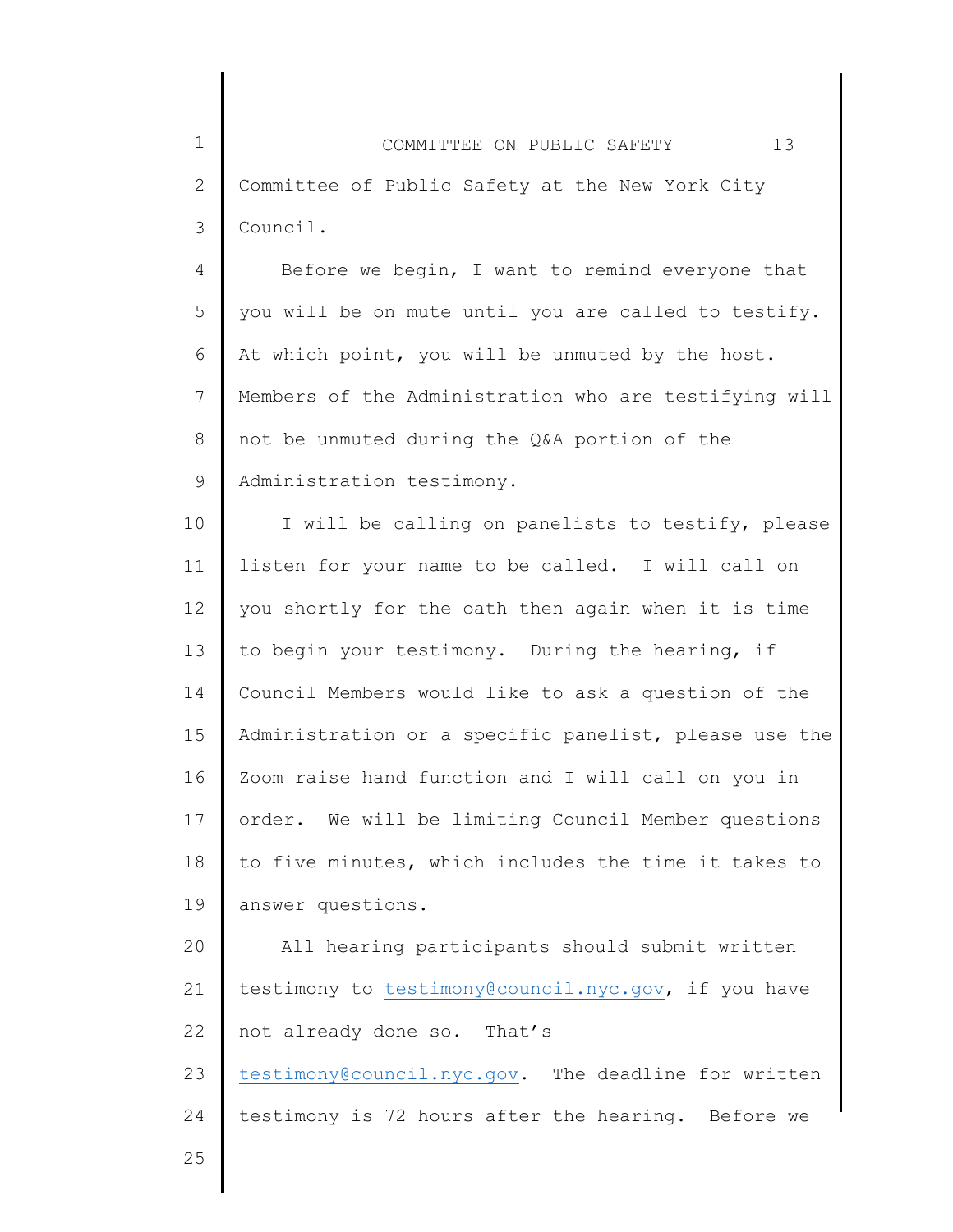Committee of Public Safety at the New York City Council.

Before we begin, I want to remind everyone that you will be on mute until you are called to testify. At which point, you will be unmuted by the host. Members of the Administration who are testifying will not be unmuted during the Q&A portion of the Administration testimony.

I will be calling on panelists to testify, please listen for your name to be called. I will call on you shortly for the oath then again when it is time to begin your testimony. During the hearing, if Council Members would like to ask a question of the Administration or a specific panelist, please use the Zoom raise hand function and I will call on you in order. We will be limiting Council Member questions to five minutes, which includes the time it takes to answer questions.

All hearing participants should submit written testimony to testimony@council.nyc.gov, if you have not already done so. That's testimony@council.nyc.gov. The deadline for written testimony is 72 hours after the hearing. Before we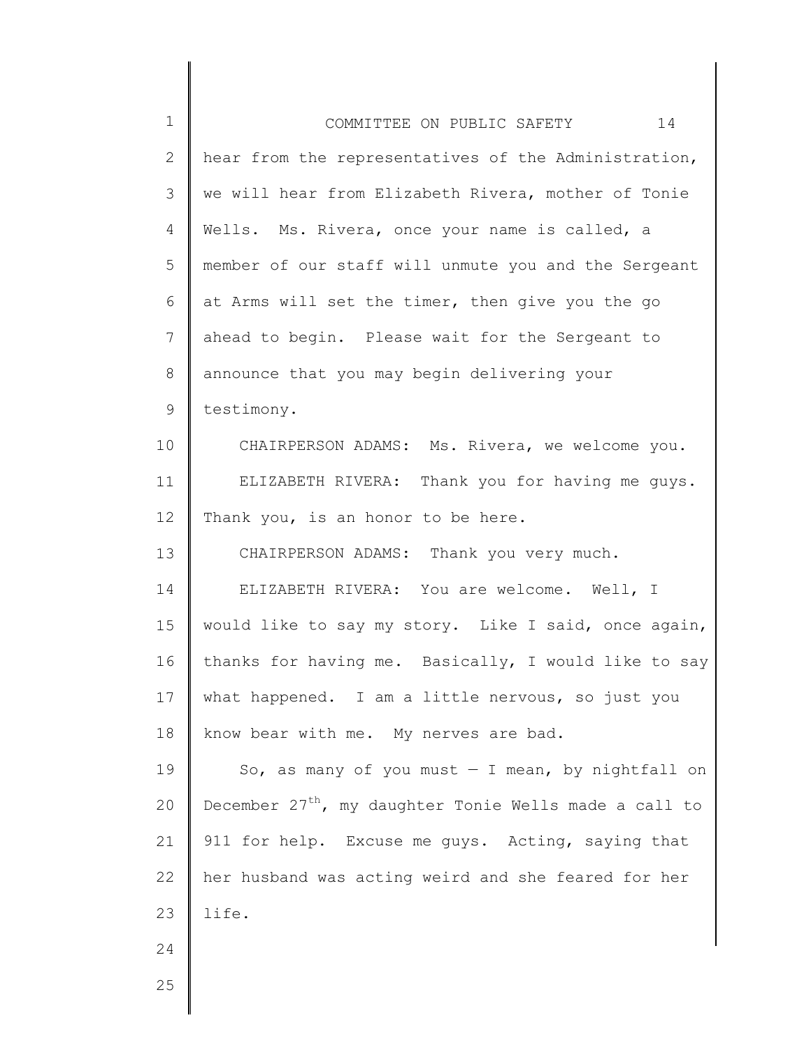hear from the representatives of the Administration, we will hear from Elizabeth Rivera, mother of Tonie Wells. Ms. Rivera, once your name is called, a member of our staff will unmute you and the Sergeant at Arms will set the timer, then give you the go ahead to begin. Please wait for the Sergeant to announce that you may begin delivering your testimony.

CHAIRPERSON ADAMS: Ms. Rivera, we welcome you.

ELIZABETH RIVERA: Thank you for having me guys. Thank you, is an honor to be here.

CHAIRPERSON ADAMS: Thank you very much.

ELIZABETH RIVERA: You are welcome. Well, I would like to say my story. Like I said, once again, thanks for having me. Basically, I would like to say what happened. I am a little nervous, so just you know bear with me. My nerves are bad.

So, as many of you must — I mean, by nightfall on December 27th, my daughter Tonie Wells made a call to 911 for help. Excuse me guys. Acting, saying that her husband was acting weird and she feared for her life.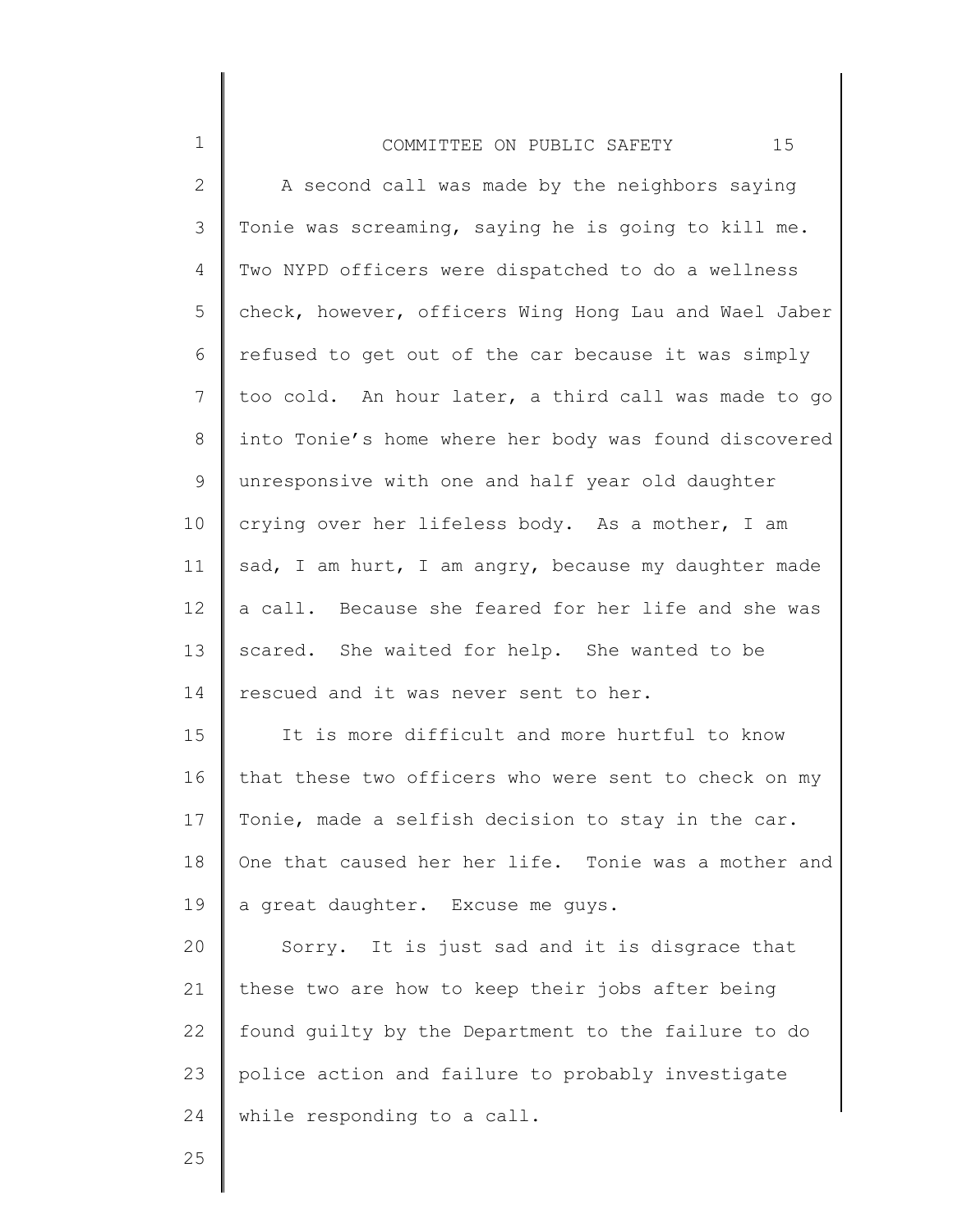A second call was made by the neighbors saying Tonie was screaming, saying he is going to kill me. Two NYPD officers were dispatched to do a wellness check, however, officers Wing Hong Lau and Wael Jaber refused to get out of the car because it was simply too cold. An hour later, a third call was made to go into Tonie's home where her body was found discovered unresponsive with one and half year old daughter crying over her lifeless body. As a mother, I am sad, I am hurt, I am angry, because my daughter made a call. Because she feared for her life and she was scared. She waited for help. She wanted to be rescued and it was never sent to her.

It is more difficult and more hurtful to know that these two officers who were sent to check on my Tonie, made a selfish decision to stay in the car. One that caused her her life. Tonie was a mother and a great daughter. Excuse me guys.

Sorry. It is just sad and it is disgrace that these two are how to keep their jobs after being found guilty by the Department to the failure to do police action and failure to probably investigate while responding to a call.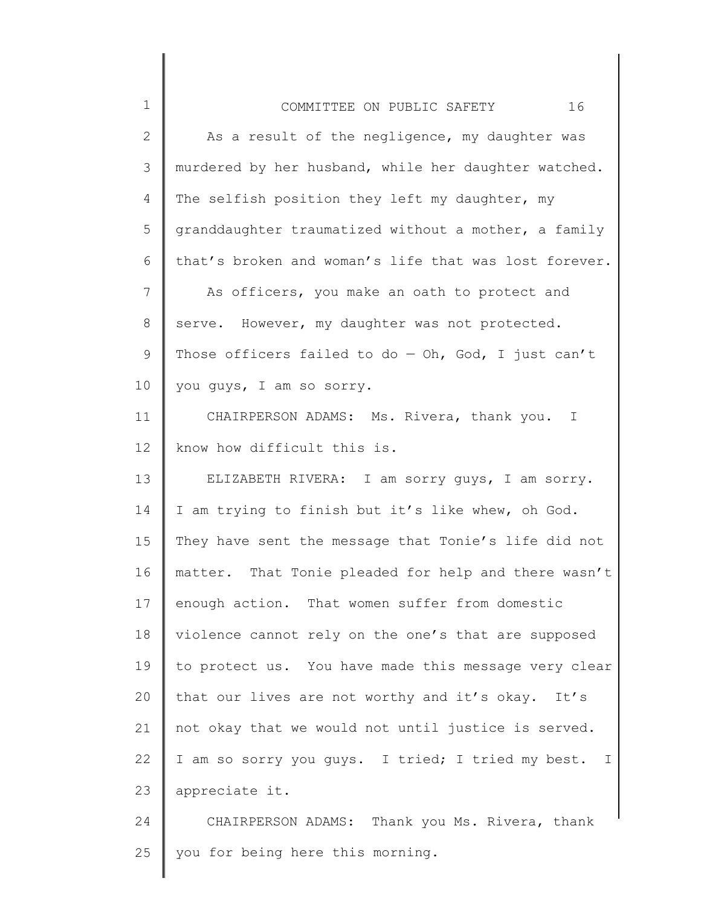As a result of the negligence, my daughter was murdered by her husband, while her daughter watched. The selfish position they left my daughter, my granddaughter traumatized without a mother, a family that's broken and woman's life that was lost forever.

As officers, you make an oath to protect and serve. However, my daughter was not protected. Those officers failed to do — Oh, God, I just can't you guys, I am so sorry.

CHAIRPERSON ADAMS: Ms. Rivera, thank you. I know how difficult this is.

ELIZABETH RIVERA: I am sorry guys, I am sorry. I am trying to finish but it's like whew, oh God. They have sent the message that Tonie's life did not matter. That Tonie pleaded for help and there wasn't enough action. That women suffer from domestic violence cannot rely on the one's that are supposed to protect us. You have made this message very clear that our lives are not worthy and it's okay. It's not okay that we would not until justice is served. I am so sorry you guys. I tried; I tried my best. I appreciate it.

CHAIRPERSON ADAMS: Thank you Ms. Rivera, thank you for being here this morning.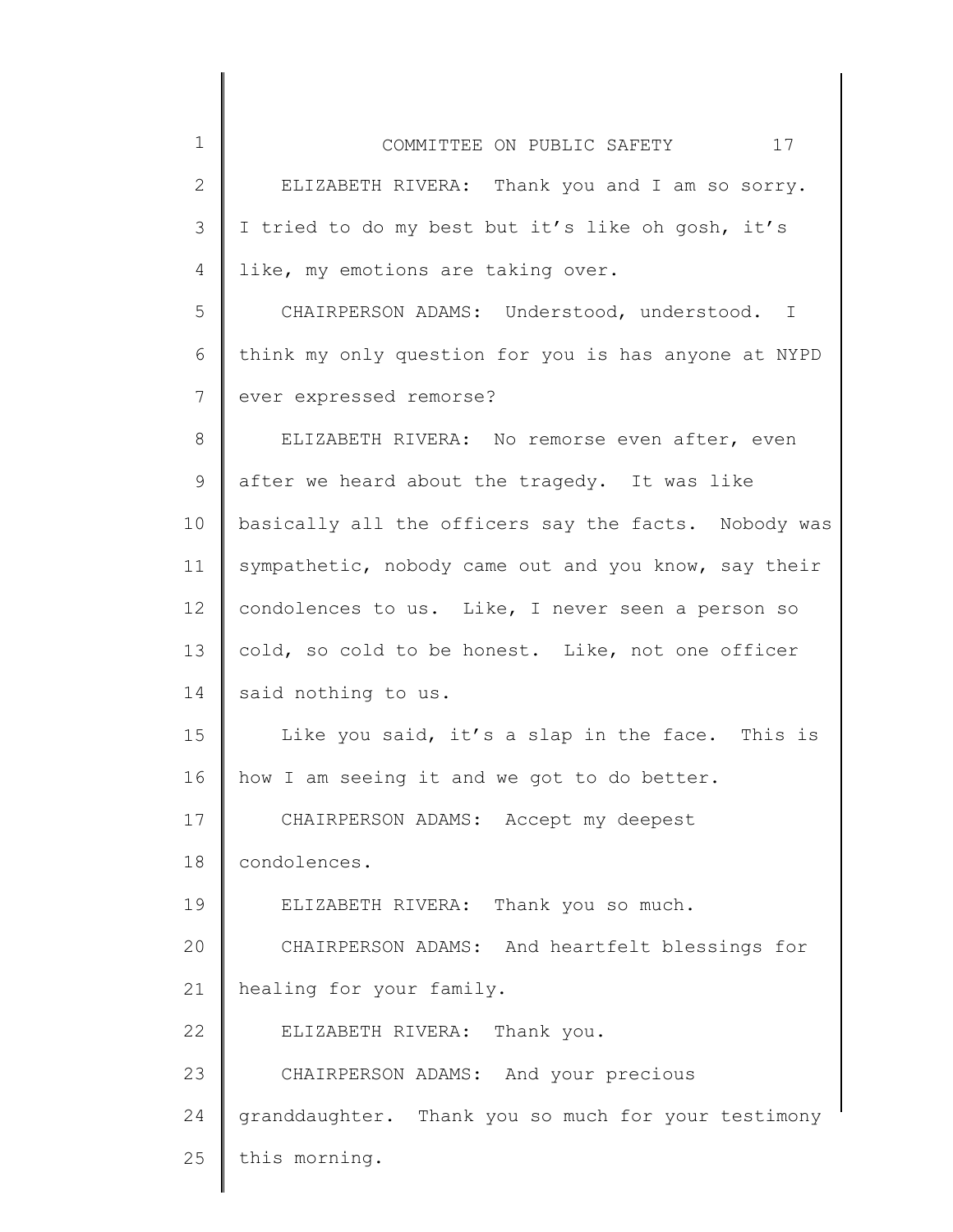ELIZABETH RIVERA: Thank you and I am so sorry. I tried to do my best but it's like oh gosh, it's like, my emotions are taking over.

CHAIRPERSON ADAMS: Understood, understood. I think my only question for you is has anyone at NYPD ever expressed remorse?

ELIZABETH RIVERA: No remorse even after, even after we heard about the tragedy. It was like basically all the officers say the facts. Nobody was sympathetic, nobody came out and you know, say their condolences to us. Like, I never seen a person so cold, so cold to be honest. Like, not one officer said nothing to us.

Like you said, it's a slap in the face. This is how I am seeing it and we got to do better.

CHAIRPERSON ADAMS: Accept my deepest condolences.

ELIZABETH RIVERA: Thank you so much.

CHAIRPERSON ADAMS: And heartfelt blessings for healing for your family.

ELIZABETH RIVERA: Thank you.

CHAIRPERSON ADAMS: And your precious granddaughter. Thank you so much for your testimony this morning.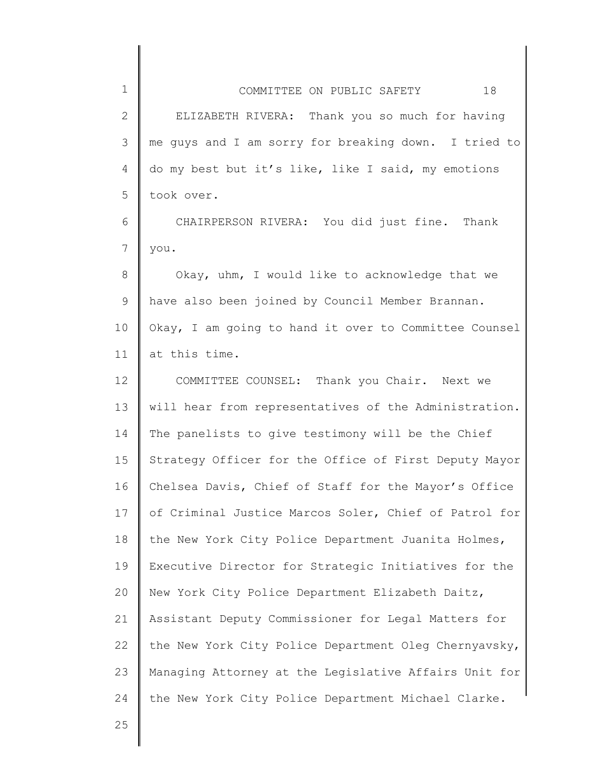ELIZABETH RIVERA: Thank you so much for having me guys and I am sorry for breaking down. I tried to do my best but it's like, like I said, my emotions took over.

CHAIRPERSON RIVERA: You did just fine. Thank you.

Okay, uhm, I would like to acknowledge that we have also been joined by Council Member Brannan. Okay, I am going to hand it over to Committee Counsel at this time.

COMMITTEE COUNSEL: Thank you Chair. Next we will hear from representatives of the Administration. The panelists to give testimony will be the Chief Strategy Officer for the Office of First Deputy Mayor Chelsea Davis, Chief of Staff for the Mayor's Office of Criminal Justice Marcos Soler, Chief of Patrol for the New York City Police Department Juanita Holmes, Executive Director for Strategic Initiatives for the New York City Police Department Elizabeth Daitz, Assistant Deputy Commissioner for Legal Matters for the New York City Police Department Oleg Chernyavsky, Managing Attorney at the Legislative Affairs Unit for the New York City Police Department Michael Clarke.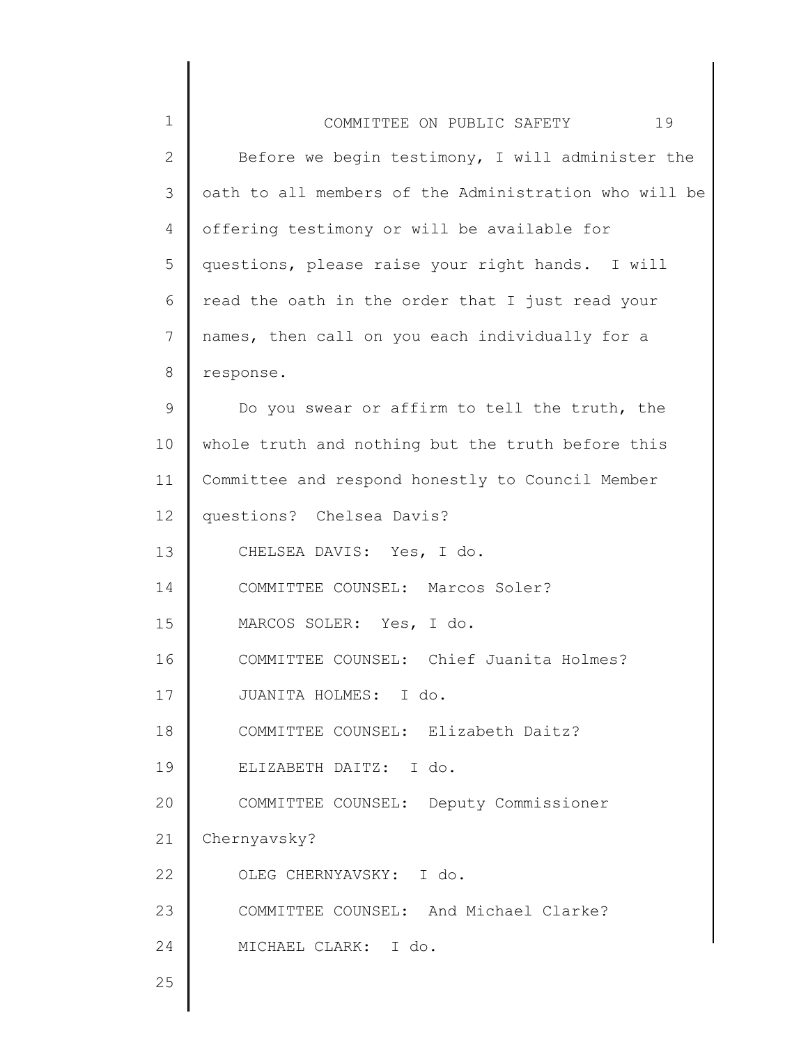Before we begin testimony, I will administer the oath to all members of the Administration who will be offering testimony or will be available for questions, please raise your right hands. I will read the oath in the order that I just read your names, then call on you each individually for a response.

Do you swear or affirm to tell the truth, the whole truth and nothing but the truth before this Committee and respond honestly to Council Member questions? Chelsea Davis?

CHELSEA DAVIS: Yes, I do.

COMMITTEE COUNSEL: Marcos Soler?

MARCOS SOLER: Yes, I do.

COMMITTEE COUNSEL: Chief Juanita Holmes?

JUANITA HOLMES: I do.

COMMITTEE COUNSEL: Elizabeth Daitz?

ELIZABETH DAITZ: I do.

COMMITTEE COUNSEL: Deputy Commissioner Chernyavsky?

OLEG CHERNYAVSKY: I do.

COMMITTEE COUNSEL: And Michael Clarke?

MICHAEL CLARK: I do.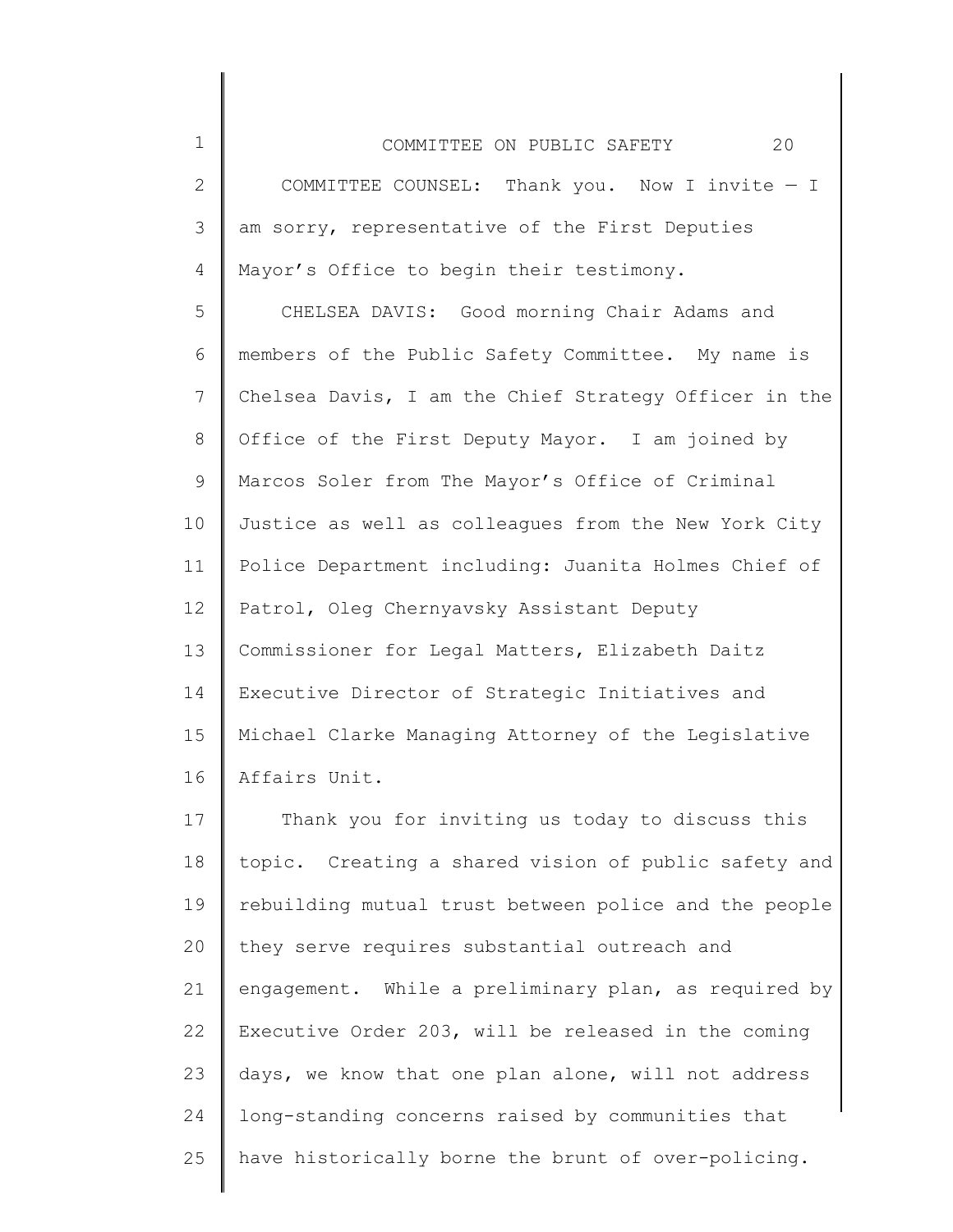COMMITTEE COUNSEL: Thank you. Now I invite — I am sorry, representative of the First Deputies Mayor's Office to begin their testimony.

CHELSEA DAVIS: Good morning Chair Adams and members of the Public Safety Committee. My name is Chelsea Davis, I am the Chief Strategy Officer in the Office of the First Deputy Mayor. I am joined by Marcos Soler from The Mayor's Office of Criminal Justice as well as colleagues from the New York City Police Department including: Juanita Holmes Chief of Patrol, Oleg Chernyavsky Assistant Deputy Commissioner for Legal Matters, Elizabeth Daitz Executive Director of Strategic Initiatives and Michael Clarke Managing Attorney of the Legislative Affairs Unit.

Thank you for inviting us today to discuss this topic. Creating a shared vision of public safety and rebuilding mutual trust between police and the people they serve requires substantial outreach and engagement. While a preliminary plan, as required by Executive Order 203, will be released in the coming days, we know that one plan alone, will not address long-standing concerns raised by communities that have historically borne the brunt of over-policing.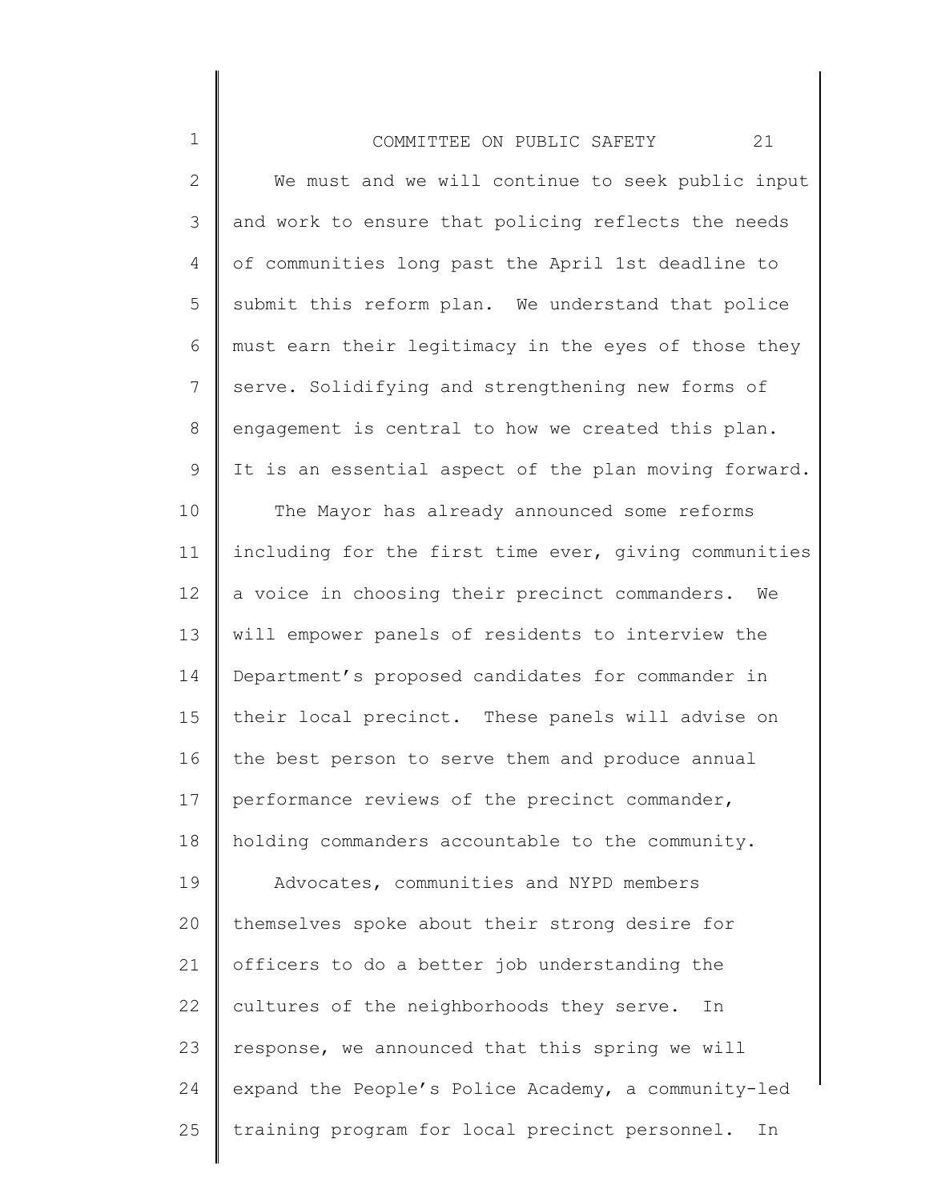We must and we will continue to seek public input and work to ensure that policing reflects the needs of communities long past the April 1st deadline to submit this reform plan. We understand that police must earn their legitimacy in the eyes of those they serve. Solidifying and strengthening new forms of engagement is central to how we created this plan. It is an essential aspect of the plan moving forward.

The Mayor has already announced some reforms including for the first time ever, giving communities a voice in choosing their precinct commanders. We will empower panels of residents to interview the Department's proposed candidates for commander in their local precinct. These panels will advise on the best person to serve them and produce annual performance reviews of the precinct commander, holding commanders accountable to the community.

Advocates, communities and NYPD members themselves spoke about their strong desire for officers to do a better job understanding the cultures of the neighborhoods they serve. In response, we announced that this spring we will expand the People's Police Academy, a community-led training program for local precinct personnel. In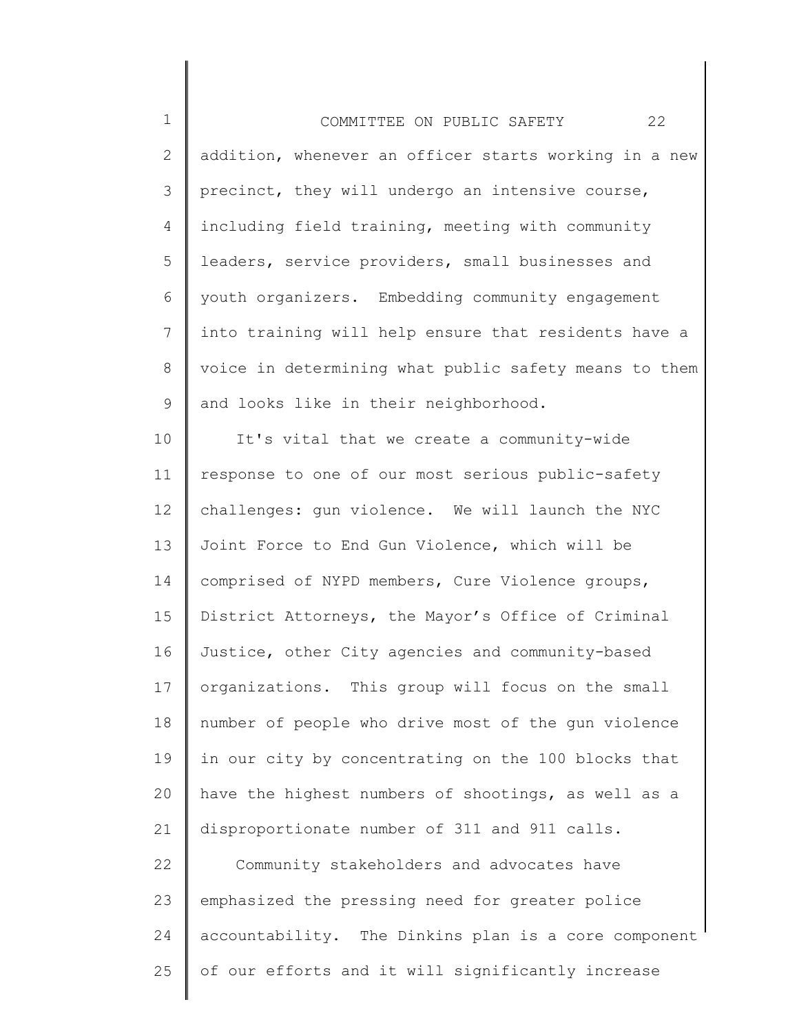addition, whenever an officer starts working in a new precinct, they will undergo an intensive course, including field training, meeting with community leaders, service providers, small businesses and youth organizers. Embedding community engagement into training will help ensure that residents have a voice in determining what public safety means to them and looks like in their neighborhood.

It's vital that we create a community-wide response to one of our most serious public-safety challenges: gun violence. We will launch the NYC Joint Force to End Gun Violence, which will be comprised of NYPD members, Cure Violence groups, District Attorneys, the Mayor's Office of Criminal Justice, other City agencies and community-based organizations. This group will focus on the small number of people who drive most of the gun violence in our city by concentrating on the 100 blocks that have the highest numbers of shootings, as well as a disproportionate number of 311 and 911 calls.

Community stakeholders and advocates have emphasized the pressing need for greater police accountability. The Dinkins plan is a core component of our efforts and it will significantly increase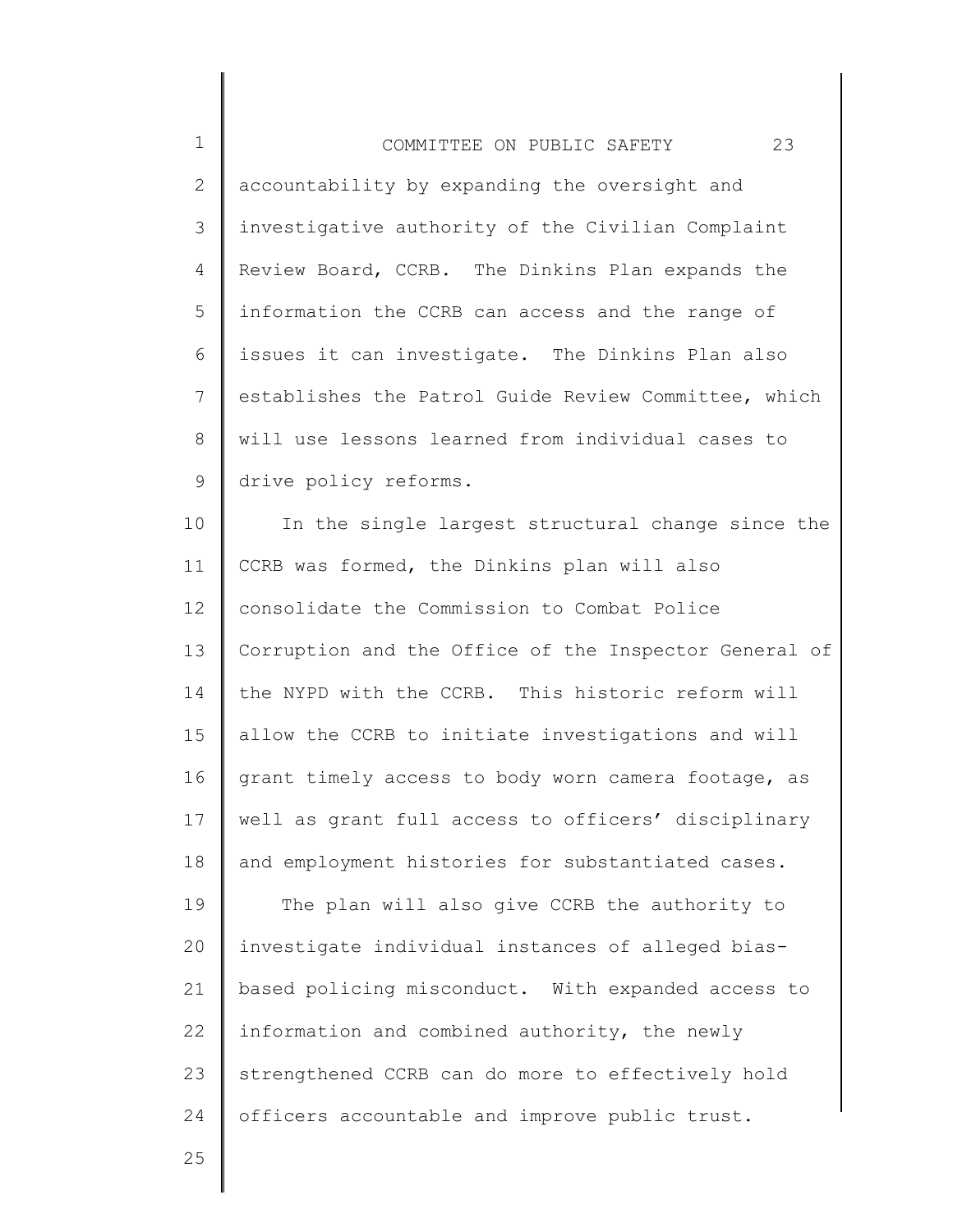accountability by expanding the oversight and investigative authority of the Civilian Complaint Review Board, CCRB. The Dinkins Plan expands the information the CCRB can access and the range of issues it can investigate. The Dinkins Plan also establishes the Patrol Guide Review Committee, which will use lessons learned from individual cases to drive policy reforms.

In the single largest structural change since the CCRB was formed, the Dinkins plan will also consolidate the Commission to Combat Police Corruption and the Office of the Inspector General of the NYPD with the CCRB. This historic reform will allow the CCRB to initiate investigations and will grant timely access to body worn camera footage, as well as grant full access to officers' disciplinary and employment histories for substantiated cases.

The plan will also give CCRB the authority to investigate individual instances of alleged bias-based policing misconduct. With expanded access to information and combined authority, the newly strengthened CCRB can do more to effectively hold officers accountable and improve public trust.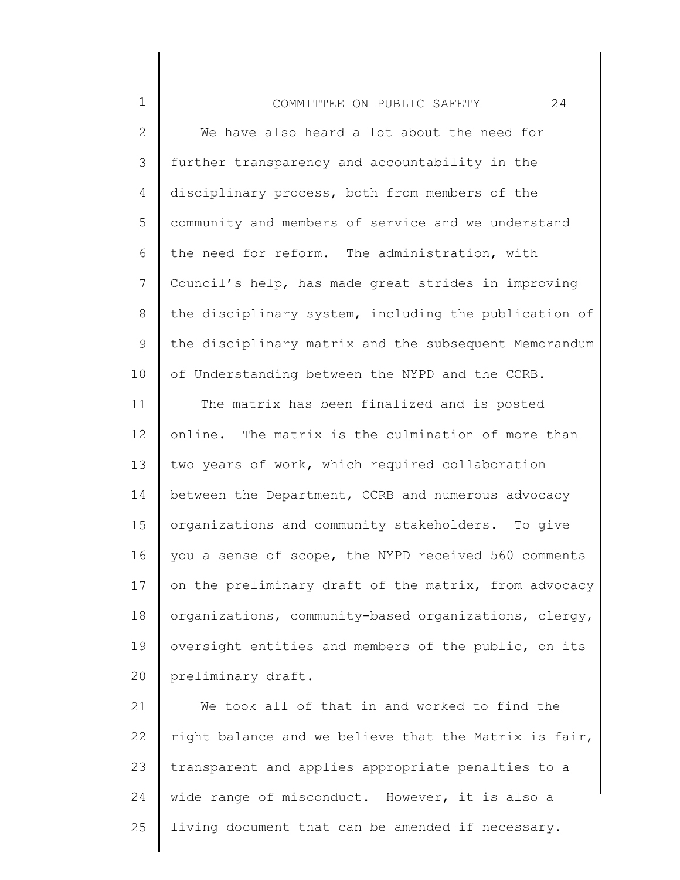We have also heard a lot about the need for further transparency and accountability in the disciplinary process, both from members of the community and members of service and we understand the need for reform. The administration, with Council's help, has made great strides in improving the disciplinary system, including the publication of the disciplinary matrix and the subsequent Memorandum of Understanding between the NYPD and the CCRB.

The matrix has been finalized and is posted online. The matrix is the culmination of more than two years of work, which required collaboration between the Department, CCRB and numerous advocacy organizations and community stakeholders. To give you a sense of scope, the NYPD received 560 comments on the preliminary draft of the matrix, from advocacy organizations, community-based organizations, clergy, oversight entities and members of the public, on its preliminary draft.

We took all of that in and worked to find the right balance and we believe that the Matrix is fair, transparent and applies appropriate penalties to a wide range of misconduct. However, it is also a living document that can be amended if necessary.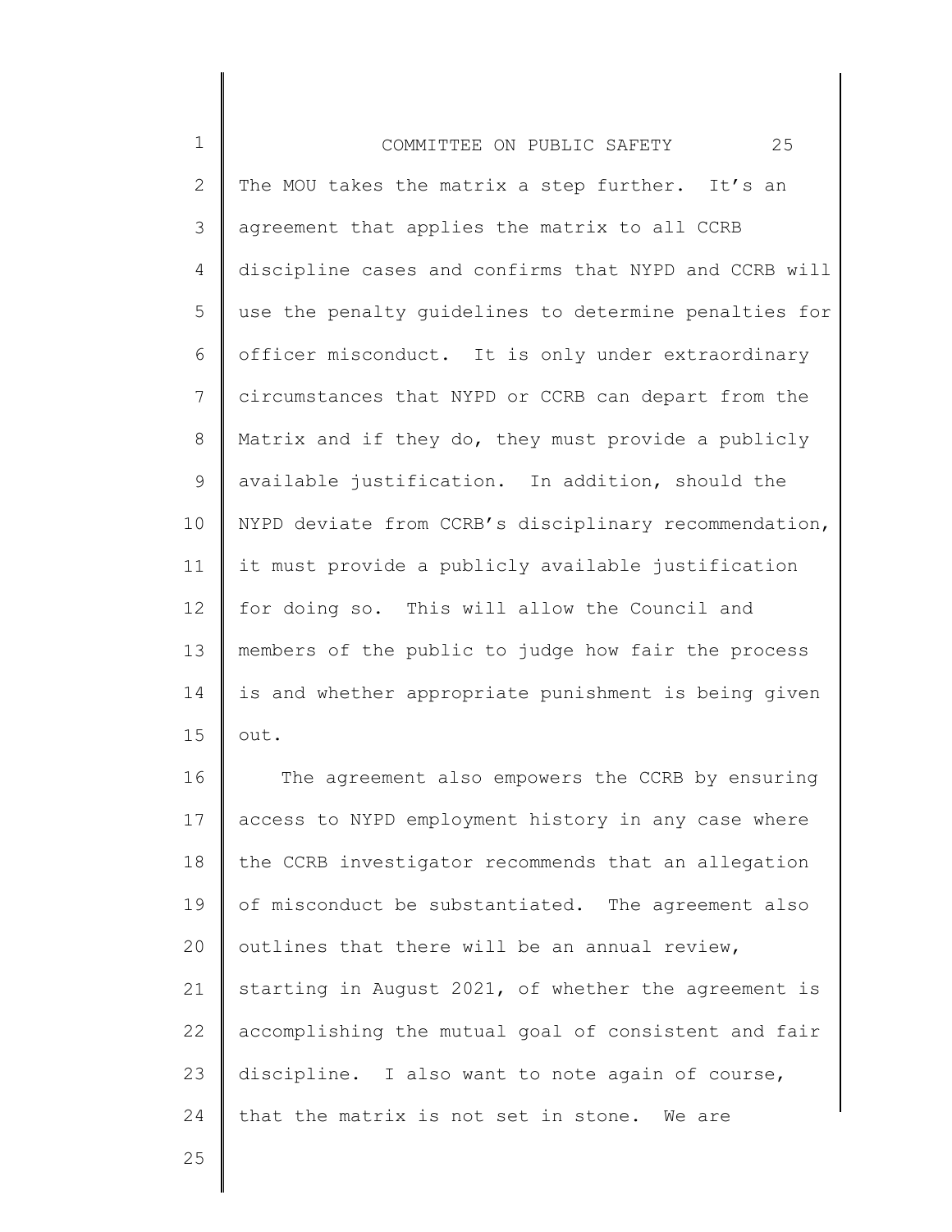The MOU takes the matrix a step further. It's an agreement that applies the matrix to all CCRB discipline cases and confirms that NYPD and CCRB will use the penalty guidelines to determine penalties for officer misconduct. It is only under extraordinary circumstances that NYPD or CCRB can depart from the Matrix and if they do, they must provide a publicly available justification. In addition, should the NYPD deviate from CCRB's disciplinary recommendation, it must provide a publicly available justification for doing so. This will allow the Council and members of the public to judge how fair the process is and whether appropriate punishment is being given out.

The agreement also empowers the CCRB by ensuring access to NYPD employment history in any case where the CCRB investigator recommends that an allegation of misconduct be substantiated. The agreement also outlines that there will be an annual review, starting in August 2021, of whether the agreement is accomplishing the mutual goal of consistent and fair discipline. I also want to note again of course, that the matrix is not set in stone. We are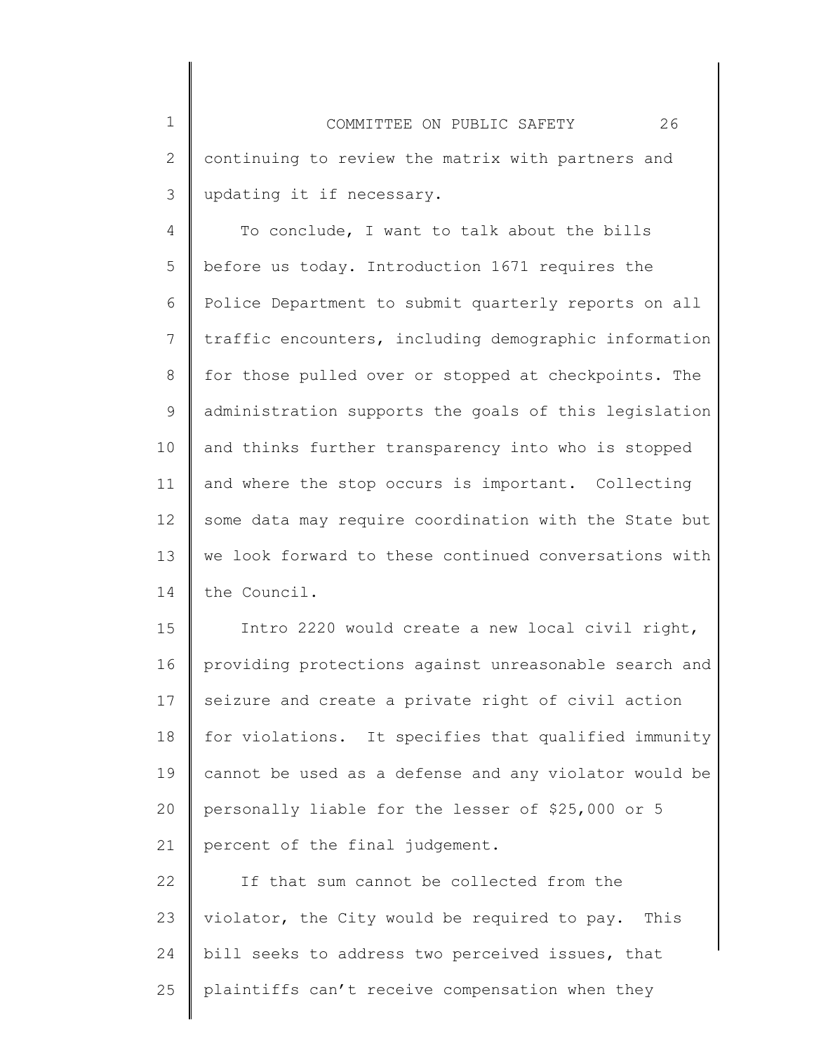continuing to review the matrix with partners and updating it if necessary.

To conclude, I want to talk about the bills before us today. Introduction 1671 requires the Police Department to submit quarterly reports on all traffic encounters, including demographic information for those pulled over or stopped at checkpoints. The administration supports the goals of this legislation and thinks further transparency into who is stopped and where the stop occurs is important. Collecting some data may require coordination with the State but we look forward to these continued conversations with the Council.

Intro 2220 would create a new local civil right, providing protections against unreasonable search and seizure and create a private right of civil action for violations. It specifies that qualified immunity cannot be used as a defense and any violator would be personally liable for the lesser of $25,000 or 5 percent of the final judgement.

If that sum cannot be collected from the violator, the City would be required to pay. This bill seeks to address two perceived issues, that plaintiffs can't receive compensation when they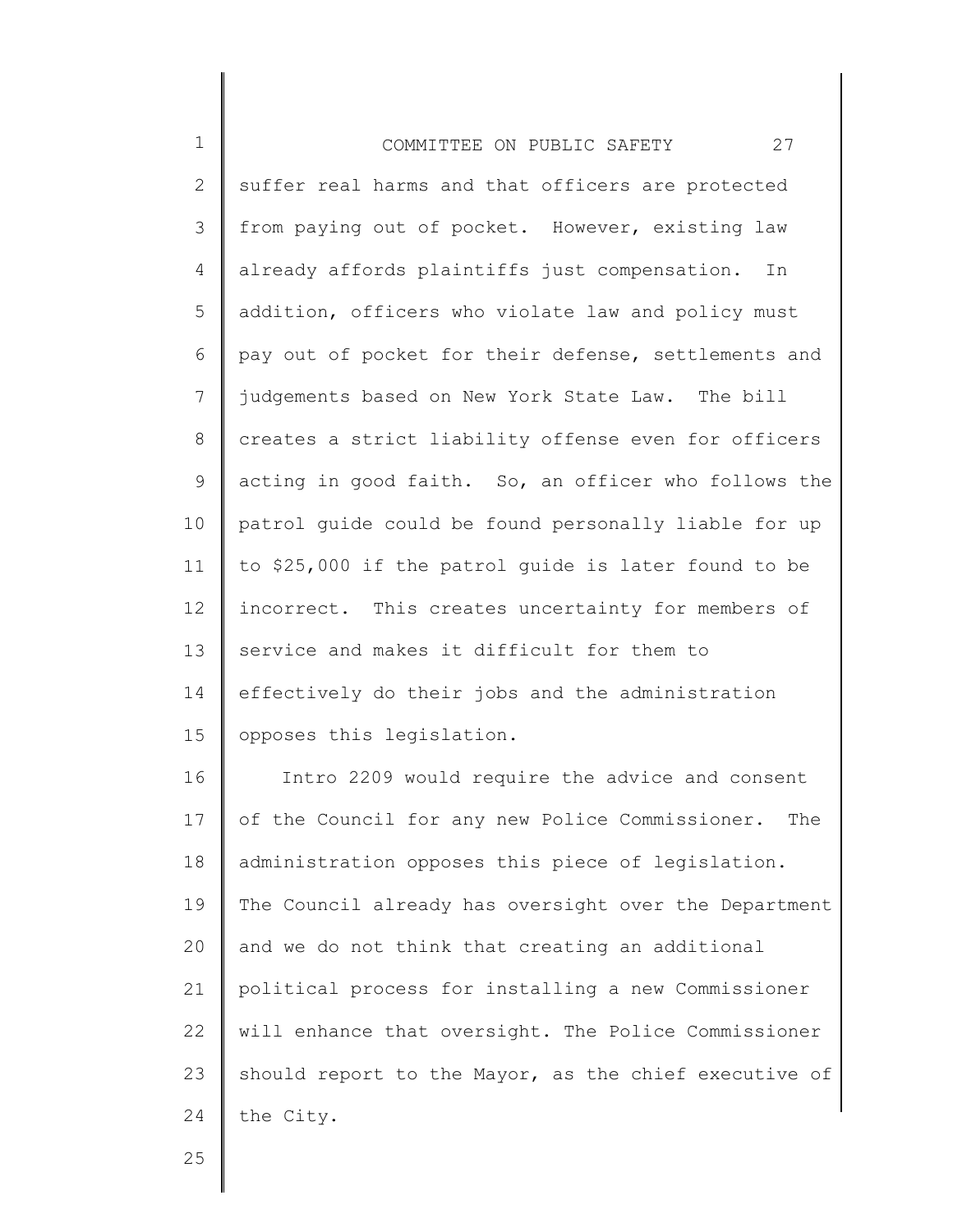suffer real harms and that officers are protected from paying out of pocket. However, existing law already affords plaintiffs just compensation. In addition, officers who violate law and policy must pay out of pocket for their defense, settlements and judgements based on New York State Law. The bill creates a strict liability offense even for officers acting in good faith. So, an officer who follows the patrol guide could be found personally liable for up to $25,000 if the patrol guide is later found to be incorrect. This creates uncertainty for members of service and makes it difficult for them to effectively do their jobs and the administration opposes this legislation.

Intro 2209 would require the advice and consent of the Council for any new Police Commissioner. The administration opposes this piece of legislation. The Council already has oversight over the Department and we do not think that creating an additional political process for installing a new Commissioner will enhance that oversight. The Police Commissioner should report to the Mayor, as the chief executive of the City.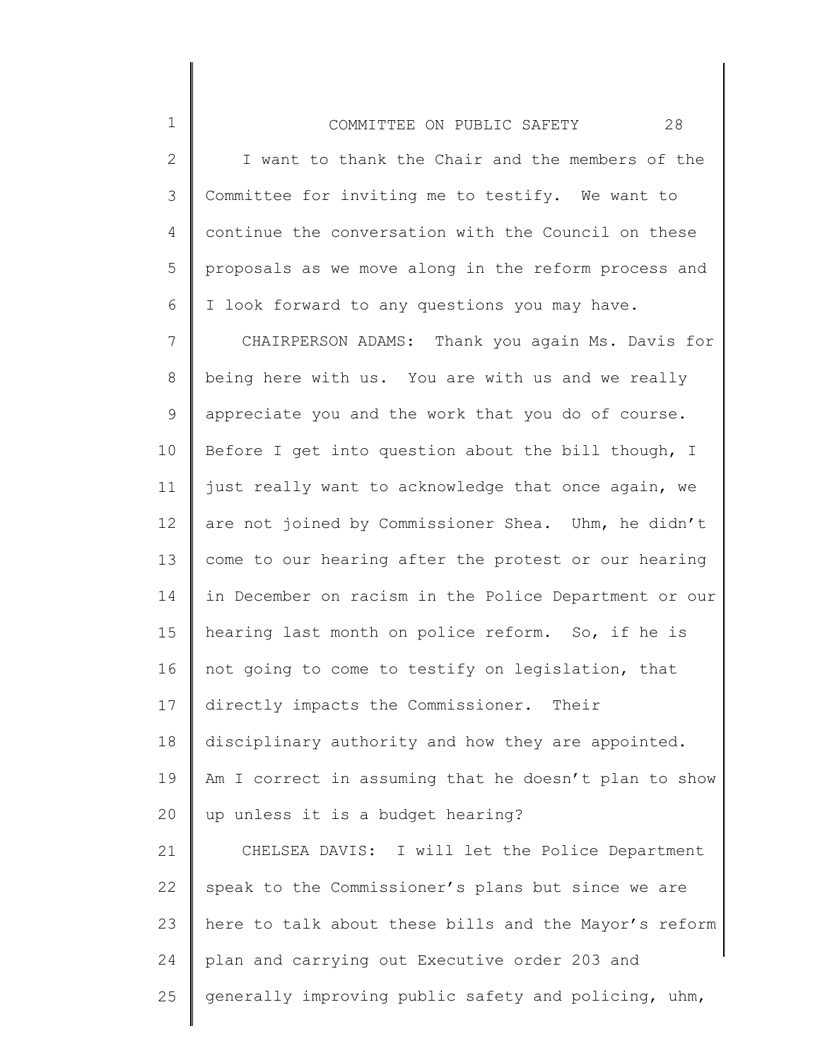I want to thank the Chair and the members of the Committee for inviting me to testify. We want to continue the conversation with the Council on these proposals as we move along in the reform process and I look forward to any questions you may have.

CHAIRPERSON ADAMS: Thank you again Ms. Davis for being here with us. You are with us and we really appreciate you and the work that you do of course. Before I get into question about the bill though, I just really want to acknowledge that once again, we are not joined by Commissioner Shea. Uhm, he didn't come to our hearing after the protest or our hearing in December on racism in the Police Department or our hearing last month on police reform. So, if he is not going to come to testify on legislation, that directly impacts the Commissioner. Their disciplinary authority and how they are appointed. Am I correct in assuming that he doesn't plan to show up unless it is a budget hearing?

CHELSEA DAVIS: I will let the Police Department speak to the Commissioner's plans but since we are here to talk about these bills and the Mayor's reform plan and carrying out Executive order 203 and generally improving public safety and policing, uhm,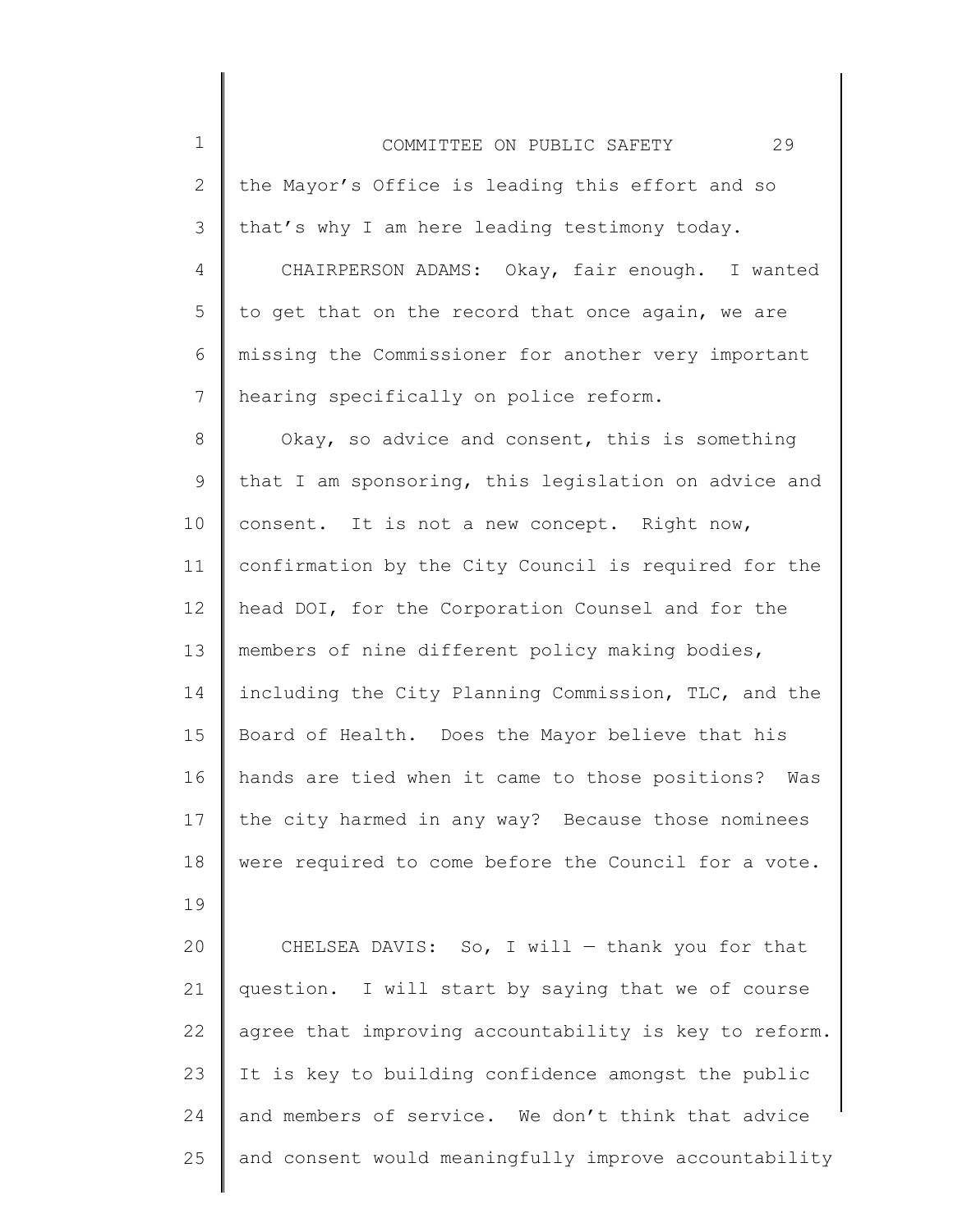the Mayor's Office is leading this effort and so that's why I am here leading testimony today.

CHAIRPERSON ADAMS: Okay, fair enough. I wanted to get that on the record that once again, we are missing the Commissioner for another very important hearing specifically on police reform.

Okay, so advice and consent, this is something that I am sponsoring, this legislation on advice and consent. It is not a new concept. Right now, confirmation by the City Council is required for the head DOI, for the Corporation Counsel and for the members of nine different policy making bodies, including the City Planning Commission, TLC, and the Board of Health. Does the Mayor believe that his hands are tied when it came to those positions? Was the city harmed in any way? Because those nominees were required to come before the Council for a vote.

CHELSEA DAVIS: So, I will — thank you for that question. I will start by saying that we of course agree that improving accountability is key to reform. It is key to building confidence amongst the public and members of service. We don't think that advice and consent would meaningfully improve accountability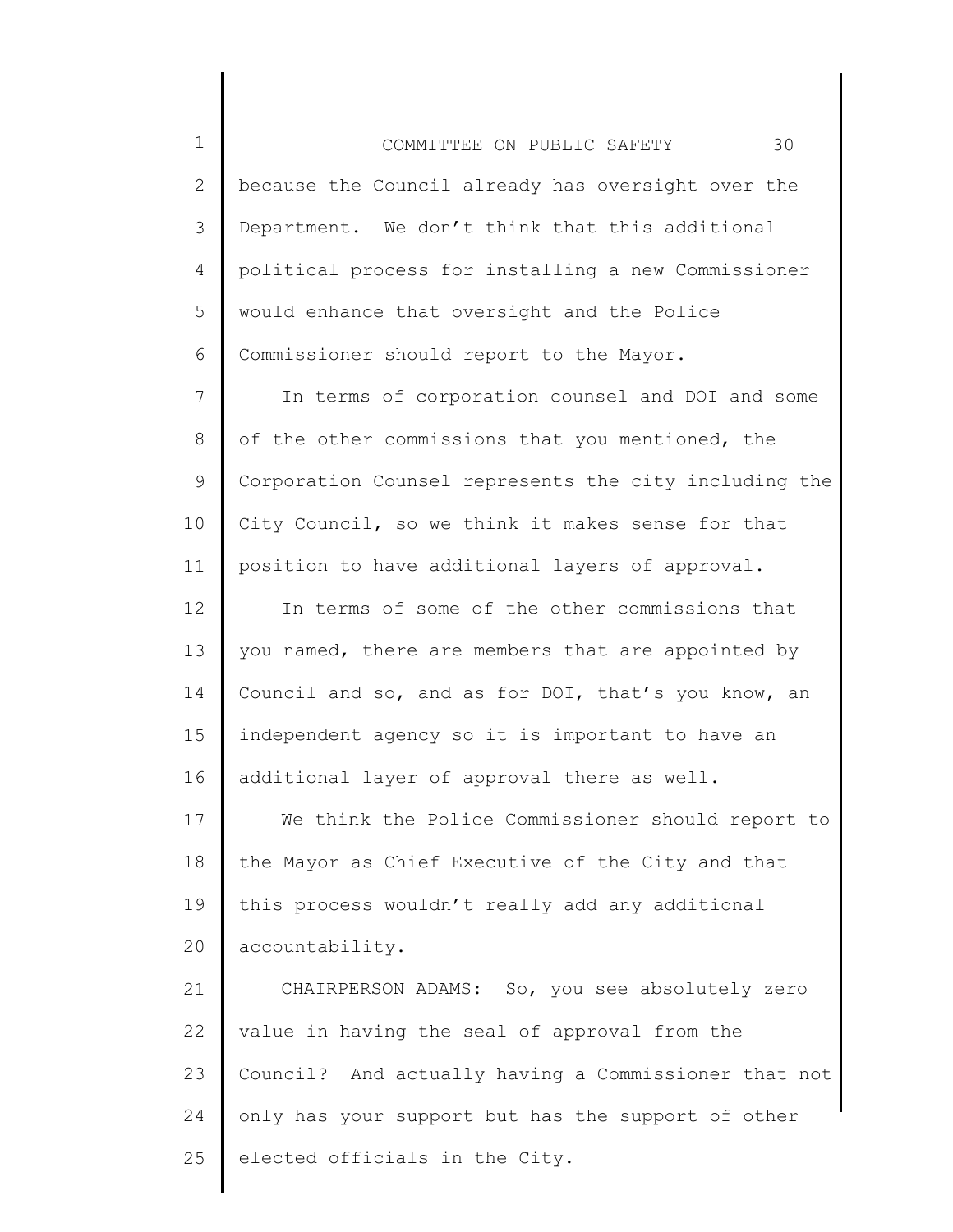because the Council already has oversight over the Department. We don't think that this additional political process for installing a new Commissioner would enhance that oversight and the Police Commissioner should report to the Mayor.

In terms of corporation counsel and DOI and some of the other commissions that you mentioned, the Corporation Counsel represents the city including the City Council, so we think it makes sense for that position to have additional layers of approval.

In terms of some of the other commissions that you named, there are members that are appointed by Council and so, and as for DOI, that's you know, an independent agency so it is important to have an additional layer of approval there as well.

We think the Police Commissioner should report to the Mayor as Chief Executive of the City and that this process wouldn't really add any additional accountability.

CHAIRPERSON ADAMS: So, you see absolutely zero value in having the seal of approval from the Council? And actually having a Commissioner that not only has your support but has the support of other elected officials in the City.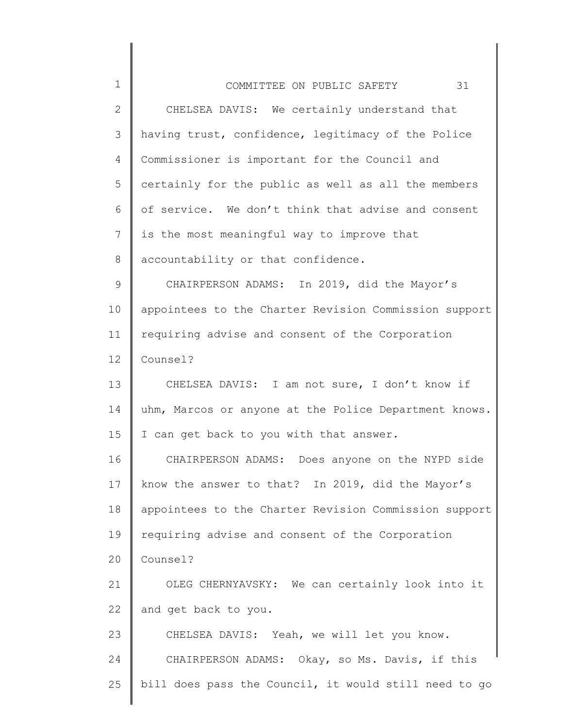CHELSEA DAVIS: We certainly understand that having trust, confidence, legitimacy of the Police Commissioner is important for the Council and certainly for the public as well as all the members of service. We don't think that advise and consent is the most meaningful way to improve that accountability or that confidence.

CHAIRPERSON ADAMS: In 2019, did the Mayor's appointees to the Charter Revision Commission support requiring advise and consent of the Corporation Counsel?

CHELSEA DAVIS: I am not sure, I don't know if uhm, Marcos or anyone at the Police Department knows. I can get back to you with that answer.

CHAIRPERSON ADAMS: Does anyone on the NYPD side know the answer to that? In 2019, did the Mayor's appointees to the Charter Revision Commission support requiring advise and consent of the Corporation Counsel?

OLEG CHERNYAVSKY: We can certainly look into it and get back to you.

CHELSEA DAVIS: Yeah, we will let you know.

CHAIRPERSON ADAMS: Okay, so Ms. Davis, if this bill does pass the Council, it would still need to go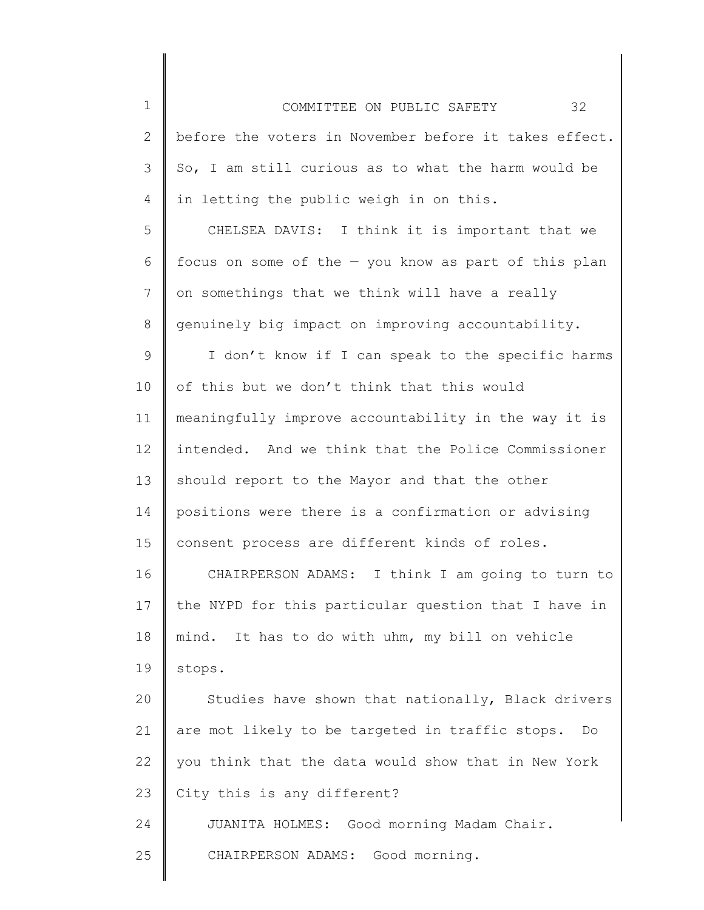before the voters in November before it takes effect. So, I am still curious as to what the harm would be in letting the public weigh in on this.

CHELSEA DAVIS: I think it is important that we focus on some of the — you know as part of this plan on somethings that we think will have a really genuinely big impact on improving accountability.

I don't know if I can speak to the specific harms of this but we don't think that this would meaningfully improve accountability in the way it is intended. And we think that the Police Commissioner should report to the Mayor and that the other positions were there is a confirmation or advising consent process are different kinds of roles.

CHAIRPERSON ADAMS: I think I am going to turn to the NYPD for this particular question that I have in mind. It has to do with uhm, my bill on vehicle stops.

Studies have shown that nationally, Black drivers are mot likely to be targeted in traffic stops. Do you think that the data would show that in New York City this is any different?

JUANITA HOLMES: Good morning Madam Chair.

CHAIRPERSON ADAMS: Good morning.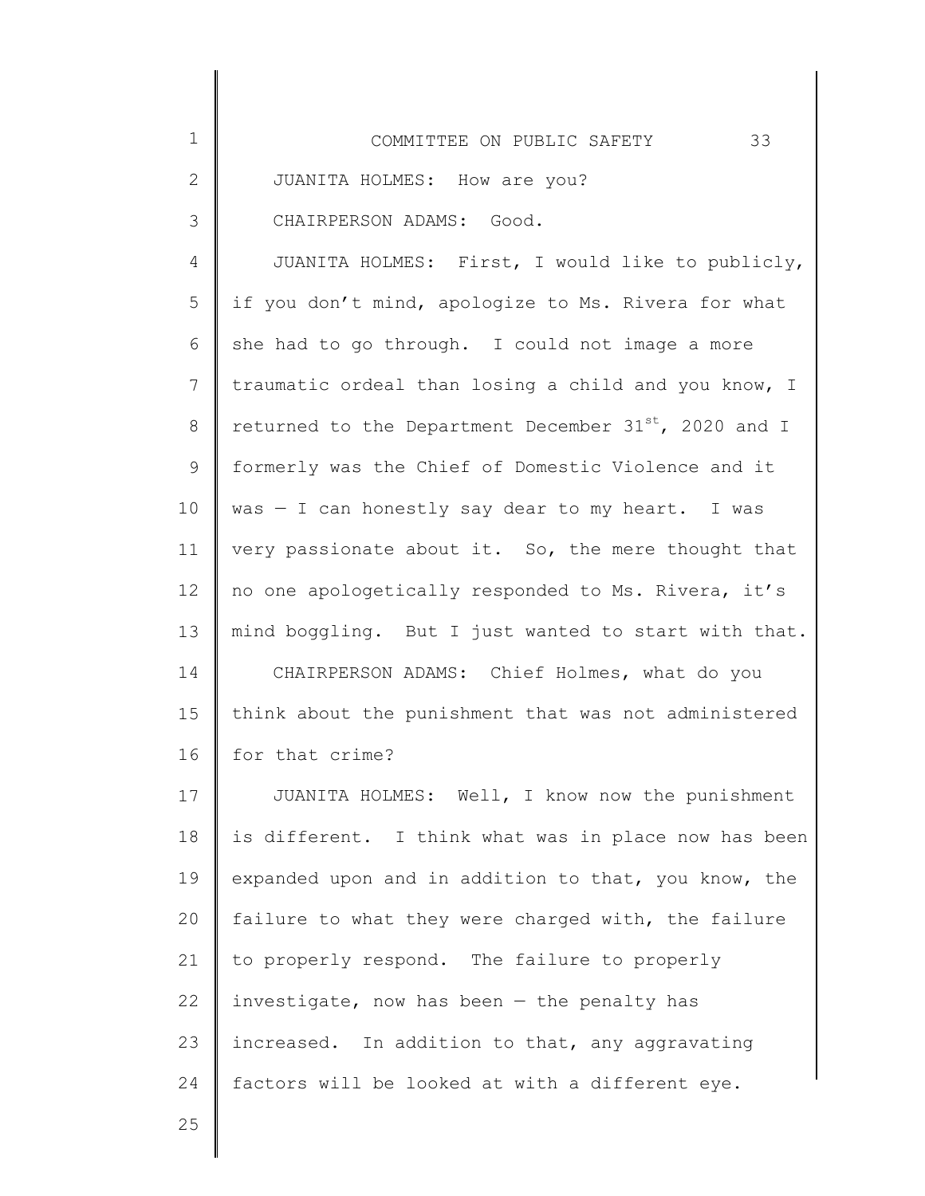JUANITA HOLMES: How are you?

CHAIRPERSON ADAMS: Good.

JUANITA HOLMES: First, I would like to publicly, if you don't mind, apologize to Ms. Rivera for what she had to go through. I could not image a more traumatic ordeal than losing a child and you know, I returned to the Department December 31st, 2020 and I formerly was the Chief of Domestic Violence and it was — I can honestly say dear to my heart. I was very passionate about it. So, the mere thought that no one apologetically responded to Ms. Rivera, it's mind boggling. But I just wanted to start with that.

CHAIRPERSON ADAMS: Chief Holmes, what do you think about the punishment that was not administered for that crime?

JUANITA HOLMES: Well, I know now the punishment is different. I think what was in place now has been expanded upon and in addition to that, you know, the failure to what they were charged with, the failure to properly respond. The failure to properly investigate, now has been — the penalty has increased. In addition to that, any aggravating factors will be looked at with a different eye.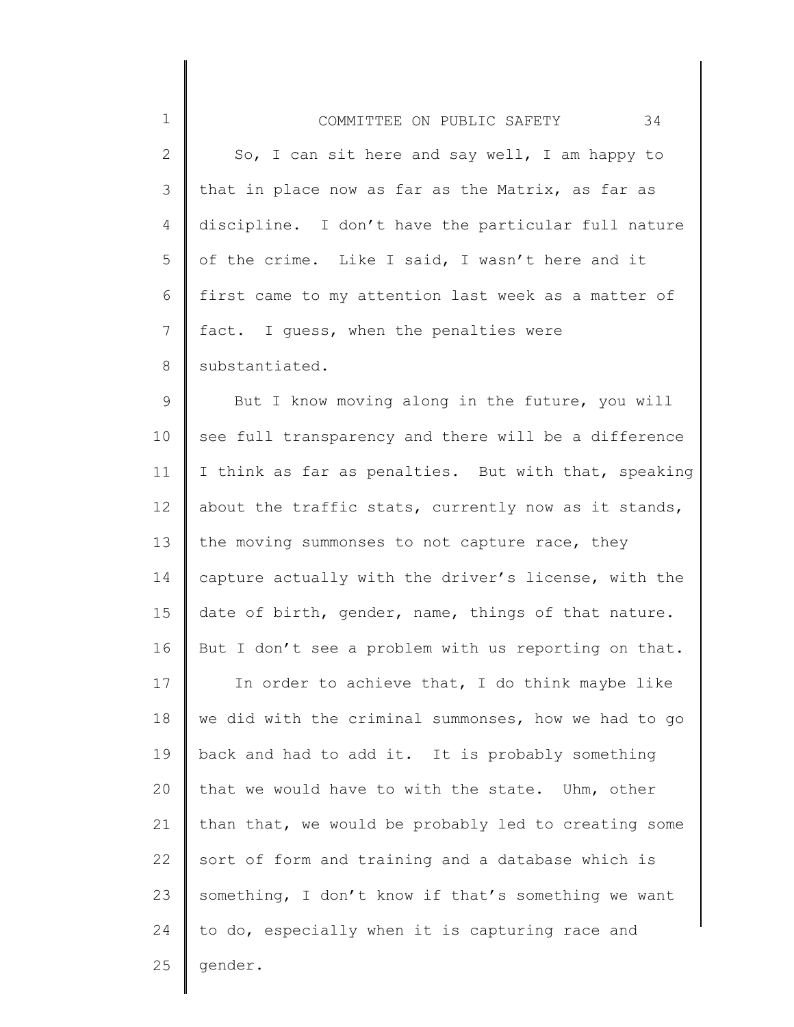So, I can sit here and say well, I am happy to that in place now as far as the Matrix, as far as discipline. I don't have the particular full nature of the crime. Like I said, I wasn't here and it first came to my attention last week as a matter of fact. I guess, when the penalties were substantiated.

But I know moving along in the future, you will see full transparency and there will be a difference I think as far as penalties. But with that, speaking about the traffic stats, currently now as it stands, the moving summonses to not capture race, they capture actually with the driver's license, with the date of birth, gender, name, things of that nature. But I don't see a problem with us reporting on that.

In order to achieve that, I do think maybe like we did with the criminal summonses, how we had to go back and had to add it. It is probably something that we would have to with the state. Uhm, other than that, we would be probably led to creating some sort of form and training and a database which is something, I don't know if that's something we want to do, especially when it is capturing race and gender.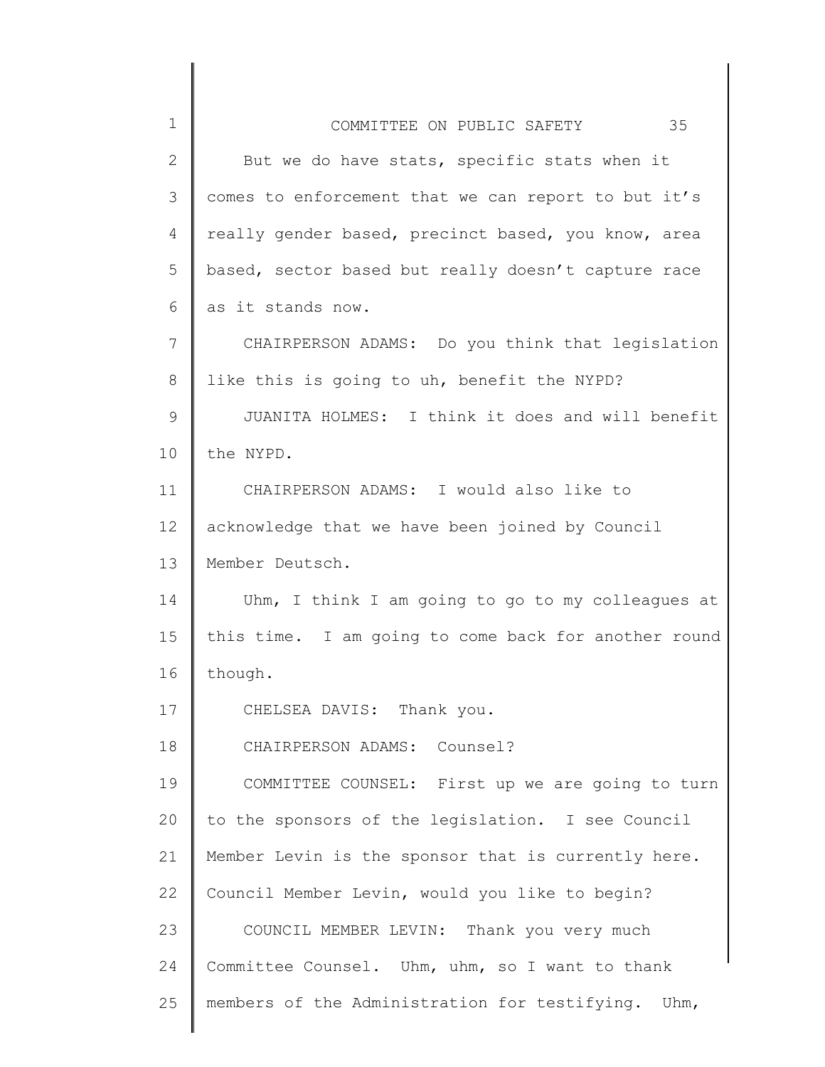But we do have stats, specific stats when it comes to enforcement that we can report to but it's really gender based, precinct based, you know, area based, sector based but really doesn't capture race as it stands now.

CHAIRPERSON ADAMS: Do you think that legislation like this is going to uh, benefit the NYPD?

JUANITA HOLMES: I think it does and will benefit the NYPD.

CHAIRPERSON ADAMS: I would also like to acknowledge that we have been joined by Council Member Deutsch.

Uhm, I think I am going to go to my colleagues at this time. I am going to come back for another round though.

CHELSEA DAVIS: Thank you.

CHAIRPERSON ADAMS: Counsel?

COMMITTEE COUNSEL: First up we are going to turn to the sponsors of the legislation. I see Council Member Levin is the sponsor that is currently here. Council Member Levin, would you like to begin?

COUNCIL MEMBER LEVIN: Thank you very much Committee Counsel. Uhm, uhm, so I want to thank members of the Administration for testifying. Uhm,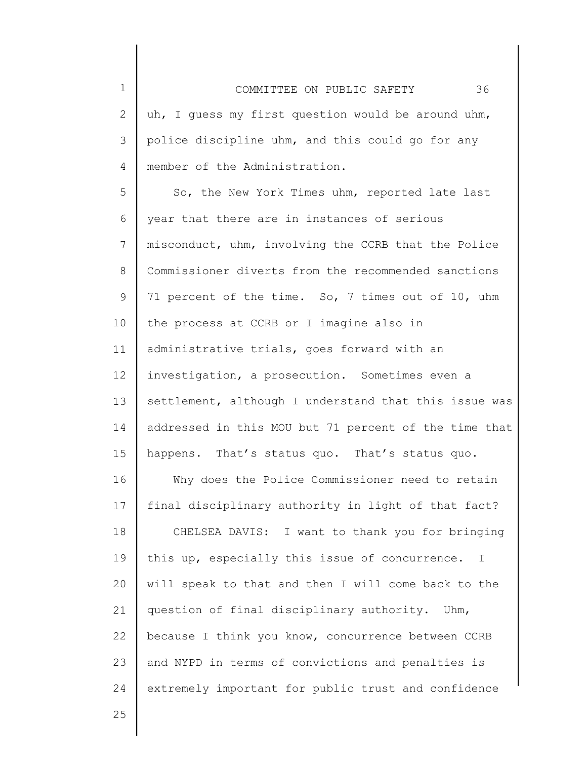uh, I guess my first question would be around uhm, police discipline uhm, and this could go for any member of the Administration.

So, the New York Times uhm, reported late last year that there are in instances of serious misconduct, uhm, involving the CCRB that the Police Commissioner diverts from the recommended sanctions 71 percent of the time. So, 7 times out of 10, uhm the process at CCRB or I imagine also in administrative trials, goes forward with an investigation, a prosecution. Sometimes even a settlement, although I understand that this issue was addressed in this MOU but 71 percent of the time that happens. That's status quo. That's status quo.

Why does the Police Commissioner need to retain final disciplinary authority in light of that fact?

CHELSEA DAVIS: I want to thank you for bringing this up, especially this issue of concurrence. I will speak to that and then I will come back to the question of final disciplinary authority. Uhm, because I think you know, concurrence between CCRB and NYPD in terms of convictions and penalties is extremely important for public trust and confidence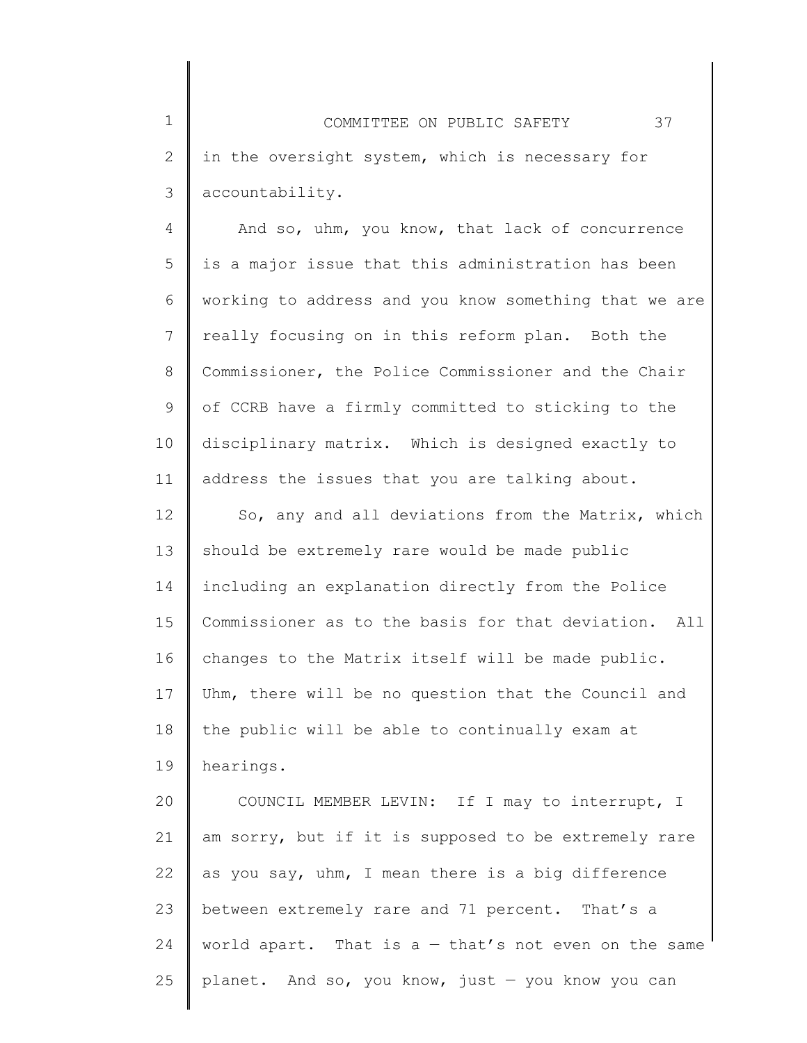in the oversight system, which is necessary for accountability.

And so, uhm, you know, that lack of concurrence is a major issue that this administration has been working to address and you know something that we are really focusing on in this reform plan. Both the Commissioner, the Police Commissioner and the Chair of CCRB have a firmly committed to sticking to the disciplinary matrix. Which is designed exactly to address the issues that you are talking about.

So, any and all deviations from the Matrix, which should be extremely rare would be made public including an explanation directly from the Police Commissioner as to the basis for that deviation. All changes to the Matrix itself will be made public. Uhm, there will be no question that the Council and the public will be able to continually exam at hearings.

COUNCIL MEMBER LEVIN: If I may to interrupt, I am sorry, but if it is supposed to be extremely rare as you say, uhm, I mean there is a big difference between extremely rare and 71 percent. That's a world apart. That is a — that's not even on the same planet. And so, you know, just — you know you can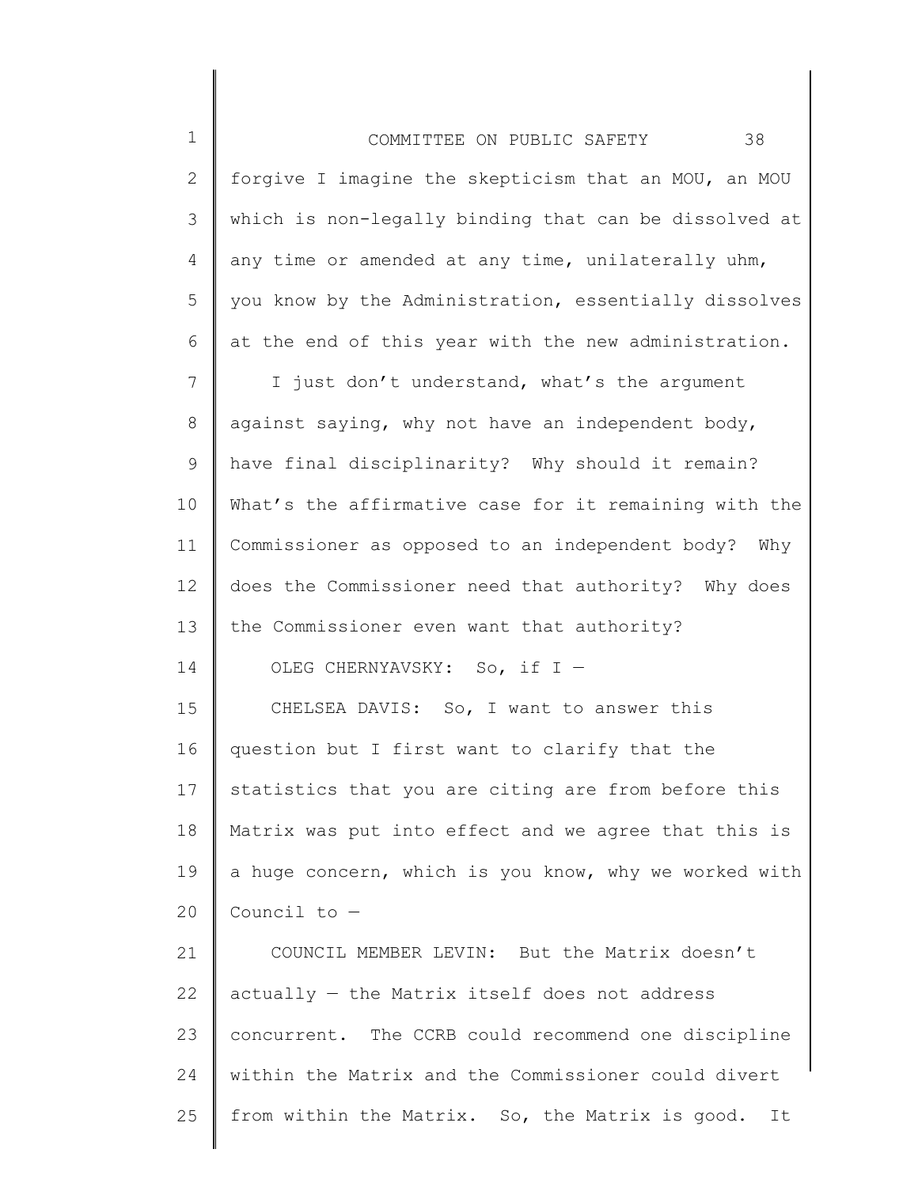forgive I imagine the skepticism that an MOU, an MOU which is non-legally binding that can be dissolved at any time or amended at any time, unilaterally uhm, you know by the Administration, essentially dissolves at the end of this year with the new administration.

I just don't understand, what's the argument against saying, why not have an independent body, have final disciplinarity? Why should it remain? What's the affirmative case for it remaining with the Commissioner as opposed to an independent body? Why does the Commissioner need that authority? Why does the Commissioner even want that authority?

OLEG CHERNYAVSKY: So, if I —

CHELSEA DAVIS: So, I want to answer this question but I first want to clarify that the statistics that you are citing are from before this Matrix was put into effect and we agree that this is a huge concern, which is you know, why we worked with Council to —

COUNCIL MEMBER LEVIN: But the Matrix doesn't actually — the Matrix itself does not address concurrent. The CCRB could recommend one discipline within the Matrix and the Commissioner could divert from within the Matrix. So, the Matrix is good. It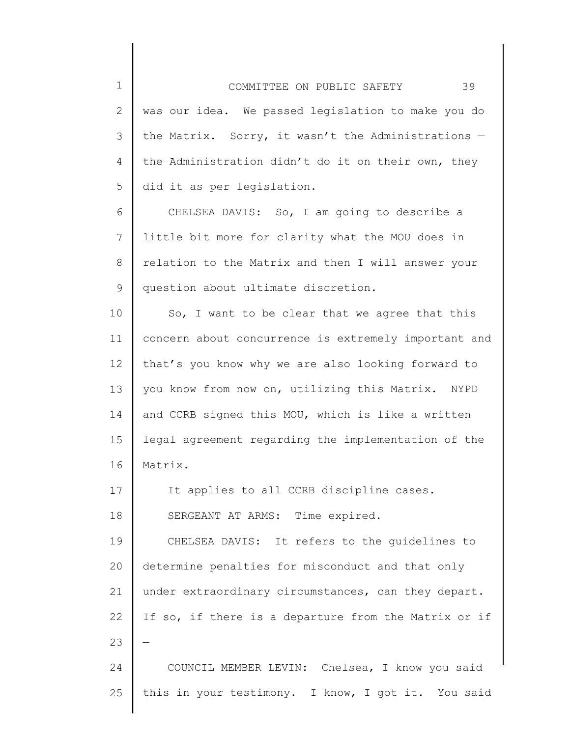was our idea. We passed legislation to make you do the Matrix. Sorry, it wasn't the Administrations — the Administration didn't do it on their own, they did it as per legislation.

CHELSEA DAVIS: So, I am going to describe a little bit more for clarity what the MOU does in relation to the Matrix and then I will answer your question about ultimate discretion.

So, I want to be clear that we agree that this concern about concurrence is extremely important and that's you know why we are also looking forward to you know from now on, utilizing this Matrix. NYPD and CCRB signed this MOU, which is like a written legal agreement regarding the implementation of the Matrix.

It applies to all CCRB discipline cases.

SERGEANT AT ARMS: Time expired.

CHELSEA DAVIS: It refers to the guidelines to determine penalties for misconduct and that only under extraordinary circumstances, can they depart. If so, if there is a departure from the Matrix or if —

COUNCIL MEMBER LEVIN: Chelsea, I know you said this in your testimony. I know, I got it. You said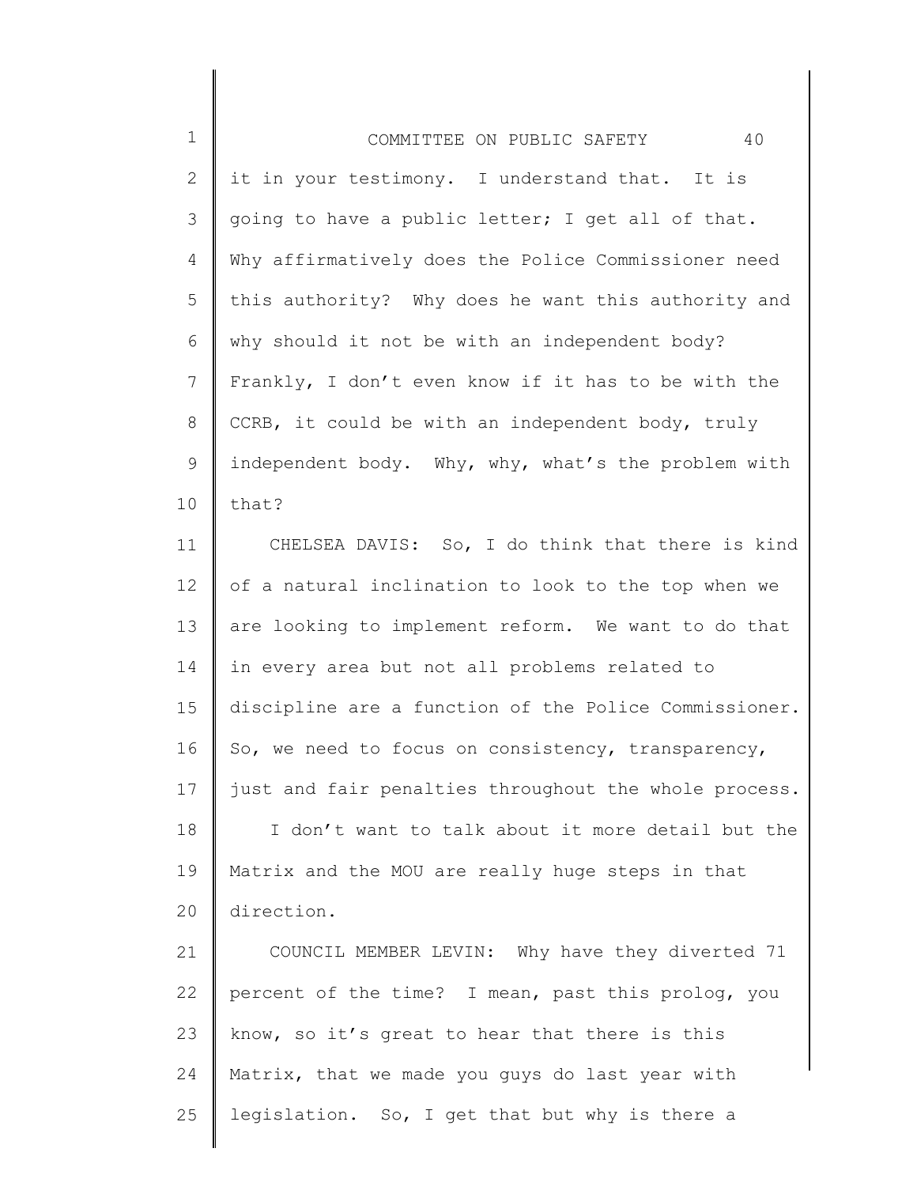it in your testimony. I understand that. It is going to have a public letter; I get all of that. Why affirmatively does the Police Commissioner need this authority? Why does he want this authority and why should it not be with an independent body? Frankly, I don't even know if it has to be with the CCRB, it could be with an independent body, truly independent body. Why, why, what's the problem with that?

CHELSEA DAVIS: So, I do think that there is kind of a natural inclination to look to the top when we are looking to implement reform. We want to do that in every area but not all problems related to discipline are a function of the Police Commissioner. So, we need to focus on consistency, transparency, just and fair penalties throughout the whole process.

I don't want to talk about it more detail but the Matrix and the MOU are really huge steps in that direction.

COUNCIL MEMBER LEVIN: Why have they diverted 71 percent of the time? I mean, past this prolog, you know, so it's great to hear that there is this Matrix, that we made you guys do last year with legislation. So, I get that but why is there a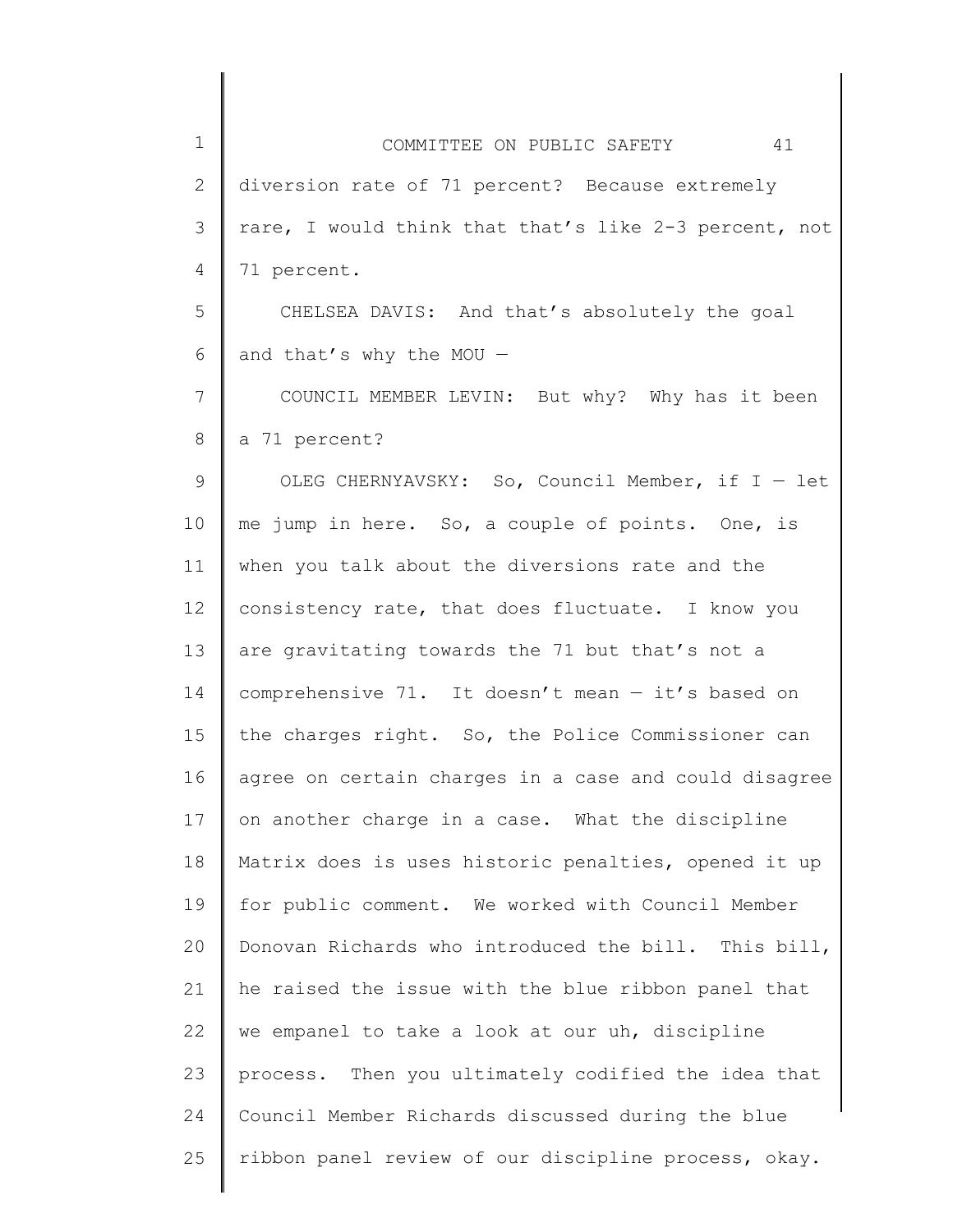diversion rate of 71 percent? Because extremely rare, I would think that that's like 2-3 percent, not 71 percent.

CHELSEA DAVIS: And that's absolutely the goal and that's why the MOU —

COUNCIL MEMBER LEVIN: But why? Why has it been a 71 percent?

OLEG CHERNYAVSKY: So, Council Member, if I — let me jump in here. So, a couple of points. One, is when you talk about the diversions rate and the consistency rate, that does fluctuate. I know you are gravitating towards the 71 but that's not a comprehensive 71. It doesn't mean — it's based on the charges right. So, the Police Commissioner can agree on certain charges in a case and could disagree on another charge in a case. What the discipline Matrix does is uses historic penalties, opened it up for public comment. We worked with Council Member Donovan Richards who introduced the bill. This bill, he raised the issue with the blue ribbon panel that we empanel to take a look at our uh, discipline process. Then you ultimately codified the idea that Council Member Richards discussed during the blue ribbon panel review of our discipline process, okay.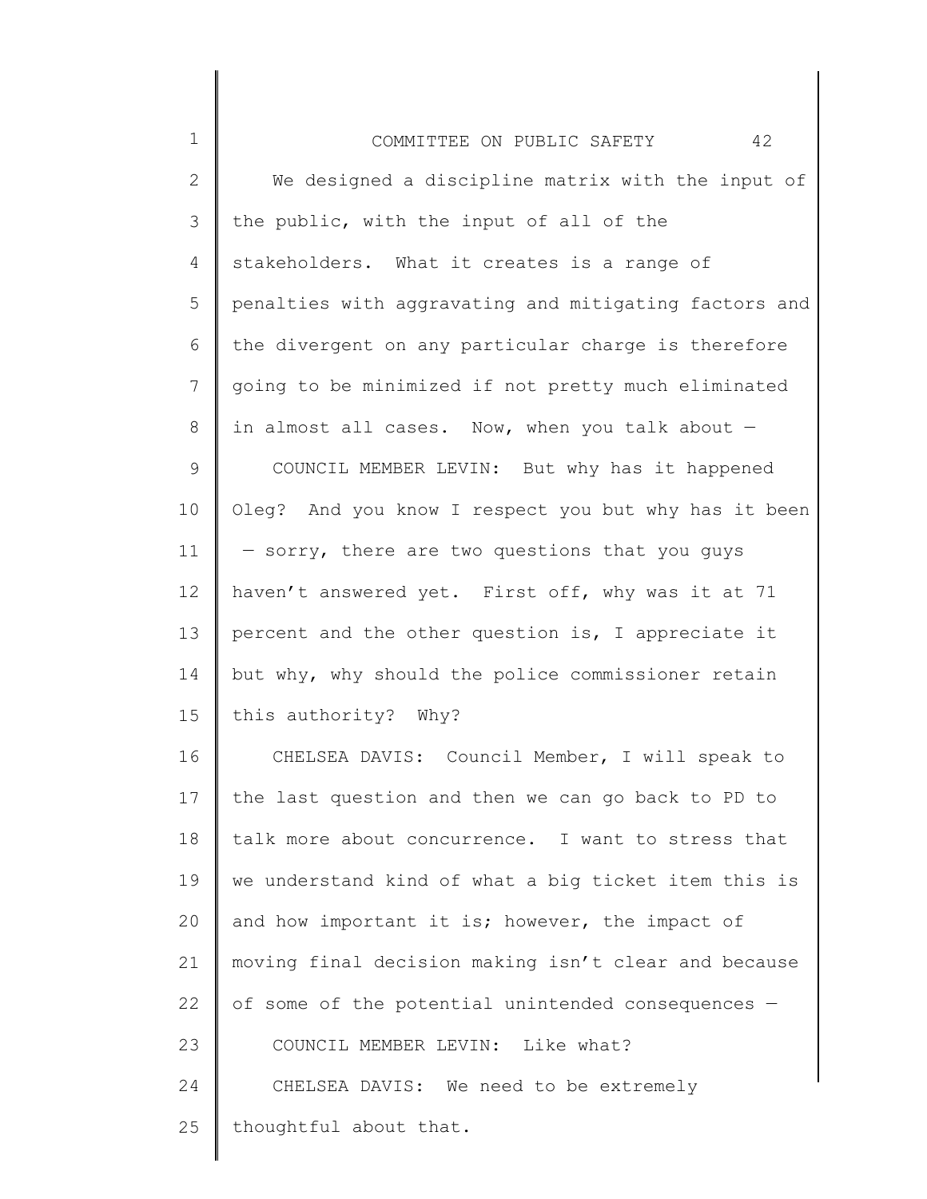We designed a discipline matrix with the input of the public, with the input of all of the stakeholders. What it creates is a range of penalties with aggravating and mitigating factors and the divergent on any particular charge is therefore going to be minimized if not pretty much eliminated in almost all cases. Now, when you talk about —

COUNCIL MEMBER LEVIN: But why has it happened Oleg? And you know I respect you but why has it been — sorry, there are two questions that you guys haven't answered yet. First off, why was it at 71 percent and the other question is, I appreciate it but why, why should the police commissioner retain this authority? Why?

CHELSEA DAVIS: Council Member, I will speak to the last question and then we can go back to PD to talk more about concurrence. I want to stress that we understand kind of what a big ticket item this is and how important it is; however, the impact of moving final decision making isn't clear and because of some of the potential unintended consequences —

COUNCIL MEMBER LEVIN: Like what?

CHELSEA DAVIS: We need to be extremely thoughtful about that.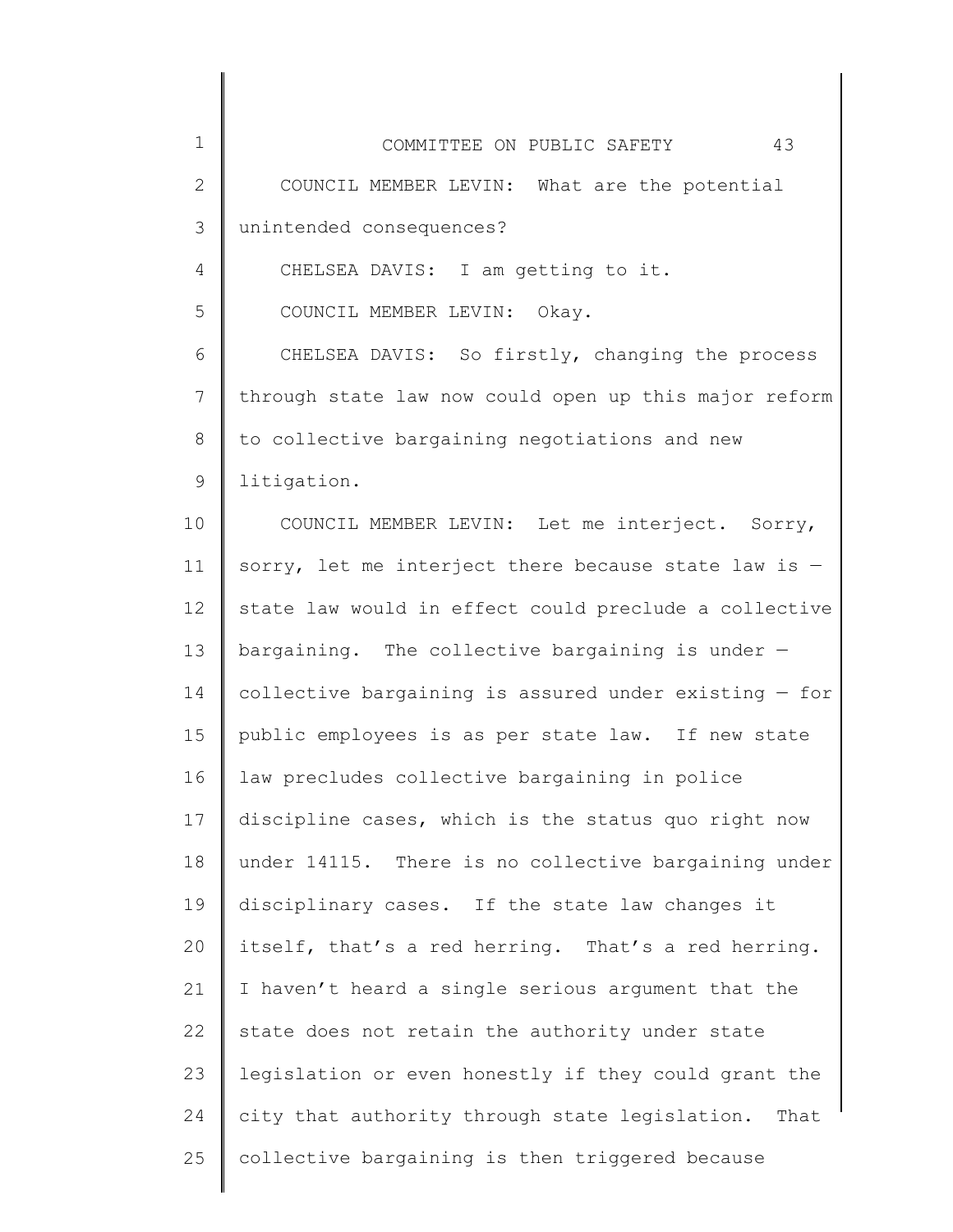COUNCIL MEMBER LEVIN: What are the potential unintended consequences?

CHELSEA DAVIS: I am getting to it.

COUNCIL MEMBER LEVIN: Okay.

CHELSEA DAVIS: So firstly, changing the process through state law now could open up this major reform to collective bargaining negotiations and new litigation.

COUNCIL MEMBER LEVIN: Let me interject. Sorry, sorry, let me interject there because state law is — state law would in effect could preclude a collective bargaining. The collective bargaining is under — collective bargaining is assured under existing — for public employees is as per state law. If new state law precludes collective bargaining in police discipline cases, which is the status quo right now under 14115. There is no collective bargaining under disciplinary cases. If the state law changes it itself, that's a red herring. That's a red herring. I haven't heard a single serious argument that the state does not retain the authority under state legislation or even honestly if they could grant the city that authority through state legislation. That collective bargaining is then triggered because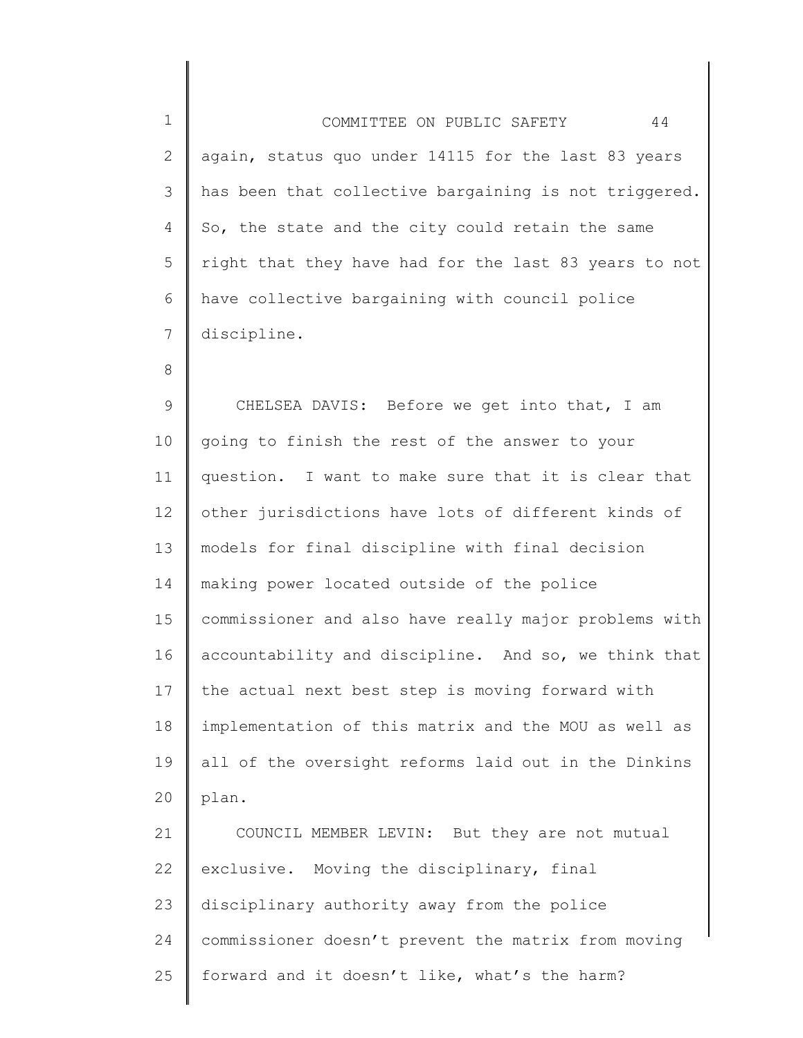again, status quo under 14115 for the last 83 years has been that collective bargaining is not triggered. So, the state and the city could retain the same right that they have had for the last 83 years to not have collective bargaining with council police discipline.

CHELSEA DAVIS: Before we get into that, I am going to finish the rest of the answer to your question. I want to make sure that it is clear that other jurisdictions have lots of different kinds of models for final discipline with final decision making power located outside of the police commissioner and also have really major problems with accountability and discipline. And so, we think that the actual next best step is moving forward with implementation of this matrix and the MOU as well as all of the oversight reforms laid out in the Dinkins plan.

COUNCIL MEMBER LEVIN: But they are not mutual exclusive. Moving the disciplinary, final disciplinary authority away from the police commissioner doesn't prevent the matrix from moving forward and it doesn't like, what's the harm?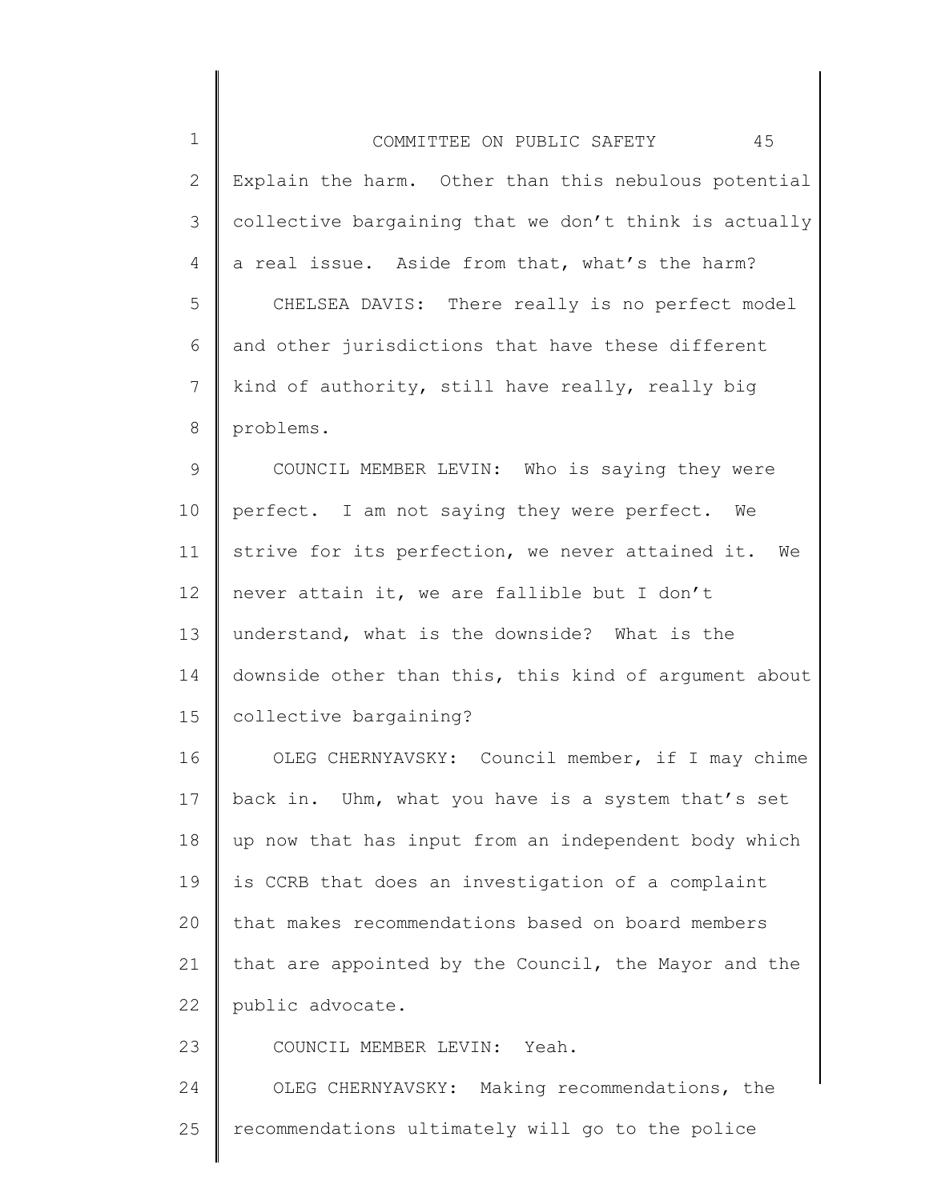Explain the harm. Other than this nebulous potential collective bargaining that we don't think is actually a real issue. Aside from that, what's the harm?

CHELSEA DAVIS: There really is no perfect model and other jurisdictions that have these different kind of authority, still have really, really big problems.

COUNCIL MEMBER LEVIN: Who is saying they were perfect. I am not saying they were perfect. We strive for its perfection, we never attained it. We never attain it, we are fallible but I don't understand, what is the downside? What is the downside other than this, this kind of argument about collective bargaining?

OLEG CHERNYAVSKY: Council member, if I may chime back in. Uhm, what you have is a system that's set up now that has input from an independent body which is CCRB that does an investigation of a complaint that makes recommendations based on board members that are appointed by the Council, the Mayor and the public advocate.

COUNCIL MEMBER LEVIN: Yeah.

OLEG CHERNYAVSKY: Making recommendations, the recommendations ultimately will go to the police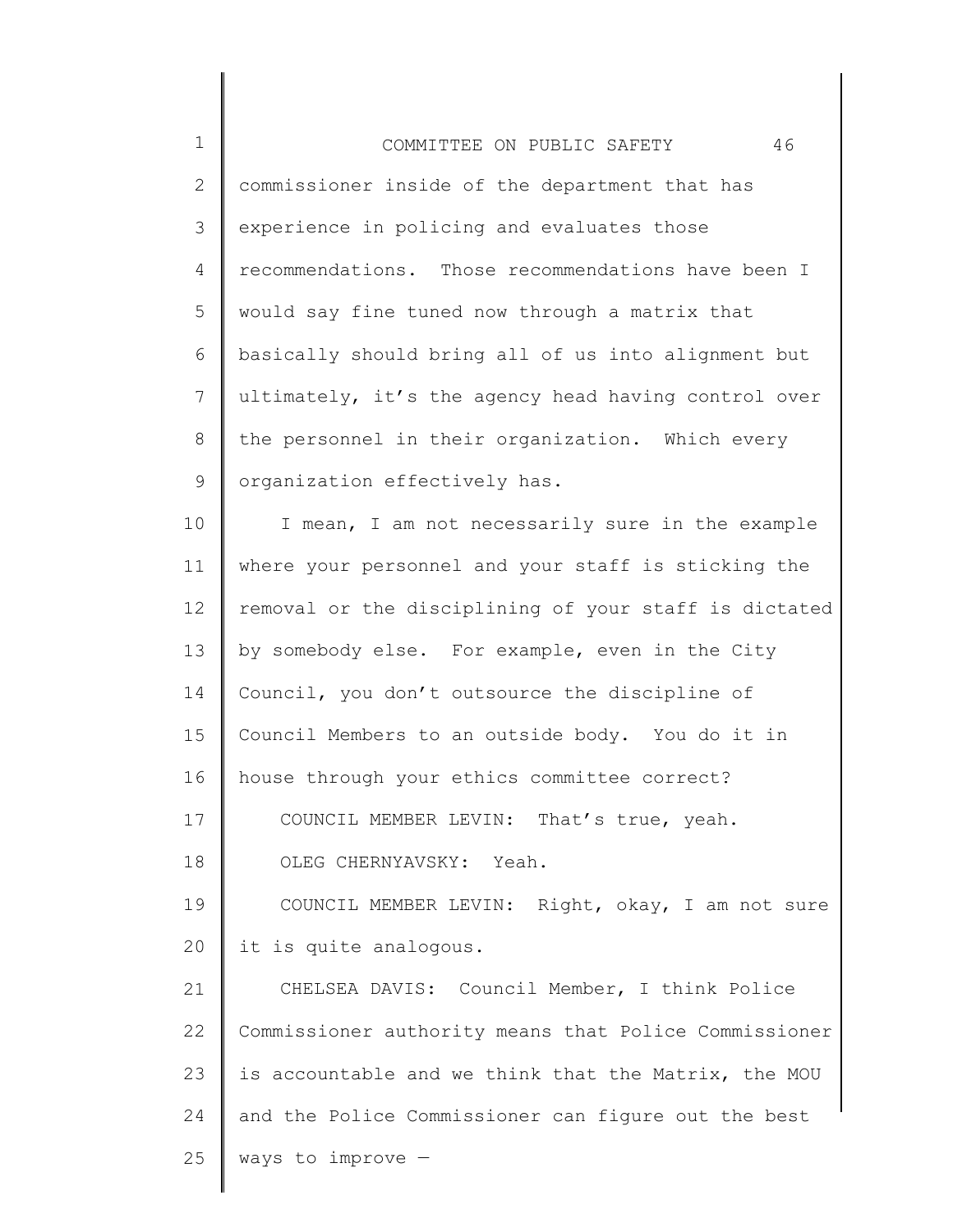commissioner inside of the department that has experience in policing and evaluates those recommendations. Those recommendations have been I would say fine tuned now through a matrix that basically should bring all of us into alignment but ultimately, it's the agency head having control over the personnel in their organization. Which every organization effectively has.

I mean, I am not necessarily sure in the example where your personnel and your staff is sticking the removal or the disciplining of your staff is dictated by somebody else. For example, even in the City Council, you don't outsource the discipline of Council Members to an outside body. You do it in house through your ethics committee correct?

COUNCIL MEMBER LEVIN: That's true, yeah.

OLEG CHERNYAVSKY: Yeah.

COUNCIL MEMBER LEVIN: Right, okay, I am not sure it is quite analogous.

CHELSEA DAVIS: Council Member, I think Police Commissioner authority means that Police Commissioner is accountable and we think that the Matrix, the MOU and the Police Commissioner can figure out the best ways to improve —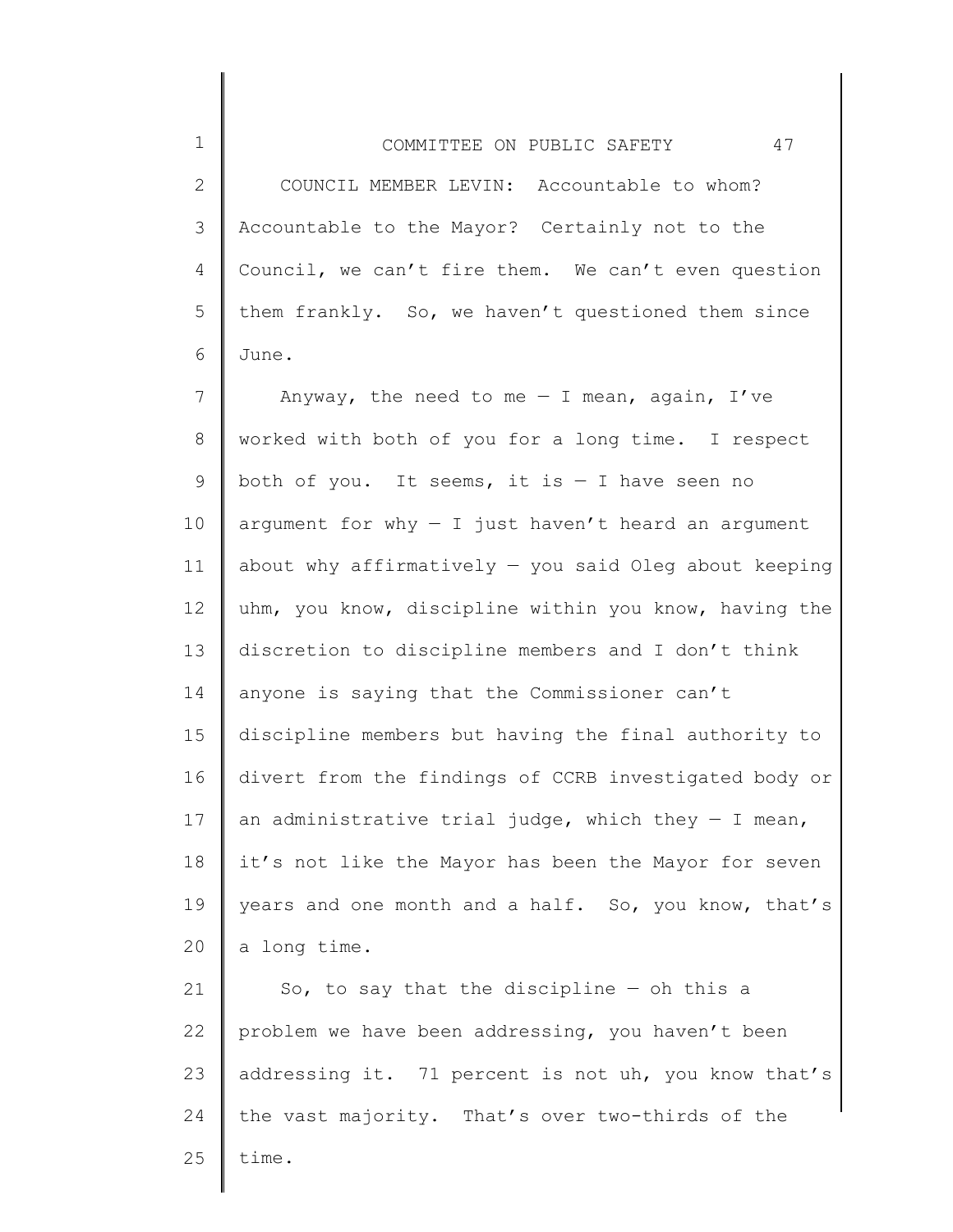COUNCIL MEMBER LEVIN: Accountable to whom? Accountable to the Mayor? Certainly not to the Council, we can't fire them. We can't even question them frankly. So, we haven't questioned them since June.

Anyway, the need to me — I mean, again, I've worked with both of you for a long time. I respect both of you. It seems, it is — I have seen no argument for why — I just haven't heard an argument about why affirmatively — you said Oleg about keeping uhm, you know, discipline within you know, having the discretion to discipline members and I don't think anyone is saying that the Commissioner can't discipline members but having the final authority to divert from the findings of CCRB investigated body or an administrative trial judge, which they — I mean, it's not like the Mayor has been the Mayor for seven years and one month and a half. So, you know, that's a long time.

So, to say that the discipline — oh this a problem we have been addressing, you haven't been addressing it. 71 percent is not uh, you know that's the vast majority. That's over two-thirds of the time.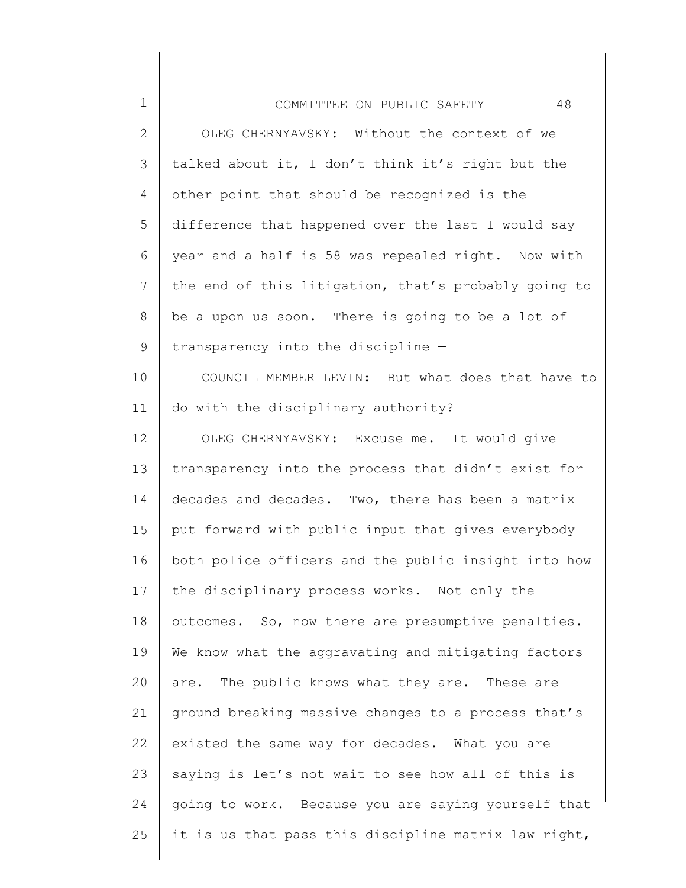OLEG CHERNYAVSKY: Without the context of we talked about it, I don't think it's right but the other point that should be recognized is the difference that happened over the last I would say year and a half is 58 was repealed right. Now with the end of this litigation, that's probably going to be a upon us soon. There is going to be a lot of transparency into the discipline —

COUNCIL MEMBER LEVIN: But what does that have to do with the disciplinary authority?

OLEG CHERNYAVSKY: Excuse me. It would give transparency into the process that didn't exist for decades and decades. Two, there has been a matrix put forward with public input that gives everybody both police officers and the public insight into how the disciplinary process works. Not only the outcomes. So, now there are presumptive penalties. We know what the aggravating and mitigating factors are. The public knows what they are. These are ground breaking massive changes to a process that's existed the same way for decades. What you are saying is let's not wait to see how all of this is going to work. Because you are saying yourself that it is us that pass this discipline matrix law right,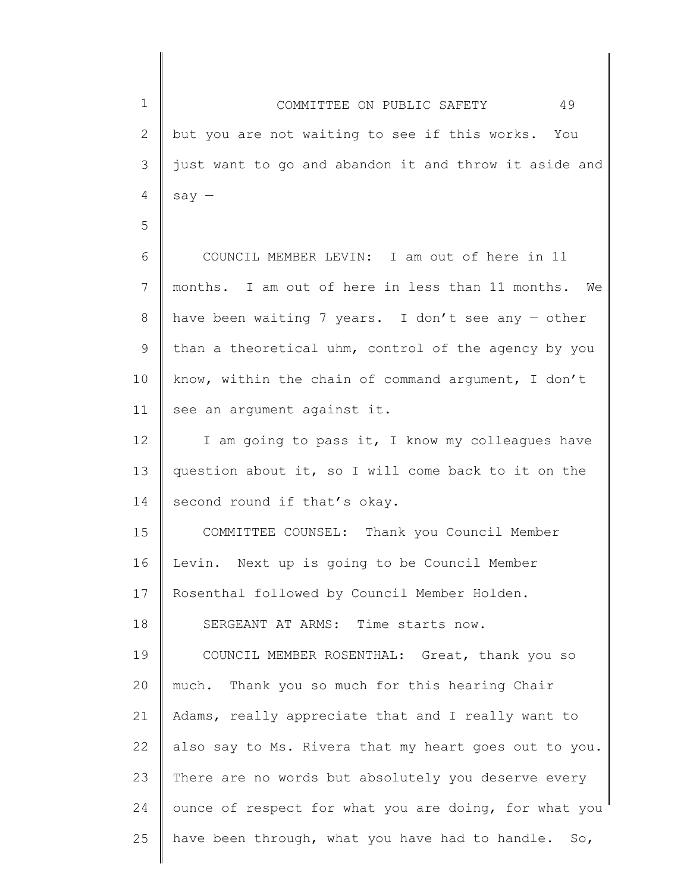but you are not waiting to see if this works. You just want to go and abandon it and throw it aside and say —

COUNCIL MEMBER LEVIN: I am out of here in 11 months. I am out of here in less than 11 months. We have been waiting 7 years. I don't see any — other than a theoretical uhm, control of the agency by you know, within the chain of command argument, I don't see an argument against it.

I am going to pass it, I know my colleagues have question about it, so I will come back to it on the second round if that's okay.

COMMITTEE COUNSEL: Thank you Council Member Levin. Next up is going to be Council Member Rosenthal followed by Council Member Holden.

SERGEANT AT ARMS: Time starts now.

COUNCIL MEMBER ROSENTHAL: Great, thank you so much. Thank you so much for this hearing Chair Adams, really appreciate that and I really want to also say to Ms. Rivera that my heart goes out to you. There are no words but absolutely you deserve every ounce of respect for what you are doing, for what you have been through, what you have had to handle. So,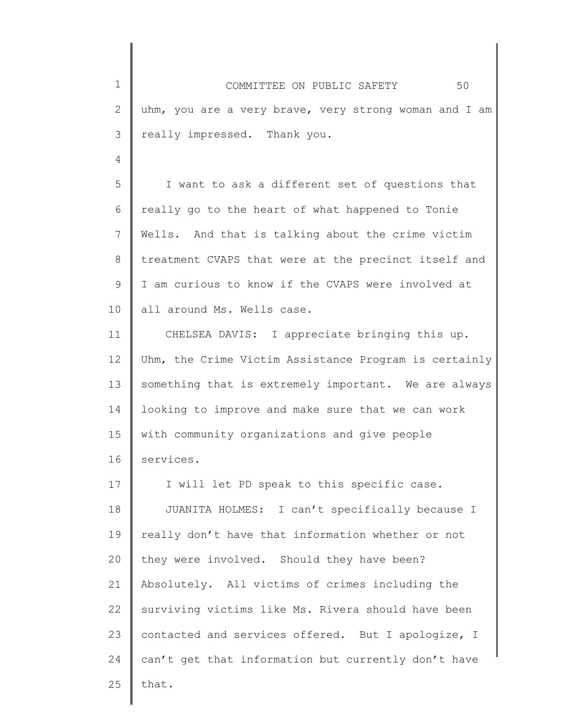uhm, you are a very brave, very strong woman and I am really impressed. Thank you.

I want to ask a different set of questions that really go to the heart of what happened to Tonie Wells. And that is talking about the crime victim treatment CVAPS that were at the precinct itself and I am curious to know if the CVAPS were involved at all around Ms. Wells case.

CHELSEA DAVIS: I appreciate bringing this up. Uhm, the Crime Victim Assistance Program is certainly something that is extremely important. We are always looking to improve and make sure that we can work with community organizations and give people services.

I will let PD speak to this specific case.

JUANITA HOLMES: I can't specifically because I really don't have that information whether or not they were involved. Should they have been? Absolutely. All victims of crimes including the surviving victims like Ms. Rivera should have been contacted and services offered. But I apologize, I can't get that information but currently don't have that.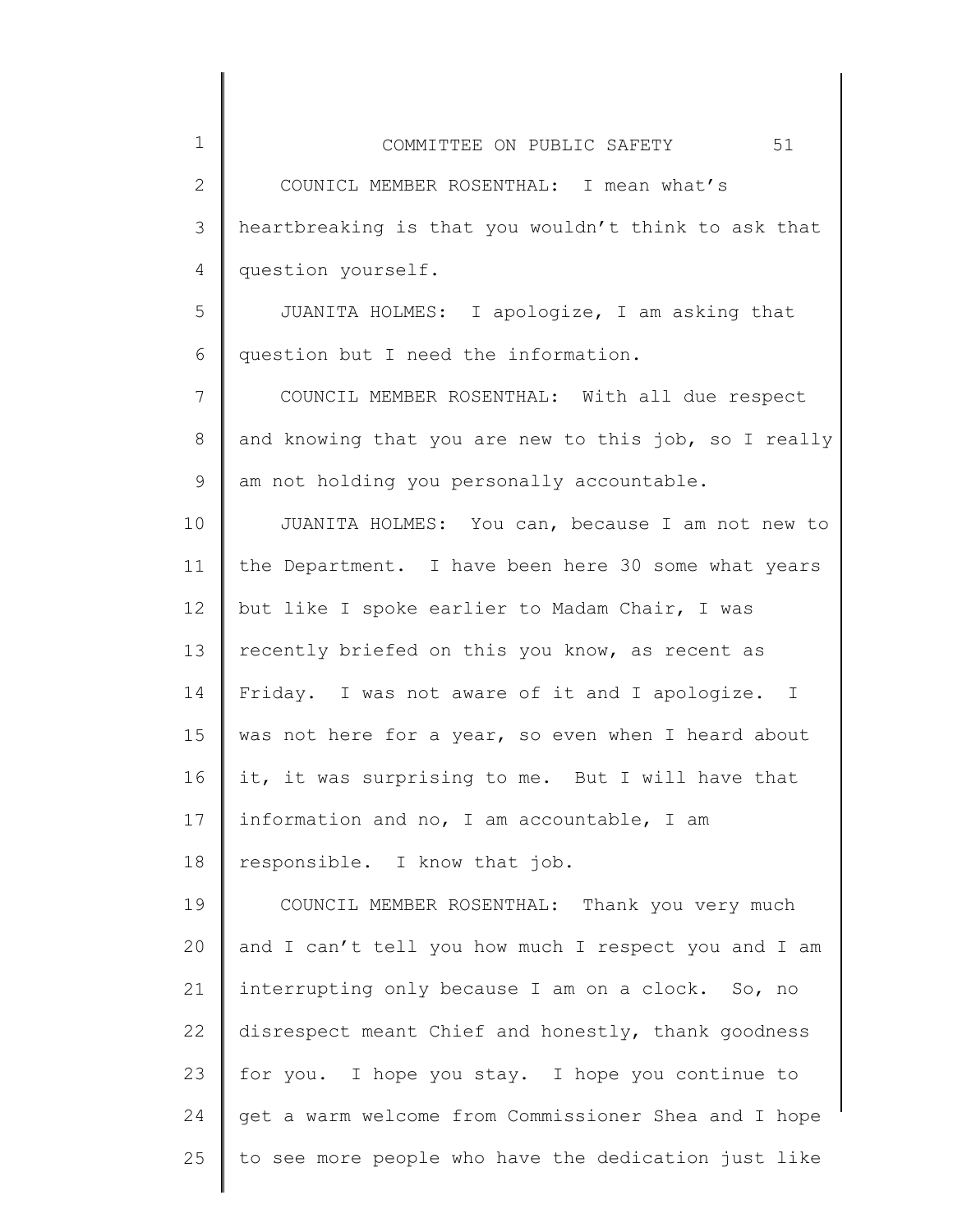COUNICL MEMBER ROSENTHAL: I mean what's heartbreaking is that you wouldn't think to ask that question yourself.

JUANITA HOLMES: I apologize, I am asking that question but I need the information.

COUNCIL MEMBER ROSENTHAL: With all due respect and knowing that you are new to this job, so I really am not holding you personally accountable.

JUANITA HOLMES: You can, because I am not new to the Department. I have been here 30 some what years but like I spoke earlier to Madam Chair, I was recently briefed on this you know, as recent as Friday. I was not aware of it and I apologize. I was not here for a year, so even when I heard about it, it was surprising to me. But I will have that information and no, I am accountable, I am responsible. I know that job.

COUNCIL MEMBER ROSENTHAL: Thank you very much and I can't tell you how much I respect you and I am interrupting only because I am on a clock. So, no disrespect meant Chief and honestly, thank goodness for you. I hope you stay. I hope you continue to get a warm welcome from Commissioner Shea and I hope to see more people who have the dedication just like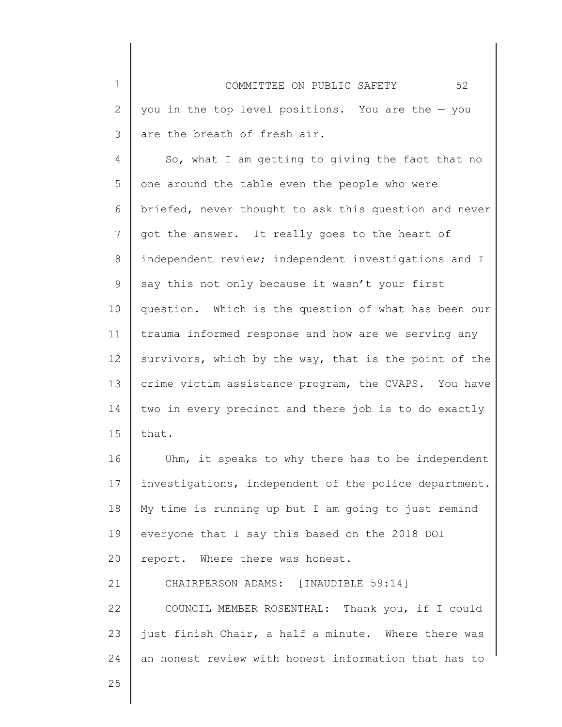you in the top level positions. You are the — you are the breath of fresh air.

So, what I am getting to giving the fact that no one around the table even the people who were briefed, never thought to ask this question and never got the answer. It really goes to the heart of independent review; independent investigations and I say this not only because it wasn't your first question. Which is the question of what has been our trauma informed response and how are we serving any survivors, which by the way, that is the point of the crime victim assistance program, the CVAPS. You have two in every precinct and there job is to do exactly that.

Uhm, it speaks to why there has to be independent investigations, independent of the police department. My time is running up but I am going to just remind everyone that I say this based on the 2018 DOI report. Where there was honest.

CHAIRPERSON ADAMS: [INAUDIBLE 59:14]

COUNCIL MEMBER ROSENTHAL: Thank you, if I could just finish Chair, a half a minute. Where there was an honest review with honest information that has to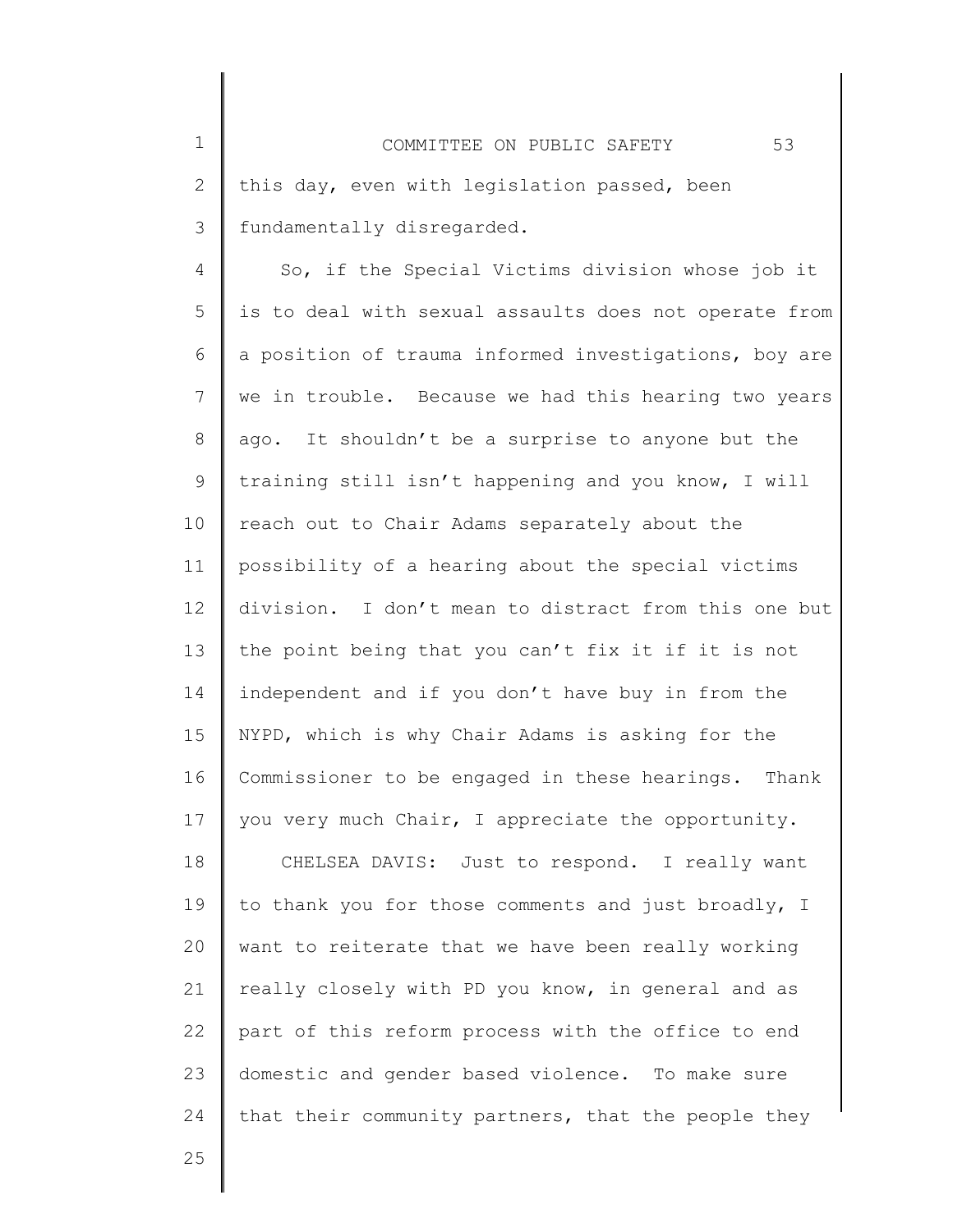this day, even with legislation passed, been fundamentally disregarded.

So, if the Special Victims division whose job it is to deal with sexual assaults does not operate from a position of trauma informed investigations, boy are we in trouble. Because we had this hearing two years ago. It shouldn't be a surprise to anyone but the training still isn't happening and you know, I will reach out to Chair Adams separately about the possibility of a hearing about the special victims division. I don't mean to distract from this one but the point being that you can't fix it if it is not independent and if you don't have buy in from the NYPD, which is why Chair Adams is asking for the Commissioner to be engaged in these hearings. Thank you very much Chair, I appreciate the opportunity.

CHELSEA DAVIS: Just to respond. I really want to thank you for those comments and just broadly, I want to reiterate that we have been really working really closely with PD you know, in general and as part of this reform process with the office to end domestic and gender based violence. To make sure that their community partners, that the people they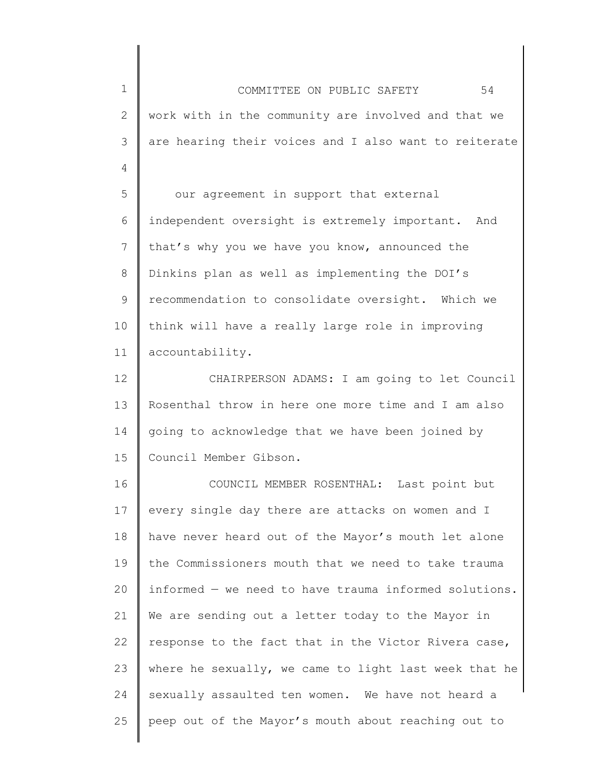work with in the community are involved and that we are hearing their voices and I also want to reiterate our agreement in support that external independent oversight is extremely important. And that's why you we have you know, announced the Dinkins plan as well as implementing the DOI's recommendation to consolidate oversight. Which we think will have a really large role in improving accountability.

CHAIRPERSON ADAMS: I am going to let Council Rosenthal throw in here one more time and I am also going to acknowledge that we have been joined by Council Member Gibson.

COUNCIL MEMBER ROSENTHAL: Last point but every single day there are attacks on women and I have never heard out of the Mayor's mouth let alone the Commissioners mouth that we need to take trauma informed — we need to have trauma informed solutions. We are sending out a letter today to the Mayor in response to the fact that in the Victor Rivera case, where he sexually, we came to light last week that he sexually assaulted ten women. We have not heard a peep out of the Mayor's mouth about reaching out to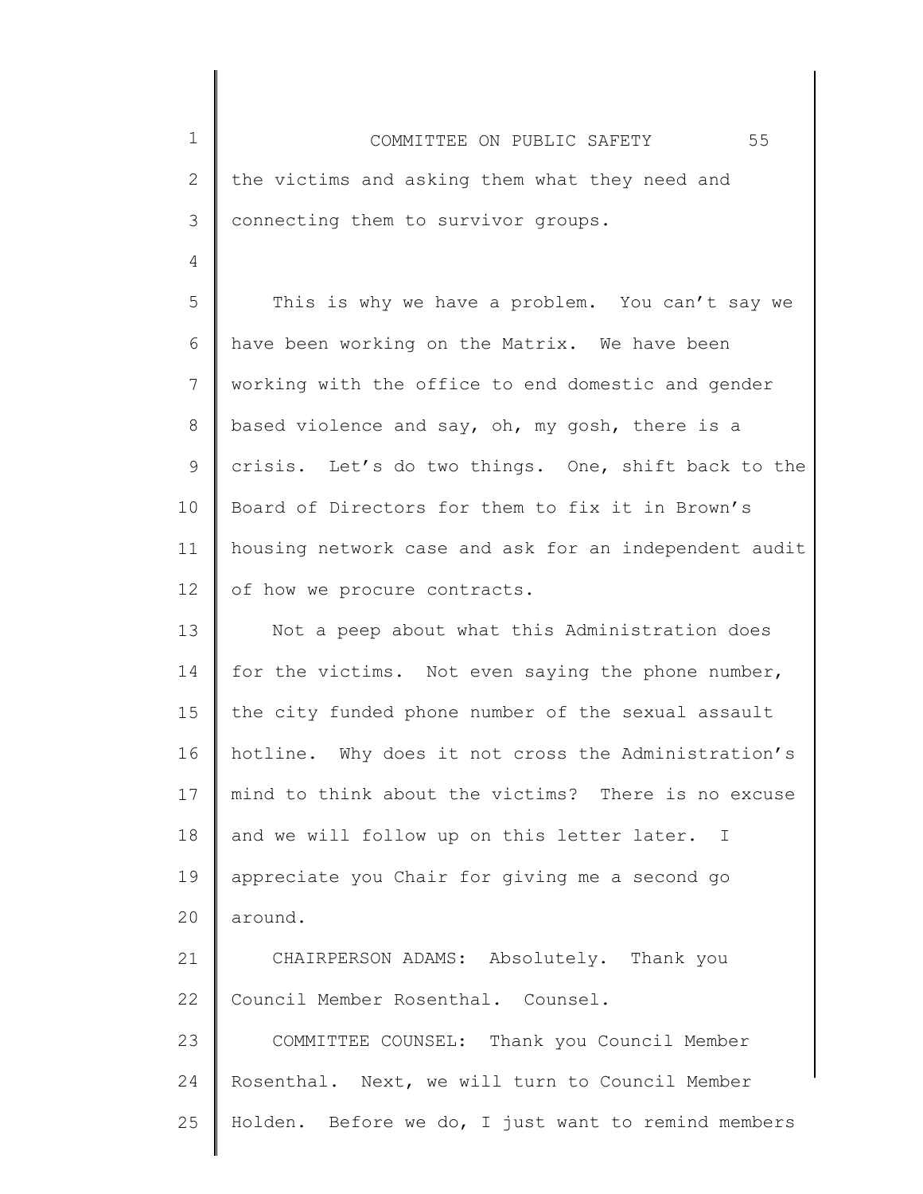the victims and asking them what they need and connecting them to survivor groups.

This is why we have a problem. You can't say we have been working on the Matrix. We have been working with the office to end domestic and gender based violence and say, oh, my gosh, there is a crisis. Let's do two things. One, shift back to the Board of Directors for them to fix it in Brown's housing network case and ask for an independent audit of how we procure contracts.

Not a peep about what this Administration does for the victims. Not even saying the phone number, the city funded phone number of the sexual assault hotline. Why does it not cross the Administration's mind to think about the victims? There is no excuse and we will follow up on this letter later. I appreciate you Chair for giving me a second go around.

CHAIRPERSON ADAMS: Absolutely. Thank you Council Member Rosenthal. Counsel.

COMMITTEE COUNSEL: Thank you Council Member Rosenthal. Next, we will turn to Council Member Holden. Before we do, I just want to remind members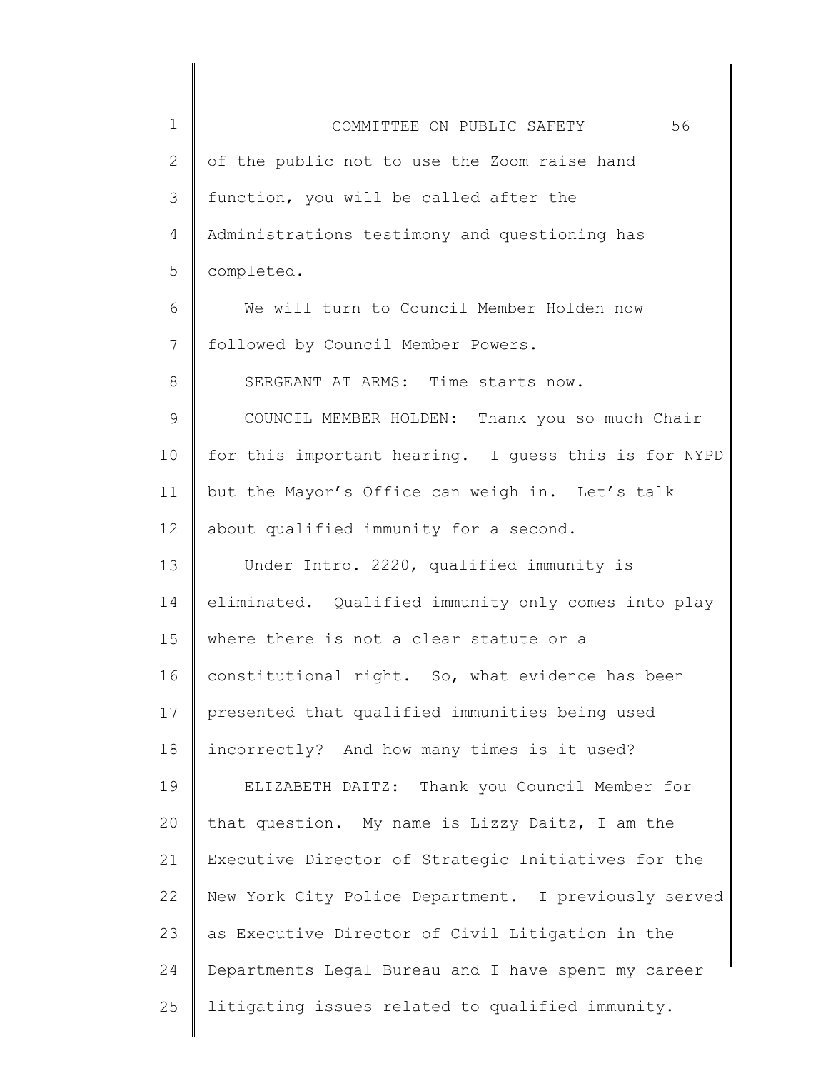of the public not to use the Zoom raise hand function, you will be called after the Administrations testimony and questioning has completed.

We will turn to Council Member Holden now followed by Council Member Powers.

SERGEANT AT ARMS: Time starts now.

COUNCIL MEMBER HOLDEN: Thank you so much Chair for this important hearing. I guess this is for NYPD but the Mayor's Office can weigh in. Let's talk about qualified immunity for a second.

Under Intro. 2220, qualified immunity is eliminated. Qualified immunity only comes into play where there is not a clear statute or a constitutional right. So, what evidence has been presented that qualified immunities being used incorrectly? And how many times is it used?

ELIZABETH DAITZ: Thank you Council Member for that question. My name is Lizzy Daitz, I am the Executive Director of Strategic Initiatives for the New York City Police Department. I previously served as Executive Director of Civil Litigation in the Departments Legal Bureau and I have spent my career litigating issues related to qualified immunity.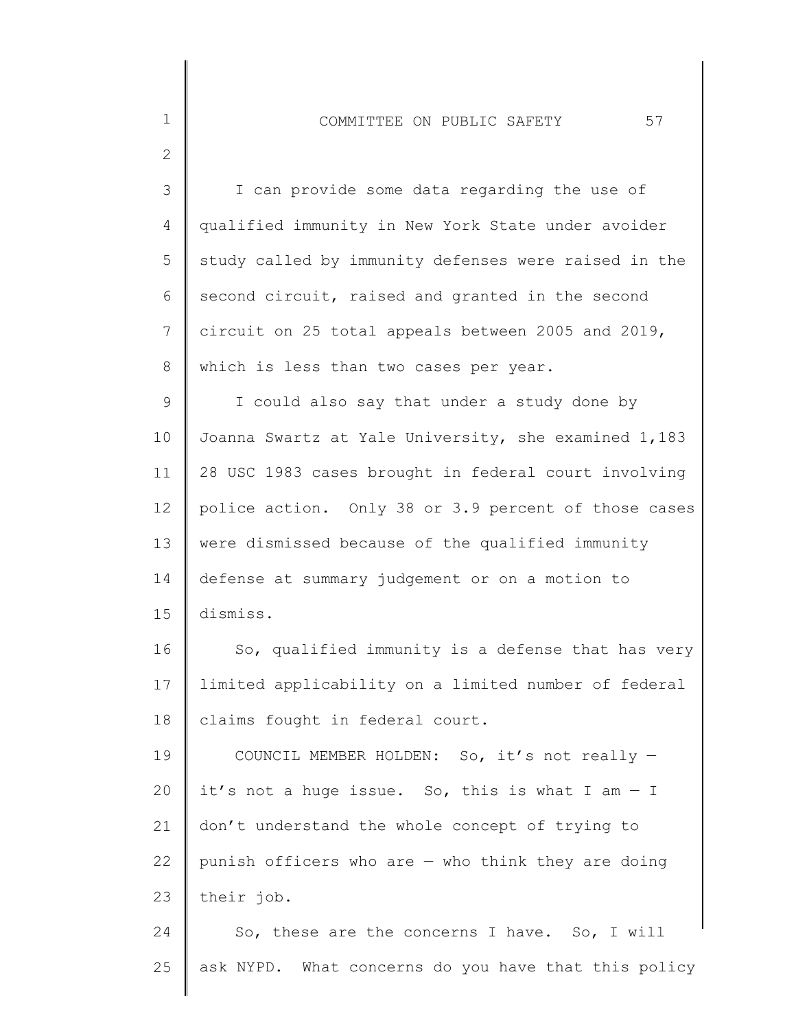I can provide some data regarding the use of qualified immunity in New York State under avoider study called by immunity defenses were raised in the second circuit, raised and granted in the second circuit on 25 total appeals between 2005 and 2019, which is less than two cases per year.

I could also say that under a study done by Joanna Swartz at Yale University, she examined 1,183 28 USC 1983 cases brought in federal court involving police action. Only 38 or 3.9 percent of those cases were dismissed because of the qualified immunity defense at summary judgement or on a motion to dismiss.

So, qualified immunity is a defense that has very limited applicability on a limited number of federal claims fought in federal court.

COUNCIL MEMBER HOLDEN: So, it's not really — it's not a huge issue. So, this is what I am — I don't understand the whole concept of trying to punish officers who are — who think they are doing their job.

So, these are the concerns I have. So, I will ask NYPD. What concerns do you have that this policy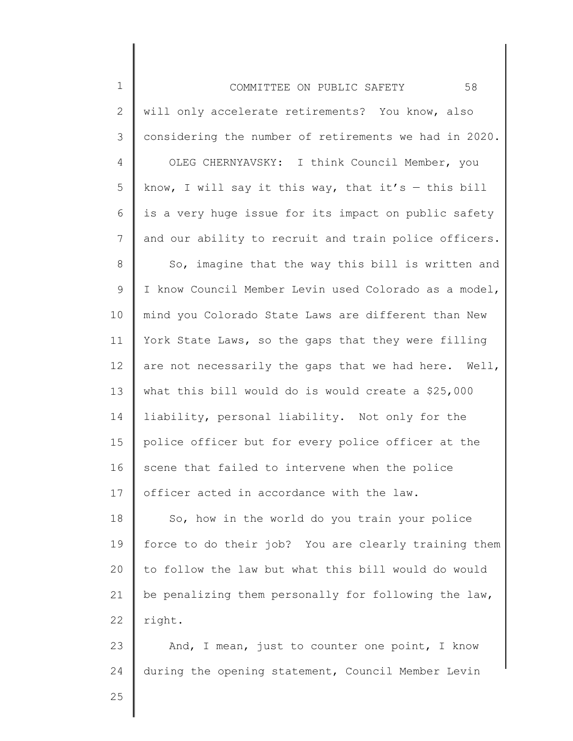will only accelerate retirements? You know, also considering the number of retirements we had in 2020.

OLEG CHERNYAVSKY: I think Council Member, you know, I will say it this way, that it's — this bill is a very huge issue for its impact on public safety and our ability to recruit and train police officers.

So, imagine that the way this bill is written and I know Council Member Levin used Colorado as a model, mind you Colorado State Laws are different than New York State Laws, so the gaps that they were filling are not necessarily the gaps that we had here. Well, what this bill would do is would create a $25,000 liability, personal liability. Not only for the police officer but for every police officer at the scene that failed to intervene when the police officer acted in accordance with the law.

So, how in the world do you train your police force to do their job? You are clearly training them to follow the law but what this bill would do would be penalizing them personally for following the law, right.

And, I mean, just to counter one point, I know during the opening statement, Council Member Levin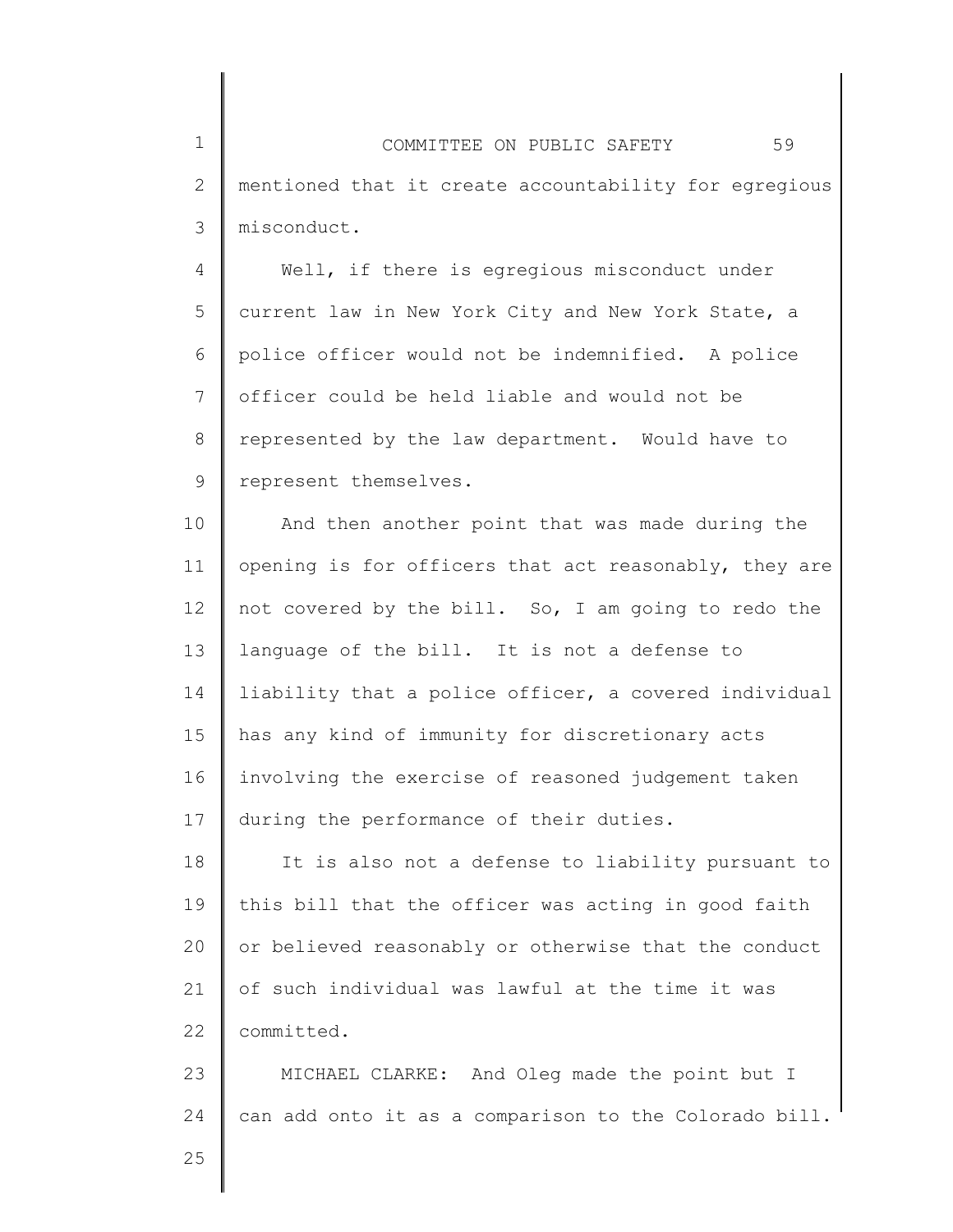mentioned that it create accountability for egregious misconduct.

Well, if there is egregious misconduct under current law in New York City and New York State, a police officer would not be indemnified. A police officer could be held liable and would not be represented by the law department. Would have to represent themselves.

And then another point that was made during the opening is for officers that act reasonably, they are not covered by the bill. So, I am going to redo the language of the bill. It is not a defense to liability that a police officer, a covered individual has any kind of immunity for discretionary acts involving the exercise of reasoned judgement taken during the performance of their duties.

It is also not a defense to liability pursuant to this bill that the officer was acting in good faith or believed reasonably or otherwise that the conduct of such individual was lawful at the time it was committed.

MICHAEL CLARKE: And Oleg made the point but I can add onto it as a comparison to the Colorado bill.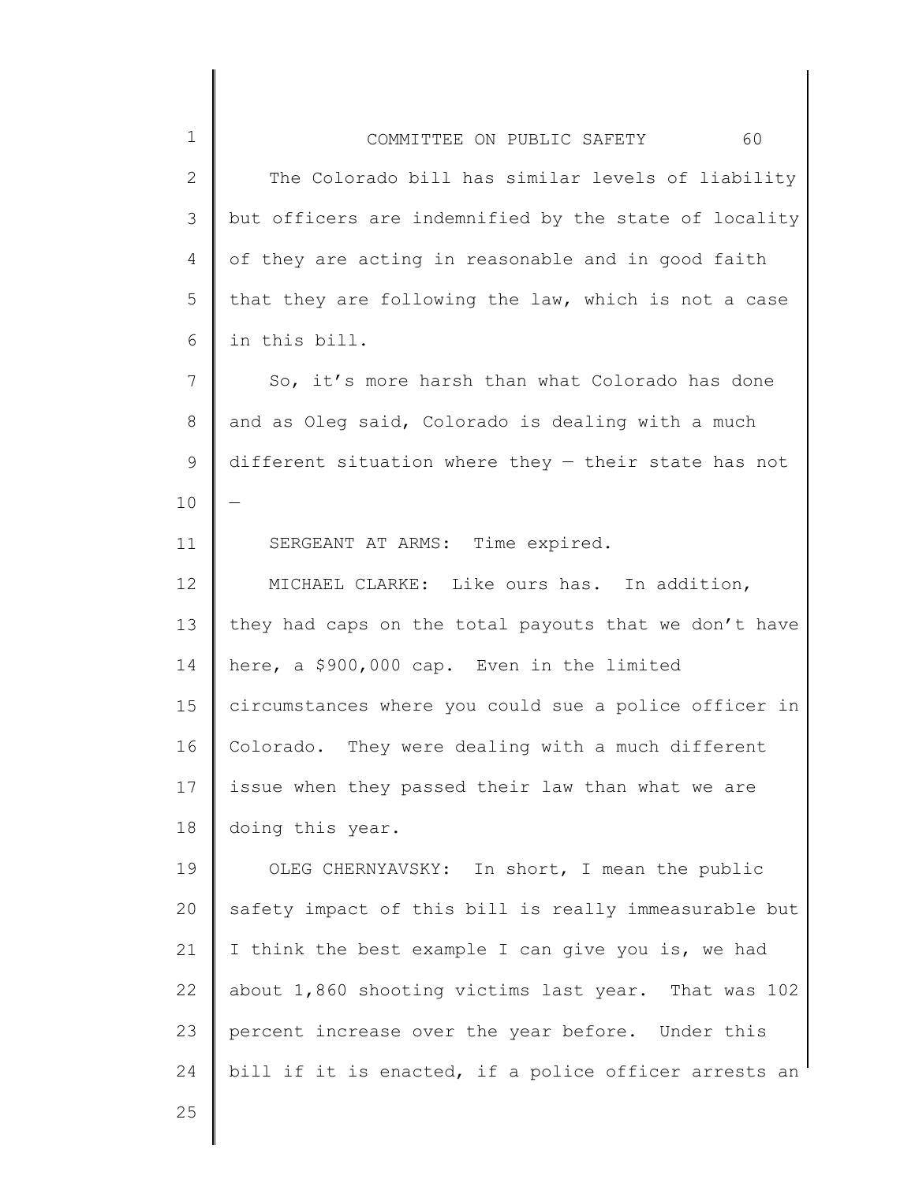The Colorado bill has similar levels of liability but officers are indemnified by the state of locality of they are acting in reasonable and in good faith that they are following the law, which is not a case in this bill.

So, it's more harsh than what Colorado has done and as Oleg said, Colorado is dealing with a much different situation where they — their state has not —

SERGEANT AT ARMS: Time expired.

MICHAEL CLARKE: Like ours has. In addition, they had caps on the total payouts that we don't have here, a $900,000 cap. Even in the limited circumstances where you could sue a police officer in Colorado. They were dealing with a much different issue when they passed their law than what we are doing this year.

OLEG CHERNYAVSKY: In short, I mean the public safety impact of this bill is really immeasurable but I think the best example I can give you is, we had about 1,860 shooting victims last year. That was 102 percent increase over the year before. Under this bill if it is enacted, if a police officer arrests an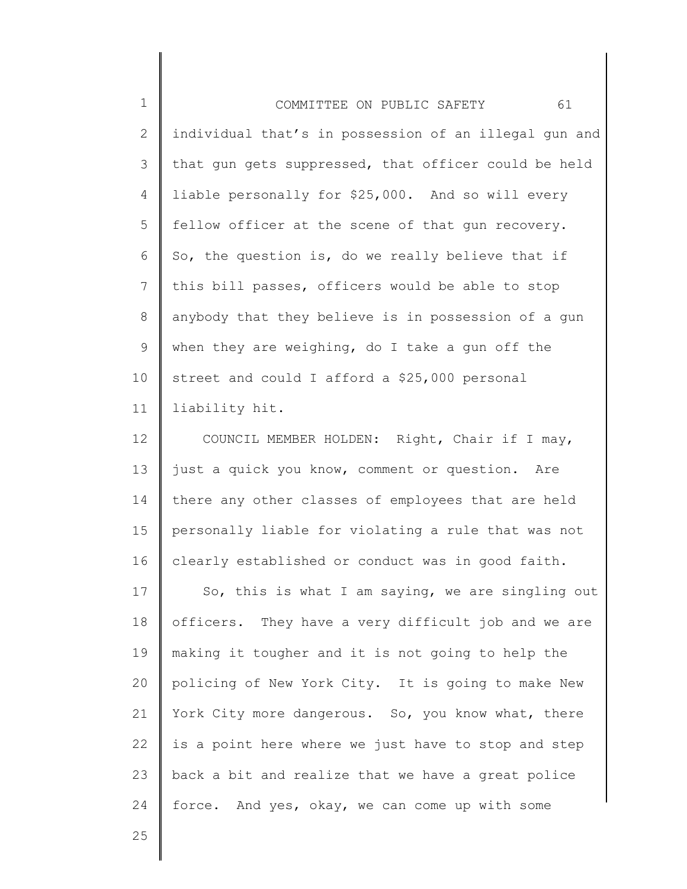individual that's in possession of an illegal gun and that gun gets suppressed, that officer could be held liable personally for $25,000. And so will every fellow officer at the scene of that gun recovery. So, the question is, do we really believe that if this bill passes, officers would be able to stop anybody that they believe is in possession of a gun when they are weighing, do I take a gun off the street and could I afford a $25,000 personal liability hit.

COUNCIL MEMBER HOLDEN: Right, Chair if I may, just a quick you know, comment or question. Are there any other classes of employees that are held personally liable for violating a rule that was not clearly established or conduct was in good faith.

So, this is what I am saying, we are singling out officers. They have a very difficult job and we are making it tougher and it is not going to help the policing of New York City. It is going to make New York City more dangerous. So, you know what, there is a point here where we just have to stop and step back a bit and realize that we have a great police force. And yes, okay, we can come up with some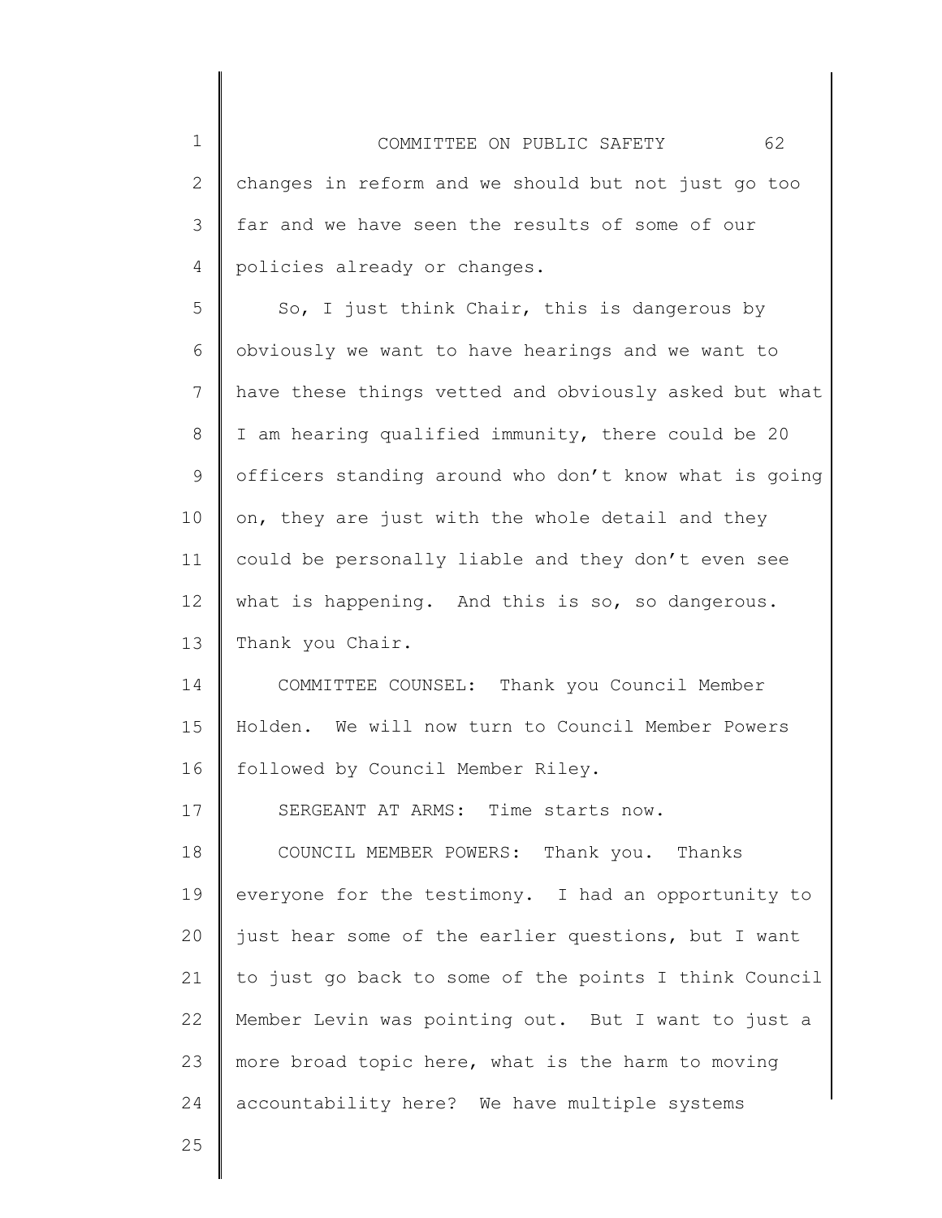changes in reform and we should but not just go too far and we have seen the results of some of our policies already or changes.

So, I just think Chair, this is dangerous by obviously we want to have hearings and we want to have these things vetted and obviously asked but what I am hearing qualified immunity, there could be 20 officers standing around who don't know what is going on, they are just with the whole detail and they could be personally liable and they don't even see what is happening. And this is so, so dangerous. Thank you Chair.

COMMITTEE COUNSEL: Thank you Council Member Holden. We will now turn to Council Member Powers followed by Council Member Riley.

SERGEANT AT ARMS: Time starts now.

COUNCIL MEMBER POWERS: Thank you. Thanks everyone for the testimony. I had an opportunity to just hear some of the earlier questions, but I want to just go back to some of the points I think Council Member Levin was pointing out. But I want to just a more broad topic here, what is the harm to moving accountability here? We have multiple systems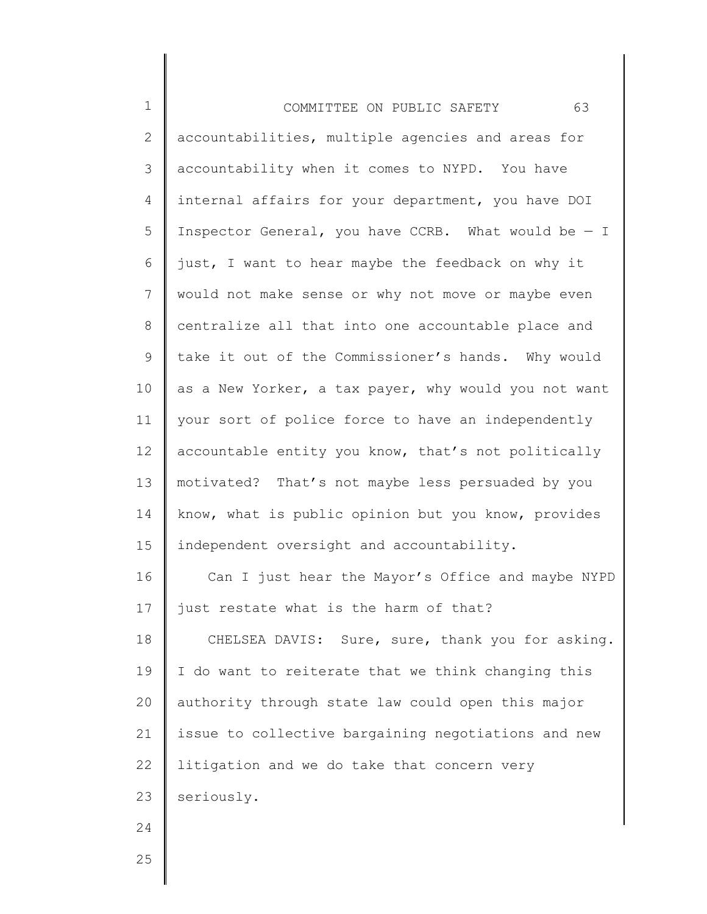accountabilities, multiple agencies and areas for accountability when it comes to NYPD. You have internal affairs for your department, you have DOI Inspector General, you have CCRB. What would be — I just, I want to hear maybe the feedback on why it would not make sense or why not move or maybe even centralize all that into one accountable place and take it out of the Commissioner's hands. Why would as a New Yorker, a tax payer, why would you not want your sort of police force to have an independently accountable entity you know, that's not politically motivated? That's not maybe less persuaded by you know, what is public opinion but you know, provides independent oversight and accountability.

Can I just hear the Mayor's Office and maybe NYPD just restate what is the harm of that?

CHELSEA DAVIS: Sure, sure, thank you for asking. I do want to reiterate that we think changing this authority through state law could open this major issue to collective bargaining negotiations and new litigation and we do take that concern very seriously.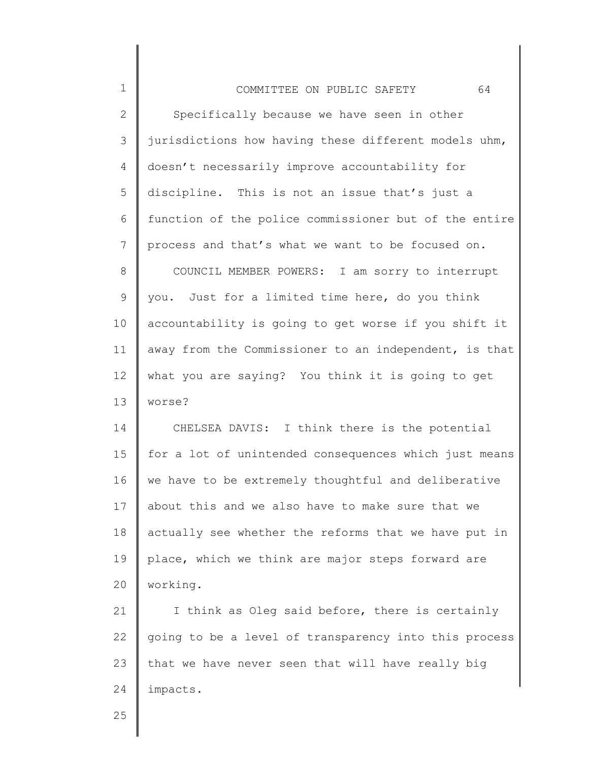Specifically because we have seen in other jurisdictions how having these different models uhm, doesn't necessarily improve accountability for discipline. This is not an issue that's just a function of the police commissioner but of the entire process and that's what we want to be focused on.

COUNCIL MEMBER POWERS: I am sorry to interrupt you. Just for a limited time here, do you think accountability is going to get worse if you shift it away from the Commissioner to an independent, is that what you are saying? You think it is going to get worse?

CHELSEA DAVIS: I think there is the potential for a lot of unintended consequences which just means we have to be extremely thoughtful and deliberative about this and we also have to make sure that we actually see whether the reforms that we have put in place, which we think are major steps forward are working.

I think as Oleg said before, there is certainly going to be a level of transparency into this process that we have never seen that will have really big impacts.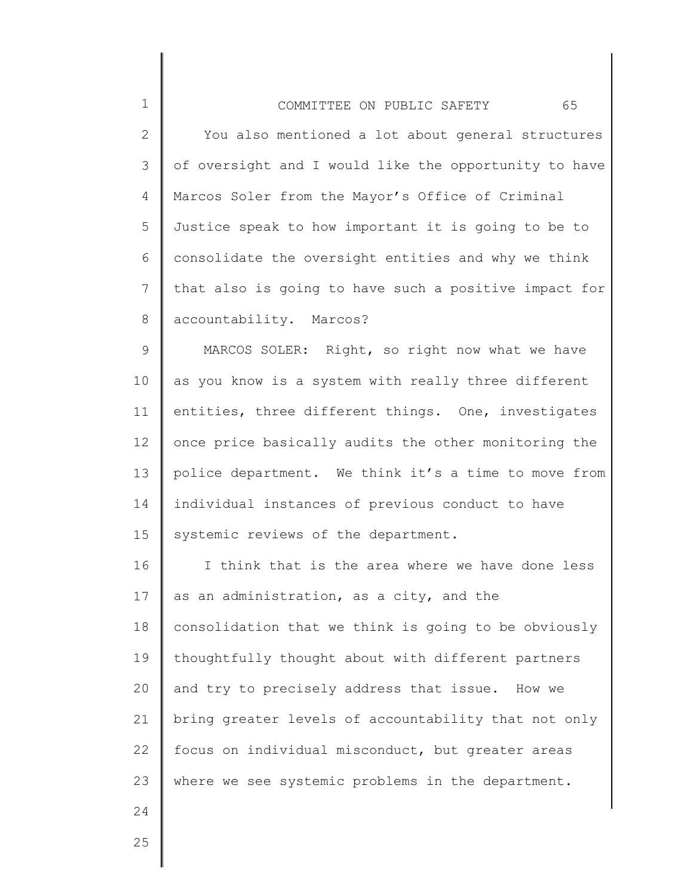You also mentioned a lot about general structures of oversight and I would like the opportunity to have Marcos Soler from the Mayor's Office of Criminal Justice speak to how important it is going to be to consolidate the oversight entities and why we think that also is going to have such a positive impact for accountability. Marcos?

MARCOS SOLER: Right, so right now what we have as you know is a system with really three different entities, three different things. One, investigates once price basically audits the other monitoring the police department. We think it's a time to move from individual instances of previous conduct to have systemic reviews of the department.

I think that is the area where we have done less as an administration, as a city, and the consolidation that we think is going to be obviously thoughtfully thought about with different partners and try to precisely address that issue. How we bring greater levels of accountability that not only focus on individual misconduct, but greater areas where we see systemic problems in the department.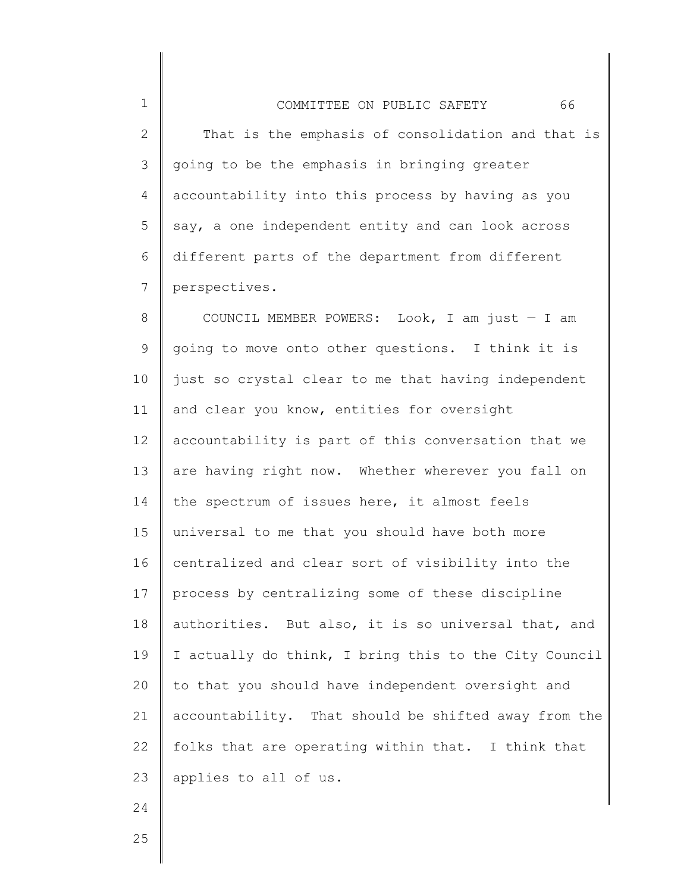That is the emphasis of consolidation and that is going to be the emphasis in bringing greater accountability into this process by having as you say, a one independent entity and can look across different parts of the department from different perspectives.

COUNCIL MEMBER POWERS: Look, I am just — I am going to move onto other questions. I think it is just so crystal clear to me that having independent and clear you know, entities for oversight accountability is part of this conversation that we are having right now. Whether wherever you fall on the spectrum of issues here, it almost feels universal to me that you should have both more centralized and clear sort of visibility into the process by centralizing some of these discipline authorities. But also, it is so universal that, and I actually do think, I bring this to the City Council to that you should have independent oversight and accountability. That should be shifted away from the folks that are operating within that. I think that applies to all of us.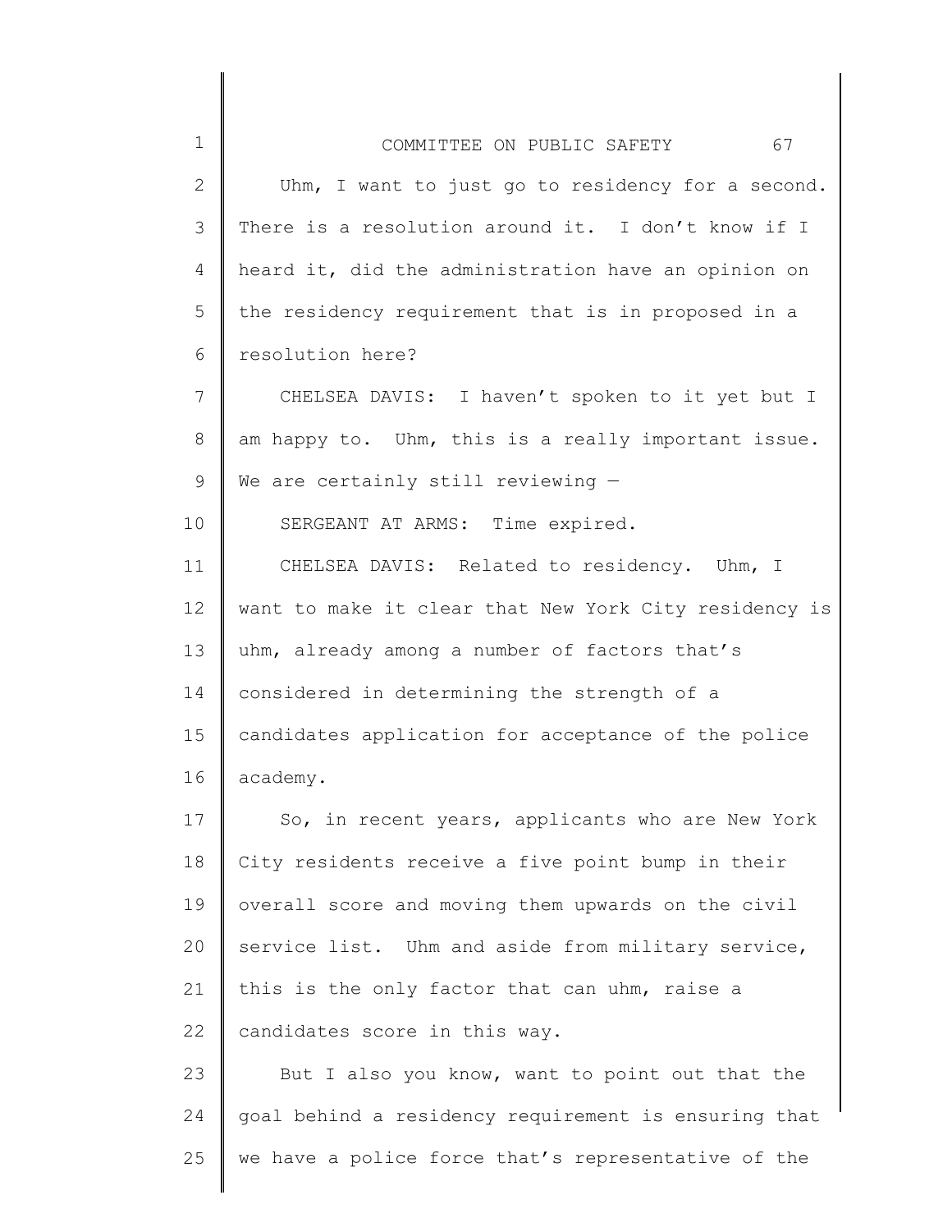Uhm, I want to just go to residency for a second. There is a resolution around it. I don't know if I heard it, did the administration have an opinion on the residency requirement that is in proposed in a resolution here?

CHELSEA DAVIS: I haven't spoken to it yet but I am happy to. Uhm, this is a really important issue. We are certainly still reviewing —

SERGEANT AT ARMS: Time expired.

CHELSEA DAVIS: Related to residency. Uhm, I want to make it clear that New York City residency is uhm, already among a number of factors that's considered in determining the strength of a candidates application for acceptance of the police academy.

So, in recent years, applicants who are New York City residents receive a five point bump in their overall score and moving them upwards on the civil service list. Uhm and aside from military service, this is the only factor that can uhm, raise a candidates score in this way.

But I also you know, want to point out that the goal behind a residency requirement is ensuring that we have a police force that's representative of the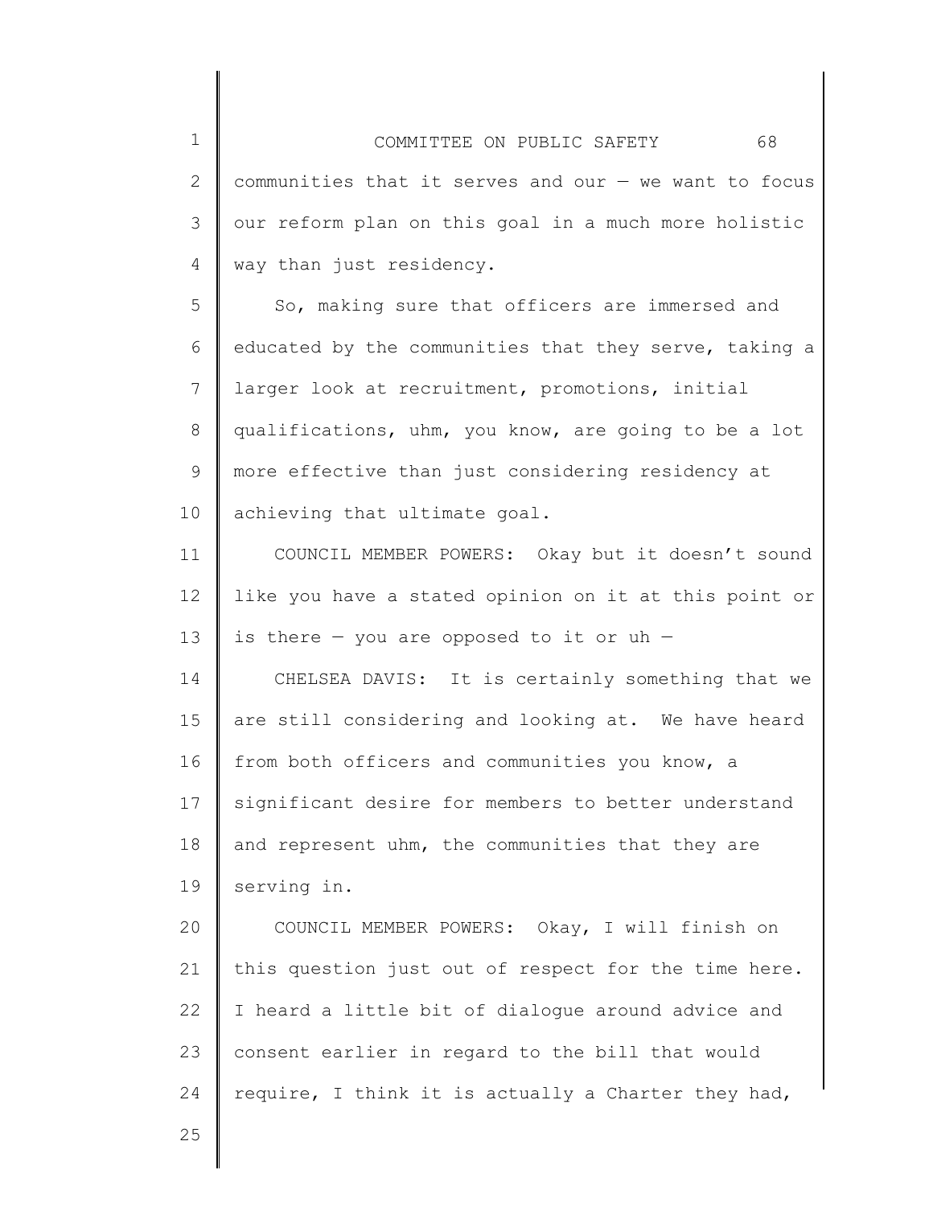communities that it serves and our — we want to focus our reform plan on this goal in a much more holistic way than just residency.

So, making sure that officers are immersed and educated by the communities that they serve, taking a larger look at recruitment, promotions, initial qualifications, uhm, you know, are going to be a lot more effective than just considering residency at achieving that ultimate goal.

COUNCIL MEMBER POWERS: Okay but it doesn't sound like you have a stated opinion on it at this point or is there — you are opposed to it or uh —

CHELSEA DAVIS: It is certainly something that we are still considering and looking at. We have heard from both officers and communities you know, a significant desire for members to better understand and represent uhm, the communities that they are serving in.

COUNCIL MEMBER POWERS: Okay, I will finish on this question just out of respect for the time here. I heard a little bit of dialogue around advice and consent earlier in regard to the bill that would require, I think it is actually a Charter they had,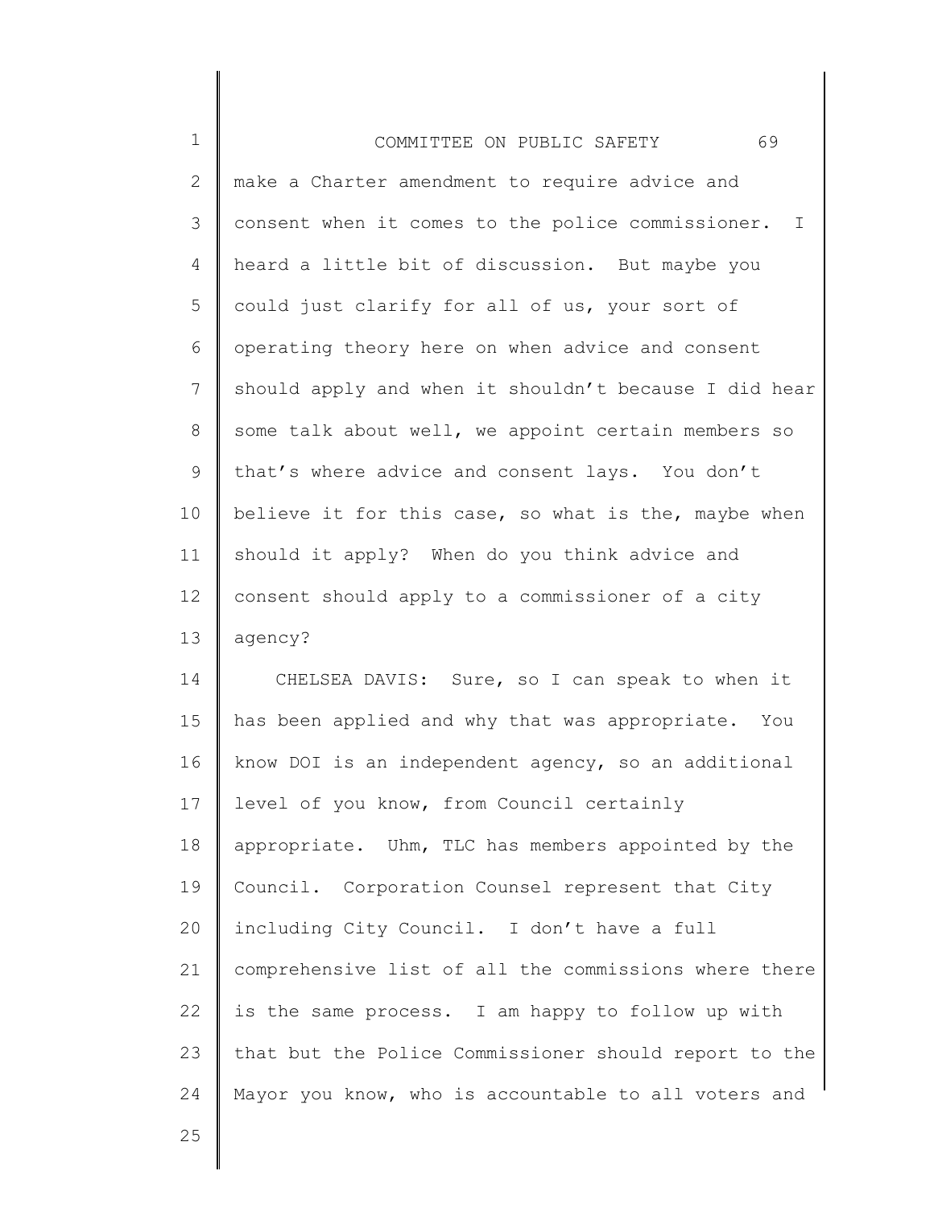make a Charter amendment to require advice and consent when it comes to the police commissioner. I heard a little bit of discussion. But maybe you could just clarify for all of us, your sort of operating theory here on when advice and consent should apply and when it shouldn't because I did hear some talk about well, we appoint certain members so that's where advice and consent lays. You don't believe it for this case, so what is the, maybe when should it apply? When do you think advice and consent should apply to a commissioner of a city agency?

CHELSEA DAVIS: Sure, so I can speak to when it has been applied and why that was appropriate. You know DOI is an independent agency, so an additional level of you know, from Council certainly appropriate. Uhm, TLC has members appointed by the Council. Corporation Counsel represent that City including City Council. I don't have a full comprehensive list of all the commissions where there is the same process. I am happy to follow up with that but the Police Commissioner should report to the Mayor you know, who is accountable to all voters and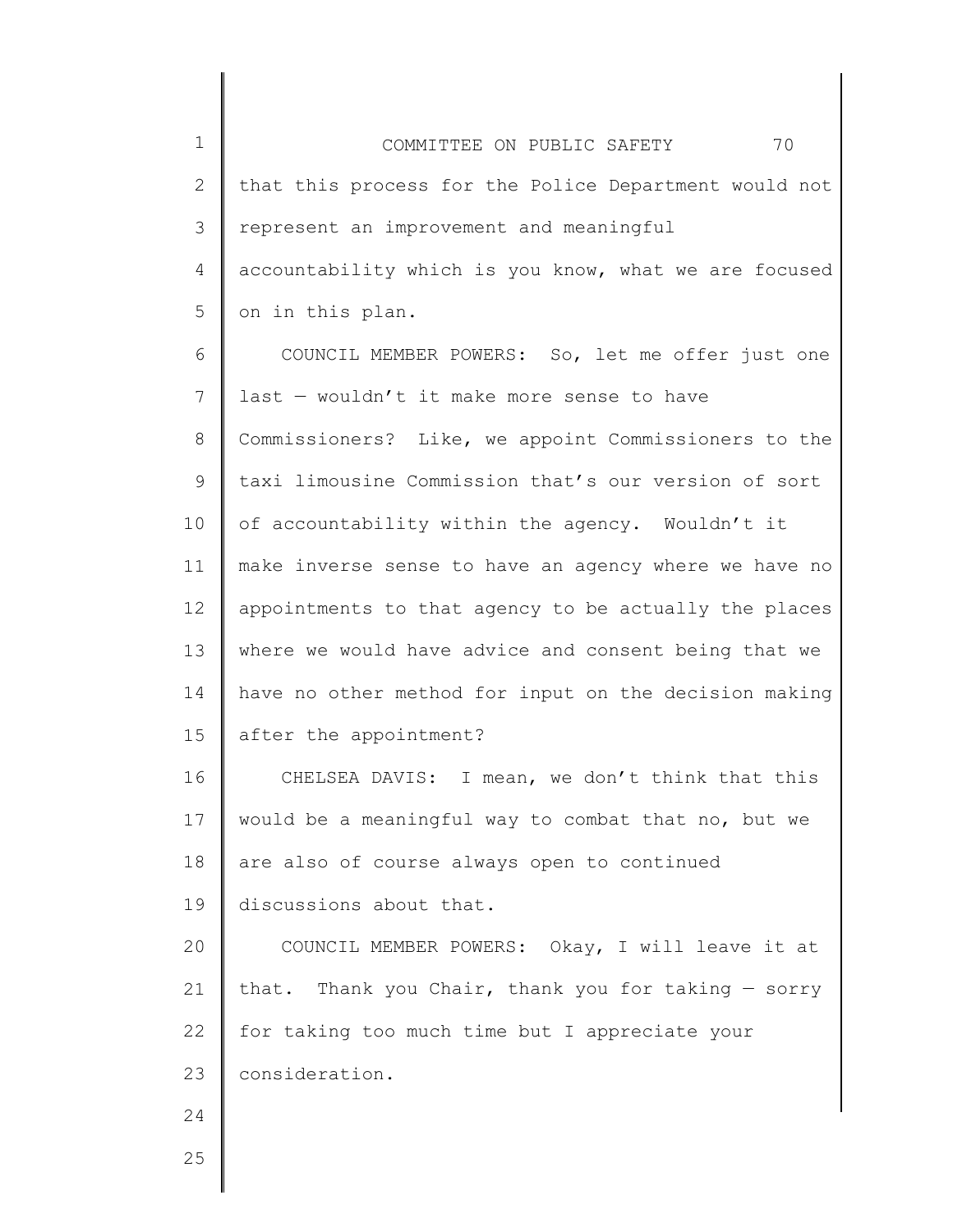that this process for the Police Department would not represent an improvement and meaningful accountability which is you know, what we are focused on in this plan.

COUNCIL MEMBER POWERS: So, let me offer just one last — wouldn't it make more sense to have Commissioners? Like, we appoint Commissioners to the taxi limousine Commission that's our version of sort of accountability within the agency. Wouldn't it make inverse sense to have an agency where we have no appointments to that agency to be actually the places where we would have advice and consent being that we have no other method for input on the decision making after the appointment?

CHELSEA DAVIS: I mean, we don't think that this would be a meaningful way to combat that no, but we are also of course always open to continued discussions about that.

COUNCIL MEMBER POWERS: Okay, I will leave it at that. Thank you Chair, thank you for taking — sorry for taking too much time but I appreciate your consideration.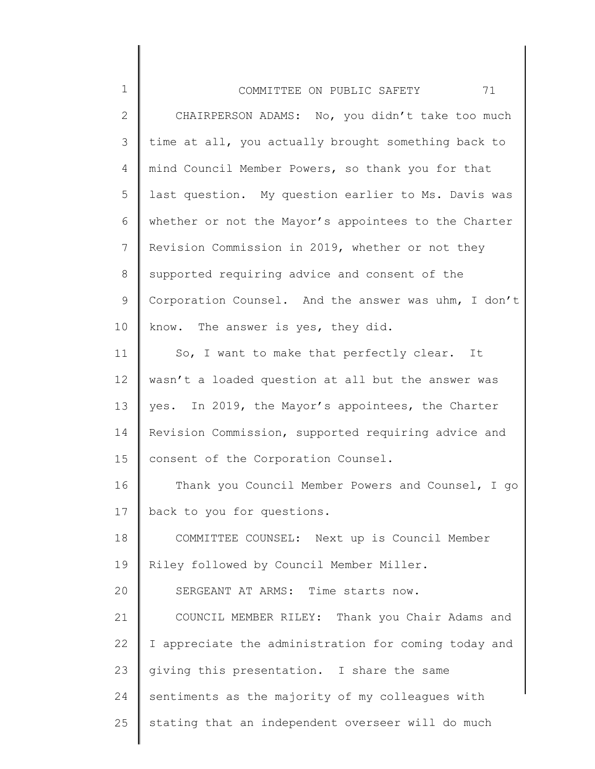CHAIRPERSON ADAMS: No, you didn't take too much time at all, you actually brought something back to mind Council Member Powers, so thank you for that last question. My question earlier to Ms. Davis was whether or not the Mayor's appointees to the Charter Revision Commission in 2019, whether or not they supported requiring advice and consent of the Corporation Counsel. And the answer was uhm, I don't know. The answer is yes, they did.

So, I want to make that perfectly clear. It wasn't a loaded question at all but the answer was yes. In 2019, the Mayor's appointees, the Charter Revision Commission, supported requiring advice and consent of the Corporation Counsel.

Thank you Council Member Powers and Counsel, I go back to you for questions.

COMMITTEE COUNSEL: Next up is Council Member Riley followed by Council Member Miller.

SERGEANT AT ARMS: Time starts now.

COUNCIL MEMBER RILEY: Thank you Chair Adams and I appreciate the administration for coming today and giving this presentation. I share the same sentiments as the majority of my colleagues with stating that an independent overseer will do much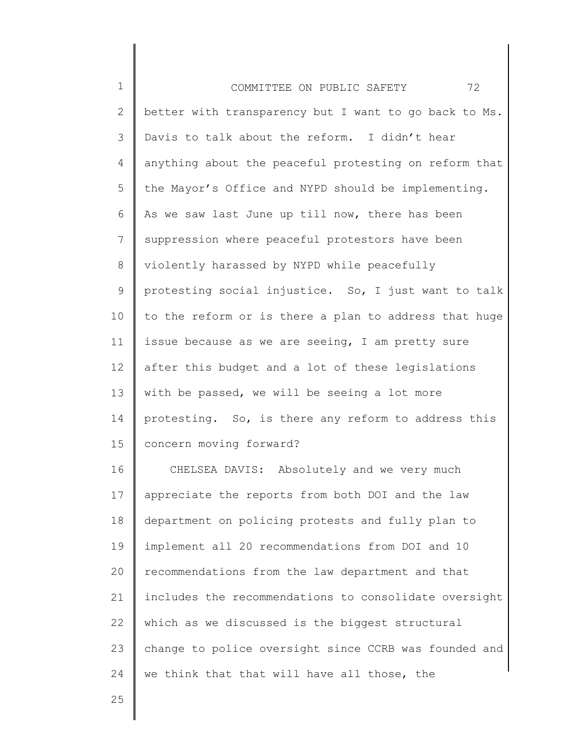better with transparency but I want to go back to Ms. Davis to talk about the reform. I didn't hear anything about the peaceful protesting on reform that the Mayor's Office and NYPD should be implementing. As we saw last June up till now, there has been suppression where peaceful protestors have been violently harassed by NYPD while peacefully protesting social injustice. So, I just want to talk to the reform or is there a plan to address that huge issue because as we are seeing, I am pretty sure after this budget and a lot of these legislations with be passed, we will be seeing a lot more protesting. So, is there any reform to address this concern moving forward?

CHELSEA DAVIS: Absolutely and we very much appreciate the reports from both DOI and the law department on policing protests and fully plan to implement all 20 recommendations from DOI and 10 recommendations from the law department and that includes the recommendations to consolidate oversight which as we discussed is the biggest structural change to police oversight since CCRB was founded and we think that that will have all those, the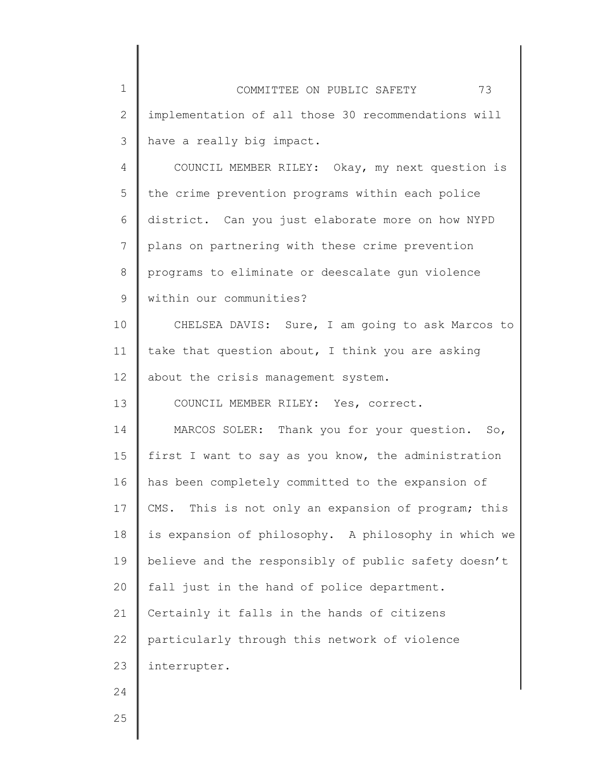implementation of all those 30 recommendations will have a really big impact.

COUNCIL MEMBER RILEY: Okay, my next question is the crime prevention programs within each police district. Can you just elaborate more on how NYPD plans on partnering with these crime prevention programs to eliminate or deescalate gun violence within our communities?

CHELSEA DAVIS: Sure, I am going to ask Marcos to take that question about, I think you are asking about the crisis management system.

COUNCIL MEMBER RILEY: Yes, correct.

MARCOS SOLER: Thank you for your question. So, first I want to say as you know, the administration has been completely committed to the expansion of CMS. This is not only an expansion of program; this is expansion of philosophy. A philosophy in which we believe and the responsibly of public safety doesn't fall just in the hand of police department. Certainly it falls in the hands of citizens particularly through this network of violence interrupter.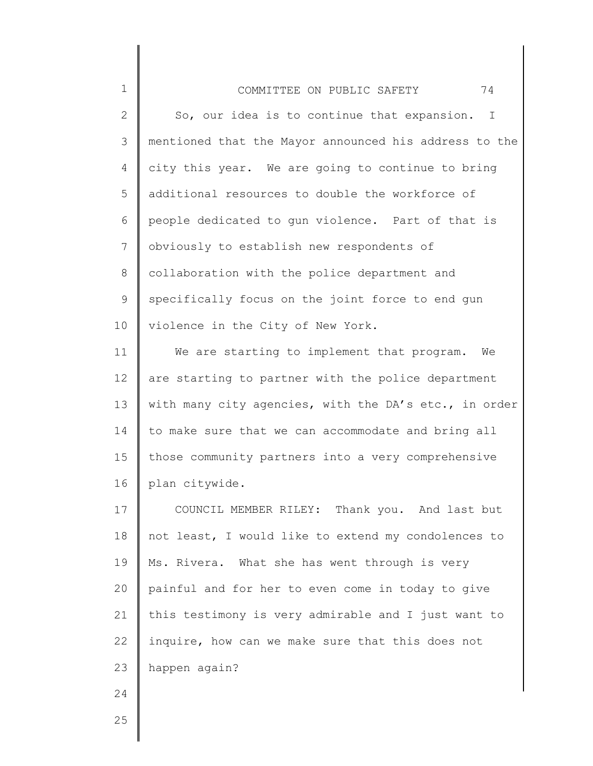So, our idea is to continue that expansion. I mentioned that the Mayor announced his address to the city this year. We are going to continue to bring additional resources to double the workforce of people dedicated to gun violence. Part of that is obviously to establish new respondents of collaboration with the police department and specifically focus on the joint force to end gun violence in the City of New York.

We are starting to implement that program. We are starting to partner with the police department with many city agencies, with the DA's etc., in order to make sure that we can accommodate and bring all those community partners into a very comprehensive plan citywide.

COUNCIL MEMBER RILEY: Thank you. And last but not least, I would like to extend my condolences to Ms. Rivera. What she has went through is very painful and for her to even come in today to give this testimony is very admirable and I just want to inquire, how can we make sure that this does not happen again?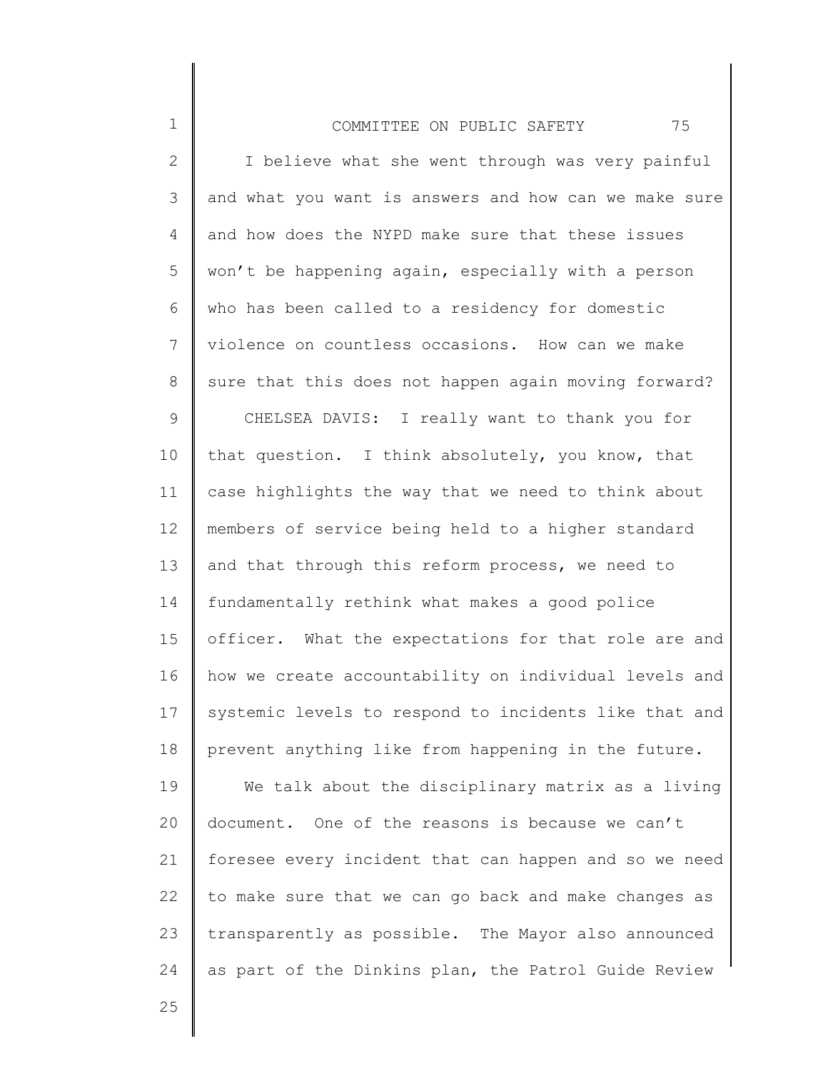I believe what she went through was very painful and what you want is answers and how can we make sure and how does the NYPD make sure that these issues won't be happening again, especially with a person who has been called to a residency for domestic violence on countless occasions. How can we make sure that this does not happen again moving forward?

CHELSEA DAVIS: I really want to thank you for that question. I think absolutely, you know, that case highlights the way that we need to think about members of service being held to a higher standard and that through this reform process, we need to fundamentally rethink what makes a good police officer. What the expectations for that role are and how we create accountability on individual levels and systemic levels to respond to incidents like that and prevent anything like from happening in the future.

We talk about the disciplinary matrix as a living document. One of the reasons is because we can't foresee every incident that can happen and so we need to make sure that we can go back and make changes as transparently as possible. The Mayor also announced as part of the Dinkins plan, the Patrol Guide Review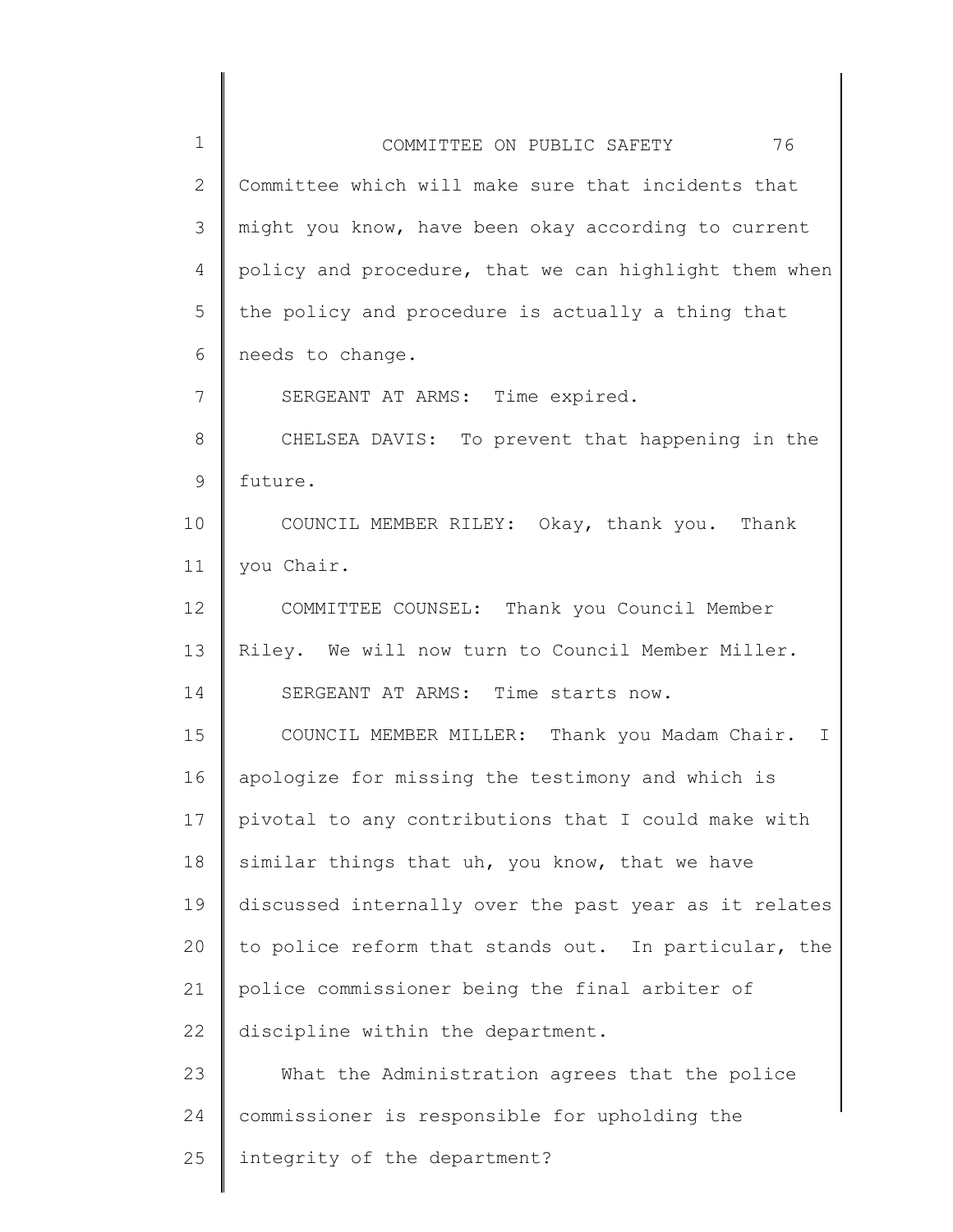Committee which will make sure that incidents that might you know, have been okay according to current policy and procedure, that we can highlight them when the policy and procedure is actually a thing that needs to change.

SERGEANT AT ARMS: Time expired.

CHELSEA DAVIS: To prevent that happening in the future.

COUNCIL MEMBER RILEY: Okay, thank you. Thank you Chair.

COMMITTEE COUNSEL: Thank you Council Member Riley. We will now turn to Council Member Miller.

SERGEANT AT ARMS: Time starts now.

COUNCIL MEMBER MILLER: Thank you Madam Chair. I apologize for missing the testimony and which is pivotal to any contributions that I could make with similar things that uh, you know, that we have discussed internally over the past year as it relates to police reform that stands out. In particular, the police commissioner being the final arbiter of discipline within the department.

What the Administration agrees that the police commissioner is responsible for upholding the integrity of the department?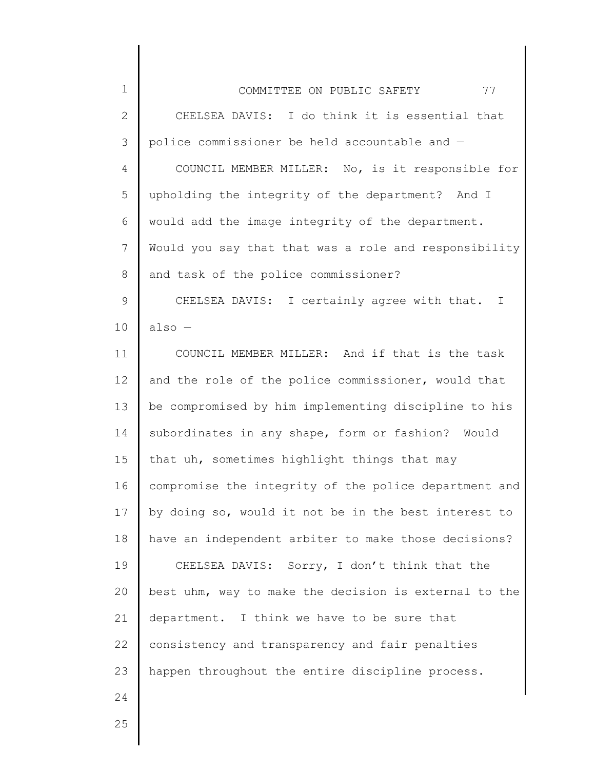CHELSEA DAVIS: I do think it is essential that police commissioner be held accountable and —

COUNCIL MEMBER MILLER: No, is it responsible for upholding the integrity of the department? And I would add the image integrity of the department. Would you say that that was a role and responsibility and task of the police commissioner?

CHELSEA DAVIS: I certainly agree with that. I also —

COUNCIL MEMBER MILLER: And if that is the task and the role of the police commissioner, would that be compromised by him implementing discipline to his subordinates in any shape, form or fashion? Would that uh, sometimes highlight things that may compromise the integrity of the police department and by doing so, would it not be in the best interest to have an independent arbiter to make those decisions?

CHELSEA DAVIS: Sorry, I don't think that the best uhm, way to make the decision is external to the department. I think we have to be sure that consistency and transparency and fair penalties happen throughout the entire discipline process.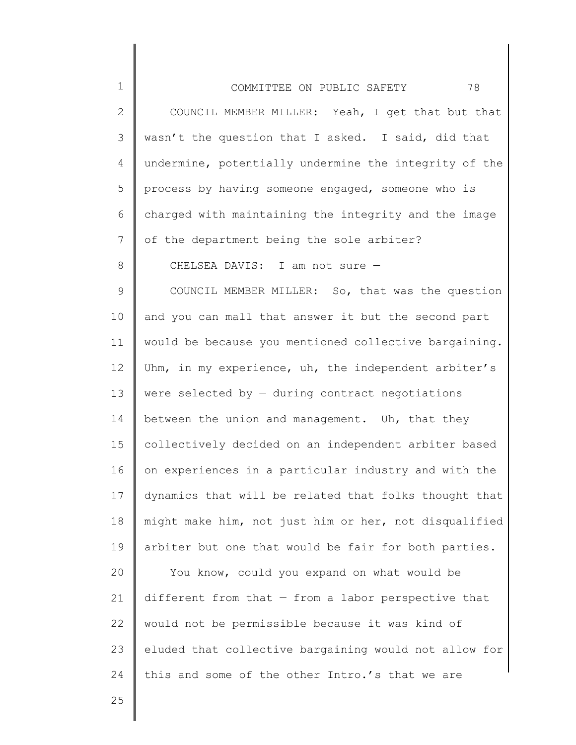COUNCIL MEMBER MILLER: Yeah, I get that but that wasn't the question that I asked. I said, did that undermine, potentially undermine the integrity of the process by having someone engaged, someone who is charged with maintaining the integrity and the image of the department being the sole arbiter?

CHELSEA DAVIS: I am not sure —

COUNCIL MEMBER MILLER: So, that was the question and you can mall that answer it but the second part would be because you mentioned collective bargaining. Uhm, in my experience, uh, the independent arbiter's were selected by — during contract negotiations between the union and management. Uh, that they collectively decided on an independent arbiter based on experiences in a particular industry and with the dynamics that will be related that folks thought that might make him, not just him or her, not disqualified arbiter but one that would be fair for both parties.

You know, could you expand on what would be different from that — from a labor perspective that would not be permissible because it was kind of eluded that collective bargaining would not allow for this and some of the other Intro.'s that we are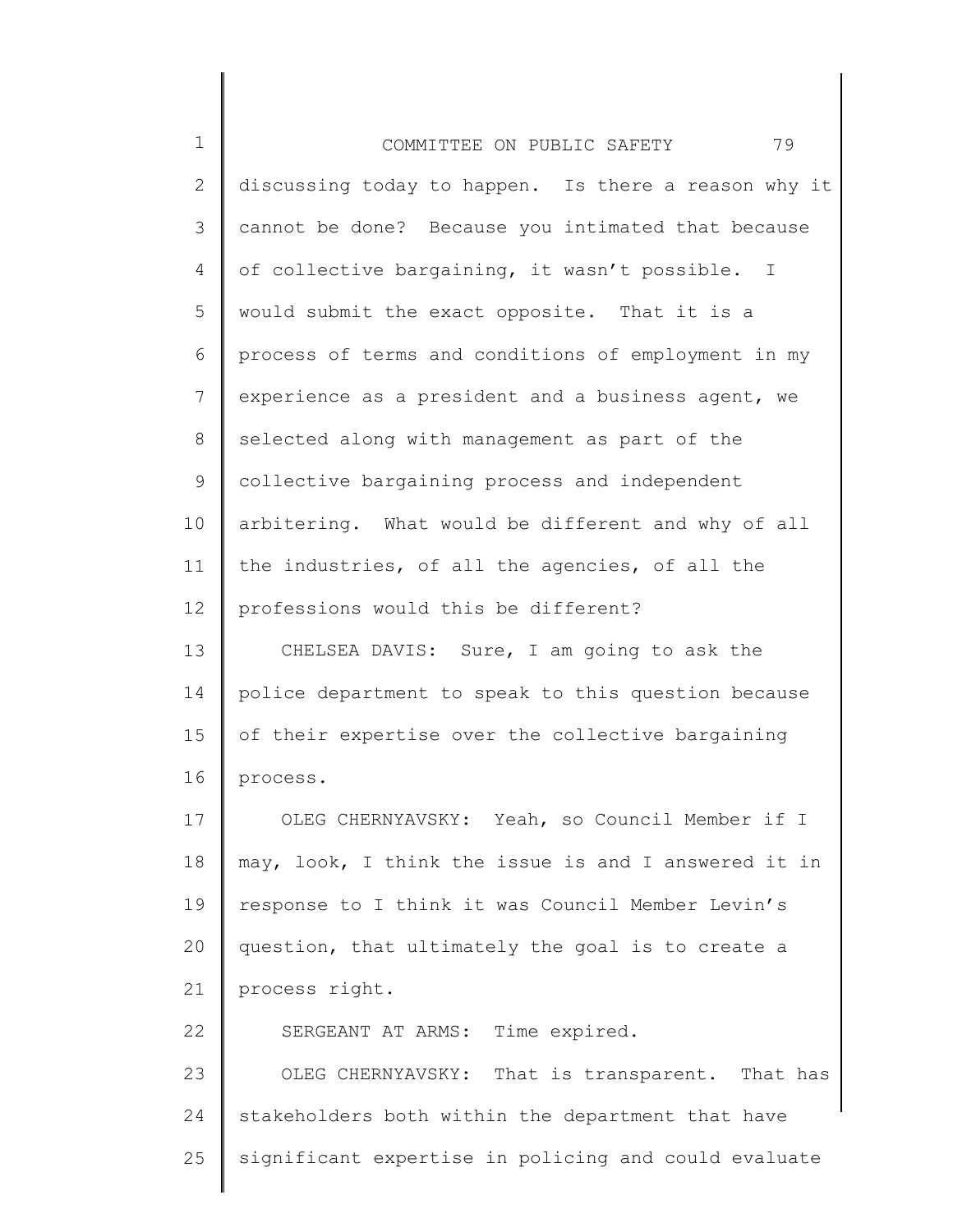discussing today to happen. Is there a reason why it cannot be done? Because you intimated that because of collective bargaining, it wasn't possible. I would submit the exact opposite. That it is a process of terms and conditions of employment in my experience as a president and a business agent, we selected along with management as part of the collective bargaining process and independent arbitering. What would be different and why of all the industries, of all the agencies, of all the professions would this be different?

CHELSEA DAVIS: Sure, I am going to ask the police department to speak to this question because of their expertise over the collective bargaining process.

OLEG CHERNYAVSKY: Yeah, so Council Member if I may, look, I think the issue is and I answered it in response to I think it was Council Member Levin's question, that ultimately the goal is to create a process right.

SERGEANT AT ARMS: Time expired.

OLEG CHERNYAVSKY: That is transparent. That has stakeholders both within the department that have significant expertise in policing and could evaluate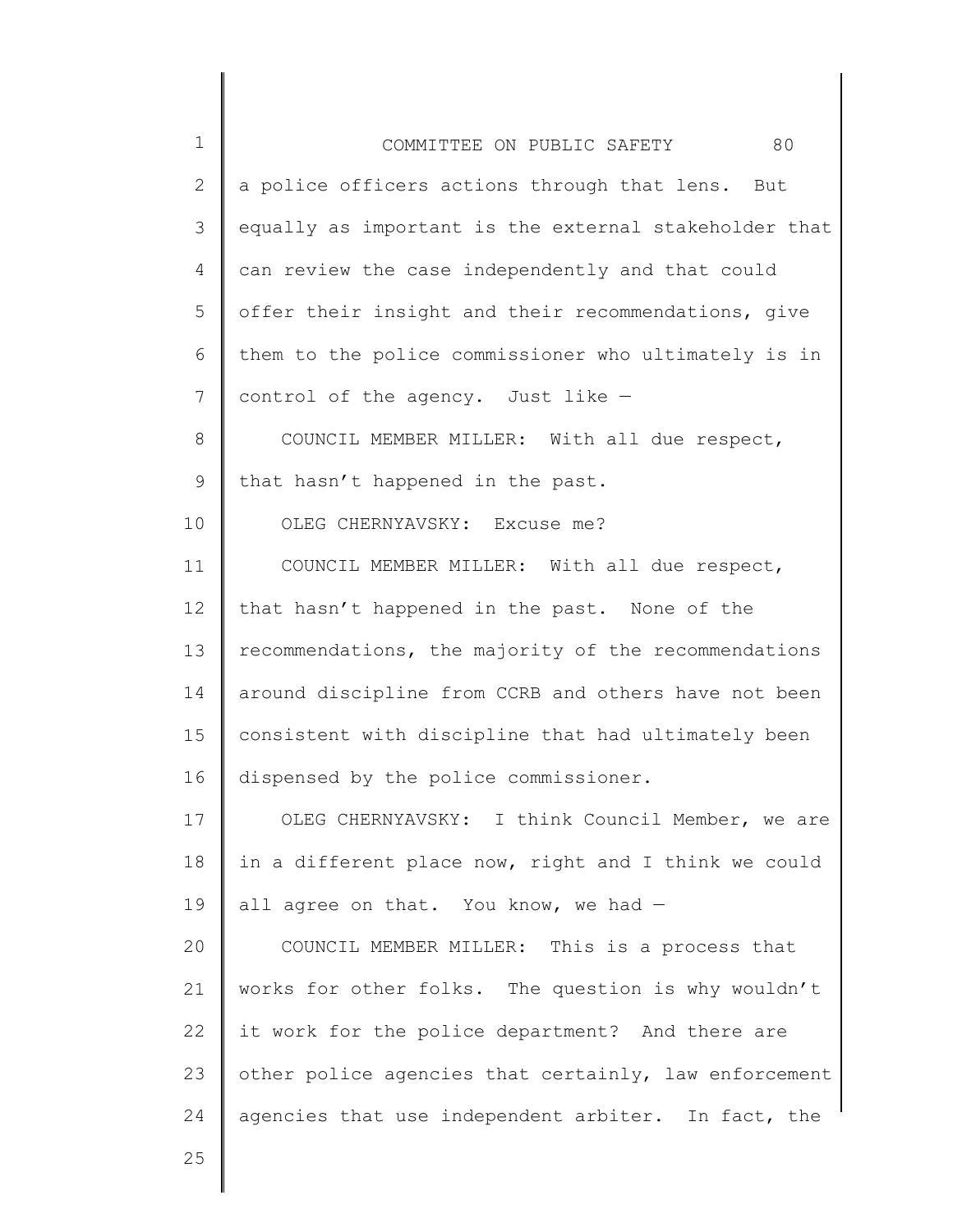a police officers actions through that lens. But equally as important is the external stakeholder that can review the case independently and that could offer their insight and their recommendations, give them to the police commissioner who ultimately is in control of the agency. Just like —

COUNCIL MEMBER MILLER: With all due respect, that hasn't happened in the past.

OLEG CHERNYAVSKY: Excuse me?

COUNCIL MEMBER MILLER: With all due respect, that hasn't happened in the past. None of the recommendations, the majority of the recommendations around discipline from CCRB and others have not been consistent with discipline that had ultimately been dispensed by the police commissioner.

OLEG CHERNYAVSKY: I think Council Member, we are in a different place now, right and I think we could all agree on that. You know, we had —

COUNCIL MEMBER MILLER: This is a process that works for other folks. The question is why wouldn't it work for the police department? And there are other police agencies that certainly, law enforcement agencies that use independent arbiter. In fact, the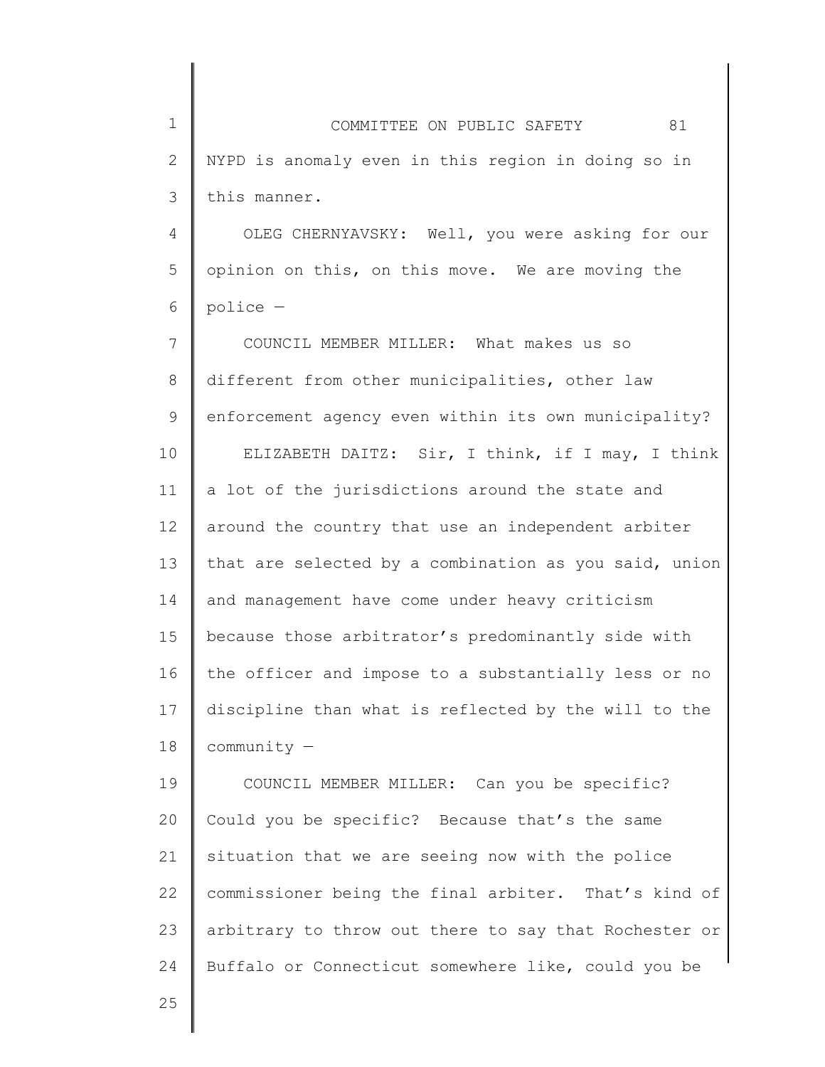NYPD is anomaly even in this region in doing so in this manner.

OLEG CHERNYAVSKY: Well, you were asking for our opinion on this, on this move. We are moving the police —

COUNCIL MEMBER MILLER: What makes us so different from other municipalities, other law enforcement agency even within its own municipality?

ELIZABETH DAITZ: Sir, I think, if I may, I think a lot of the jurisdictions around the state and around the country that use an independent arbiter that are selected by a combination as you said, union and management have come under heavy criticism because those arbitrator's predominantly side with the officer and impose to a substantially less or no discipline than what is reflected by the will to the community —

COUNCIL MEMBER MILLER: Can you be specific? Could you be specific? Because that's the same situation that we are seeing now with the police commissioner being the final arbiter. That's kind of arbitrary to throw out there to say that Rochester or Buffalo or Connecticut somewhere like, could you be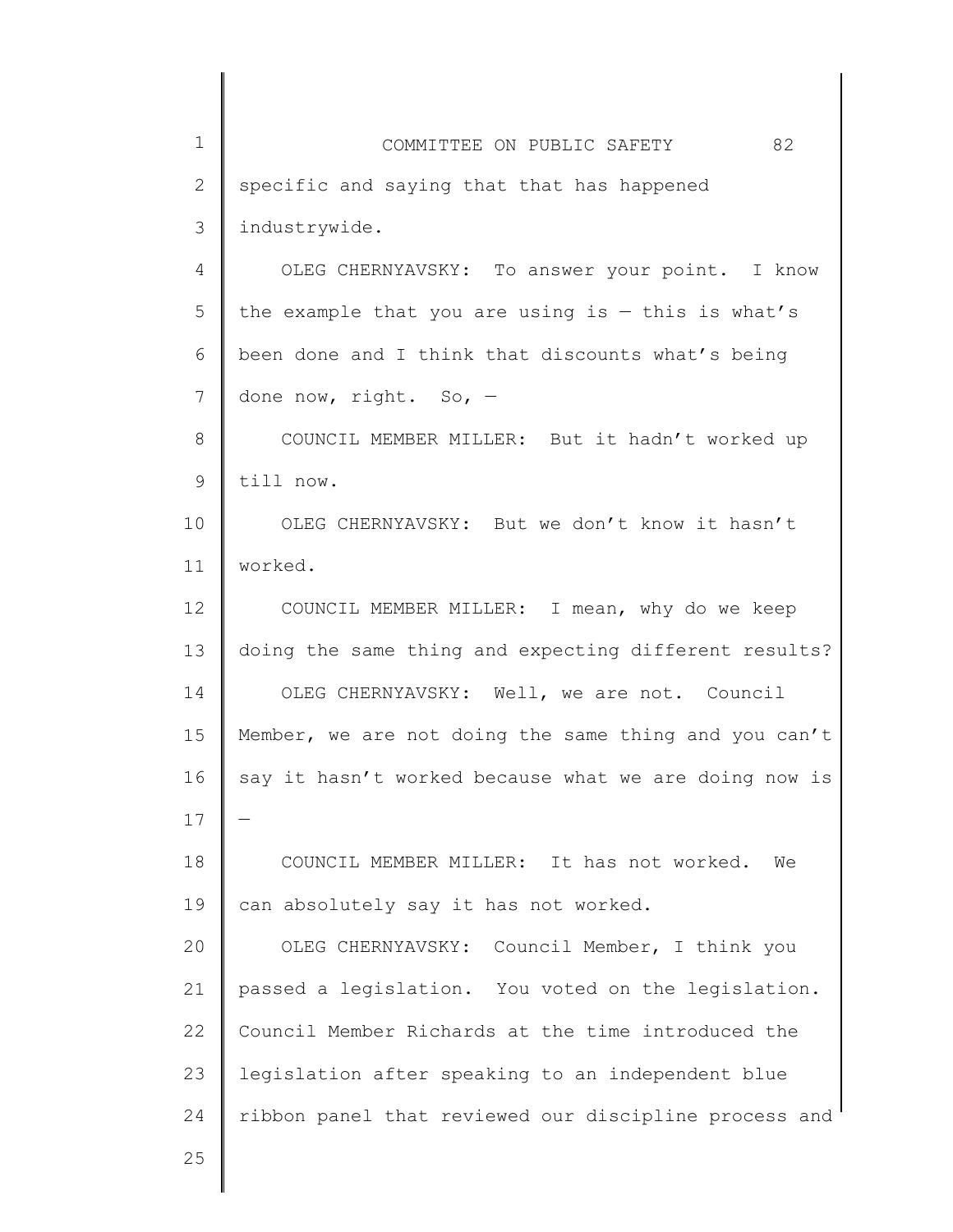specific and saying that that has happened industrywide.

OLEG CHERNYAVSKY: To answer your point. I know the example that you are using is — this is what's been done and I think that discounts what's being done now, right. So, —

COUNCIL MEMBER MILLER: But it hadn't worked up till now.

OLEG CHERNYAVSKY: But we don't know it hasn't worked.

COUNCIL MEMBER MILLER: I mean, why do we keep doing the same thing and expecting different results?

OLEG CHERNYAVSKY: Well, we are not. Council Member, we are not doing the same thing and you can't say it hasn't worked because what we are doing now is —

COUNCIL MEMBER MILLER: It has not worked. We can absolutely say it has not worked.

OLEG CHERNYAVSKY: Council Member, I think you passed a legislation. You voted on the legislation. Council Member Richards at the time introduced the legislation after speaking to an independent blue ribbon panel that reviewed our discipline process and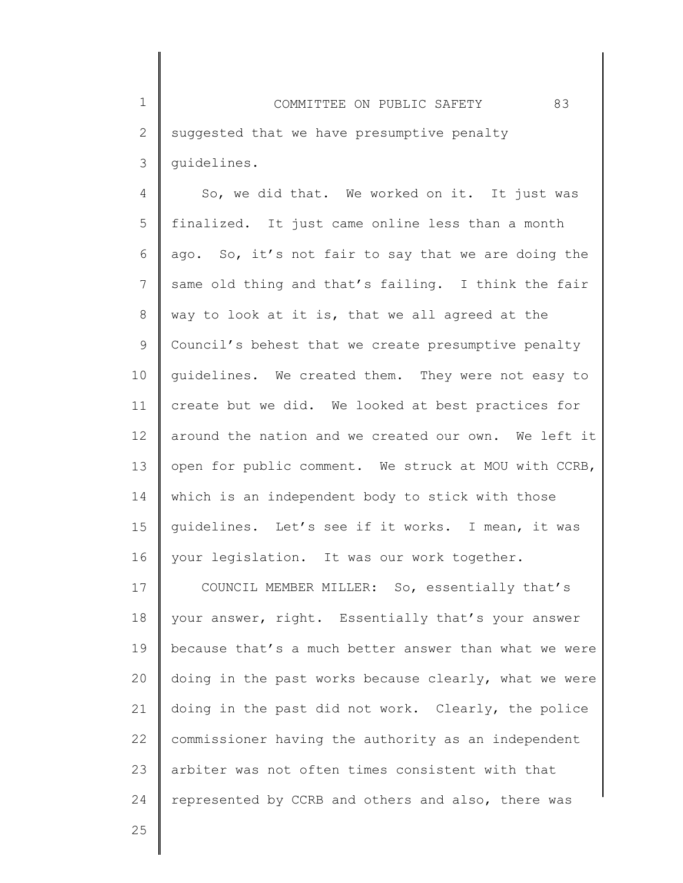suggested that we have presumptive penalty guidelines.

So, we did that. We worked on it. It just was finalized. It just came online less than a month ago. So, it's not fair to say that we are doing the same old thing and that's failing. I think the fair way to look at it is, that we all agreed at the Council's behest that we create presumptive penalty guidelines. We created them. They were not easy to create but we did. We looked at best practices for around the nation and we created our own. We left it open for public comment. We struck at MOU with CCRB, which is an independent body to stick with those guidelines. Let's see if it works. I mean, it was your legislation. It was our work together.

COUNCIL MEMBER MILLER: So, essentially that's your answer, right. Essentially that's your answer because that's a much better answer than what we were doing in the past works because clearly, what we were doing in the past did not work. Clearly, the police commissioner having the authority as an independent arbiter was not often times consistent with that represented by CCRB and others and also, there was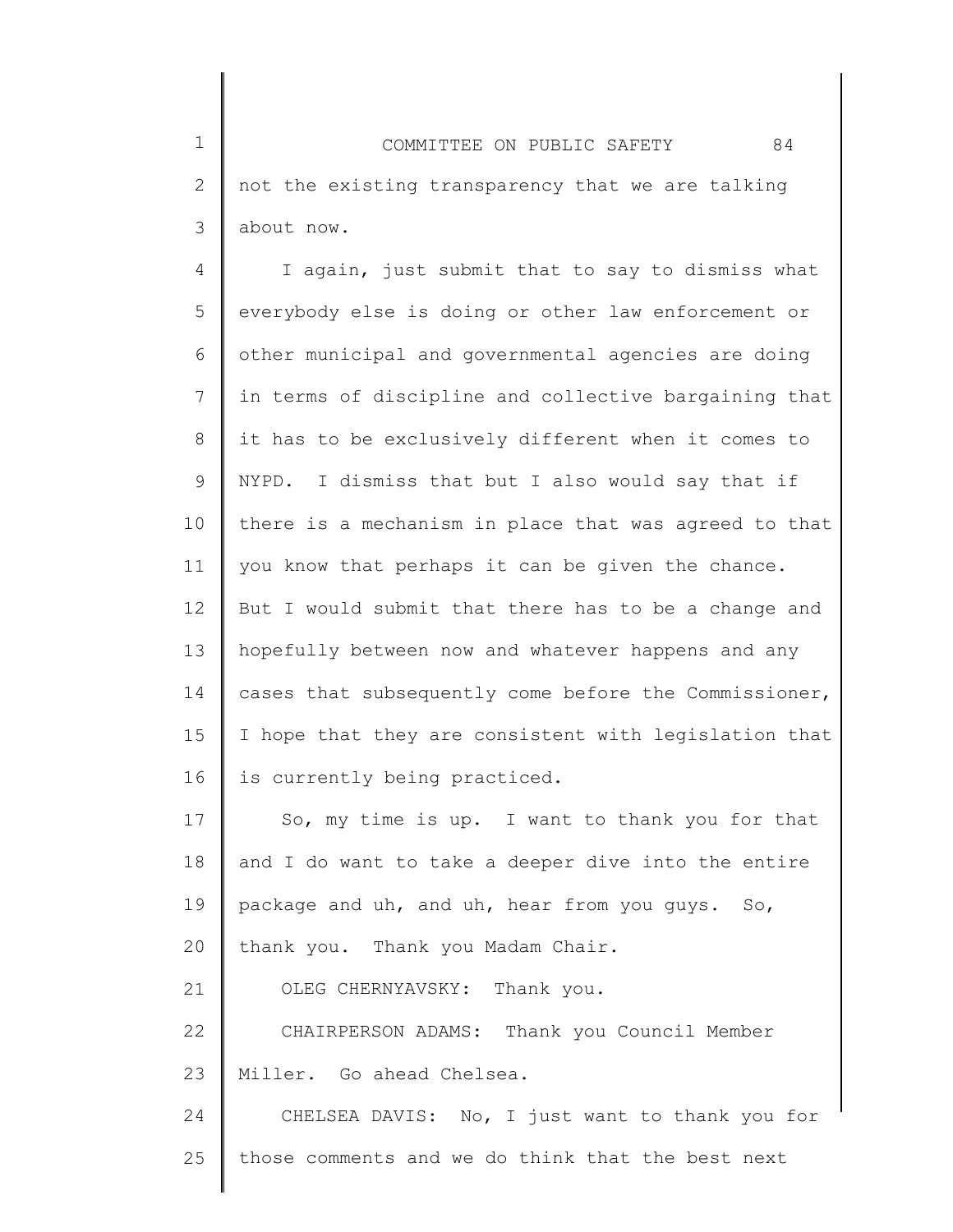not the existing transparency that we are talking about now.

I again, just submit that to say to dismiss what everybody else is doing or other law enforcement or other municipal and governmental agencies are doing in terms of discipline and collective bargaining that it has to be exclusively different when it comes to NYPD. I dismiss that but I also would say that if there is a mechanism in place that was agreed to that you know that perhaps it can be given the chance. But I would submit that there has to be a change and hopefully between now and whatever happens and any cases that subsequently come before the Commissioner, I hope that they are consistent with legislation that is currently being practiced.

So, my time is up. I want to thank you for that and I do want to take a deeper dive into the entire package and uh, and uh, hear from you guys. So, thank you. Thank you Madam Chair.

OLEG CHERNYAVSKY: Thank you.

CHAIRPERSON ADAMS: Thank you Council Member Miller. Go ahead Chelsea.

CHELSEA DAVIS: No, I just want to thank you for those comments and we do think that the best next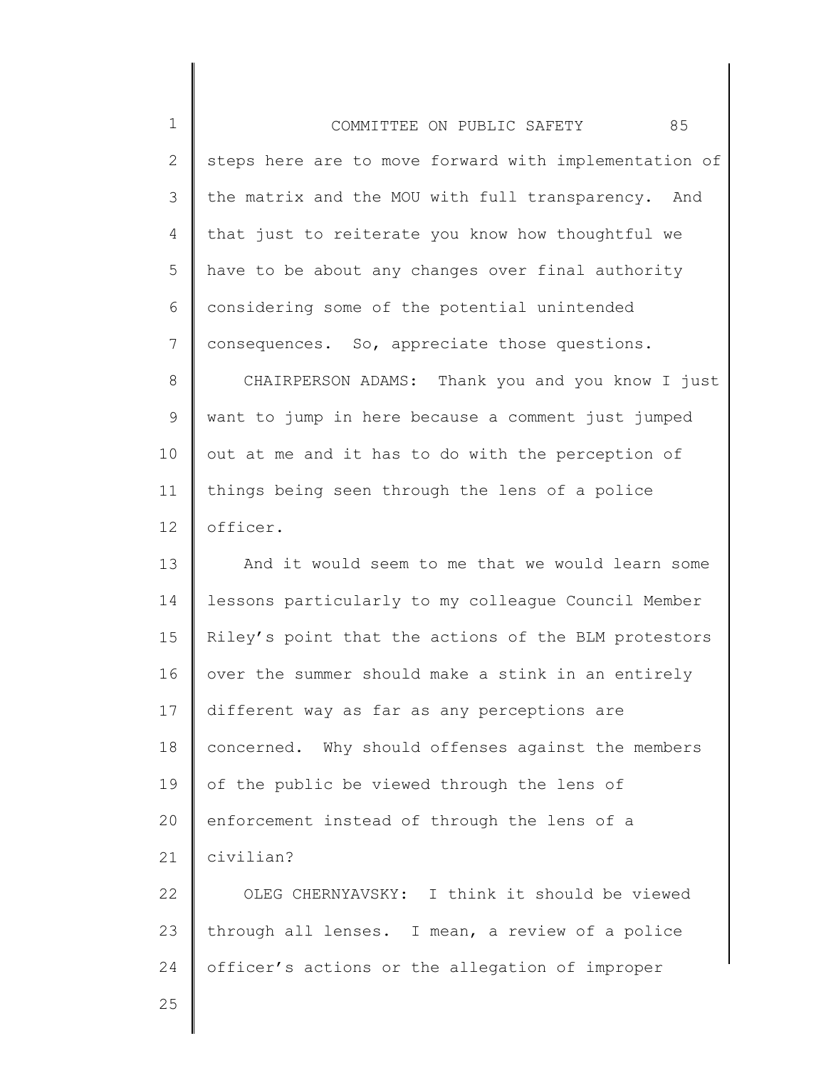steps here are to move forward with implementation of the matrix and the MOU with full transparency. And that just to reiterate you know how thoughtful we have to be about any changes over final authority considering some of the potential unintended consequences. So, appreciate those questions.

CHAIRPERSON ADAMS: Thank you and you know I just want to jump in here because a comment just jumped out at me and it has to do with the perception of things being seen through the lens of a police officer.

And it would seem to me that we would learn some lessons particularly to my colleague Council Member Riley's point that the actions of the BLM protestors over the summer should make a stink in an entirely different way as far as any perceptions are concerned. Why should offenses against the members of the public be viewed through the lens of enforcement instead of through the lens of a civilian?

OLEG CHERNYAVSKY: I think it should be viewed through all lenses. I mean, a review of a police officer's actions or the allegation of improper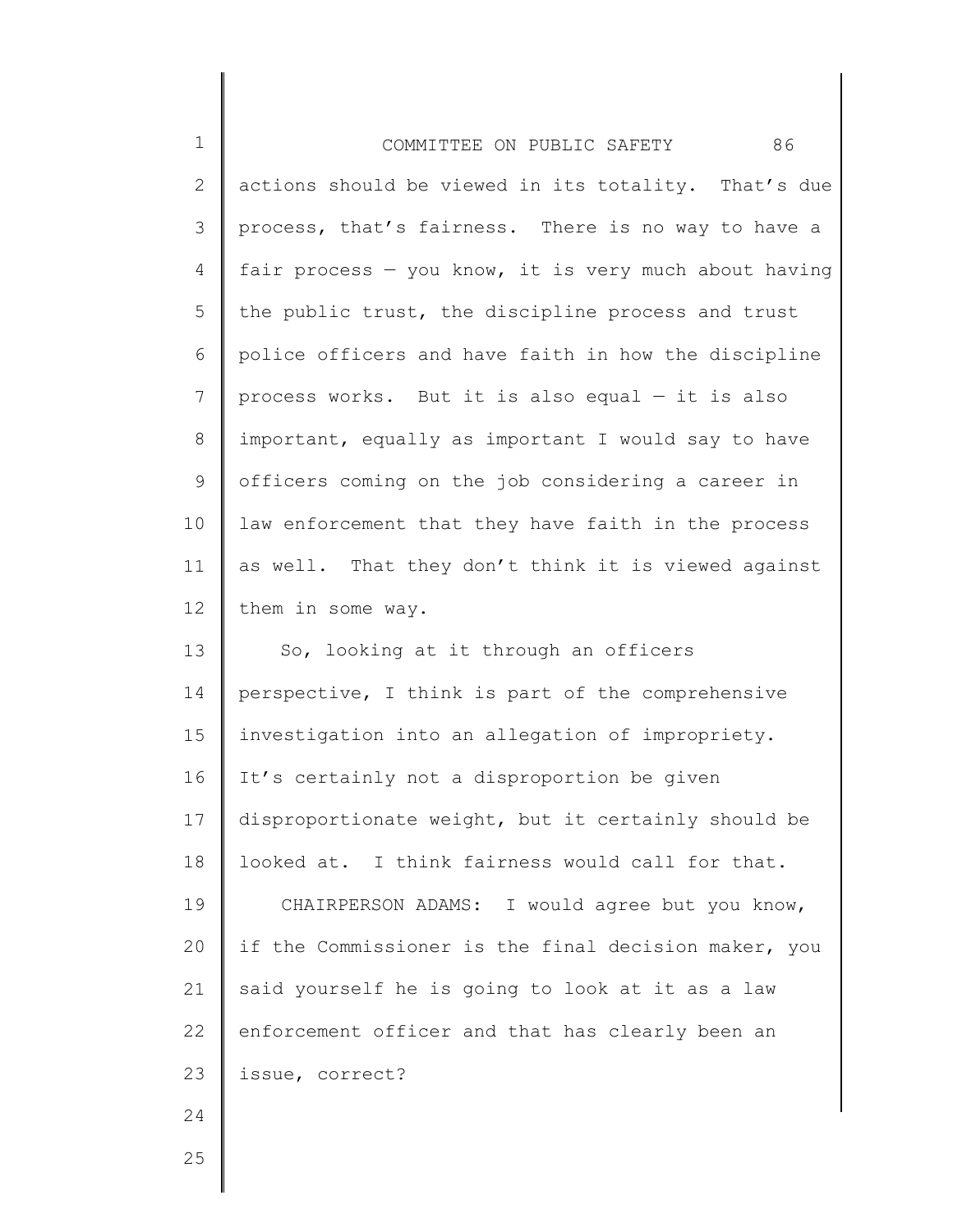actions should be viewed in its totality. That's due process, that's fairness. There is no way to have a fair process — you know, it is very much about having the public trust, the discipline process and trust police officers and have faith in how the discipline process works. But it is also equal — it is also important, equally as important I would say to have officers coming on the job considering a career in law enforcement that they have faith in the process as well. That they don't think it is viewed against them in some way.

So, looking at it through an officers perspective, I think is part of the comprehensive investigation into an allegation of impropriety. It's certainly not a disproportion be given disproportionate weight, but it certainly should be looked at. I think fairness would call for that.

CHAIRPERSON ADAMS: I would agree but you know, if the Commissioner is the final decision maker, you said yourself he is going to look at it as a law enforcement officer and that has clearly been an issue, correct?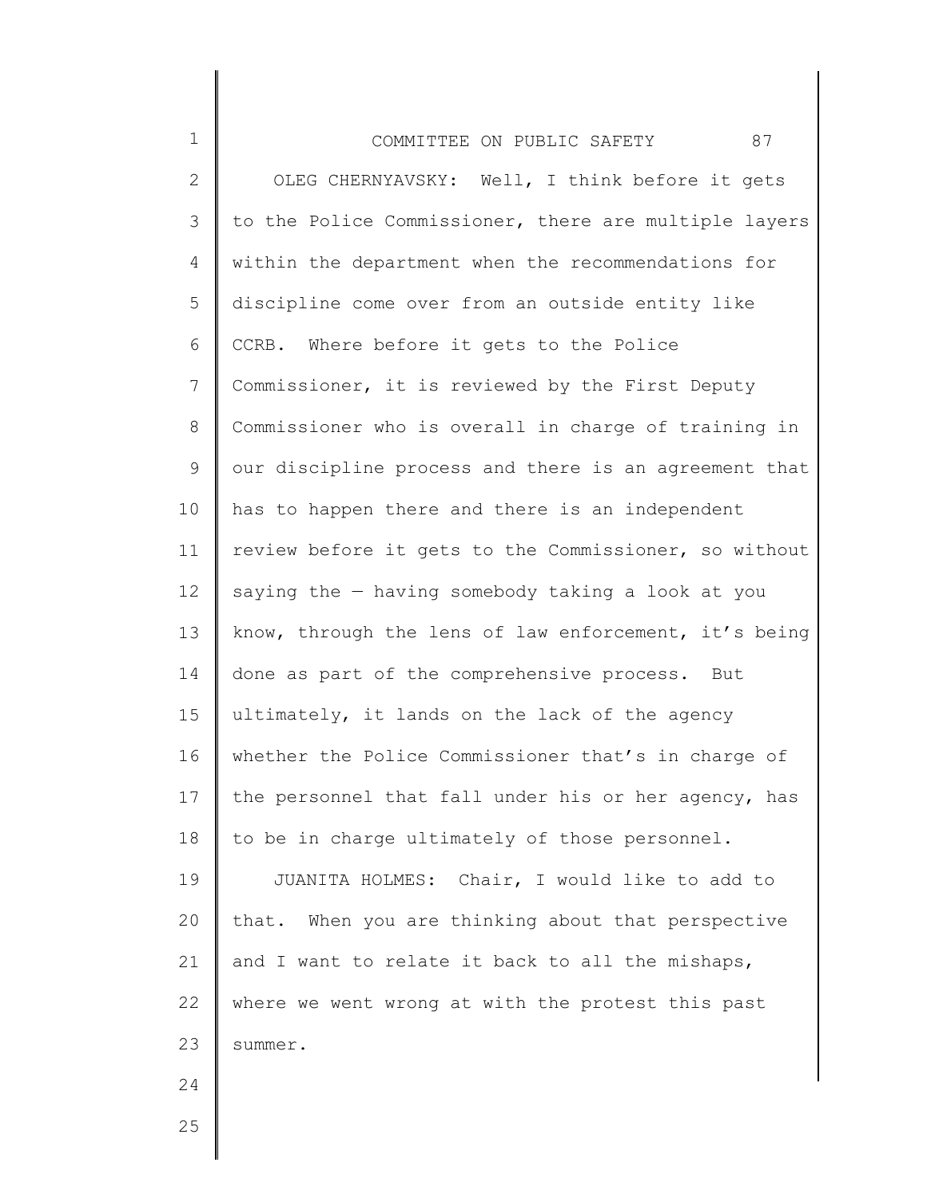OLEG CHERNYAVSKY: Well, I think before it gets to the Police Commissioner, there are multiple layers within the department when the recommendations for discipline come over from an outside entity like CCRB. Where before it gets to the Police Commissioner, it is reviewed by the First Deputy Commissioner who is overall in charge of training in our discipline process and there is an agreement that has to happen there and there is an independent review before it gets to the Commissioner, so without saying the — having somebody taking a look at you know, through the lens of law enforcement, it's being done as part of the comprehensive process. But ultimately, it lands on the lack of the agency whether the Police Commissioner that's in charge of the personnel that fall under his or her agency, has to be in charge ultimately of those personnel.

JUANITA HOLMES: Chair, I would like to add to that. When you are thinking about that perspective and I want to relate it back to all the mishaps, where we went wrong at with the protest this past summer.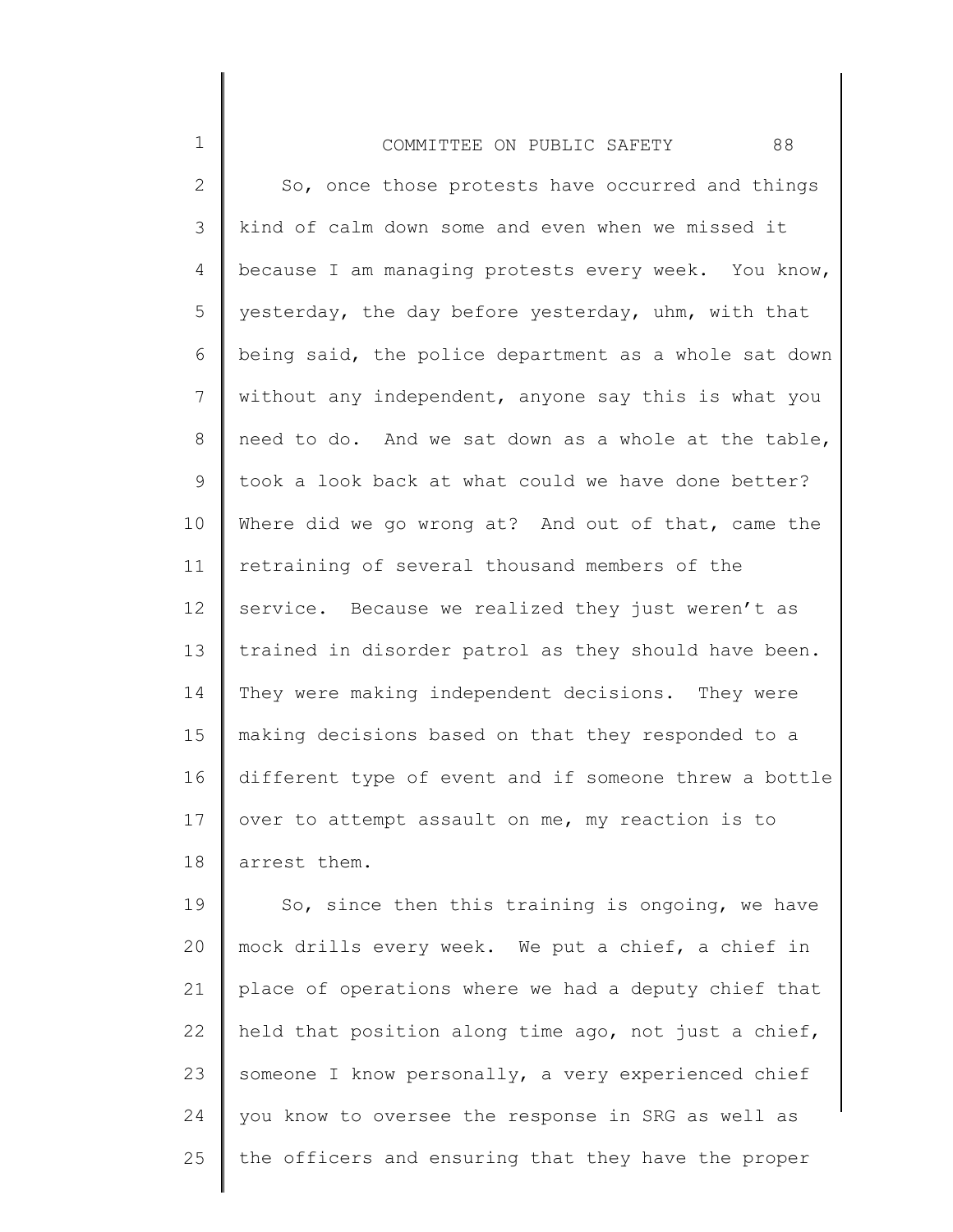So, once those protests have occurred and things kind of calm down some and even when we missed it because I am managing protests every week. You know, yesterday, the day before yesterday, uhm, with that being said, the police department as a whole sat down without any independent, anyone say this is what you need to do. And we sat down as a whole at the table, took a look back at what could we have done better? Where did we go wrong at? And out of that, came the retraining of several thousand members of the service. Because we realized they just weren't as trained in disorder patrol as they should have been. They were making independent decisions. They were making decisions based on that they responded to a different type of event and if someone threw a bottle over to attempt assault on me, my reaction is to arrest them.

So, since then this training is ongoing, we have mock drills every week. We put a chief, a chief in place of operations where we had a deputy chief that held that position along time ago, not just a chief, someone I know personally, a very experienced chief you know to oversee the response in SRG as well as the officers and ensuring that they have the proper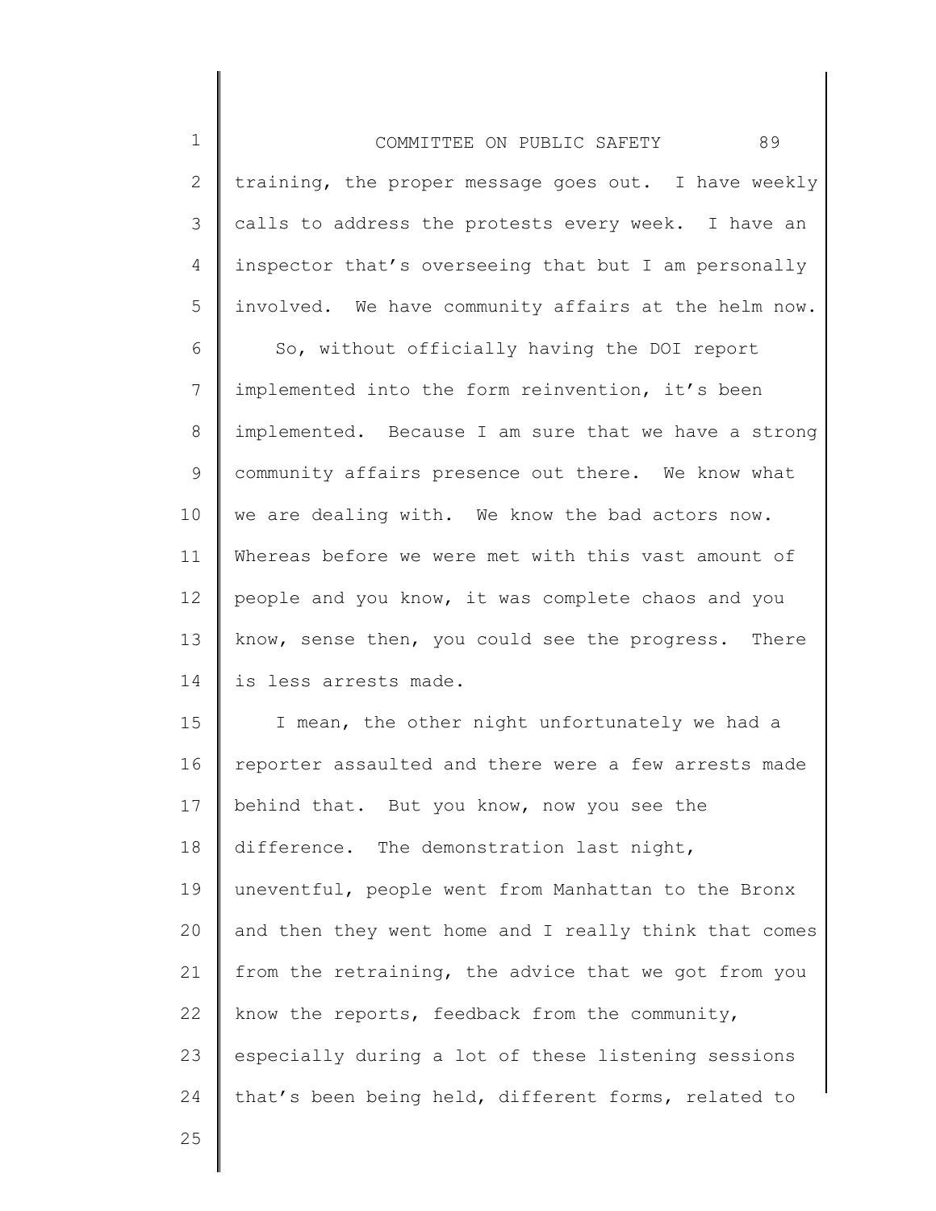training, the proper message goes out. I have weekly calls to address the protests every week. I have an inspector that's overseeing that but I am personally involved. We have community affairs at the helm now.

So, without officially having the DOI report implemented into the form reinvention, it's been implemented. Because I am sure that we have a strong community affairs presence out there. We know what we are dealing with. We know the bad actors now. Whereas before we were met with this vast amount of people and you know, it was complete chaos and you know, sense then, you could see the progress. There is less arrests made.

I mean, the other night unfortunately we had a reporter assaulted and there were a few arrests made behind that. But you know, now you see the difference. The demonstration last night, uneventful, people went from Manhattan to the Bronx and then they went home and I really think that comes from the retraining, the advice that we got from you know the reports, feedback from the community, especially during a lot of these listening sessions that's been being held, different forms, related to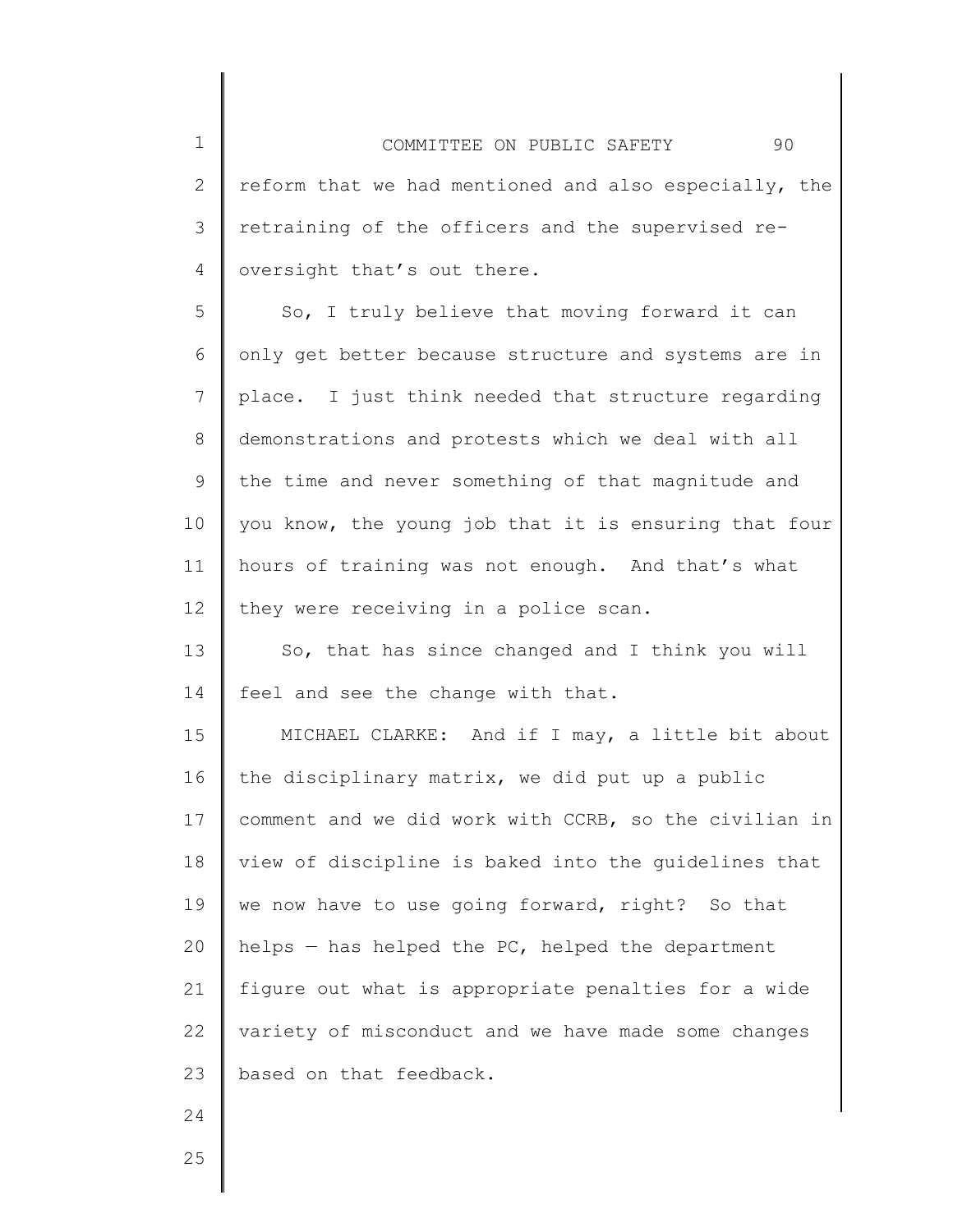reform that we had mentioned and also especially, the retraining of the officers and the supervised re-oversight that's out there.

So, I truly believe that moving forward it can only get better because structure and systems are in place. I just think needed that structure regarding demonstrations and protests which we deal with all the time and never something of that magnitude and you know, the young job that it is ensuring that four hours of training was not enough. And that's what they were receiving in a police scan.

So, that has since changed and I think you will feel and see the change with that.

MICHAEL CLARKE: And if I may, a little bit about the disciplinary matrix, we did put up a public comment and we did work with CCRB, so the civilian in view of discipline is baked into the guidelines that we now have to use going forward, right? So that helps — has helped the PC, helped the department figure out what is appropriate penalties for a wide variety of misconduct and we have made some changes based on that feedback.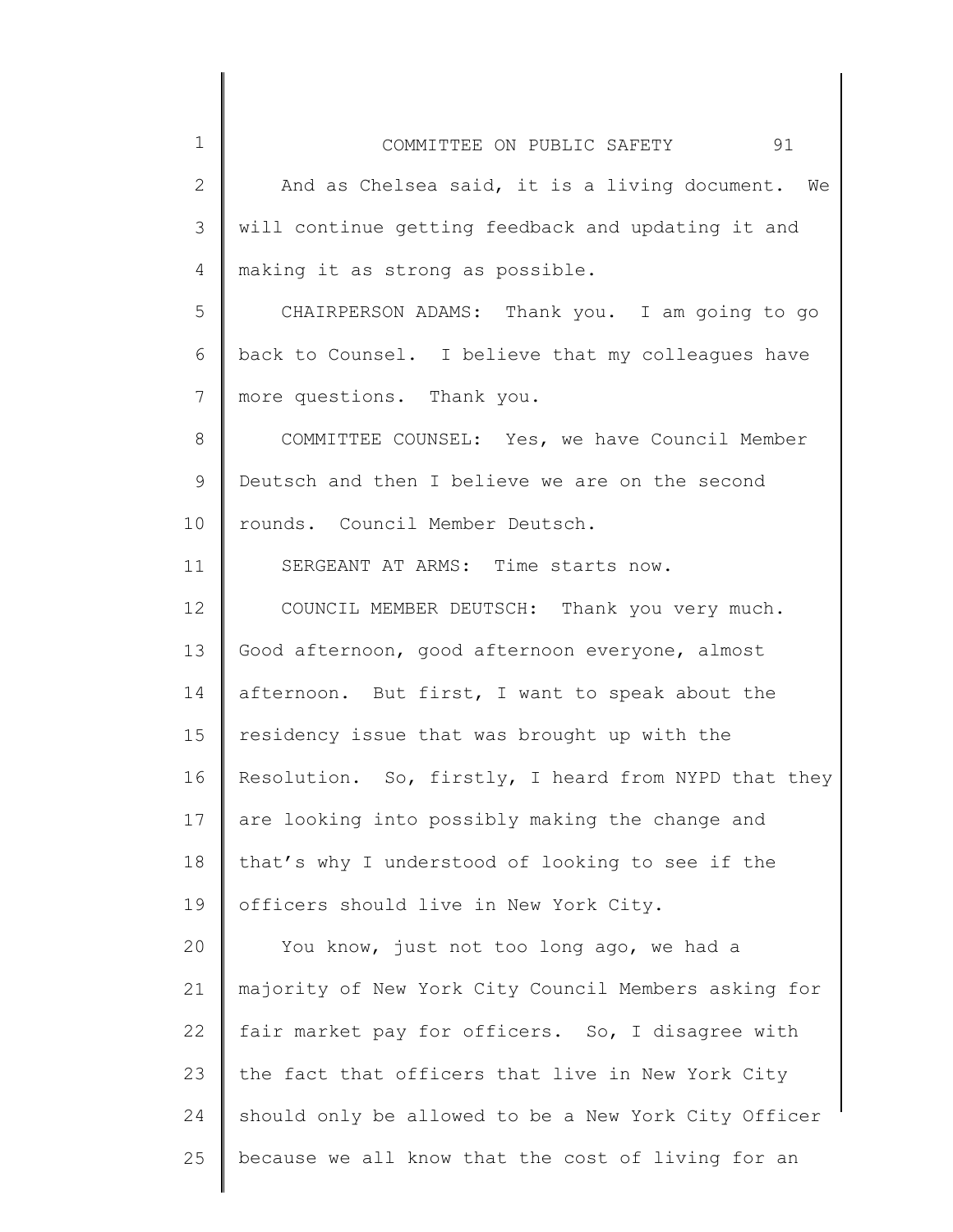And as Chelsea said, it is a living document. We will continue getting feedback and updating it and making it as strong as possible.

CHAIRPERSON ADAMS: Thank you. I am going to go back to Counsel. I believe that my colleagues have more questions. Thank you.

COMMITTEE COUNSEL: Yes, we have Council Member Deutsch and then I believe we are on the second rounds. Council Member Deutsch.

SERGEANT AT ARMS: Time starts now.

COUNCIL MEMBER DEUTSCH: Thank you very much. Good afternoon, good afternoon everyone, almost afternoon. But first, I want to speak about the residency issue that was brought up with the Resolution. So, firstly, I heard from NYPD that they are looking into possibly making the change and that's why I understood of looking to see if the officers should live in New York City.

You know, just not too long ago, we had a majority of New York City Council Members asking for fair market pay for officers. So, I disagree with the fact that officers that live in New York City should only be allowed to be a New York City Officer because we all know that the cost of living for an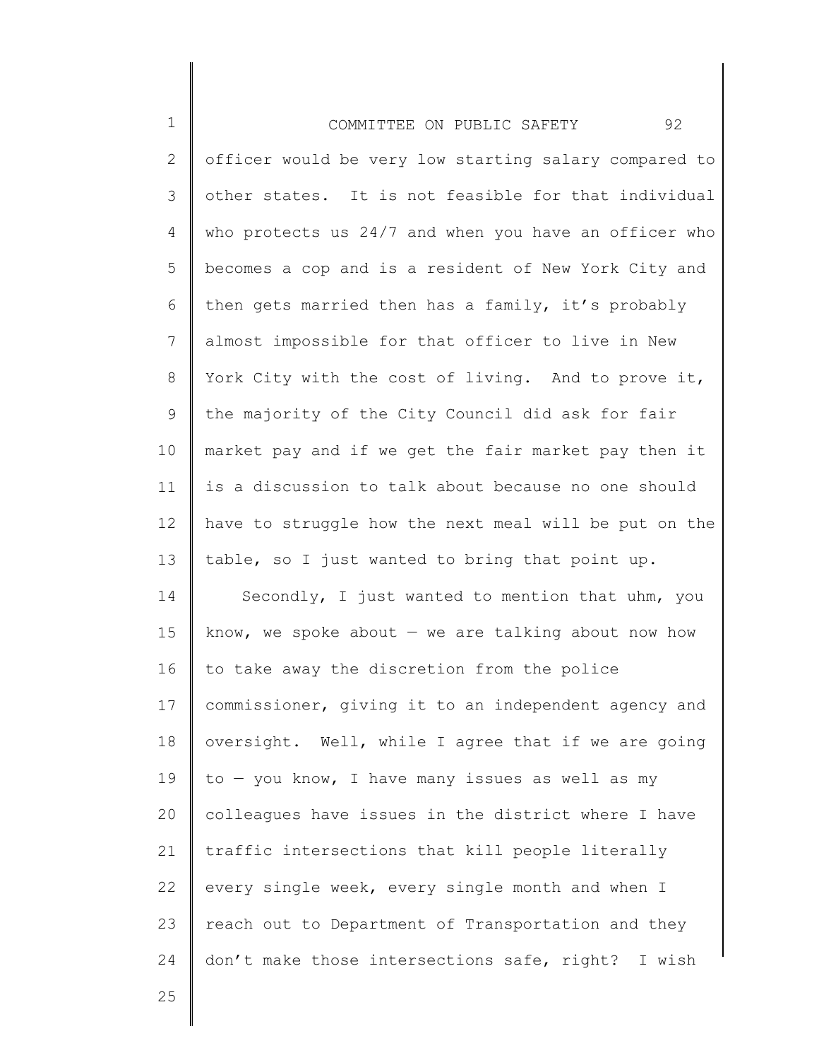officer would be very low starting salary compared to other states. It is not feasible for that individual who protects us 24/7 and when you have an officer who becomes a cop and is a resident of New York City and then gets married then has a family, it's probably almost impossible for that officer to live in New York City with the cost of living. And to prove it, the majority of the City Council did ask for fair market pay and if we get the fair market pay then it is a discussion to talk about because no one should have to struggle how the next meal will be put on the table, so I just wanted to bring that point up.

Secondly, I just wanted to mention that uhm, you know, we spoke about — we are talking about now how to take away the discretion from the police commissioner, giving it to an independent agency and oversight. Well, while I agree that if we are going to — you know, I have many issues as well as my colleagues have issues in the district where I have traffic intersections that kill people literally every single week, every single month and when I reach out to Department of Transportation and they don't make those intersections safe, right? I wish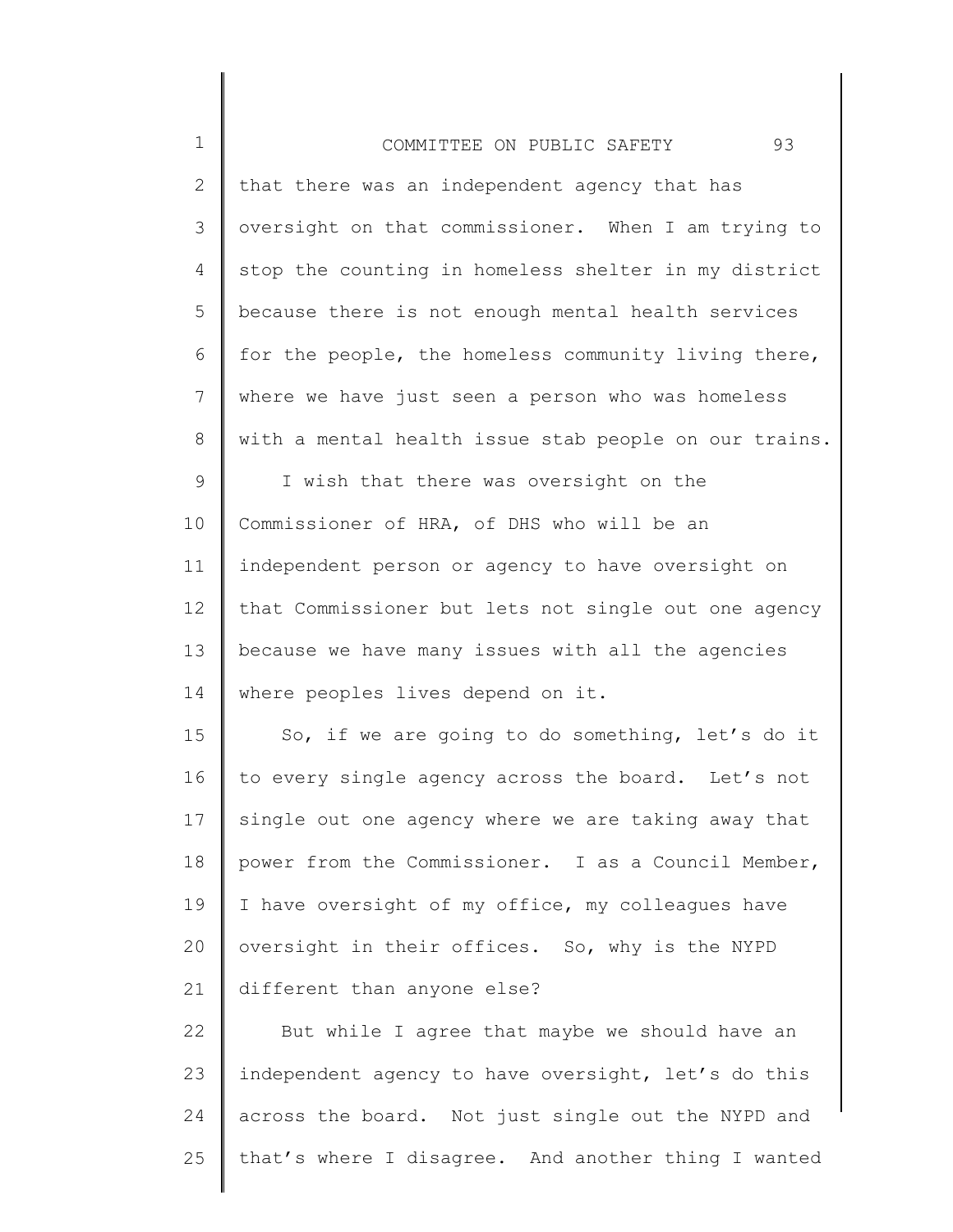that there was an independent agency that has oversight on that commissioner. When I am trying to stop the counting in homeless shelter in my district because there is not enough mental health services for the people, the homeless community living there, where we have just seen a person who was homeless with a mental health issue stab people on our trains.

I wish that there was oversight on the Commissioner of HRA, of DHS who will be an independent person or agency to have oversight on that Commissioner but lets not single out one agency because we have many issues with all the agencies where peoples lives depend on it.

So, if we are going to do something, let's do it to every single agency across the board. Let's not single out one agency where we are taking away that power from the Commissioner. I as a Council Member, I have oversight of my office, my colleagues have oversight in their offices. So, why is the NYPD different than anyone else?

But while I agree that maybe we should have an independent agency to have oversight, let's do this across the board. Not just single out the NYPD and that's where I disagree. And another thing I wanted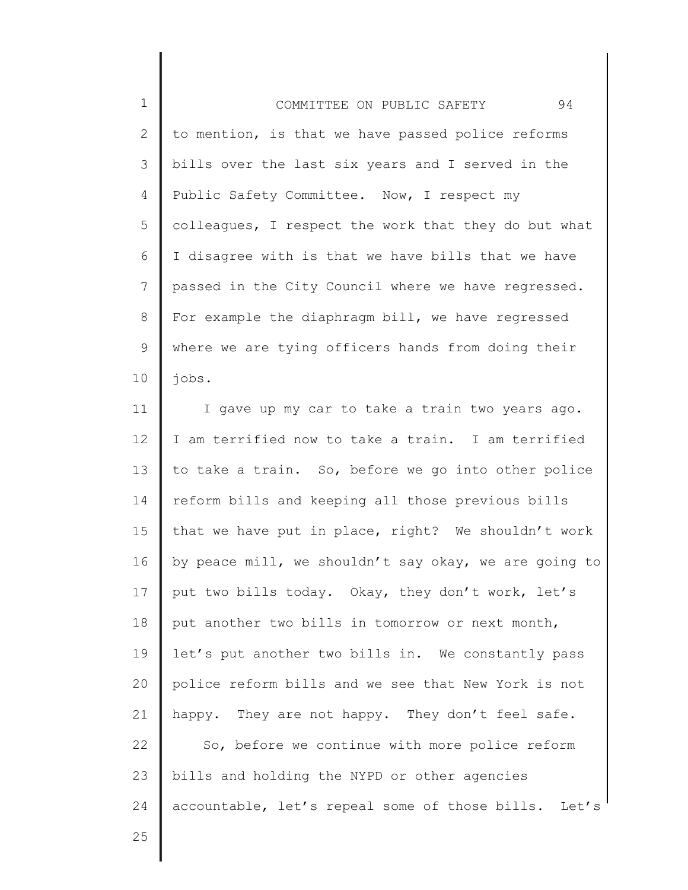to mention, is that we have passed police reforms bills over the last six years and I served in the Public Safety Committee. Now, I respect my colleagues, I respect the work that they do but what I disagree with is that we have bills that we have passed in the City Council where we have regressed. For example the diaphragm bill, we have regressed where we are tying officers hands from doing their jobs.

I gave up my car to take a train two years ago. I am terrified now to take a train. I am terrified to take a train. So, before we go into other police reform bills and keeping all those previous bills that we have put in place, right? We shouldn't work by peace mill, we shouldn't say okay, we are going to put two bills today. Okay, they don't work, let's put another two bills in tomorrow or next month, let's put another two bills in. We constantly pass police reform bills and we see that New York is not happy. They are not happy. They don't feel safe.

So, before we continue with more police reform bills and holding the NYPD or other agencies accountable, let's repeal some of those bills. Let's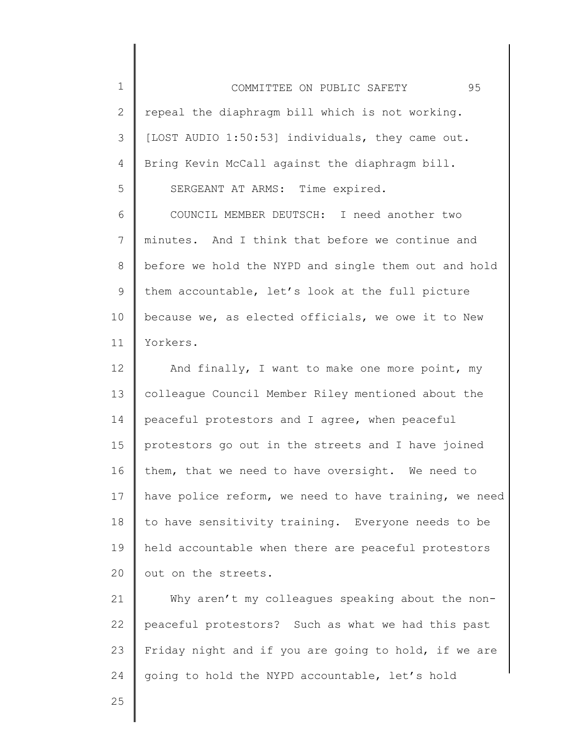repeal the diaphragm bill which is not working. [LOST AUDIO 1:50:53] individuals, they came out. Bring Kevin McCall against the diaphragm bill.

SERGEANT AT ARMS: Time expired.

COUNCIL MEMBER DEUTSCH: I need another two minutes. And I think that before we continue and before we hold the NYPD and single them out and hold them accountable, let's look at the full picture because we, as elected officials, we owe it to New Yorkers.

And finally, I want to make one more point, my colleague Council Member Riley mentioned about the peaceful protestors and I agree, when peaceful protestors go out in the streets and I have joined them, that we need to have oversight. We need to have police reform, we need to have training, we need to have sensitivity training. Everyone needs to be held accountable when there are peaceful protestors out on the streets.

Why aren't my colleagues speaking about the non-peaceful protestors? Such as what we had this past Friday night and if you are going to hold, if we are going to hold the NYPD accountable, let's hold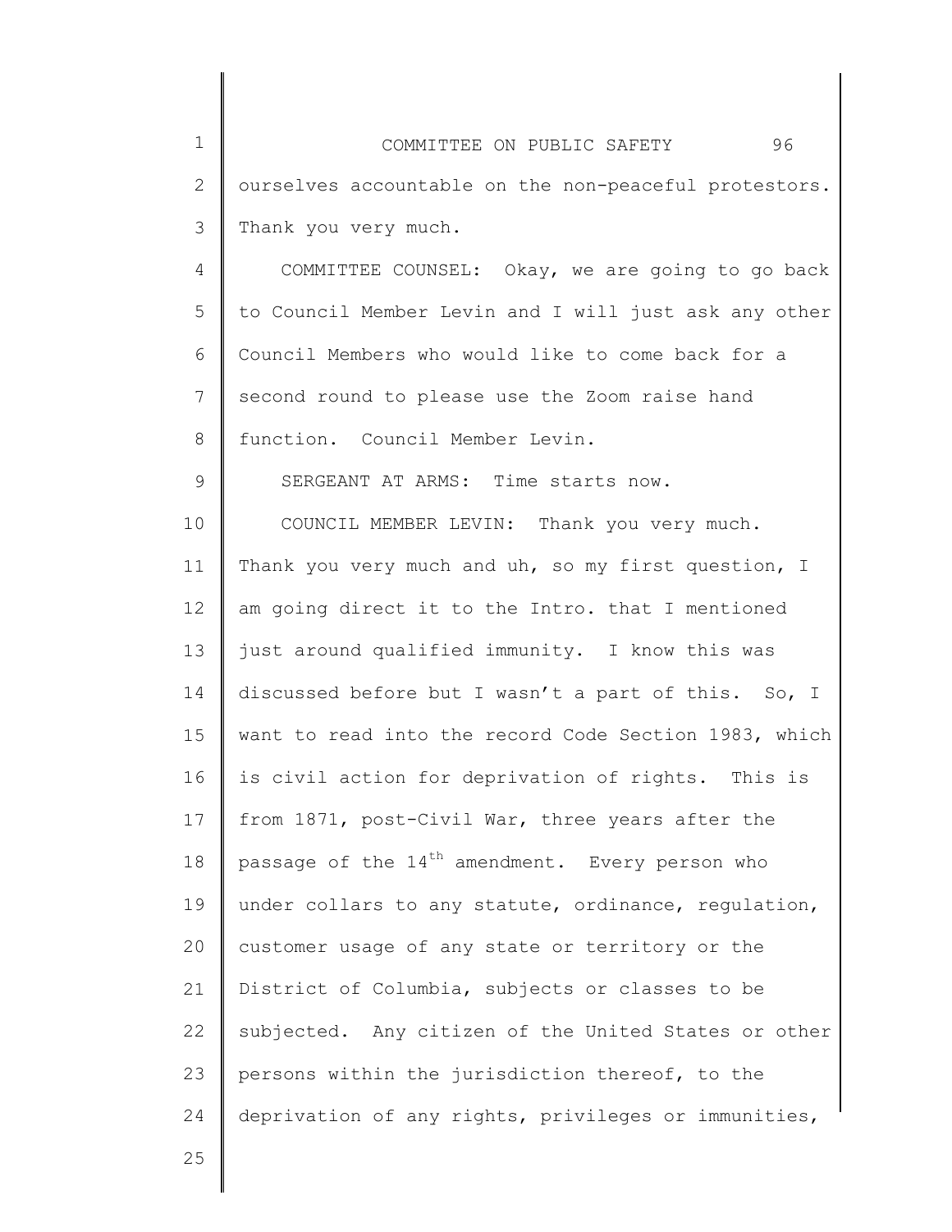ourselves accountable on the non-peaceful protestors. Thank you very much.

COMMITTEE COUNSEL: Okay, we are going to go back to Council Member Levin and I will just ask any other Council Members who would like to come back for a second round to please use the Zoom raise hand function. Council Member Levin.

SERGEANT AT ARMS: Time starts now.

COUNCIL MEMBER LEVIN: Thank you very much. Thank you very much and uh, so my first question, I am going direct it to the Intro. that I mentioned just around qualified immunity. I know this was discussed before but I wasn't a part of this. So, I want to read into the record Code Section 1983, which is civil action for deprivation of rights. This is from 1871, post-Civil War, three years after the passage of the 14th amendment. Every person who under collars to any statute, ordinance, regulation, customer usage of any state or territory or the District of Columbia, subjects or classes to be subjected. Any citizen of the United States or other persons within the jurisdiction thereof, to the deprivation of any rights, privileges or immunities,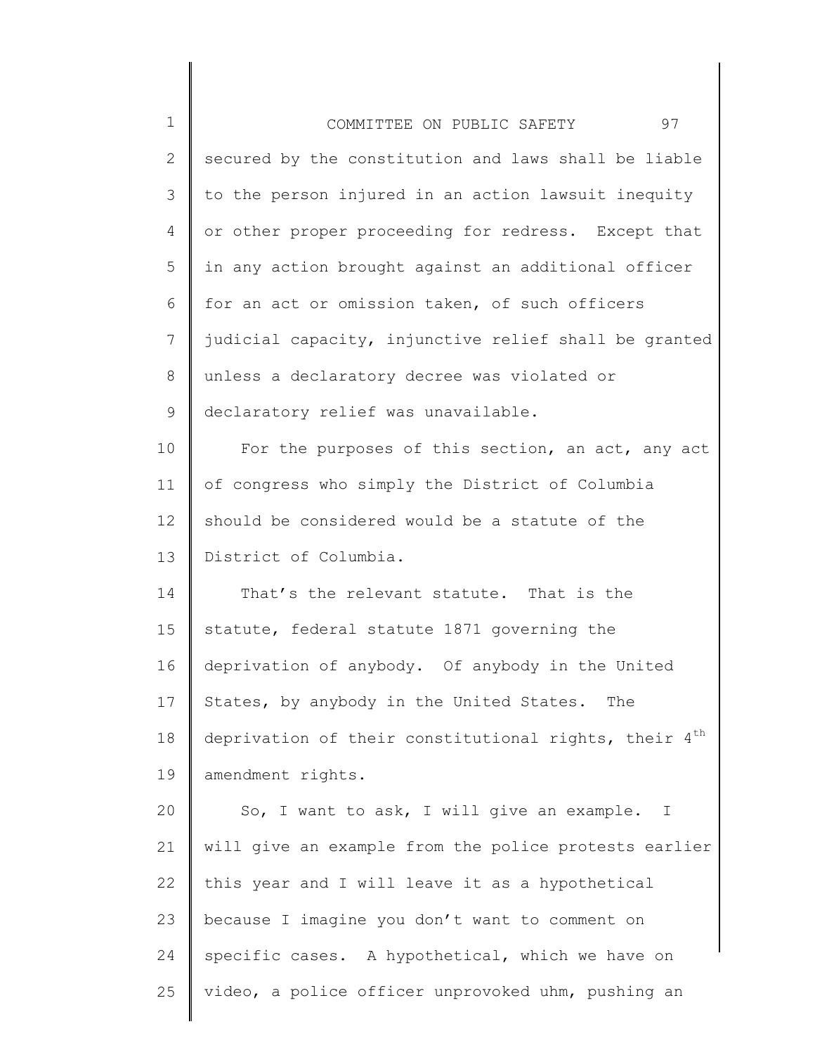secured by the constitution and laws shall be liable to the person injured in an action lawsuit inequity or other proper proceeding for redress. Except that in any action brought against an additional officer for an act or omission taken, of such officers judicial capacity, injunctive relief shall be granted unless a declaratory decree was violated or declaratory relief was unavailable.

For the purposes of this section, an act, any act of congress who simply the District of Columbia should be considered would be a statute of the District of Columbia.

That's the relevant statute. That is the statute, federal statute 1871 governing the deprivation of anybody. Of anybody in the United States, by anybody in the United States. The deprivation of their constitutional rights, their 4th amendment rights.

So, I want to ask, I will give an example. I will give an example from the police protests earlier this year and I will leave it as a hypothetical because I imagine you don't want to comment on specific cases. A hypothetical, which we have on video, a police officer unprovoked uhm, pushing an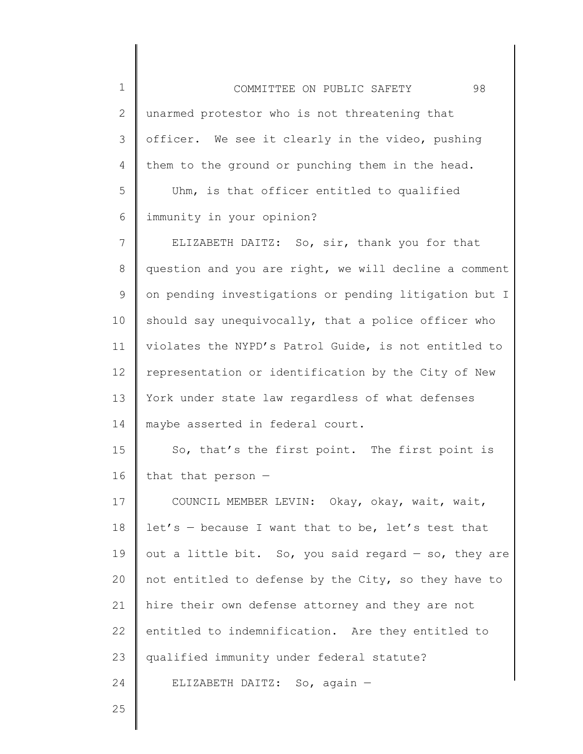unarmed protestor who is not threatening that officer. We see it clearly in the video, pushing them to the ground or punching them in the head.

Uhm, is that officer entitled to qualified immunity in your opinion?

ELIZABETH DAITZ: So, sir, thank you for that question and you are right, we will decline a comment on pending investigations or pending litigation but I should say unequivocally, that a police officer who violates the NYPD's Patrol Guide, is not entitled to representation or identification by the City of New York under state law regardless of what defenses maybe asserted in federal court.

So, that's the first point. The first point is that that person —

COUNCIL MEMBER LEVIN: Okay, okay, wait, wait, let's — because I want that to be, let's test that out a little bit. So, you said regard — so, they are not entitled to defense by the City, so they have to hire their own defense attorney and they are not entitled to indemnification. Are they entitled to qualified immunity under federal statute?

ELIZABETH DAITZ: So, again —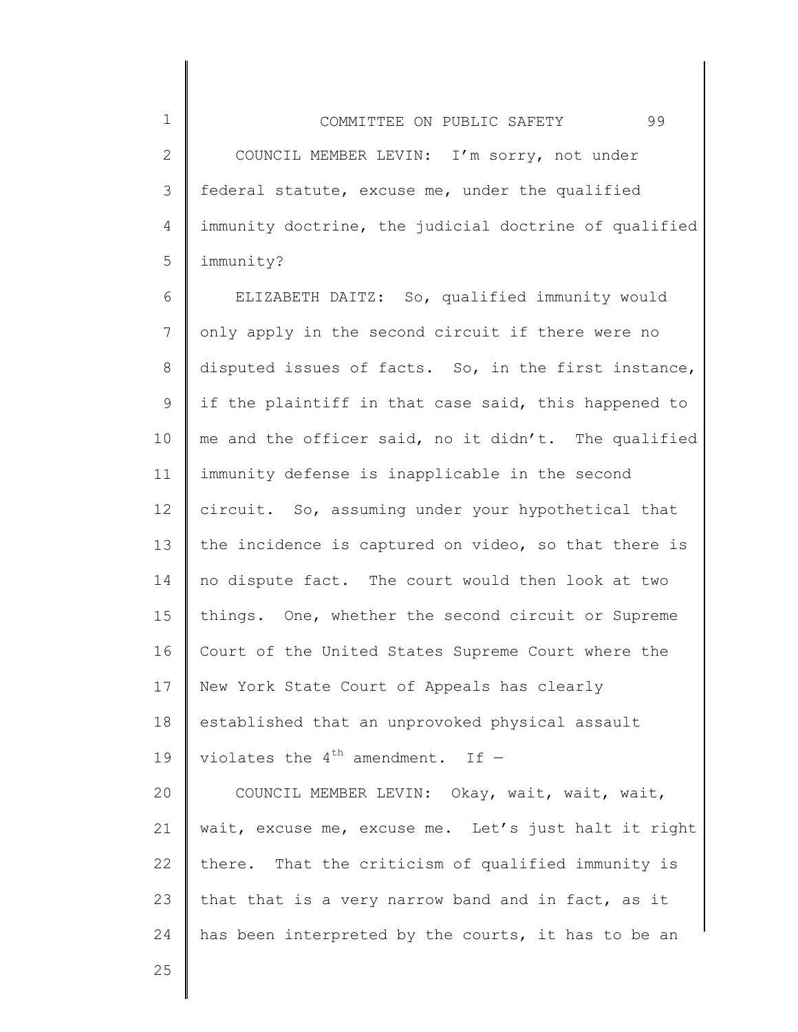COUNCIL MEMBER LEVIN: I'm sorry, not under federal statute, excuse me, under the qualified immunity doctrine, the judicial doctrine of qualified immunity?

ELIZABETH DAITZ: So, qualified immunity would only apply in the second circuit if there were no disputed issues of facts. So, in the first instance, if the plaintiff in that case said, this happened to me and the officer said, no it didn't. The qualified immunity defense is inapplicable in the second circuit. So, assuming under your hypothetical that the incidence is captured on video, so that there is no dispute fact. The court would then look at two things. One, whether the second circuit or Supreme Court of the United States Supreme Court where the New York State Court of Appeals has clearly established that an unprovoked physical assault violates the 4th amendment. If —

COUNCIL MEMBER LEVIN: Okay, wait, wait, wait, wait, excuse me, excuse me. Let's just halt it right there. That the criticism of qualified immunity is that that is a very narrow band and in fact, as it has been interpreted by the courts, it has to be an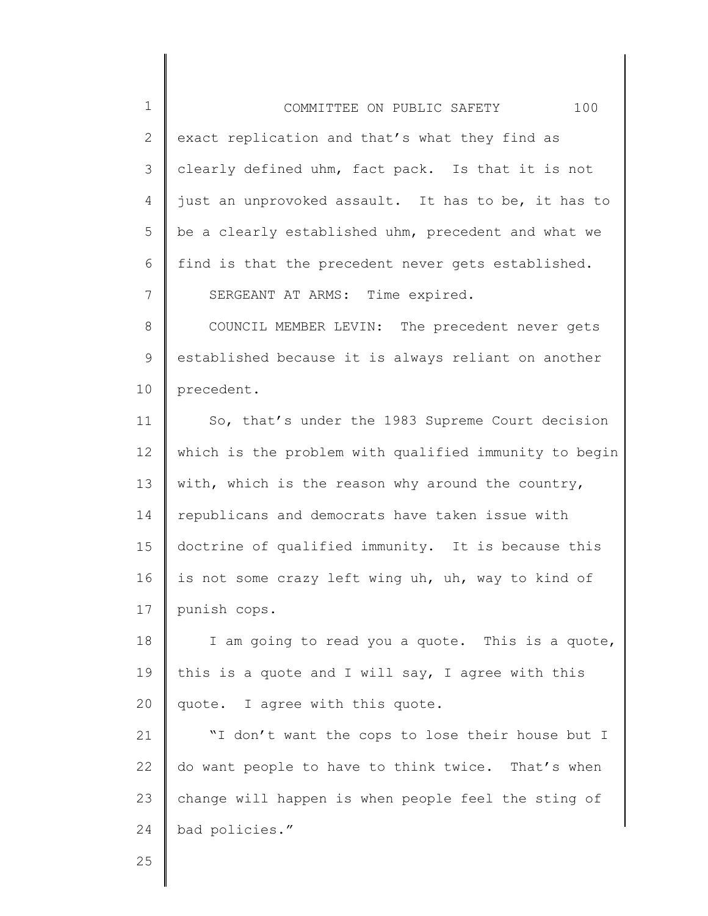exact replication and that's what they find as clearly defined uhm, fact pack. Is that it is not just an unprovoked assault. It has to be, it has to be a clearly established uhm, precedent and what we find is that the precedent never gets established.

SERGEANT AT ARMS: Time expired.

COUNCIL MEMBER LEVIN: The precedent never gets established because it is always reliant on another precedent.

So, that's under the 1983 Supreme Court decision which is the problem with qualified immunity to begin with, which is the reason why around the country, republicans and democrats have taken issue with doctrine of qualified immunity. It is because this is not some crazy left wing uh, uh, way to kind of punish cops.

I am going to read you a quote. This is a quote, this is a quote and I will say, I agree with this quote. I agree with this quote.

"I don't want the cops to lose their house but I do want people to have to think twice. That's when change will happen is when people feel the sting of bad policies."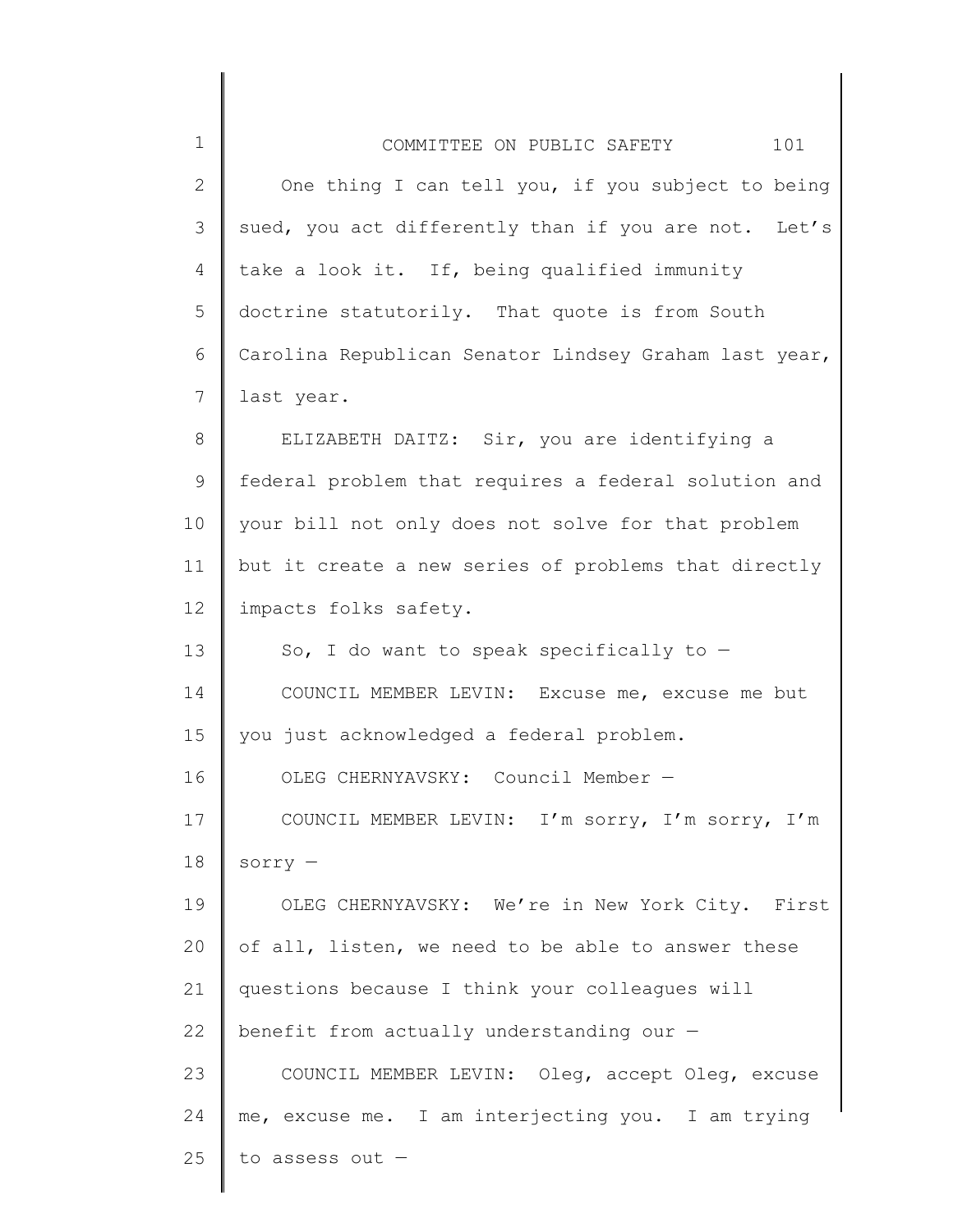One thing I can tell you, if you subject to being sued, you act differently than if you are not. Let's take a look it. If, being qualified immunity doctrine statutorily. That quote is from South Carolina Republican Senator Lindsey Graham last year, last year.

ELIZABETH DAITZ: Sir, you are identifying a federal problem that requires a federal solution and your bill not only does not solve for that problem but it create a new series of problems that directly impacts folks safety.

So, I do want to speak specifically to —

COUNCIL MEMBER LEVIN: Excuse me, excuse me but you just acknowledged a federal problem.

OLEG CHERNYAVSKY: Council Member —

COUNCIL MEMBER LEVIN: I'm sorry, I'm sorry, I'm sorry —

OLEG CHERNYAVSKY: We're in New York City. First of all, listen, we need to be able to answer these questions because I think your colleagues will benefit from actually understanding our —

COUNCIL MEMBER LEVIN: Oleg, accept Oleg, excuse me, excuse me. I am interjecting you. I am trying to assess out —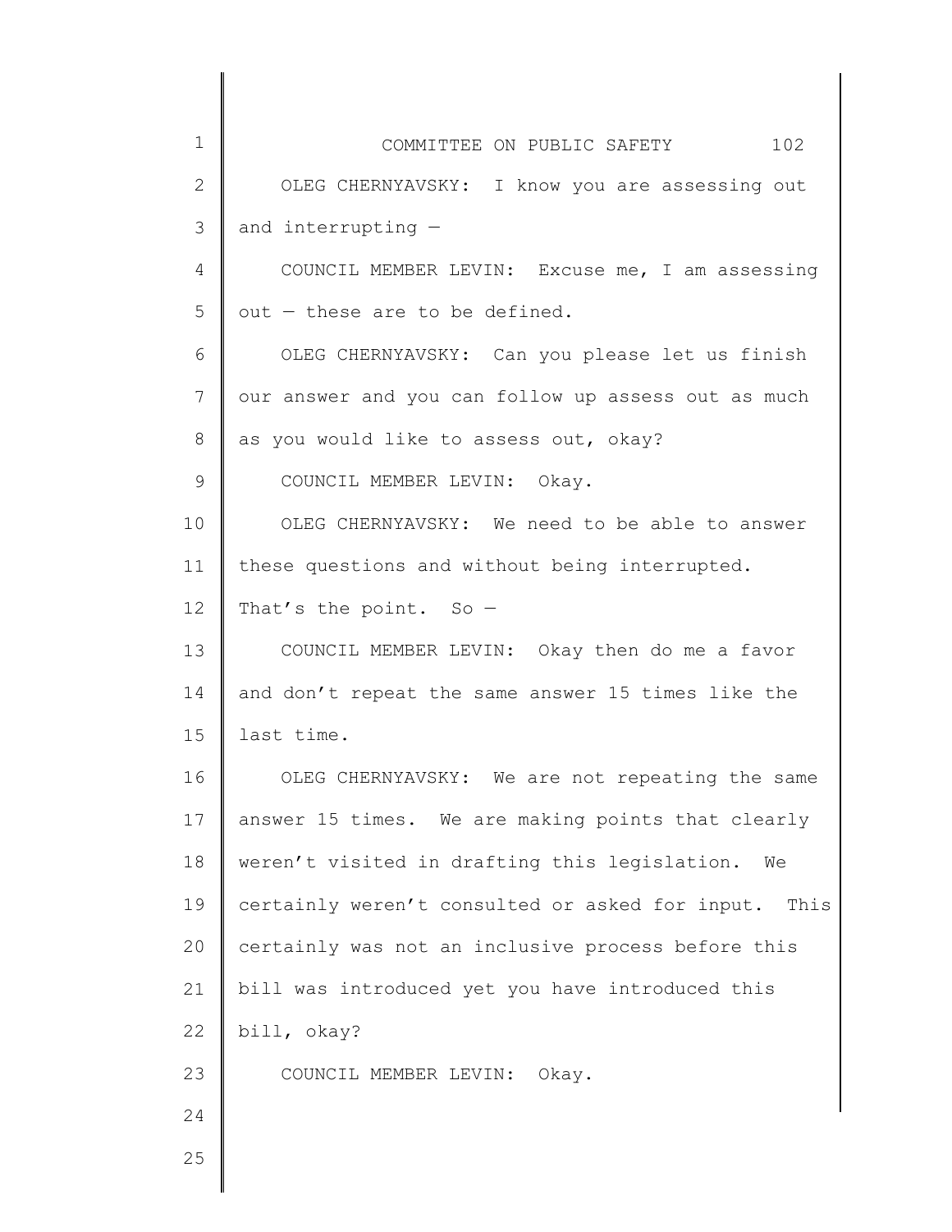OLEG CHERNYAVSKY: I know you are assessing out and interrupting —

COUNCIL MEMBER LEVIN: Excuse me, I am assessing out — these are to be defined.

OLEG CHERNYAVSKY: Can you please let us finish our answer and you can follow up assess out as much as you would like to assess out, okay?

COUNCIL MEMBER LEVIN: Okay.

OLEG CHERNYAVSKY: We need to be able to answer these questions and without being interrupted. That's the point. So —

COUNCIL MEMBER LEVIN: Okay then do me a favor and don't repeat the same answer 15 times like the last time.

OLEG CHERNYAVSKY: We are not repeating the same answer 15 times. We are making points that clearly weren't visited in drafting this legislation. We certainly weren't consulted or asked for input. This certainly was not an inclusive process before this bill was introduced yet you have introduced this bill, okay?

COUNCIL MEMBER LEVIN: Okay.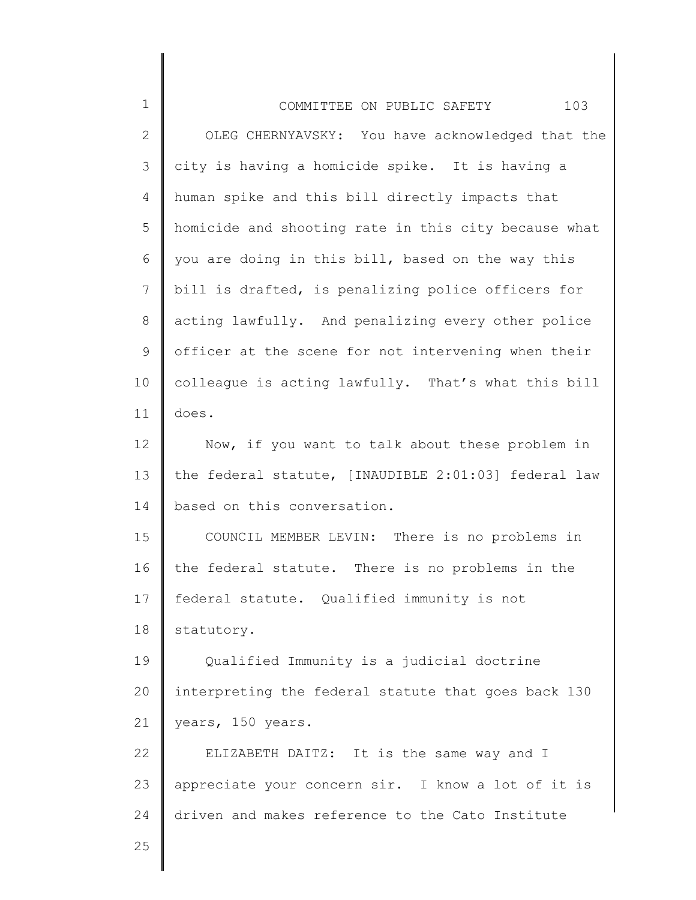OLEG CHERNYAVSKY: You have acknowledged that the city is having a homicide spike. It is having a human spike and this bill directly impacts that homicide and shooting rate in this city because what you are doing in this bill, based on the way this bill is drafted, is penalizing police officers for acting lawfully. And penalizing every other police officer at the scene for not intervening when their colleague is acting lawfully. That's what this bill does.

Now, if you want to talk about these problem in the federal statute, [INAUDIBLE 2:01:03] federal law based on this conversation.

COUNCIL MEMBER LEVIN: There is no problems in the federal statute. There is no problems in the federal statute. Qualified immunity is not statutory.

Qualified Immunity is a judicial doctrine interpreting the federal statute that goes back 130 years, 150 years.

ELIZABETH DAITZ: It is the same way and I appreciate your concern sir. I know a lot of it is driven and makes reference to the Cato Institute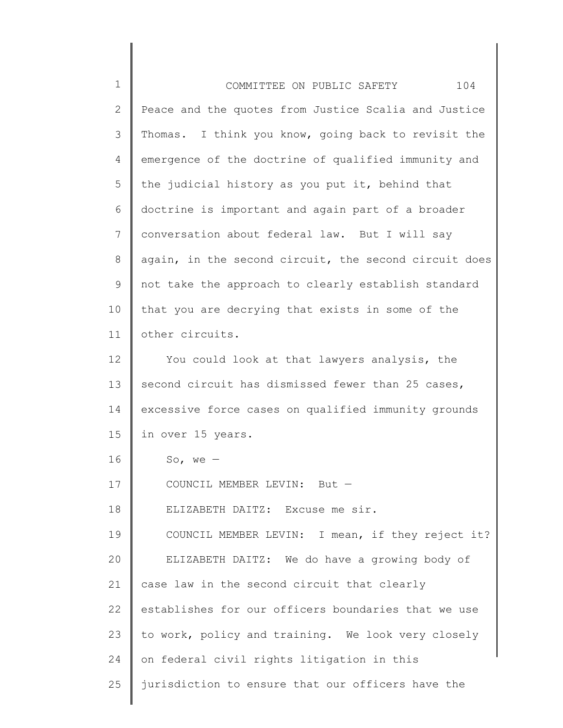Peace and the quotes from Justice Scalia and Justice Thomas. I think you know, going back to revisit the emergence of the doctrine of qualified immunity and the judicial history as you put it, behind that doctrine is important and again part of a broader conversation about federal law. But I will say again, in the second circuit, the second circuit does not take the approach to clearly establish standard that you are decrying that exists in some of the other circuits.

You could look at that lawyers analysis, the second circuit has dismissed fewer than 25 cases, excessive force cases on qualified immunity grounds in over 15 years.

So, we —

COUNCIL MEMBER LEVIN: But —

ELIZABETH DAITZ: Excuse me sir.

COUNCIL MEMBER LEVIN: I mean, if they reject it?

ELIZABETH DAITZ: We do have a growing body of case law in the second circuit that clearly establishes for our officers boundaries that we use to work, policy and training. We look very closely on federal civil rights litigation in this jurisdiction to ensure that our officers have the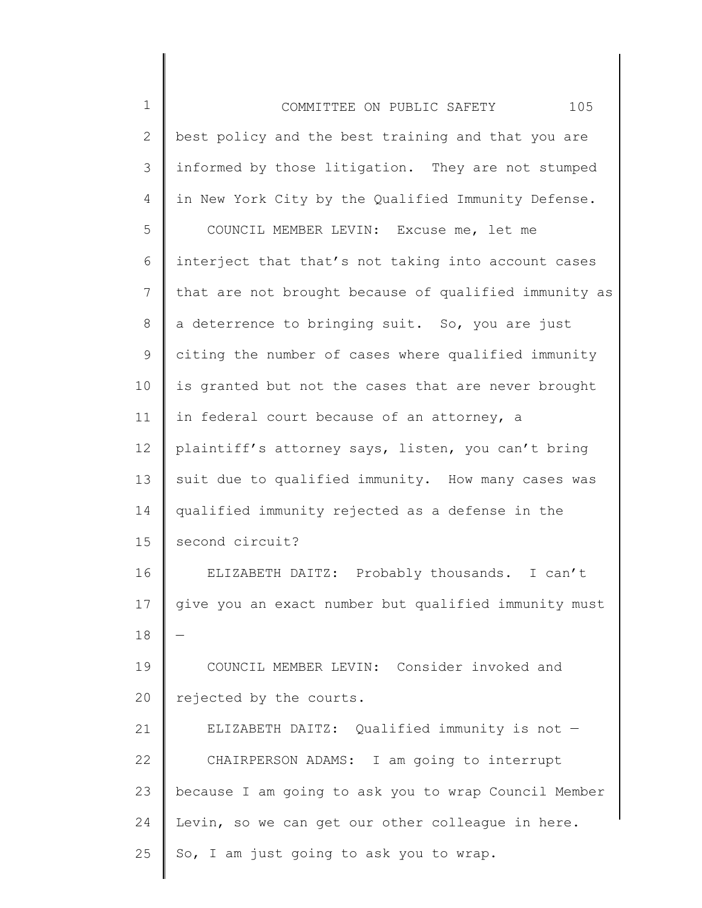best policy and the best training and that you are informed by those litigation. They are not stumped in New York City by the Qualified Immunity Defense.

COUNCIL MEMBER LEVIN: Excuse me, let me interject that that's not taking into account cases that are not brought because of qualified immunity as a deterrence to bringing suit. So, you are just citing the number of cases where qualified immunity is granted but not the cases that are never brought in federal court because of an attorney, a plaintiff's attorney says, listen, you can't bring suit due to qualified immunity. How many cases was qualified immunity rejected as a defense in the second circuit?

ELIZABETH DAITZ: Probably thousands. I can't give you an exact number but qualified immunity must —

COUNCIL MEMBER LEVIN: Consider invoked and rejected by the courts.

ELIZABETH DAITZ: Qualified immunity is not —

CHAIRPERSON ADAMS: I am going to interrupt because I am going to ask you to wrap Council Member Levin, so we can get our other colleague in here. So, I am just going to ask you to wrap.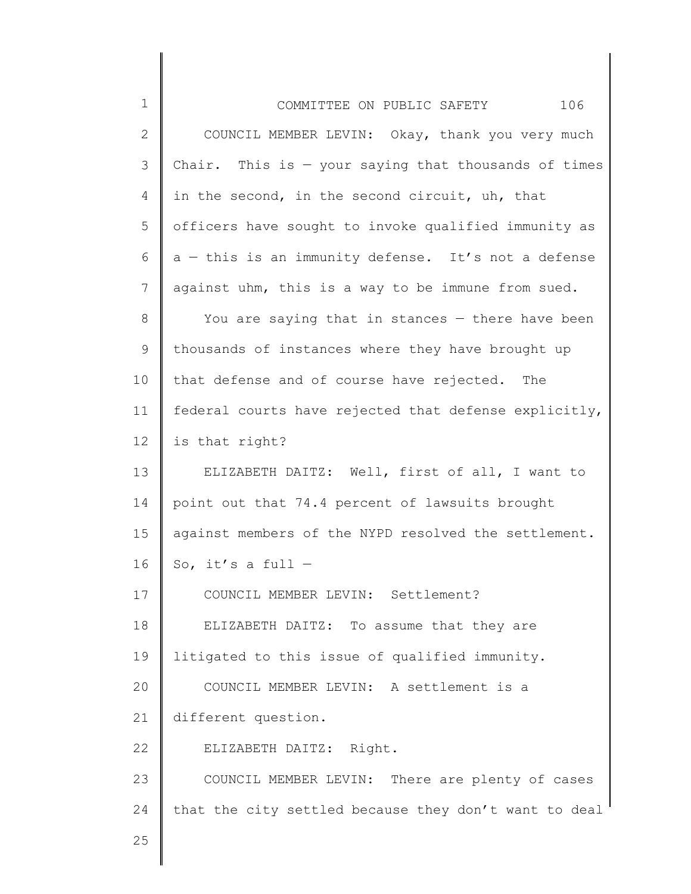COUNCIL MEMBER LEVIN: Okay, thank you very much Chair. This is — your saying that thousands of times in the second, in the second circuit, uh, that officers have sought to invoke qualified immunity as a — this is an immunity defense. It's not a defense against uhm, this is a way to be immune from sued.

You are saying that in stances — there have been thousands of instances where they have brought up that defense and of course have rejected. The federal courts have rejected that defense explicitly, is that right?

ELIZABETH DAITZ: Well, first of all, I want to point out that 74.4 percent of lawsuits brought against members of the NYPD resolved the settlement. So, it's a full —

COUNCIL MEMBER LEVIN: Settlement?

ELIZABETH DAITZ: To assume that they are litigated to this issue of qualified immunity.

COUNCIL MEMBER LEVIN: A settlement is a different question.

ELIZABETH DAITZ: Right.

COUNCIL MEMBER LEVIN: There are plenty of cases that the city settled because they don't want to deal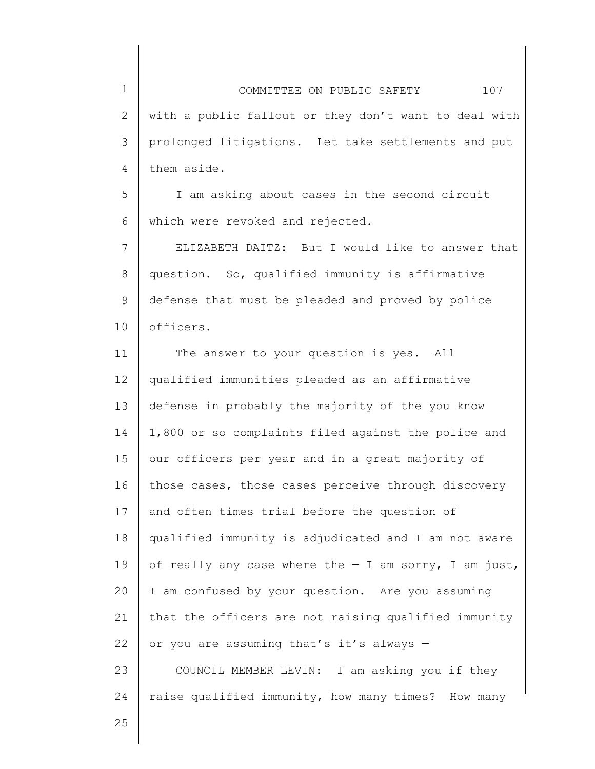with a public fallout or they don't want to deal with prolonged litigations. Let take settlements and put them aside.

I am asking about cases in the second circuit which were revoked and rejected.

ELIZABETH DAITZ: But I would like to answer that question. So, qualified immunity is affirmative defense that must be pleaded and proved by police officers.

The answer to your question is yes. All qualified immunities pleaded as an affirmative defense in probably the majority of the you know 1,800 or so complaints filed against the police and our officers per year and in a great majority of those cases, those cases perceive through discovery and often times trial before the question of qualified immunity is adjudicated and I am not aware of really any case where the — I am sorry, I am just, I am confused by your question. Are you assuming that the officers are not raising qualified immunity or you are assuming that's it's always —

COUNCIL MEMBER LEVIN: I am asking you if they raise qualified immunity, how many times? How many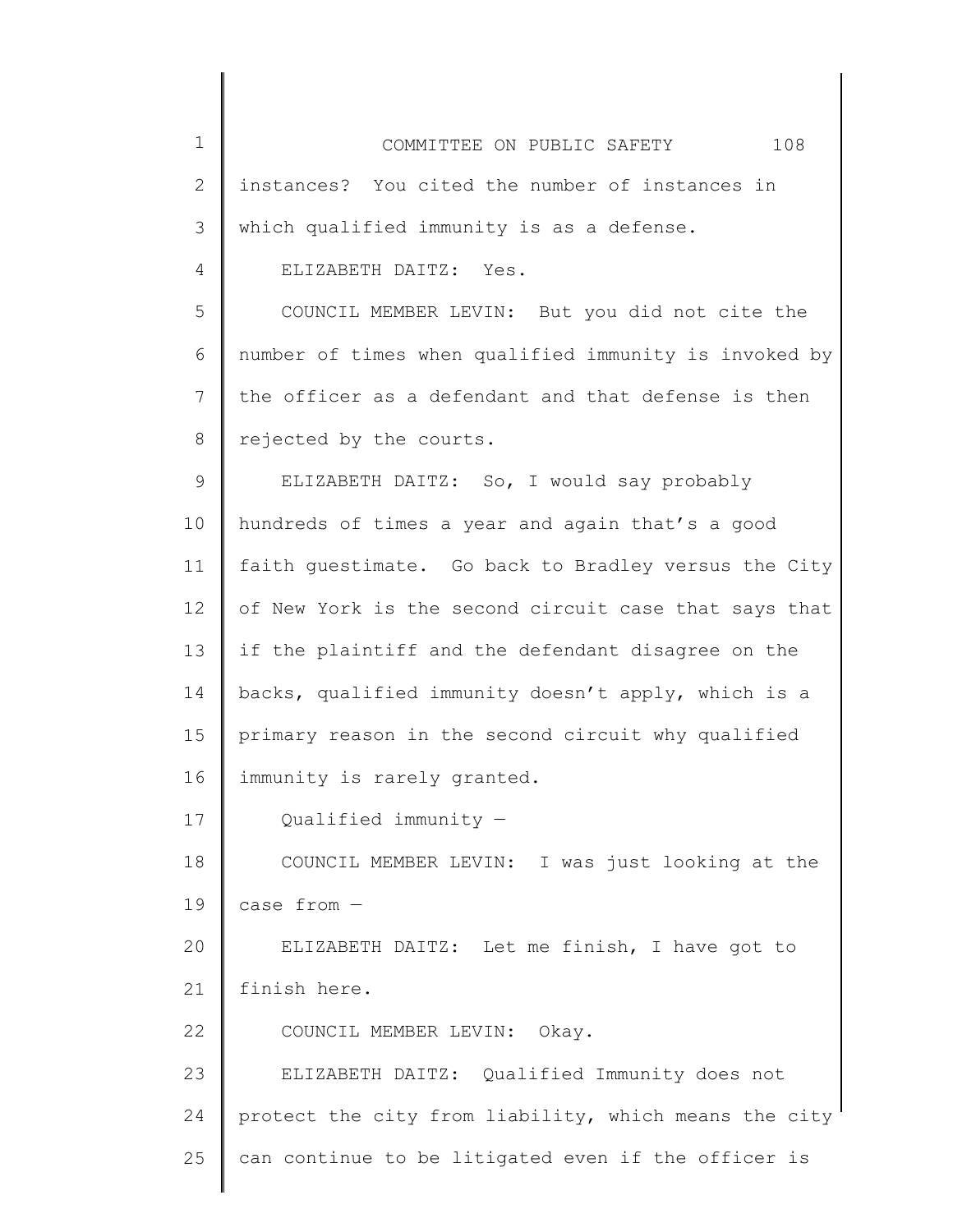instances? You cited the number of instances in which qualified immunity is as a defense.

ELIZABETH DAITZ: Yes.

COUNCIL MEMBER LEVIN: But you did not cite the number of times when qualified immunity is invoked by the officer as a defendant and that defense is then rejected by the courts.

ELIZABETH DAITZ: So, I would say probably hundreds of times a year and again that's a good faith guestimate. Go back to Bradley versus the City of New York is the second circuit case that says that if the plaintiff and the defendant disagree on the backs, qualified immunity doesn't apply, which is a primary reason in the second circuit why qualified immunity is rarely granted.

Qualified immunity —

COUNCIL MEMBER LEVIN: I was just looking at the case from —

ELIZABETH DAITZ: Let me finish, I have got to finish here.

COUNCIL MEMBER LEVIN: Okay.

ELIZABETH DAITZ: Qualified Immunity does not protect the city from liability, which means the city can continue to be litigated even if the officer is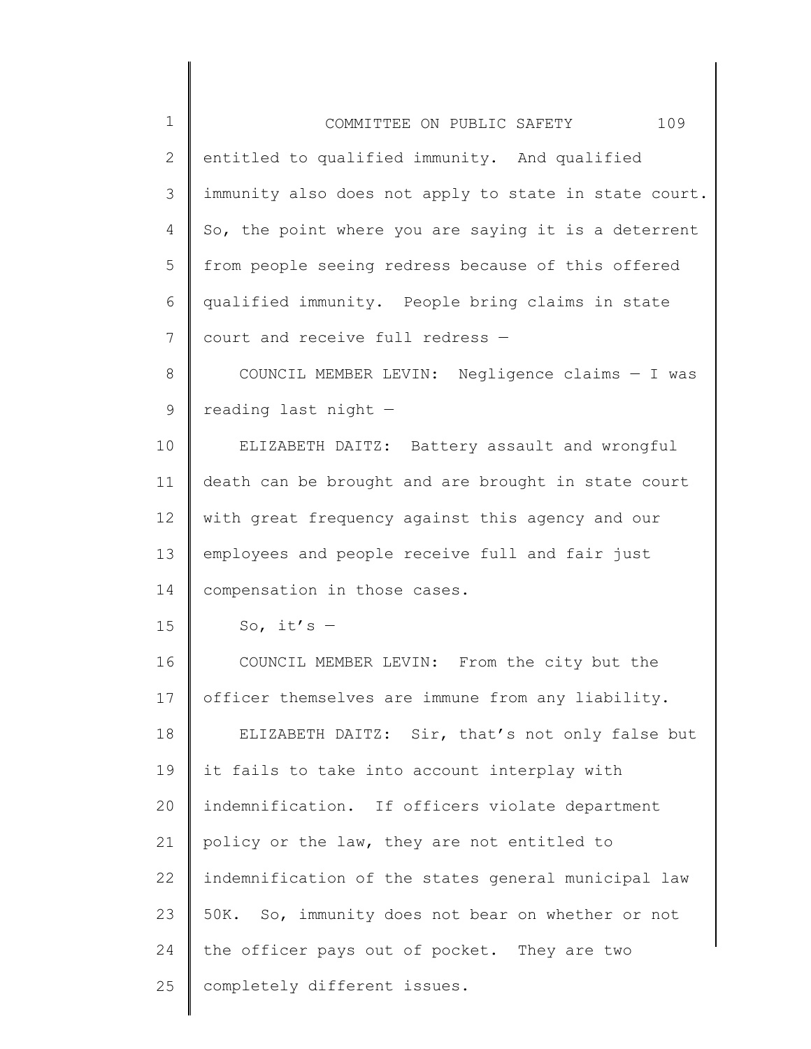entitled to qualified immunity. And qualified immunity also does not apply to state in state court. So, the point where you are saying it is a deterrent from people seeing redress because of this offered qualified immunity. People bring claims in state court and receive full redress —

COUNCIL MEMBER LEVIN: Negligence claims — I was reading last night —

ELIZABETH DAITZ: Battery assault and wrongful death can be brought and are brought in state court with great frequency against this agency and our employees and people receive full and fair just compensation in those cases.

So, it's —

COUNCIL MEMBER LEVIN: From the city but the officer themselves are immune from any liability.

ELIZABETH DAITZ: Sir, that's not only false but it fails to take into account interplay with indemnification. If officers violate department policy or the law, they are not entitled to indemnification of the states general municipal law 50K. So, immunity does not bear on whether or not the officer pays out of pocket. They are two completely different issues.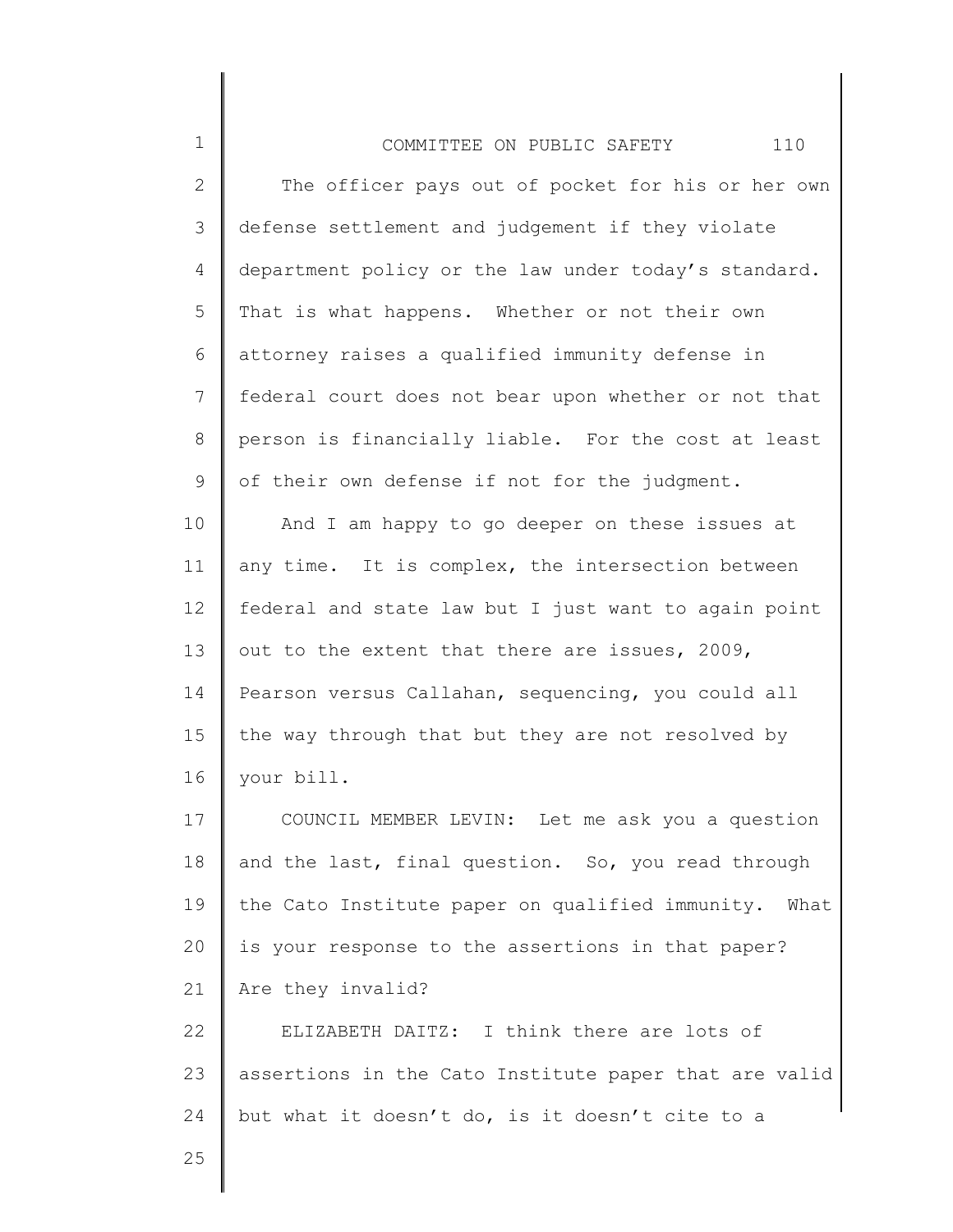The officer pays out of pocket for his or her own defense settlement and judgement if they violate department policy or the law under today's standard. That is what happens. Whether or not their own attorney raises a qualified immunity defense in federal court does not bear upon whether or not that person is financially liable. For the cost at least of their own defense if not for the judgment.

And I am happy to go deeper on these issues at any time. It is complex, the intersection between federal and state law but I just want to again point out to the extent that there are issues, 2009, Pearson versus Callahan, sequencing, you could all the way through that but they are not resolved by your bill.

COUNCIL MEMBER LEVIN: Let me ask you a question and the last, final question. So, you read through the Cato Institute paper on qualified immunity. What is your response to the assertions in that paper? Are they invalid?

ELIZABETH DAITZ: I think there are lots of assertions in the Cato Institute paper that are valid but what it doesn't do, is it doesn't cite to a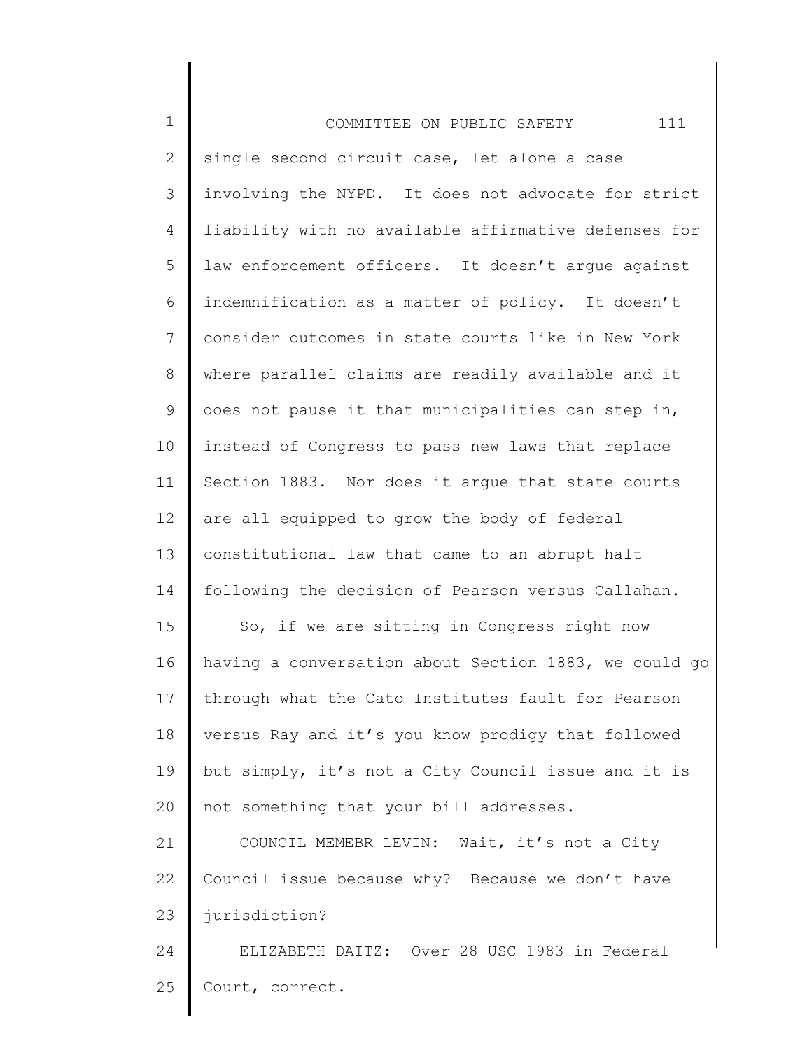single second circuit case, let alone a case involving the NYPD. It does not advocate for strict liability with no available affirmative defenses for law enforcement officers. It doesn't argue against indemnification as a matter of policy. It doesn't consider outcomes in state courts like in New York where parallel claims are readily available and it does not pause it that municipalities can step in, instead of Congress to pass new laws that replace Section 1883. Nor does it argue that state courts are all equipped to grow the body of federal constitutional law that came to an abrupt halt following the decision of Pearson versus Callahan.

So, if we are sitting in Congress right now having a conversation about Section 1883, we could go through what the Cato Institutes fault for Pearson versus Ray and it's you know prodigy that followed but simply, it's not a City Council issue and it is not something that your bill addresses.

COUNCIL MEMEBR LEVIN: Wait, it's not a City Council issue because why? Because we don't have jurisdiction?

ELIZABETH DAITZ: Over 28 USC 1983 in Federal Court, correct.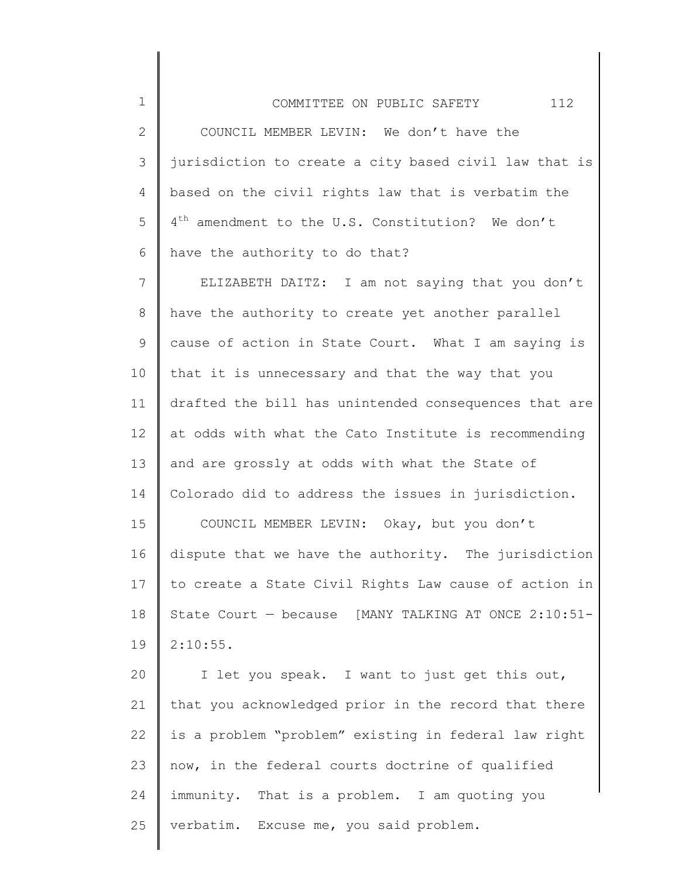COUNCIL MEMBER LEVIN: We don't have the jurisdiction to create a city based civil law that is based on the civil rights law that is verbatim the 4th amendment to the U.S. Constitution? We don't have the authority to do that?

ELIZABETH DAITZ: I am not saying that you don't have the authority to create yet another parallel cause of action in State Court. What I am saying is that it is unnecessary and that the way that you drafted the bill has unintended consequences that are at odds with what the Cato Institute is recommending and are grossly at odds with what the State of Colorado did to address the issues in jurisdiction.

COUNCIL MEMBER LEVIN: Okay, but you don't dispute that we have the authority. The jurisdiction to create a State Civil Rights Law cause of action in State Court — because [MANY TALKING AT ONCE 2:10:51-2:10:55.

I let you speak. I want to just get this out, that you acknowledged prior in the record that there is a problem "problem" existing in federal law right now, in the federal courts doctrine of qualified immunity. That is a problem. I am quoting you verbatim. Excuse me, you said problem.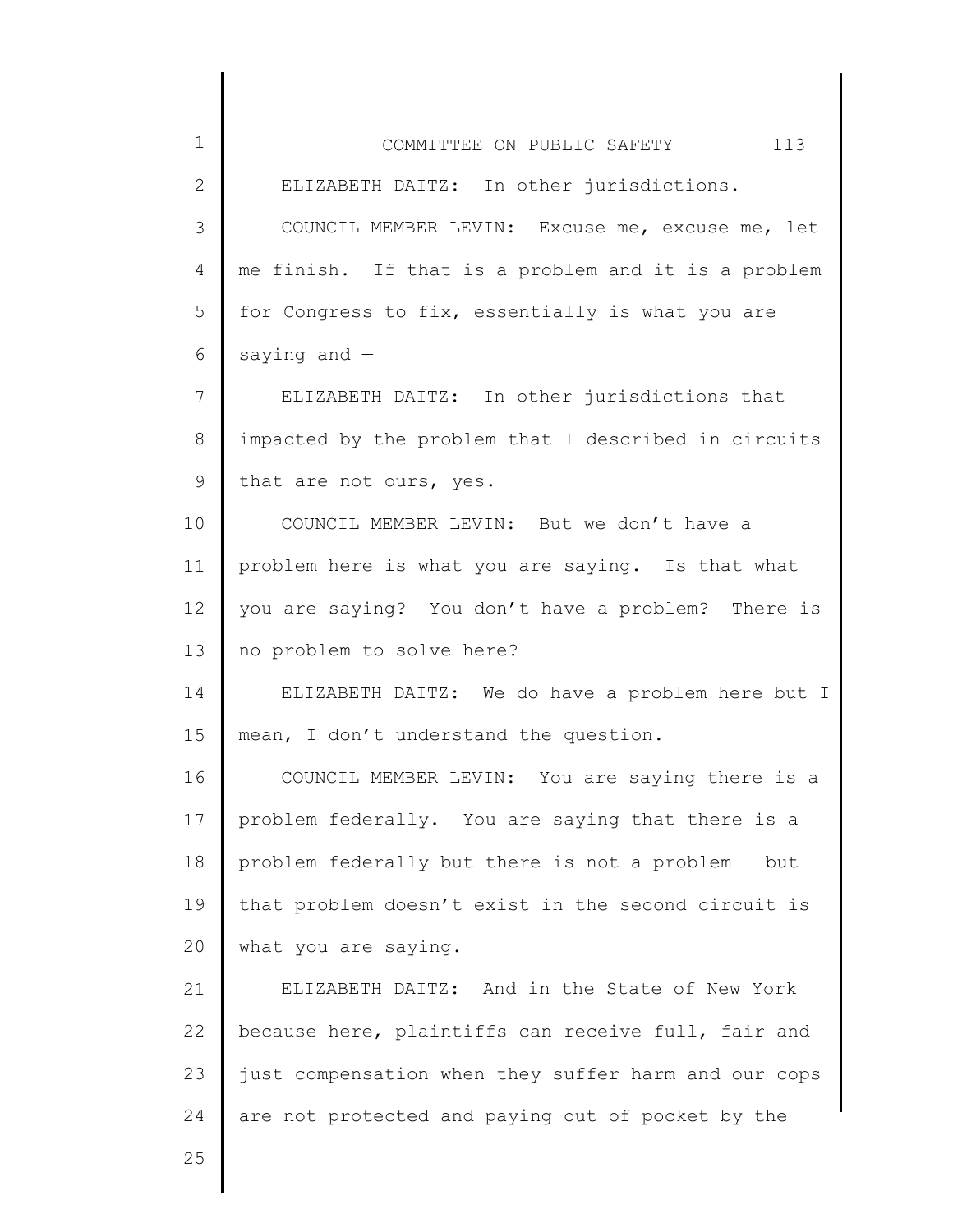ELIZABETH DAITZ: In other jurisdictions.

COUNCIL MEMBER LEVIN: Excuse me, excuse me, let me finish. If that is a problem and it is a problem for Congress to fix, essentially is what you are saying and —

ELIZABETH DAITZ: In other jurisdictions that impacted by the problem that I described in circuits that are not ours, yes.

COUNCIL MEMBER LEVIN: But we don't have a problem here is what you are saying. Is that what you are saying? You don't have a problem? There is no problem to solve here?

ELIZABETH DAITZ: We do have a problem here but I mean, I don't understand the question.

COUNCIL MEMBER LEVIN: You are saying there is a problem federally. You are saying that there is a problem federally but there is not a problem — but that problem doesn't exist in the second circuit is what you are saying.

ELIZABETH DAITZ: And in the State of New York because here, plaintiffs can receive full, fair and just compensation when they suffer harm and our cops are not protected and paying out of pocket by the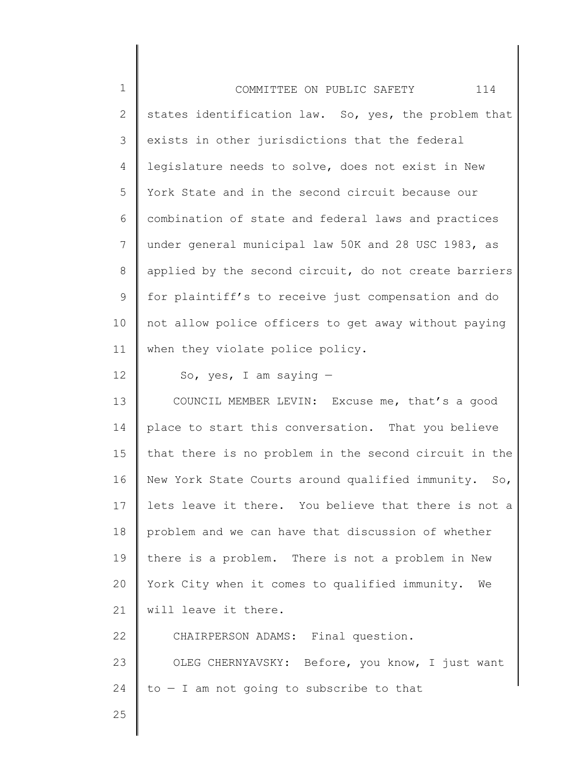states identification law. So, yes, the problem that exists in other jurisdictions that the federal legislature needs to solve, does not exist in New York State and in the second circuit because our combination of state and federal laws and practices under general municipal law 50K and 28 USC 1983, as applied by the second circuit, do not create barriers for plaintiff's to receive just compensation and do not allow police officers to get away without paying when they violate police policy.

So, yes, I am saying —

COUNCIL MEMBER LEVIN: Excuse me, that's a good place to start this conversation. That you believe that there is no problem in the second circuit in the New York State Courts around qualified immunity. So, lets leave it there. You believe that there is not a problem and we can have that discussion of whether there is a problem. There is not a problem in New York City when it comes to qualified immunity. We will leave it there.

CHAIRPERSON ADAMS: Final question.

OLEG CHERNYAVSKY: Before, you know, I just want to — I am not going to subscribe to that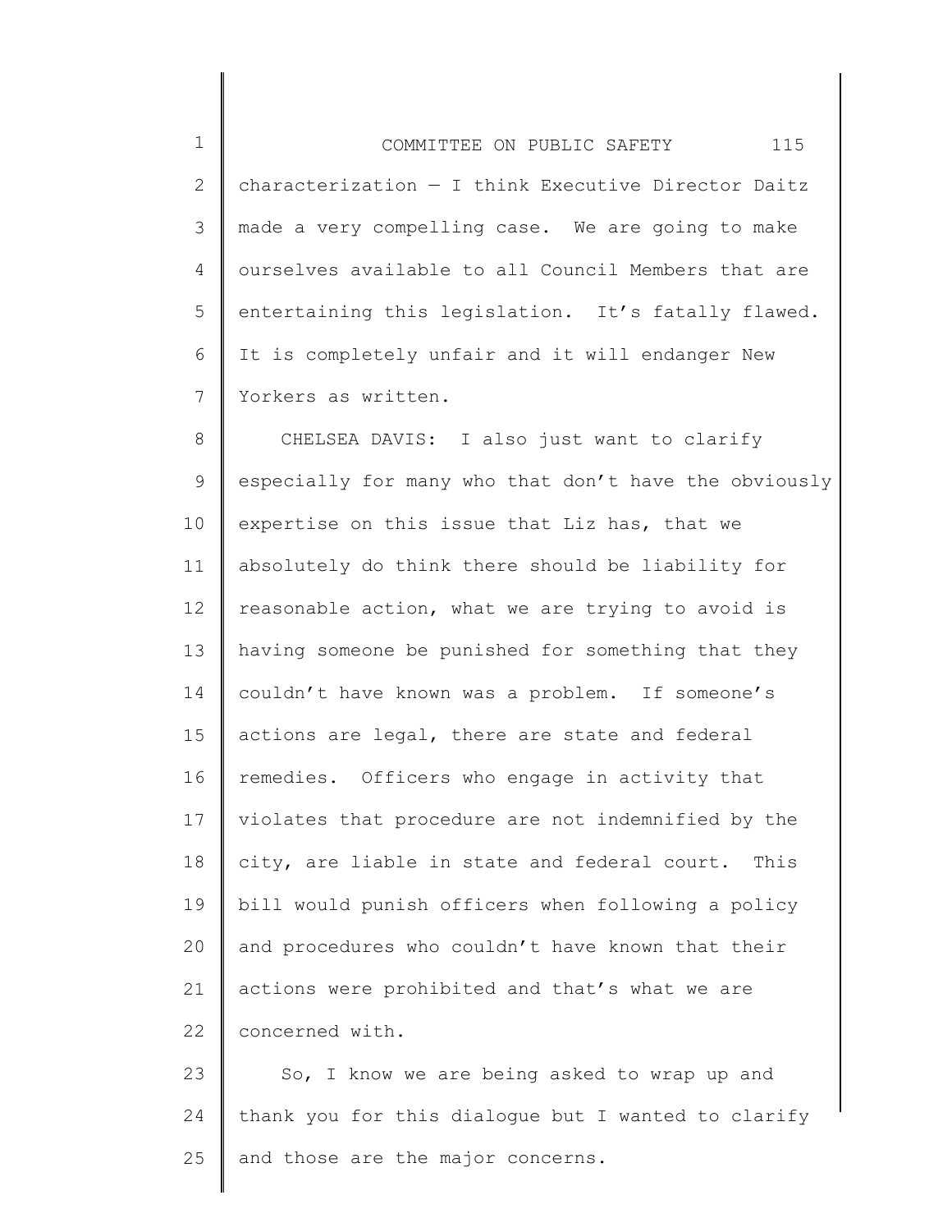characterization — I think Executive Director Daitz made a very compelling case. We are going to make ourselves available to all Council Members that are entertaining this legislation. It's fatally flawed. It is completely unfair and it will endanger New Yorkers as written.

CHELSEA DAVIS: I also just want to clarify especially for many who that don't have the obviously expertise on this issue that Liz has, that we absolutely do think there should be liability for reasonable action, what we are trying to avoid is having someone be punished for something that they couldn't have known was a problem. If someone's actions are legal, there are state and federal remedies. Officers who engage in activity that violates that procedure are not indemnified by the city, are liable in state and federal court. This bill would punish officers when following a policy and procedures who couldn't have known that their actions were prohibited and that's what we are concerned with.

So, I know we are being asked to wrap up and thank you for this dialogue but I wanted to clarify and those are the major concerns.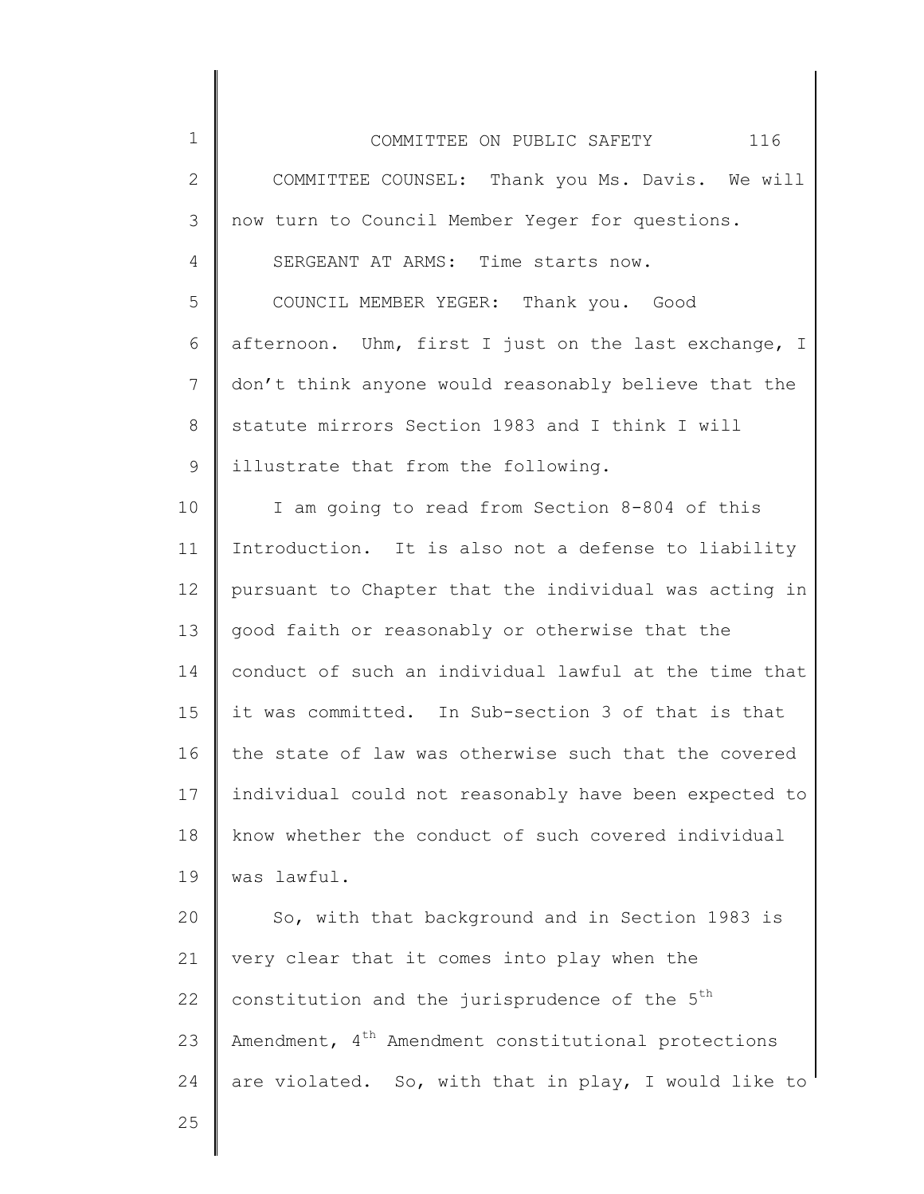COMMITTEE COUNSEL: Thank you Ms. Davis. We will now turn to Council Member Yeger for questions.

SERGEANT AT ARMS: Time starts now.

COUNCIL MEMBER YEGER: Thank you. Good afternoon. Uhm, first I just on the last exchange, I don't think anyone would reasonably believe that the statute mirrors Section 1983 and I think I will illustrate that from the following.

I am going to read from Section 8-804 of this Introduction. It is also not a defense to liability pursuant to Chapter that the individual was acting in good faith or reasonably or otherwise that the conduct of such an individual lawful at the time that it was committed. In Sub-section 3 of that is that the state of law was otherwise such that the covered individual could not reasonably have been expected to know whether the conduct of such covered individual was lawful.

So, with that background and in Section 1983 is very clear that it comes into play when the constitution and the jurisprudence of the 5th Amendment, 4th Amendment constitutional protections are violated. So, with that in play, I would like to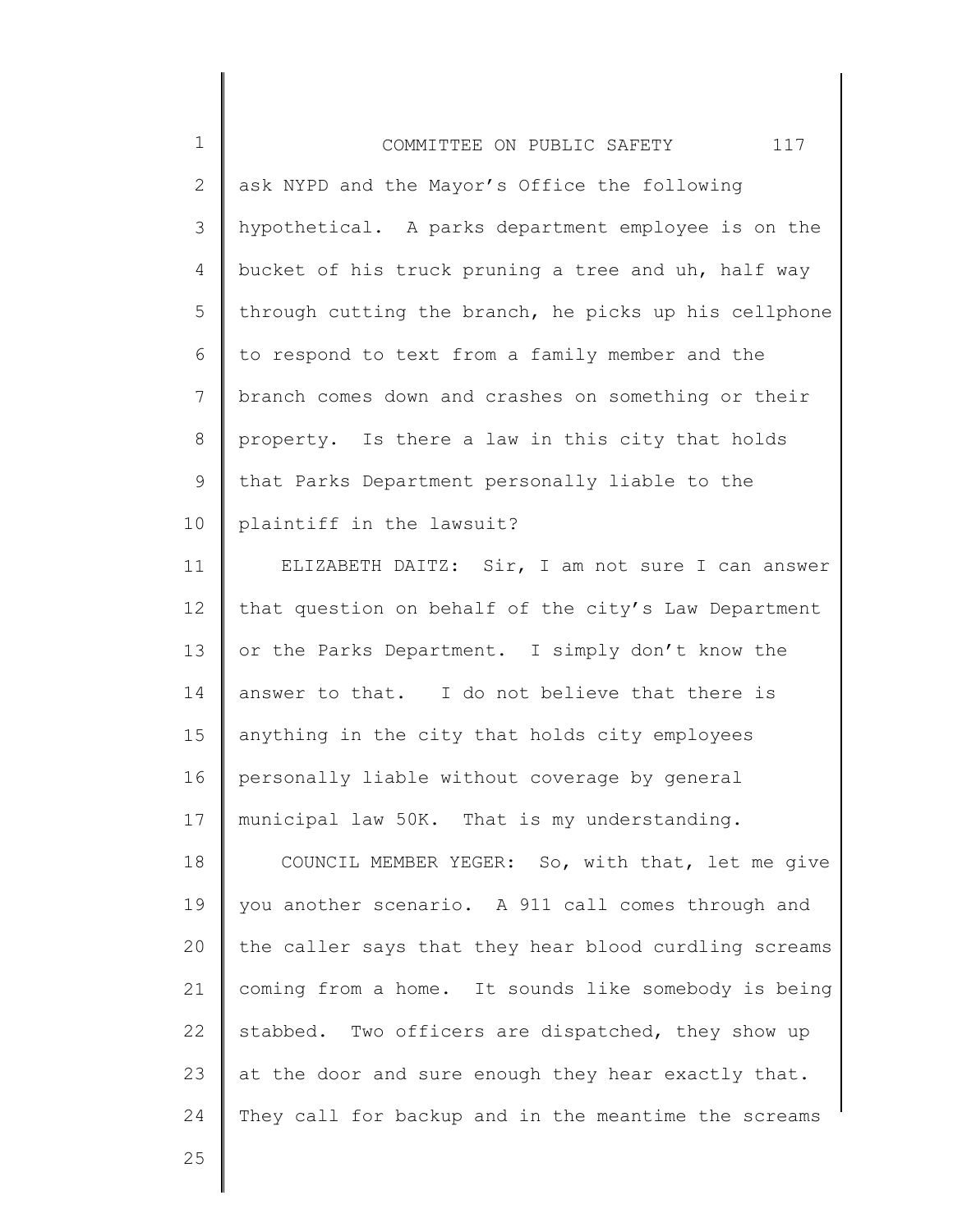ask NYPD and the Mayor's Office the following hypothetical. A parks department employee is on the bucket of his truck pruning a tree and uh, half way through cutting the branch, he picks up his cellphone to respond to text from a family member and the branch comes down and crashes on something or their property. Is there a law in this city that holds that Parks Department personally liable to the plaintiff in the lawsuit?

ELIZABETH DAITZ: Sir, I am not sure I can answer that question on behalf of the city's Law Department or the Parks Department. I simply don't know the answer to that. I do not believe that there is anything in the city that holds city employees personally liable without coverage by general municipal law 50K. That is my understanding.

COUNCIL MEMBER YEGER: So, with that, let me give you another scenario. A 911 call comes through and the caller says that they hear blood curdling screams coming from a home. It sounds like somebody is being stabbed. Two officers are dispatched, they show up at the door and sure enough they hear exactly that. They call for backup and in the meantime the screams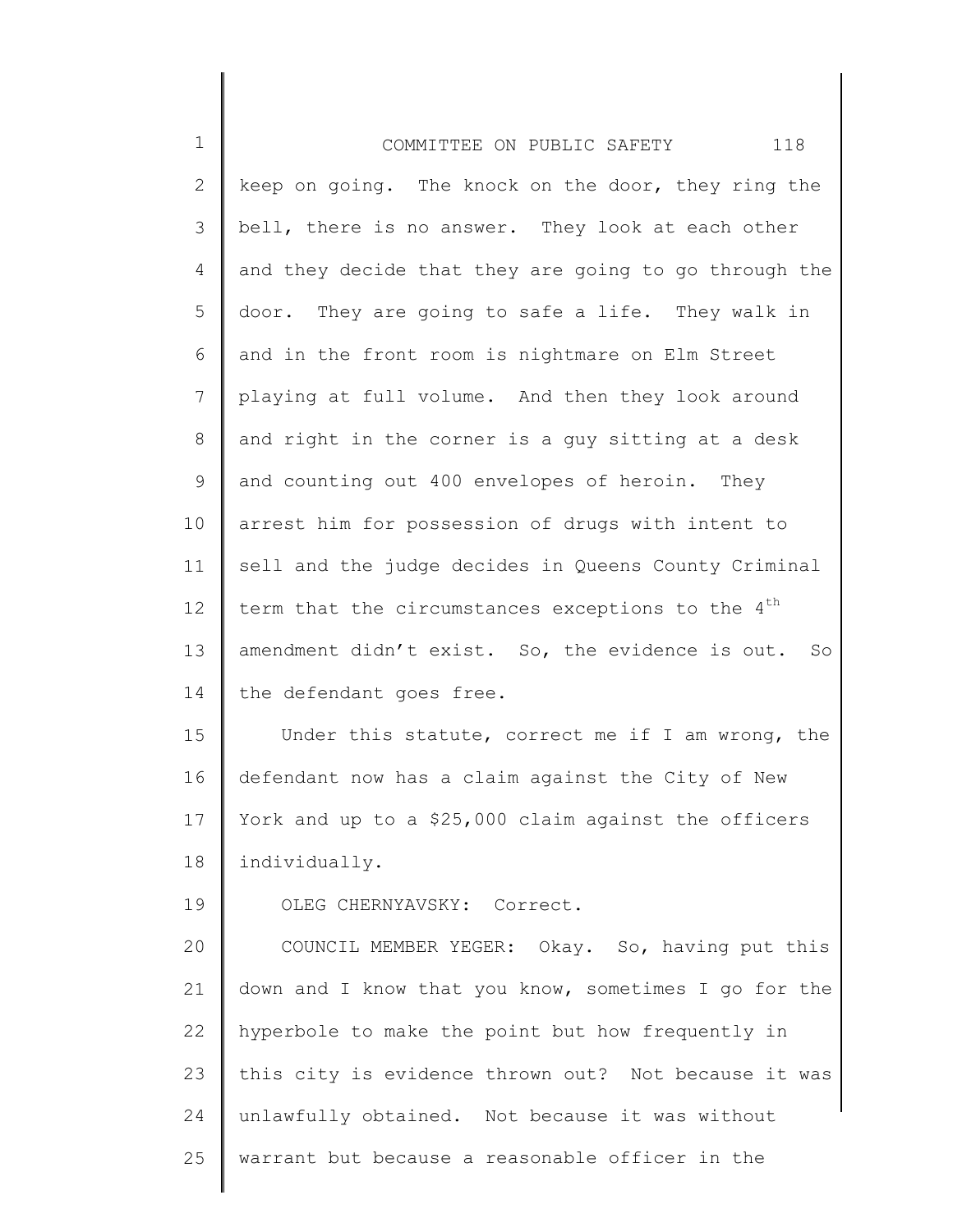keep on going. The knock on the door, they ring the bell, there is no answer. They look at each other and they decide that they are going to go through the door. They are going to safe a life. They walk in and in the front room is nightmare on Elm Street playing at full volume. And then they look around and right in the corner is a guy sitting at a desk and counting out 400 envelopes of heroin. They arrest him for possession of drugs with intent to sell and the judge decides in Queens County Criminal term that the circumstances exceptions to the 4th amendment didn't exist. So, the evidence is out. So the defendant goes free.

Under this statute, correct me if I am wrong, the defendant now has a claim against the City of New York and up to a $25,000 claim against the officers individually.

OLEG CHERNYAVSKY: Correct.

COUNCIL MEMBER YEGER: Okay. So, having put this down and I know that you know, sometimes I go for the hyperbole to make the point but how frequently in this city is evidence thrown out? Not because it was unlawfully obtained. Not because it was without warrant but because a reasonable officer in the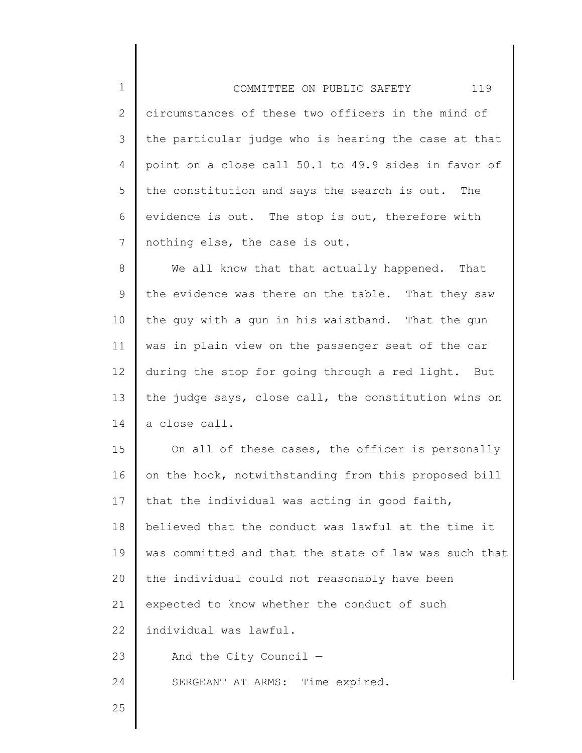circumstances of these two officers in the mind of the particular judge who is hearing the case at that point on a close call 50.1 to 49.9 sides in favor of the constitution and says the search is out. The evidence is out. The stop is out, therefore with nothing else, the case is out.

We all know that that actually happened. That the evidence was there on the table. That they saw the guy with a gun in his waistband. That the gun was in plain view on the passenger seat of the car during the stop for going through a red light. But the judge says, close call, the constitution wins on a close call.

On all of these cases, the officer is personally on the hook, notwithstanding from this proposed bill that the individual was acting in good faith, believed that the conduct was lawful at the time it was committed and that the state of law was such that the individual could not reasonably have been expected to know whether the conduct of such individual was lawful.

And the City Council —

SERGEANT AT ARMS: Time expired.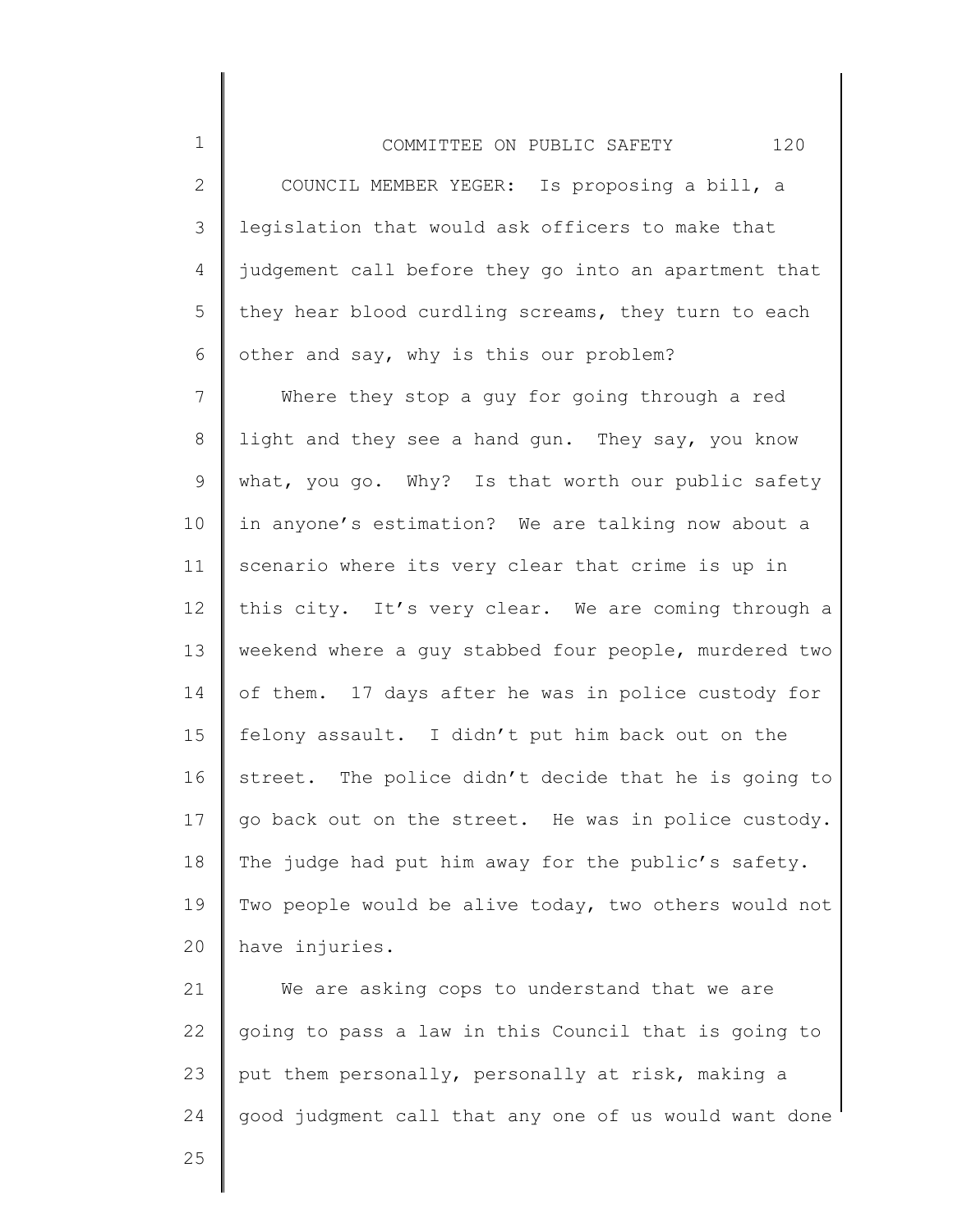COUNCIL MEMBER YEGER: Is proposing a bill, a legislation that would ask officers to make that judgement call before they go into an apartment that they hear blood curdling screams, they turn to each other and say, why is this our problem?

Where they stop a guy for going through a red light and they see a hand gun. They say, you know what, you go. Why? Is that worth our public safety in anyone's estimation? We are talking now about a scenario where its very clear that crime is up in this city. It's very clear. We are coming through a weekend where a guy stabbed four people, murdered two of them. 17 days after he was in police custody for felony assault. I didn't put him back out on the street. The police didn't decide that he is going to go back out on the street. He was in police custody. The judge had put him away for the public's safety. Two people would be alive today, two others would not have injuries.

We are asking cops to understand that we are going to pass a law in this Council that is going to put them personally, personally at risk, making a good judgment call that any one of us would want done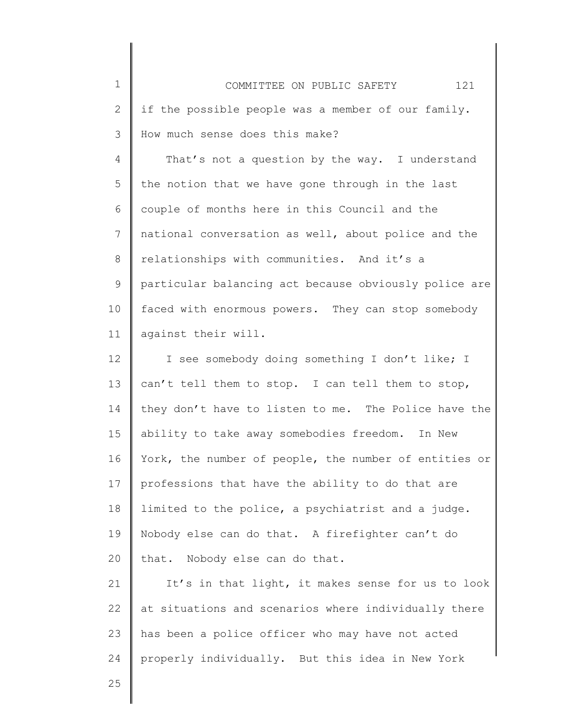if the possible people was a member of our family. How much sense does this make?

That's not a question by the way. I understand the notion that we have gone through in the last couple of months here in this Council and the national conversation as well, about police and the relationships with communities. And it's a particular balancing act because obviously police are faced with enormous powers. They can stop somebody against their will.

I see somebody doing something I don't like; I can't tell them to stop. I can tell them to stop, they don't have to listen to me. The Police have the ability to take away somebodies freedom. In New York, the number of people, the number of entities or professions that have the ability to do that are limited to the police, a psychiatrist and a judge. Nobody else can do that. A firefighter can't do that. Nobody else can do that.

It's in that light, it makes sense for us to look at situations and scenarios where individually there has been a police officer who may have not acted properly individually. But this idea in New York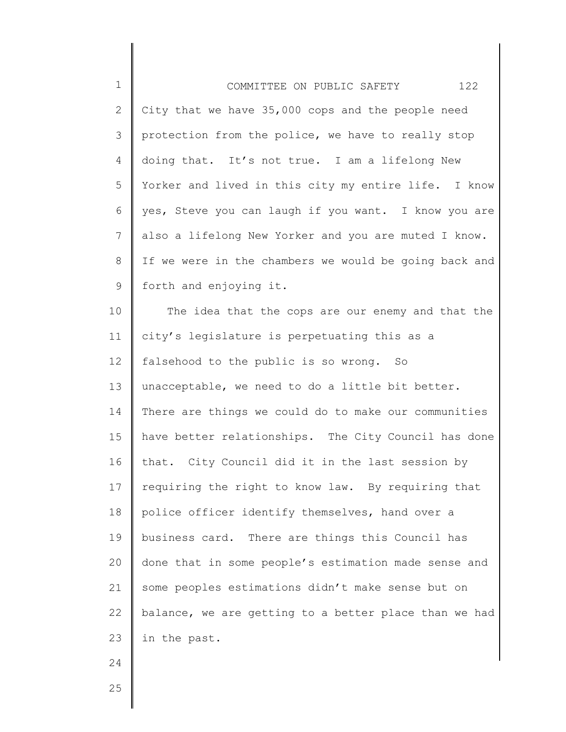City that we have 35,000 cops and the people need protection from the police, we have to really stop doing that. It's not true. I am a lifelong New Yorker and lived in this city my entire life. I know yes, Steve you can laugh if you want. I know you are also a lifelong New Yorker and you are muted I know. If we were in the chambers we would be going back and forth and enjoying it.

The idea that the cops are our enemy and that the city's legislature is perpetuating this as a falsehood to the public is so wrong. So unacceptable, we need to do a little bit better. There are things we could do to make our communities have better relationships. The City Council has done that. City Council did it in the last session by requiring the right to know law. By requiring that police officer identify themselves, hand over a business card. There are things this Council has done that in some people's estimation made sense and some peoples estimations didn't make sense but on balance, we are getting to a better place than we had in the past.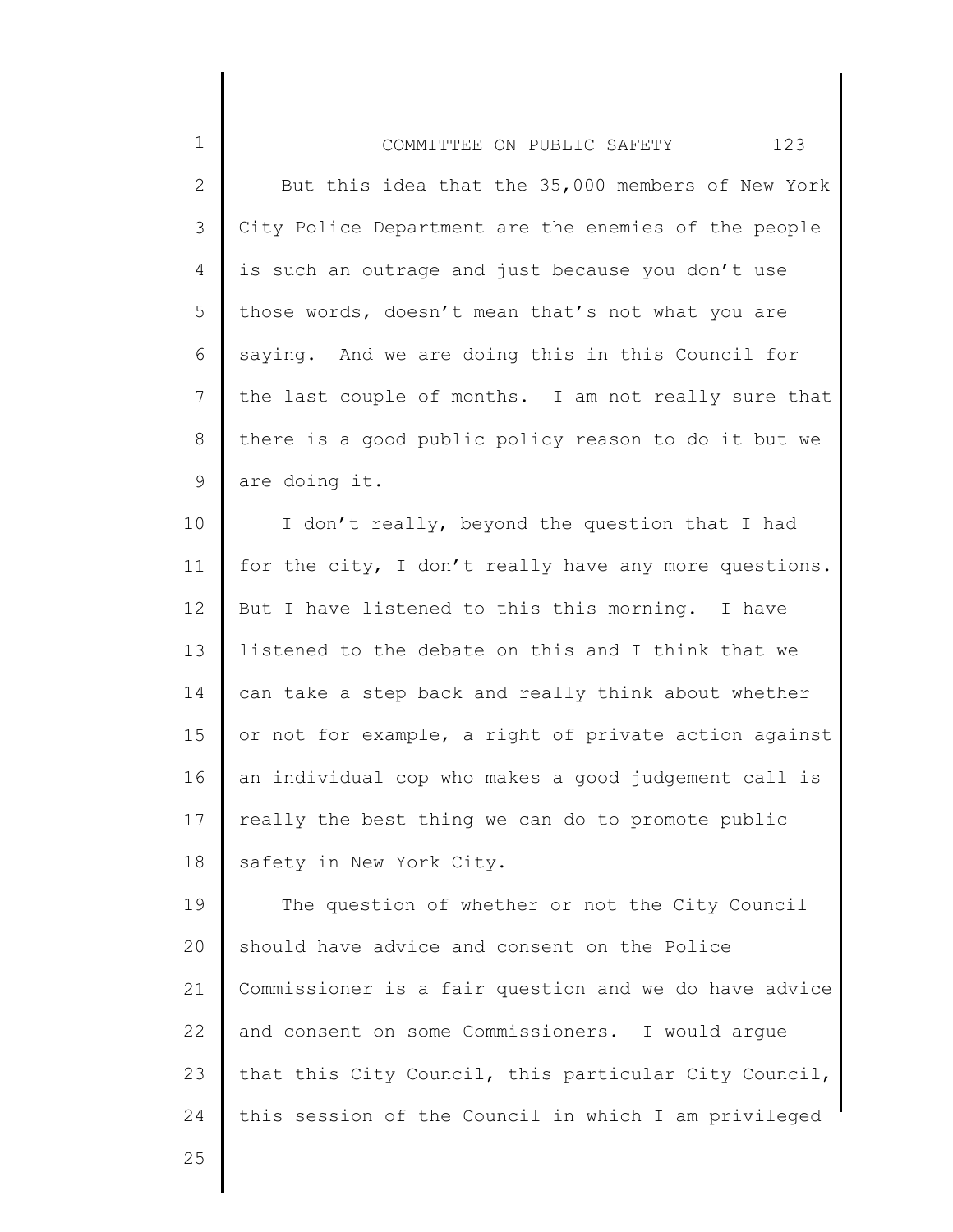But this idea that the 35,000 members of New York City Police Department are the enemies of the people is such an outrage and just because you don't use those words, doesn't mean that's not what you are saying. And we are doing this in this Council for the last couple of months. I am not really sure that there is a good public policy reason to do it but we are doing it.

I don't really, beyond the question that I had for the city, I don't really have any more questions. But I have listened to this this morning. I have listened to the debate on this and I think that we can take a step back and really think about whether or not for example, a right of private action against an individual cop who makes a good judgement call is really the best thing we can do to promote public safety in New York City.

The question of whether or not the City Council should have advice and consent on the Police Commissioner is a fair question and we do have advice and consent on some Commissioners. I would argue that this City Council, this particular City Council, this session of the Council in which I am privileged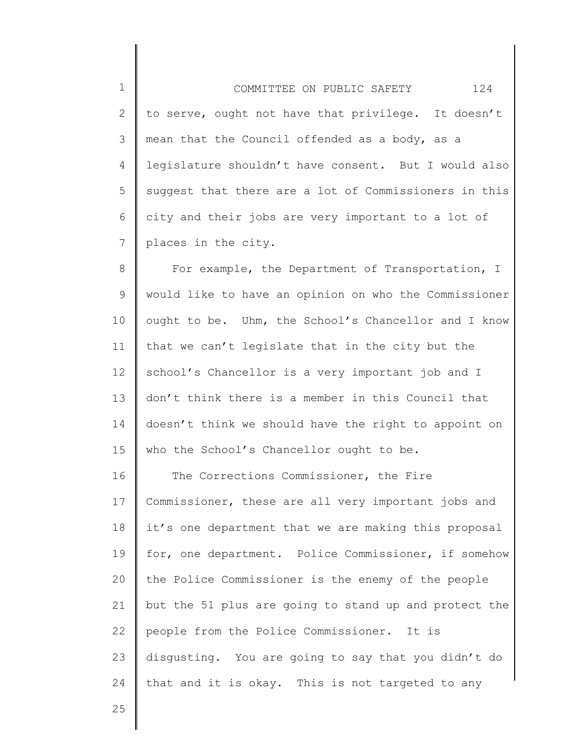to serve, ought not have that privilege. It doesn't mean that the Council offended as a body, as a legislature shouldn't have consent. But I would also suggest that there are a lot of Commissioners in this city and their jobs are very important to a lot of places in the city.

For example, the Department of Transportation, I would like to have an opinion on who the Commissioner ought to be. Uhm, the School's Chancellor and I know that we can't legislate that in the city but the school's Chancellor is a very important job and I don't think there is a member in this Council that doesn't think we should have the right to appoint on who the School's Chancellor ought to be.

The Corrections Commissioner, the Fire Commissioner, these are all very important jobs and it's one department that we are making this proposal for, one department. Police Commissioner, if somehow the Police Commissioner is the enemy of the people but the 51 plus are going to stand up and protect the people from the Police Commissioner. It is disgusting. You are going to say that you didn't do that and it is okay. This is not targeted to any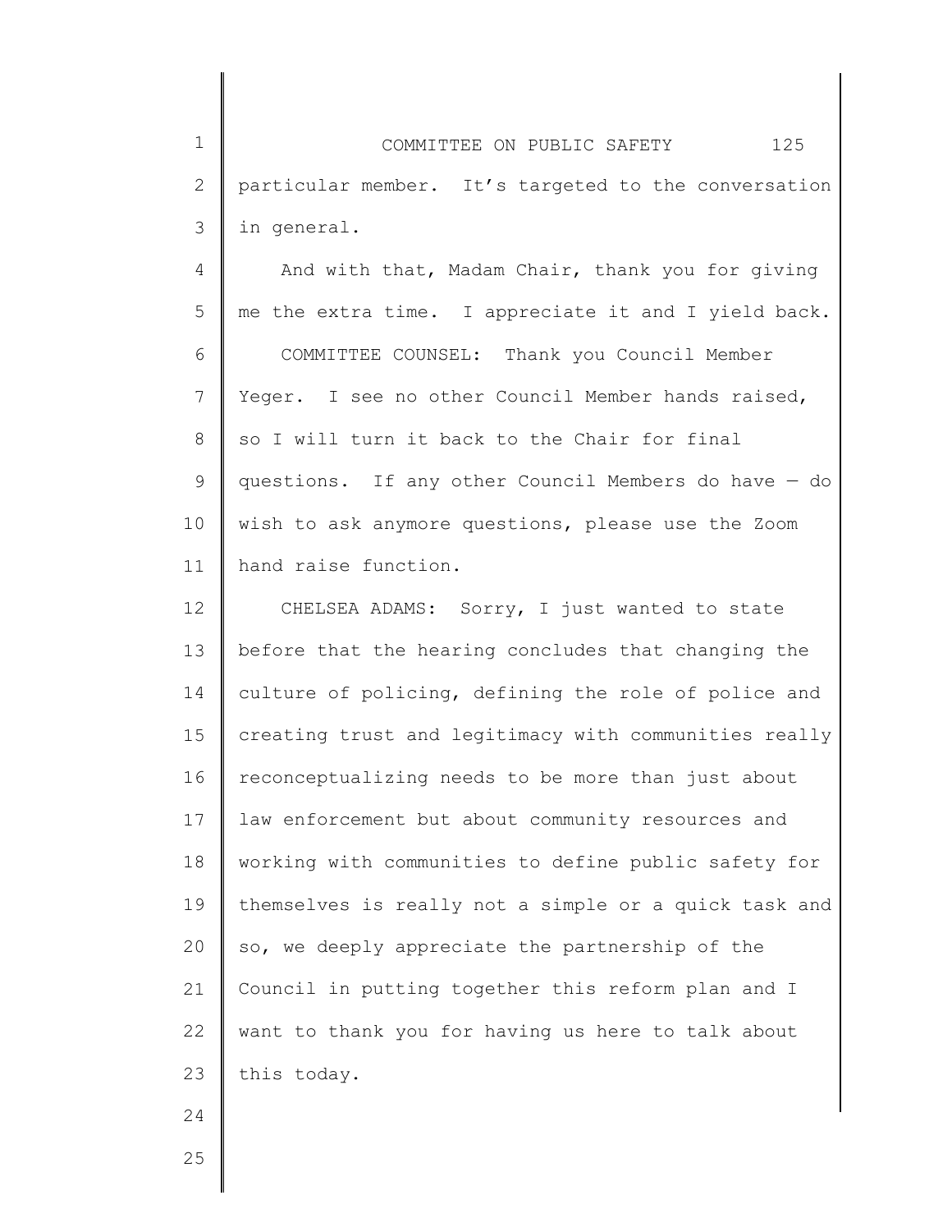particular member. It's targeted to the conversation in general.

And with that, Madam Chair, thank you for giving me the extra time. I appreciate it and I yield back.

COMMITTEE COUNSEL: Thank you Council Member Yeger. I see no other Council Member hands raised, so I will turn it back to the Chair for final questions. If any other Council Members do have — do wish to ask anymore questions, please use the Zoom hand raise function.

CHELSEA ADAMS: Sorry, I just wanted to state before that the hearing concludes that changing the culture of policing, defining the role of police and creating trust and legitimacy with communities really reconceptualizing needs to be more than just about law enforcement but about community resources and working with communities to define public safety for themselves is really not a simple or a quick task and so, we deeply appreciate the partnership of the Council in putting together this reform plan and I want to thank you for having us here to talk about this today.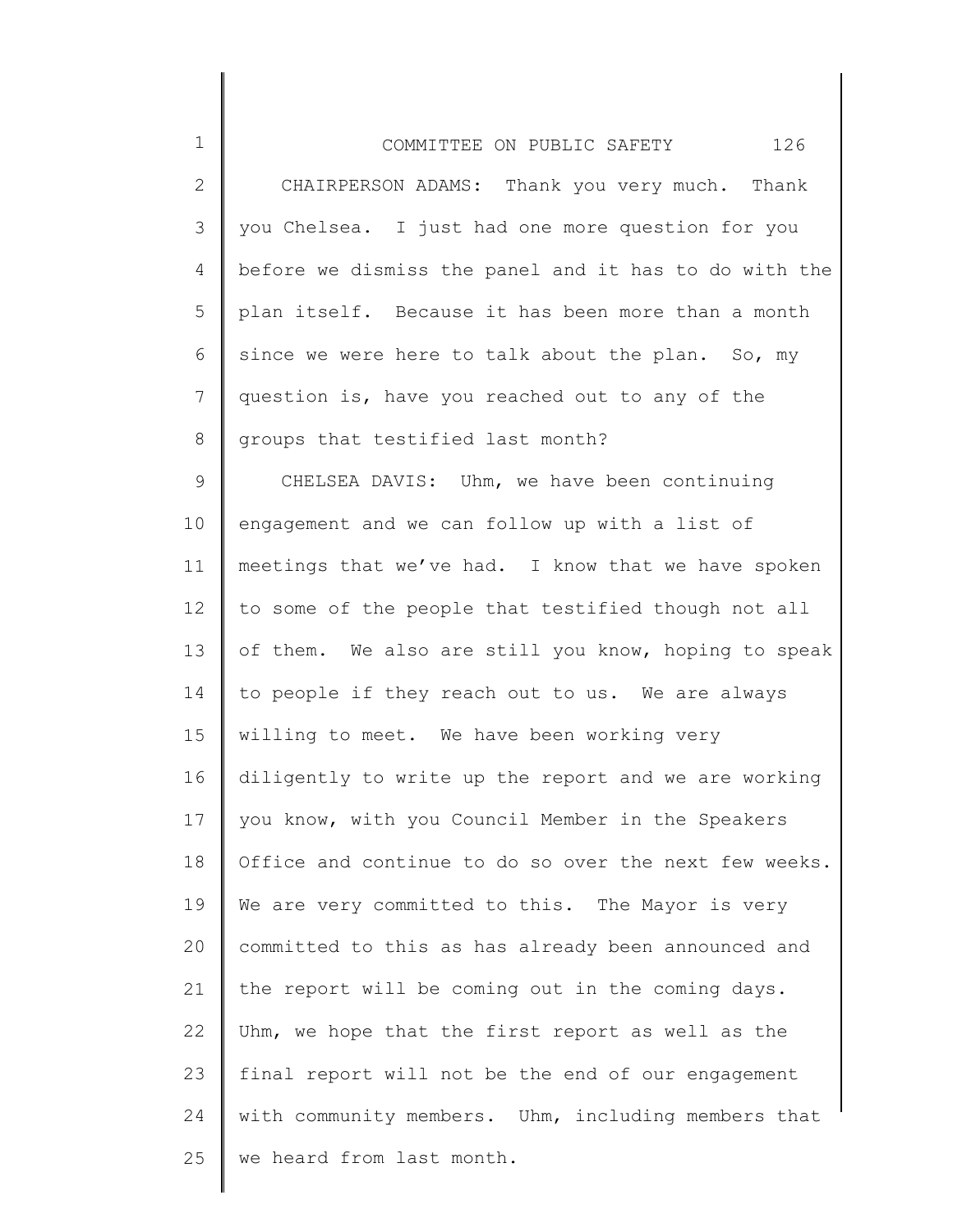CHAIRPERSON ADAMS: Thank you very much. Thank you Chelsea. I just had one more question for you before we dismiss the panel and it has to do with the plan itself. Because it has been more than a month since we were here to talk about the plan. So, my question is, have you reached out to any of the groups that testified last month?

CHELSEA DAVIS: Uhm, we have been continuing engagement and we can follow up with a list of meetings that we've had. I know that we have spoken to some of the people that testified though not all of them. We also are still you know, hoping to speak to people if they reach out to us. We are always willing to meet. We have been working very diligently to write up the report and we are working you know, with you Council Member in the Speakers Office and continue to do so over the next few weeks. We are very committed to this. The Mayor is very committed to this as has already been announced and the report will be coming out in the coming days. Uhm, we hope that the first report as well as the final report will not be the end of our engagement with community members. Uhm, including members that we heard from last month.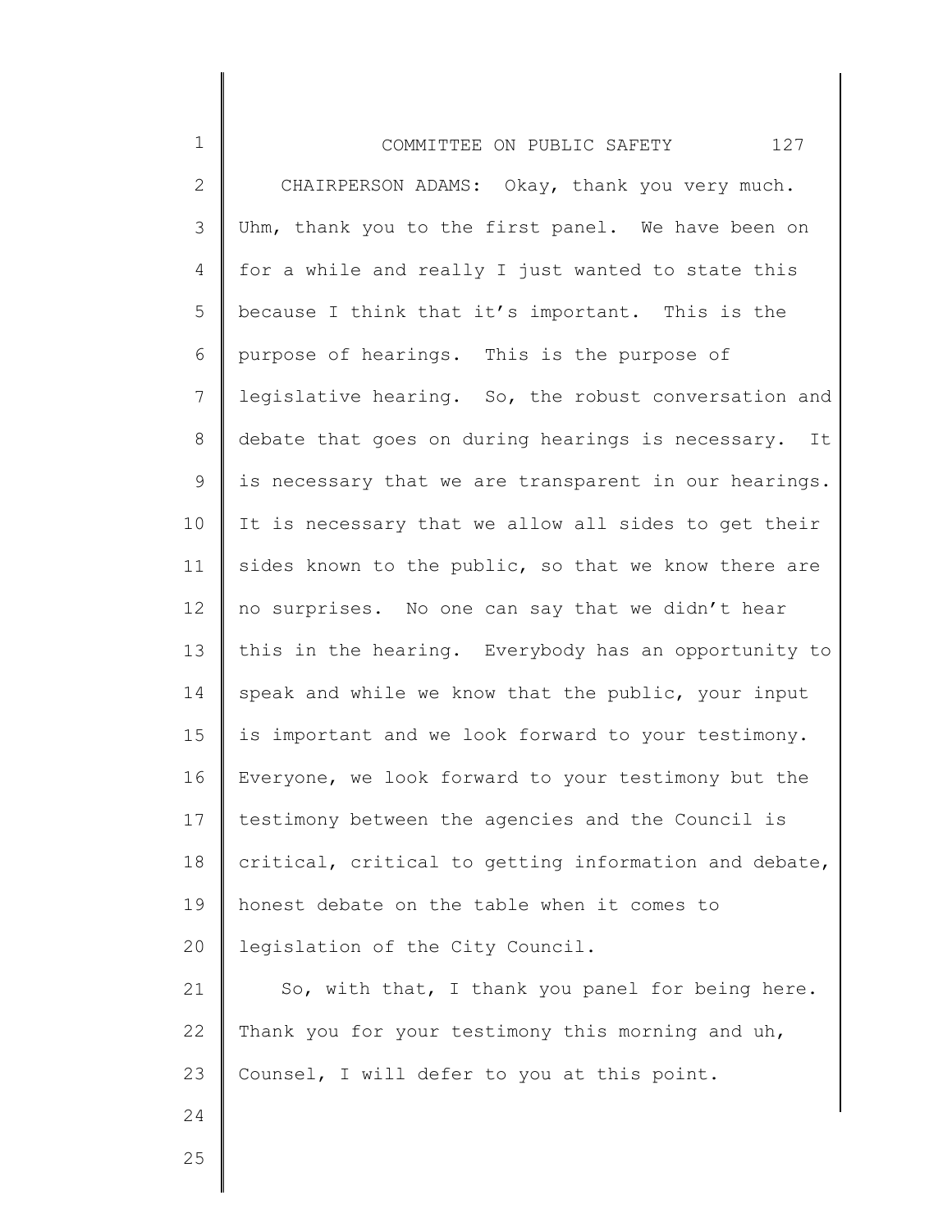CHAIRPERSON ADAMS: Okay, thank you very much. Uhm, thank you to the first panel. We have been on for a while and really I just wanted to state this because I think that it's important. This is the purpose of hearings. This is the purpose of legislative hearing. So, the robust conversation and debate that goes on during hearings is necessary. It is necessary that we are transparent in our hearings. It is necessary that we allow all sides to get their sides known to the public, so that we know there are no surprises. No one can say that we didn't hear this in the hearing. Everybody has an opportunity to speak and while we know that the public, your input is important and we look forward to your testimony. Everyone, we look forward to your testimony but the testimony between the agencies and the Council is critical, critical to getting information and debate, honest debate on the table when it comes to legislation of the City Council.

So, with that, I thank you panel for being here. Thank you for your testimony this morning and uh, Counsel, I will defer to you at this point.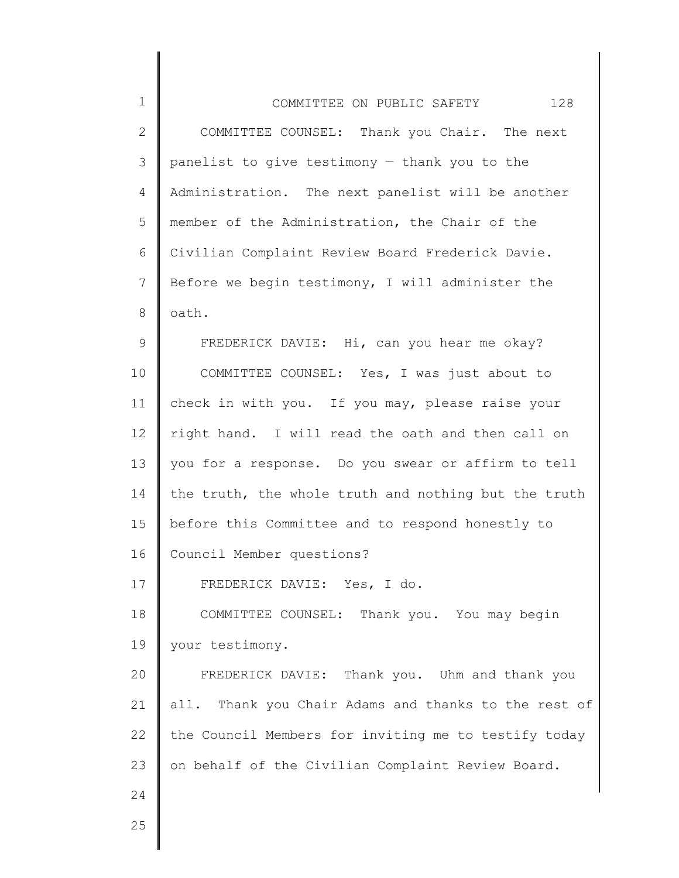COMMITTEE COUNSEL: Thank you Chair. The next panelist to give testimony — thank you to the Administration. The next panelist will be another member of the Administration, the Chair of the Civilian Complaint Review Board Frederick Davie. Before we begin testimony, I will administer the oath.

FREDERICK DAVIE: Hi, can you hear me okay?

COMMITTEE COUNSEL: Yes, I was just about to check in with you. If you may, please raise your right hand. I will read the oath and then call on you for a response. Do you swear or affirm to tell the truth, the whole truth and nothing but the truth before this Committee and to respond honestly to Council Member questions?

FREDERICK DAVIE: Yes, I do.

COMMITTEE COUNSEL: Thank you. You may begin your testimony.

FREDERICK DAVIE: Thank you. Uhm and thank you all. Thank you Chair Adams and thanks to the rest of the Council Members for inviting me to testify today on behalf of the Civilian Complaint Review Board.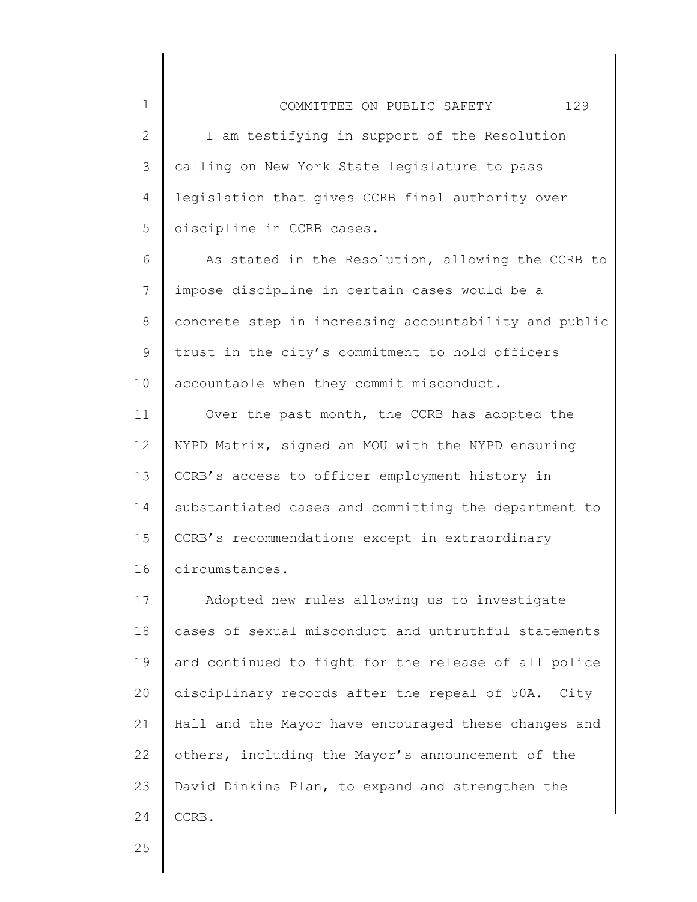I am testifying in support of the Resolution calling on New York State legislature to pass legislation that gives CCRB final authority over discipline in CCRB cases.

As stated in the Resolution, allowing the CCRB to impose discipline in certain cases would be a concrete step in increasing accountability and public trust in the city's commitment to hold officers accountable when they commit misconduct.

Over the past month, the CCRB has adopted the NYPD Matrix, signed an MOU with the NYPD ensuring CCRB's access to officer employment history in substantiated cases and committing the department to CCRB's recommendations except in extraordinary circumstances.

Adopted new rules allowing us to investigate cases of sexual misconduct and untruthful statements and continued to fight for the release of all police disciplinary records after the repeal of 50A. City Hall and the Mayor have encouraged these changes and others, including the Mayor's announcement of the David Dinkins Plan, to expand and strengthen the CCRB.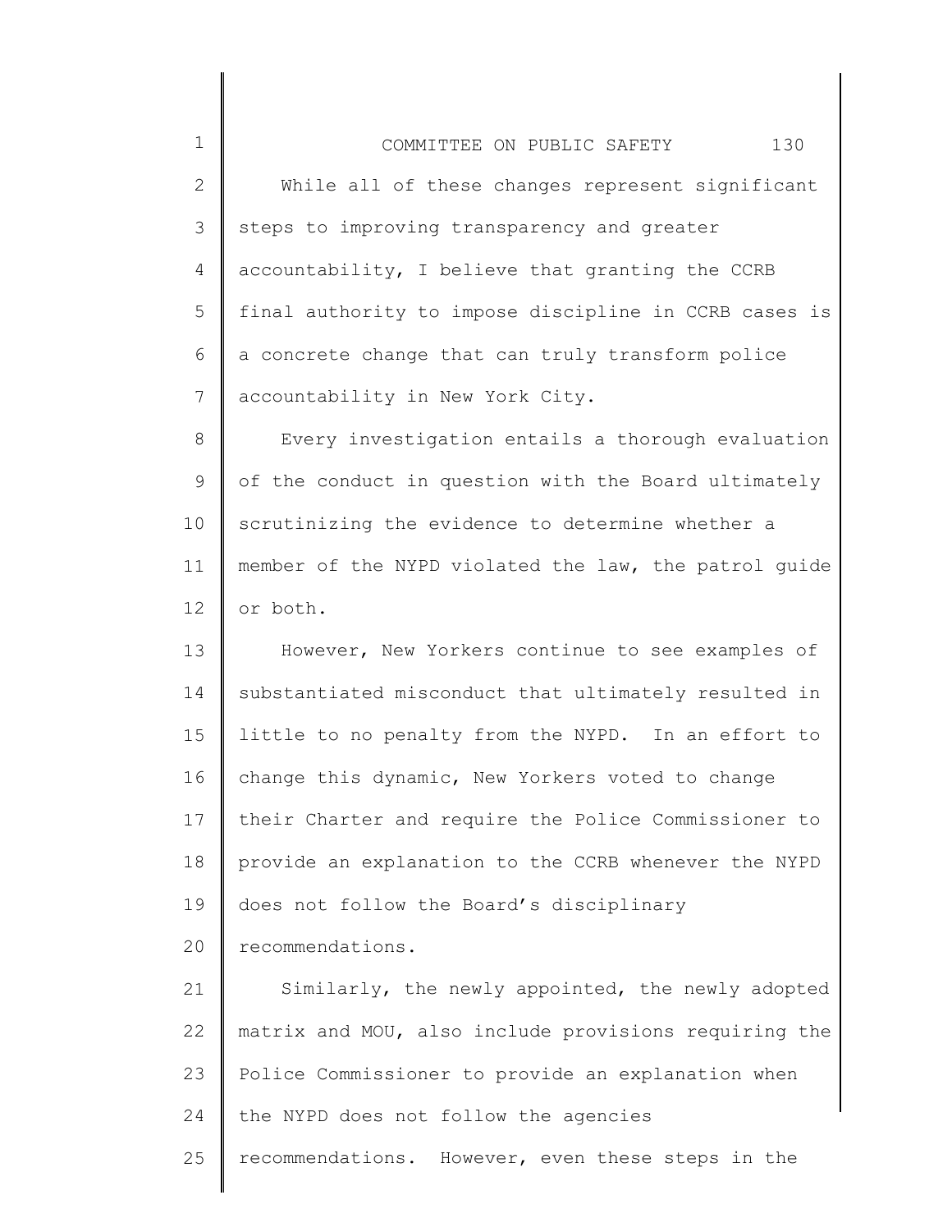While all of these changes represent significant steps to improving transparency and greater accountability, I believe that granting the CCRB final authority to impose discipline in CCRB cases is a concrete change that can truly transform police accountability in New York City.

Every investigation entails a thorough evaluation of the conduct in question with the Board ultimately scrutinizing the evidence to determine whether a member of the NYPD violated the law, the patrol guide or both.

However, New Yorkers continue to see examples of substantiated misconduct that ultimately resulted in little to no penalty from the NYPD. In an effort to change this dynamic, New Yorkers voted to change their Charter and require the Police Commissioner to provide an explanation to the CCRB whenever the NYPD does not follow the Board's disciplinary recommendations.

Similarly, the newly appointed, the newly adopted matrix and MOU, also include provisions requiring the Police Commissioner to provide an explanation when the NYPD does not follow the agencies recommendations. However, even these steps in the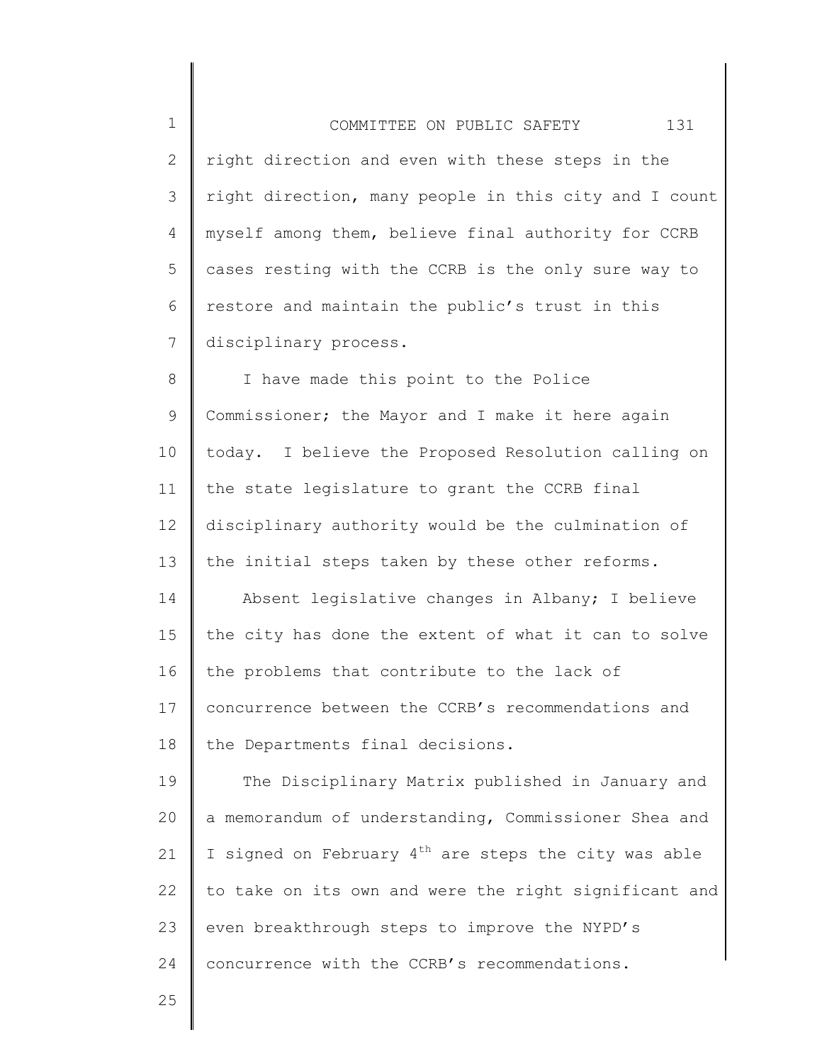right direction and even with these steps in the right direction, many people in this city and I count myself among them, believe final authority for CCRB cases resting with the CCRB is the only sure way to restore and maintain the public's trust in this disciplinary process.

I have made this point to the Police Commissioner; the Mayor and I make it here again today. I believe the Proposed Resolution calling on the state legislature to grant the CCRB final disciplinary authority would be the culmination of the initial steps taken by these other reforms.

Absent legislative changes in Albany; I believe the city has done the extent of what it can to solve the problems that contribute to the lack of concurrence between the CCRB's recommendations and the Departments final decisions.

The Disciplinary Matrix published in January and a memorandum of understanding, Commissioner Shea and I signed on February 4th are steps the city was able to take on its own and were the right significant and even breakthrough steps to improve the NYPD's concurrence with the CCRB's recommendations.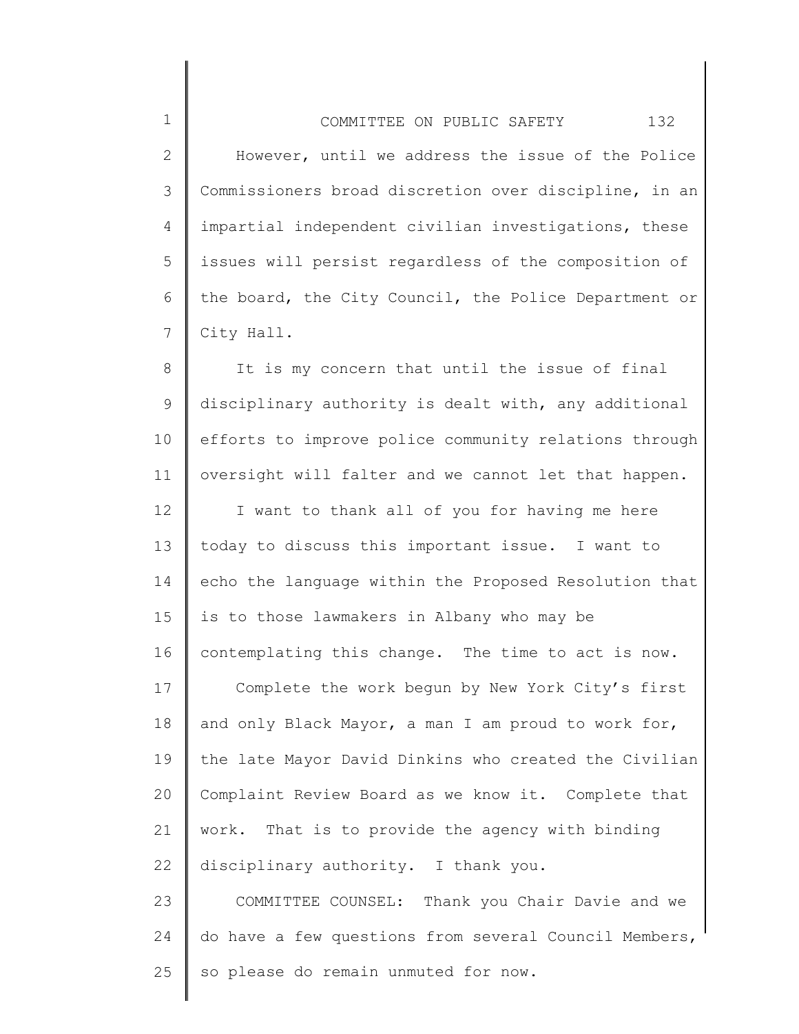However, until we address the issue of the Police Commissioners broad discretion over discipline, in an impartial independent civilian investigations, these issues will persist regardless of the composition of the board, the City Council, the Police Department or City Hall.

It is my concern that until the issue of final disciplinary authority is dealt with, any additional efforts to improve police community relations through oversight will falter and we cannot let that happen.

I want to thank all of you for having me here today to discuss this important issue. I want to echo the language within the Proposed Resolution that is to those lawmakers in Albany who may be contemplating this change. The time to act is now.

Complete the work begun by New York City's first and only Black Mayor, a man I am proud to work for, the late Mayor David Dinkins who created the Civilian Complaint Review Board as we know it. Complete that work. That is to provide the agency with binding disciplinary authority. I thank you.

COMMITTEE COUNSEL: Thank you Chair Davie and we do have a few questions from several Council Members, so please do remain unmuted for now.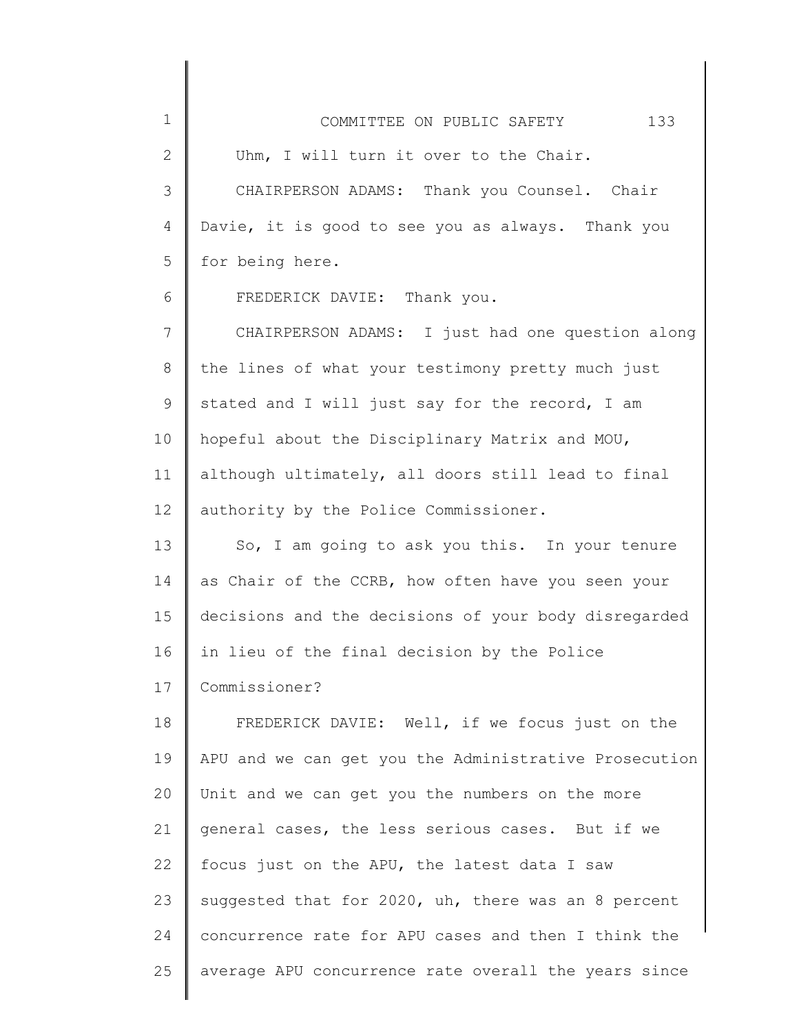Uhm, I will turn it over to the Chair.

CHAIRPERSON ADAMS: Thank you Counsel. Chair Davie, it is good to see you as always. Thank you for being here.

FREDERICK DAVIE: Thank you.

CHAIRPERSON ADAMS: I just had one question along the lines of what your testimony pretty much just stated and I will just say for the record, I am hopeful about the Disciplinary Matrix and MOU, although ultimately, all doors still lead to final authority by the Police Commissioner.

So, I am going to ask you this. In your tenure as Chair of the CCRB, how often have you seen your decisions and the decisions of your body disregarded in lieu of the final decision by the Police Commissioner?

FREDERICK DAVIE: Well, if we focus just on the APU and we can get you the Administrative Prosecution Unit and we can get you the numbers on the more general cases, the less serious cases. But if we focus just on the APU, the latest data I saw suggested that for 2020, uh, there was an 8 percent concurrence rate for APU cases and then I think the average APU concurrence rate overall the years since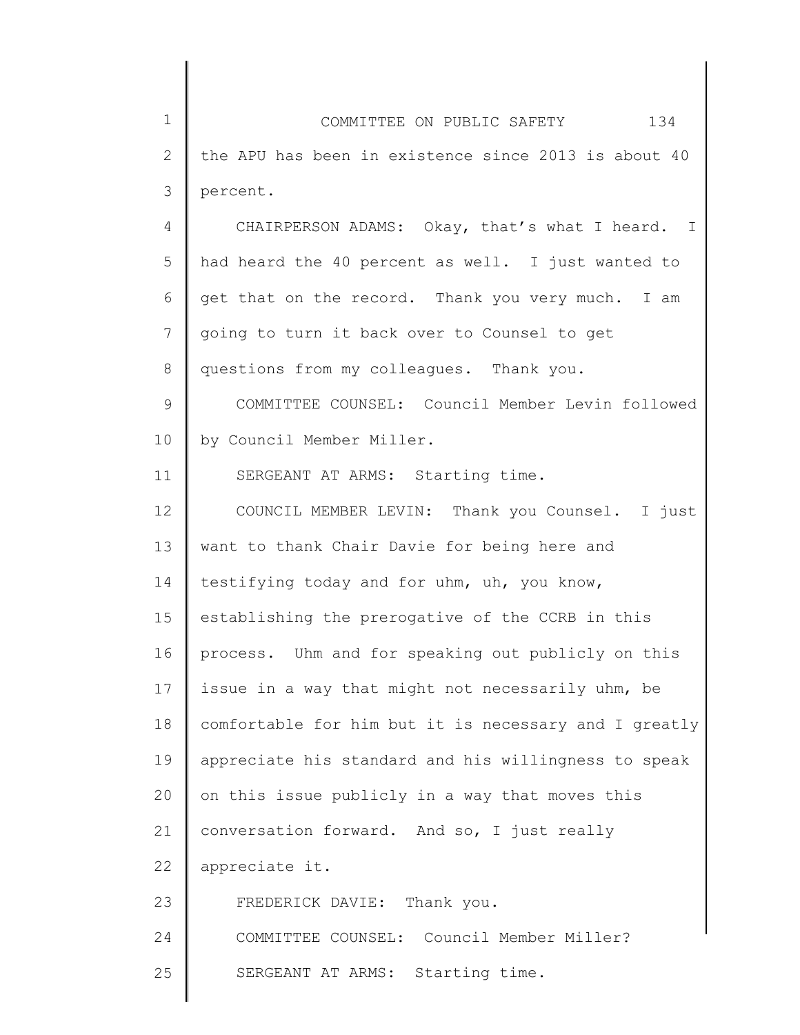the APU has been in existence since 2013 is about 40 percent.

CHAIRPERSON ADAMS: Okay, that's what I heard. I had heard the 40 percent as well. I just wanted to get that on the record. Thank you very much. I am going to turn it back over to Counsel to get questions from my colleagues. Thank you.

COMMITTEE COUNSEL: Council Member Levin followed by Council Member Miller.

SERGEANT AT ARMS: Starting time.

COUNCIL MEMBER LEVIN: Thank you Counsel. I just want to thank Chair Davie for being here and testifying today and for uhm, uh, you know, establishing the prerogative of the CCRB in this process. Uhm and for speaking out publicly on this issue in a way that might not necessarily uhm, be comfortable for him but it is necessary and I greatly appreciate his standard and his willingness to speak on this issue publicly in a way that moves this conversation forward. And so, I just really appreciate it.

FREDERICK DAVIE: Thank you.

COMMITTEE COUNSEL: Council Member Miller?

SERGEANT AT ARMS: Starting time.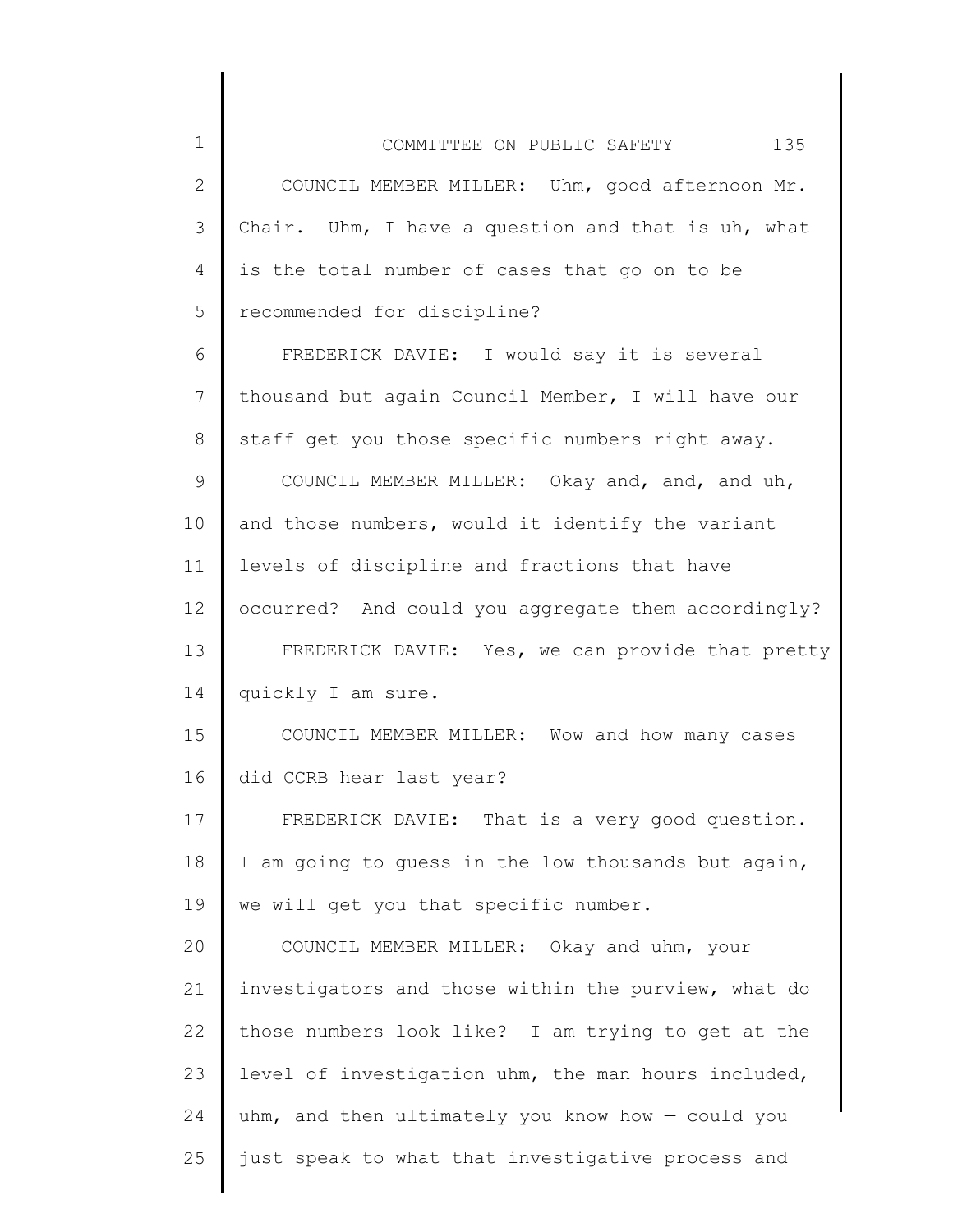COUNCIL MEMBER MILLER: Uhm, good afternoon Mr. Chair. Uhm, I have a question and that is uh, what is the total number of cases that go on to be recommended for discipline?

FREDERICK DAVIE: I would say it is several thousand but again Council Member, I will have our staff get you those specific numbers right away.

COUNCIL MEMBER MILLER: Okay and, and, and uh, and those numbers, would it identify the variant levels of discipline and fractions that have occurred? And could you aggregate them accordingly?

FREDERICK DAVIE: Yes, we can provide that pretty quickly I am sure.

COUNCIL MEMBER MILLER: Wow and how many cases did CCRB hear last year?

FREDERICK DAVIE: That is a very good question. I am going to guess in the low thousands but again, we will get you that specific number.

COUNCIL MEMBER MILLER: Okay and uhm, your investigators and those within the purview, what do those numbers look like? I am trying to get at the level of investigation uhm, the man hours included, uhm, and then ultimately you know how — could you just speak to what that investigative process and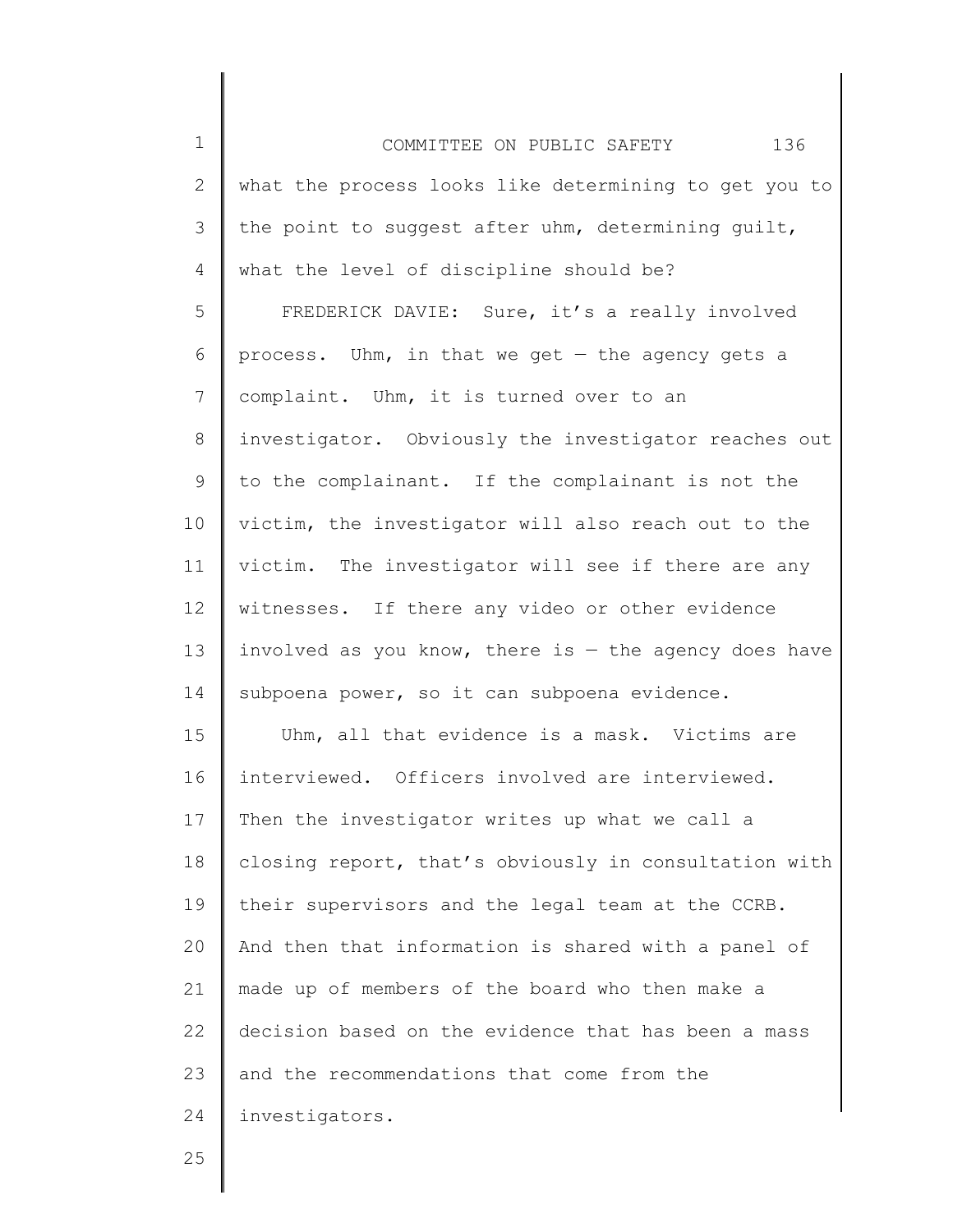what the process looks like determining to get you to the point to suggest after uhm, determining guilt, what the level of discipline should be?

FREDERICK DAVIE: Sure, it's a really involved process. Uhm, in that we get — the agency gets a complaint. Uhm, it is turned over to an investigator. Obviously the investigator reaches out to the complainant. If the complainant is not the victim, the investigator will also reach out to the victim. The investigator will see if there are any witnesses. If there any video or other evidence involved as you know, there is — the agency does have subpoena power, so it can subpoena evidence.

Uhm, all that evidence is a mask. Victims are interviewed. Officers involved are interviewed. Then the investigator writes up what we call a closing report, that's obviously in consultation with their supervisors and the legal team at the CCRB. And then that information is shared with a panel of made up of members of the board who then make a decision based on the evidence that has been a mass and the recommendations that come from the investigators.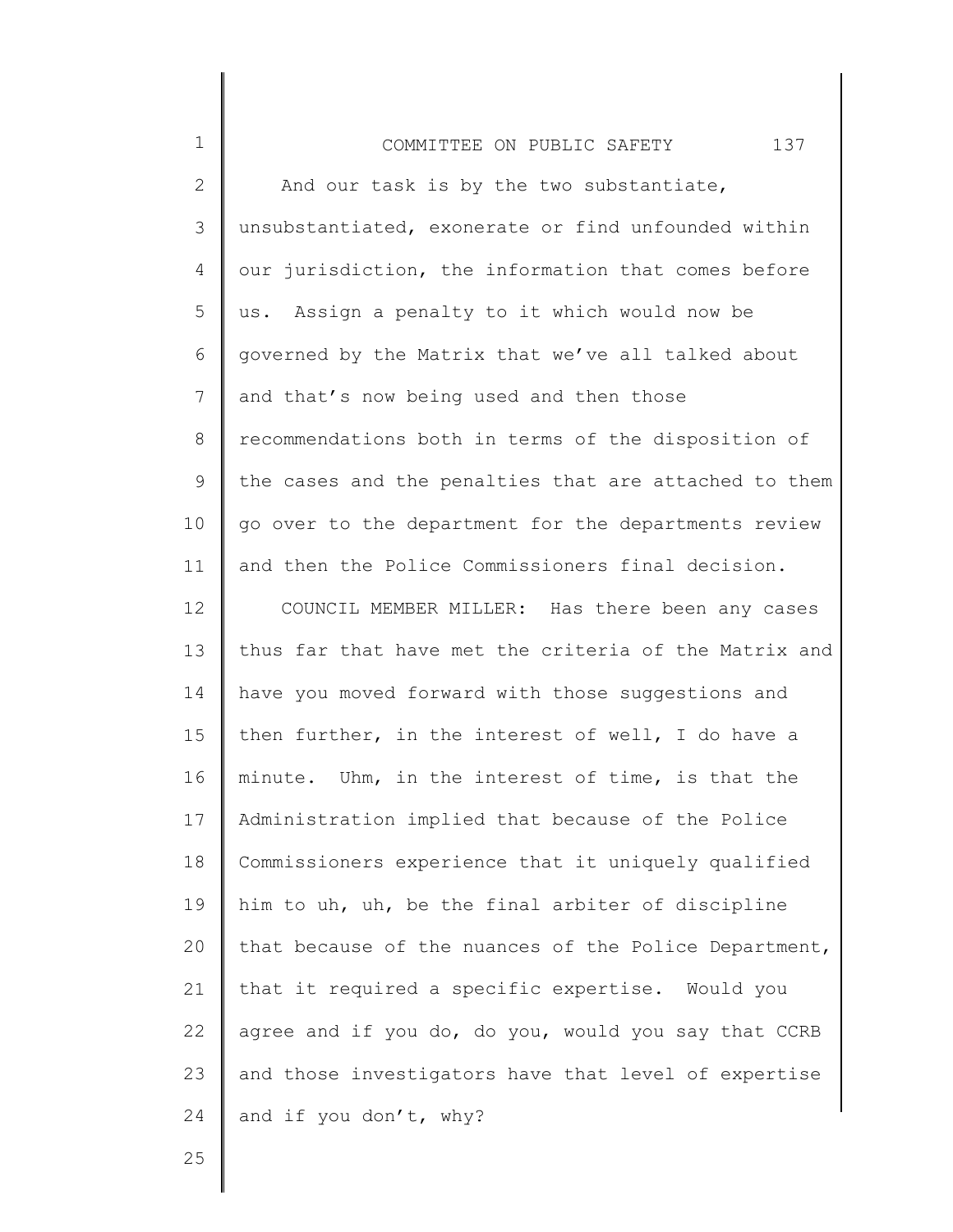And our task is by the two substantiate, unsubstantiated, exonerate or find unfounded within our jurisdiction, the information that comes before us. Assign a penalty to it which would now be governed by the Matrix that we've all talked about and that's now being used and then those recommendations both in terms of the disposition of the cases and the penalties that are attached to them go over to the department for the departments review and then the Police Commissioners final decision.

COUNCIL MEMBER MILLER: Has there been any cases thus far that have met the criteria of the Matrix and have you moved forward with those suggestions and then further, in the interest of well, I do have a minute. Uhm, in the interest of time, is that the Administration implied that because of the Police Commissioners experience that it uniquely qualified him to uh, uh, be the final arbiter of discipline that because of the nuances of the Police Department, that it required a specific expertise. Would you agree and if you do, do you, would you say that CCRB and those investigators have that level of expertise and if you don't, why?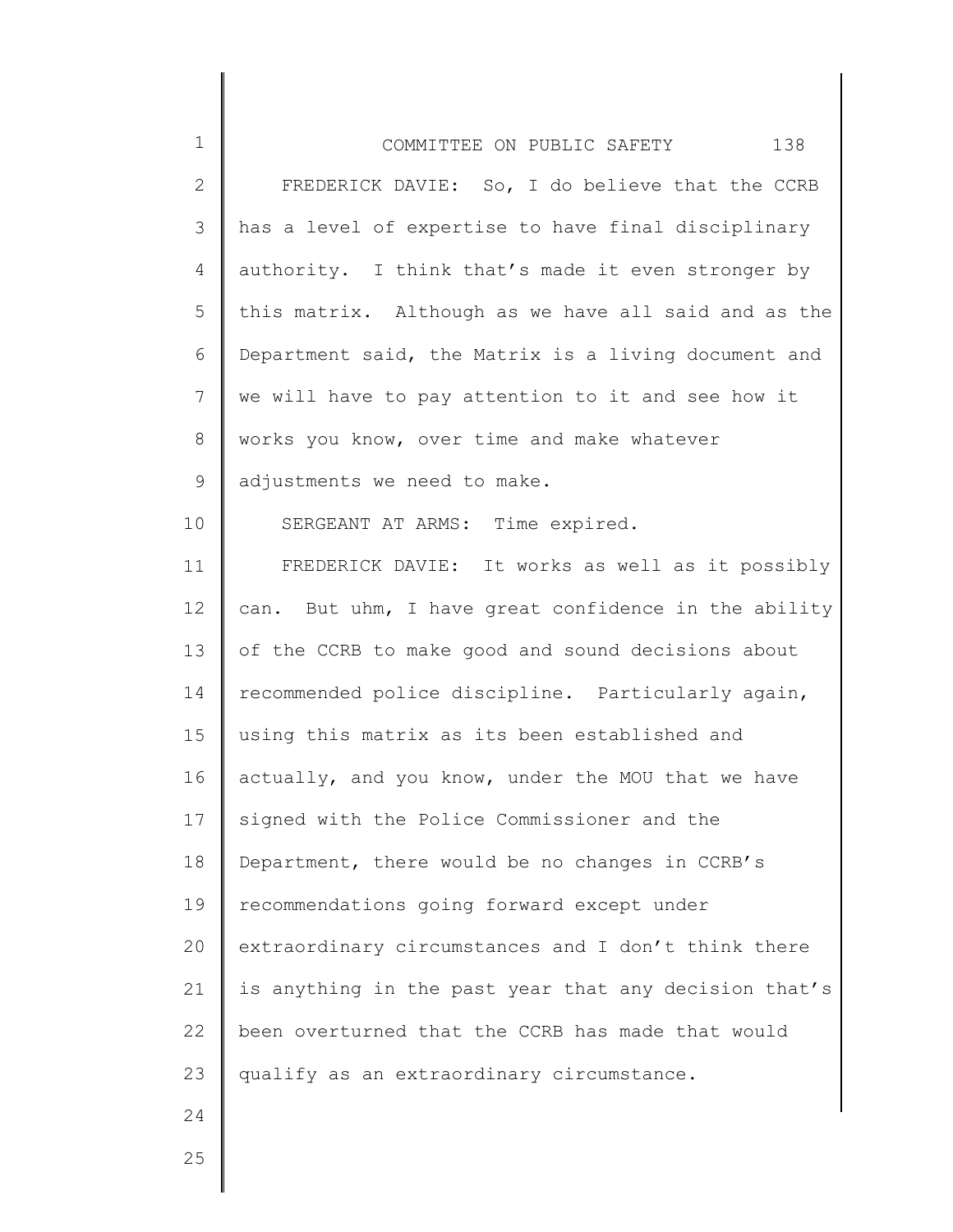FREDERICK DAVIE: So, I do believe that the CCRB has a level of expertise to have final disciplinary authority. I think that's made it even stronger by this matrix. Although as we have all said and as the Department said, the Matrix is a living document and we will have to pay attention to it and see how it works you know, over time and make whatever adjustments we need to make.

SERGEANT AT ARMS: Time expired.

FREDERICK DAVIE: It works as well as it possibly can. But uhm, I have great confidence in the ability of the CCRB to make good and sound decisions about recommended police discipline. Particularly again, using this matrix as its been established and actually, and you know, under the MOU that we have signed with the Police Commissioner and the Department, there would be no changes in CCRB's recommendations going forward except under extraordinary circumstances and I don't think there is anything in the past year that any decision that's been overturned that the CCRB has made that would qualify as an extraordinary circumstance.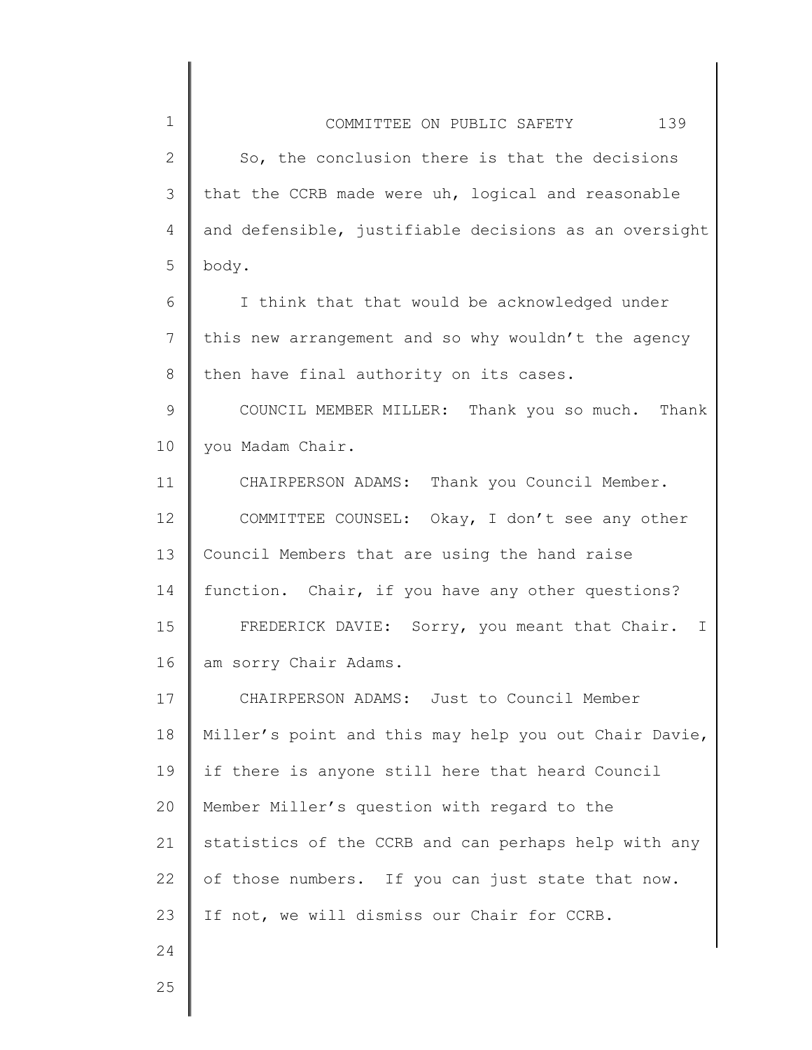So, the conclusion there is that the decisions that the CCRB made were uh, logical and reasonable and defensible, justifiable decisions as an oversight body.

I think that that would be acknowledged under this new arrangement and so why wouldn't the agency then have final authority on its cases.

COUNCIL MEMBER MILLER: Thank you so much. Thank you Madam Chair.

CHAIRPERSON ADAMS: Thank you Council Member.

COMMITTEE COUNSEL: Okay, I don't see any other Council Members that are using the hand raise function. Chair, if you have any other questions?

FREDERICK DAVIE: Sorry, you meant that Chair. I am sorry Chair Adams.

CHAIRPERSON ADAMS: Just to Council Member Miller's point and this may help you out Chair Davie, if there is anyone still here that heard Council Member Miller's question with regard to the statistics of the CCRB and can perhaps help with any of those numbers. If you can just state that now. If not, we will dismiss our Chair for CCRB.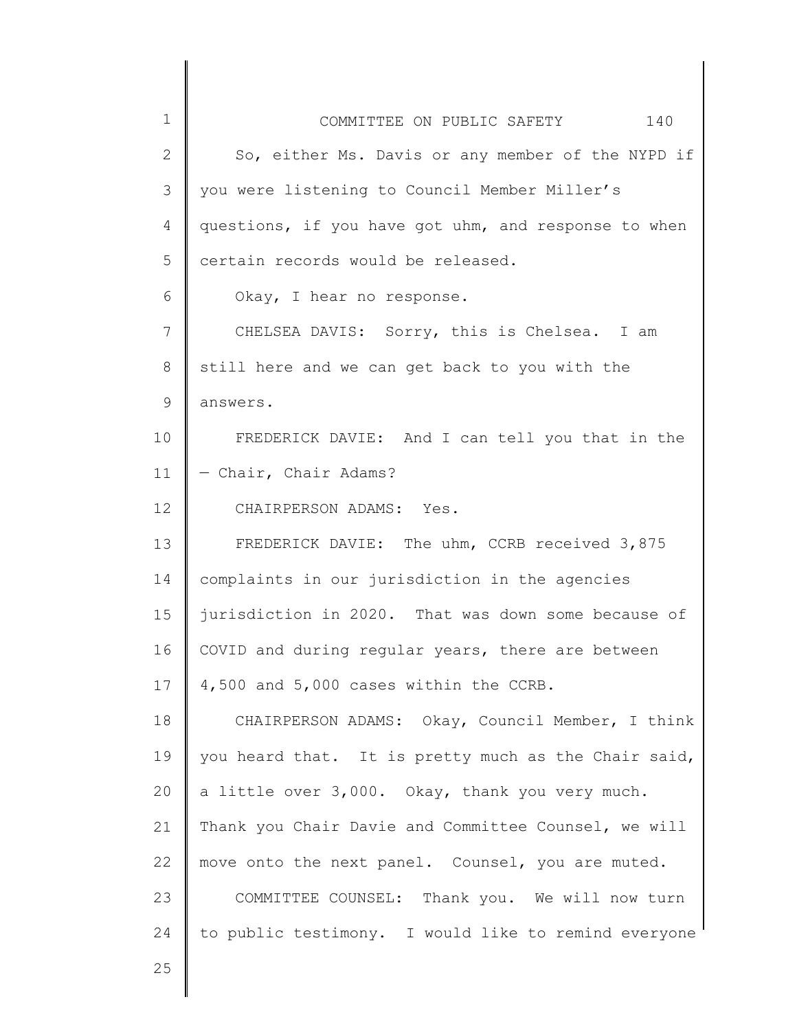So, either Ms. Davis or any member of the NYPD if you were listening to Council Member Miller's questions, if you have got uhm, and response to when certain records would be released.

Okay, I hear no response.

CHELSEA DAVIS: Sorry, this is Chelsea. I am still here and we can get back to you with the answers.

FREDERICK DAVIE: And I can tell you that in the — Chair, Chair Adams?

CHAIRPERSON ADAMS: Yes.

FREDERICK DAVIE: The uhm, CCRB received 3,875 complaints in our jurisdiction in the agencies jurisdiction in 2020. That was down some because of COVID and during regular years, there are between 4,500 and 5,000 cases within the CCRB.

CHAIRPERSON ADAMS: Okay, Council Member, I think you heard that. It is pretty much as the Chair said, a little over 3,000. Okay, thank you very much. Thank you Chair Davie and Committee Counsel, we will move onto the next panel. Counsel, you are muted.

COMMITTEE COUNSEL: Thank you. We will now turn to public testimony. I would like to remind everyone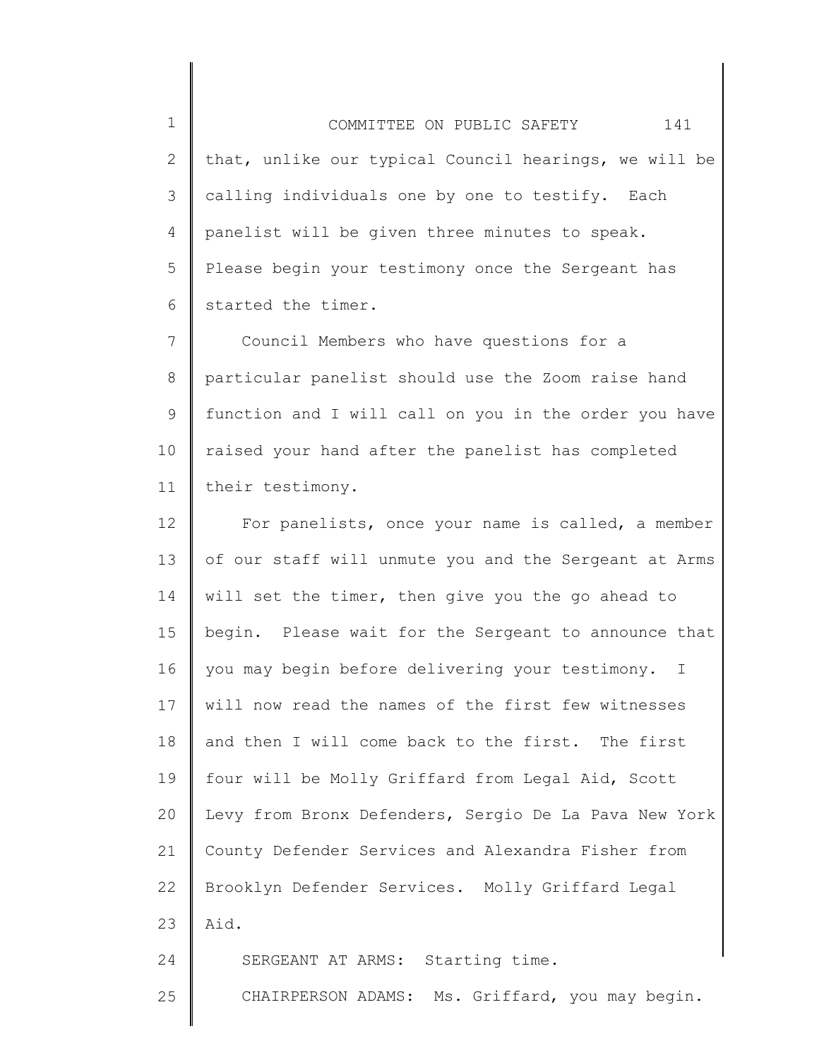that, unlike our typical Council hearings, we will be calling individuals one by one to testify. Each panelist will be given three minutes to speak. Please begin your testimony once the Sergeant has started the timer.

Council Members who have questions for a particular panelist should use the Zoom raise hand function and I will call on you in the order you have raised your hand after the panelist has completed their testimony.

For panelists, once your name is called, a member of our staff will unmute you and the Sergeant at Arms will set the timer, then give you the go ahead to begin. Please wait for the Sergeant to announce that you may begin before delivering your testimony. I will now read the names of the first few witnesses and then I will come back to the first. The first four will be Molly Griffard from Legal Aid, Scott Levy from Bronx Defenders, Sergio De La Pava New York County Defender Services and Alexandra Fisher from Brooklyn Defender Services. Molly Griffard Legal Aid.

SERGEANT AT ARMS: Starting time.

CHAIRPERSON ADAMS: Ms. Griffard, you may begin.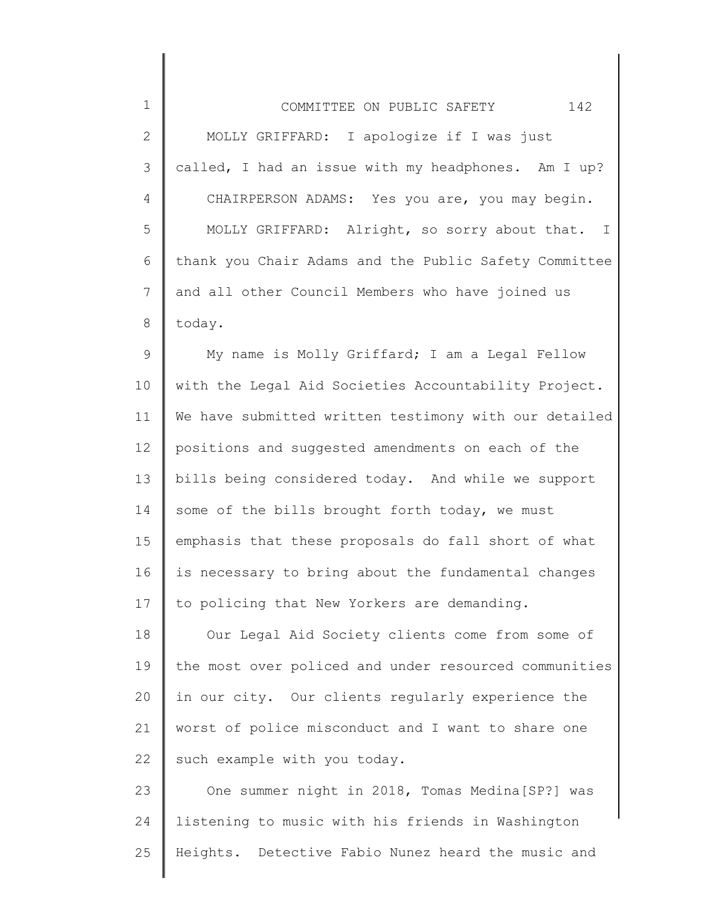MOLLY GRIFFARD: I apologize if I was just called, I had an issue with my headphones. Am I up?

CHAIRPERSON ADAMS: Yes you are, you may begin.

MOLLY GRIFFARD: Alright, so sorry about that. I thank you Chair Adams and the Public Safety Committee and all other Council Members who have joined us today.

My name is Molly Griffard; I am a Legal Fellow with the Legal Aid Societies Accountability Project. We have submitted written testimony with our detailed positions and suggested amendments on each of the bills being considered today. And while we support some of the bills brought forth today, we must emphasis that these proposals do fall short of what is necessary to bring about the fundamental changes to policing that New Yorkers are demanding.

Our Legal Aid Society clients come from some of the most over policed and under resourced communities in our city. Our clients regularly experience the worst of police misconduct and I want to share one such example with you today.

One summer night in 2018, Tomas Medina[SP?] was listening to music with his friends in Washington Heights. Detective Fabio Nunez heard the music and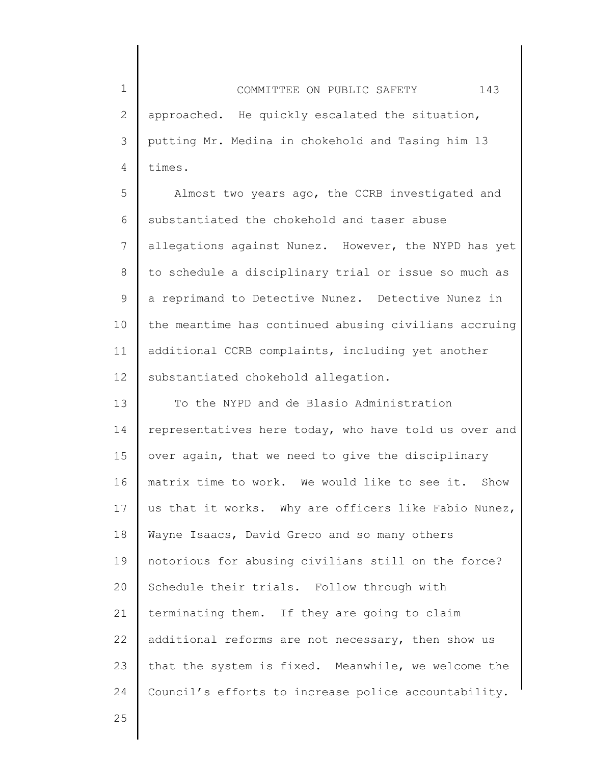approached. He quickly escalated the situation, putting Mr. Medina in chokehold and Tasing him 13 times.

Almost two years ago, the CCRB investigated and substantiated the chokehold and taser abuse allegations against Nunez. However, the NYPD has yet to schedule a disciplinary trial or issue so much as a reprimand to Detective Nunez. Detective Nunez in the meantime has continued abusing civilians accruing additional CCRB complaints, including yet another substantiated chokehold allegation.

To the NYPD and de Blasio Administration representatives here today, who have told us over and over again, that we need to give the disciplinary matrix time to work. We would like to see it. Show us that it works. Why are officers like Fabio Nunez, Wayne Isaacs, David Greco and so many others notorious for abusing civilians still on the force? Schedule their trials. Follow through with terminating them. If they are going to claim additional reforms are not necessary, then show us that the system is fixed. Meanwhile, we welcome the Council's efforts to increase police accountability.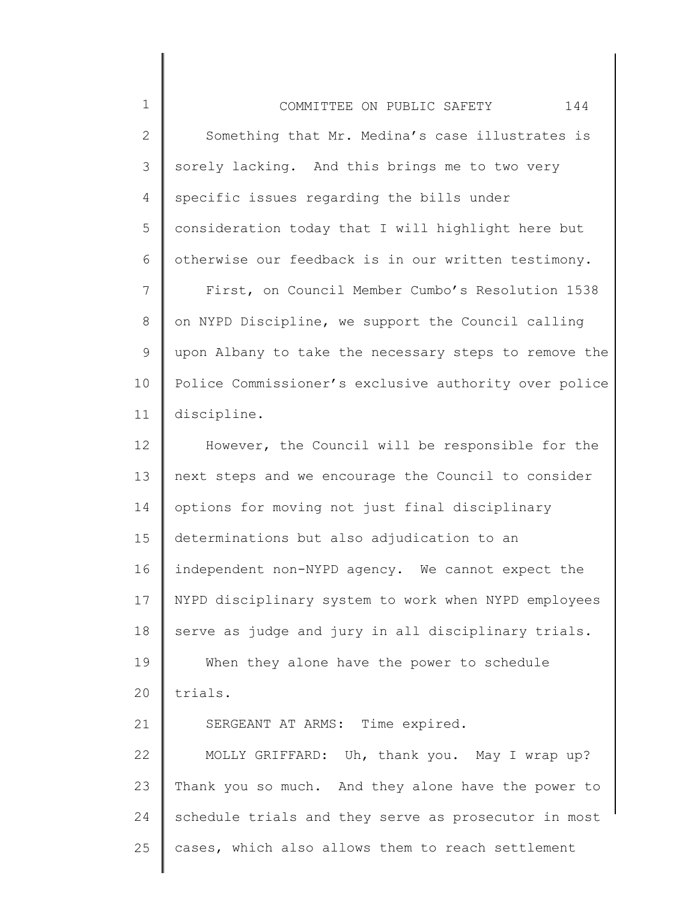Something that Mr. Medina's case illustrates is sorely lacking. And this brings me to two very specific issues regarding the bills under consideration today that I will highlight here but otherwise our feedback is in our written testimony.

First, on Council Member Cumbo's Resolution 1538 on NYPD Discipline, we support the Council calling upon Albany to take the necessary steps to remove the Police Commissioner's exclusive authority over police discipline.

However, the Council will be responsible for the next steps and we encourage the Council to consider options for moving not just final disciplinary determinations but also adjudication to an independent non-NYPD agency. We cannot expect the NYPD disciplinary system to work when NYPD employees serve as judge and jury in all disciplinary trials.

When they alone have the power to schedule trials.

SERGEANT AT ARMS: Time expired.

MOLLY GRIFFARD: Uh, thank you. May I wrap up? Thank you so much. And they alone have the power to schedule trials and they serve as prosecutor in most cases, which also allows them to reach settlement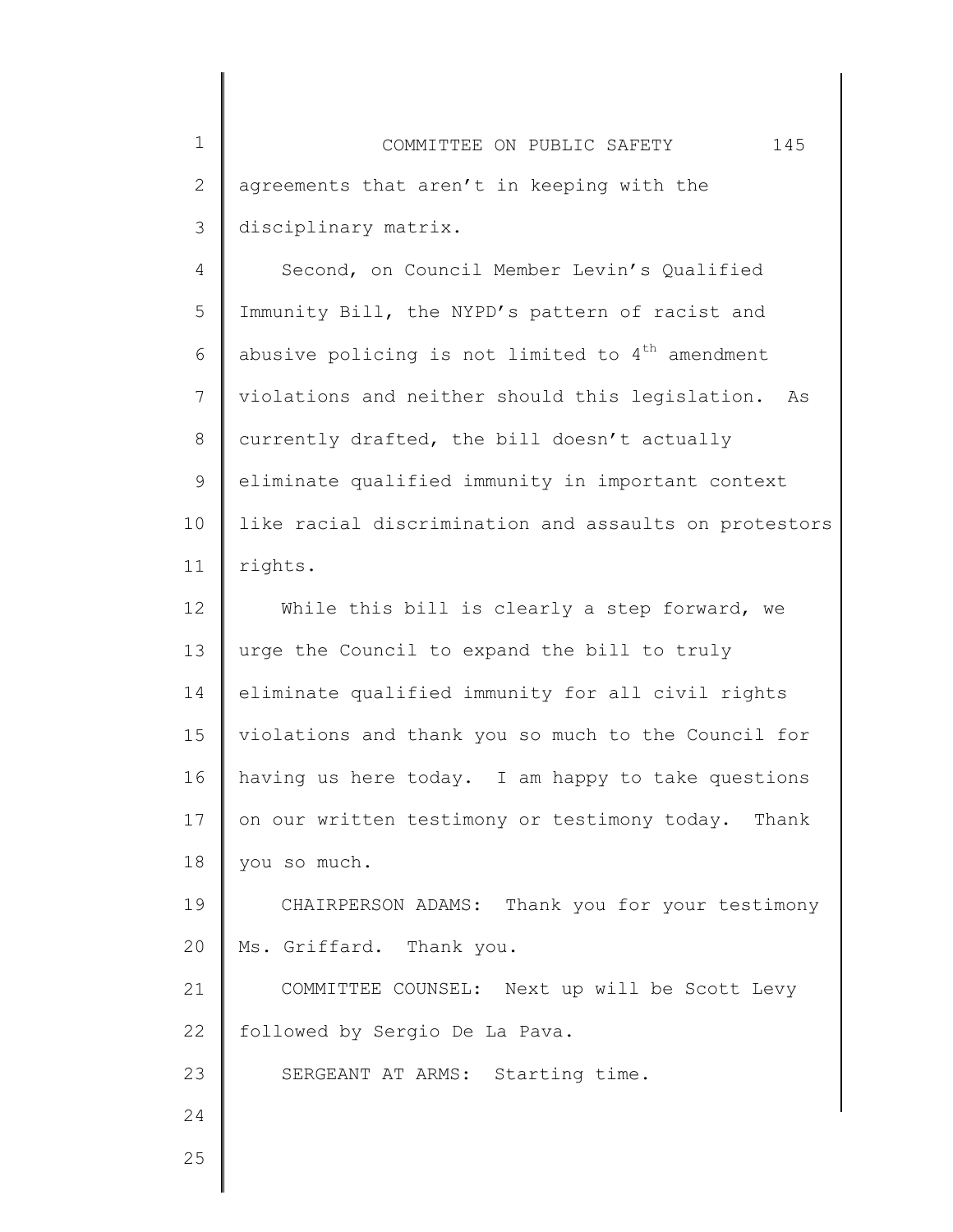agreements that aren't in keeping with the disciplinary matrix.

Second, on Council Member Levin's Qualified Immunity Bill, the NYPD's pattern of racist and abusive policing is not limited to 4th amendment violations and neither should this legislation. As currently drafted, the bill doesn't actually eliminate qualified immunity in important context like racial discrimination and assaults on protestors rights.

While this bill is clearly a step forward, we urge the Council to expand the bill to truly eliminate qualified immunity for all civil rights violations and thank you so much to the Council for having us here today. I am happy to take questions on our written testimony or testimony today. Thank you so much.

CHAIRPERSON ADAMS: Thank you for your testimony Ms. Griffard. Thank you.

COMMITTEE COUNSEL: Next up will be Scott Levy followed by Sergio De La Pava.

SERGEANT AT ARMS: Starting time.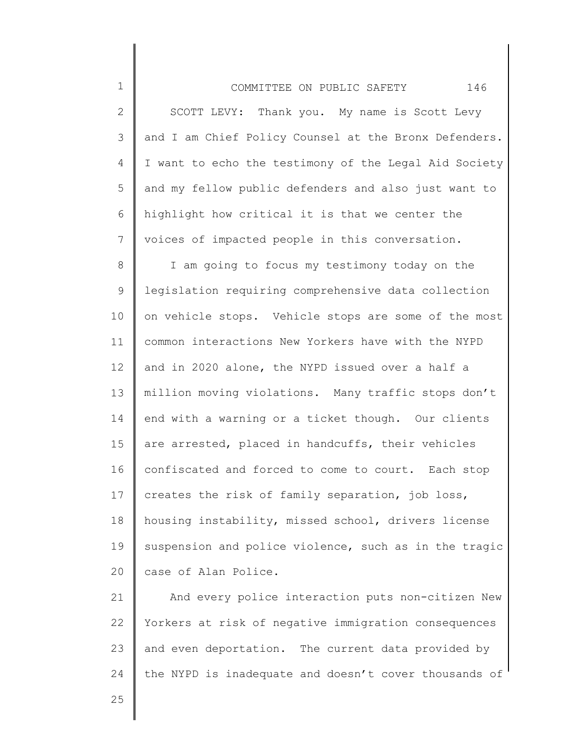SCOTT LEVY: Thank you. My name is Scott Levy and I am Chief Policy Counsel at the Bronx Defenders. I want to echo the testimony of the Legal Aid Society and my fellow public defenders and also just want to highlight how critical it is that we center the voices of impacted people in this conversation.

I am going to focus my testimony today on the legislation requiring comprehensive data collection on vehicle stops. Vehicle stops are some of the most common interactions New Yorkers have with the NYPD and in 2020 alone, the NYPD issued over a half a million moving violations. Many traffic stops don't end with a warning or a ticket though. Our clients are arrested, placed in handcuffs, their vehicles confiscated and forced to come to court. Each stop creates the risk of family separation, job loss, housing instability, missed school, drivers license suspension and police violence, such as in the tragic case of Alan Police.

And every police interaction puts non-citizen New Yorkers at risk of negative immigration consequences and even deportation. The current data provided by the NYPD is inadequate and doesn't cover thousands of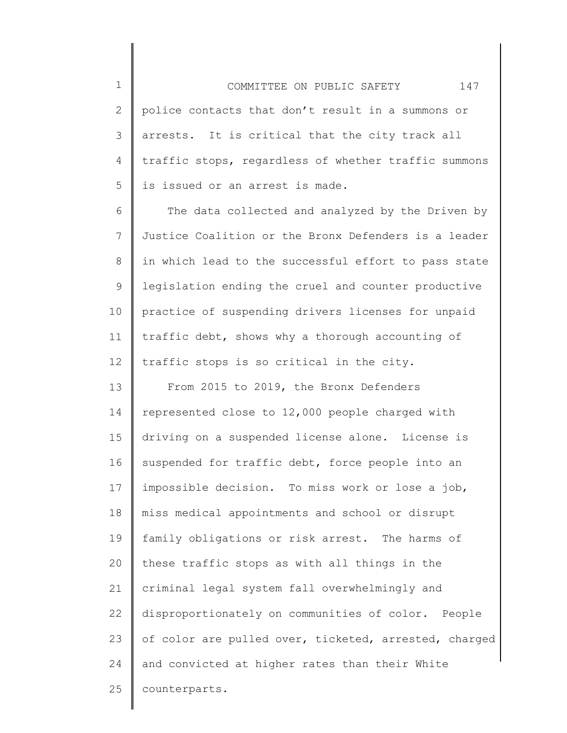police contacts that don't result in a summons or arrests. It is critical that the city track all traffic stops, regardless of whether traffic summons is issued or an arrest is made.

The data collected and analyzed by the Driven by Justice Coalition or the Bronx Defenders is a leader in which lead to the successful effort to pass state legislation ending the cruel and counter productive practice of suspending drivers licenses for unpaid traffic debt, shows why a thorough accounting of traffic stops is so critical in the city.

From 2015 to 2019, the Bronx Defenders represented close to 12,000 people charged with driving on a suspended license alone. License is suspended for traffic debt, force people into an impossible decision. To miss work or lose a job, miss medical appointments and school or disrupt family obligations or risk arrest. The harms of these traffic stops as with all things in the criminal legal system fall overwhelmingly and disproportionately on communities of color. People of color are pulled over, ticketed, arrested, charged and convicted at higher rates than their White counterparts.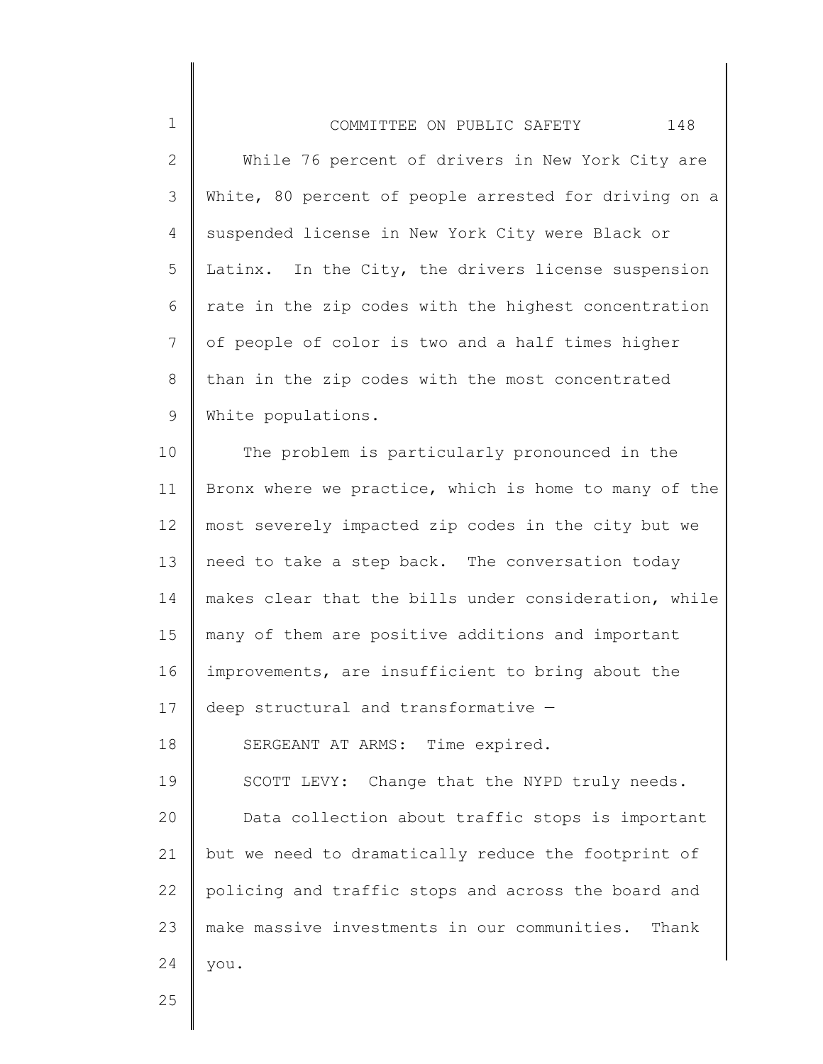While 76 percent of drivers in New York City are White, 80 percent of people arrested for driving on a suspended license in New York City were Black or Latinx. In the City, the drivers license suspension rate in the zip codes with the highest concentration of people of color is two and a half times higher than in the zip codes with the most concentrated White populations.

The problem is particularly pronounced in the Bronx where we practice, which is home to many of the most severely impacted zip codes in the city but we need to take a step back. The conversation today makes clear that the bills under consideration, while many of them are positive additions and important improvements, are insufficient to bring about the deep structural and transformative —

SERGEANT AT ARMS: Time expired.

SCOTT LEVY: Change that the NYPD truly needs.

Data collection about traffic stops is important but we need to dramatically reduce the footprint of policing and traffic stops and across the board and make massive investments in our communities. Thank you.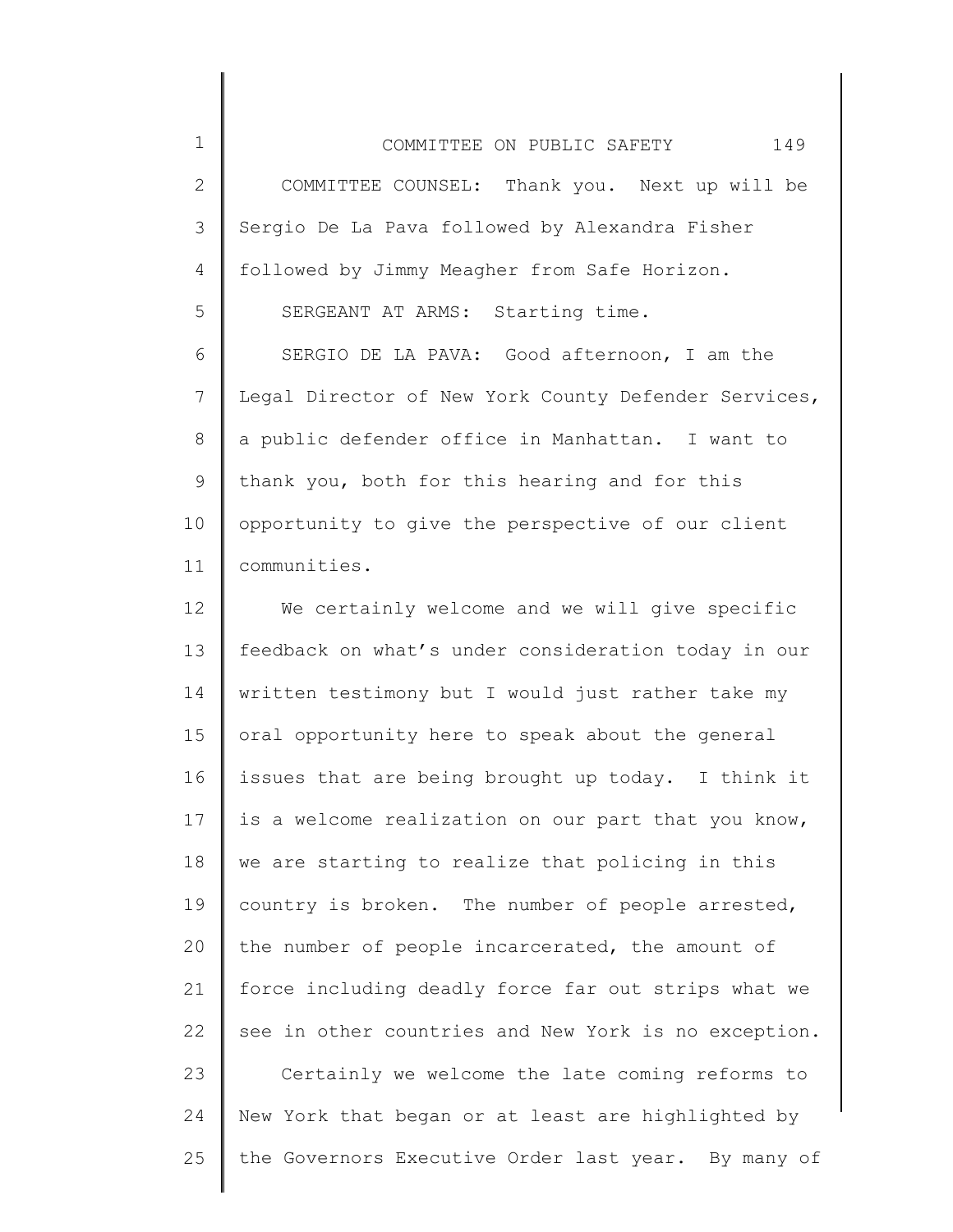COMMITTEE COUNSEL: Thank you. Next up will be Sergio De La Pava followed by Alexandra Fisher followed by Jimmy Meagher from Safe Horizon.

SERGEANT AT ARMS: Starting time.

SERGIO DE LA PAVA: Good afternoon, I am the Legal Director of New York County Defender Services, a public defender office in Manhattan. I want to thank you, both for this hearing and for this opportunity to give the perspective of our client communities.

We certainly welcome and we will give specific feedback on what's under consideration today in our written testimony but I would just rather take my oral opportunity here to speak about the general issues that are being brought up today. I think it is a welcome realization on our part that you know, we are starting to realize that policing in this country is broken. The number of people arrested, the number of people incarcerated, the amount of force including deadly force far out strips what we see in other countries and New York is no exception.

Certainly we welcome the late coming reforms to New York that began or at least are highlighted by the Governors Executive Order last year. By many of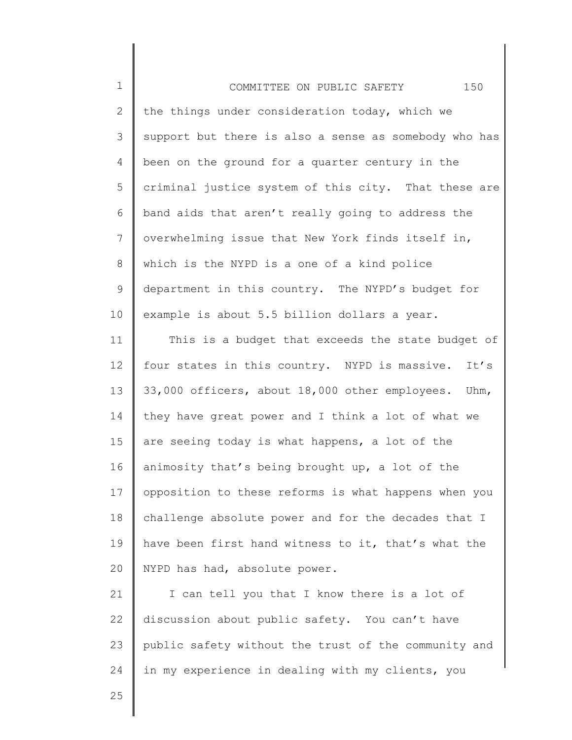the things under consideration today, which we support but there is also a sense as somebody who has been on the ground for a quarter century in the criminal justice system of this city. That these are band aids that aren't really going to address the overwhelming issue that New York finds itself in, which is the NYPD is a one of a kind police department in this country. The NYPD's budget for example is about 5.5 billion dollars a year.

This is a budget that exceeds the state budget of four states in this country. NYPD is massive. It's 33,000 officers, about 18,000 other employees. Uhm, they have great power and I think a lot of what we are seeing today is what happens, a lot of the animosity that's being brought up, a lot of the opposition to these reforms is what happens when you challenge absolute power and for the decades that I have been first hand witness to it, that's what the NYPD has had, absolute power.

I can tell you that I know there is a lot of discussion about public safety. You can't have public safety without the trust of the community and in my experience in dealing with my clients, you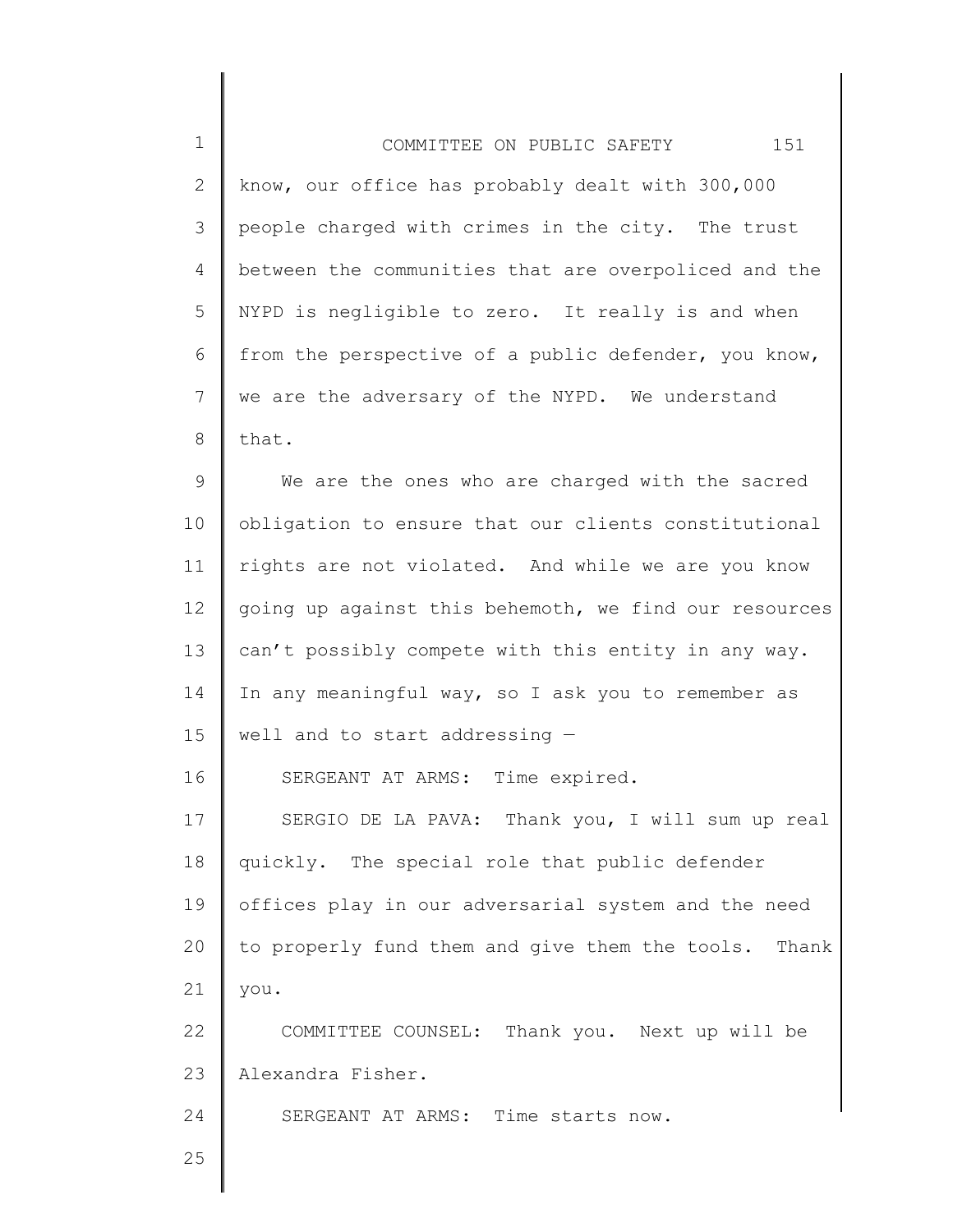know, our office has probably dealt with 300,000 people charged with crimes in the city. The trust between the communities that are overpoliced and the NYPD is negligible to zero. It really is and when from the perspective of a public defender, you know, we are the adversary of the NYPD. We understand that.

We are the ones who are charged with the sacred obligation to ensure that our clients constitutional rights are not violated. And while we are you know going up against this behemoth, we find our resources can't possibly compete with this entity in any way. In any meaningful way, so I ask you to remember as well and to start addressing —

SERGEANT AT ARMS: Time expired.

SERGIO DE LA PAVA: Thank you, I will sum up real quickly. The special role that public defender offices play in our adversarial system and the need to properly fund them and give them the tools. Thank you.

COMMITTEE COUNSEL: Thank you. Next up will be Alexandra Fisher.

SERGEANT AT ARMS: Time starts now.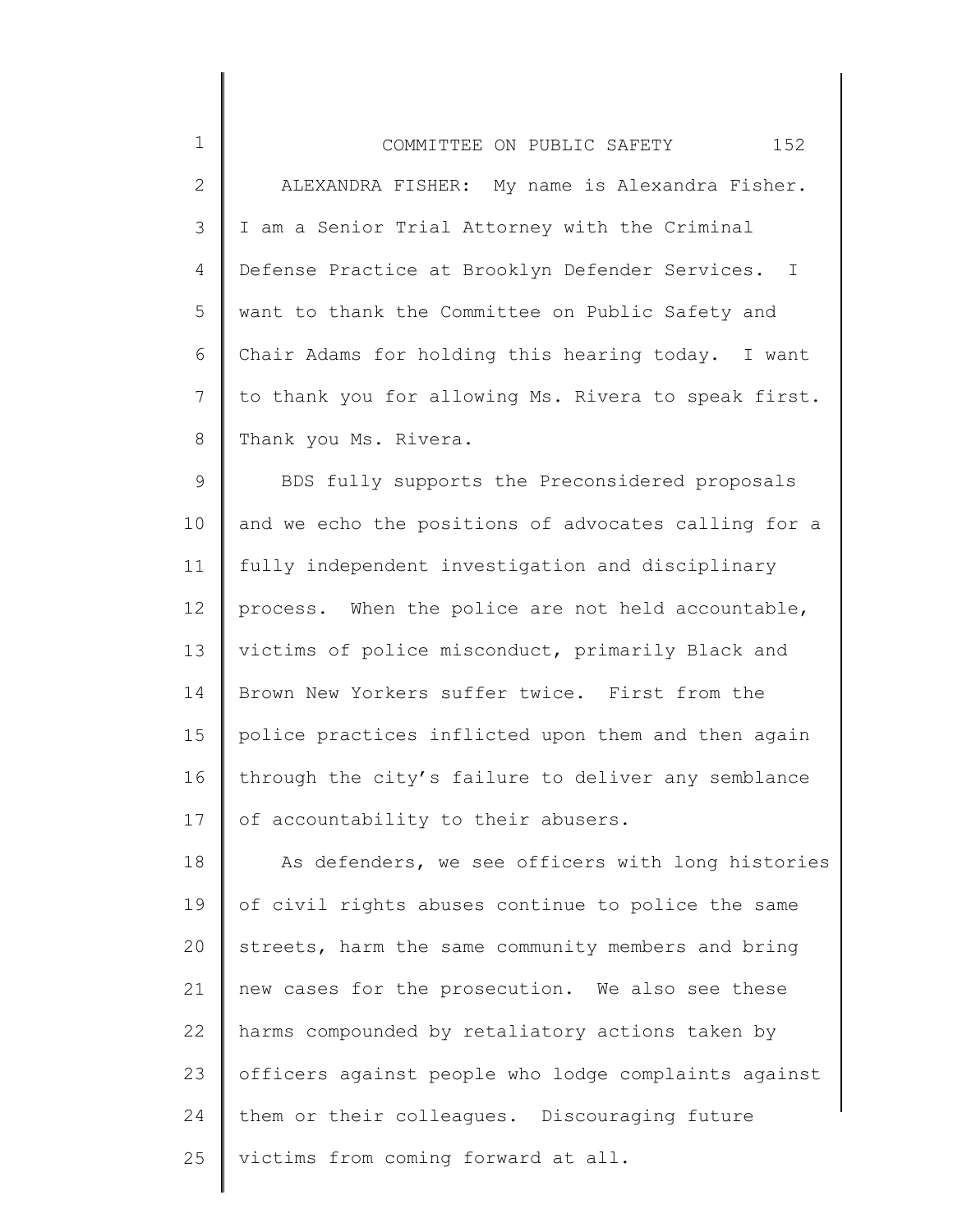ALEXANDRA FISHER: My name is Alexandra Fisher. I am a Senior Trial Attorney with the Criminal Defense Practice at Brooklyn Defender Services. I want to thank the Committee on Public Safety and Chair Adams for holding this hearing today. I want to thank you for allowing Ms. Rivera to speak first. Thank you Ms. Rivera.

BDS fully supports the Preconsidered proposals and we echo the positions of advocates calling for a fully independent investigation and disciplinary process. When the police are not held accountable, victims of police misconduct, primarily Black and Brown New Yorkers suffer twice. First from the police practices inflicted upon them and then again through the city's failure to deliver any semblance of accountability to their abusers.

As defenders, we see officers with long histories of civil rights abuses continue to police the same streets, harm the same community members and bring new cases for the prosecution. We also see these harms compounded by retaliatory actions taken by officers against people who lodge complaints against them or their colleagues. Discouraging future victims from coming forward at all.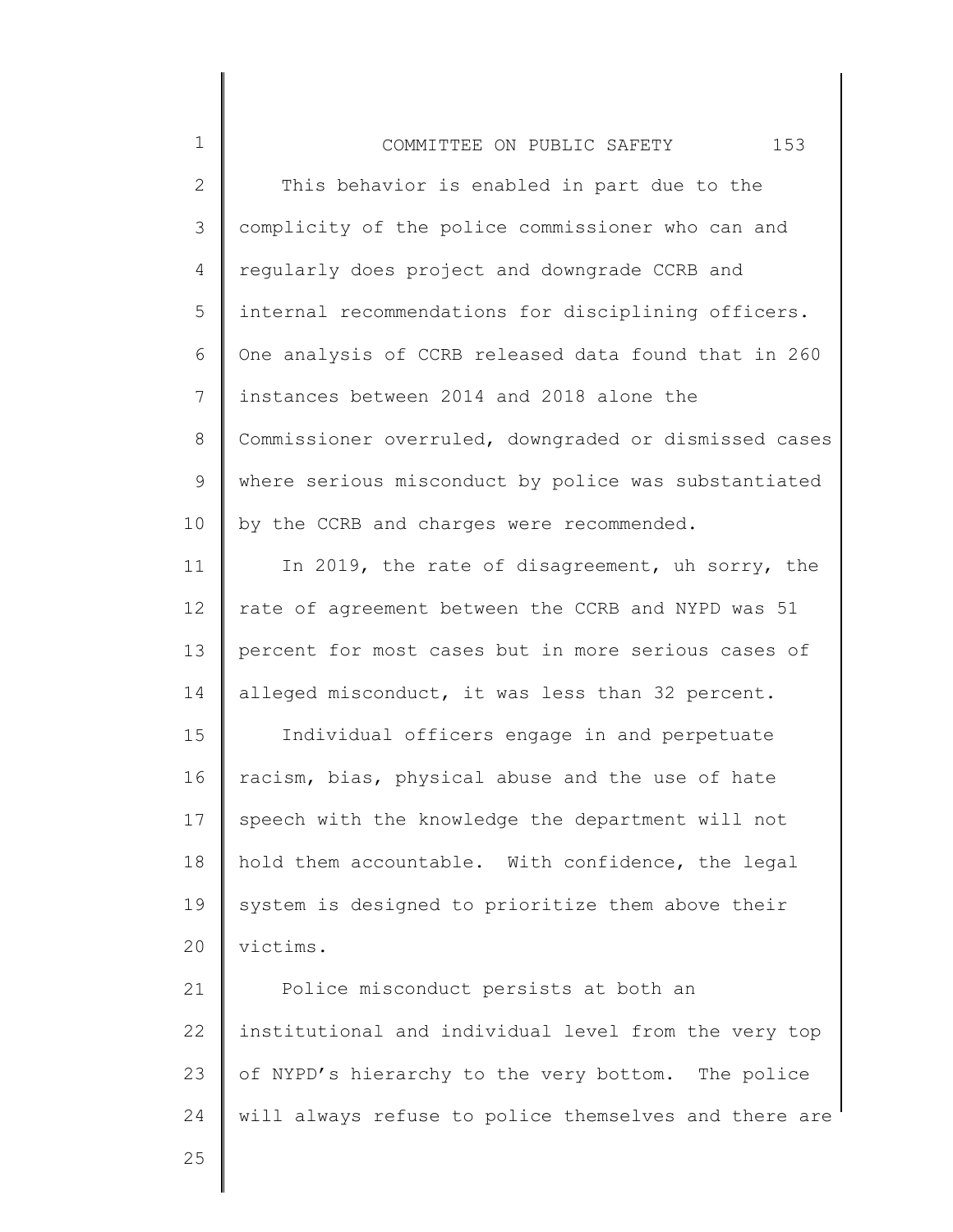This behavior is enabled in part due to the complicity of the police commissioner who can and regularly does project and downgrade CCRB and internal recommendations for disciplining officers. One analysis of CCRB released data found that in 260 instances between 2014 and 2018 alone the Commissioner overruled, downgraded or dismissed cases where serious misconduct by police was substantiated by the CCRB and charges were recommended.

In 2019, the rate of disagreement, uh sorry, the rate of agreement between the CCRB and NYPD was 51 percent for most cases but in more serious cases of alleged misconduct, it was less than 32 percent.

Individual officers engage in and perpetuate racism, bias, physical abuse and the use of hate speech with the knowledge the department will not hold them accountable. With confidence, the legal system is designed to prioritize them above their victims.

Police misconduct persists at both an institutional and individual level from the very top of NYPD's hierarchy to the very bottom. The police will always refuse to police themselves and there are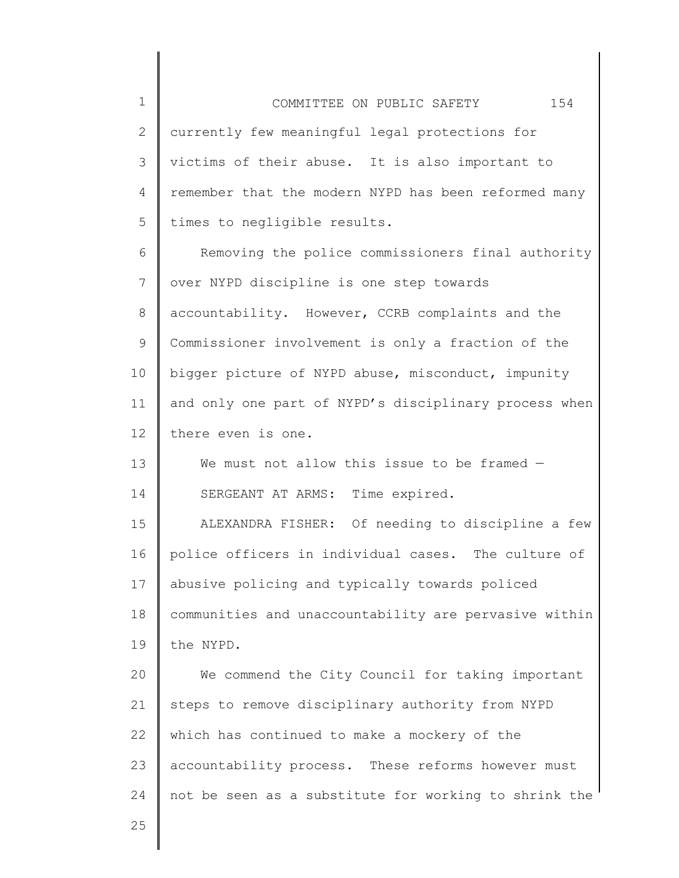currently few meaningful legal protections for victims of their abuse. It is also important to remember that the modern NYPD has been reformed many times to negligible results.

Removing the police commissioners final authority over NYPD discipline is one step towards accountability. However, CCRB complaints and the Commissioner involvement is only a fraction of the bigger picture of NYPD abuse, misconduct, impunity and only one part of NYPD's disciplinary process when there even is one.

We must not allow this issue to be framed —

SERGEANT AT ARMS: Time expired.

ALEXANDRA FISHER: Of needing to discipline a few police officers in individual cases. The culture of abusive policing and typically towards policed communities and unaccountability are pervasive within the NYPD.

We commend the City Council for taking important steps to remove disciplinary authority from NYPD which has continued to make a mockery of the accountability process. These reforms however must not be seen as a substitute for working to shrink the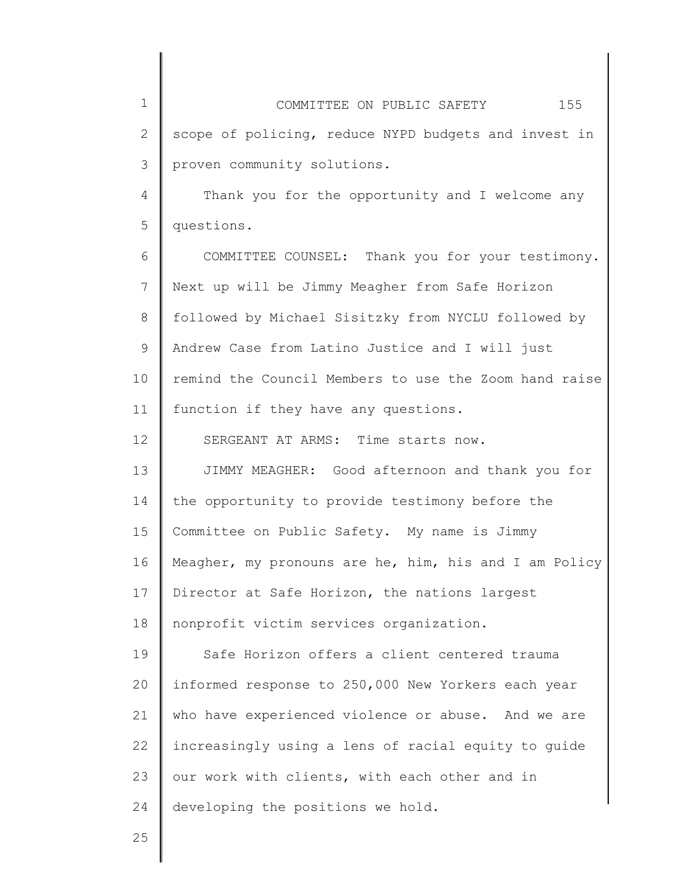scope of policing, reduce NYPD budgets and invest in proven community solutions.

Thank you for the opportunity and I welcome any questions.

COMMITTEE COUNSEL: Thank you for your testimony. Next up will be Jimmy Meagher from Safe Horizon followed by Michael Sisitzky from NYCLU followed by Andrew Case from Latino Justice and I will just remind the Council Members to use the Zoom hand raise function if they have any questions.

SERGEANT AT ARMS: Time starts now.

JIMMY MEAGHER: Good afternoon and thank you for the opportunity to provide testimony before the Committee on Public Safety. My name is Jimmy Meagher, my pronouns are he, him, his and I am Policy Director at Safe Horizon, the nations largest nonprofit victim services organization.

Safe Horizon offers a client centered trauma informed response to 250,000 New Yorkers each year who have experienced violence or abuse. And we are increasingly using a lens of racial equity to guide our work with clients, with each other and in developing the positions we hold.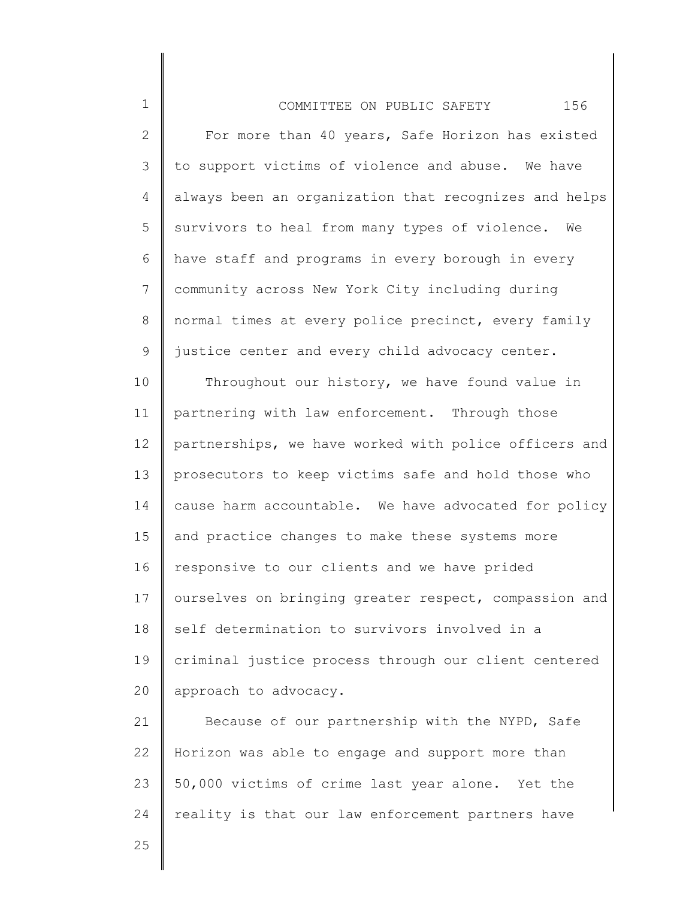For more than 40 years, Safe Horizon has existed to support victims of violence and abuse. We have always been an organization that recognizes and helps survivors to heal from many types of violence. We have staff and programs in every borough in every community across New York City including during normal times at every police precinct, every family justice center and every child advocacy center.

Throughout our history, we have found value in partnering with law enforcement. Through those partnerships, we have worked with police officers and prosecutors to keep victims safe and hold those who cause harm accountable. We have advocated for policy and practice changes to make these systems more responsive to our clients and we have prided ourselves on bringing greater respect, compassion and self determination to survivors involved in a criminal justice process through our client centered approach to advocacy.

Because of our partnership with the NYPD, Safe Horizon was able to engage and support more than 50,000 victims of crime last year alone. Yet the reality is that our law enforcement partners have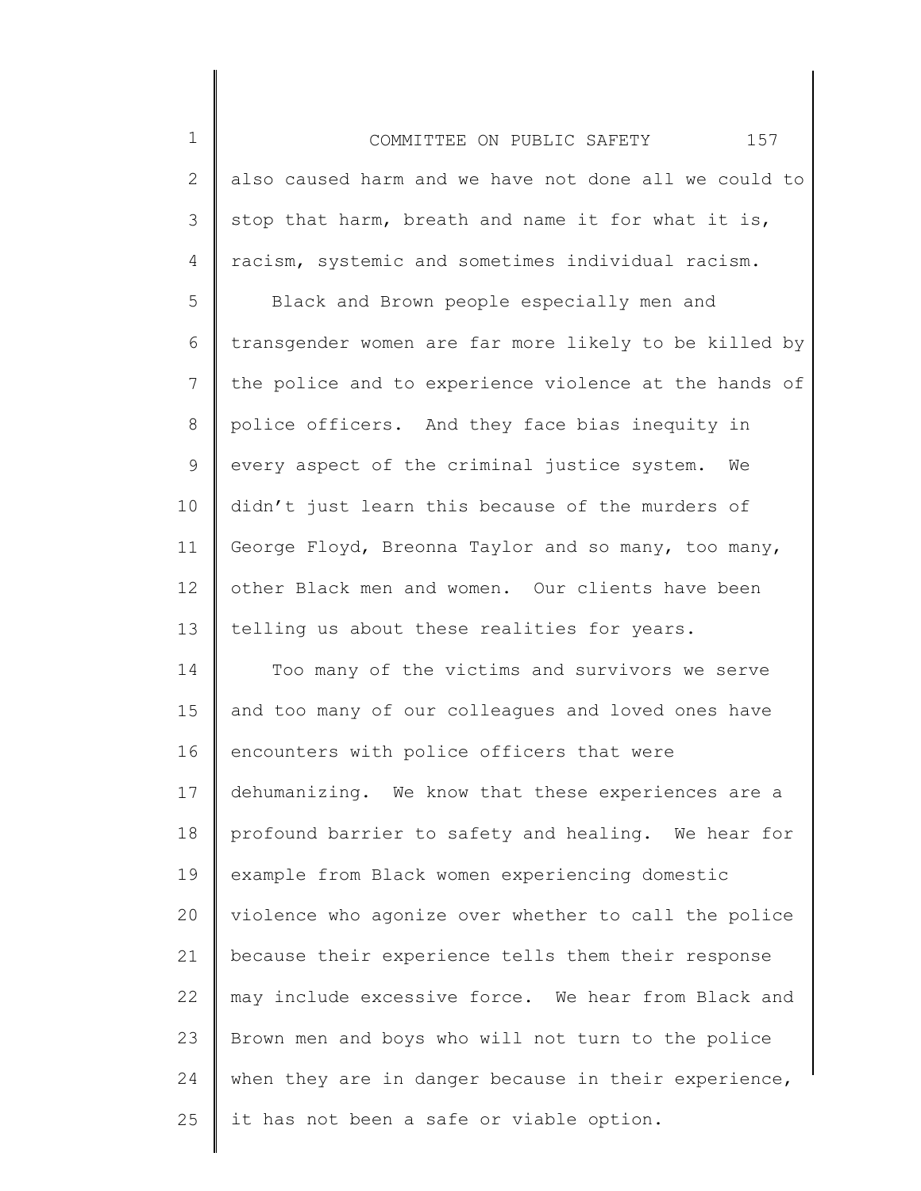also caused harm and we have not done all we could to stop that harm, breath and name it for what it is, racism, systemic and sometimes individual racism.

Black and Brown people especially men and transgender women are far more likely to be killed by the police and to experience violence at the hands of police officers. And they face bias inequity in every aspect of the criminal justice system. We didn't just learn this because of the murders of George Floyd, Breonna Taylor and so many, too many, other Black men and women. Our clients have been telling us about these realities for years.

Too many of the victims and survivors we serve and too many of our colleagues and loved ones have encounters with police officers that were dehumanizing. We know that these experiences are a profound barrier to safety and healing. We hear for example from Black women experiencing domestic violence who agonize over whether to call the police because their experience tells them their response may include excessive force. We hear from Black and Brown men and boys who will not turn to the police when they are in danger because in their experience, it has not been a safe or viable option.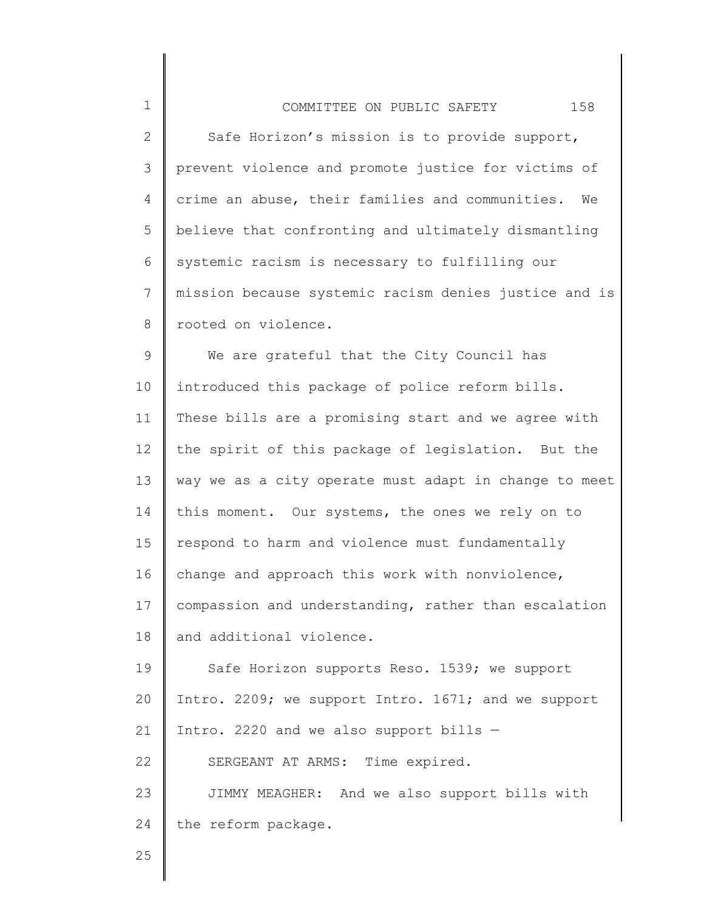Safe Horizon's mission is to provide support, prevent violence and promote justice for victims of crime an abuse, their families and communities. We believe that confronting and ultimately dismantling systemic racism is necessary to fulfilling our mission because systemic racism denies justice and is rooted on violence.

We are grateful that the City Council has introduced this package of police reform bills. These bills are a promising start and we agree with the spirit of this package of legislation. But the way we as a city operate must adapt in change to meet this moment. Our systems, the ones we rely on to respond to harm and violence must fundamentally change and approach this work with nonviolence, compassion and understanding, rather than escalation and additional violence.

Safe Horizon supports Reso. 1539; we support Intro. 2209; we support Intro. 1671; and we support Intro. 2220 and we also support bills —

SERGEANT AT ARMS: Time expired.

JIMMY MEAGHER: And we also support bills with the reform package.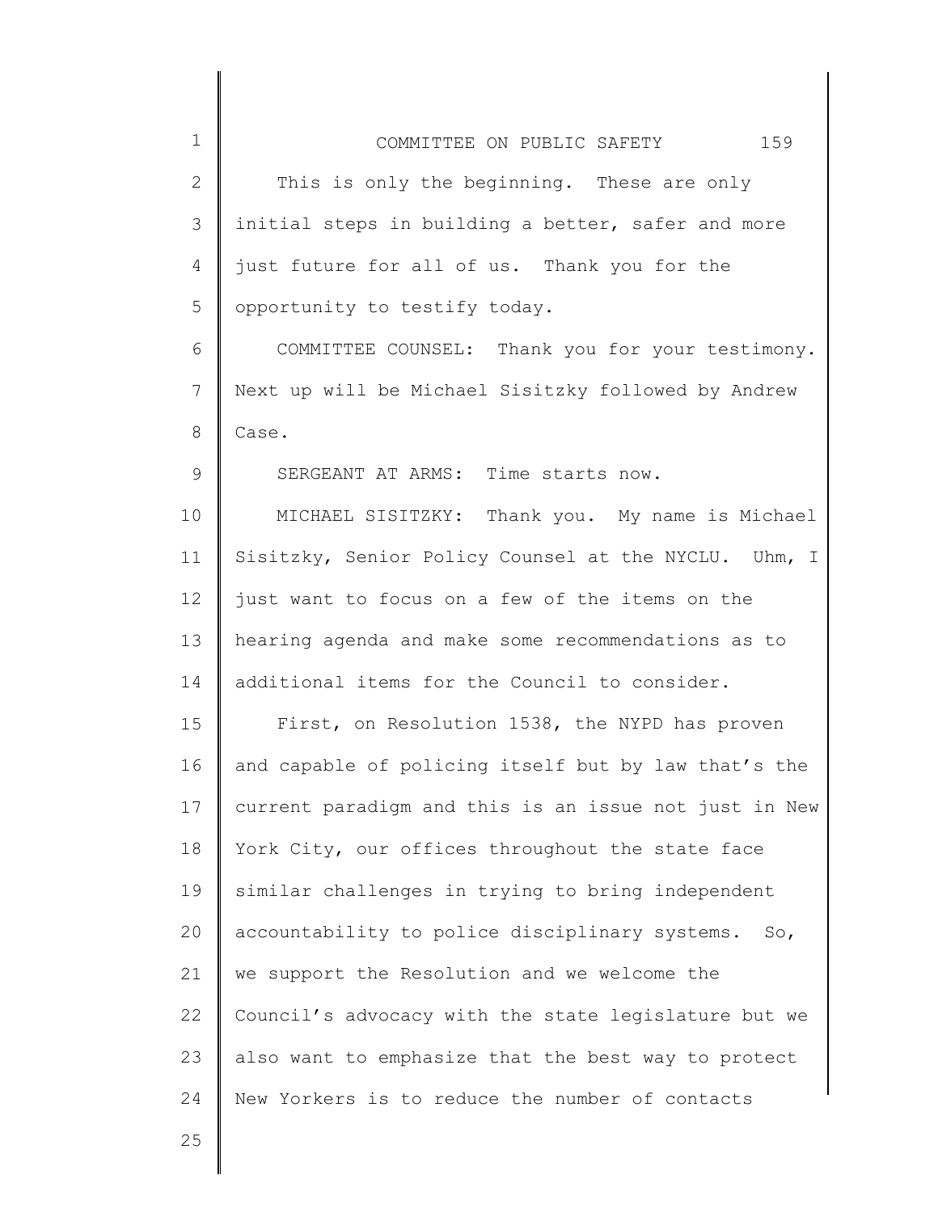This is only the beginning. These are only initial steps in building a better, safer and more just future for all of us. Thank you for the opportunity to testify today.

COMMITTEE COUNSEL: Thank you for your testimony. Next up will be Michael Sisitzky followed by Andrew Case.

SERGEANT AT ARMS: Time starts now.

MICHAEL SISITZKY: Thank you. My name is Michael Sisitzky, Senior Policy Counsel at the NYCLU. Uhm, I just want to focus on a few of the items on the hearing agenda and make some recommendations as to additional items for the Council to consider.

First, on Resolution 1538, the NYPD has proven and capable of policing itself but by law that's the current paradigm and this is an issue not just in New York City, our offices throughout the state face similar challenges in trying to bring independent accountability to police disciplinary systems. So, we support the Resolution and we welcome the Council's advocacy with the state legislature but we also want to emphasize that the best way to protect New Yorkers is to reduce the number of contacts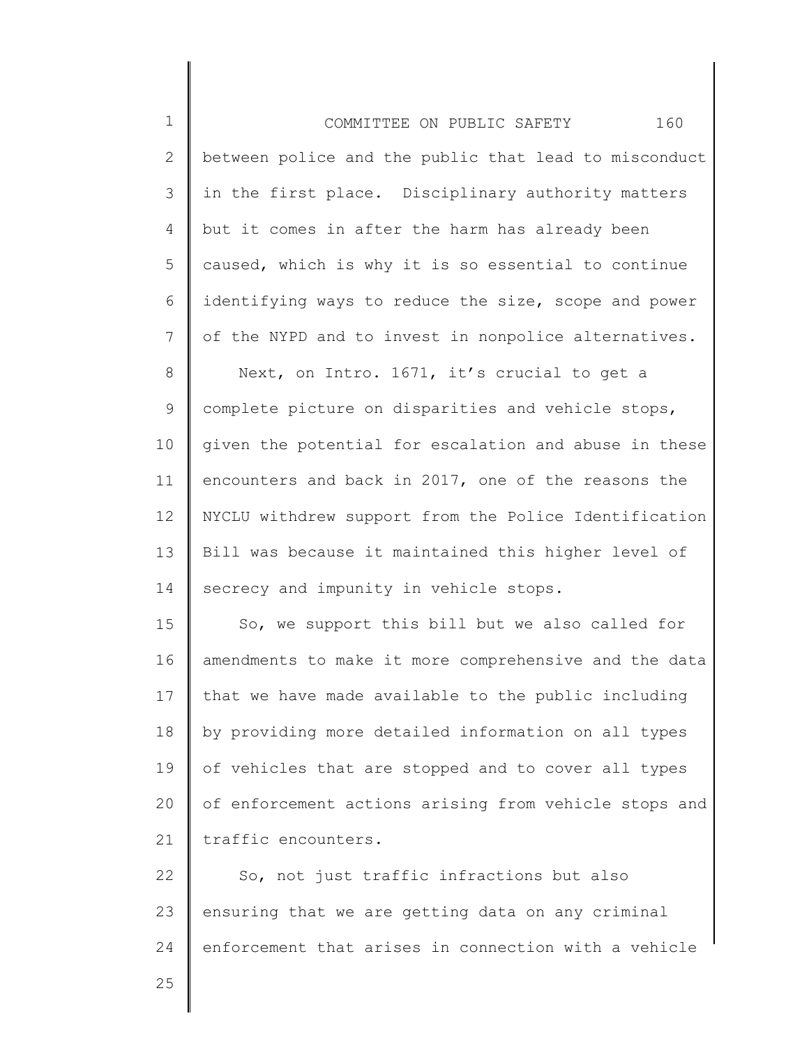between police and the public that lead to misconduct in the first place. Disciplinary authority matters but it comes in after the harm has already been caused, which is why it is so essential to continue identifying ways to reduce the size, scope and power of the NYPD and to invest in nonpolice alternatives.

Next, on Intro. 1671, it's crucial to get a complete picture on disparities and vehicle stops, given the potential for escalation and abuse in these encounters and back in 2017, one of the reasons the NYCLU withdrew support from the Police Identification Bill was because it maintained this higher level of secrecy and impunity in vehicle stops.

So, we support this bill but we also called for amendments to make it more comprehensive and the data that we have made available to the public including by providing more detailed information on all types of vehicles that are stopped and to cover all types of enforcement actions arising from vehicle stops and traffic encounters.

So, not just traffic infractions but also ensuring that we are getting data on any criminal enforcement that arises in connection with a vehicle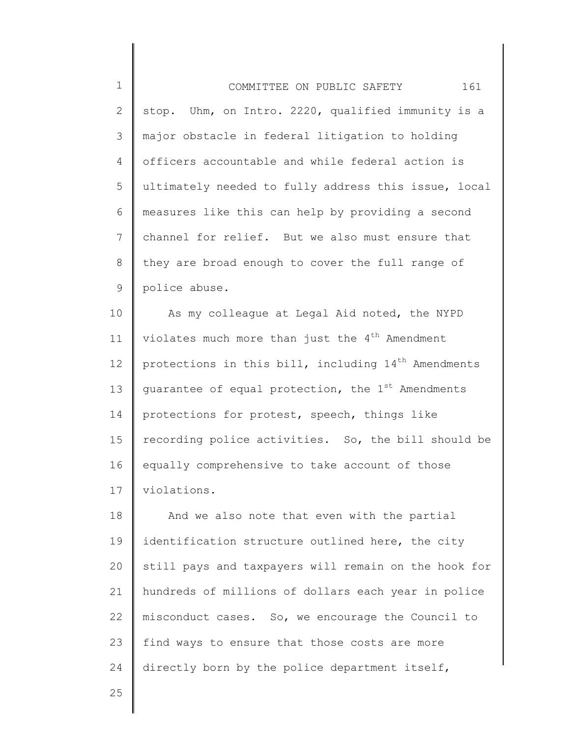stop. Uhm, on Intro. 2220, qualified immunity is a major obstacle in federal litigation to holding officers accountable and while federal action is ultimately needed to fully address this issue, local measures like this can help by providing a second channel for relief. But we also must ensure that they are broad enough to cover the full range of police abuse.

As my colleague at Legal Aid noted, the NYPD violates much more than just the 4th Amendment protections in this bill, including 14th Amendments guarantee of equal protection, the 1st Amendments protections for protest, speech, things like recording police activities. So, the bill should be equally comprehensive to take account of those violations.

And we also note that even with the partial identification structure outlined here, the city still pays and taxpayers will remain on the hook for hundreds of millions of dollars each year in police misconduct cases. So, we encourage the Council to find ways to ensure that those costs are more directly born by the police department itself,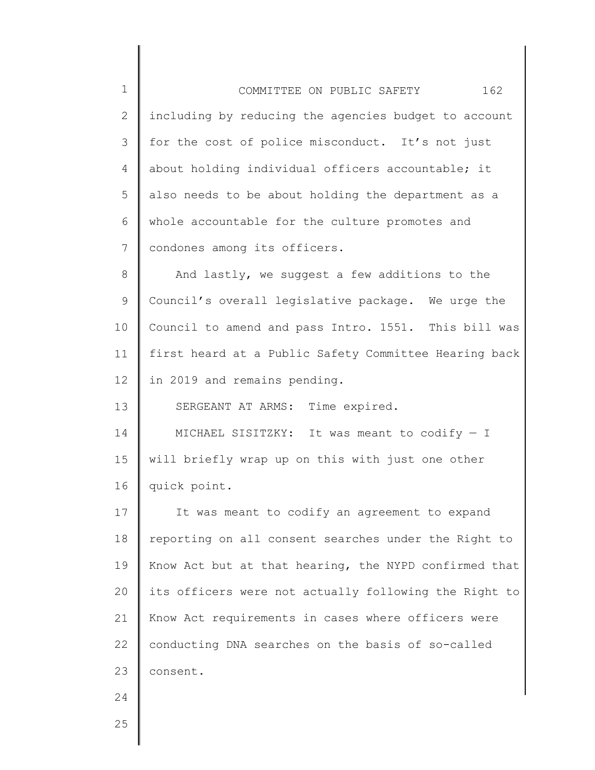including by reducing the agencies budget to account for the cost of police misconduct. It's not just about holding individual officers accountable; it also needs to be about holding the department as a whole accountable for the culture promotes and condones among its officers.

And lastly, we suggest a few additions to the Council's overall legislative package. We urge the Council to amend and pass Intro. 1551. This bill was first heard at a Public Safety Committee Hearing back in 2019 and remains pending.

SERGEANT AT ARMS: Time expired.

MICHAEL SISITZKY: It was meant to codify — I will briefly wrap up on this with just one other quick point.

It was meant to codify an agreement to expand reporting on all consent searches under the Right to Know Act but at that hearing, the NYPD confirmed that its officers were not actually following the Right to Know Act requirements in cases where officers were conducting DNA searches on the basis of so-called consent.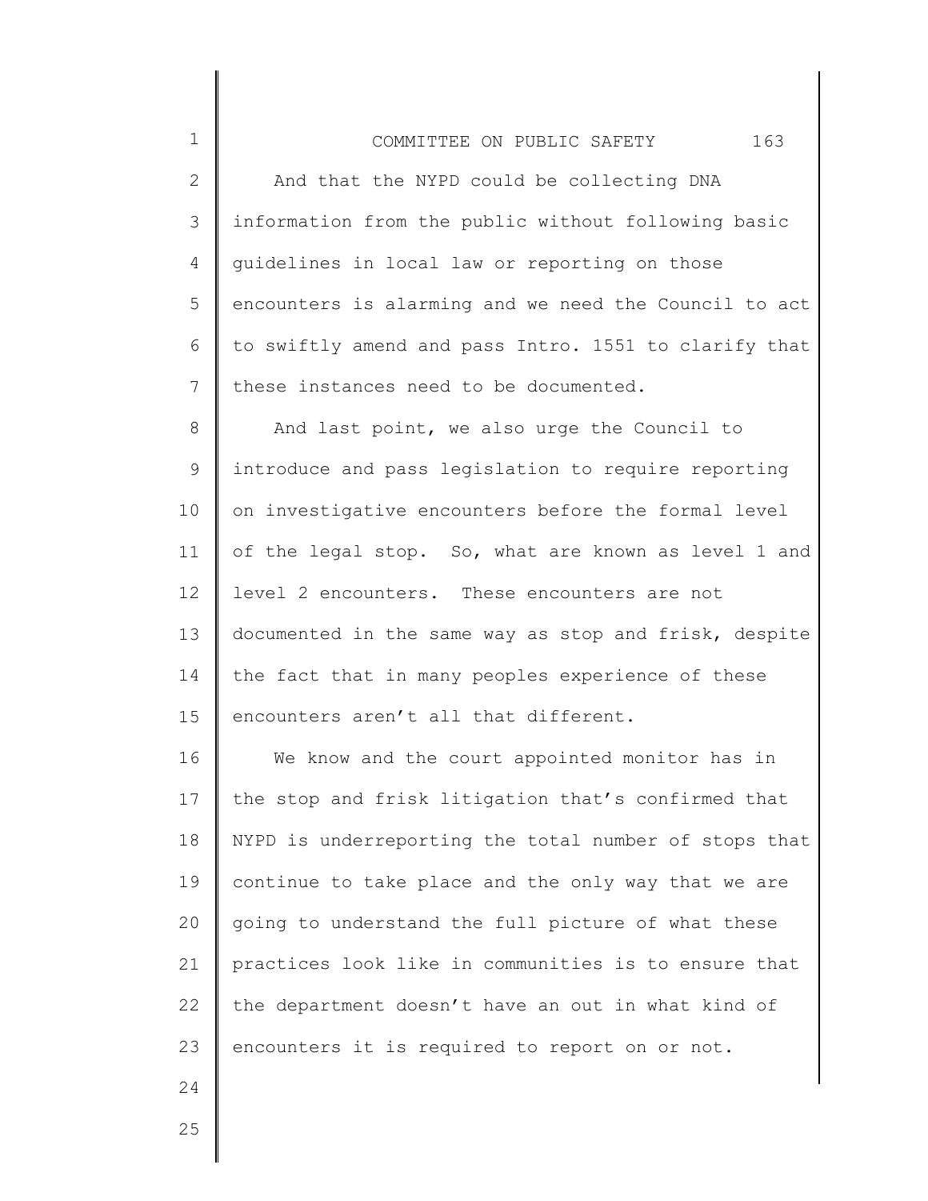And that the NYPD could be collecting DNA information from the public without following basic guidelines in local law or reporting on those encounters is alarming and we need the Council to act to swiftly amend and pass Intro. 1551 to clarify that these instances need to be documented.

And last point, we also urge the Council to introduce and pass legislation to require reporting on investigative encounters before the formal level of the legal stop. So, what are known as level 1 and level 2 encounters. These encounters are not documented in the same way as stop and frisk, despite the fact that in many peoples experience of these encounters aren't all that different.

We know and the court appointed monitor has in the stop and frisk litigation that's confirmed that NYPD is underreporting the total number of stops that continue to take place and the only way that we are going to understand the full picture of what these practices look like in communities is to ensure that the department doesn't have an out in what kind of encounters it is required to report on or not.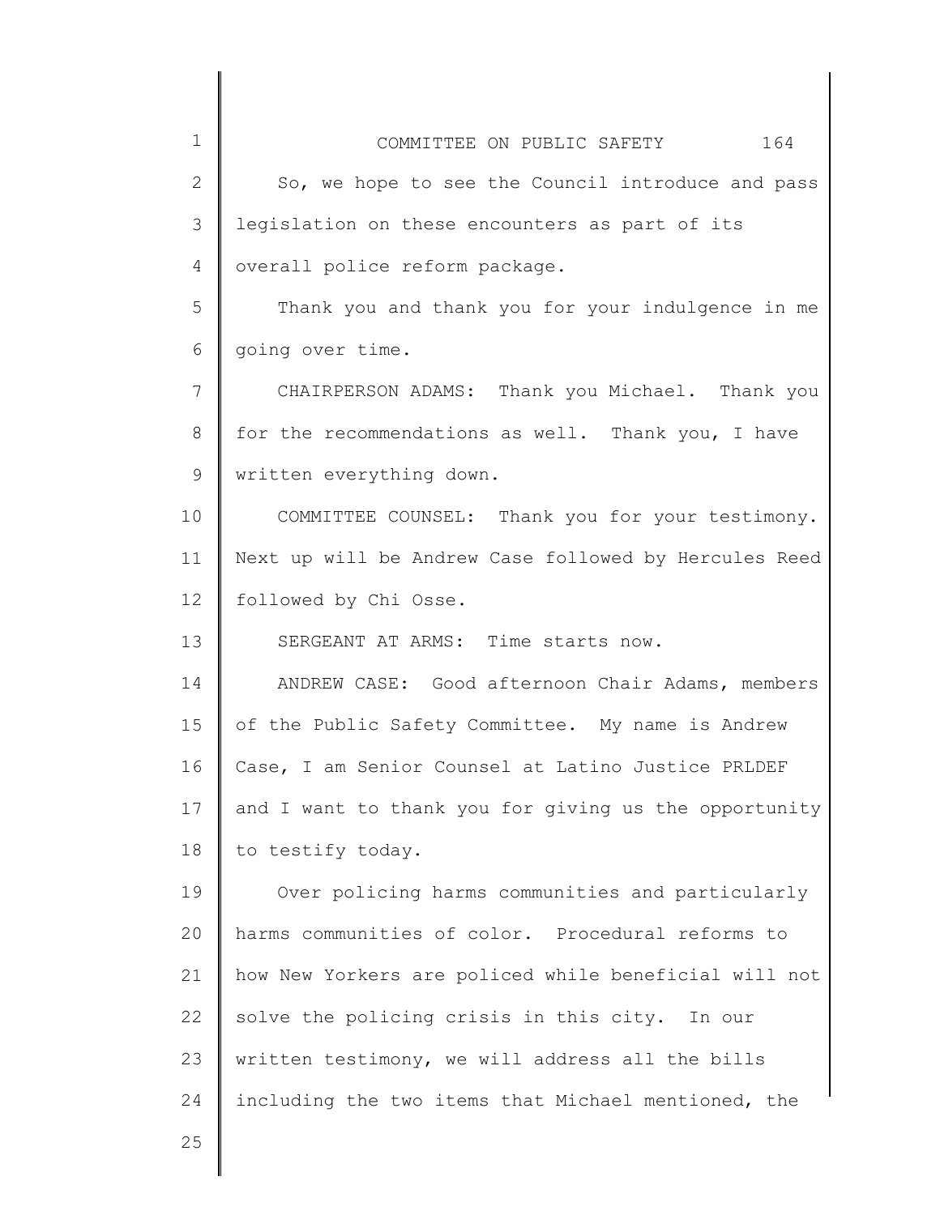So, we hope to see the Council introduce and pass legislation on these encounters as part of its overall police reform package.

Thank you and thank you for your indulgence in me going over time.

CHAIRPERSON ADAMS: Thank you Michael. Thank you for the recommendations as well. Thank you, I have written everything down.

COMMITTEE COUNSEL: Thank you for your testimony. Next up will be Andrew Case followed by Hercules Reed followed by Chi Osse.

SERGEANT AT ARMS: Time starts now.

ANDREW CASE: Good afternoon Chair Adams, members of the Public Safety Committee. My name is Andrew Case, I am Senior Counsel at Latino Justice PRLDEF and I want to thank you for giving us the opportunity to testify today.

Over policing harms communities and particularly harms communities of color. Procedural reforms to how New Yorkers are policed while beneficial will not solve the policing crisis in this city. In our written testimony, we will address all the bills including the two items that Michael mentioned, the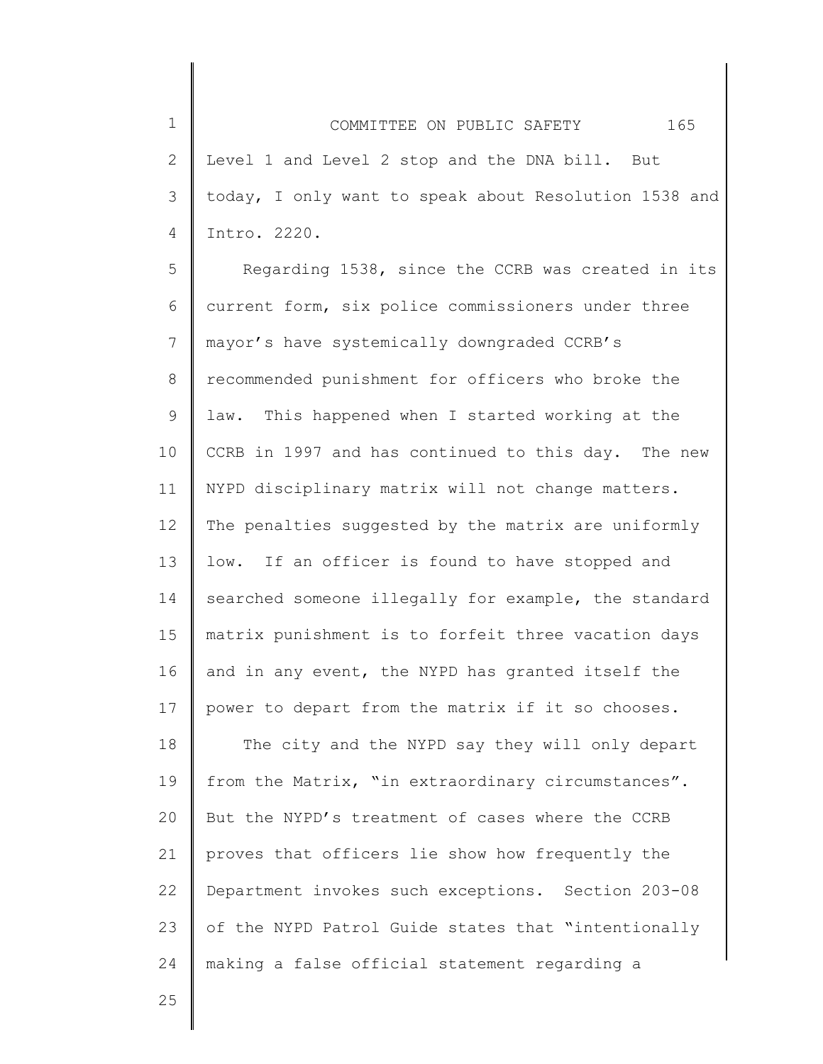Level 1 and Level 2 stop and the DNA bill. But today, I only want to speak about Resolution 1538 and Intro. 2220.

Regarding 1538, since the CCRB was created in its current form, six police commissioners under three mayor's have systemically downgraded CCRB's recommended punishment for officers who broke the law. This happened when I started working at the CCRB in 1997 and has continued to this day. The new NYPD disciplinary matrix will not change matters. The penalties suggested by the matrix are uniformly low. If an officer is found to have stopped and searched someone illegally for example, the standard matrix punishment is to forfeit three vacation days and in any event, the NYPD has granted itself the power to depart from the matrix if it so chooses.

The city and the NYPD say they will only depart from the Matrix, "in extraordinary circumstances". But the NYPD's treatment of cases where the CCRB proves that officers lie show how frequently the Department invokes such exceptions. Section 203-08 of the NYPD Patrol Guide states that "intentionally making a false official statement regarding a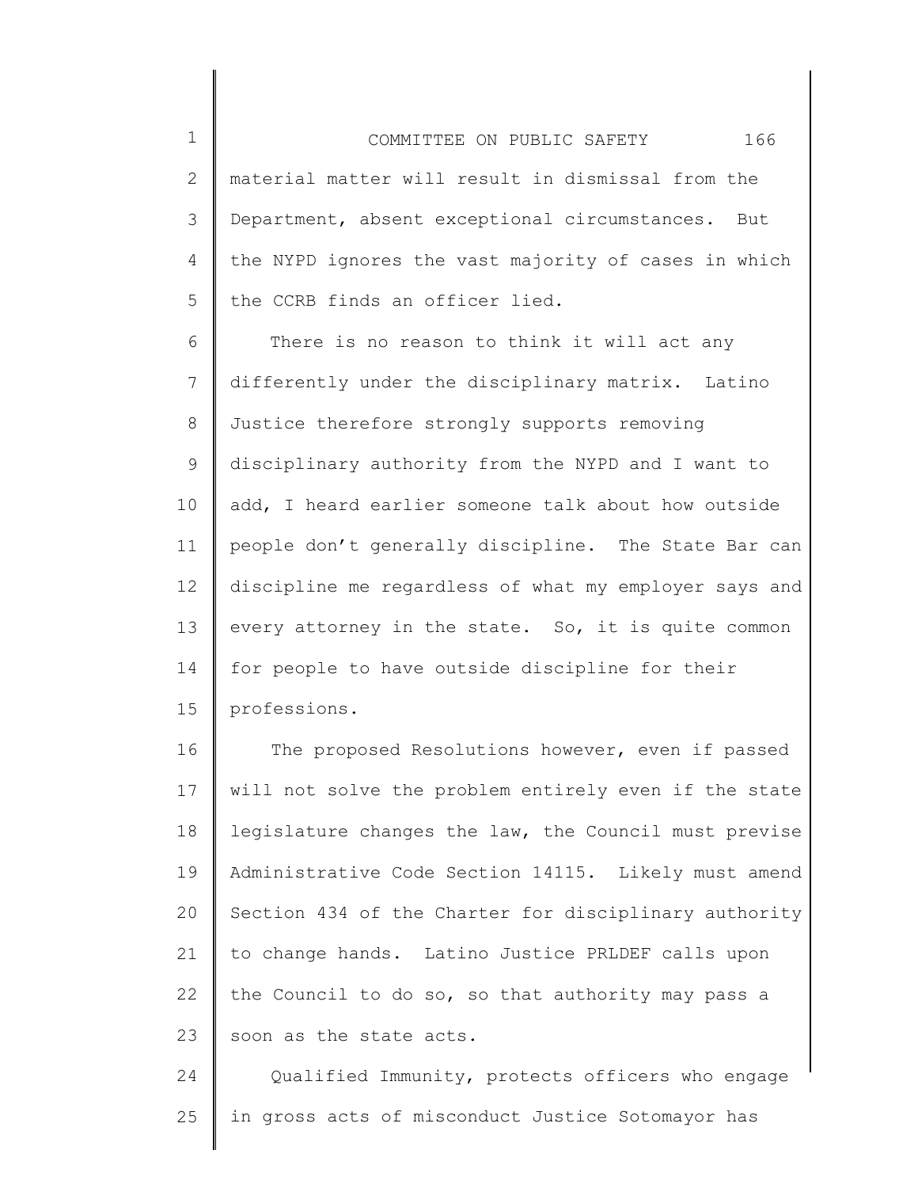material matter will result in dismissal from the Department, absent exceptional circumstances. But the NYPD ignores the vast majority of cases in which the CCRB finds an officer lied.

There is no reason to think it will act any differently under the disciplinary matrix. Latino Justice therefore strongly supports removing disciplinary authority from the NYPD and I want to add, I heard earlier someone talk about how outside people don't generally discipline. The State Bar can discipline me regardless of what my employer says and every attorney in the state. So, it is quite common for people to have outside discipline for their professions.

The proposed Resolutions however, even if passed will not solve the problem entirely even if the state legislature changes the law, the Council must previse Administrative Code Section 14115. Likely must amend Section 434 of the Charter for disciplinary authority to change hands. Latino Justice PRLDEF calls upon the Council to do so, so that authority may pass a soon as the state acts.

Qualified Immunity, protects officers who engage in gross acts of misconduct Justice Sotomayor has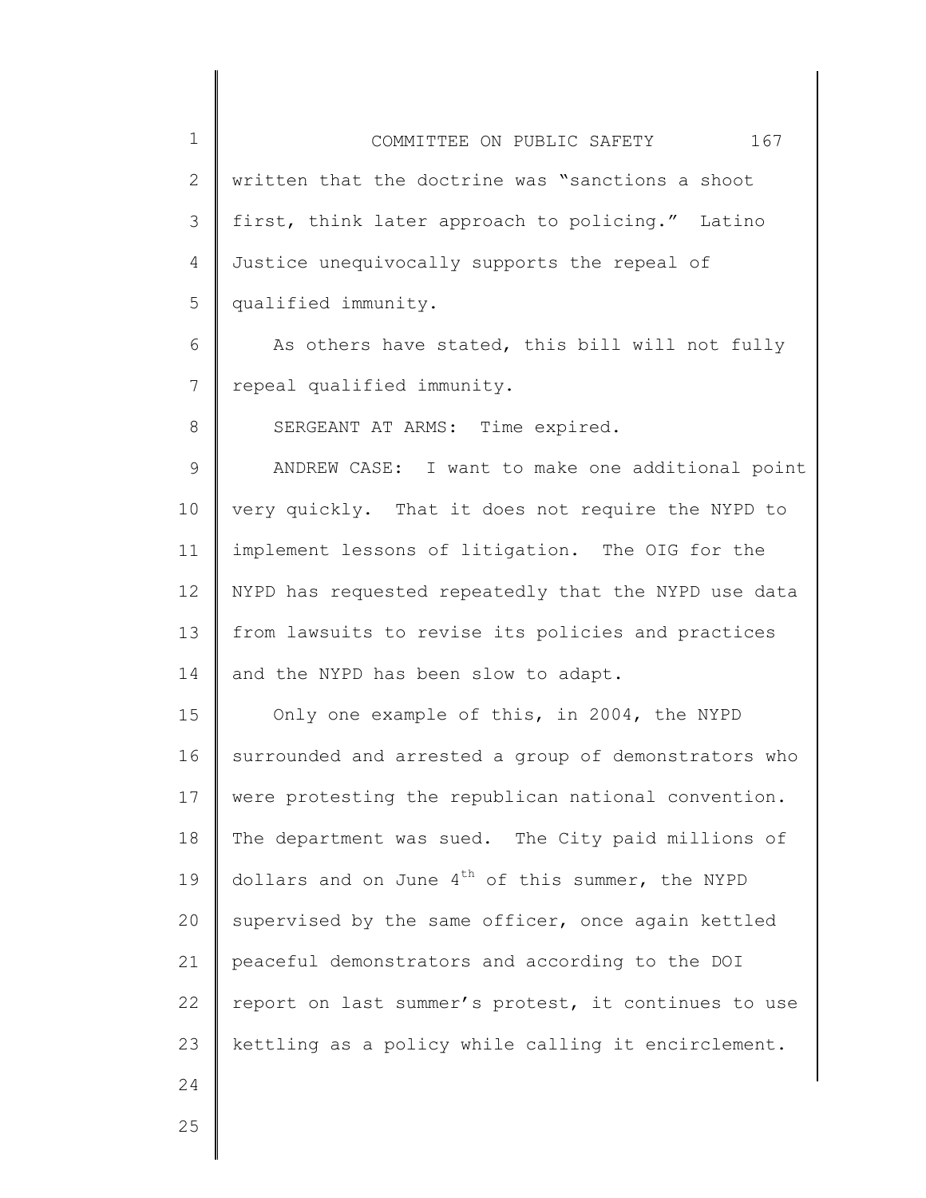written that the doctrine was "sanctions a shoot first, think later approach to policing." Latino Justice unequivocally supports the repeal of qualified immunity.

As others have stated, this bill will not fully repeal qualified immunity.

SERGEANT AT ARMS: Time expired.

ANDREW CASE: I want to make one additional point very quickly. That it does not require the NYPD to implement lessons of litigation. The OIG for the NYPD has requested repeatedly that the NYPD use data from lawsuits to revise its policies and practices and the NYPD has been slow to adapt.

Only one example of this, in 2004, the NYPD surrounded and arrested a group of demonstrators who were protesting the republican national convention. The department was sued. The City paid millions of dollars and on June 4th of this summer, the NYPD supervised by the same officer, once again kettled peaceful demonstrators and according to the DOI report on last summer's protest, it continues to use kettling as a policy while calling it encirclement.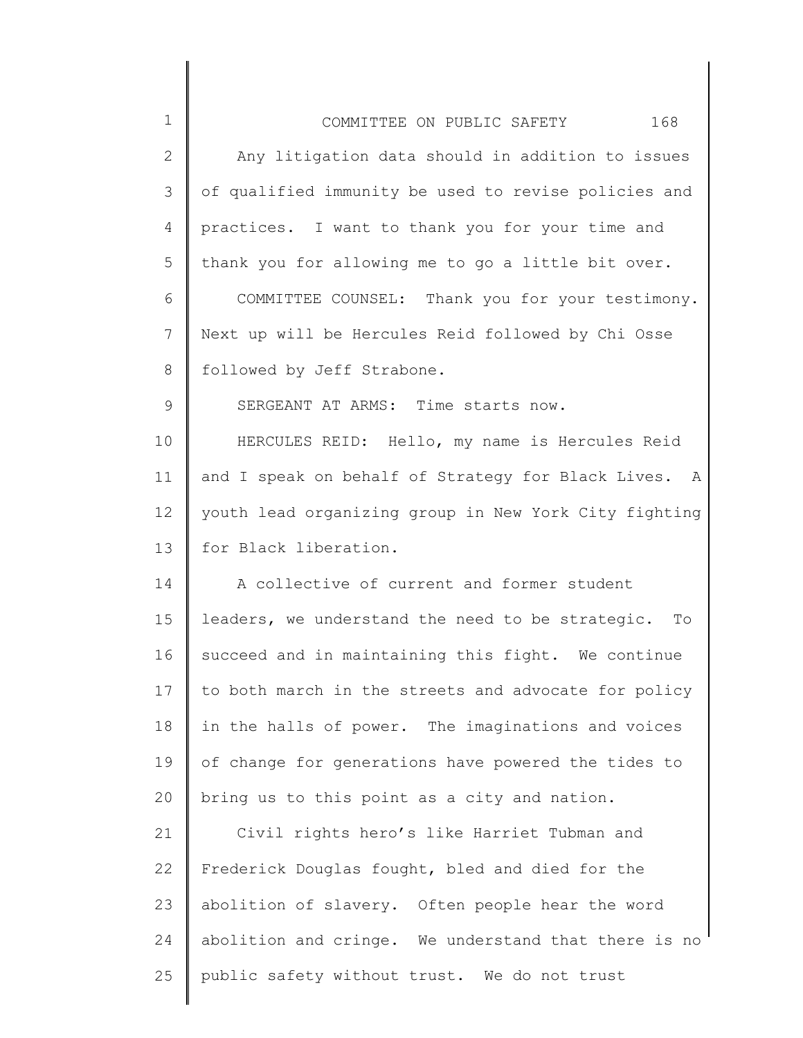Any litigation data should in addition to issues of qualified immunity be used to revise policies and practices. I want to thank you for your time and thank you for allowing me to go a little bit over.

COMMITTEE COUNSEL: Thank you for your testimony. Next up will be Hercules Reid followed by Chi Osse followed by Jeff Strabone.

SERGEANT AT ARMS: Time starts now.

HERCULES REID: Hello, my name is Hercules Reid and I speak on behalf of Strategy for Black Lives. A youth lead organizing group in New York City fighting for Black liberation.

A collective of current and former student leaders, we understand the need to be strategic. To succeed and in maintaining this fight. We continue to both march in the streets and advocate for policy in the halls of power. The imaginations and voices of change for generations have powered the tides to bring us to this point as a city and nation.

Civil rights hero's like Harriet Tubman and Frederick Douglas fought, bled and died for the abolition of slavery. Often people hear the word abolition and cringe. We understand that there is no public safety without trust. We do not trust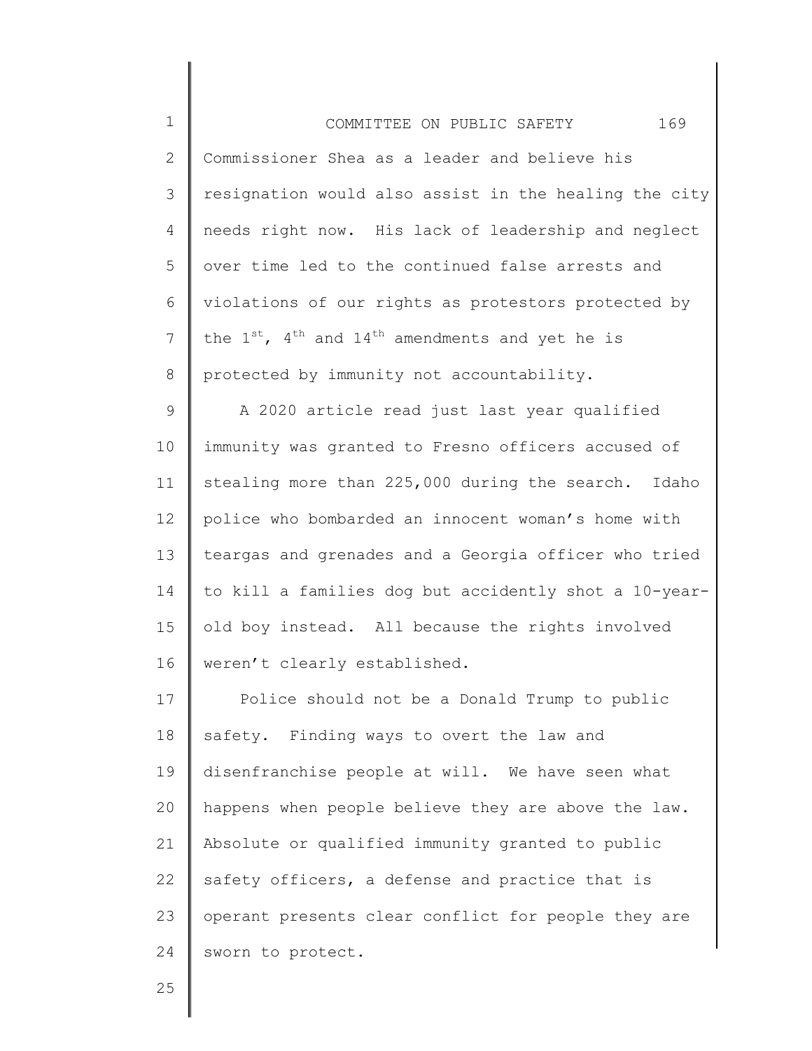Commissioner Shea as a leader and believe his resignation would also assist in the healing the city needs right now. His lack of leadership and neglect over time led to the continued false arrests and violations of our rights as protestors protected by the 1st, 4th and 14th amendments and yet he is protected by immunity not accountability.

A 2020 article read just last year qualified immunity was granted to Fresno officers accused of stealing more than 225,000 during the search. Idaho police who bombarded an innocent woman's home with teargas and grenades and a Georgia officer who tried to kill a families dog but accidently shot a 10-year-old boy instead. All because the rights involved weren't clearly established.

Police should not be a Donald Trump to public safety. Finding ways to overt the law and disenfranchise people at will. We have seen what happens when people believe they are above the law. Absolute or qualified immunity granted to public safety officers, a defense and practice that is operant presents clear conflict for people they are sworn to protect.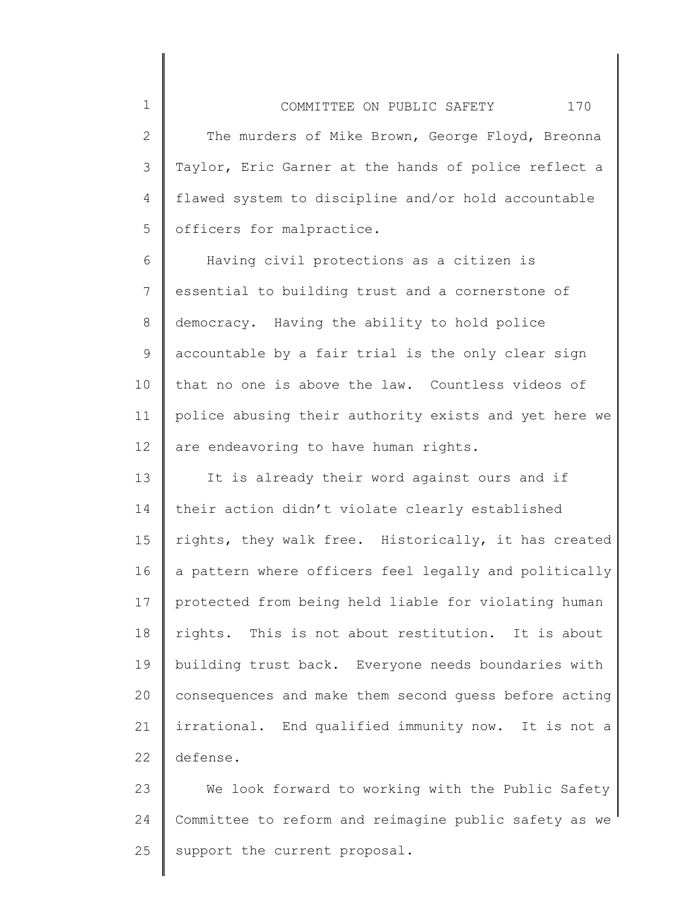The murders of Mike Brown, George Floyd, Breonna Taylor, Eric Garner at the hands of police reflect a flawed system to discipline and/or hold accountable officers for malpractice.

Having civil protections as a citizen is essential to building trust and a cornerstone of democracy. Having the ability to hold police accountable by a fair trial is the only clear sign that no one is above the law. Countless videos of police abusing their authority exists and yet here we are endeavoring to have human rights.

It is already their word against ours and if their action didn't violate clearly established rights, they walk free. Historically, it has created a pattern where officers feel legally and politically protected from being held liable for violating human rights. This is not about restitution. It is about building trust back. Everyone needs boundaries with consequences and make them second guess before acting irrational. End qualified immunity now. It is not a defense.

We look forward to working with the Public Safety Committee to reform and reimagine public safety as we support the current proposal.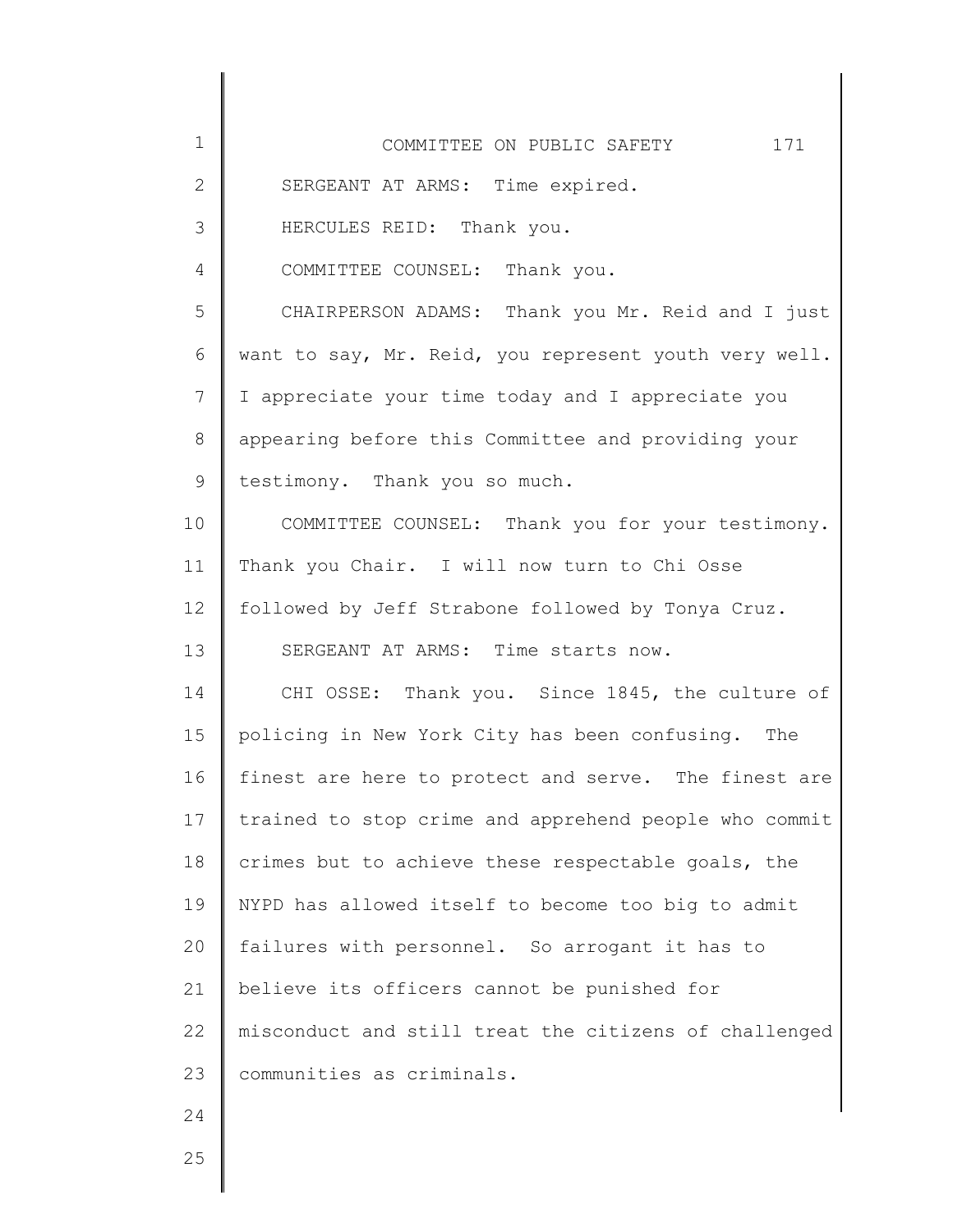SERGEANT AT ARMS: Time expired.

HERCULES REID: Thank you.

COMMITTEE COUNSEL: Thank you.

CHAIRPERSON ADAMS: Thank you Mr. Reid and I just want to say, Mr. Reid, you represent youth very well. I appreciate your time today and I appreciate you appearing before this Committee and providing your testimony. Thank you so much.

COMMITTEE COUNSEL: Thank you for your testimony. Thank you Chair. I will now turn to Chi Osse followed by Jeff Strabone followed by Tonya Cruz.

SERGEANT AT ARMS: Time starts now.

CHI OSSE: Thank you. Since 1845, the culture of policing in New York City has been confusing. The finest are here to protect and serve. The finest are trained to stop crime and apprehend people who commit crimes but to achieve these respectable goals, the NYPD has allowed itself to become too big to admit failures with personnel. So arrogant it has to believe its officers cannot be punished for misconduct and still treat the citizens of challenged communities as criminals.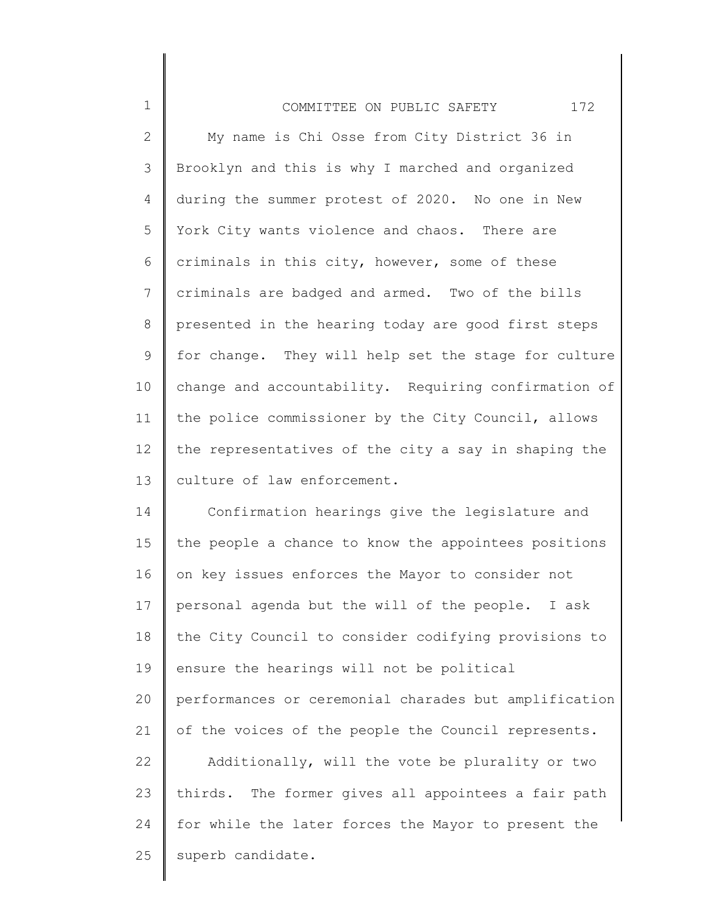My name is Chi Osse from City District 36 in Brooklyn and this is why I marched and organized during the summer protest of 2020. No one in New York City wants violence and chaos. There are criminals in this city, however, some of these criminals are badged and armed. Two of the bills presented in the hearing today are good first steps for change. They will help set the stage for culture change and accountability. Requiring confirmation of the police commissioner by the City Council, allows the representatives of the city a say in shaping the culture of law enforcement.

Confirmation hearings give the legislature and the people a chance to know the appointees positions on key issues enforces the Mayor to consider not personal agenda but the will of the people. I ask the City Council to consider codifying provisions to ensure the hearings will not be political performances or ceremonial charades but amplification of the voices of the people the Council represents.

Additionally, will the vote be plurality or two thirds. The former gives all appointees a fair path for while the later forces the Mayor to present the superb candidate.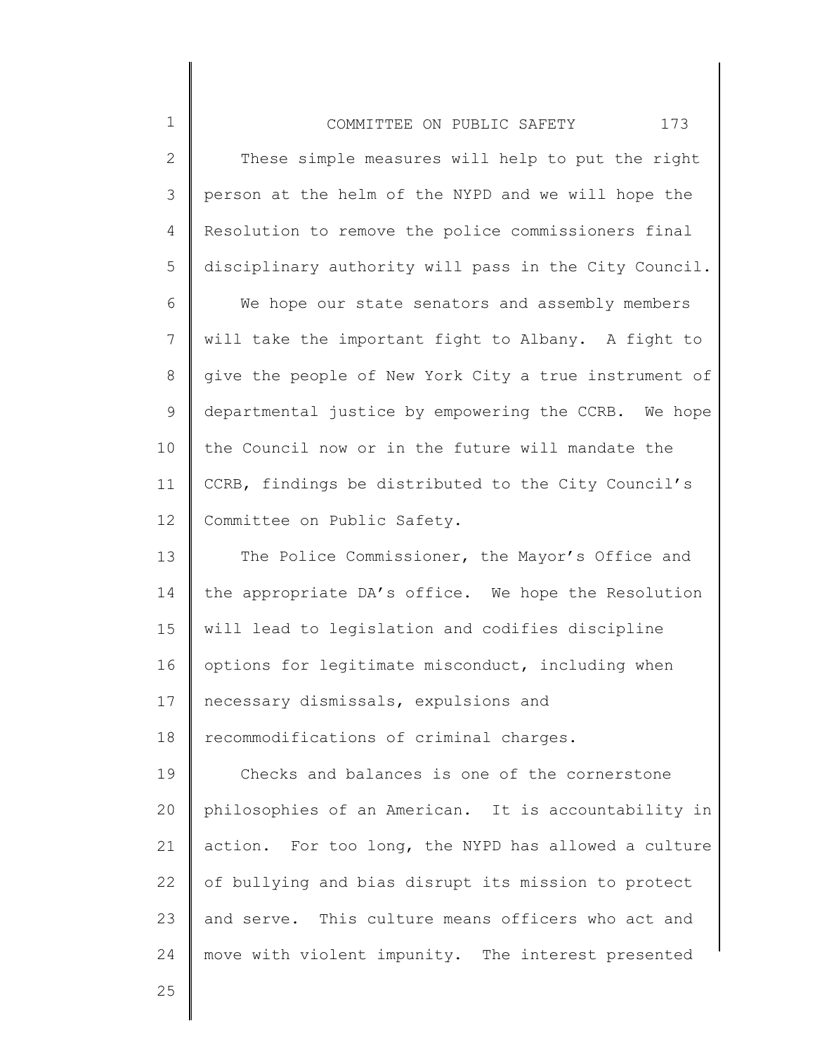These simple measures will help to put the right person at the helm of the NYPD and we will hope the Resolution to remove the police commissioners final disciplinary authority will pass in the City Council.

We hope our state senators and assembly members will take the important fight to Albany. A fight to give the people of New York City a true instrument of departmental justice by empowering the CCRB. We hope the Council now or in the future will mandate the CCRB, findings be distributed to the City Council's Committee on Public Safety.

The Police Commissioner, the Mayor's Office and the appropriate DA's office. We hope the Resolution will lead to legislation and codifies discipline options for legitimate misconduct, including when necessary dismissals, expulsions and recommodifications of criminal charges.

Checks and balances is one of the cornerstone philosophies of an American. It is accountability in action. For too long, the NYPD has allowed a culture of bullying and bias disrupt its mission to protect and serve. This culture means officers who act and move with violent impunity. The interest presented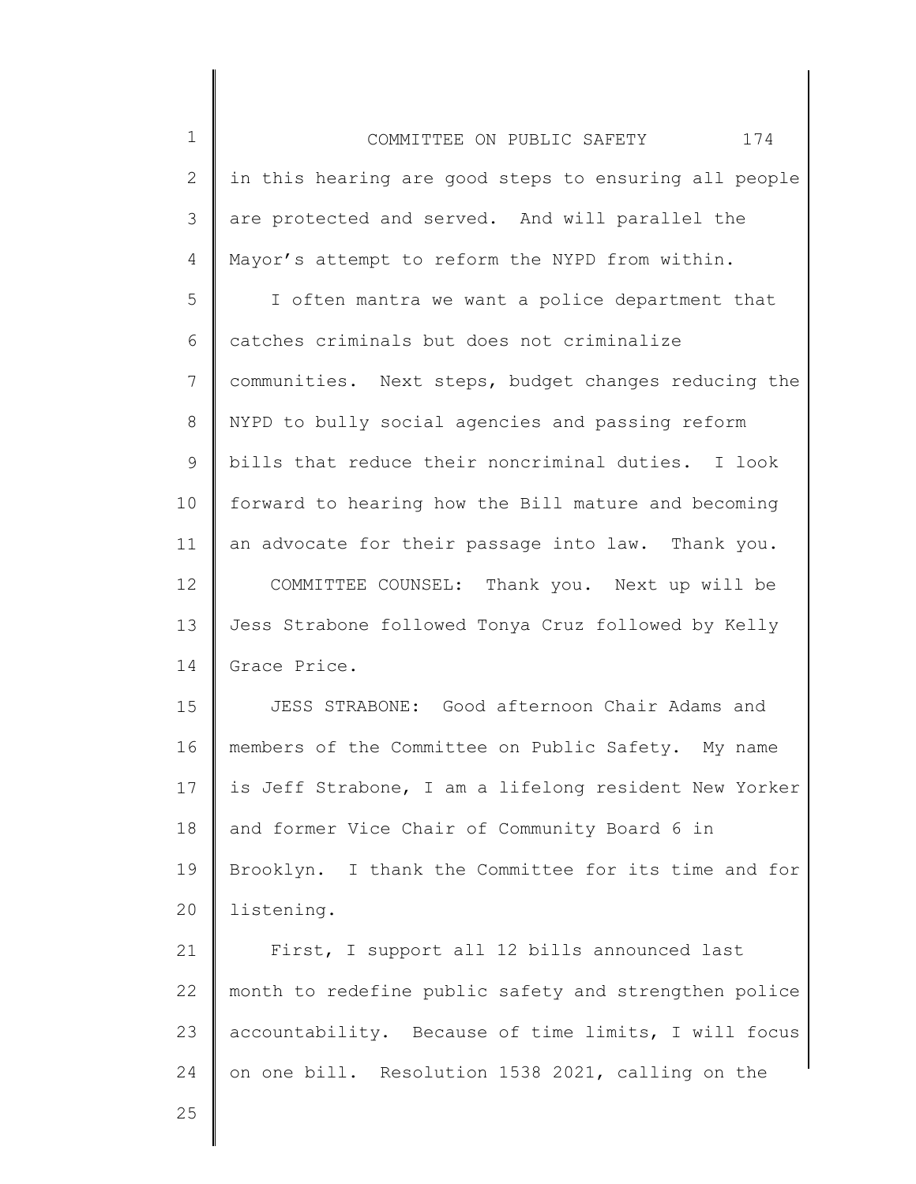in this hearing are good steps to ensuring all people are protected and served. And will parallel the Mayor's attempt to reform the NYPD from within.

I often mantra we want a police department that catches criminals but does not criminalize communities. Next steps, budget changes reducing the NYPD to bully social agencies and passing reform bills that reduce their noncriminal duties. I look forward to hearing how the Bill mature and becoming an advocate for their passage into law. Thank you.

COMMITTEE COUNSEL: Thank you. Next up will be Jess Strabone followed Tonya Cruz followed by Kelly Grace Price.

JESS STRABONE: Good afternoon Chair Adams and members of the Committee on Public Safety. My name is Jeff Strabone, I am a lifelong resident New Yorker and former Vice Chair of Community Board 6 in Brooklyn. I thank the Committee for its time and for listening.

First, I support all 12 bills announced last month to redefine public safety and strengthen police accountability. Because of time limits, I will focus on one bill. Resolution 1538 2021, calling on the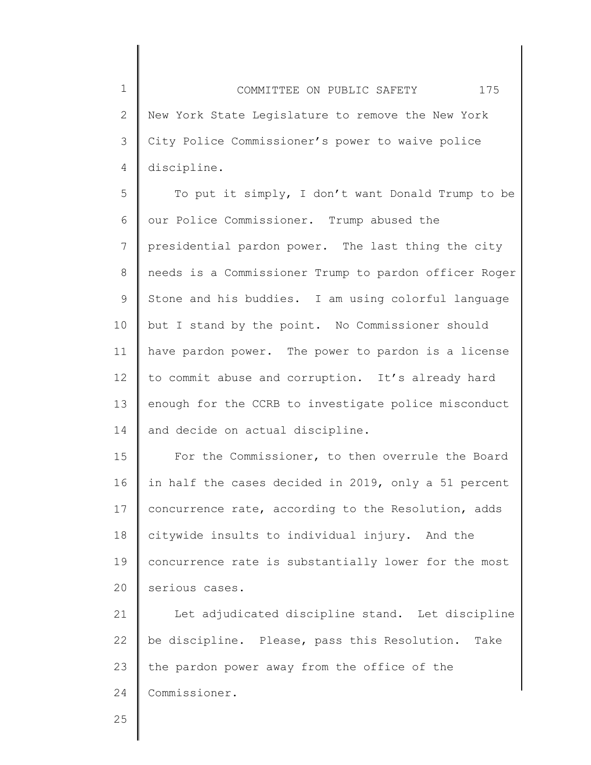New York State Legislature to remove the New York City Police Commissioner's power to waive police discipline.

To put it simply, I don't want Donald Trump to be our Police Commissioner. Trump abused the presidential pardon power. The last thing the city needs is a Commissioner Trump to pardon officer Roger Stone and his buddies. I am using colorful language but I stand by the point. No Commissioner should have pardon power. The power to pardon is a license to commit abuse and corruption. It's already hard enough for the CCRB to investigate police misconduct and decide on actual discipline.

For the Commissioner, to then overrule the Board in half the cases decided in 2019, only a 51 percent concurrence rate, according to the Resolution, adds citywide insults to individual injury. And the concurrence rate is substantially lower for the most serious cases.

Let adjudicated discipline stand. Let discipline be discipline. Please, pass this Resolution. Take the pardon power away from the office of the Commissioner.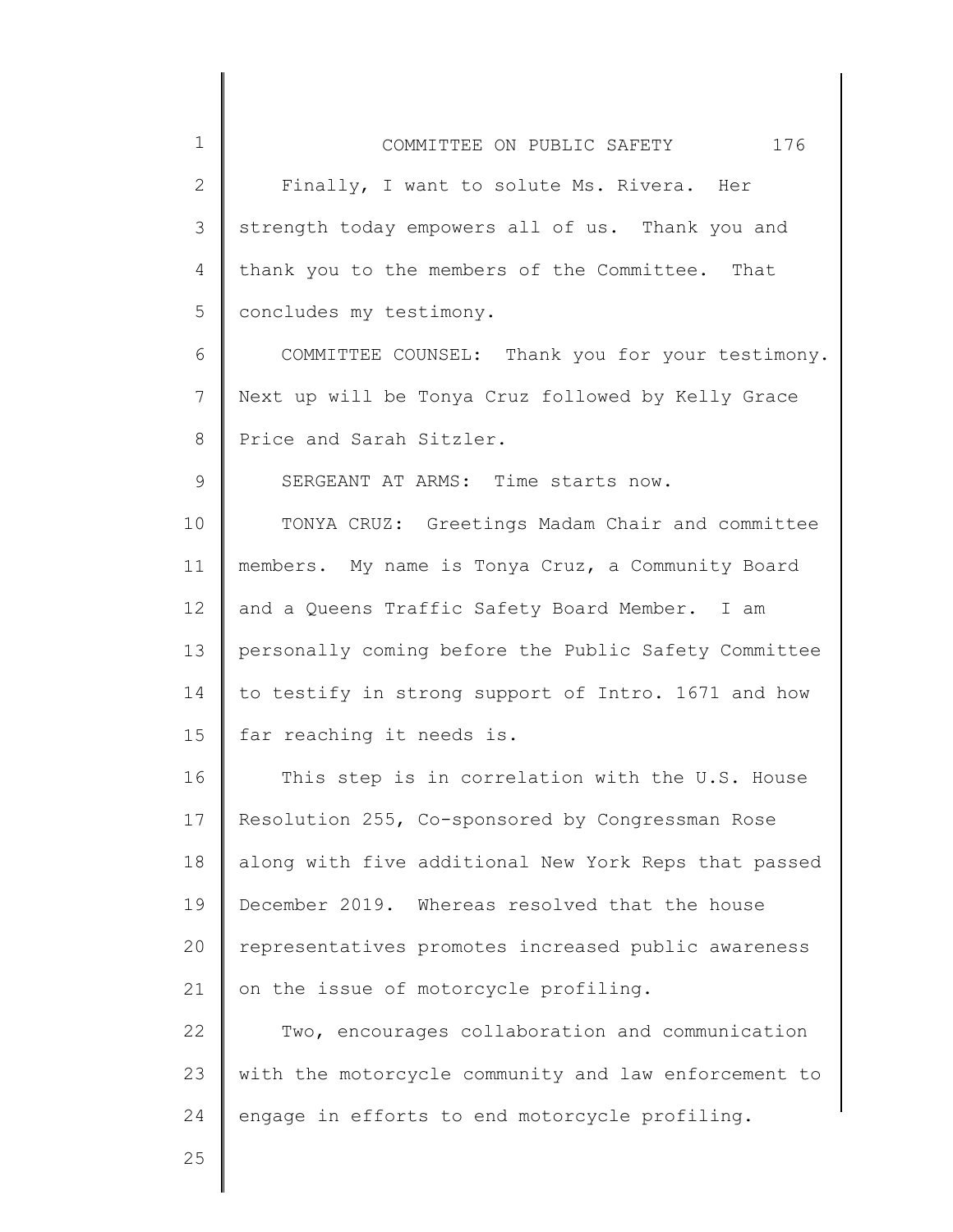Finally, I want to solute Ms. Rivera. Her strength today empowers all of us. Thank you and thank you to the members of the Committee. That concludes my testimony.

COMMITTEE COUNSEL: Thank you for your testimony. Next up will be Tonya Cruz followed by Kelly Grace Price and Sarah Sitzler.

SERGEANT AT ARMS: Time starts now.

TONYA CRUZ: Greetings Madam Chair and committee members. My name is Tonya Cruz, a Community Board and a Queens Traffic Safety Board Member. I am personally coming before the Public Safety Committee to testify in strong support of Intro. 1671 and how far reaching it needs is.

This step is in correlation with the U.S. House Resolution 255, Co-sponsored by Congressman Rose along with five additional New York Reps that passed December 2019. Whereas resolved that the house representatives promotes increased public awareness on the issue of motorcycle profiling.

Two, encourages collaboration and communication with the motorcycle community and law enforcement to engage in efforts to end motorcycle profiling.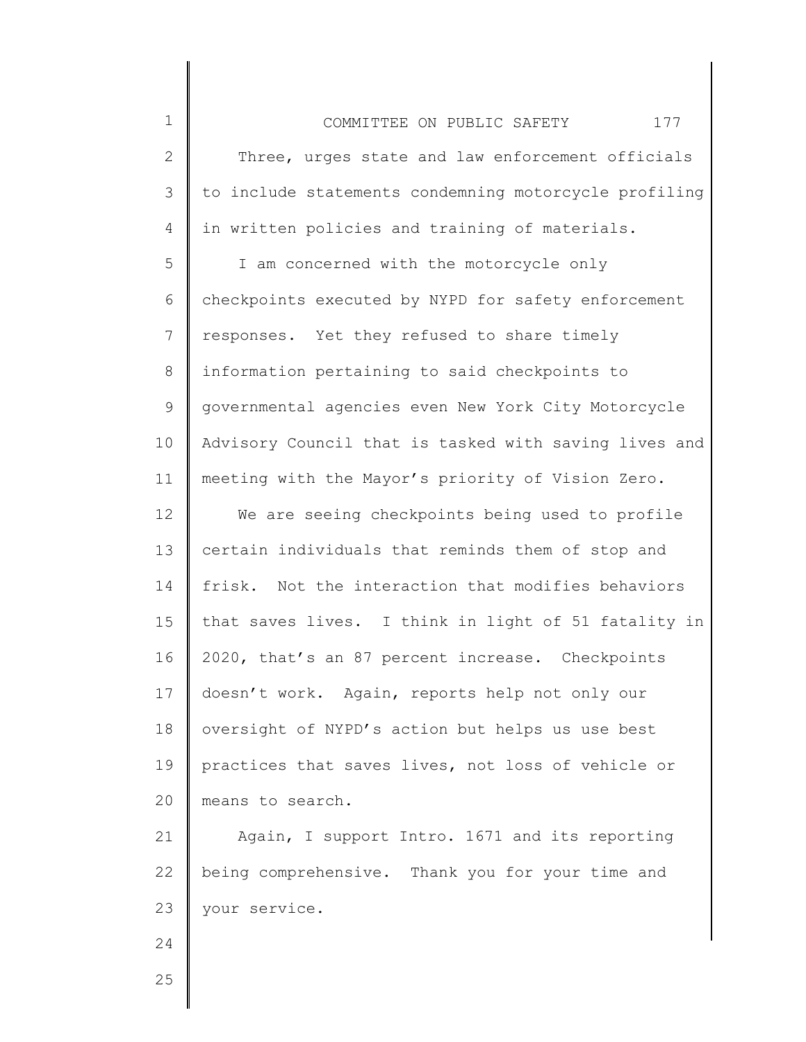Three, urges state and law enforcement officials to include statements condemning motorcycle profiling in written policies and training of materials.

I am concerned with the motorcycle only checkpoints executed by NYPD for safety enforcement responses. Yet they refused to share timely information pertaining to said checkpoints to governmental agencies even New York City Motorcycle Advisory Council that is tasked with saving lives and meeting with the Mayor's priority of Vision Zero.

We are seeing checkpoints being used to profile certain individuals that reminds them of stop and frisk. Not the interaction that modifies behaviors that saves lives. I think in light of 51 fatality in 2020, that's an 87 percent increase. Checkpoints doesn't work. Again, reports help not only our oversight of NYPD's action but helps us use best practices that saves lives, not loss of vehicle or means to search.

Again, I support Intro. 1671 and its reporting being comprehensive. Thank you for your time and your service.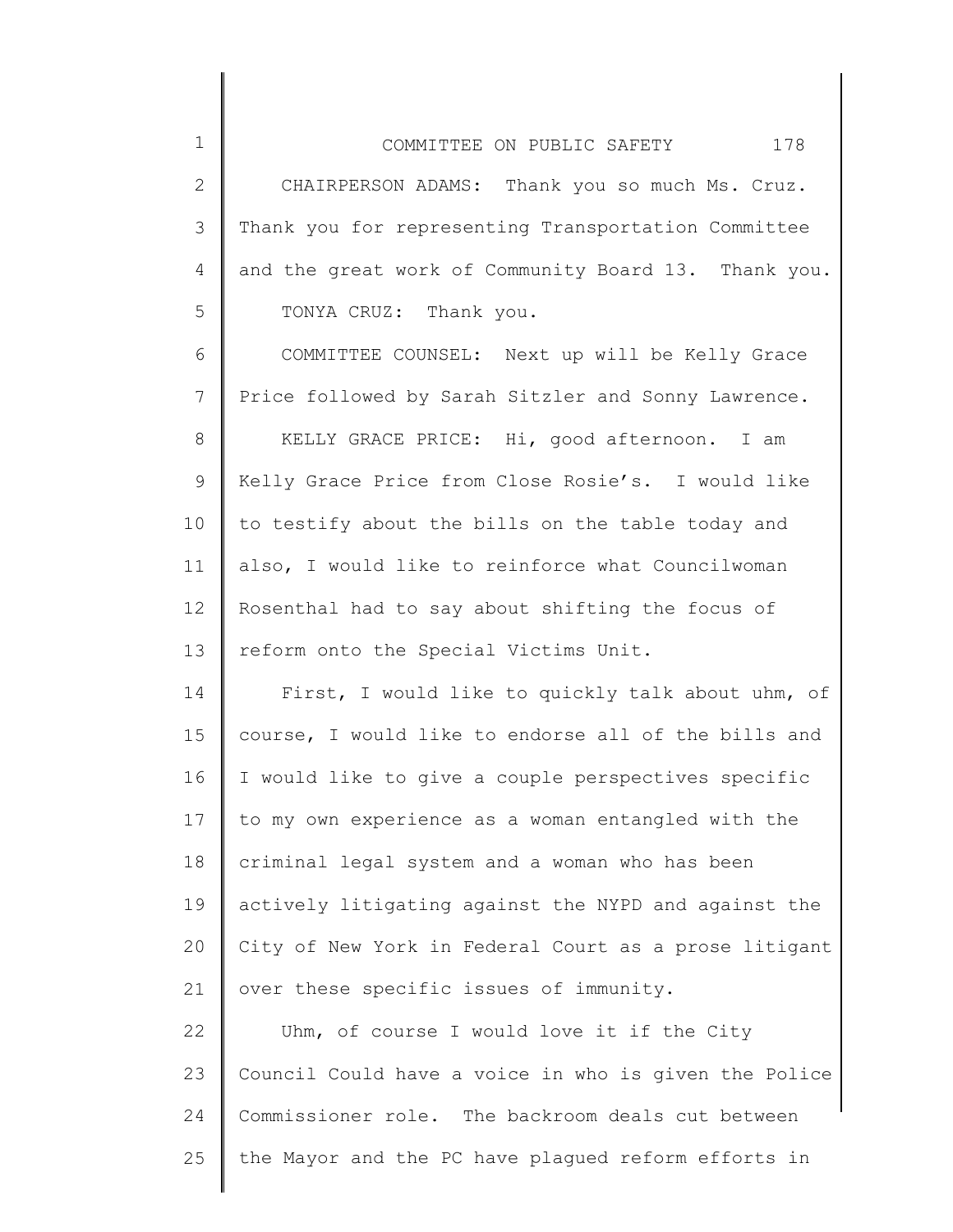CHAIRPERSON ADAMS: Thank you so much Ms. Cruz. Thank you for representing Transportation Committee and the great work of Community Board 13. Thank you.

TONYA CRUZ: Thank you.

COMMITTEE COUNSEL: Next up will be Kelly Grace Price followed by Sarah Sitzler and Sonny Lawrence.

KELLY GRACE PRICE: Hi, good afternoon. I am Kelly Grace Price from Close Rosie's. I would like to testify about the bills on the table today and also, I would like to reinforce what Councilwoman Rosenthal had to say about shifting the focus of reform onto the Special Victims Unit.

First, I would like to quickly talk about uhm, of course, I would like to endorse all of the bills and I would like to give a couple perspectives specific to my own experience as a woman entangled with the criminal legal system and a woman who has been actively litigating against the NYPD and against the City of New York in Federal Court as a prose litigant over these specific issues of immunity.

Uhm, of course I would love it if the City Council Could have a voice in who is given the Police Commissioner role. The backroom deals cut between the Mayor and the PC have plagued reform efforts in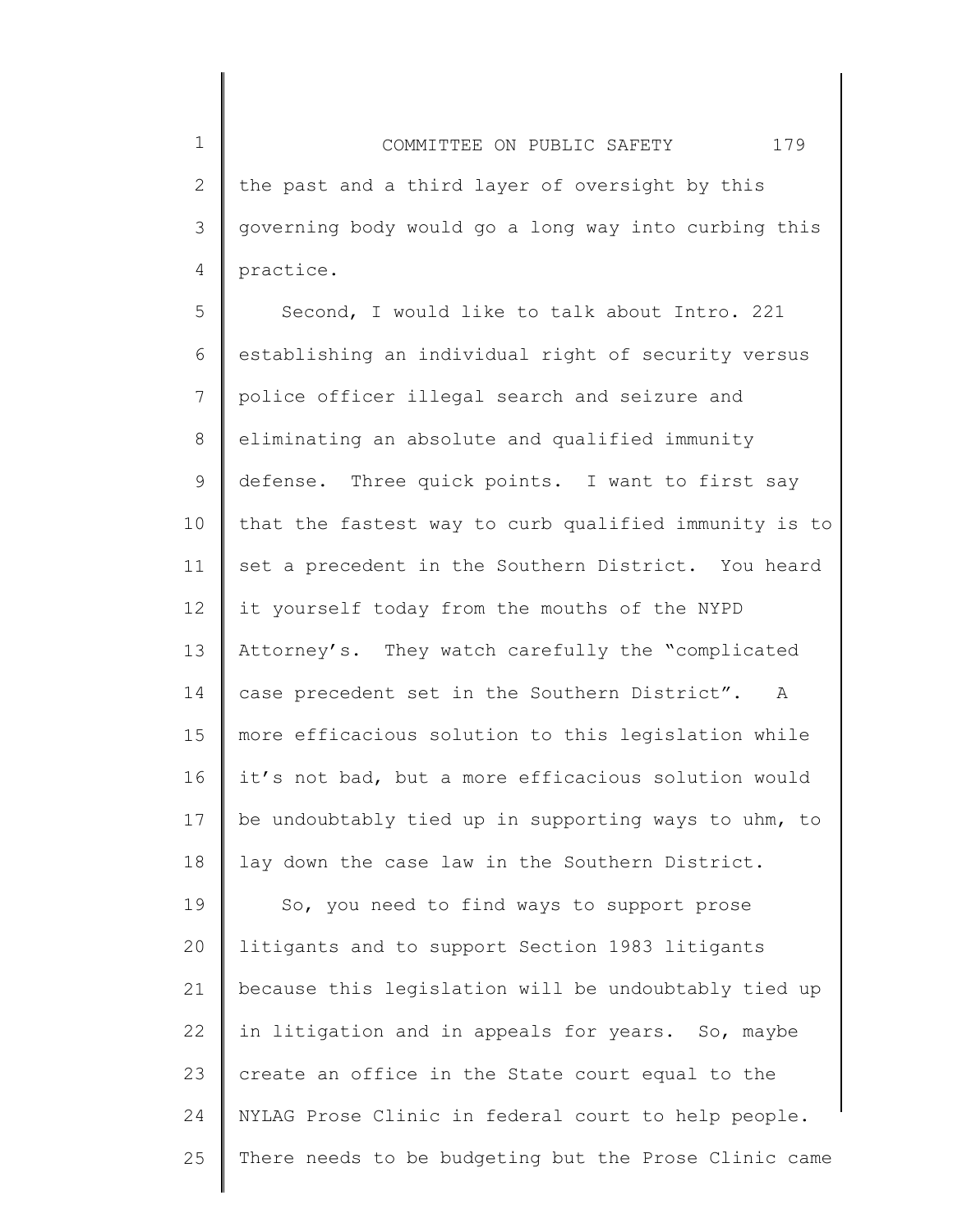the past and a third layer of oversight by this governing body would go a long way into curbing this practice.

Second, I would like to talk about Intro. 221 establishing an individual right of security versus police officer illegal search and seizure and eliminating an absolute and qualified immunity defense. Three quick points. I want to first say that the fastest way to curb qualified immunity is to set a precedent in the Southern District. You heard it yourself today from the mouths of the NYPD Attorney's. They watch carefully the "complicated case precedent set in the Southern District". A more efficacious solution to this legislation while it's not bad, but a more efficacious solution would be undoubtably tied up in supporting ways to uhm, to lay down the case law in the Southern District.

So, you need to find ways to support prose litigants and to support Section 1983 litigants because this legislation will be undoubtably tied up in litigation and in appeals for years. So, maybe create an office in the State court equal to the NYLAG Prose Clinic in federal court to help people. There needs to be budgeting but the Prose Clinic came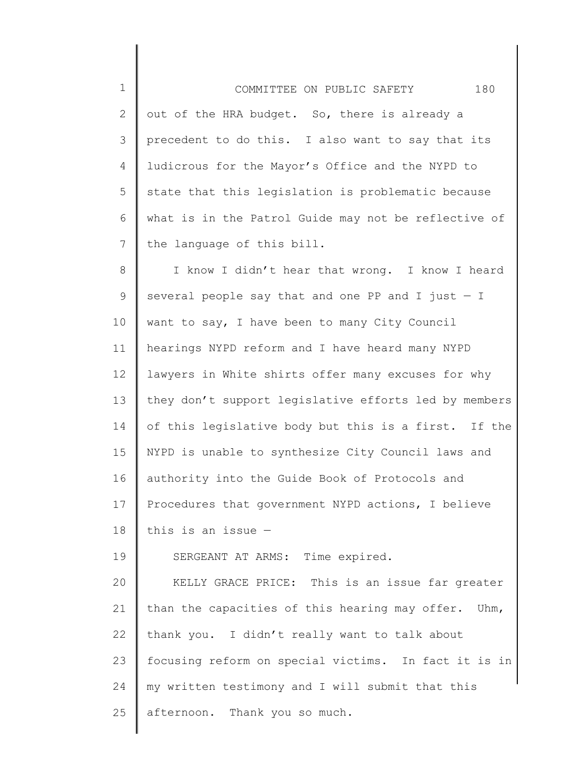out of the HRA budget. So, there is already a precedent to do this. I also want to say that its ludicrous for the Mayor's Office and the NYPD to state that this legislation is problematic because what is in the Patrol Guide may not be reflective of the language of this bill.

I know I didn't hear that wrong. I know I heard several people say that and one PP and I just — I want to say, I have been to many City Council hearings NYPD reform and I have heard many NYPD lawyers in White shirts offer many excuses for why they don't support legislative efforts led by members of this legislative body but this is a first. If the NYPD is unable to synthesize City Council laws and authority into the Guide Book of Protocols and Procedures that government NYPD actions, I believe this is an issue —

SERGEANT AT ARMS: Time expired.

KELLY GRACE PRICE: This is an issue far greater than the capacities of this hearing may offer. Uhm, thank you. I didn't really want to talk about focusing reform on special victims. In fact it is in my written testimony and I will submit that this afternoon. Thank you so much.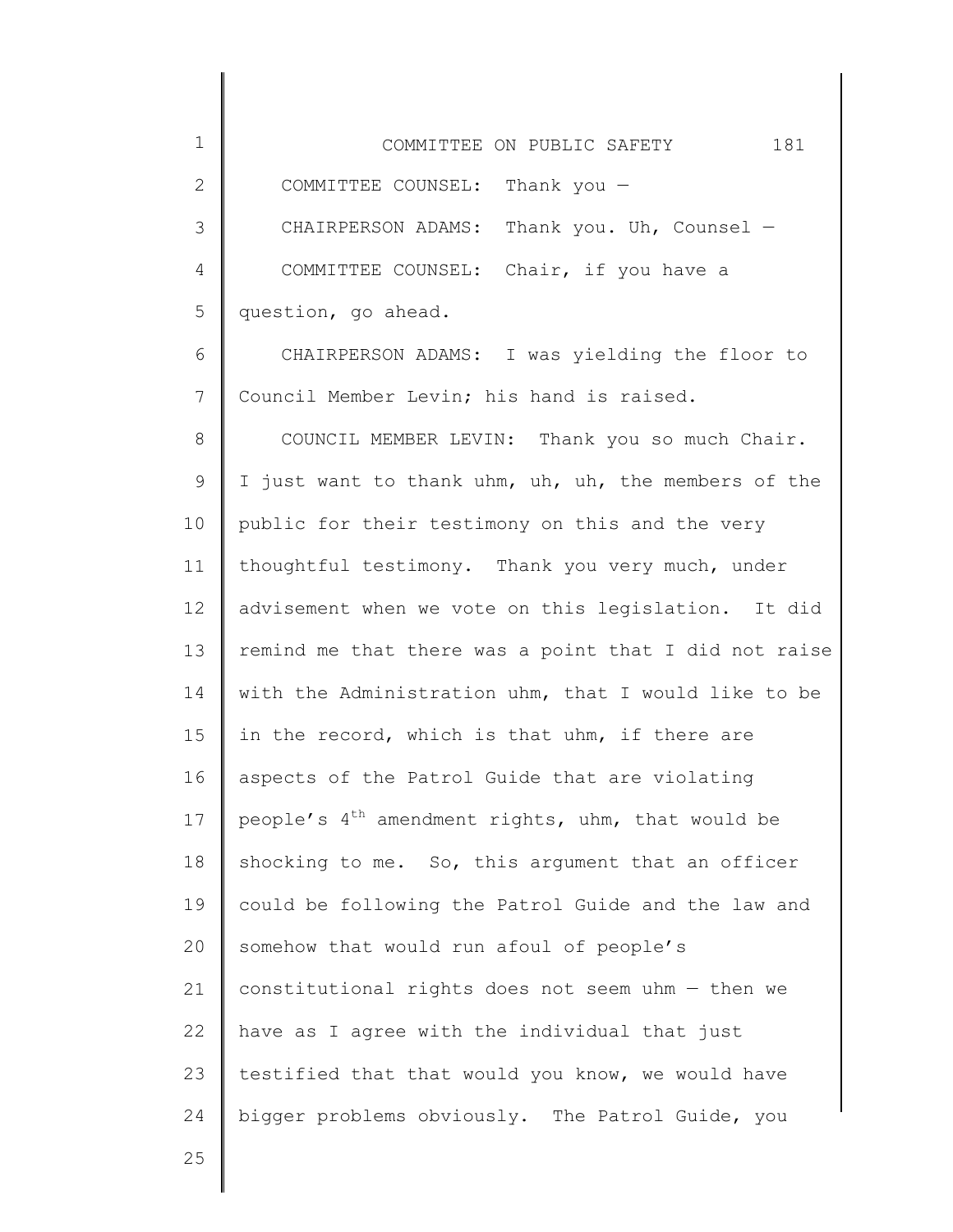COMMITTEE COUNSEL: Thank you —

CHAIRPERSON ADAMS: Thank you. Uh, Counsel —

COMMITTEE COUNSEL: Chair, if you have a question, go ahead.

CHAIRPERSON ADAMS: I was yielding the floor to Council Member Levin; his hand is raised.

COUNCIL MEMBER LEVIN: Thank you so much Chair. I just want to thank uhm, uh, uh, the members of the public for their testimony on this and the very thoughtful testimony. Thank you very much, under advisement when we vote on this legislation. It did remind me that there was a point that I did not raise with the Administration uhm, that I would like to be in the record, which is that uhm, if there are aspects of the Patrol Guide that are violating people's 4th amendment rights, uhm, that would be shocking to me. So, this argument that an officer could be following the Patrol Guide and the law and somehow that would run afoul of people's constitutional rights does not seem uhm — then we have as I agree with the individual that just testified that that would you know, we would have bigger problems obviously. The Patrol Guide, you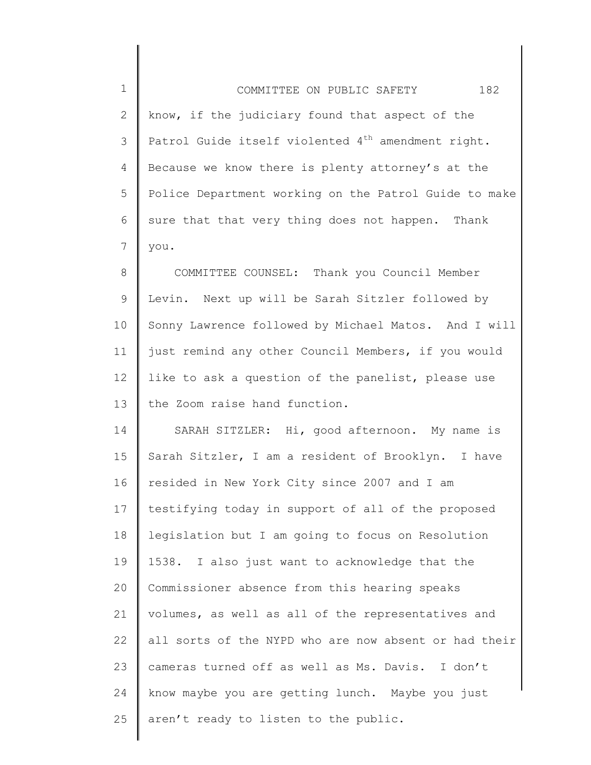know, if the judiciary found that aspect of the Patrol Guide itself violented 4th amendment right. Because we know there is plenty attorney's at the Police Department working on the Patrol Guide to make sure that that very thing does not happen. Thank you.

COMMITTEE COUNSEL: Thank you Council Member Levin. Next up will be Sarah Sitzler followed by Sonny Lawrence followed by Michael Matos. And I will just remind any other Council Members, if you would like to ask a question of the panelist, please use the Zoom raise hand function.

SARAH SITZLER: Hi, good afternoon. My name is Sarah Sitzler, I am a resident of Brooklyn. I have resided in New York City since 2007 and I am testifying today in support of all of the proposed legislation but I am going to focus on Resolution 1538. I also just want to acknowledge that the Commissioner absence from this hearing speaks volumes, as well as all of the representatives and all sorts of the NYPD who are now absent or had their cameras turned off as well as Ms. Davis. I don't know maybe you are getting lunch. Maybe you just aren't ready to listen to the public.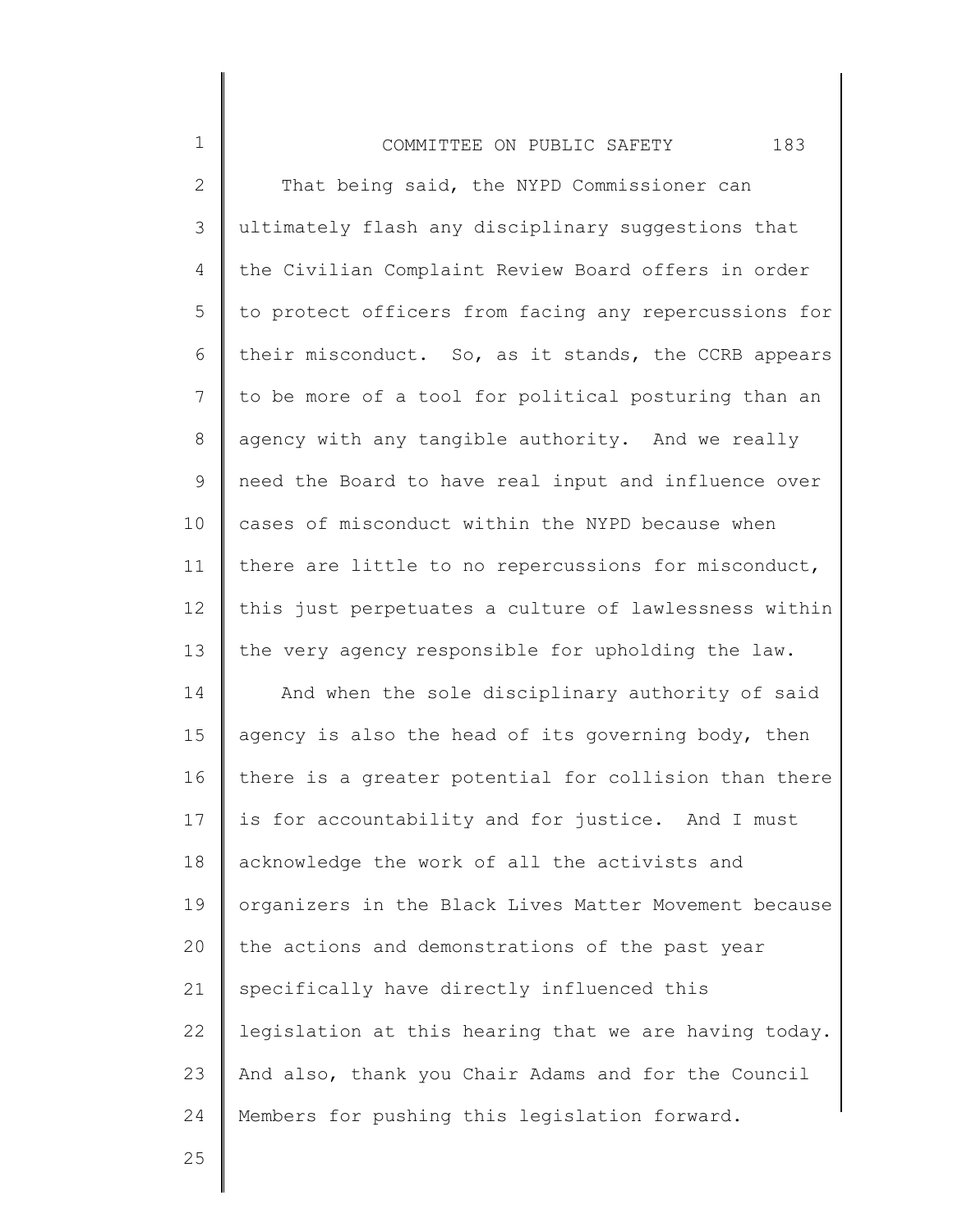That being said, the NYPD Commissioner can ultimately flash any disciplinary suggestions that the Civilian Complaint Review Board offers in order to protect officers from facing any repercussions for their misconduct. So, as it stands, the CCRB appears to be more of a tool for political posturing than an agency with any tangible authority. And we really need the Board to have real input and influence over cases of misconduct within the NYPD because when there are little to no repercussions for misconduct, this just perpetuates a culture of lawlessness within the very agency responsible for upholding the law.

And when the sole disciplinary authority of said agency is also the head of its governing body, then there is a greater potential for collision than there is for accountability and for justice. And I must acknowledge the work of all the activists and organizers in the Black Lives Matter Movement because the actions and demonstrations of the past year specifically have directly influenced this legislation at this hearing that we are having today. And also, thank you Chair Adams and for the Council Members for pushing this legislation forward.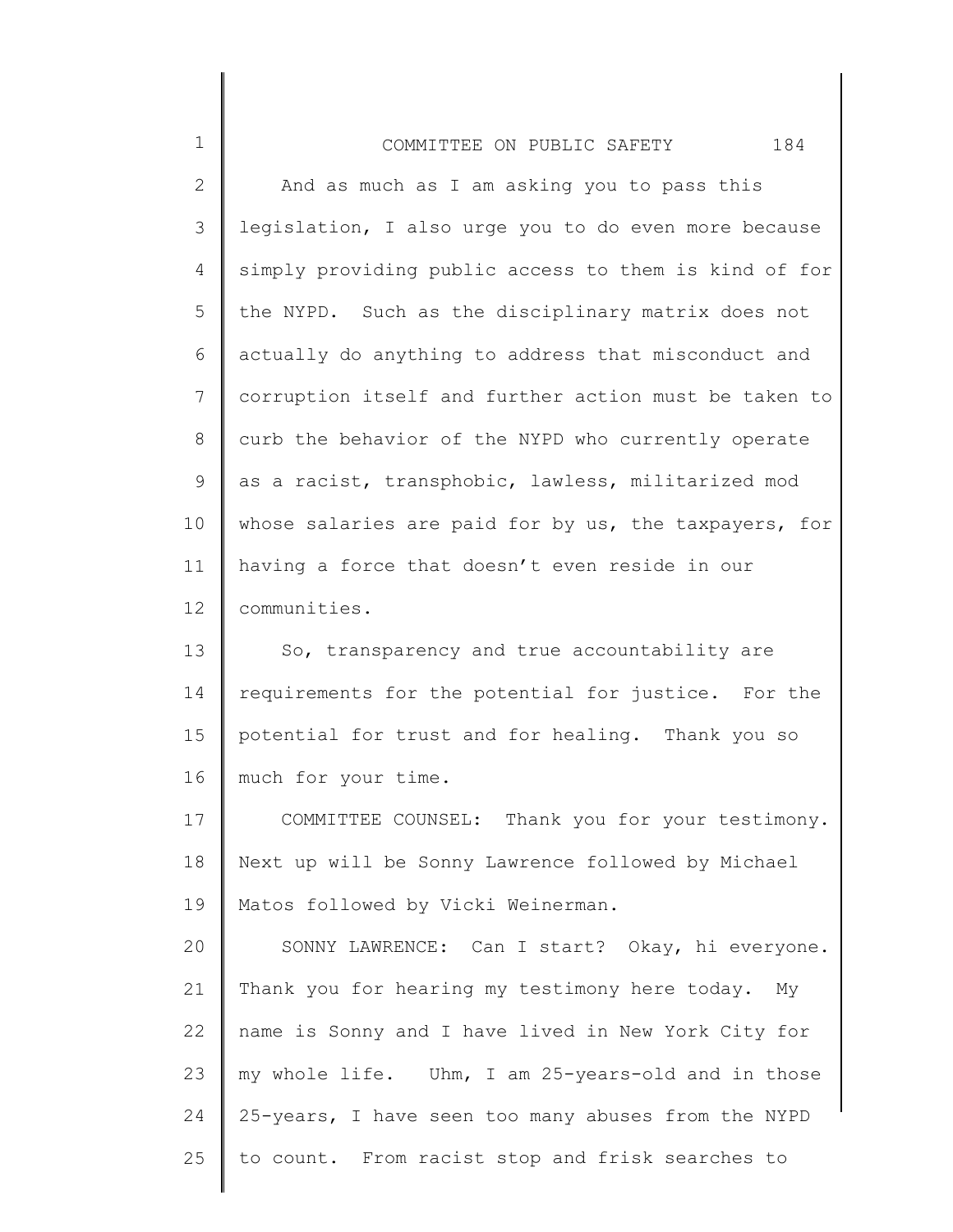And as much as I am asking you to pass this legislation, I also urge you to do even more because simply providing public access to them is kind of for the NYPD. Such as the disciplinary matrix does not actually do anything to address that misconduct and corruption itself and further action must be taken to curb the behavior of the NYPD who currently operate as a racist, transphobic, lawless, militarized mod whose salaries are paid for by us, the taxpayers, for having a force that doesn't even reside in our communities.

So, transparency and true accountability are requirements for the potential for justice. For the potential for trust and for healing. Thank you so much for your time.

COMMITTEE COUNSEL: Thank you for your testimony. Next up will be Sonny Lawrence followed by Michael Matos followed by Vicki Weinerman.

SONNY LAWRENCE: Can I start? Okay, hi everyone. Thank you for hearing my testimony here today. My name is Sonny and I have lived in New York City for my whole life. Uhm, I am 25-years-old and in those 25-years, I have seen too many abuses from the NYPD to count. From racist stop and frisk searches to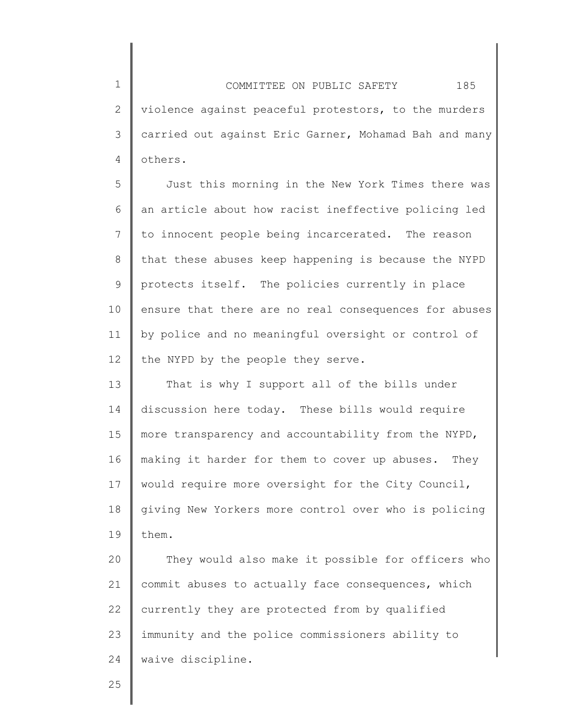violence against peaceful protestors, to the murders carried out against Eric Garner, Mohamad Bah and many others.

Just this morning in the New York Times there was an article about how racist ineffective policing led to innocent people being incarcerated. The reason that these abuses keep happening is because the NYPD protects itself. The policies currently in place ensure that there are no real consequences for abuses by police and no meaningful oversight or control of the NYPD by the people they serve.

That is why I support all of the bills under discussion here today. These bills would require more transparency and accountability from the NYPD, making it harder for them to cover up abuses. They would require more oversight for the City Council, giving New Yorkers more control over who is policing them.

They would also make it possible for officers who commit abuses to actually face consequences, which currently they are protected from by qualified immunity and the police commissioners ability to waive discipline.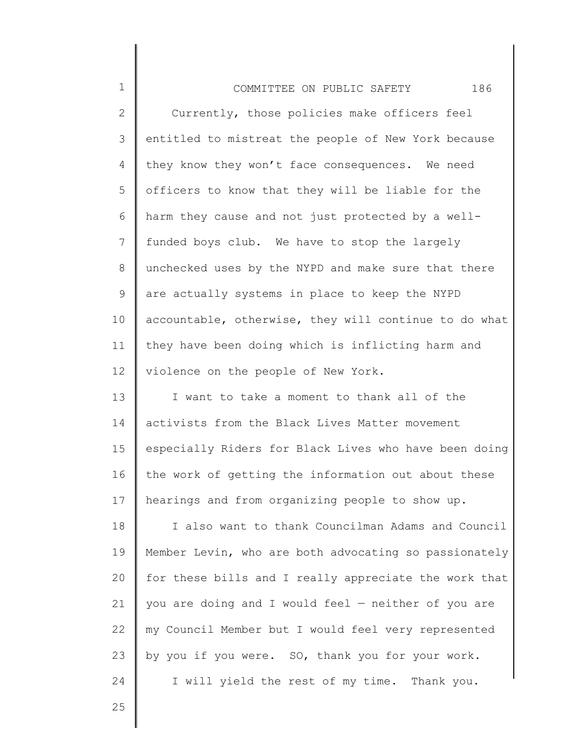Currently, those policies make officers feel entitled to mistreat the people of New York because they know they won't face consequences. We need officers to know that they will be liable for the harm they cause and not just protected by a well-funded boys club. We have to stop the largely unchecked uses by the NYPD and make sure that there are actually systems in place to keep the NYPD accountable, otherwise, they will continue to do what they have been doing which is inflicting harm and violence on the people of New York.

I want to take a moment to thank all of the activists from the Black Lives Matter movement especially Riders for Black Lives who have been doing the work of getting the information out about these hearings and from organizing people to show up.

I also want to thank Councilman Adams and Council Member Levin, who are both advocating so passionately for these bills and I really appreciate the work that you are doing and I would feel — neither of you are my Council Member but I would feel very represented by you if you were. SO, thank you for your work.

I will yield the rest of my time. Thank you.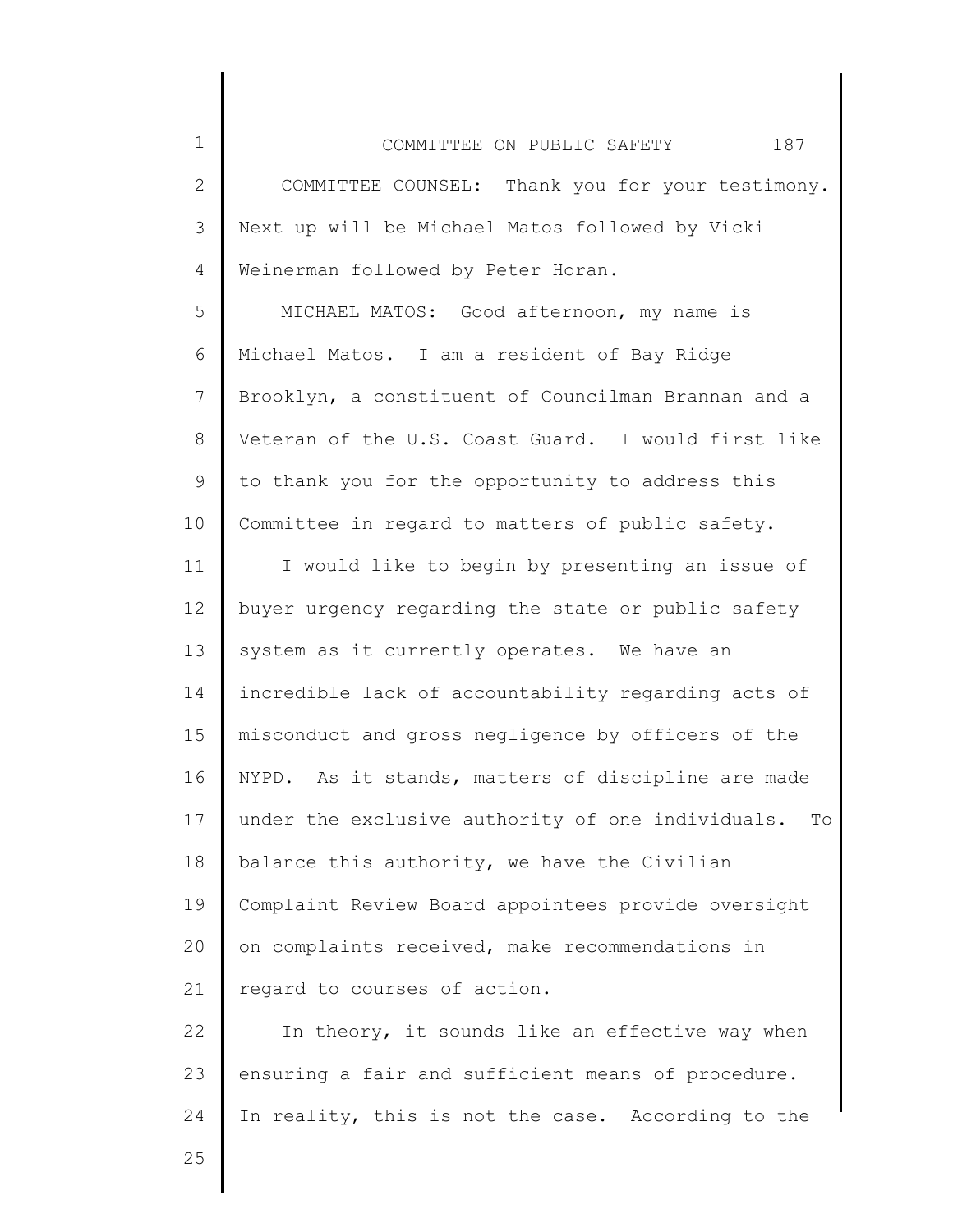COMMITTEE COUNSEL: Thank you for your testimony. Next up will be Michael Matos followed by Vicki Weinerman followed by Peter Horan.

MICHAEL MATOS: Good afternoon, my name is Michael Matos. I am a resident of Bay Ridge Brooklyn, a constituent of Councilman Brannan and a Veteran of the U.S. Coast Guard. I would first like to thank you for the opportunity to address this Committee in regard to matters of public safety.

I would like to begin by presenting an issue of buyer urgency regarding the state or public safety system as it currently operates. We have an incredible lack of accountability regarding acts of misconduct and gross negligence by officers of the NYPD. As it stands, matters of discipline are made under the exclusive authority of one individuals. To balance this authority, we have the Civilian Complaint Review Board appointees provide oversight on complaints received, make recommendations in regard to courses of action.

In theory, it sounds like an effective way when ensuring a fair and sufficient means of procedure. In reality, this is not the case. According to the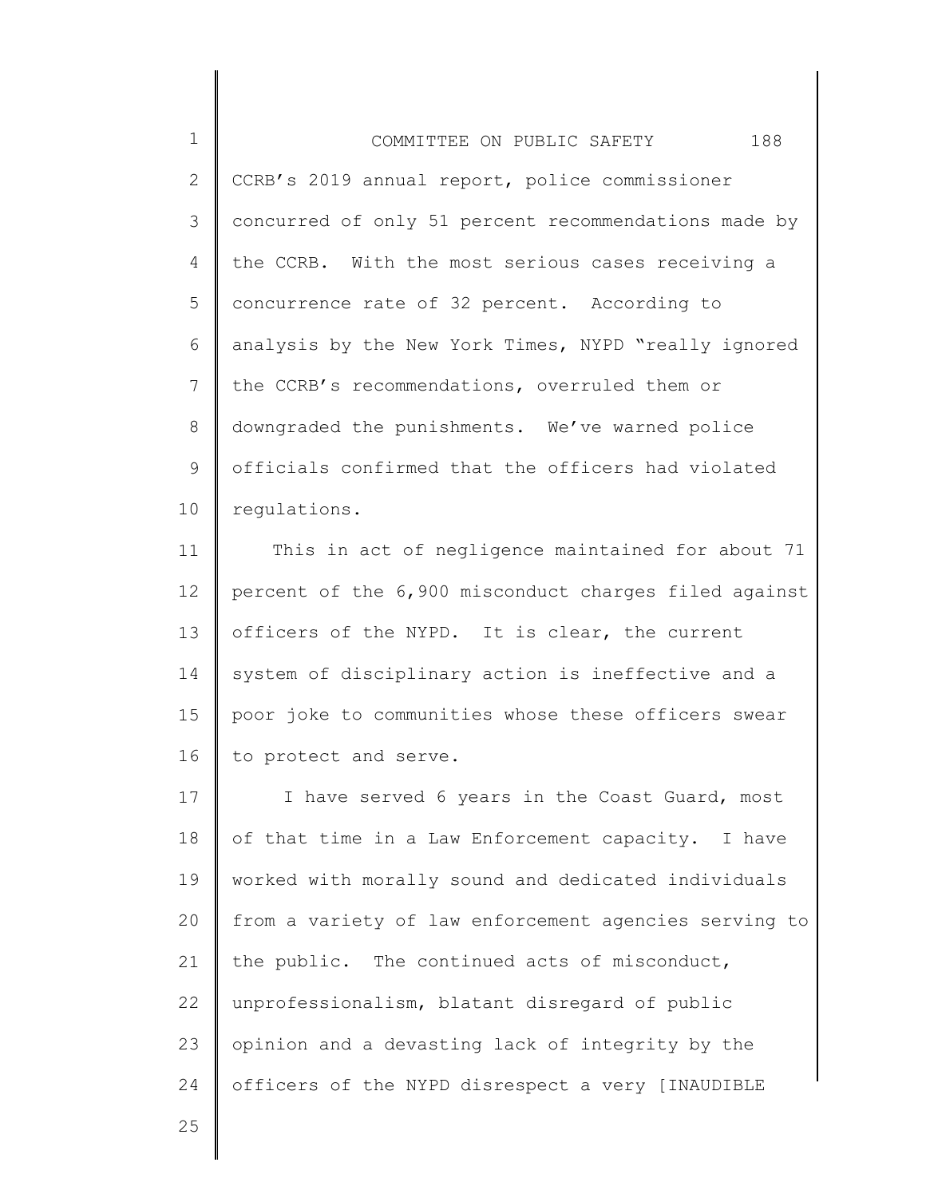CCRB's 2019 annual report, police commissioner concurred of only 51 percent recommendations made by the CCRB. With the most serious cases receiving a concurrence rate of 32 percent. According to analysis by the New York Times, NYPD "really ignored the CCRB's recommendations, overruled them or downgraded the punishments. We've warned police officials confirmed that the officers had violated regulations.

This in act of negligence maintained for about 71 percent of the 6,900 misconduct charges filed against officers of the NYPD. It is clear, the current system of disciplinary action is ineffective and a poor joke to communities whose these officers swear to protect and serve.

I have served 6 years in the Coast Guard, most of that time in a Law Enforcement capacity. I have worked with morally sound and dedicated individuals from a variety of law enforcement agencies serving to the public. The continued acts of misconduct, unprofessionalism, blatant disregard of public opinion and a devasting lack of integrity by the officers of the NYPD disrespect a very [INAUDIBLE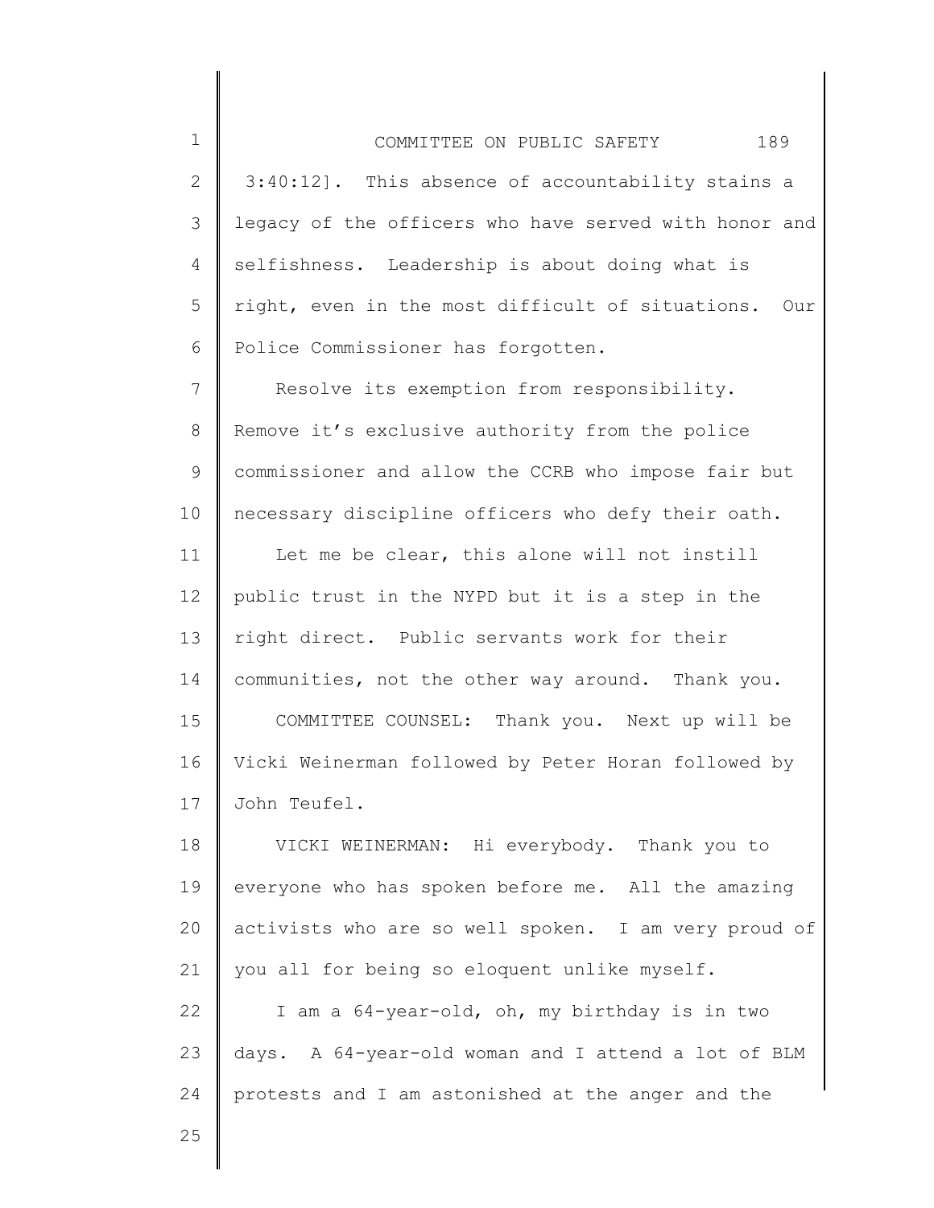3:40:12]. This absence of accountability stains a legacy of the officers who have served with honor and selfishness. Leadership is about doing what is right, even in the most difficult of situations. Our Police Commissioner has forgotten.

Resolve its exemption from responsibility. Remove it's exclusive authority from the police commissioner and allow the CCRB who impose fair but necessary discipline officers who defy their oath.

Let me be clear, this alone will not instill public trust in the NYPD but it is a step in the right direct. Public servants work for their communities, not the other way around. Thank you.

COMMITTEE COUNSEL: Thank you. Next up will be Vicki Weinerman followed by Peter Horan followed by John Teufel.

VICKI WEINERMAN: Hi everybody. Thank you to everyone who has spoken before me. All the amazing activists who are so well spoken. I am very proud of you all for being so eloquent unlike myself.

I am a 64-year-old, oh, my birthday is in two days. A 64-year-old woman and I attend a lot of BLM protests and I am astonished at the anger and the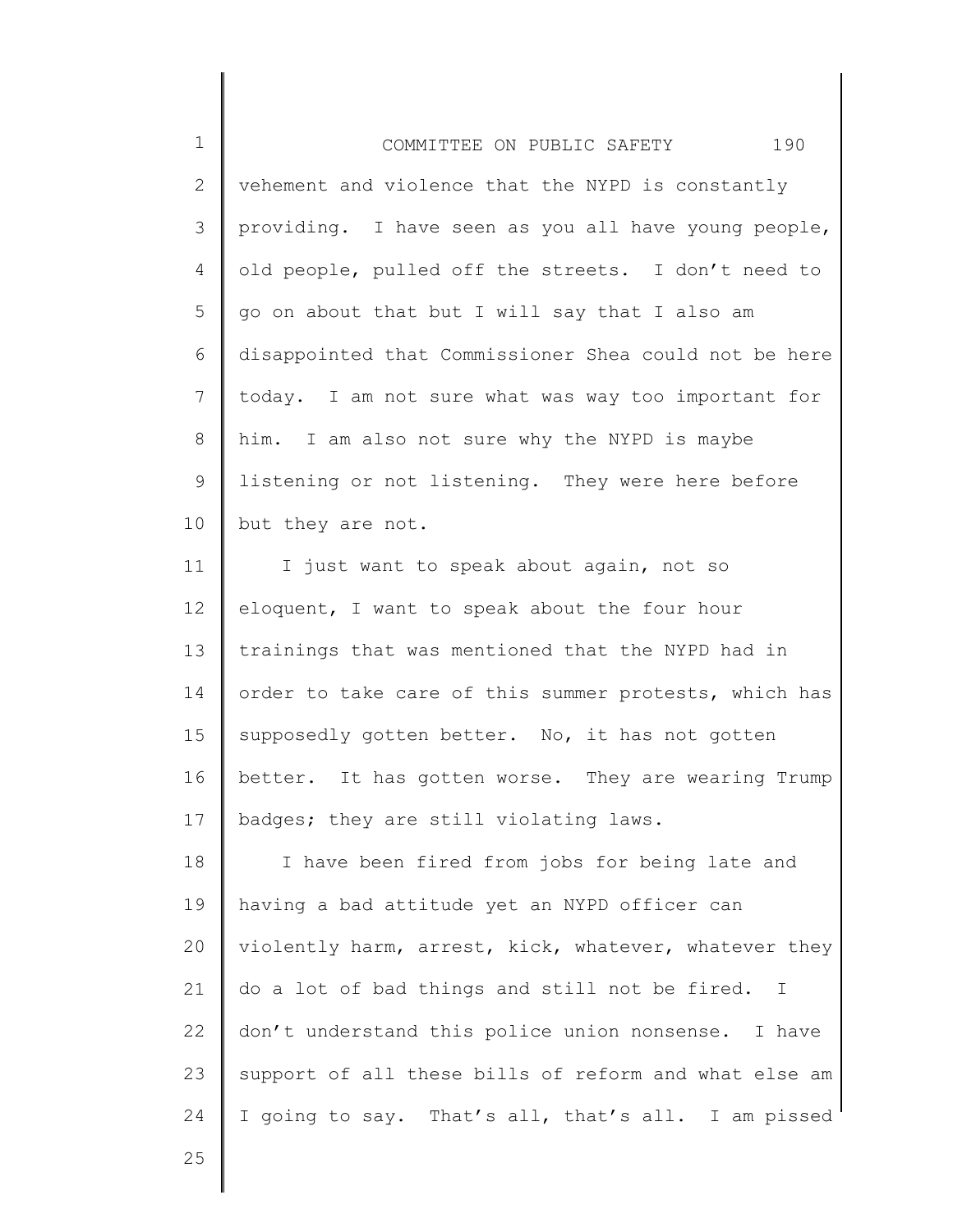vehement and violence that the NYPD is constantly providing. I have seen as you all have young people, old people, pulled off the streets. I don't need to go on about that but I will say that I also am disappointed that Commissioner Shea could not be here today. I am not sure what was way too important for him. I am also not sure why the NYPD is maybe listening or not listening. They were here before but they are not.

I just want to speak about again, not so eloquent, I want to speak about the four hour trainings that was mentioned that the NYPD had in order to take care of this summer protests, which has supposedly gotten better. No, it has not gotten better. It has gotten worse. They are wearing Trump badges; they are still violating laws.

I have been fired from jobs for being late and having a bad attitude yet an NYPD officer can violently harm, arrest, kick, whatever, whatever they do a lot of bad things and still not be fired. I don't understand this police union nonsense. I have support of all these bills of reform and what else am I going to say. That's all, that's all. I am pissed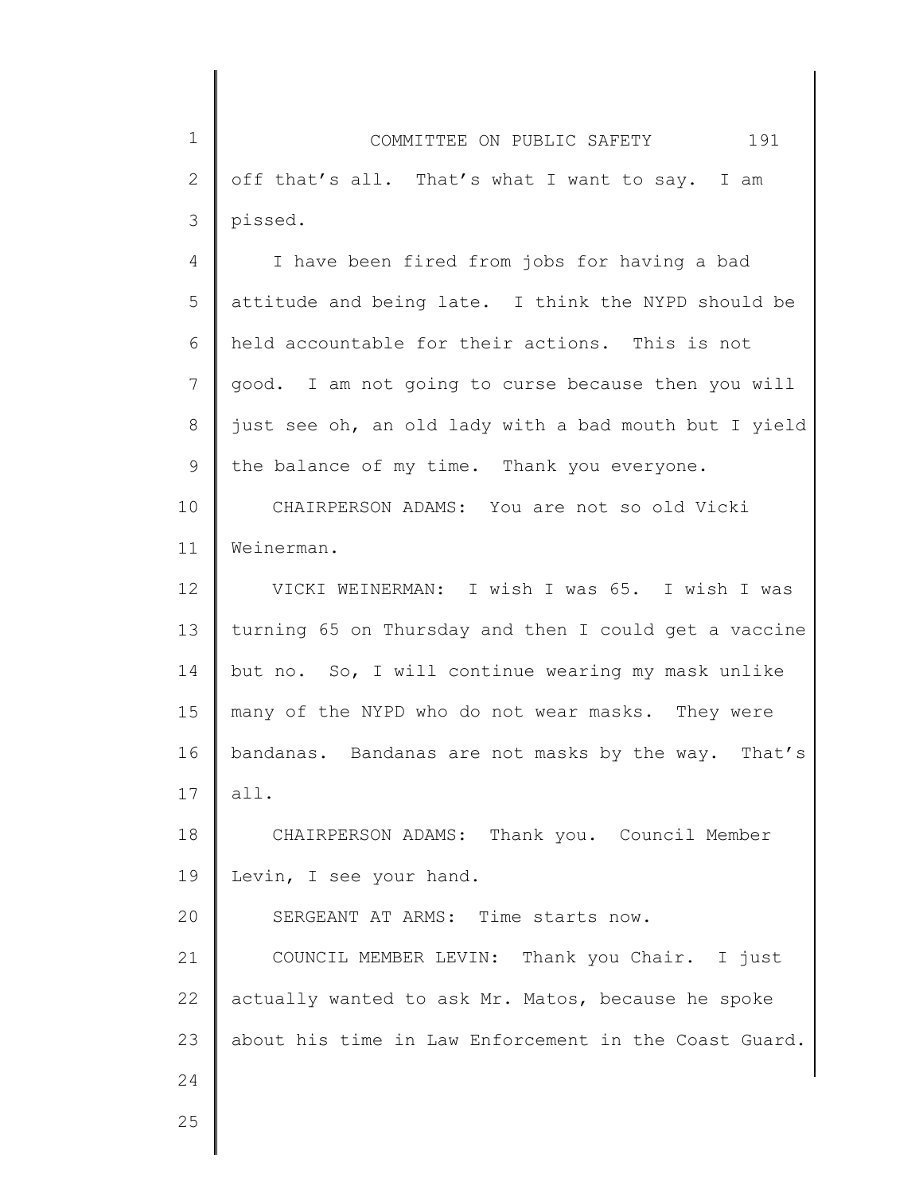off that's all. That's what I want to say. I am pissed.

I have been fired from jobs for having a bad attitude and being late. I think the NYPD should be held accountable for their actions. This is not good. I am not going to curse because then you will just see oh, an old lady with a bad mouth but I yield the balance of my time. Thank you everyone.

CHAIRPERSON ADAMS: You are not so old Vicki Weinerman.

VICKI WEINERMAN: I wish I was 65. I wish I was turning 65 on Thursday and then I could get a vaccine but no. So, I will continue wearing my mask unlike many of the NYPD who do not wear masks. They were bandanas. Bandanas are not masks by the way. That's all.

CHAIRPERSON ADAMS: Thank you. Council Member Levin, I see your hand.

SERGEANT AT ARMS: Time starts now.

COUNCIL MEMBER LEVIN: Thank you Chair. I just actually wanted to ask Mr. Matos, because he spoke about his time in Law Enforcement in the Coast Guard.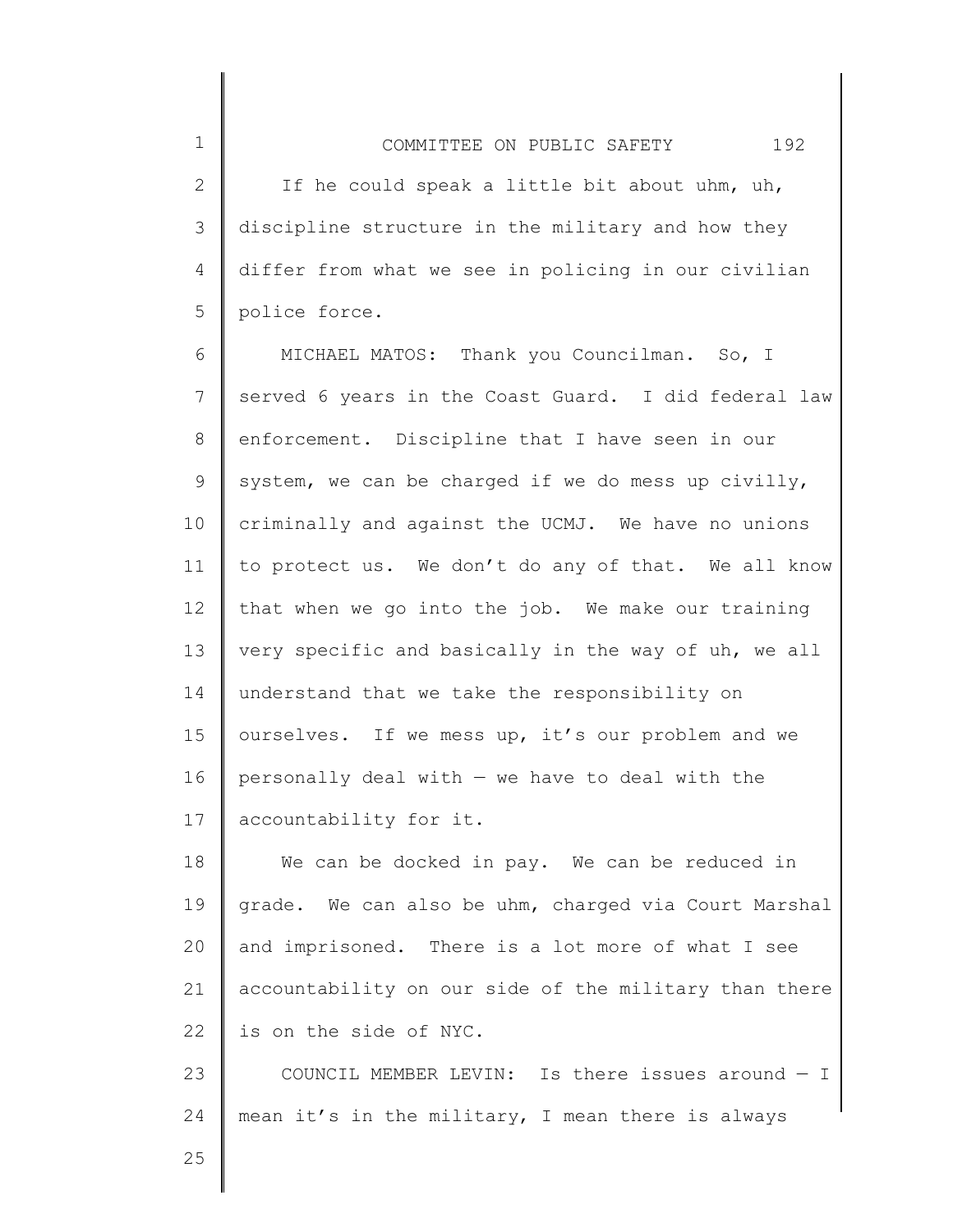If he could speak a little bit about uhm, uh, discipline structure in the military and how they differ from what we see in policing in our civilian police force.

MICHAEL MATOS: Thank you Councilman. So, I served 6 years in the Coast Guard. I did federal law enforcement. Discipline that I have seen in our system, we can be charged if we do mess up civilly, criminally and against the UCMJ. We have no unions to protect us. We don't do any of that. We all know that when we go into the job. We make our training very specific and basically in the way of uh, we all understand that we take the responsibility on ourselves. If we mess up, it's our problem and we personally deal with — we have to deal with the accountability for it.

We can be docked in pay. We can be reduced in grade. We can also be uhm, charged via Court Marshal and imprisoned. There is a lot more of what I see accountability on our side of the military than there is on the side of NYC.

COUNCIL MEMBER LEVIN: Is there issues around — I mean it's in the military, I mean there is always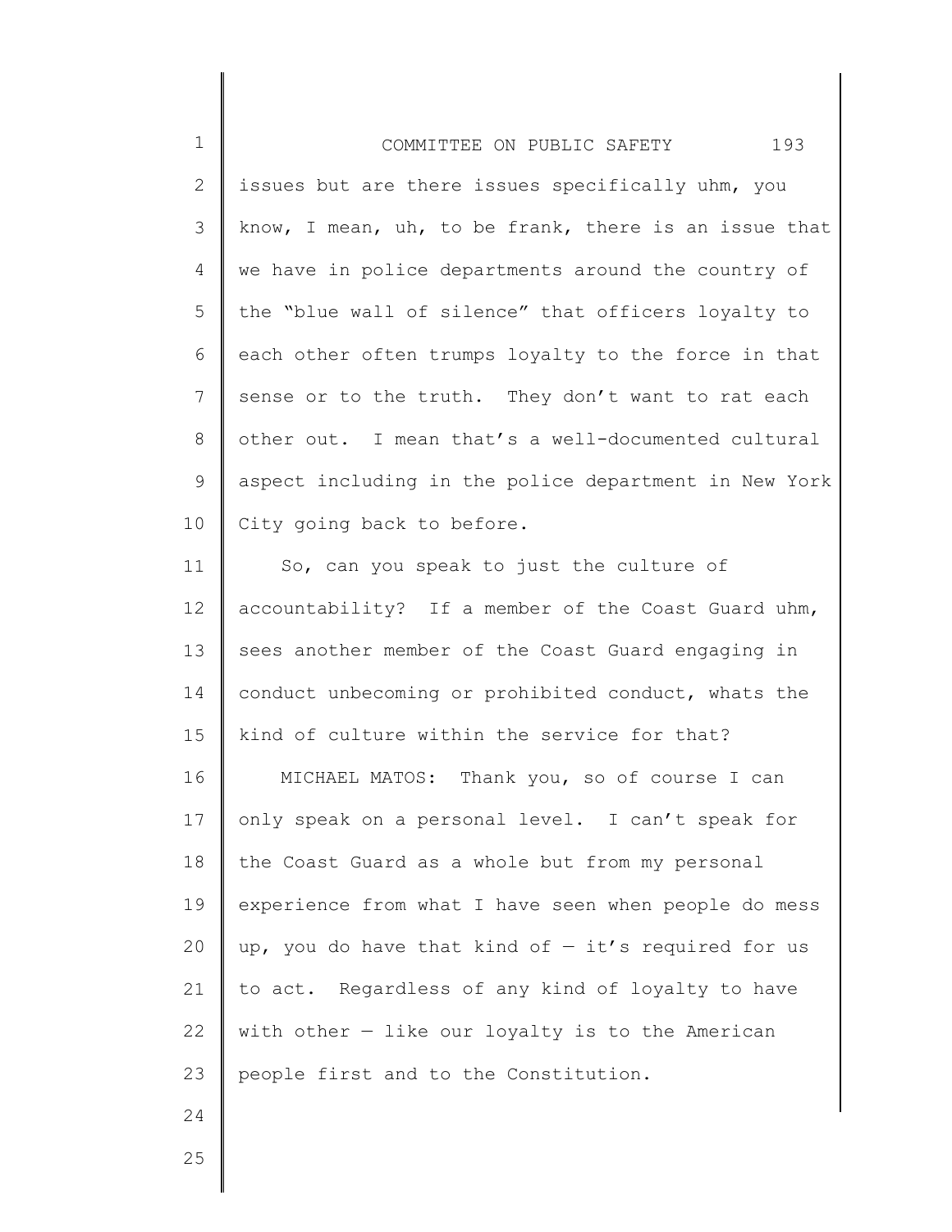issues but are there issues specifically uhm, you know, I mean, uh, to be frank, there is an issue that we have in police departments around the country of the "blue wall of silence" that officers loyalty to each other often trumps loyalty to the force in that sense or to the truth. They don't want to rat each other out. I mean that's a well-documented cultural aspect including in the police department in New York City going back to before.

So, can you speak to just the culture of accountability? If a member of the Coast Guard uhm, sees another member of the Coast Guard engaging in conduct unbecoming or prohibited conduct, whats the kind of culture within the service for that?

MICHAEL MATOS: Thank you, so of course I can only speak on a personal level. I can't speak for the Coast Guard as a whole but from my personal experience from what I have seen when people do mess up, you do have that kind of — it's required for us to act. Regardless of any kind of loyalty to have with other — like our loyalty is to the American people first and to the Constitution.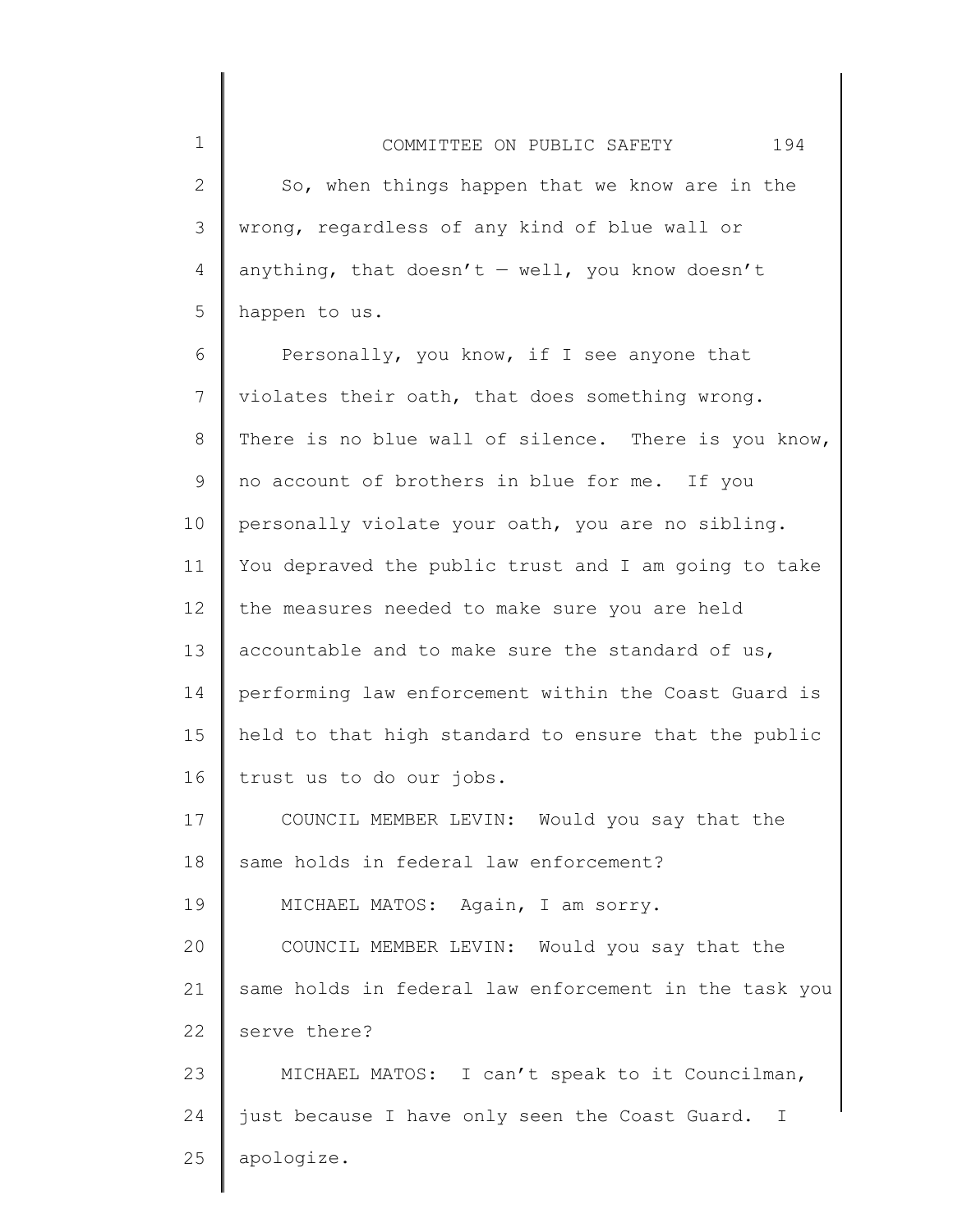So, when things happen that we know are in the wrong, regardless of any kind of blue wall or anything, that doesn't — well, you know doesn't happen to us.

Personally, you know, if I see anyone that violates their oath, that does something wrong. There is no blue wall of silence. There is you know, no account of brothers in blue for me. If you personally violate your oath, you are no sibling. You depraved the public trust and I am going to take the measures needed to make sure you are held accountable and to make sure the standard of us, performing law enforcement within the Coast Guard is held to that high standard to ensure that the public trust us to do our jobs.

COUNCIL MEMBER LEVIN: Would you say that the same holds in federal law enforcement?

MICHAEL MATOS: Again, I am sorry.

COUNCIL MEMBER LEVIN: Would you say that the same holds in federal law enforcement in the task you serve there?

MICHAEL MATOS: I can't speak to it Councilman, just because I have only seen the Coast Guard. I apologize.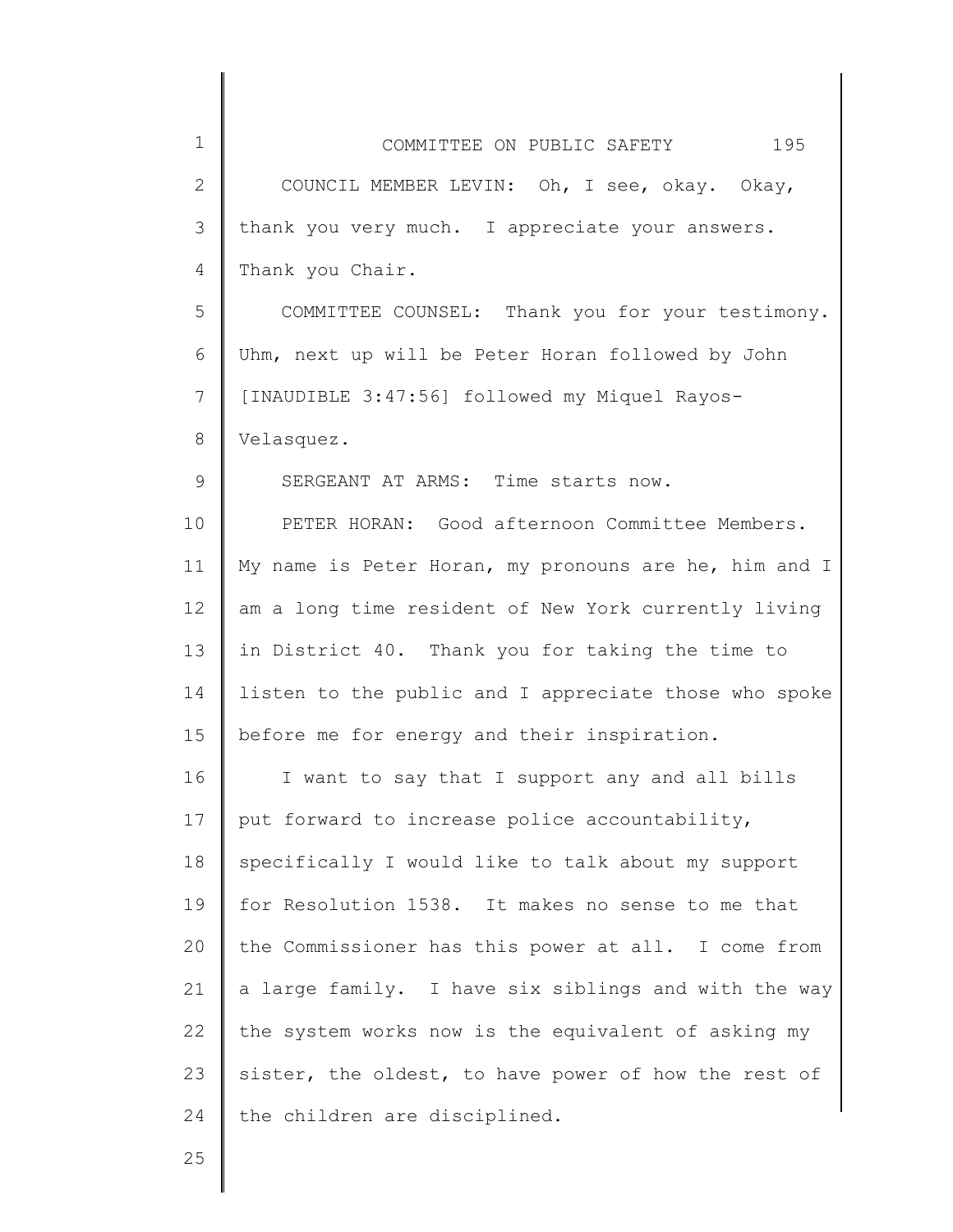COUNCIL MEMBER LEVIN: Oh, I see, okay. Okay, thank you very much. I appreciate your answers. Thank you Chair.

COMMITTEE COUNSEL: Thank you for your testimony. Uhm, next up will be Peter Horan followed by John [INAUDIBLE 3:47:56] followed my Miquel Rayos-Velasquez.

SERGEANT AT ARMS: Time starts now.

PETER HORAN: Good afternoon Committee Members. My name is Peter Horan, my pronouns are he, him and I am a long time resident of New York currently living in District 40. Thank you for taking the time to listen to the public and I appreciate those who spoke before me for energy and their inspiration.

I want to say that I support any and all bills put forward to increase police accountability, specifically I would like to talk about my support for Resolution 1538. It makes no sense to me that the Commissioner has this power at all. I come from a large family. I have six siblings and with the way the system works now is the equivalent of asking my sister, the oldest, to have power of how the rest of the children are disciplined.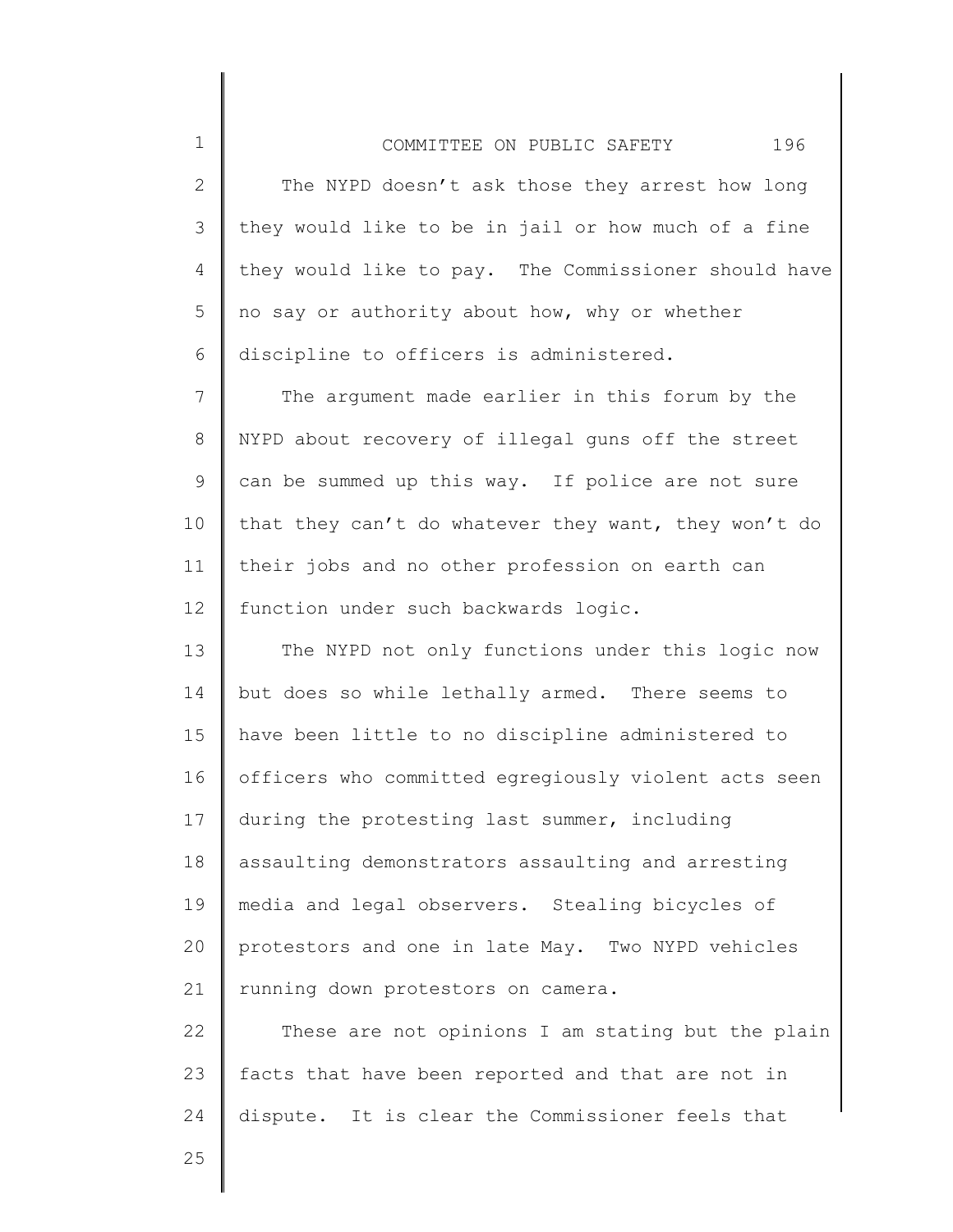The NYPD doesn't ask those they arrest how long they would like to be in jail or how much of a fine they would like to pay. The Commissioner should have no say or authority about how, why or whether discipline to officers is administered.

The argument made earlier in this forum by the NYPD about recovery of illegal guns off the street can be summed up this way. If police are not sure that they can't do whatever they want, they won't do their jobs and no other profession on earth can function under such backwards logic.

The NYPD not only functions under this logic now but does so while lethally armed. There seems to have been little to no discipline administered to officers who committed egregiously violent acts seen during the protesting last summer, including assaulting demonstrators assaulting and arresting media and legal observers. Stealing bicycles of protestors and one in late May. Two NYPD vehicles running down protestors on camera.

These are not opinions I am stating but the plain facts that have been reported and that are not in dispute. It is clear the Commissioner feels that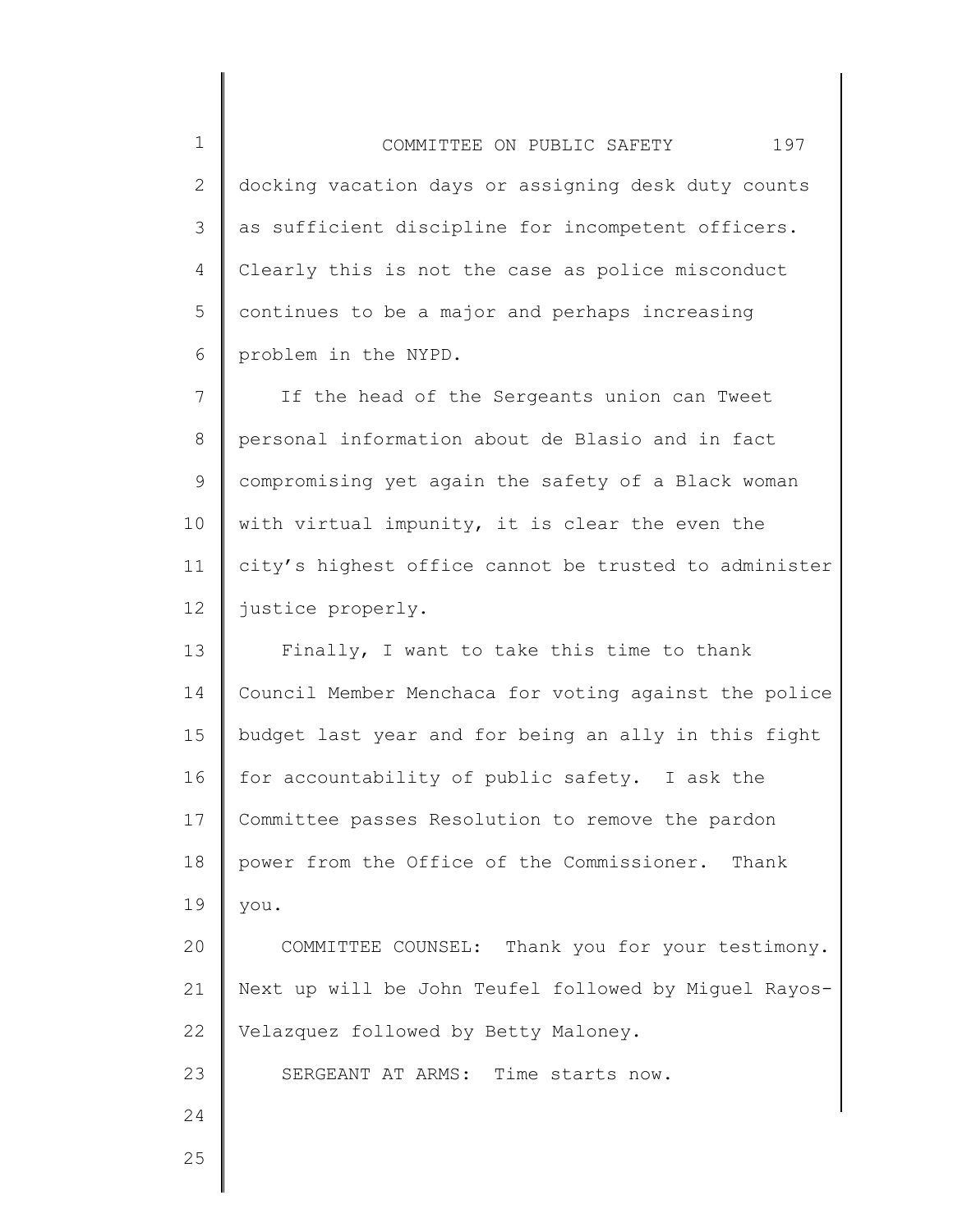docking vacation days or assigning desk duty counts as sufficient discipline for incompetent officers. Clearly this is not the case as police misconduct continues to be a major and perhaps increasing problem in the NYPD.

If the head of the Sergeants union can Tweet personal information about de Blasio and in fact compromising yet again the safety of a Black woman with virtual impunity, it is clear the even the city's highest office cannot be trusted to administer justice properly.

Finally, I want to take this time to thank Council Member Menchaca for voting against the police budget last year and for being an ally in this fight for accountability of public safety. I ask the Committee passes Resolution to remove the pardon power from the Office of the Commissioner. Thank you.

COMMITTEE COUNSEL: Thank you for your testimony. Next up will be John Teufel followed by Miguel Rayos-Velazquez followed by Betty Maloney.

SERGEANT AT ARMS: Time starts now.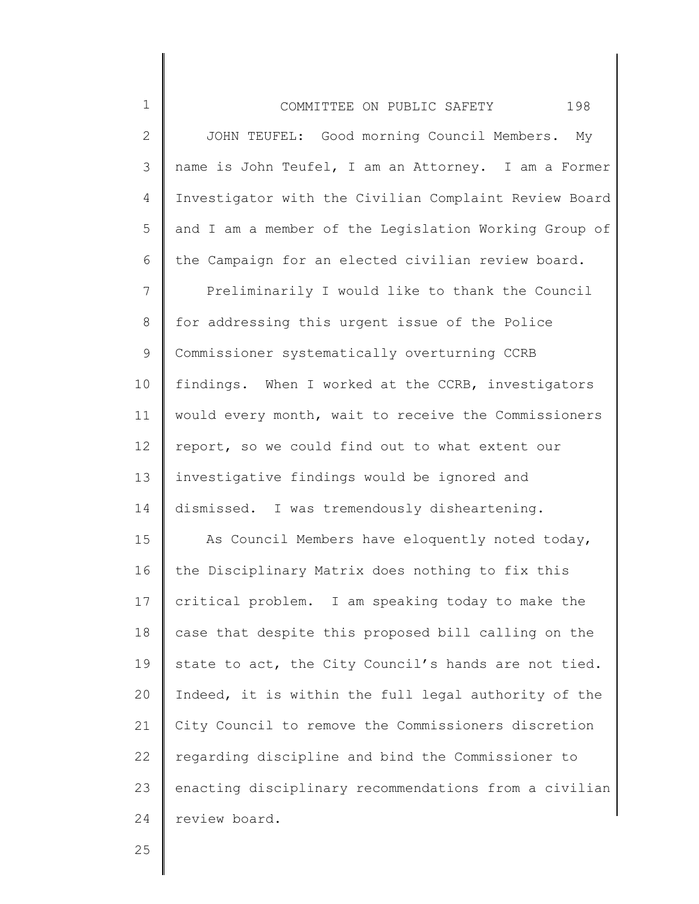JOHN TEUFEL: Good morning Council Members. My name is John Teufel, I am an Attorney. I am a Former Investigator with the Civilian Complaint Review Board and I am a member of the Legislation Working Group of the Campaign for an elected civilian review board.

Preliminarily I would like to thank the Council for addressing this urgent issue of the Police Commissioner systematically overturning CCRB findings. When I worked at the CCRB, investigators would every month, wait to receive the Commissioners report, so we could find out to what extent our investigative findings would be ignored and dismissed. I was tremendously disheartening.

As Council Members have eloquently noted today, the Disciplinary Matrix does nothing to fix this critical problem. I am speaking today to make the case that despite this proposed bill calling on the state to act, the City Council's hands are not tied. Indeed, it is within the full legal authority of the City Council to remove the Commissioners discretion regarding discipline and bind the Commissioner to enacting disciplinary recommendations from a civilian review board.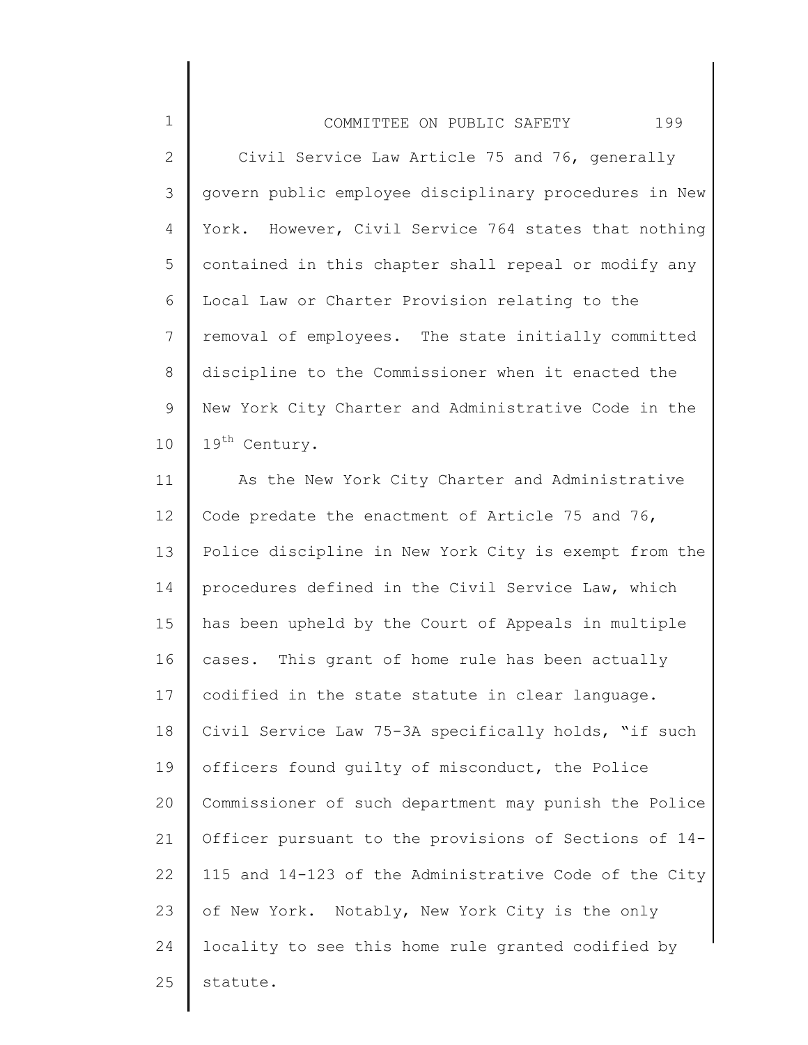Civil Service Law Article 75 and 76, generally govern public employee disciplinary procedures in New York. However, Civil Service 764 states that nothing contained in this chapter shall repeal or modify any Local Law or Charter Provision relating to the removal of employees. The state initially committed discipline to the Commissioner when it enacted the New York City Charter and Administrative Code in the 19th Century.

As the New York City Charter and Administrative Code predate the enactment of Article 75 and 76, Police discipline in New York City is exempt from the procedures defined in the Civil Service Law, which has been upheld by the Court of Appeals in multiple cases. This grant of home rule has been actually codified in the state statute in clear language. Civil Service Law 75-3A specifically holds, "if such officers found guilty of misconduct, the Police Commissioner of such department may punish the Police Officer pursuant to the provisions of Sections of 14-115 and 14-123 of the Administrative Code of the City of New York. Notably, New York City is the only locality to see this home rule granted codified by statute.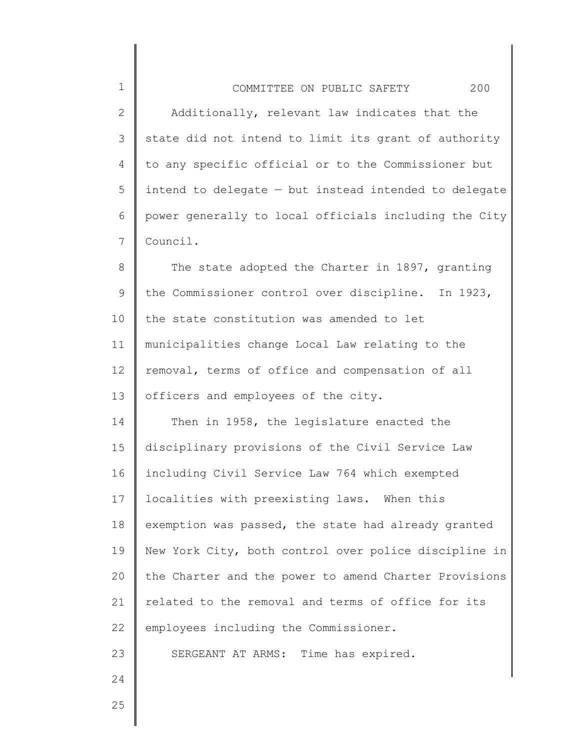Additionally, relevant law indicates that the state did not intend to limit its grant of authority to any specific official or to the Commissioner but intend to delegate — but instead intended to delegate power generally to local officials including the City Council.

The state adopted the Charter in 1897, granting the Commissioner control over discipline. In 1923, the state constitution was amended to let municipalities change Local Law relating to the removal, terms of office and compensation of all officers and employees of the city.

Then in 1958, the legislature enacted the disciplinary provisions of the Civil Service Law including Civil Service Law 764 which exempted localities with preexisting laws. When this exemption was passed, the state had already granted New York City, both control over police discipline in the Charter and the power to amend Charter Provisions related to the removal and terms of office for its employees including the Commissioner.

SERGEANT AT ARMS: Time has expired.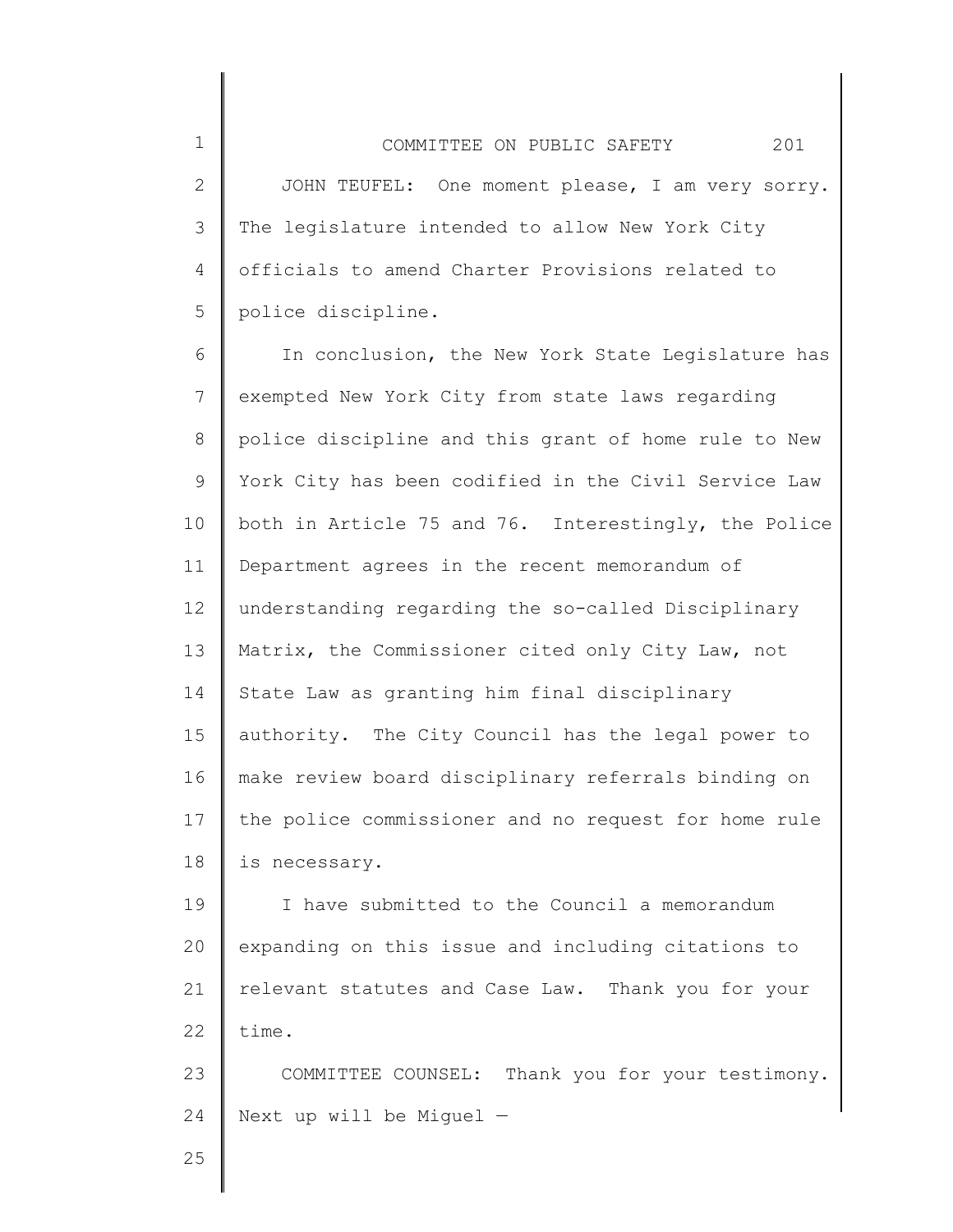JOHN TEUFEL: One moment please, I am very sorry. The legislature intended to allow New York City officials to amend Charter Provisions related to police discipline.

In conclusion, the New York State Legislature has exempted New York City from state laws regarding police discipline and this grant of home rule to New York City has been codified in the Civil Service Law both in Article 75 and 76. Interestingly, the Police Department agrees in the recent memorandum of understanding regarding the so-called Disciplinary Matrix, the Commissioner cited only City Law, not State Law as granting him final disciplinary authority. The City Council has the legal power to make review board disciplinary referrals binding on the police commissioner and no request for home rule is necessary.

I have submitted to the Council a memorandum expanding on this issue and including citations to relevant statutes and Case Law. Thank you for your time.

COMMITTEE COUNSEL: Thank you for your testimony. Next up will be Miguel —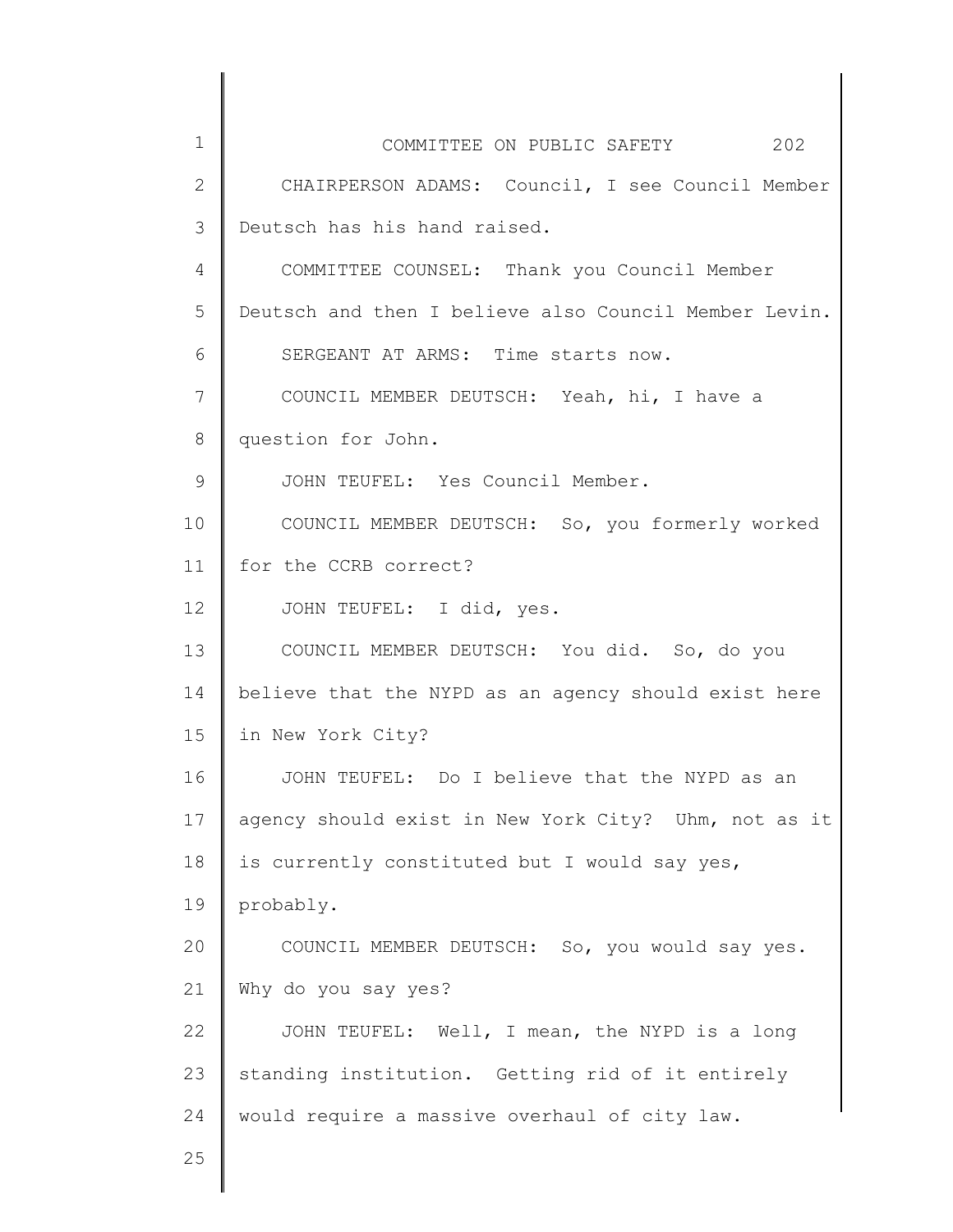CHAIRPERSON ADAMS: Council, I see Council Member Deutsch has his hand raised.

COMMITTEE COUNSEL: Thank you Council Member Deutsch and then I believe also Council Member Levin.

SERGEANT AT ARMS: Time starts now.

COUNCIL MEMBER DEUTSCH: Yeah, hi, I have a question for John.

JOHN TEUFEL: Yes Council Member.

COUNCIL MEMBER DEUTSCH: So, you formerly worked for the CCRB correct?

JOHN TEUFEL: I did, yes.

COUNCIL MEMBER DEUTSCH: You did. So, do you believe that the NYPD as an agency should exist here in New York City?

JOHN TEUFEL: Do I believe that the NYPD as an agency should exist in New York City? Uhm, not as it is currently constituted but I would say yes, probably.

COUNCIL MEMBER DEUTSCH: So, you would say yes. Why do you say yes?

JOHN TEUFEL: Well, I mean, the NYPD is a long standing institution. Getting rid of it entirely would require a massive overhaul of city law.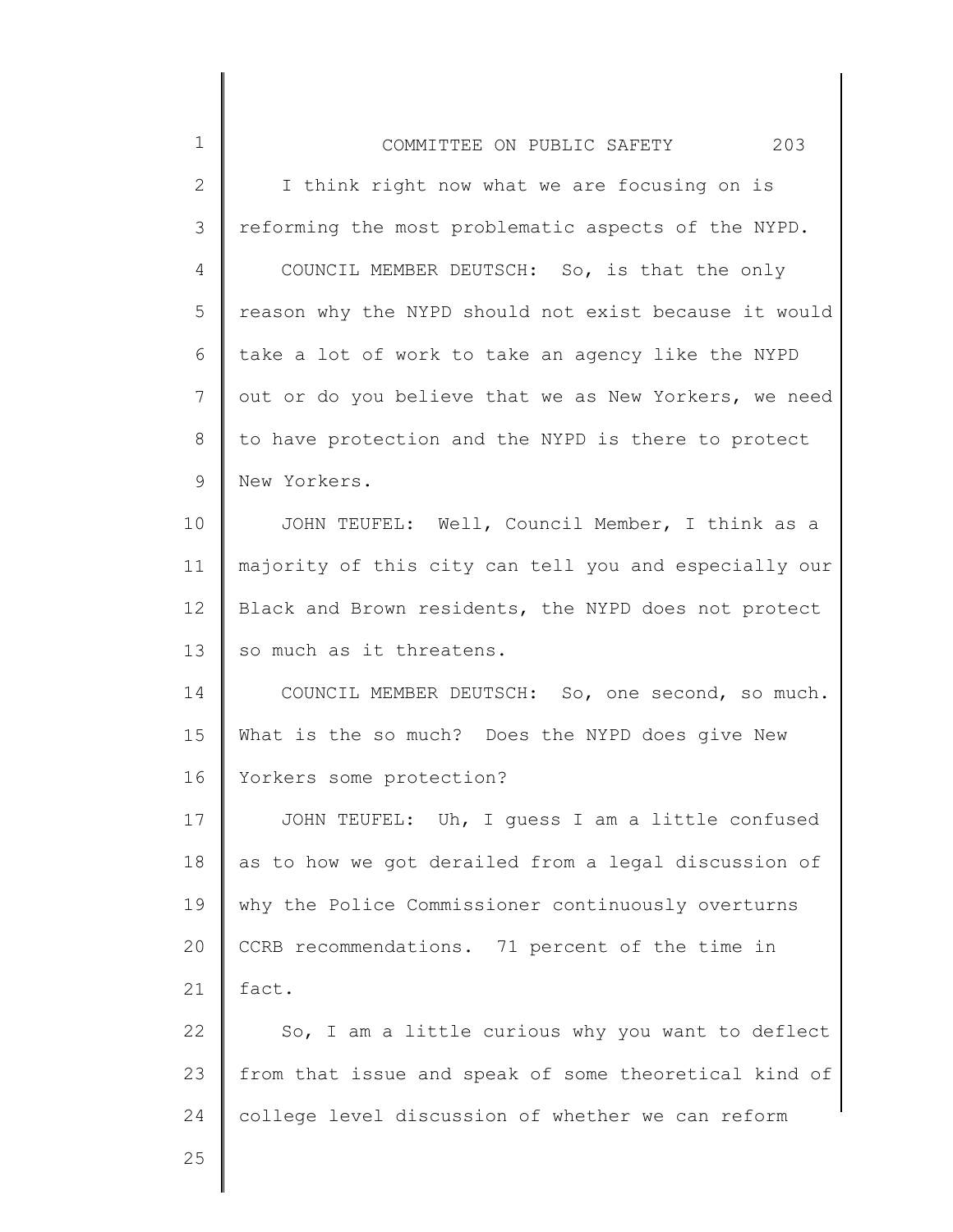I think right now what we are focusing on is reforming the most problematic aspects of the NYPD.

COUNCIL MEMBER DEUTSCH: So, is that the only reason why the NYPD should not exist because it would take a lot of work to take an agency like the NYPD out or do you believe that we as New Yorkers, we need to have protection and the NYPD is there to protect New Yorkers.

JOHN TEUFEL: Well, Council Member, I think as a majority of this city can tell you and especially our Black and Brown residents, the NYPD does not protect so much as it threatens.

COUNCIL MEMBER DEUTSCH: So, one second, so much. What is the so much? Does the NYPD does give New Yorkers some protection?

JOHN TEUFEL: Uh, I guess I am a little confused as to how we got derailed from a legal discussion of why the Police Commissioner continuously overturns CCRB recommendations. 71 percent of the time in fact.

So, I am a little curious why you want to deflect from that issue and speak of some theoretical kind of college level discussion of whether we can reform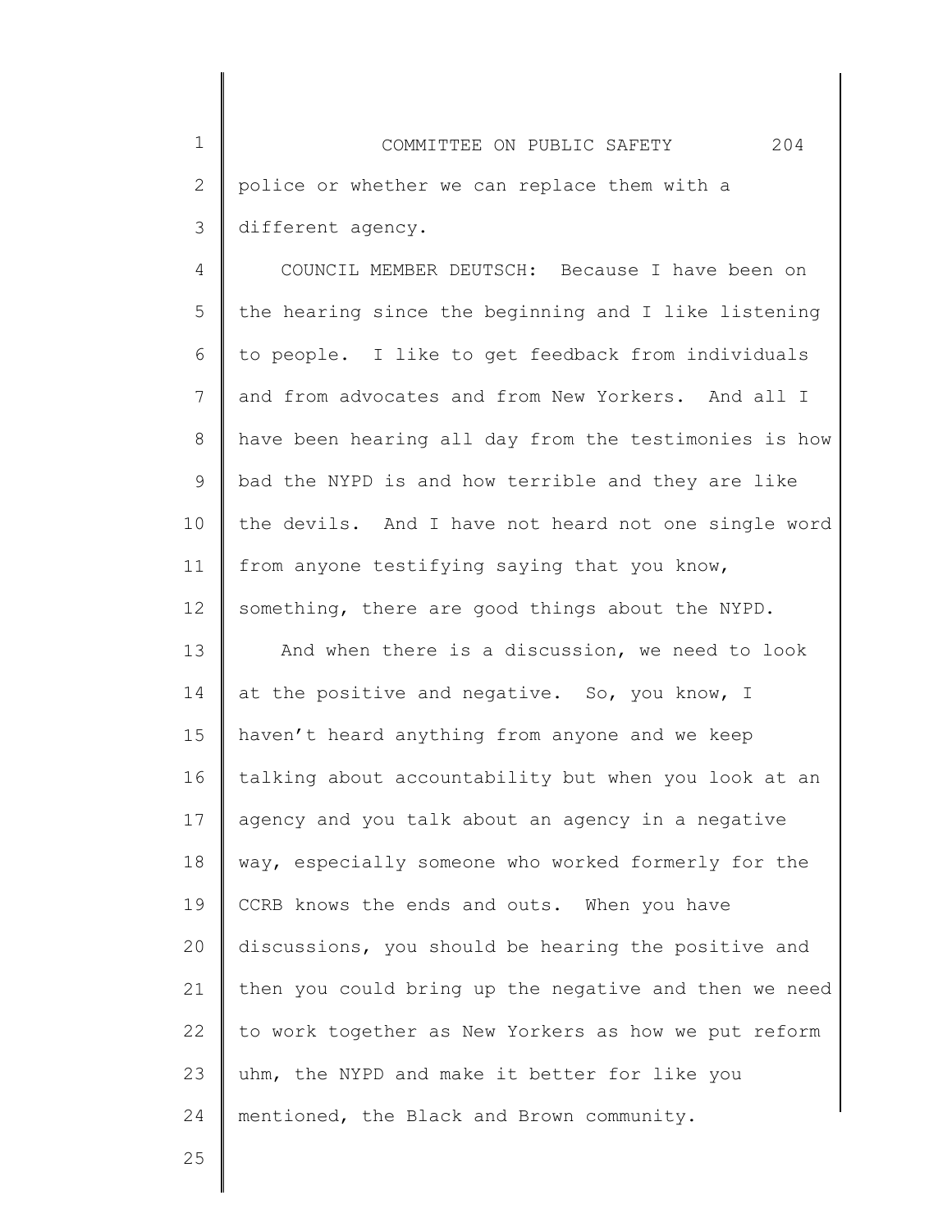police or whether we can replace them with a different agency.

COUNCIL MEMBER DEUTSCH: Because I have been on the hearing since the beginning and I like listening to people. I like to get feedback from individuals and from advocates and from New Yorkers. And all I have been hearing all day from the testimonies is how bad the NYPD is and how terrible and they are like the devils. And I have not heard not one single word from anyone testifying saying that you know, something, there are good things about the NYPD.

And when there is a discussion, we need to look at the positive and negative. So, you know, I haven't heard anything from anyone and we keep talking about accountability but when you look at an agency and you talk about an agency in a negative way, especially someone who worked formerly for the CCRB knows the ends and outs. When you have discussions, you should be hearing the positive and then you could bring up the negative and then we need to work together as New Yorkers as how we put reform uhm, the NYPD and make it better for like you mentioned, the Black and Brown community.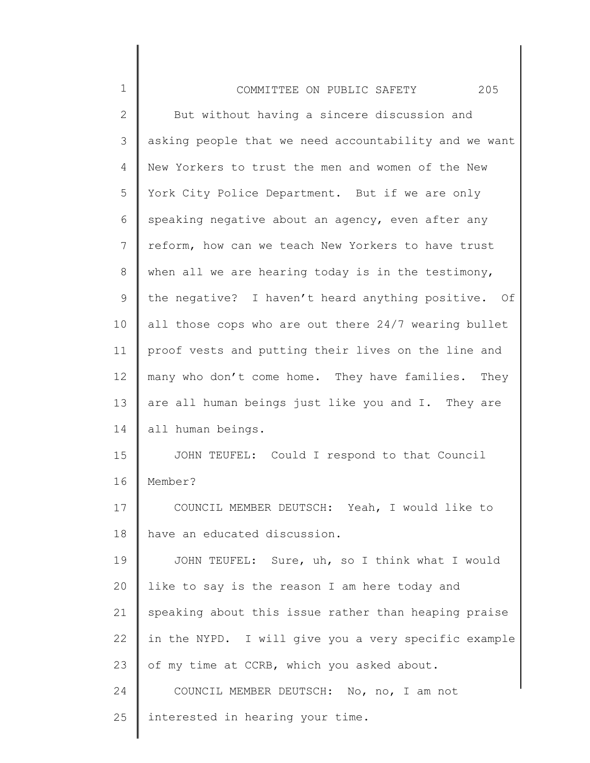But without having a sincere discussion and asking people that we need accountability and we want New Yorkers to trust the men and women of the New York City Police Department. But if we are only speaking negative about an agency, even after any reform, how can we teach New Yorkers to have trust when all we are hearing today is in the testimony, the negative? I haven't heard anything positive. Of all those cops who are out there 24/7 wearing bullet proof vests and putting their lives on the line and many who don't come home. They have families. They are all human beings just like you and I. They are all human beings.

JOHN TEUFEL: Could I respond to that Council Member?

COUNCIL MEMBER DEUTSCH: Yeah, I would like to have an educated discussion.

JOHN TEUFEL: Sure, uh, so I think what I would like to say is the reason I am here today and speaking about this issue rather than heaping praise in the NYPD. I will give you a very specific example of my time at CCRB, which you asked about.

COUNCIL MEMBER DEUTSCH: No, no, I am not interested in hearing your time.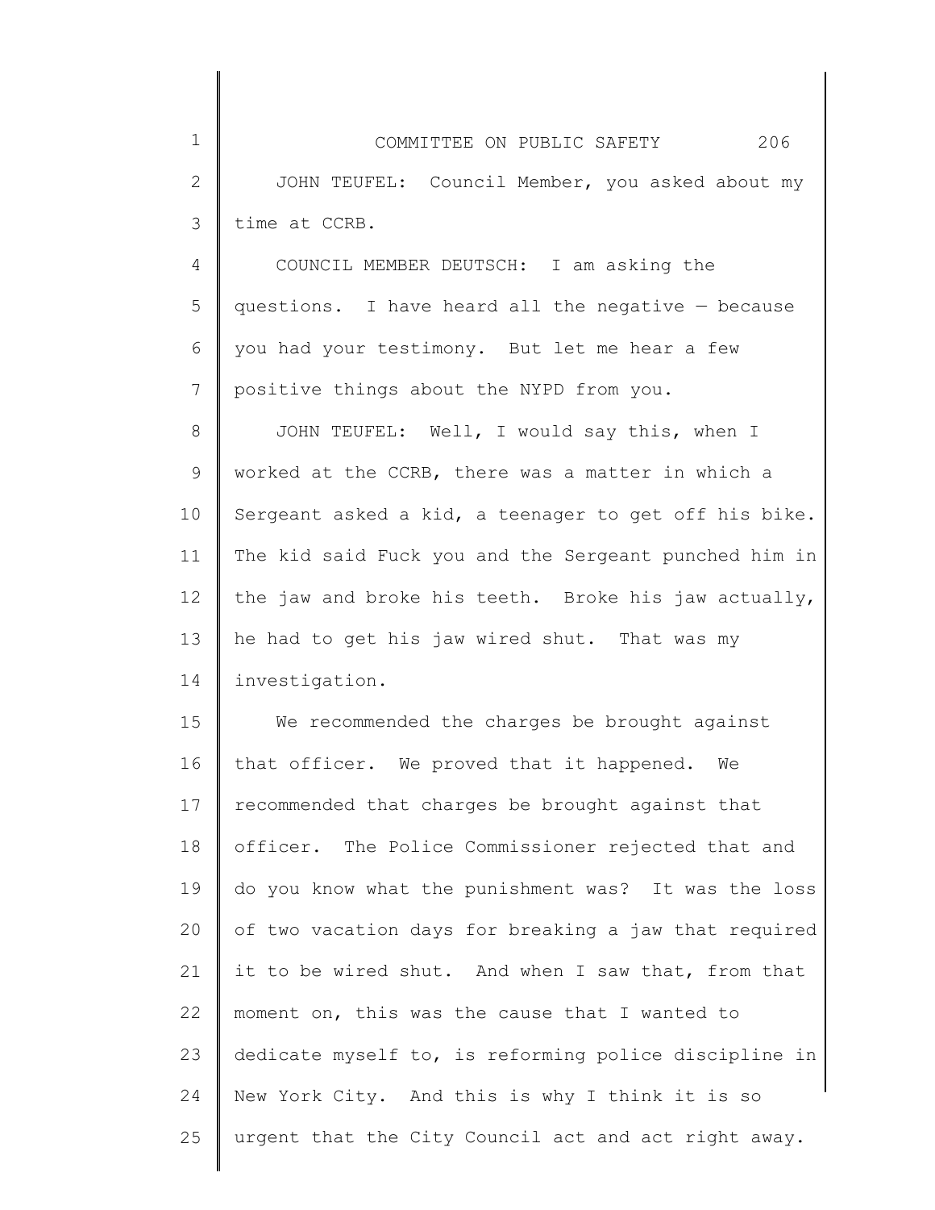JOHN TEUFEL: Council Member, you asked about my time at CCRB.

COUNCIL MEMBER DEUTSCH: I am asking the questions. I have heard all the negative — because you had your testimony. But let me hear a few positive things about the NYPD from you.

JOHN TEUFEL: Well, I would say this, when I worked at the CCRB, there was a matter in which a Sergeant asked a kid, a teenager to get off his bike. The kid said Fuck you and the Sergeant punched him in the jaw and broke his teeth. Broke his jaw actually, he had to get his jaw wired shut. That was my investigation.

We recommended the charges be brought against that officer. We proved that it happened. We recommended that charges be brought against that officer. The Police Commissioner rejected that and do you know what the punishment was? It was the loss of two vacation days for breaking a jaw that required it to be wired shut. And when I saw that, from that moment on, this was the cause that I wanted to dedicate myself to, is reforming police discipline in New York City. And this is why I think it is so urgent that the City Council act and act right away.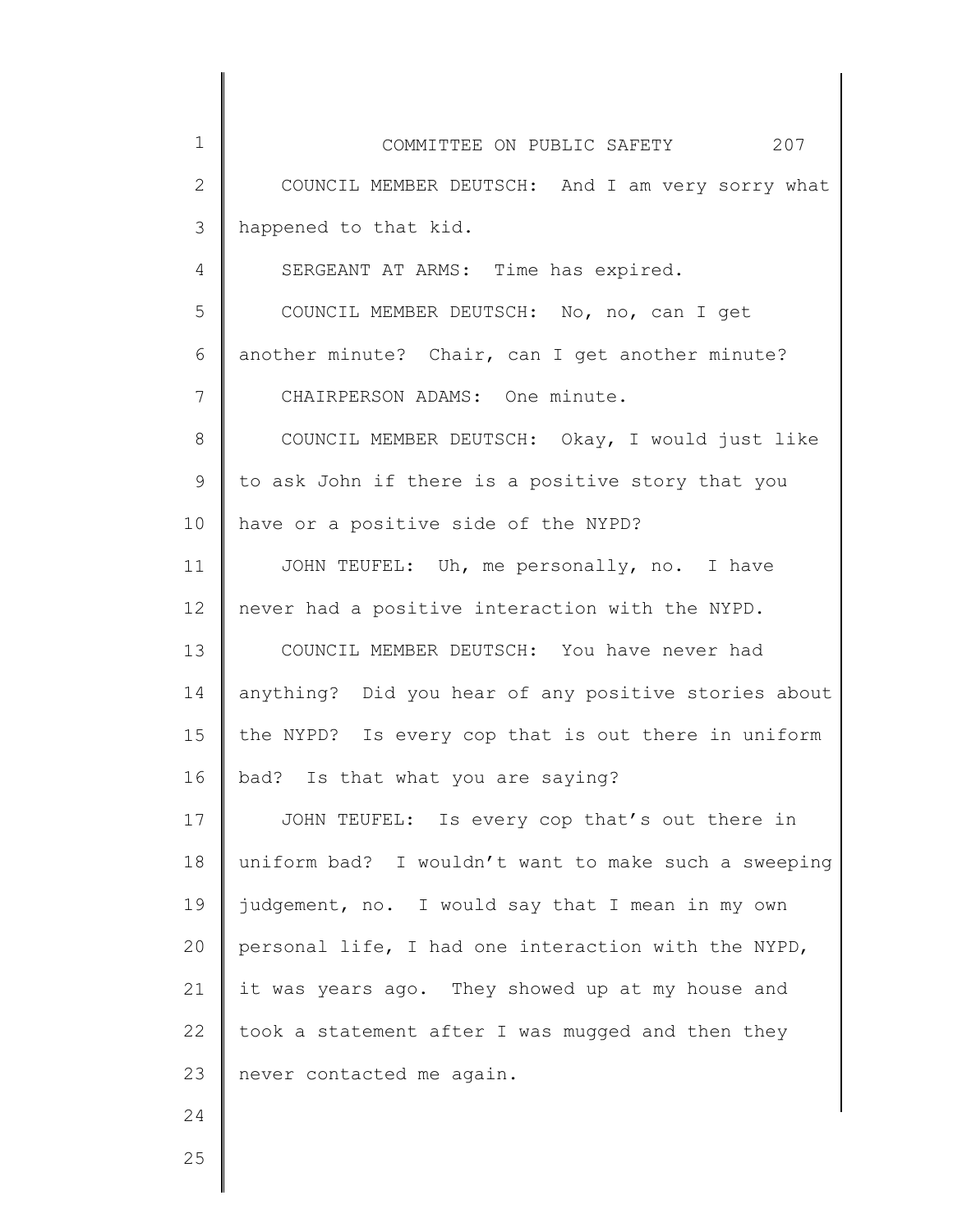COUNCIL MEMBER DEUTSCH: And I am very sorry what happened to that kid.

SERGEANT AT ARMS: Time has expired.

COUNCIL MEMBER DEUTSCH: No, no, can I get another minute? Chair, can I get another minute?

CHAIRPERSON ADAMS: One minute.

COUNCIL MEMBER DEUTSCH: Okay, I would just like to ask John if there is a positive story that you have or a positive side of the NYPD?

JOHN TEUFEL: Uh, me personally, no. I have never had a positive interaction with the NYPD.

COUNCIL MEMBER DEUTSCH: You have never had anything? Did you hear of any positive stories about the NYPD? Is every cop that is out there in uniform bad? Is that what you are saying?

JOHN TEUFEL: Is every cop that's out there in uniform bad? I wouldn't want to make such a sweeping judgement, no. I would say that I mean in my own personal life, I had one interaction with the NYPD, it was years ago. They showed up at my house and took a statement after I was mugged and then they never contacted me again.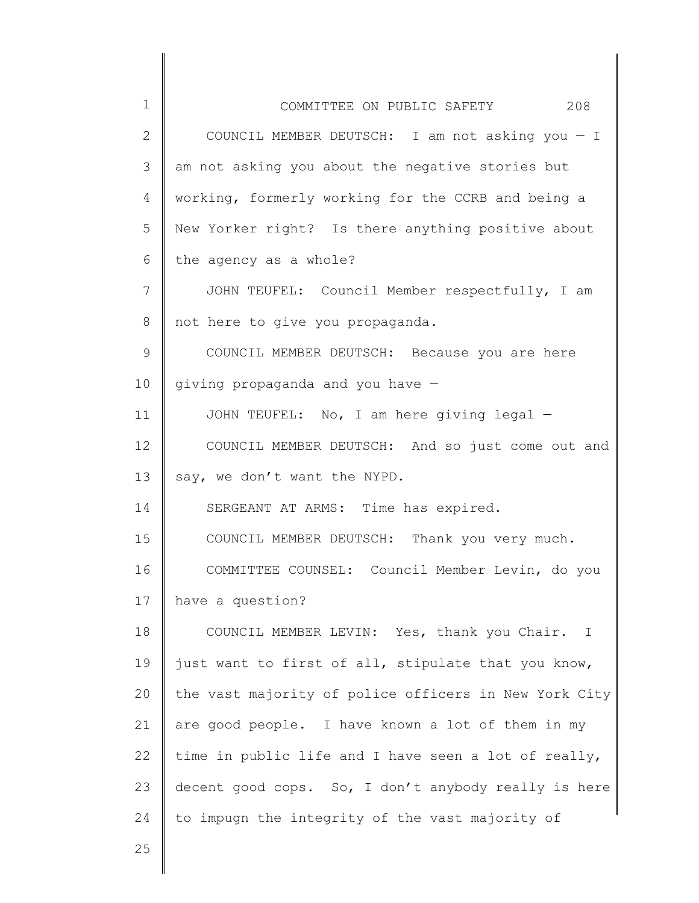COUNCIL MEMBER DEUTSCH: I am not asking you — I am not asking you about the negative stories but working, formerly working for the CCRB and being a New Yorker right? Is there anything positive about the agency as a whole?

JOHN TEUFEL: Council Member respectfully, I am not here to give you propaganda.

COUNCIL MEMBER DEUTSCH: Because you are here giving propaganda and you have —

JOHN TEUFEL: No, I am here giving legal —

COUNCIL MEMBER DEUTSCH: And so just come out and say, we don't want the NYPD.

SERGEANT AT ARMS: Time has expired.

COUNCIL MEMBER DEUTSCH: Thank you very much.

COMMITTEE COUNSEL: Council Member Levin, do you have a question?

COUNCIL MEMBER LEVIN: Yes, thank you Chair. I just want to first of all, stipulate that you know, the vast majority of police officers in New York City are good people. I have known a lot of them in my time in public life and I have seen a lot of really, decent good cops. So, I don't anybody really is here to impugn the integrity of the vast majority of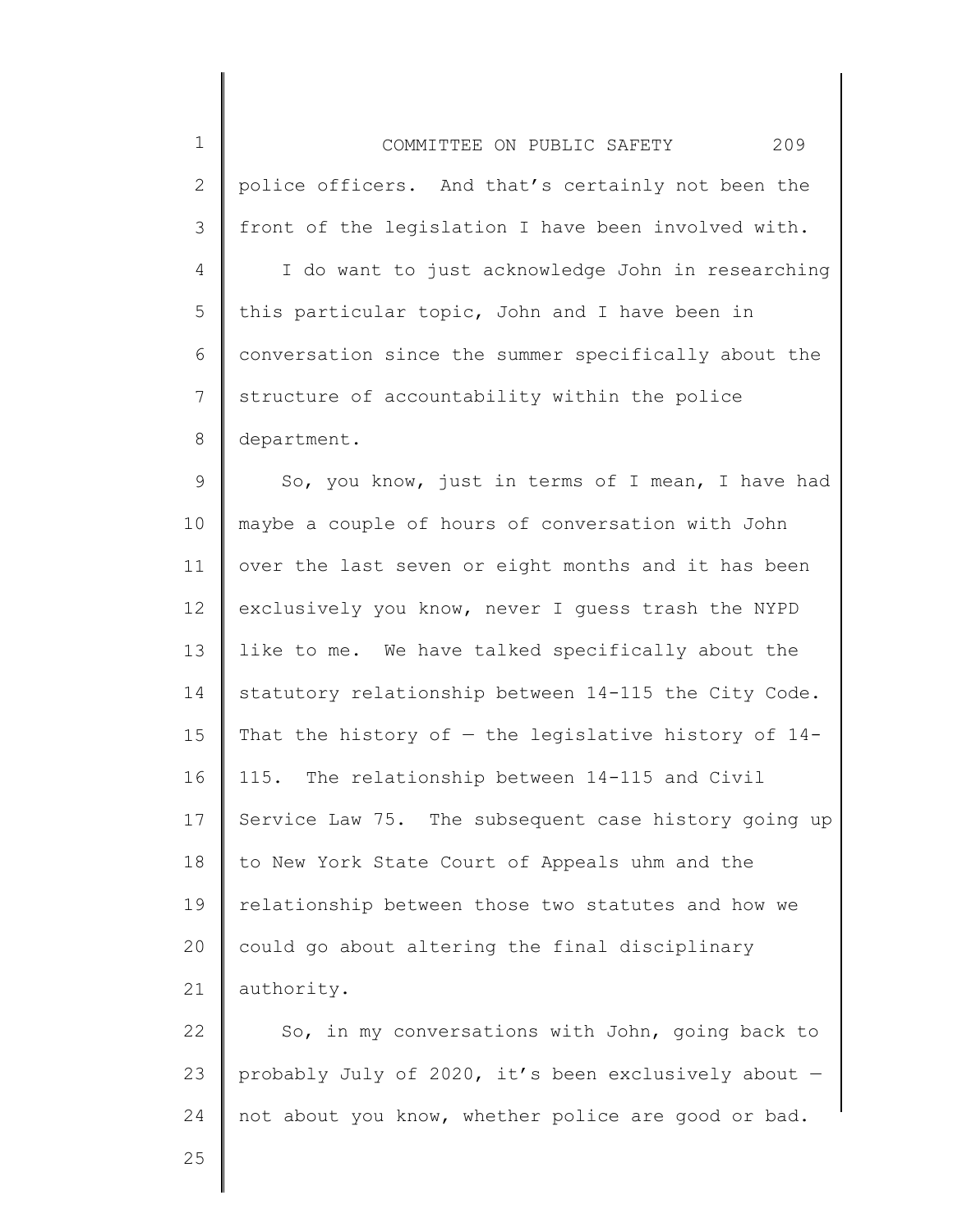police officers. And that's certainly not been the front of the legislation I have been involved with.

I do want to just acknowledge John in researching this particular topic, John and I have been in conversation since the summer specifically about the structure of accountability within the police department.

So, you know, just in terms of I mean, I have had maybe a couple of hours of conversation with John over the last seven or eight months and it has been exclusively you know, never I guess trash the NYPD like to me. We have talked specifically about the statutory relationship between 14-115 the City Code. That the history of — the legislative history of 14-115. The relationship between 14-115 and Civil Service Law 75. The subsequent case history going up to New York State Court of Appeals uhm and the relationship between those two statutes and how we could go about altering the final disciplinary authority.

So, in my conversations with John, going back to probably July of 2020, it's been exclusively about — not about you know, whether police are good or bad.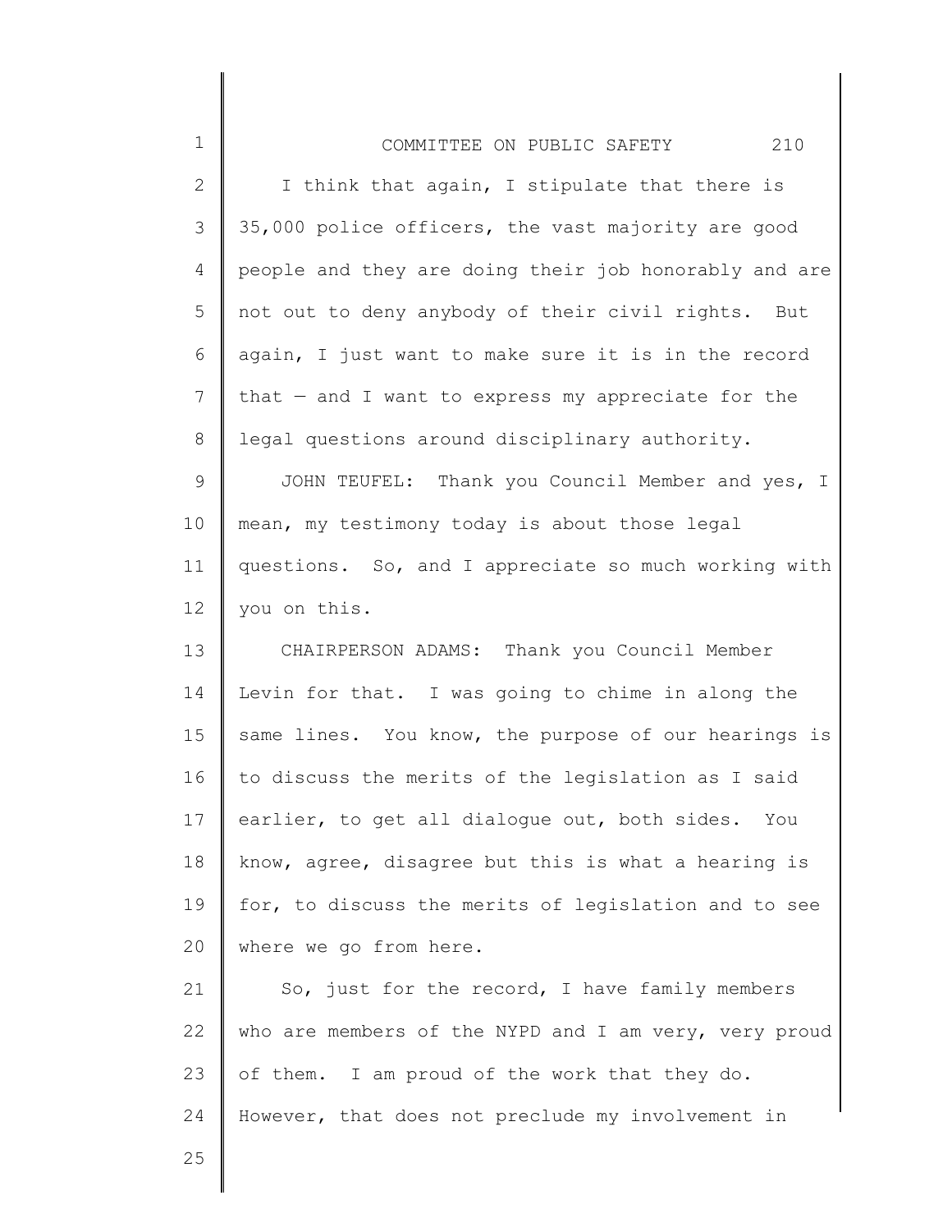I think that again, I stipulate that there is 35,000 police officers, the vast majority are good people and they are doing their job honorably and are not out to deny anybody of their civil rights. But again, I just want to make sure it is in the record that — and I want to express my appreciate for the legal questions around disciplinary authority.

JOHN TEUFEL: Thank you Council Member and yes, I mean, my testimony today is about those legal questions. So, and I appreciate so much working with you on this.

CHAIRPERSON ADAMS: Thank you Council Member Levin for that. I was going to chime in along the same lines. You know, the purpose of our hearings is to discuss the merits of the legislation as I said earlier, to get all dialogue out, both sides. You know, agree, disagree but this is what a hearing is for, to discuss the merits of legislation and to see where we go from here.

So, just for the record, I have family members who are members of the NYPD and I am very, very proud of them. I am proud of the work that they do. However, that does not preclude my involvement in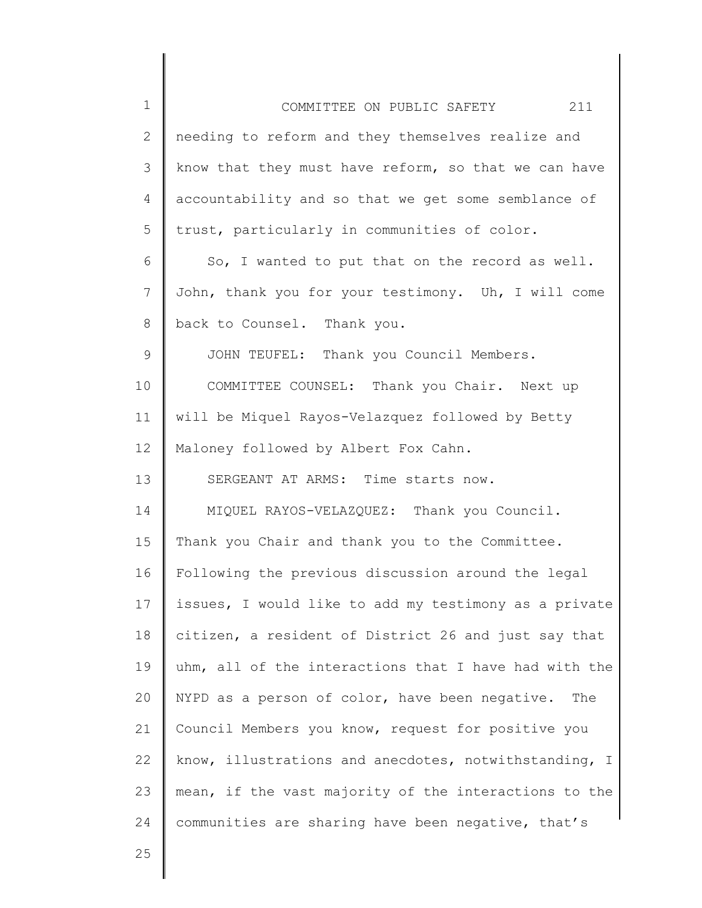needing to reform and they themselves realize and know that they must have reform, so that we can have accountability and so that we get some semblance of trust, particularly in communities of color.

So, I wanted to put that on the record as well. John, thank you for your testimony. Uh, I will come back to Counsel. Thank you.

JOHN TEUFEL: Thank you Council Members.

COMMITTEE COUNSEL: Thank you Chair. Next up will be Miquel Rayos-Velazquez followed by Betty Maloney followed by Albert Fox Cahn.

SERGEANT AT ARMS: Time starts now.

MIQUEL RAYOS-VELAZQUEZ: Thank you Council. Thank you Chair and thank you to the Committee. Following the previous discussion around the legal issues, I would like to add my testimony as a private citizen, a resident of District 26 and just say that uhm, all of the interactions that I have had with the NYPD as a person of color, have been negative. The Council Members you know, request for positive you know, illustrations and anecdotes, notwithstanding, I mean, if the vast majority of the interactions to the communities are sharing have been negative, that's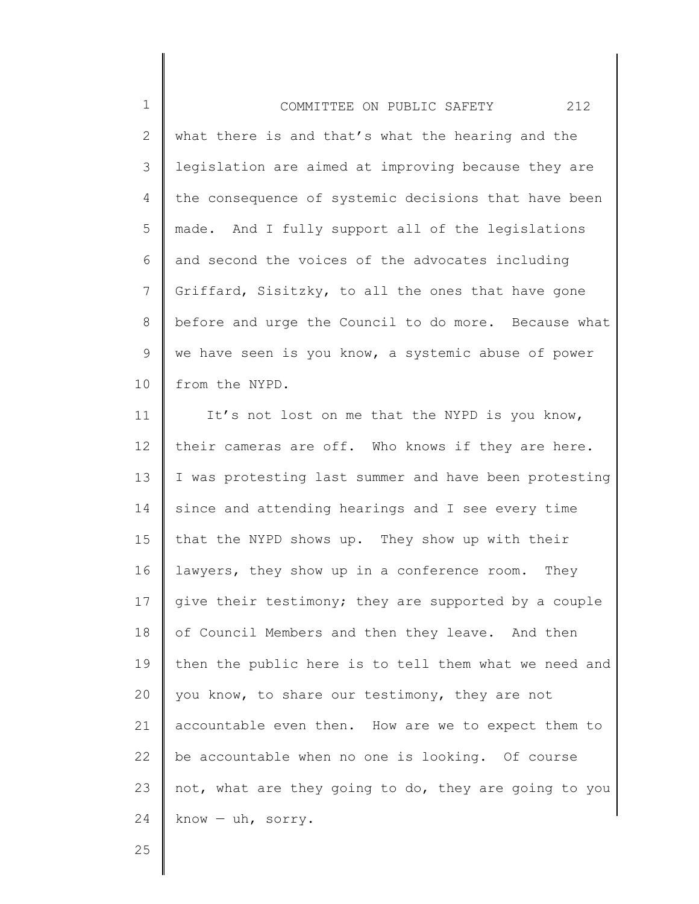what there is and that's what the hearing and the legislation are aimed at improving because they are the consequence of systemic decisions that have been made. And I fully support all of the legislations and second the voices of the advocates including Griffard, Sisitzky, to all the ones that have gone before and urge the Council to do more. Because what we have seen is you know, a systemic abuse of power from the NYPD.

It's not lost on me that the NYPD is you know, their cameras are off. Who knows if they are here. I was protesting last summer and have been protesting since and attending hearings and I see every time that the NYPD shows up. They show up with their lawyers, they show up in a conference room. They give their testimony; they are supported by a couple of Council Members and then they leave. And then then the public here is to tell them what we need and you know, to share our testimony, they are not accountable even then. How are we to expect them to be accountable when no one is looking. Of course not, what are they going to do, they are going to you know — uh, sorry.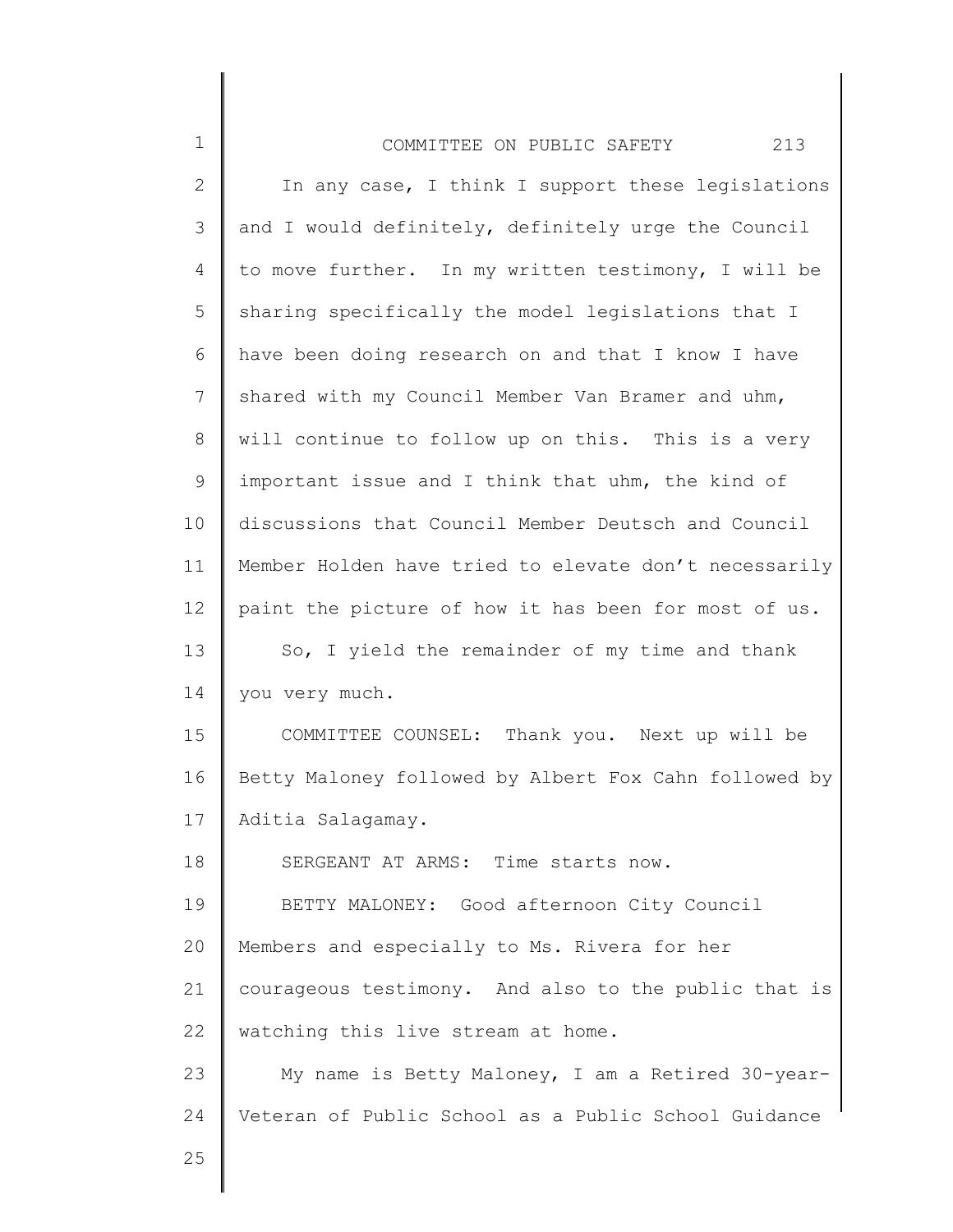In any case, I think I support these legislations and I would definitely, definitely urge the Council to move further. In my written testimony, I will be sharing specifically the model legislations that I have been doing research on and that I know I have shared with my Council Member Van Bramer and uhm, will continue to follow up on this. This is a very important issue and I think that uhm, the kind of discussions that Council Member Deutsch and Council Member Holden have tried to elevate don't necessarily paint the picture of how it has been for most of us.

So, I yield the remainder of my time and thank you very much.

COMMITTEE COUNSEL: Thank you. Next up will be Betty Maloney followed by Albert Fox Cahn followed by Aditia Salagamay.

SERGEANT AT ARMS: Time starts now.

BETTY MALONEY: Good afternoon City Council Members and especially to Ms. Rivera for her courageous testimony. And also to the public that is watching this live stream at home.

My name is Betty Maloney, I am a Retired 30-year-Veteran of Public School as a Public School Guidance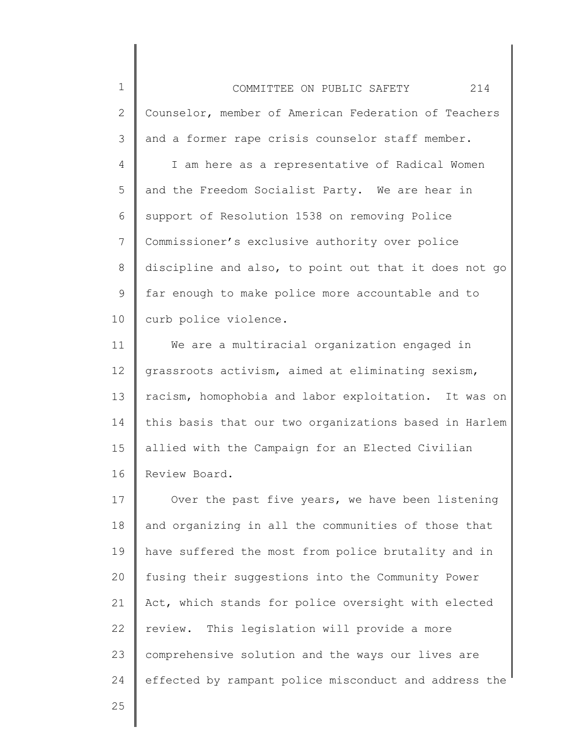Counselor, member of American Federation of Teachers and a former rape crisis counselor staff member.

I am here as a representative of Radical Women and the Freedom Socialist Party. We are hear in support of Resolution 1538 on removing Police Commissioner's exclusive authority over police discipline and also, to point out that it does not go far enough to make police more accountable and to curb police violence.

We are a multiracial organization engaged in grassroots activism, aimed at eliminating sexism, racism, homophobia and labor exploitation. It was on this basis that our two organizations based in Harlem allied with the Campaign for an Elected Civilian Review Board.

Over the past five years, we have been listening and organizing in all the communities of those that have suffered the most from police brutality and in fusing their suggestions into the Community Power Act, which stands for police oversight with elected review. This legislation will provide a more comprehensive solution and the ways our lives are effected by rampant police misconduct and address the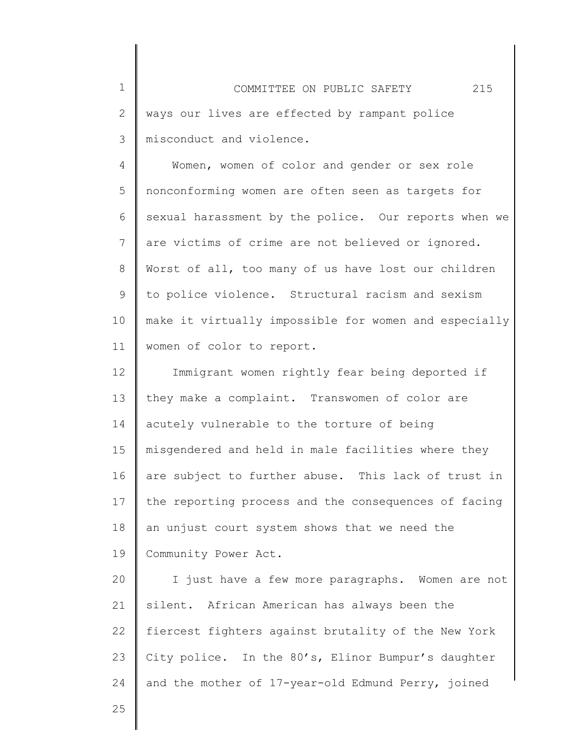ways our lives are effected by rampant police misconduct and violence.

Women, women of color and gender or sex role nonconforming women are often seen as targets for sexual harassment by the police. Our reports when we are victims of crime are not believed or ignored. Worst of all, too many of us have lost our children to police violence. Structural racism and sexism make it virtually impossible for women and especially women of color to report.

Immigrant women rightly fear being deported if they make a complaint. Transwomen of color are acutely vulnerable to the torture of being misgendered and held in male facilities where they are subject to further abuse. This lack of trust in the reporting process and the consequences of facing an unjust court system shows that we need the Community Power Act.

I just have a few more paragraphs. Women are not silent. African American has always been the fiercest fighters against brutality of the New York City police. In the 80's, Elinor Bumpur's daughter and the mother of 17-year-old Edmund Perry, joined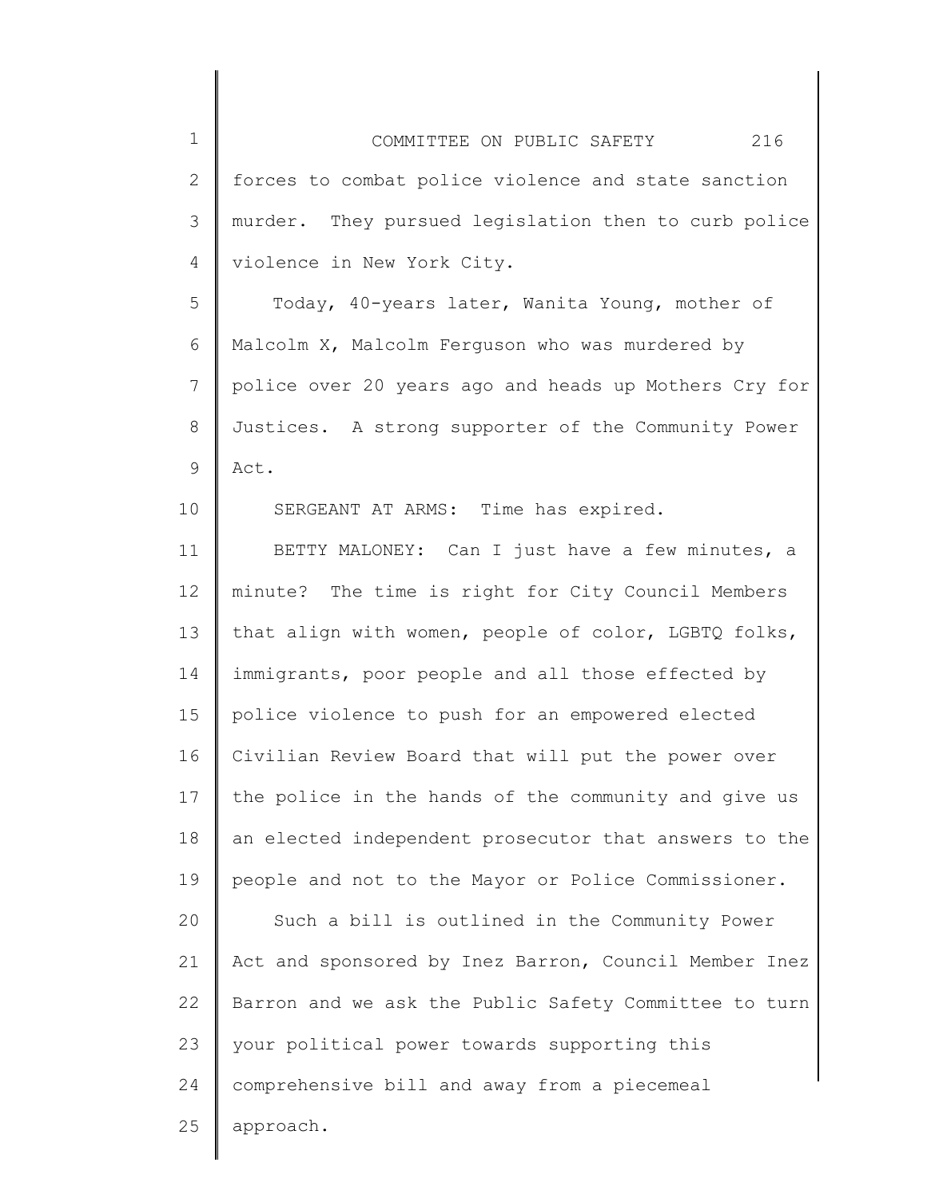forces to combat police violence and state sanction murder. They pursued legislation then to curb police violence in New York City.

Today, 40-years later, Wanita Young, mother of Malcolm X, Malcolm Ferguson who was murdered by police over 20 years ago and heads up Mothers Cry for Justices. A strong supporter of the Community Power Act.

SERGEANT AT ARMS: Time has expired.

BETTY MALONEY: Can I just have a few minutes, a minute? The time is right for City Council Members that align with women, people of color, LGBTQ folks, immigrants, poor people and all those effected by police violence to push for an empowered elected Civilian Review Board that will put the power over the police in the hands of the community and give us an elected independent prosecutor that answers to the people and not to the Mayor or Police Commissioner.

Such a bill is outlined in the Community Power Act and sponsored by Inez Barron, Council Member Inez Barron and we ask the Public Safety Committee to turn your political power towards supporting this comprehensive bill and away from a piecemeal approach.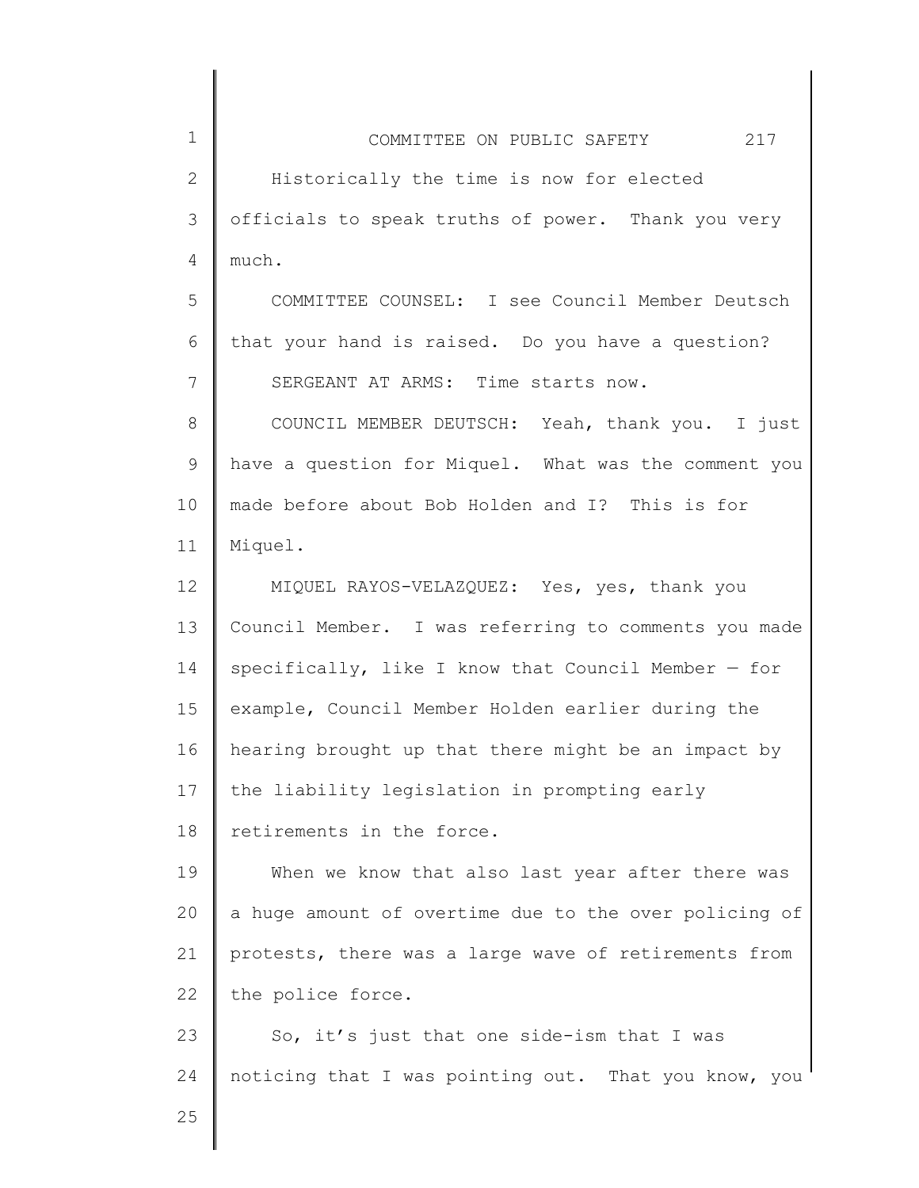Historically the time is now for elected officials to speak truths of power. Thank you very much.

COMMITTEE COUNSEL: I see Council Member Deutsch that your hand is raised. Do you have a question?

SERGEANT AT ARMS: Time starts now.

COUNCIL MEMBER DEUTSCH: Yeah, thank you. I just have a question for Miquel. What was the comment you made before about Bob Holden and I? This is for Miquel.

MIQUEL RAYOS-VELAZQUEZ: Yes, yes, thank you Council Member. I was referring to comments you made specifically, like I know that Council Member — for example, Council Member Holden earlier during the hearing brought up that there might be an impact by the liability legislation in prompting early retirements in the force.

When we know that also last year after there was a huge amount of overtime due to the over policing of protests, there was a large wave of retirements from the police force.

So, it's just that one side-ism that I was noticing that I was pointing out. That you know, you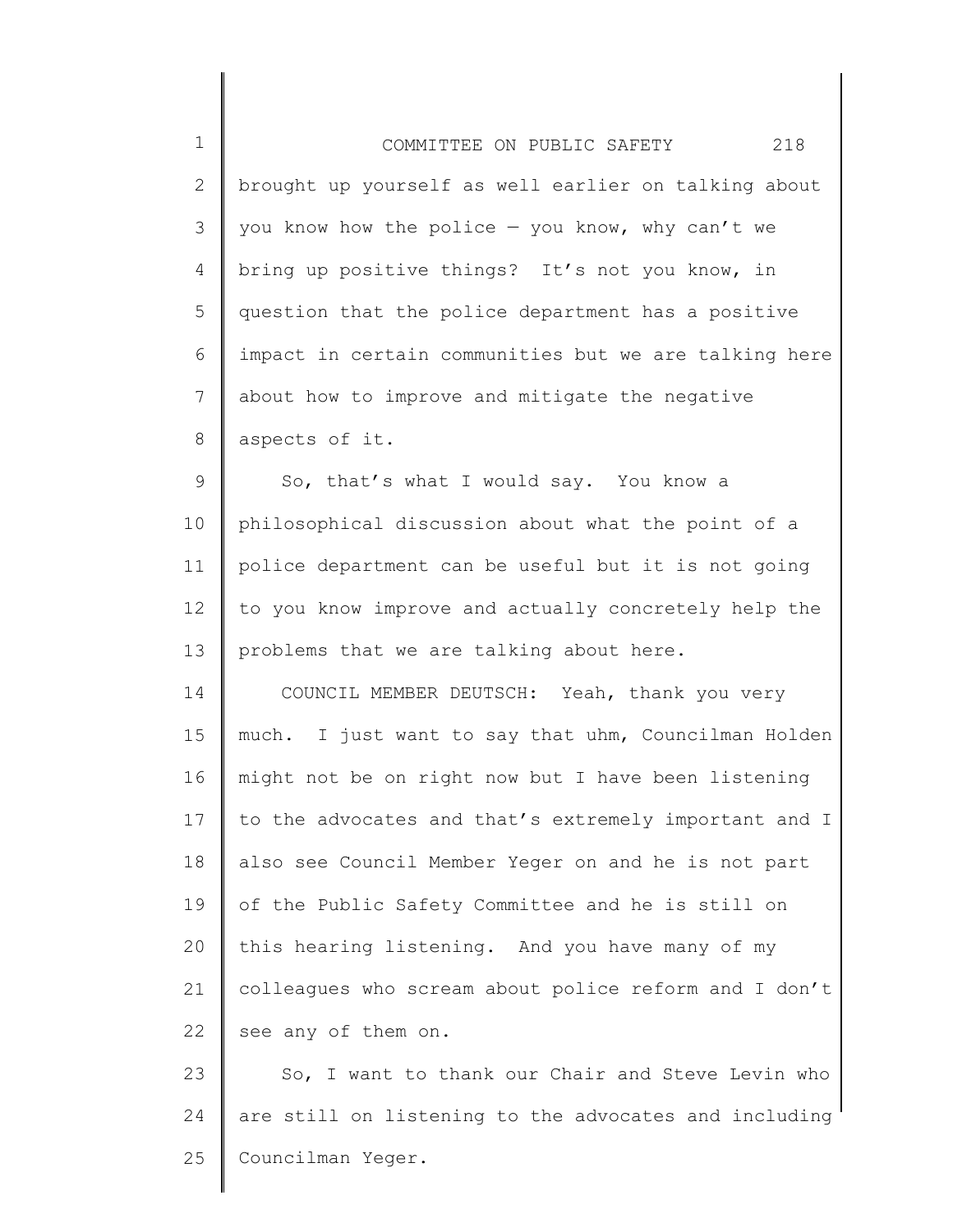brought up yourself as well earlier on talking about you know how the police — you know, why can't we bring up positive things? It's not you know, in question that the police department has a positive impact in certain communities but we are talking here about how to improve and mitigate the negative aspects of it.

So, that's what I would say. You know a philosophical discussion about what the point of a police department can be useful but it is not going to you know improve and actually concretely help the problems that we are talking about here.

COUNCIL MEMBER DEUTSCH: Yeah, thank you very much. I just want to say that uhm, Councilman Holden might not be on right now but I have been listening to the advocates and that's extremely important and I also see Council Member Yeger on and he is not part of the Public Safety Committee and he is still on this hearing listening. And you have many of my colleagues who scream about police reform and I don't see any of them on.

So, I want to thank our Chair and Steve Levin who are still on listening to the advocates and including Councilman Yeger.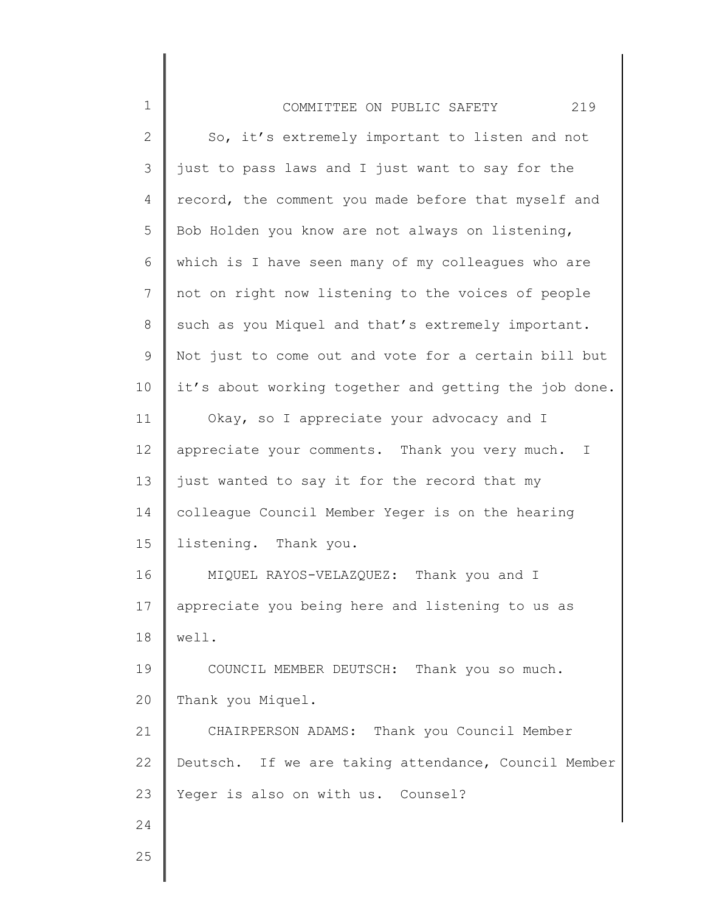So, it's extremely important to listen and not just to pass laws and I just want to say for the record, the comment you made before that myself and Bob Holden you know are not always on listening, which is I have seen many of my colleagues who are not on right now listening to the voices of people such as you Miquel and that's extremely important. Not just to come out and vote for a certain bill but it's about working together and getting the job done.

Okay, so I appreciate your advocacy and I appreciate your comments. Thank you very much. I just wanted to say it for the record that my colleague Council Member Yeger is on the hearing listening. Thank you.

MIQUEL RAYOS-VELAZQUEZ: Thank you and I appreciate you being here and listening to us as well.

COUNCIL MEMBER DEUTSCH: Thank you so much. Thank you Miquel.

CHAIRPERSON ADAMS: Thank you Council Member Deutsch. If we are taking attendance, Council Member Yeger is also on with us. Counsel?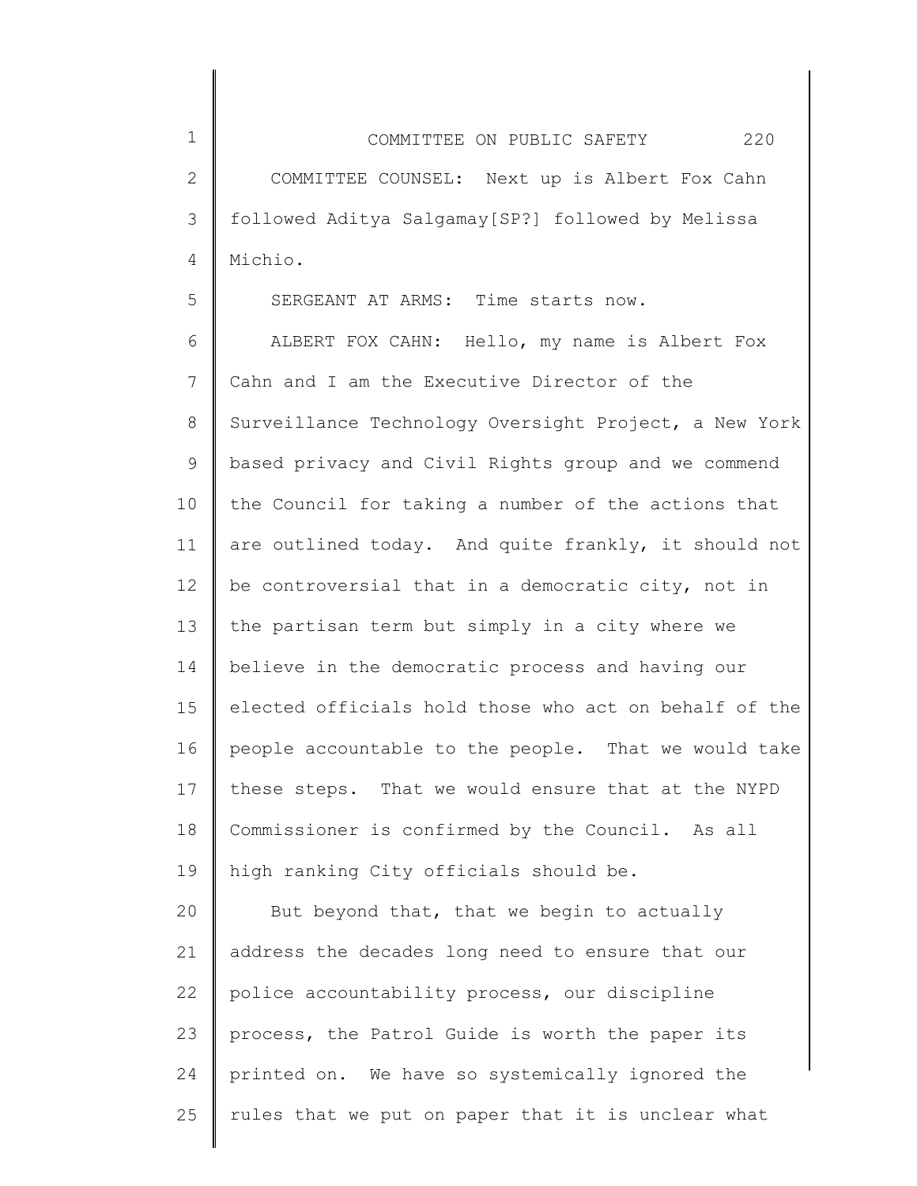COMMITTEE COUNSEL: Next up is Albert Fox Cahn followed Aditya Salgamay[SP?] followed by Melissa Michio.

SERGEANT AT ARMS: Time starts now.

ALBERT FOX CAHN: Hello, my name is Albert Fox Cahn and I am the Executive Director of the Surveillance Technology Oversight Project, a New York based privacy and Civil Rights group and we commend the Council for taking a number of the actions that are outlined today. And quite frankly, it should not be controversial that in a democratic city, not in the partisan term but simply in a city where we believe in the democratic process and having our elected officials hold those who act on behalf of the people accountable to the people. That we would take these steps. That we would ensure that at the NYPD Commissioner is confirmed by the Council. As all high ranking City officials should be.

But beyond that, that we begin to actually address the decades long need to ensure that our police accountability process, our discipline process, the Patrol Guide is worth the paper its printed on. We have so systemically ignored the rules that we put on paper that it is unclear what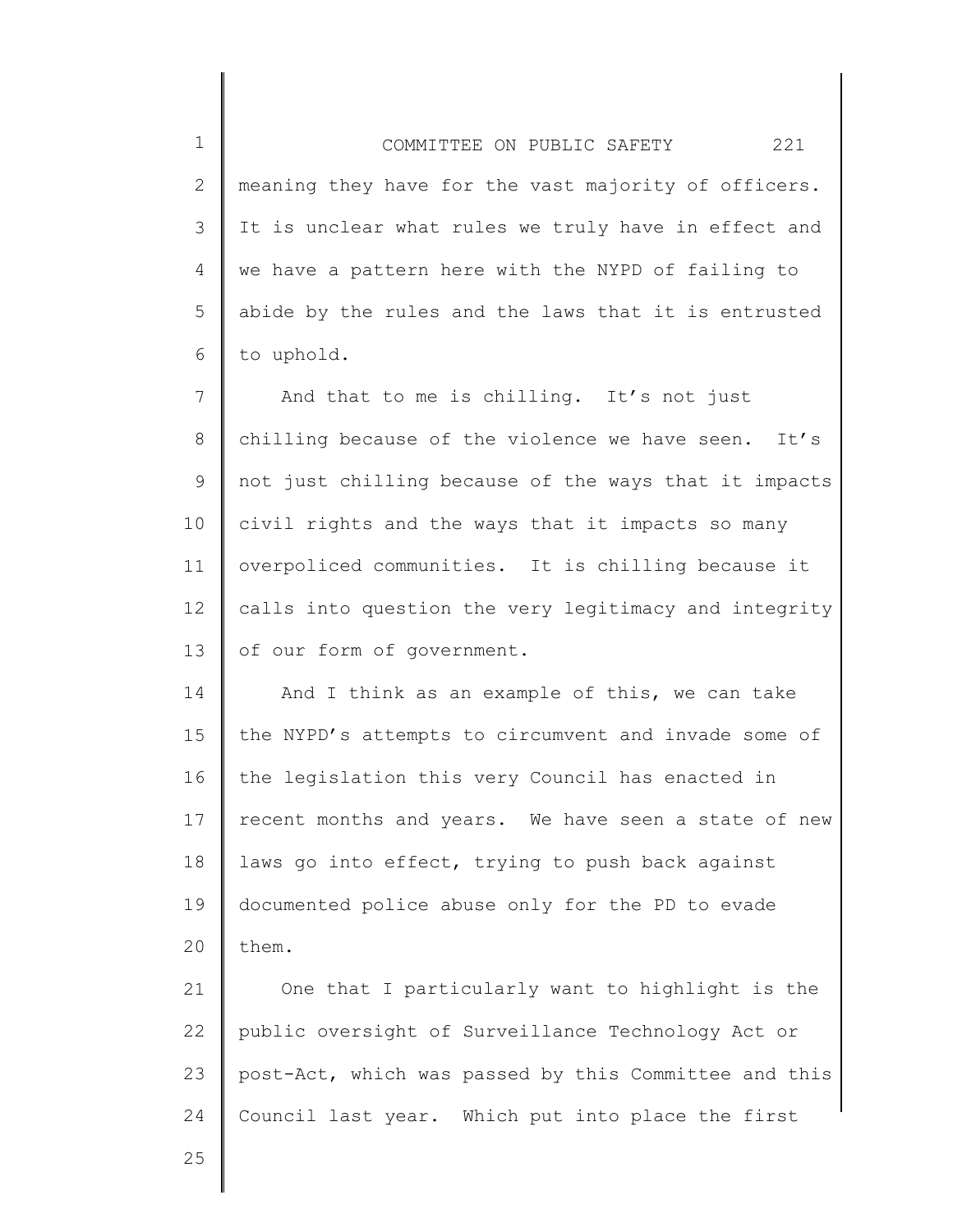meaning they have for the vast majority of officers. It is unclear what rules we truly have in effect and we have a pattern here with the NYPD of failing to abide by the rules and the laws that it is entrusted to uphold.

And that to me is chilling. It's not just chilling because of the violence we have seen. It's not just chilling because of the ways that it impacts civil rights and the ways that it impacts so many overpoliced communities. It is chilling because it calls into question the very legitimacy and integrity of our form of government.

And I think as an example of this, we can take the NYPD's attempts to circumvent and invade some of the legislation this very Council has enacted in recent months and years. We have seen a state of new laws go into effect, trying to push back against documented police abuse only for the PD to evade them.

One that I particularly want to highlight is the public oversight of Surveillance Technology Act or post-Act, which was passed by this Committee and this Council last year. Which put into place the first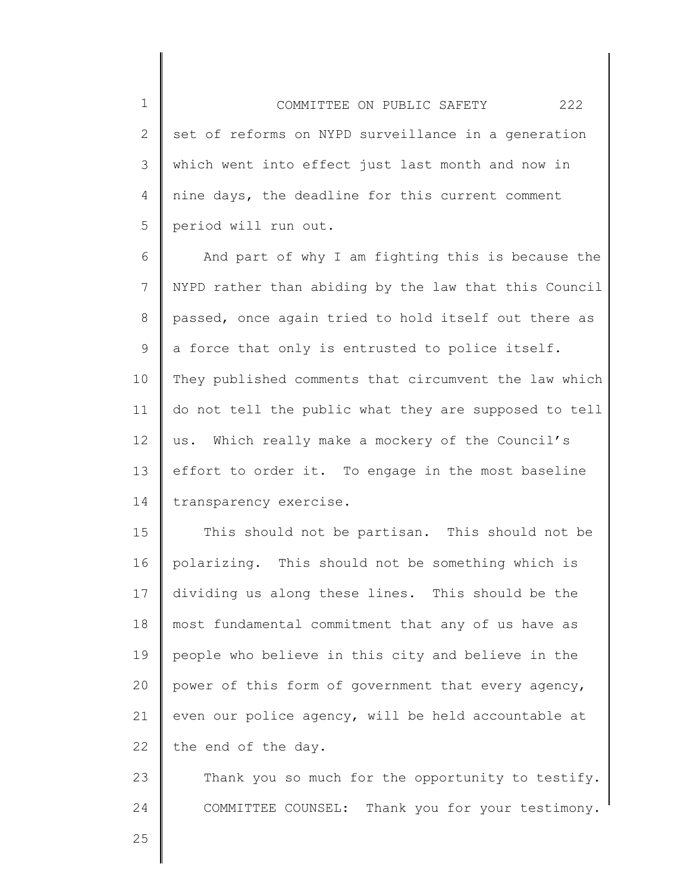set of reforms on NYPD surveillance in a generation which went into effect just last month and now in nine days, the deadline for this current comment period will run out.

And part of why I am fighting this is because the NYPD rather than abiding by the law that this Council passed, once again tried to hold itself out there as a force that only is entrusted to police itself. They published comments that circumvent the law which do not tell the public what they are supposed to tell us. Which really make a mockery of the Council's effort to order it. To engage in the most baseline transparency exercise.

This should not be partisan. This should not be polarizing. This should not be something which is dividing us along these lines. This should be the most fundamental commitment that any of us have as people who believe in this city and believe in the power of this form of government that every agency, even our police agency, will be held accountable at the end of the day.

Thank you so much for the opportunity to testify.

COMMITTEE COUNSEL: Thank you for your testimony.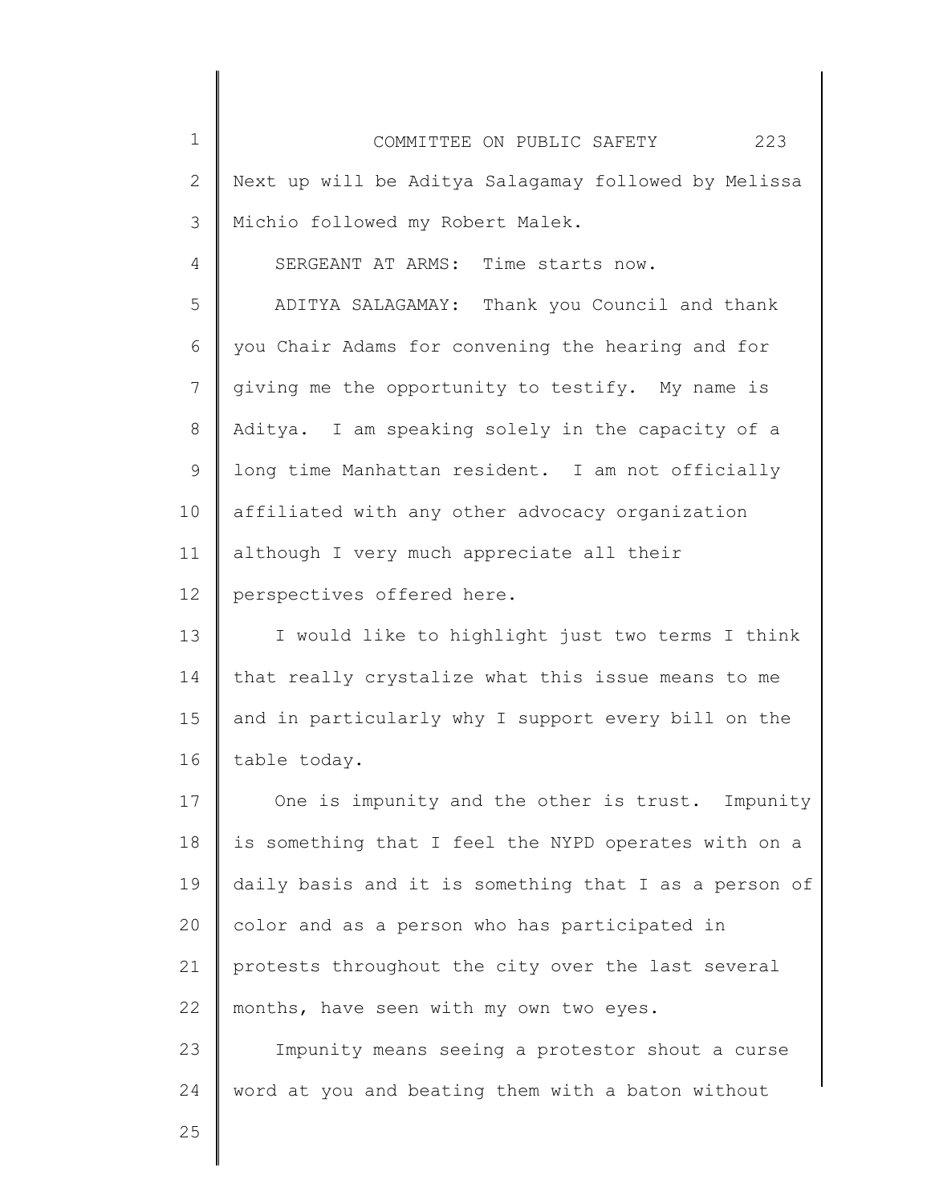Next up will be Aditya Salagamay followed by Melissa Michio followed my Robert Malek.

SERGEANT AT ARMS: Time starts now.

ADITYA SALAGAMAY: Thank you Council and thank you Chair Adams for convening the hearing and for giving me the opportunity to testify. My name is Aditya. I am speaking solely in the capacity of a long time Manhattan resident. I am not officially affiliated with any other advocacy organization although I very much appreciate all their perspectives offered here.

I would like to highlight just two terms I think that really crystalize what this issue means to me and in particularly why I support every bill on the table today.

One is impunity and the other is trust. Impunity is something that I feel the NYPD operates with on a daily basis and it is something that I as a person of color and as a person who has participated in protests throughout the city over the last several months, have seen with my own two eyes.

Impunity means seeing a protestor shout a curse word at you and beating them with a baton without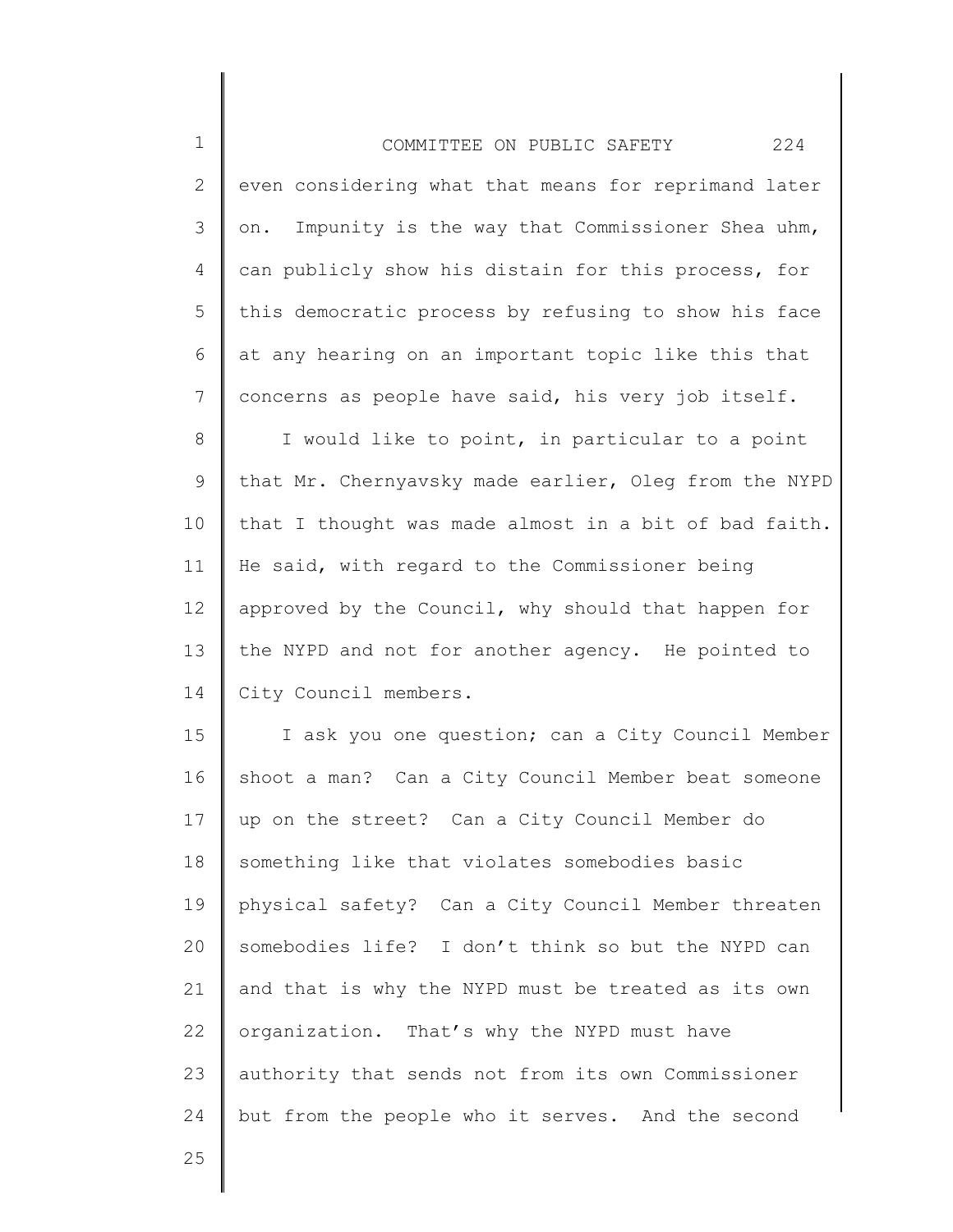even considering what that means for reprimand later on. Impunity is the way that Commissioner Shea uhm, can publicly show his distain for this process, for this democratic process by refusing to show his face at any hearing on an important topic like this that concerns as people have said, his very job itself.

I would like to point, in particular to a point that Mr. Chernyavsky made earlier, Oleg from the NYPD that I thought was made almost in a bit of bad faith. He said, with regard to the Commissioner being approved by the Council, why should that happen for the NYPD and not for another agency. He pointed to City Council members.

I ask you one question; can a City Council Member shoot a man? Can a City Council Member beat someone up on the street? Can a City Council Member do something like that violates somebodies basic physical safety? Can a City Council Member threaten somebodies life? I don't think so but the NYPD can and that is why the NYPD must be treated as its own organization. That's why the NYPD must have authority that sends not from its own Commissioner but from the people who it serves. And the second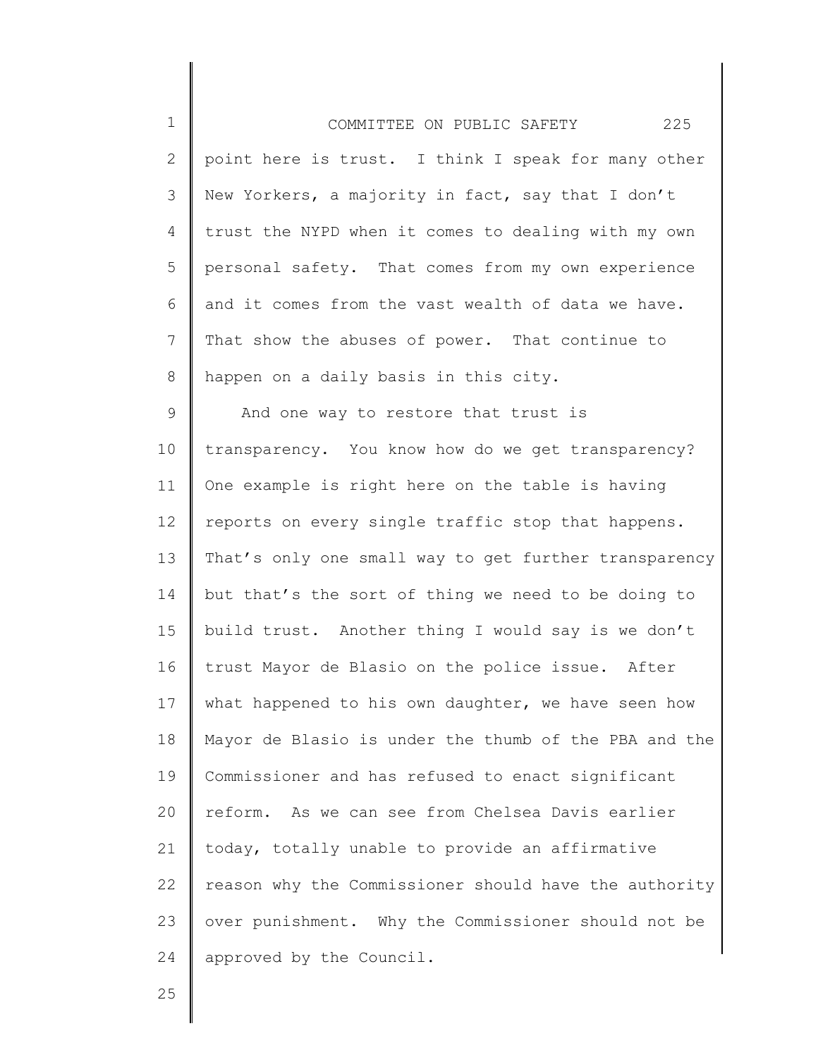point here is trust. I think I speak for many other New Yorkers, a majority in fact, say that I don't trust the NYPD when it comes to dealing with my own personal safety. That comes from my own experience and it comes from the vast wealth of data we have. That show the abuses of power. That continue to happen on a daily basis in this city.

And one way to restore that trust is transparency. You know how do we get transparency? One example is right here on the table is having reports on every single traffic stop that happens. That's only one small way to get further transparency but that's the sort of thing we need to be doing to build trust. Another thing I would say is we don't trust Mayor de Blasio on the police issue. After what happened to his own daughter, we have seen how Mayor de Blasio is under the thumb of the PBA and the Commissioner and has refused to enact significant reform. As we can see from Chelsea Davis earlier today, totally unable to provide an affirmative reason why the Commissioner should have the authority over punishment. Why the Commissioner should not be approved by the Council.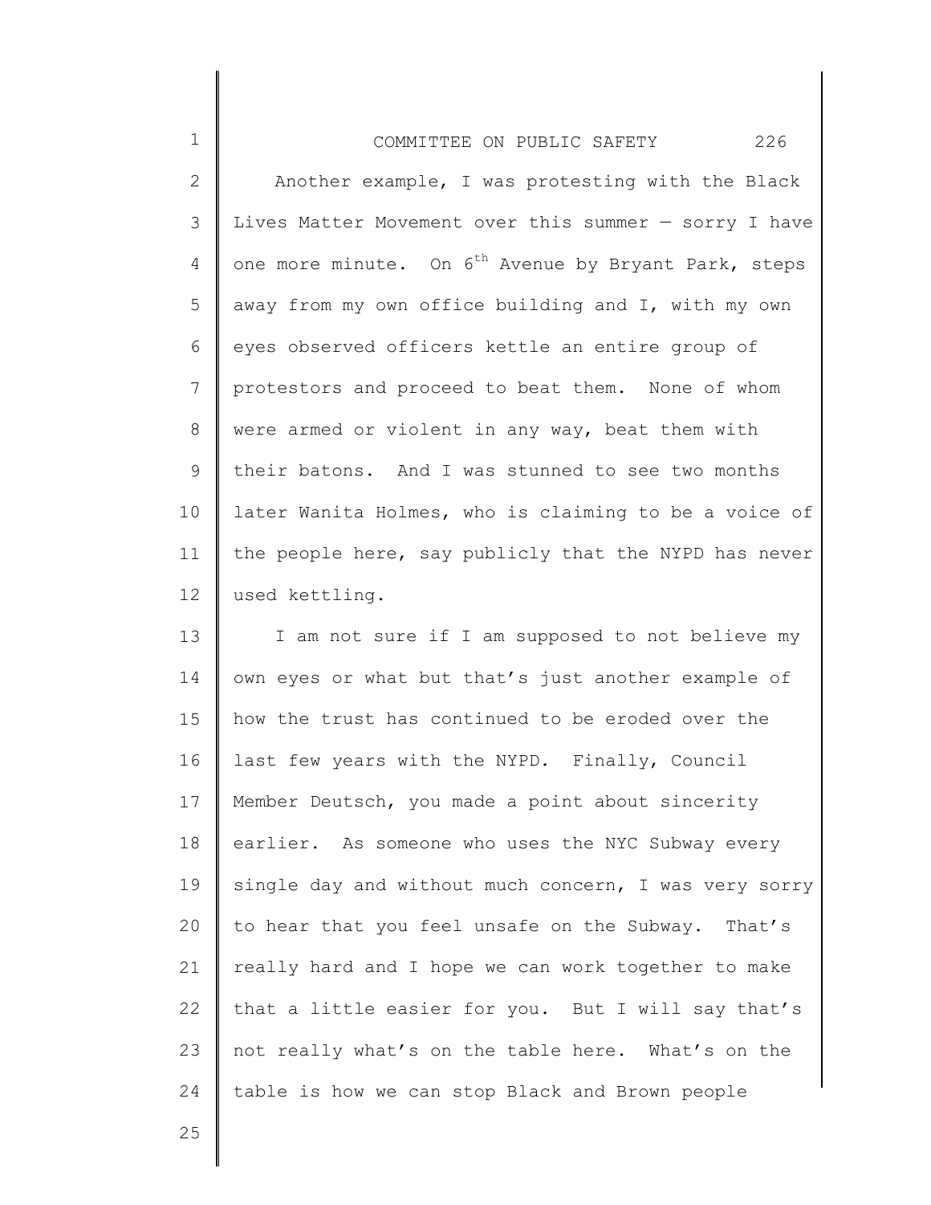Another example, I was protesting with the Black Lives Matter Movement over this summer — sorry I have one more minute. On 6th Avenue by Bryant Park, steps away from my own office building and I, with my own eyes observed officers kettle an entire group of protestors and proceed to beat them. None of whom were armed or violent in any way, beat them with their batons. And I was stunned to see two months later Wanita Holmes, who is claiming to be a voice of the people here, say publicly that the NYPD has never used kettling.

I am not sure if I am supposed to not believe my own eyes or what but that's just another example of how the trust has continued to be eroded over the last few years with the NYPD. Finally, Council Member Deutsch, you made a point about sincerity earlier. As someone who uses the NYC Subway every single day and without much concern, I was very sorry to hear that you feel unsafe on the Subway. That's really hard and I hope we can work together to make that a little easier for you. But I will say that's not really what's on the table here. What's on the table is how we can stop Black and Brown people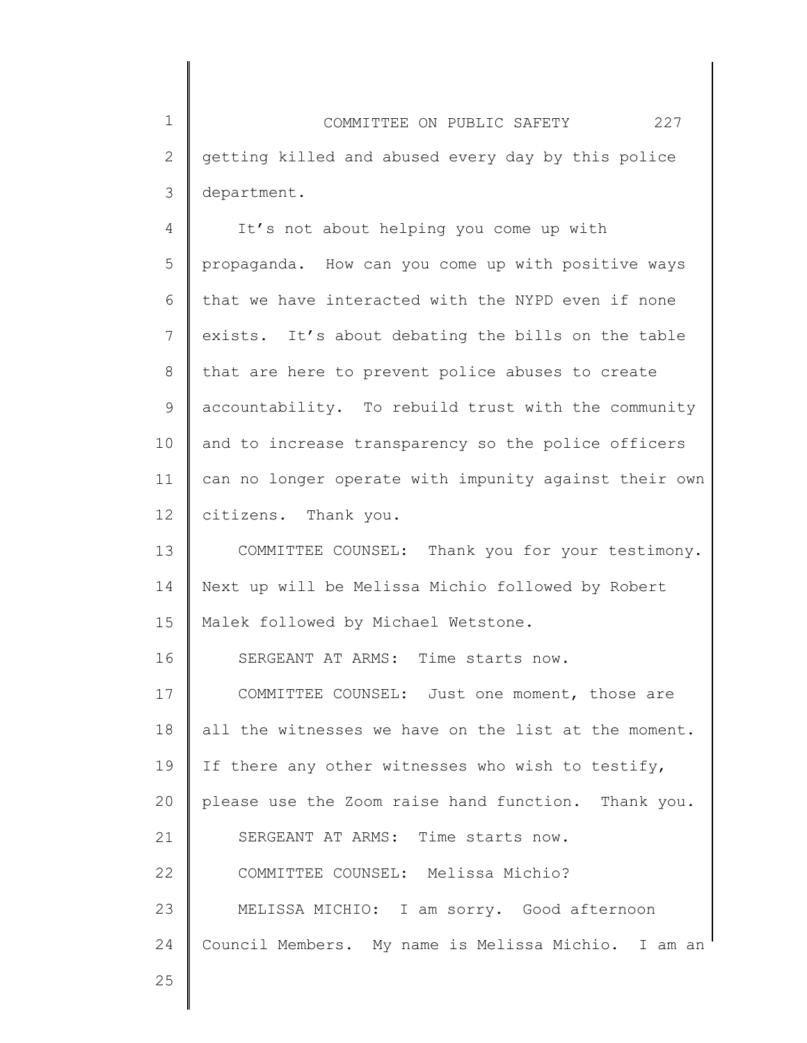getting killed and abused every day by this police department.

It’s not about helping you come up with propaganda. How can you come up with positive ways that we have interacted with the NYPD even if none exists. It’s about debating the bills on the table that are here to prevent police abuses to create accountability. To rebuild trust with the community and to increase transparency so the police officers can no longer operate with impunity against their own citizens. Thank you.

COMMITTEE COUNSEL: Thank you for your testimony. Next up will be Melissa Michio followed by Robert Malek followed by Michael Wetstone.

SERGEANT AT ARMS: Time starts now.

COMMITTEE COUNSEL: Just one moment, those are all the witnesses we have on the list at the moment. If there any other witnesses who wish to testify, please use the Zoom raise hand function. Thank you.

SERGEANT AT ARMS: Time starts now.

COMMITTEE COUNSEL: Melissa Michio?

MELISSA MICHIO: I am sorry. Good afternoon Council Members. My name is Melissa Michio. I am an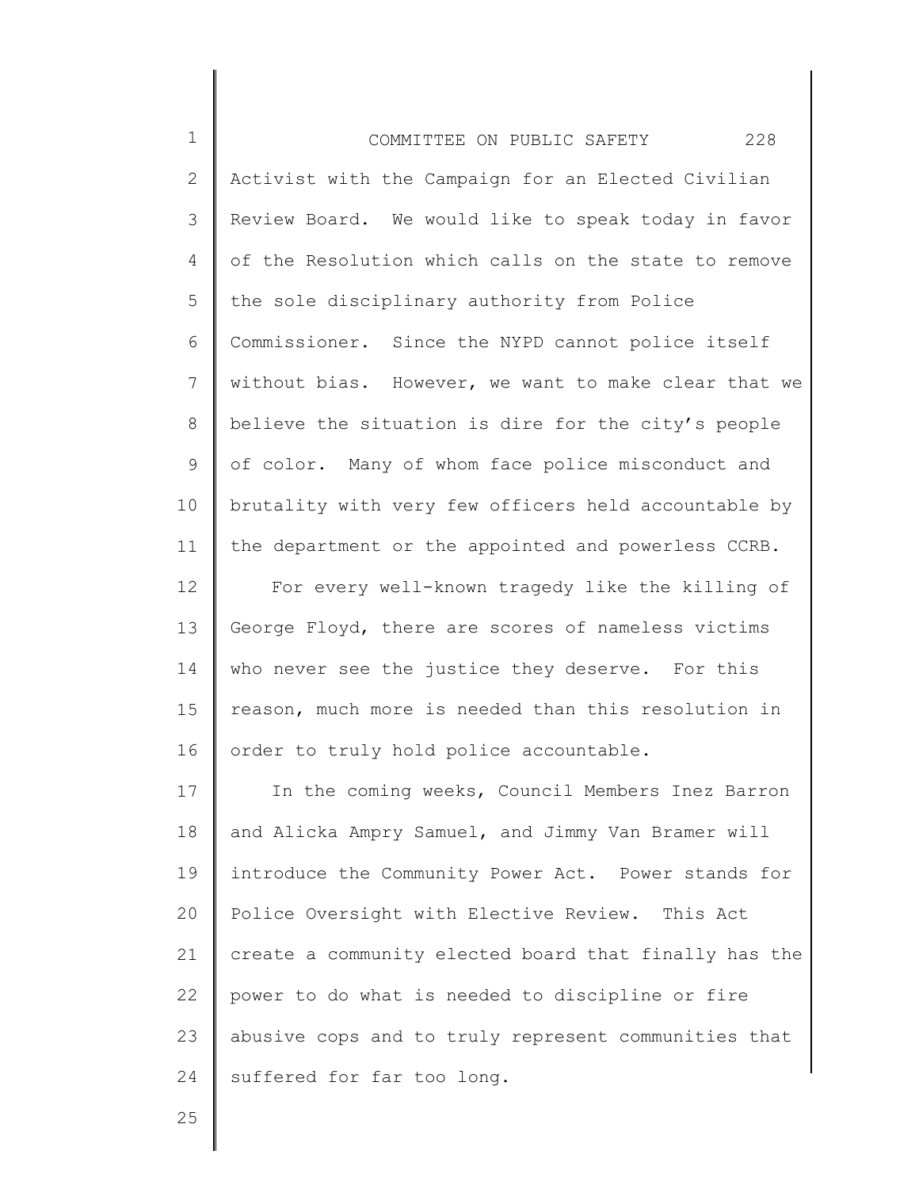Activist with the Campaign for an Elected Civilian Review Board. We would like to speak today in favor of the Resolution which calls on the state to remove the sole disciplinary authority from Police Commissioner. Since the NYPD cannot police itself without bias. However, we want to make clear that we believe the situation is dire for the city's people of color. Many of whom face police misconduct and brutality with very few officers held accountable by the department or the appointed and powerless CCRB.

For every well-known tragedy like the killing of George Floyd, there are scores of nameless victims who never see the justice they deserve. For this reason, much more is needed than this resolution in order to truly hold police accountable.

In the coming weeks, Council Members Inez Barron and Alicka Ampry Samuel, and Jimmy Van Bramer will introduce the Community Power Act. Power stands for Police Oversight with Elective Review. This Act create a community elected board that finally has the power to do what is needed to discipline or fire abusive cops and to truly represent communities that suffered for far too long.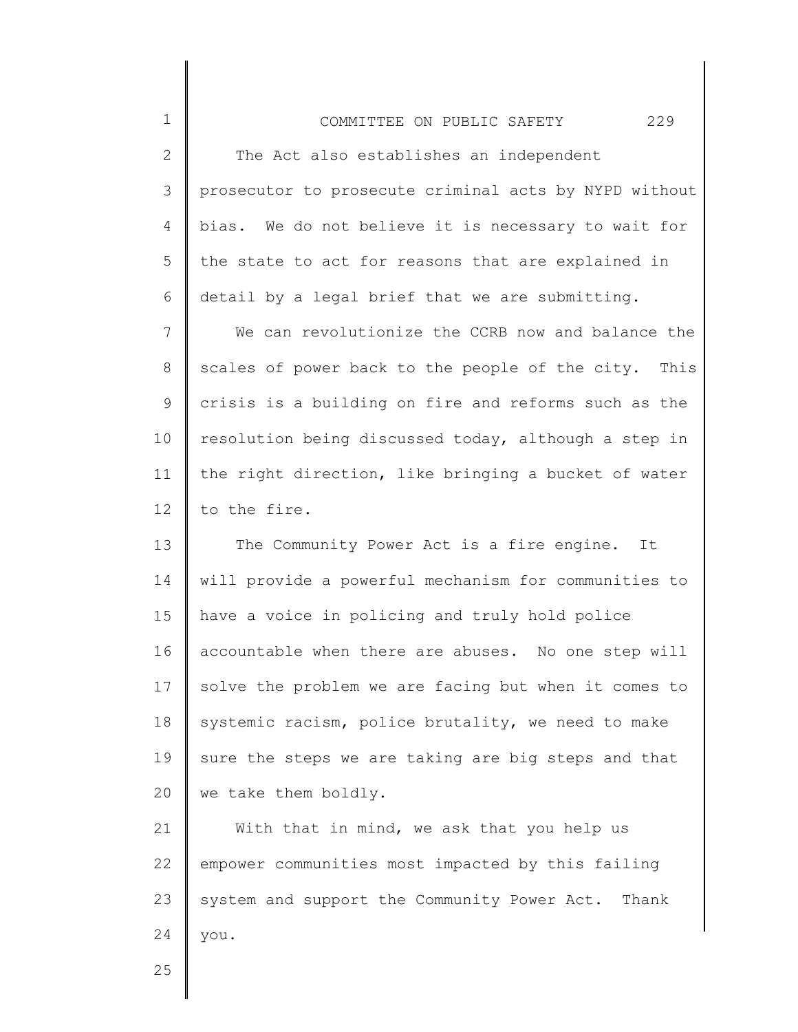The Act also establishes an independent prosecutor to prosecute criminal acts by NYPD without bias. We do not believe it is necessary to wait for the state to act for reasons that are explained in detail by a legal brief that we are submitting.

We can revolutionize the CCRB now and balance the scales of power back to the people of the city. This crisis is a building on fire and reforms such as the resolution being discussed today, although a step in the right direction, like bringing a bucket of water to the fire.

The Community Power Act is a fire engine. It will provide a powerful mechanism for communities to have a voice in policing and truly hold police accountable when there are abuses. No one step will solve the problem we are facing but when it comes to systemic racism, police brutality, we need to make sure the steps we are taking are big steps and that we take them boldly.

With that in mind, we ask that you help us empower communities most impacted by this failing system and support the Community Power Act. Thank you.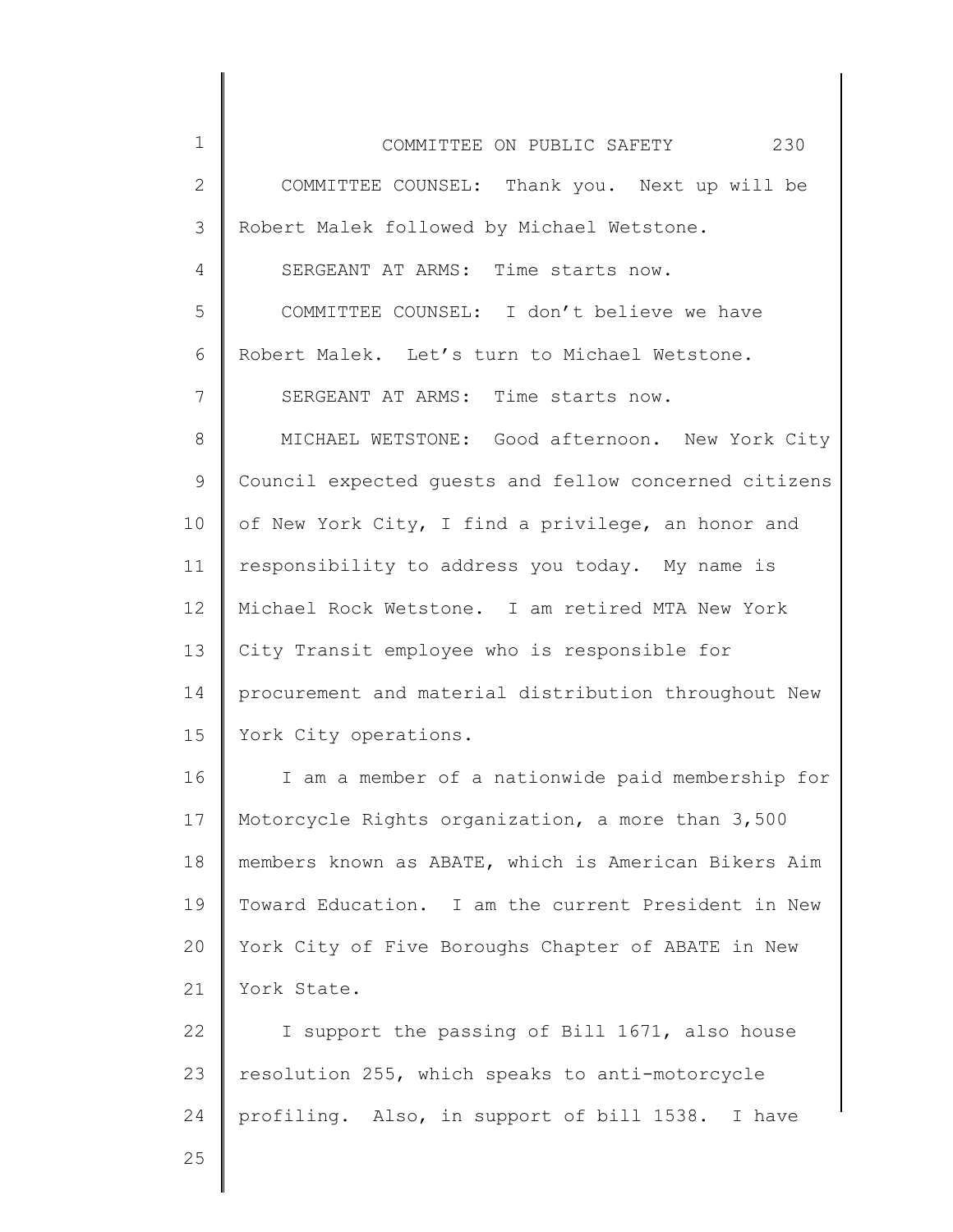COMMITTEE COUNSEL: Thank you. Next up will be Robert Malek followed by Michael Wetstone.

SERGEANT AT ARMS: Time starts now.

COMMITTEE COUNSEL: I don't believe we have Robert Malek. Let's turn to Michael Wetstone.

SERGEANT AT ARMS: Time starts now.

MICHAEL WETSTONE: Good afternoon. New York City Council expected guests and fellow concerned citizens of New York City, I find a privilege, an honor and responsibility to address you today. My name is Michael Rock Wetstone. I am retired MTA New York City Transit employee who is responsible for procurement and material distribution throughout New York City operations.

I am a member of a nationwide paid membership for Motorcycle Rights organization, a more than 3,500 members known as ABATE, which is American Bikers Aim Toward Education. I am the current President in New York City of Five Boroughs Chapter of ABATE in New York State.

I support the passing of Bill 1671, also house resolution 255, which speaks to anti-motorcycle profiling. Also, in support of bill 1538. I have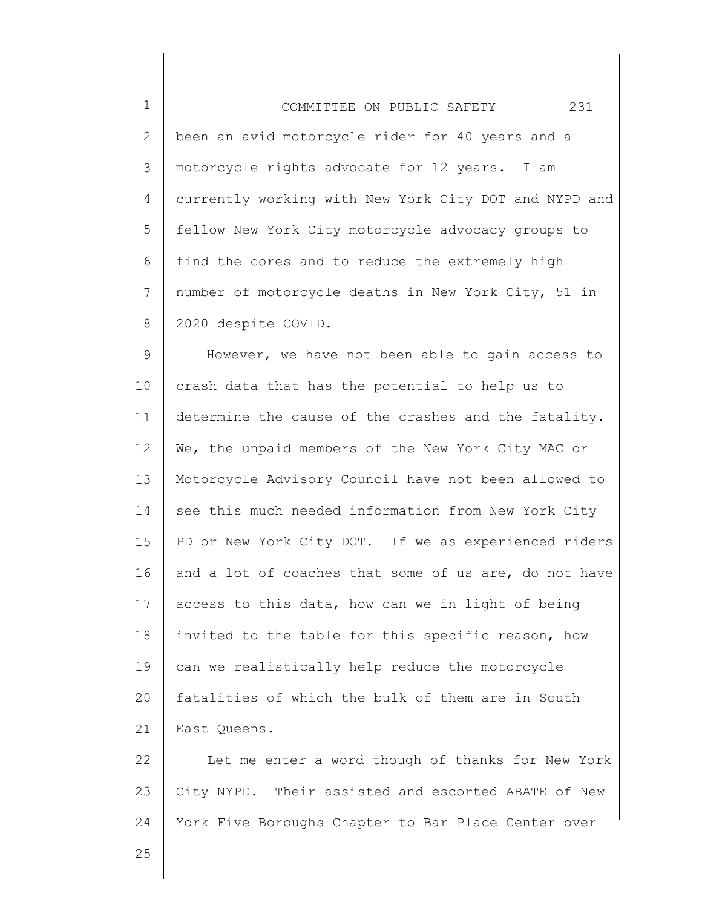been an avid motorcycle rider for 40 years and a motorcycle rights advocate for 12 years. I am currently working with New York City DOT and NYPD and fellow New York City motorcycle advocacy groups to find the cores and to reduce the extremely high number of motorcycle deaths in New York City, 51 in 2020 despite COVID.

However, we have not been able to gain access to crash data that has the potential to help us to determine the cause of the crashes and the fatality. We, the unpaid members of the New York City MAC or Motorcycle Advisory Council have not been allowed to see this much needed information from New York City PD or New York City DOT. If we as experienced riders and a lot of coaches that some of us are, do not have access to this data, how can we in light of being invited to the table for this specific reason, how can we realistically help reduce the motorcycle fatalities of which the bulk of them are in South East Queens.

Let me enter a word though of thanks for New York City NYPD. Their assisted and escorted ABATE of New York Five Boroughs Chapter to Bar Place Center over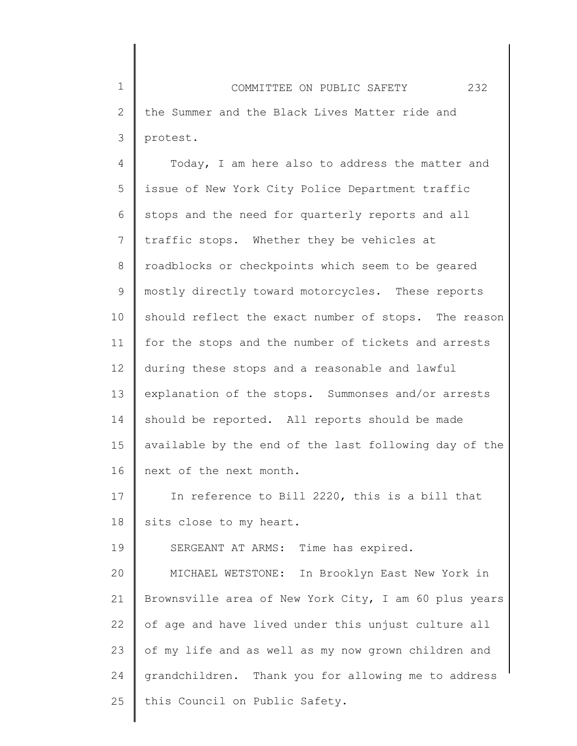the Summer and the Black Lives Matter ride and protest.

Today, I am here also to address the matter and issue of New York City Police Department traffic stops and the need for quarterly reports and all traffic stops. Whether they be vehicles at roadblocks or checkpoints which seem to be geared mostly directly toward motorcycles. These reports should reflect the exact number of stops. The reason for the stops and the number of tickets and arrests during these stops and a reasonable and lawful explanation of the stops. Summonses and/or arrests should be reported. All reports should be made available by the end of the last following day of the next of the next month.

In reference to Bill 2220, this is a bill that sits close to my heart.

SERGEANT AT ARMS: Time has expired.

MICHAEL WETSTONE: In Brooklyn East New York in Brownsville area of New York City, I am 60 plus years of age and have lived under this unjust culture all of my life and as well as my now grown children and grandchildren. Thank you for allowing me to address this Council on Public Safety.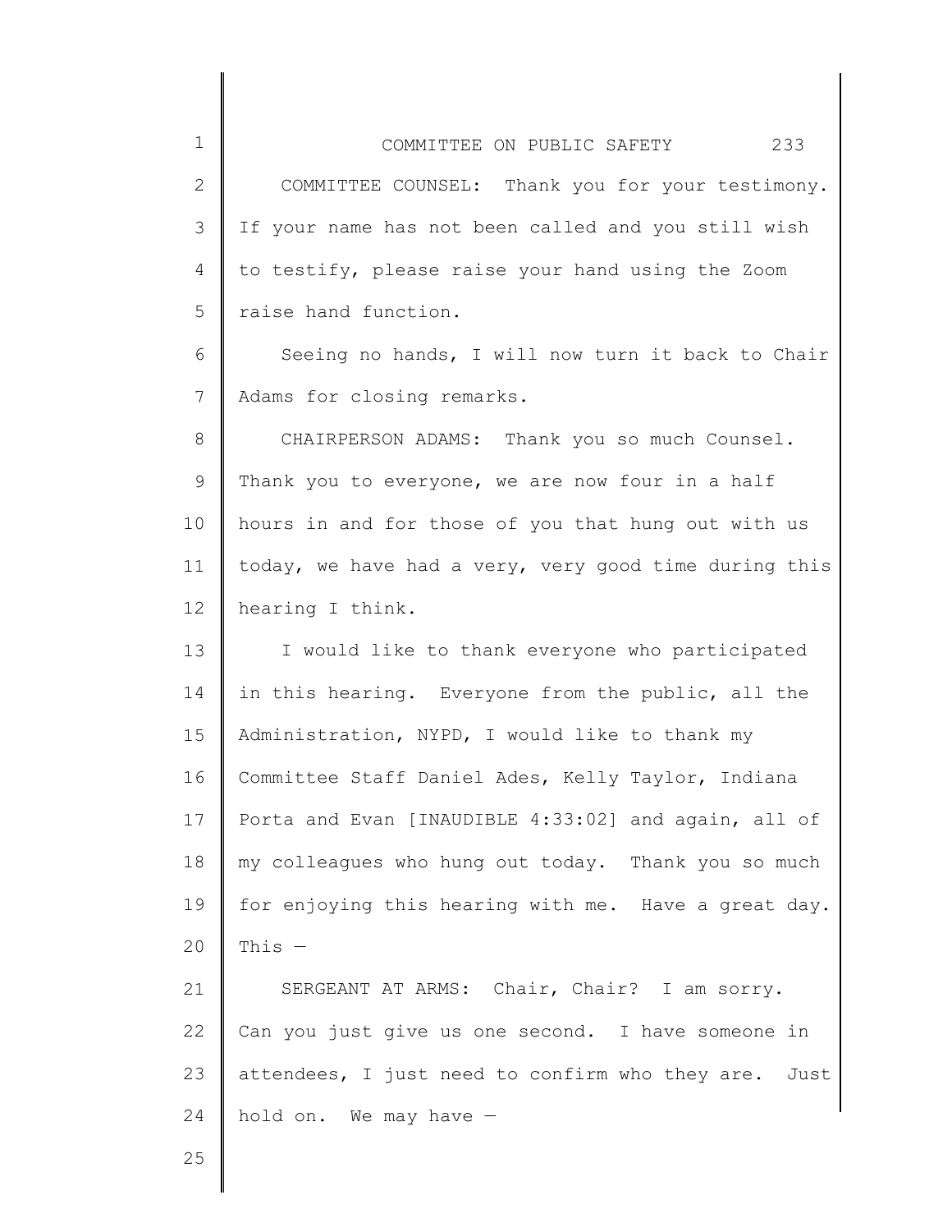COMMITTEE COUNSEL: Thank you for your testimony. If your name has not been called and you still wish to testify, please raise your hand using the Zoom raise hand function.

Seeing no hands, I will now turn it back to Chair Adams for closing remarks.

CHAIRPERSON ADAMS: Thank you so much Counsel. Thank you to everyone, we are now four in a half hours in and for those of you that hung out with us today, we have had a very, very good time during this hearing I think.

I would like to thank everyone who participated in this hearing. Everyone from the public, all the Administration, NYPD, I would like to thank my Committee Staff Daniel Ades, Kelly Taylor, Indiana Porta and Evan [INAUDIBLE 4:33:02] and again, all of my colleagues who hung out today. Thank you so much for enjoying this hearing with me. Have a great day. This —

SERGEANT AT ARMS: Chair, Chair? I am sorry. Can you just give us one second. I have someone in attendees, I just need to confirm who they are. Just hold on. We may have —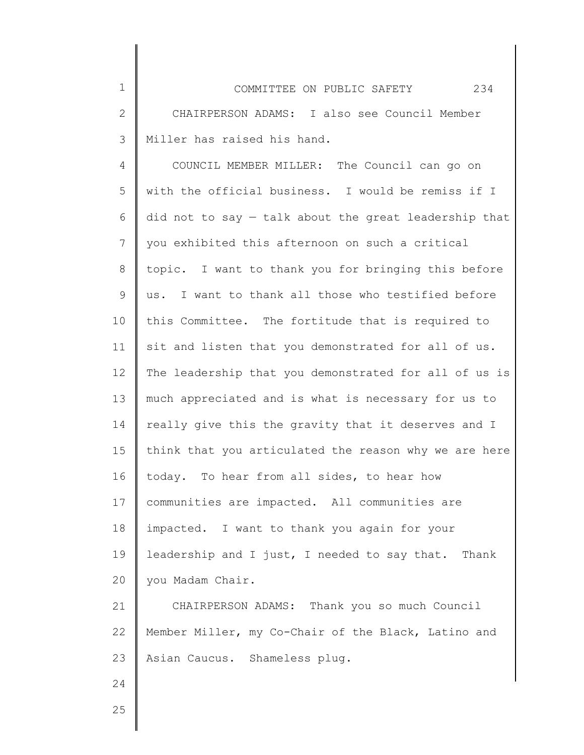CHAIRPERSON ADAMS: I also see Council Member Miller has raised his hand.

COUNCIL MEMBER MILLER: The Council can go on with the official business. I would be remiss if I did not to say — talk about the great leadership that you exhibited this afternoon on such a critical topic. I want to thank you for bringing this before us. I want to thank all those who testified before this Committee. The fortitude that is required to sit and listen that you demonstrated for all of us. The leadership that you demonstrated for all of us is much appreciated and is what is necessary for us to really give this the gravity that it deserves and I think that you articulated the reason why we are here today. To hear from all sides, to hear how communities are impacted. All communities are impacted. I want to thank you again for your leadership and I just, I needed to say that. Thank you Madam Chair.

CHAIRPERSON ADAMS: Thank you so much Council Member Miller, my Co-Chair of the Black, Latino and Asian Caucus. Shameless plug.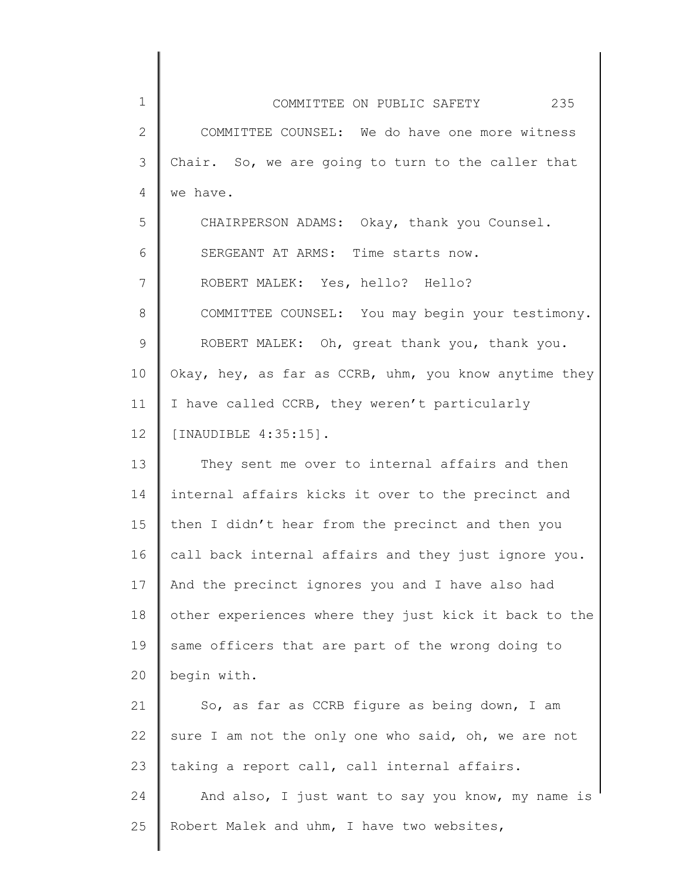COMMITTEE COUNSEL: We do have one more witness Chair. So, we are going to turn to the caller that we have.

CHAIRPERSON ADAMS: Okay, thank you Counsel.

SERGEANT AT ARMS: Time starts now.

ROBERT MALEK: Yes, hello? Hello?

COMMITTEE COUNSEL: You may begin your testimony.

ROBERT MALEK: Oh, great thank you, thank you. Okay, hey, as far as CCRB, uhm, you know anytime they I have called CCRB, they weren't particularly [INAUDIBLE 4:35:15].

They sent me over to internal affairs and then internal affairs kicks it over to the precinct and then I didn't hear from the precinct and then you call back internal affairs and they just ignore you. And the precinct ignores you and I have also had other experiences where they just kick it back to the same officers that are part of the wrong doing to begin with.

So, as far as CCRB figure as being down, I am sure I am not the only one who said, oh, we are not taking a report call, call internal affairs.

And also, I just want to say you know, my name is Robert Malek and uhm, I have two websites,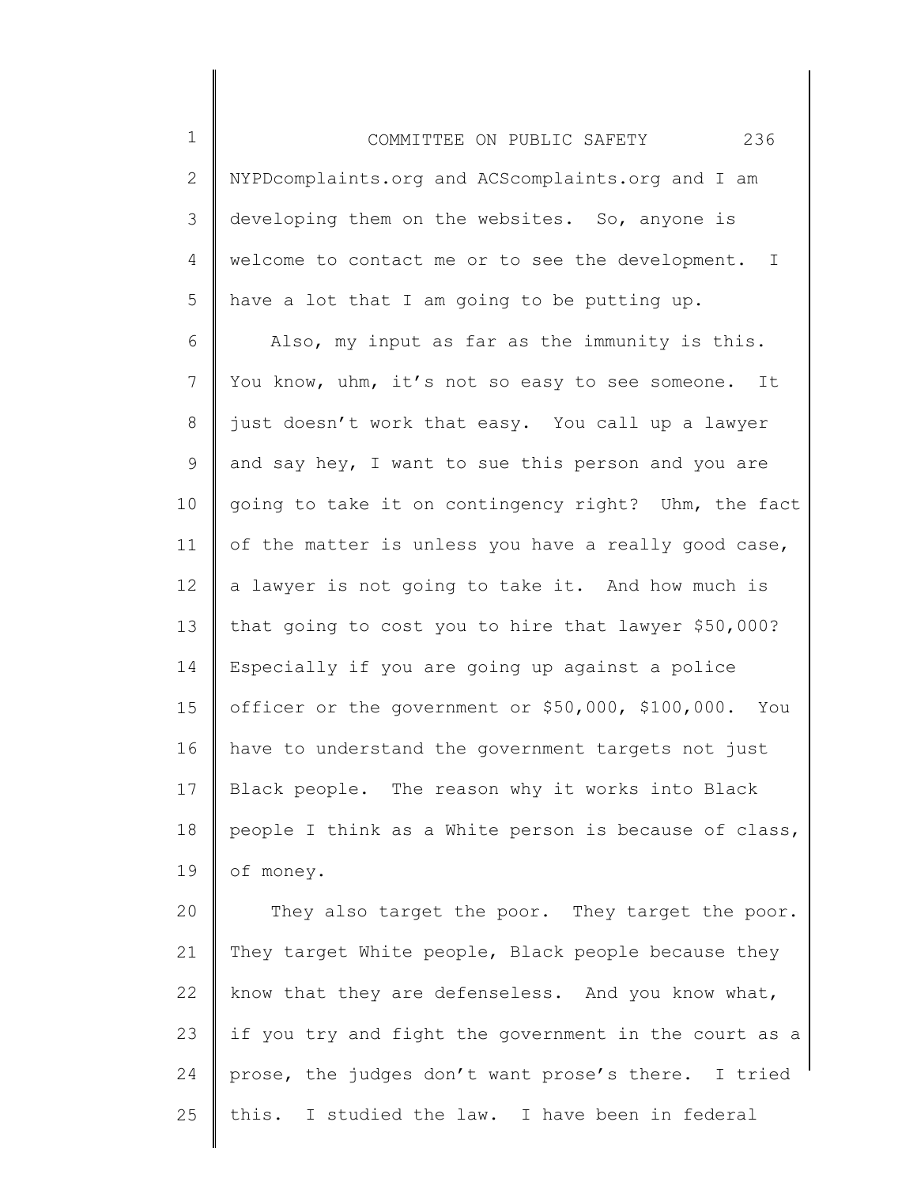NYPDcomplaints.org and ACScomplaints.org and I am developing them on the websites. So, anyone is welcome to contact me or to see the development. I have a lot that I am going to be putting up.

Also, my input as far as the immunity is this. You know, uhm, it's not so easy to see someone. It just doesn't work that easy. You call up a lawyer and say hey, I want to sue this person and you are going to take it on contingency right? Uhm, the fact of the matter is unless you have a really good case, a lawyer is not going to take it. And how much is that going to cost you to hire that lawyer $50,000? Especially if you are going up against a police officer or the government or $50,000, $100,000. You have to understand the government targets not just Black people. The reason why it works into Black people I think as a White person is because of class, of money.

They also target the poor. They target the poor. They target White people, Black people because they know that they are defenseless. And you know what, if you try and fight the government in the court as a prose, the judges don't want prose's there. I tried this. I studied the law. I have been in federal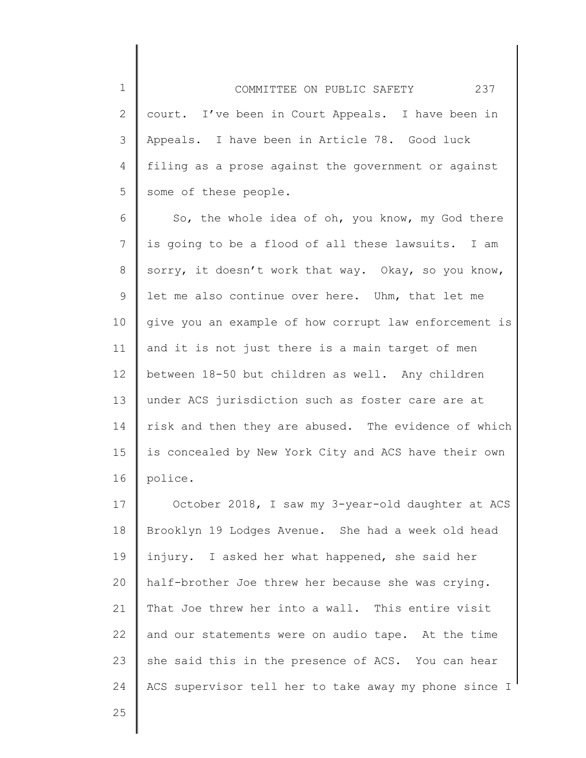court. I've been in Court Appeals. I have been in Appeals. I have been in Article 78. Good luck filing as a prose against the government or against some of these people.

So, the whole idea of oh, you know, my God there is going to be a flood of all these lawsuits. I am sorry, it doesn't work that way. Okay, so you know, let me also continue over here. Uhm, that let me give you an example of how corrupt law enforcement is and it is not just there is a main target of men between 18-50 but children as well. Any children under ACS jurisdiction such as foster care are at risk and then they are abused. The evidence of which is concealed by New York City and ACS have their own police.

October 2018, I saw my 3-year-old daughter at ACS Brooklyn 19 Lodges Avenue. She had a week old head injury. I asked her what happened, she said her half-brother Joe threw her because she was crying. That Joe threw her into a wall. This entire visit and our statements were on audio tape. At the time she said this in the presence of ACS. You can hear ACS supervisor tell her to take away my phone since I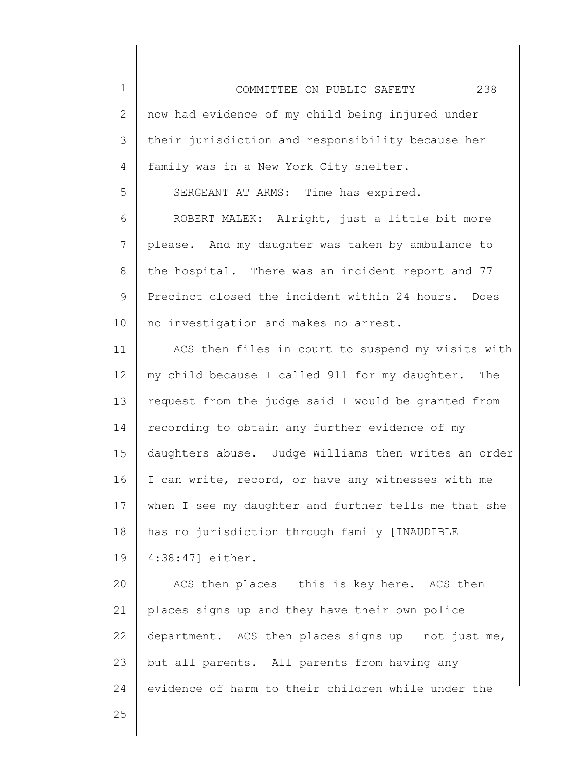now had evidence of my child being injured under their jurisdiction and responsibility because her family was in a New York City shelter.

SERGEANT AT ARMS: Time has expired.

ROBERT MALEK: Alright, just a little bit more please. And my daughter was taken by ambulance to the hospital. There was an incident report and 77 Precinct closed the incident within 24 hours. Does no investigation and makes no arrest.

ACS then files in court to suspend my visits with my child because I called 911 for my daughter. The request from the judge said I would be granted from recording to obtain any further evidence of my daughters abuse. Judge Williams then writes an order I can write, record, or have any witnesses with me when I see my daughter and further tells me that she has no jurisdiction through family [INAUDIBLE 4:38:47] either.

ACS then places — this is key here. ACS then places signs up and they have their own police department. ACS then places signs up — not just me, but all parents. All parents from having any evidence of harm to their children while under the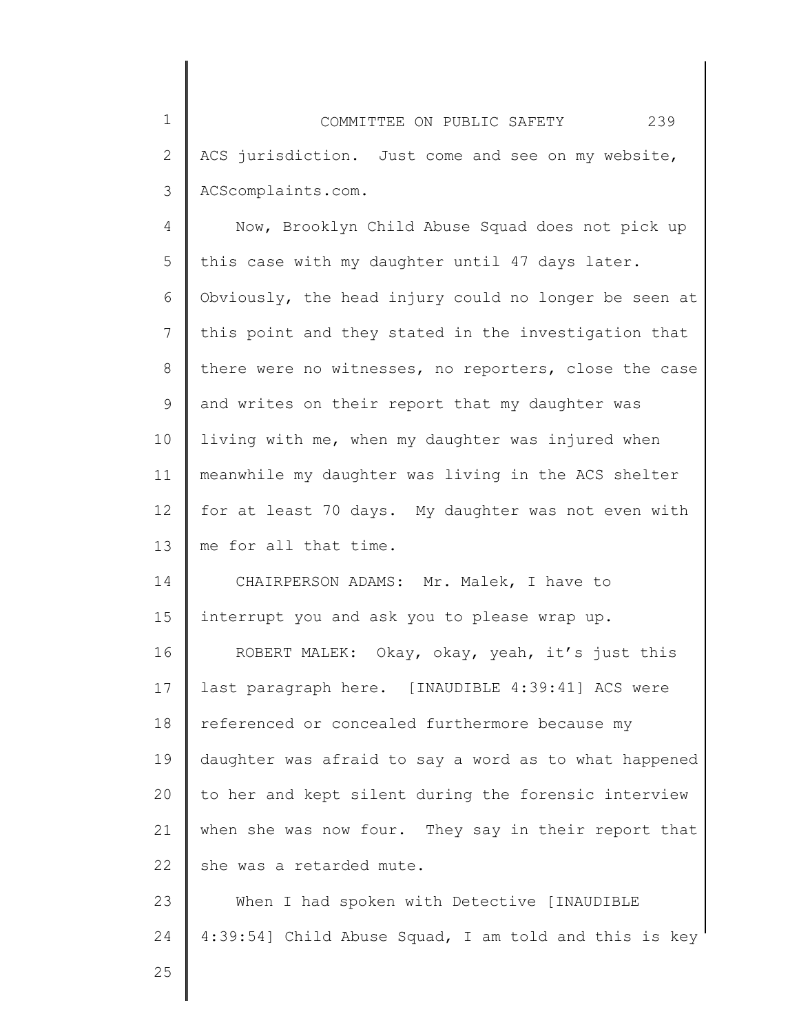ACS jurisdiction. Just come and see on my website, ACScomplaints.com.

Now, Brooklyn Child Abuse Squad does not pick up this case with my daughter until 47 days later. Obviously, the head injury could no longer be seen at this point and they stated in the investigation that there were no witnesses, no reporters, close the case and writes on their report that my daughter was living with me, when my daughter was injured when meanwhile my daughter was living in the ACS shelter for at least 70 days. My daughter was not even with me for all that time.

CHAIRPERSON ADAMS: Mr. Malek, I have to interrupt you and ask you to please wrap up.

ROBERT MALEK: Okay, okay, yeah, it's just this last paragraph here. [INAUDIBLE 4:39:41] ACS were referenced or concealed furthermore because my daughter was afraid to say a word as to what happened to her and kept silent during the forensic interview when she was now four. They say in their report that she was a retarded mute.

When I had spoken with Detective [INAUDIBLE 4:39:54] Child Abuse Squad, I am told and this is key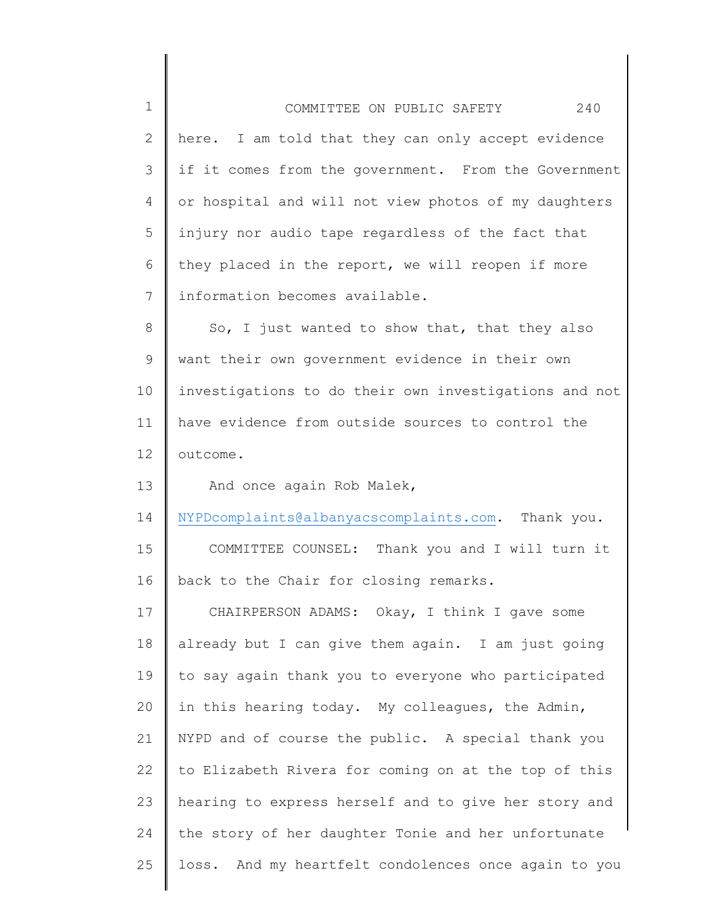here. I am told that they can only accept evidence if it comes from the government. From the Government or hospital and will not view photos of my daughters injury nor audio tape regardless of the fact that they placed in the report, we will reopen if more information becomes available.

So, I just wanted to show that, that they also want their own government evidence in their own investigations to do their own investigations and not have evidence from outside sources to control the outcome.

And once again Rob Malek, NYPDcomplaints@albanyacscomplaints.com. Thank you.

COMMITTEE COUNSEL: Thank you and I will turn it back to the Chair for closing remarks.

CHAIRPERSON ADAMS: Okay, I think I gave some already but I can give them again. I am just going to say again thank you to everyone who participated in this hearing today. My colleagues, the Admin, NYPD and of course the public. A special thank you to Elizabeth Rivera for coming on at the top of this hearing to express herself and to give her story and the story of her daughter Tonie and her unfortunate loss. And my heartfelt condolences once again to you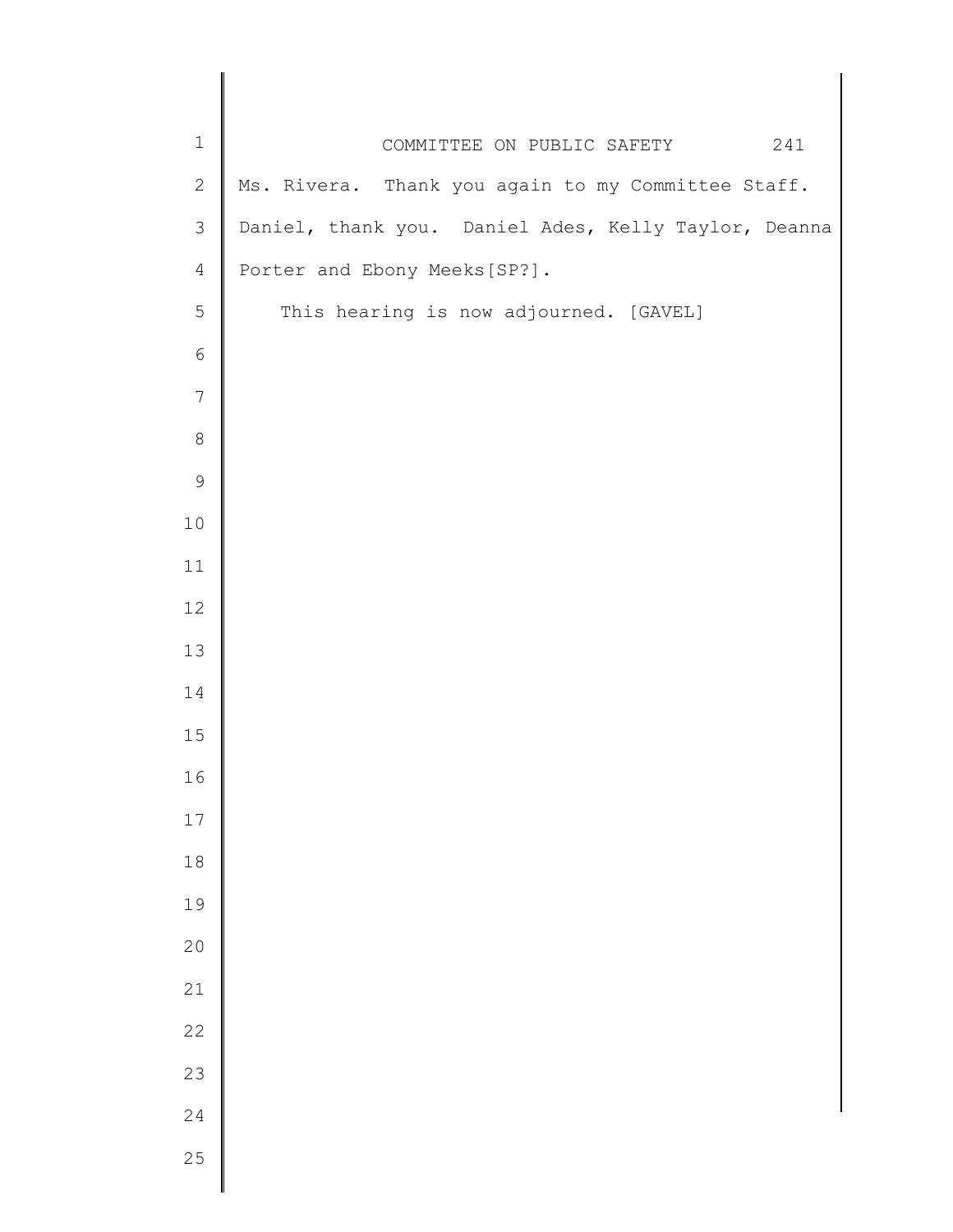Ms. Rivera. Thank you again to my Committee Staff. Daniel, thank you. Daniel Ades, Kelly Taylor, Deanna Porter and Ebony Meeks[SP?].

This hearing is now adjourned. [GAVEL]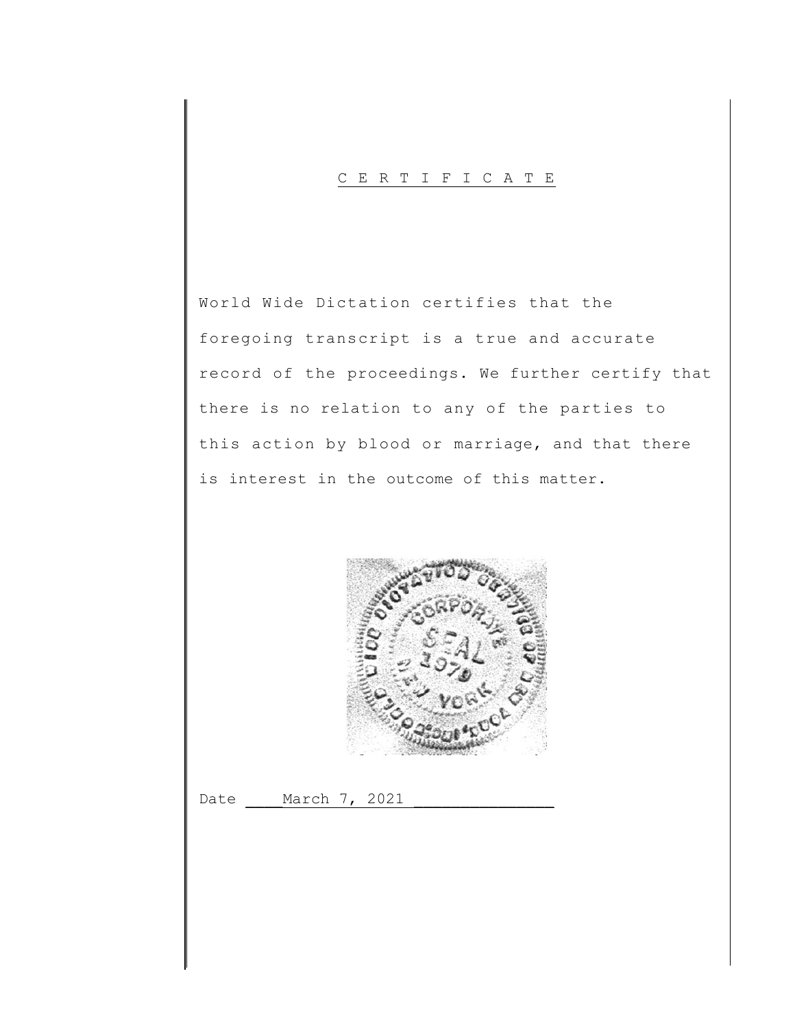# C E R T I F I C A T E

World Wide Dictation certifies that the foregoing transcript is a true and accurate record of the proceedings. We further certify that there is no relation to any of the parties to this action by blood or marriage, and that there is interest in the outcome of this matter.

Date ____March 7, 2021 ______________